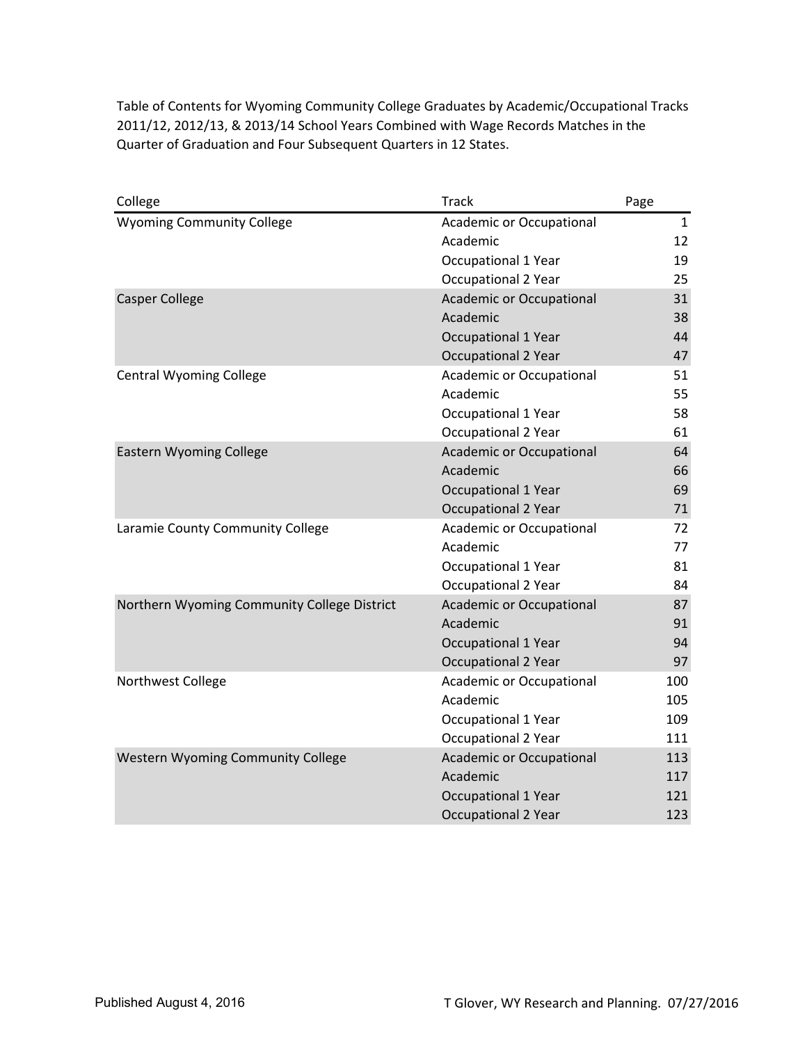Table of Contents for Wyoming Community College Graduates by Academic/Occupational Tracks 2011/12, 2012/13, & 2013/14 School Years Combined with Wage Records Matches in the Quarter of Graduation and Four Subsequent Quarters in 12 States.

| College | Track | Page |
|---|---|---|
| Wyoming Community College | Academic or Occupational | 1 |
| | Academic | 12 |
| | Occupational 1 Year | 19 |
| | Occupational 2 Year | 25 |
| Casper College | Academic or Occupational | 31 |
| | Academic | 38 |
| | Occupational 1 Year | 44 |
| | Occupational 2 Year | 47 |
| Central Wyoming College | Academic or Occupational | 51 |
| | Academic | 55 |
| | Occupational 1 Year | 58 |
| | Occupational 2 Year | 61 |
| Eastern Wyoming College | Academic or Occupational | 64 |
| | Academic | 66 |
| | Occupational 1 Year | 69 |
| | Occupational 2 Year | 71 |
| Laramie County Community College | Academic or Occupational | 72 |
| | Academic | 77 |
| | Occupational 1 Year | 81 |
| | Occupational 2 Year | 84 |
| Northern Wyoming Community College District | Academic or Occupational | 87 |
| | Academic | 91 |
| | Occupational 1 Year | 94 |
| | Occupational 2 Year | 97 |
| Northwest College | Academic or Occupational | 100 |
| | Academic | 105 |
| | Occupational 1 Year | 109 |
| | Occupational 2 Year | 111 |
| Western Wyoming Community College | Academic or Occupational | 113 |
| | Academic | 117 |
| | Occupational 1 Year | 121 |
| | Occupational 2 Year | 123 |

Published August 4, 2016

T Glover, WY Research and Planning. 07/27/2016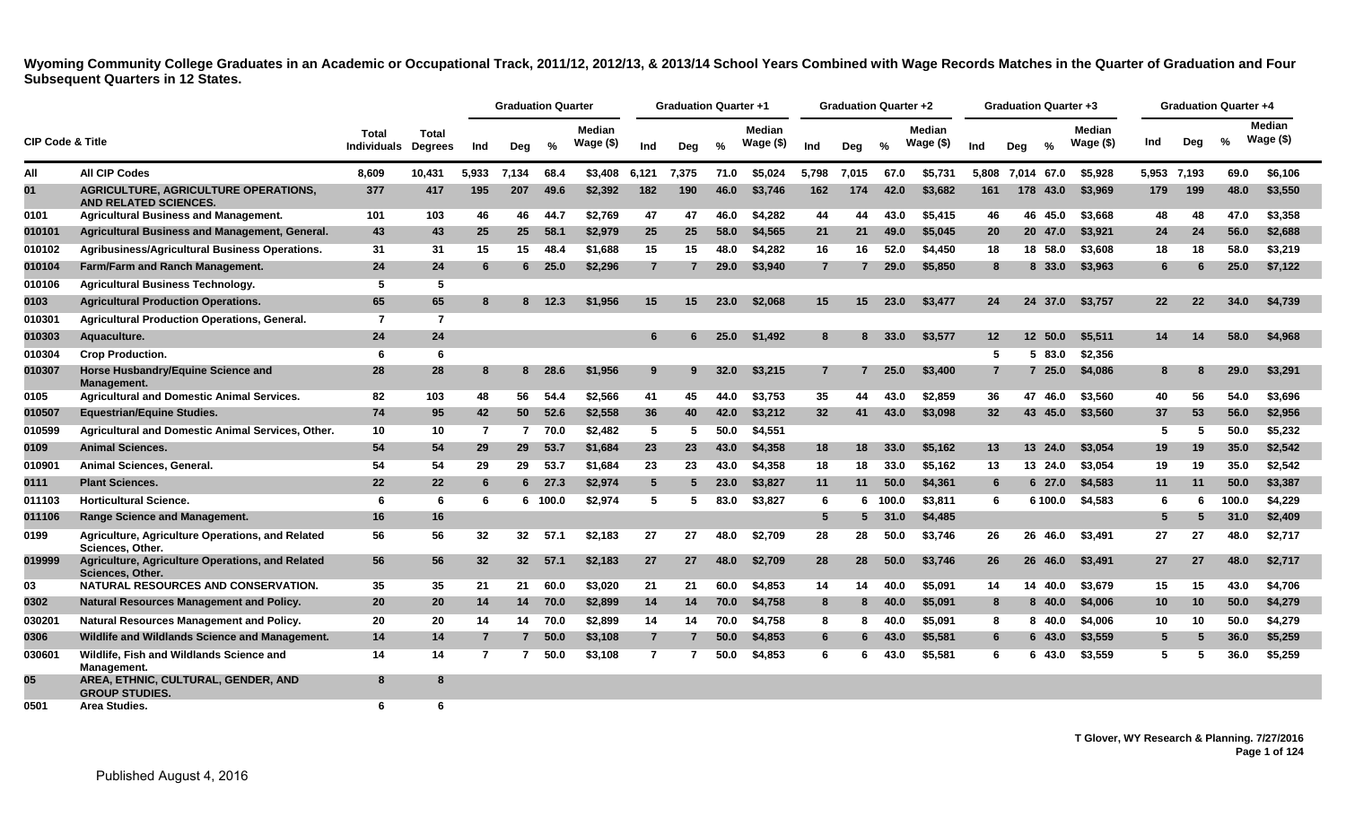**Wyoming Community College Graduates in an Academic or Occupational Track, 2011/12, 2012/13, & 2013/14 School Years Combined with Wage Records Matches in the Quarter of Graduation and Four Subsequent Quarters in 12 States.**

| CIP Code & Title | | Total Individuals | Total Degrees | Graduation Quarter | | | | Graduation Quarter +1 | | | | Graduation Quarter +2 | | | | Graduation Quarter +3 | | | | Graduation Quarter +4 | | | |
|---|---|---|---|---|---|---|---|---|---|---|---|---|---|---|---|---|---|---|---|---|---|---|---|
| | | | | Ind | Deg | % | Median Wage ($) | Ind | Deg | % | Median Wage ($) | Ind | Deg | % | Median Wage ($) | Ind | Deg | % | Median Wage ($) | Ind | Deg | % | Median Wage ($) |
| All | All CIP Codes | 8,609 | 10,431 | 5,933 | 7,134 | 68.4 | $3,408 | 6,121 | 7,375 | 71.0 | $5,024 | 5,798 | 7,015 | 67.0 | $5,731 | 5,808 | 7,014 | 67.0 | $5,928 | 5,953 | 7,193 | 69.0 | $6,106 |
| 01 | AGRICULTURE, AGRICULTURE OPERATIONS, AND RELATED SCIENCES. | 377 | 417 | 195 | 207 | 49.6 | $2,392 | 182 | 190 | 46.0 | $3,746 | 162 | 174 | 42.0 | $3,682 | 161 | 178 | 43.0 | $3,969 | 179 | 199 | 48.0 | $3,550 |
| 0101 | Agricultural Business and Management. | 101 | 103 | 46 | 46 | 44.7 | $2,769 | 47 | 47 | 46.0 | $4,282 | 44 | 44 | 43.0 | $5,415 | 46 | 46 | 45.0 | $3,668 | 48 | 48 | 47.0 | $3,358 |
| 010101 | Agricultural Business and Management, General. | 43 | 43 | 25 | 25 | 58.1 | $2,979 | 25 | 25 | 58.0 | $4,565 | 21 | 21 | 49.0 | $5,045 | 20 | 20 | 47.0 | $3,921 | 24 | 24 | 56.0 | $2,688 |
| 010102 | Agribusiness/Agricultural Business Operations. | 31 | 31 | 15 | 15 | 48.4 | $1,688 | 15 | 15 | 48.0 | $4,282 | 16 | 16 | 52.0 | $4,450 | 18 | 18 | 58.0 | $3,608 | 18 | 18 | 58.0 | $3,219 |
| 010104 | Farm/Farm and Ranch Management. | 24 | 24 | 6 | 6 | 25.0 | $2,296 | 7 | 7 | 29.0 | $3,940 | 7 | 7 | 29.0 | $5,850 | 8 | 8 | 33.0 | $3,963 | 6 | 6 | 25.0 | $7,122 |
| 010106 | Agricultural Business Technology. | 5 | 5 | | | | | | | | | | | | | | | | | | | | |
| 0103 | Agricultural Production Operations. | 65 | 65 | 8 | 8 | 12.3 | $1,956 | 15 | 15 | 23.0 | $2,068 | 15 | 15 | 23.0 | $3,477 | 24 | 24 | 37.0 | $3,757 | 22 | 22 | 34.0 | $4,739 |
| 010301 | Agricultural Production Operations, General. | 7 | 7 | | | | | | | | | | | | | | | | | | | | |
| 010303 | Aquaculture. | 24 | 24 | | | | | 6 | 6 | 25.0 | $1,492 | 8 | 8 | 33.0 | $3,577 | 12 | 12 | 50.0 | $5,511 | 14 | 14 | 58.0 | $4,968 |
| 010304 | Crop Production. | 6 | 6 | | | | | | | | | | | | | 5 | 5 | 83.0 | $2,356 | | | | |
| 010307 | Horse Husbandry/Equine Science and Management. | 28 | 28 | 8 | 8 | 28.6 | $1,956 | 9 | 9 | 32.0 | $3,215 | 7 | 7 | 25.0 | $3,400 | 7 | 7 | 25.0 | $4,086 | 8 | 8 | 29.0 | $3,291 |
| 0105 | Agricultural and Domestic Animal Services. | 82 | 103 | 48 | 56 | 54.4 | $2,566 | 41 | 45 | 44.0 | $3,753 | 35 | 44 | 43.0 | $2,859 | 36 | 47 | 46.0 | $3,560 | 40 | 56 | 54.0 | $3,696 |
| 010507 | Equestrian/Equine Studies. | 74 | 95 | 42 | 50 | 52.6 | $2,558 | 36 | 40 | 42.0 | $3,212 | 32 | 41 | 43.0 | $3,098 | 32 | 43 | 45.0 | $3,560 | 37 | 53 | 56.0 | $2,956 |
| 010599 | Agricultural and Domestic Animal Services, Other. | 10 | 10 | 7 | 7 | 70.0 | $2,482 | 5 | 5 | 50.0 | $4,551 | | | | | | | | | 5 | 5 | 50.0 | $5,232 |
| 0109 | Animal Sciences. | 54 | 54 | 29 | 29 | 53.7 | $1,684 | 23 | 23 | 43.0 | $4,358 | 18 | 18 | 33.0 | $5,162 | 13 | 13 | 24.0 | $3,054 | 19 | 19 | 35.0 | $2,542 |
| 010901 | Animal Sciences, General. | 54 | 54 | 29 | 29 | 53.7 | $1,684 | 23 | 23 | 43.0 | $4,358 | 18 | 18 | 33.0 | $5,162 | 13 | 13 | 24.0 | $3,054 | 19 | 19 | 35.0 | $2,542 |
| 0111 | Plant Sciences. | 22 | 22 | 6 | 6 | 27.3 | $2,974 | 5 | 5 | 23.0 | $3,827 | 11 | 11 | 50.0 | $4,361 | 6 | 6 | 27.0 | $4,583 | 11 | 11 | 50.0 | $3,387 |
| 011103 | Horticultural Science. | 6 | 6 | 6 | 6 | 100.0 | $2,974 | 5 | 5 | 83.0 | $3,827 | 6 | 6 | 100.0 | $3,811 | 6 | 6 | 100.0 | $4,583 | 6 | 6 | 100.0 | $4,229 |
| 011106 | Range Science and Management. | 16 | 16 | | | | | | | | | 5 | 5 | 31.0 | $4,485 | | | | | 5 | 5 | 31.0 | $2,409 |
| 0199 | Agriculture, Agriculture Operations, and Related Sciences, Other. | 56 | 56 | 32 | 32 | 57.1 | $2,183 | 27 | 27 | 48.0 | $2,709 | 28 | 28 | 50.0 | $3,746 | 26 | 26 | 46.0 | $3,491 | 27 | 27 | 48.0 | $2,717 |
| 019999 | Agriculture, Agriculture Operations, and Related Sciences, Other. | 56 | 56 | 32 | 32 | 57.1 | $2,183 | 27 | 27 | 48.0 | $2,709 | 28 | 28 | 50.0 | $3,746 | 26 | 26 | 46.0 | $3,491 | 27 | 27 | 48.0 | $2,717 |
| 03 | NATURAL RESOURCES AND CONSERVATION. | 35 | 35 | 21 | 21 | 60.0 | $3,020 | 21 | 21 | 60.0 | $4,853 | 14 | 14 | 40.0 | $5,091 | 14 | 14 | 40.0 | $3,679 | 15 | 15 | 43.0 | $4,706 |
| 0302 | Natural Resources Management and Policy. | 20 | 20 | 14 | 14 | 70.0 | $2,899 | 14 | 14 | 70.0 | $4,758 | 8 | 8 | 40.0 | $5,091 | 8 | 8 | 40.0 | $4,006 | 10 | 10 | 50.0 | $4,279 |
| 030201 | Natural Resources Management and Policy. | 20 | 20 | 14 | 14 | 70.0 | $2,899 | 14 | 14 | 70.0 | $4,758 | 8 | 8 | 40.0 | $5,091 | 8 | 8 | 40.0 | $4,006 | 10 | 10 | 50.0 | $4,279 |
| 0306 | Wildlife and Wildlands Science and Management. | 14 | 14 | 7 | 7 | 50.0 | $3,108 | 7 | 7 | 50.0 | $4,853 | 6 | 6 | 43.0 | $5,581 | 6 | 6 | 43.0 | $3,559 | 5 | 5 | 36.0 | $5,259 |
| 030601 | Wildlife, Fish and Wildlands Science and Management. | 14 | 14 | 7 | 7 | 50.0 | $3,108 | 7 | 7 | 50.0 | $4,853 | 6 | 6 | 43.0 | $5,581 | 6 | 6 | 43.0 | $3,559 | 5 | 5 | 36.0 | $5,259 |
| 05 | AREA, ETHNIC, CULTURAL, GENDER, AND GROUP STUDIES. | 8 | 8 | | | | | | | | | | | | | | | | | | | | |
| 0501 | Area Studies. | 6 | 6 | | | | | | | | | | | | | | | | | | | | |

T Glover, WY Research & Planning. 7/27/2016

Published August 4, 2016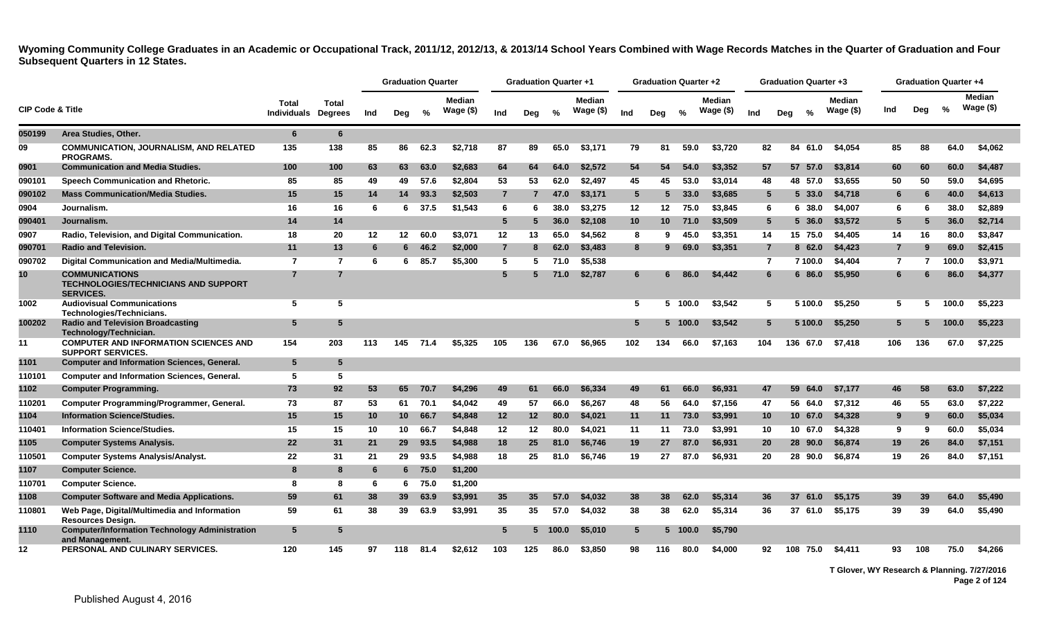# Wyoming Community College Graduates in an Academic or Occupational Track, 2011/12, 2012/13, & 2013/14 School Years Combined with Wage Records Matches in the Quarter of Graduation and Four Subsequent Quarters in 12 States.

| CIP Code & Title | | Total Individuals | Total Degrees | Graduation Quarter | | | | Graduation Quarter +1 | | | | Graduation Quarter +2 | | | | Graduation Quarter +3 | | | | Graduation Quarter +4 | | | |
|---|---|---|---|---|---|---|---|---|---|---|---|---|---|---|---|---|---|---|---|---|---|---|---|
| | | | | Ind | Deg | % | Median Wage ($) | Ind | Deg | % | Median Wage ($) | Ind | Deg | % | Median Wage ($) | Ind | Deg | % | Median Wage ($) | Ind | Deg | % | Median Wage ($) |
| 050199 | Area Studies, Other. | 6 | 6 | | | | | | | | | | | | | | | | | | | | |
| 09 | COMMUNICATION, JOURNALISM, AND RELATED PROGRAMS. | 135 | 138 | 85 | 86 | 62.3 | $2,718 | 87 | 89 | 65.0 | $3,171 | 79 | 81 | 59.0 | $3,720 | 82 | 84 | 61.0 | $4,054 | 85 | 88 | 64.0 | $4,062 |
| 0901 | Communication and Media Studies. | 100 | 100 | 63 | 63 | 63.0 | $2,683 | 64 | 64 | 64.0 | $2,572 | 54 | 54 | 54.0 | $3,352 | 57 | 57 | 57.0 | $3,814 | 60 | 60 | 60.0 | $4,487 |
| 090101 | Speech Communication and Rhetoric. | 85 | 85 | 49 | 49 | 57.6 | $2,804 | 53 | 53 | 62.0 | $2,497 | 45 | 45 | 53.0 | $3,014 | 48 | 48 | 57.0 | $3,655 | 50 | 50 | 59.0 | $4,695 |
| 090102 | Mass Communication/Media Studies. | 15 | 15 | 14 | 14 | 93.3 | $2,503 | 7 | 7 | 47.0 | $3,171 | 5 | 5 | 33.0 | $3,685 | 5 | 5 | 33.0 | $4,718 | 6 | 6 | 40.0 | $4,613 |
| 0904 | Journalism. | 16 | 16 | 6 | 6 | 37.5 | $1,543 | 6 | 6 | 38.0 | $3,275 | 12 | 12 | 75.0 | $3,845 | 6 | 6 | 38.0 | $4,007 | 6 | 6 | 38.0 | $2,889 |
| 090401 | Journalism. | 14 | 14 | | | | | 5 | 5 | 36.0 | $2,108 | 10 | 10 | 71.0 | $3,509 | 5 | 5 | 36.0 | $3,572 | 5 | 5 | 36.0 | $2,714 |
| 0907 | Radio, Television, and Digital Communication. | 18 | 20 | 12 | 12 | 60.0 | $3,071 | 12 | 13 | 65.0 | $4,562 | 8 | 9 | 45.0 | $3,351 | 14 | 15 | 75.0 | $4,405 | 14 | 16 | 80.0 | $3,847 |
| 090701 | Radio and Television. | 11 | 13 | 6 | 6 | 46.2 | $2,000 | 7 | 8 | 62.0 | $3,483 | 8 | 9 | 69.0 | $3,351 | 7 | 8 | 62.0 | $4,423 | 7 | 9 | 69.0 | $2,415 |
| 090702 | Digital Communication and Media/Multimedia. | 7 | 7 | 6 | 6 | 85.7 | $5,300 | 5 | 5 | 71.0 | $5,538 | | | | | 7 | 7 | 100.0 | $4,404 | 7 | 7 | 100.0 | $3,971 |
| 10 | COMMUNICATIONS TECHNOLOGIES/TECHNICIANS AND SUPPORT SERVICES. | 7 | 7 | | | | | 5 | 5 | 71.0 | $2,787 | 6 | 6 | 86.0 | $4,442 | 6 | 6 | 86.0 | $5,950 | 6 | 6 | 86.0 | $4,377 |
| 1002 | Audiovisual Communications Technologies/Technicians. | 5 | 5 | | | | | | | | | 5 | 5 | 100.0 | $3,542 | 5 | 5 | 100.0 | $5,250 | 5 | 5 | 100.0 | $5,223 |
| 100202 | Radio and Television Broadcasting Technology/Technician. | 5 | 5 | | | | | | | | | 5 | 5 | 100.0 | $3,542 | 5 | 5 | 100.0 | $5,250 | 5 | 5 | 100.0 | $5,223 |
| 11 | COMPUTER AND INFORMATION SCIENCES AND SUPPORT SERVICES. | 154 | 203 | 113 | 145 | 71.4 | $5,325 | 105 | 136 | 67.0 | $6,965 | 102 | 134 | 66.0 | $7,163 | 104 | 136 | 67.0 | $7,418 | 106 | 136 | 67.0 | $7,225 |
| 1101 | Computer and Information Sciences, General. | 5 | 5 | | | | | | | | | | | | | | | | | | | | |
| 110101 | Computer and Information Sciences, General. | 5 | 5 | | | | | | | | | | | | | | | | | | | | |
| 1102 | Computer Programming. | 73 | 92 | 53 | 65 | 70.7 | $4,296 | 49 | 61 | 66.0 | $6,334 | 49 | 61 | 66.0 | $6,931 | 47 | 59 | 64.0 | $7,177 | 46 | 58 | 63.0 | $7,222 |
| 110201 | Computer Programming/Programmer, General. | 73 | 87 | 53 | 61 | 70.1 | $4,042 | 49 | 57 | 66.0 | $6,267 | 48 | 56 | 64.0 | $7,156 | 47 | 56 | 64.0 | $7,312 | 46 | 55 | 63.0 | $7,222 |
| 1104 | Information Science/Studies. | 15 | 15 | 10 | 10 | 66.7 | $4,848 | 12 | 12 | 80.0 | $4,021 | 11 | 11 | 73.0 | $3,991 | 10 | 10 | 67.0 | $4,328 | 9 | 9 | 60.0 | $5,034 |
| 110401 | Information Science/Studies. | 15 | 15 | 10 | 10 | 66.7 | $4,848 | 12 | 12 | 80.0 | $4,021 | 11 | 11 | 73.0 | $3,991 | 10 | 10 | 67.0 | $4,328 | 9 | 9 | 60.0 | $5,034 |
| 1105 | Computer Systems Analysis. | 22 | 31 | 21 | 29 | 93.5 | $4,988 | 18 | 25 | 81.0 | $6,746 | 19 | 27 | 87.0 | $6,931 | 20 | 28 | 90.0 | $6,874 | 19 | 26 | 84.0 | $7,151 |
| 110501 | Computer Systems Analysis/Analyst. | 22 | 31 | 21 | 29 | 93.5 | $4,988 | 18 | 25 | 81.0 | $6,746 | 19 | 27 | 87.0 | $6,931 | 20 | 28 | 90.0 | $6,874 | 19 | 26 | 84.0 | $7,151 |
| 1107 | Computer Science. | 8 | 8 | 6 | 6 | 75.0 | $1,200 | | | | | | | | | | | | | | | | |
| 110701 | Computer Science. | 8 | 8 | 6 | 6 | 75.0 | $1,200 | | | | | | | | | | | | | | | | |
| 1108 | Computer Software and Media Applications. | 59 | 61 | 38 | 39 | 63.9 | $3,991 | 35 | 35 | 57.0 | $4,032 | 38 | 38 | 62.0 | $5,314 | 36 | 37 | 61.0 | $5,175 | 39 | 39 | 64.0 | $5,490 |
| 110801 | Web Page, Digital/Multimedia and Information Resources Design. | 59 | 61 | 38 | 39 | 63.9 | $3,991 | 35 | 35 | 57.0 | $4,032 | 38 | 38 | 62.0 | $5,314 | 36 | 37 | 61.0 | $5,175 | 39 | 39 | 64.0 | $5,490 |
| 1110 | Computer/Information Technology Administration and Management. | 5 | 5 | | | | | 5 | 5 | 100.0 | $5,010 | 5 | 5 | 100.0 | $5,790 | | | | | | | | |
| 12 | PERSONAL AND CULINARY SERVICES. | 120 | 145 | 97 | 118 | 81.4 | $2,612 | 103 | 125 | 86.0 | $3,850 | 98 | 116 | 80.0 | $4,000 | 92 | 108 | 75.0 | $4,411 | 93 | 108 | 75.0 | $4,266 |

T Glover, WY Research & Planning. 7/27/2016

Published August 4, 2016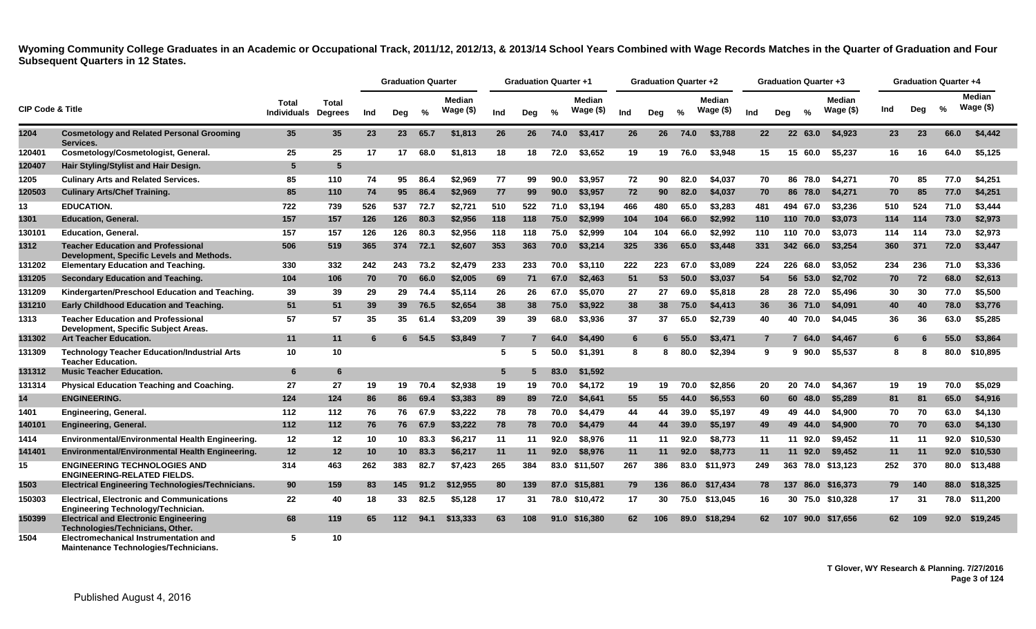**Wyoming Community College Graduates in an Academic or Occupational Track, 2011/12, 2012/13, & 2013/14 School Years Combined with Wage Records Matches in the Quarter of Graduation and Four Subsequent Quarters in 12 States.**

| CIP Code & Title | | Total Individuals | Total Degrees | Graduation Quarter | | | | Graduation Quarter +1 | | | | Graduation Quarter +2 | | | | Graduation Quarter +3 | | | | Graduation Quarter +4 | | | |
|---|---|---|---|---|---|---|---|---|---|---|---|---|---|---|---|---|---|---|---|---|---|---|---|
| | | | | Ind | Deg | % | Median Wage ($) | Ind | Deg | % | Median Wage ($) | Ind | Deg | % | Median Wage ($) | Ind | Deg | % | Median Wage ($) | Ind | Deg | % | Median Wage ($) |
| 1204 | Cosmetology and Related Personal Grooming Services. | 35 | 35 | 23 | 23 | 65.7 | $1,813 | 26 | 26 | 74.0 | $3,417 | 26 | 26 | 74.0 | $3,788 | 22 | 22 | 63.0 | $4,923 | 23 | 23 | 66.0 | $4,442 |
| 120401 | Cosmetology/Cosmetologist, General. | 25 | 25 | 17 | 17 | 68.0 | $1,813 | 18 | 18 | 72.0 | $3,652 | 19 | 19 | 76.0 | $3,948 | 15 | 15 | 60.0 | $5,237 | 16 | 16 | 64.0 | $5,125 |
| 120407 | Hair Styling/Stylist and Hair Design. | 5 | 5 | | | | | | | | | | | | | | | | | | | | |
| 1205 | Culinary Arts and Related Services. | 85 | 110 | 74 | 95 | 86.4 | $2,969 | 77 | 99 | 90.0 | $3,957 | 72 | 90 | 82.0 | $4,037 | 70 | 86 | 78.0 | $4,271 | 70 | 85 | 77.0 | $4,251 |
| 120503 | Culinary Arts/Chef Training. | 85 | 110 | 74 | 95 | 86.4 | $2,969 | 77 | 99 | 90.0 | $3,957 | 72 | 90 | 82.0 | $4,037 | 70 | 86 | 78.0 | $4,271 | 70 | 85 | 77.0 | $4,251 |
| 13 | EDUCATION. | 722 | 739 | 526 | 537 | 72.7 | $2,721 | 510 | 522 | 71.0 | $3,194 | 466 | 480 | 65.0 | $3,283 | 481 | 494 | 67.0 | $3,236 | 510 | 524 | 71.0 | $3,444 |
| 1301 | Education, General. | 157 | 157 | 126 | 126 | 80.3 | $2,956 | 118 | 118 | 75.0 | $2,999 | 104 | 104 | 66.0 | $2,992 | 110 | 110 | 70.0 | $3,073 | 114 | 114 | 73.0 | $2,973 |
| 130101 | Education, General. | 157 | 157 | 126 | 126 | 80.3 | $2,956 | 118 | 118 | 75.0 | $2,999 | 104 | 104 | 66.0 | $2,992 | 110 | 110 | 70.0 | $3,073 | 114 | 114 | 73.0 | $2,973 |
| 1312 | Teacher Education and Professional Development, Specific Levels and Methods. | 506 | 519 | 365 | 374 | 72.1 | $2,607 | 353 | 363 | 70.0 | $3,214 | 325 | 336 | 65.0 | $3,448 | 331 | 342 | 66.0 | $3,254 | 360 | 371 | 72.0 | $3,447 |
| 131202 | Elementary Education and Teaching. | 330 | 332 | 242 | 243 | 73.2 | $2,479 | 233 | 233 | 70.0 | $3,110 | 222 | 223 | 67.0 | $3,089 | 224 | 226 | 68.0 | $3,052 | 234 | 236 | 71.0 | $3,336 |
| 131205 | Secondary Education and Teaching. | 104 | 106 | 70 | 70 | 66.0 | $2,005 | 69 | 71 | 67.0 | $2,463 | 51 | 53 | 50.0 | $3,037 | 54 | 56 | 53.0 | $2,702 | 70 | 72 | 68.0 | $2,613 |
| 131209 | Kindergarten/Preschool Education and Teaching. | 39 | 39 | 29 | 29 | 74.4 | $5,114 | 26 | 26 | 67.0 | $5,070 | 27 | 27 | 69.0 | $5,818 | 28 | 28 | 72.0 | $5,496 | 30 | 30 | 77.0 | $5,500 |
| 131210 | Early Childhood Education and Teaching. | 51 | 51 | 39 | 39 | 76.5 | $2,654 | 38 | 38 | 75.0 | $3,922 | 38 | 38 | 75.0 | $4,413 | 36 | 36 | 71.0 | $4,091 | 40 | 40 | 78.0 | $3,776 |
| 1313 | Teacher Education and Professional Development, Specific Subject Areas. | 57 | 57 | 35 | 35 | 61.4 | $3,209 | 39 | 39 | 68.0 | $3,936 | 37 | 37 | 65.0 | $2,739 | 40 | 40 | 70.0 | $4,045 | 36 | 36 | 63.0 | $5,285 |
| 131302 | Art Teacher Education. | 11 | 11 | 6 | 6 | 54.5 | $3,849 | 7 | 7 | 64.0 | $4,490 | 6 | 6 | 55.0 | $3,471 | 7 | 7 | 64.0 | $4,467 | 6 | 6 | 55.0 | $3,864 |
| 131309 | Technology Teacher Education/Industrial Arts Teacher Education. | 10 | 10 | | | | | 5 | 5 | 50.0 | $1,391 | 8 | 8 | 80.0 | $2,394 | 9 | 9 | 90.0 | $5,537 | 8 | 8 | 80.0 | $10,895 |
| 131312 | Music Teacher Education. | 6 | 6 | | | | | 5 | 5 | 83.0 | $1,592 | | | | | | | | | | | | |
| 131314 | Physical Education Teaching and Coaching. | 27 | 27 | 19 | 19 | 70.4 | $2,938 | 19 | 19 | 70.0 | $4,172 | 19 | 19 | 70.0 | $2,856 | 20 | 20 | 74.0 | $4,367 | 19 | 19 | 70.0 | $5,029 |
| 14 | ENGINEERING. | 124 | 124 | 86 | 86 | 69.4 | $3,383 | 89 | 89 | 72.0 | $4,641 | 55 | 55 | 44.0 | $6,553 | 60 | 60 | 48.0 | $5,289 | 81 | 81 | 65.0 | $4,916 |
| 1401 | Engineering, General. | 112 | 112 | 76 | 76 | 67.9 | $3,222 | 78 | 78 | 70.0 | $4,479 | 44 | 44 | 39.0 | $5,197 | 49 | 49 | 44.0 | $4,900 | 70 | 70 | 63.0 | $4,130 |
| 140101 | Engineering, General. | 112 | 112 | 76 | 76 | 67.9 | $3,222 | 78 | 78 | 70.0 | $4,479 | 44 | 44 | 39.0 | $5,197 | 49 | 49 | 44.0 | $4,900 | 70 | 70 | 63.0 | $4,130 |
| 1414 | Environmental/Environmental Health Engineering. | 12 | 12 | 10 | 10 | 83.3 | $6,217 | 11 | 11 | 92.0 | $8,976 | 11 | 11 | 92.0 | $8,773 | 11 | 11 | 92.0 | $9,452 | 11 | 11 | 92.0 | $10,530 |
| 141401 | Environmental/Environmental Health Engineering. | 12 | 12 | 10 | 10 | 83.3 | $6,217 | 11 | 11 | 92.0 | $8,976 | 11 | 11 | 92.0 | $8,773 | 11 | 11 | 92.0 | $9,452 | 11 | 11 | 92.0 | $10,530 |
| 15 | ENGINEERING TECHNOLOGIES AND ENGINEERING-RELATED FIELDS. | 314 | 463 | 262 | 383 | 82.7 | $7,423 | 265 | 384 | 83.0 | $11,507 | 267 | 386 | 83.0 | $11,973 | 249 | 363 | 78.0 | $13,123 | 252 | 370 | 80.0 | $13,488 |
| 1503 | Electrical Engineering Technologies/Technicians. | 90 | 159 | 83 | 145 | 91.2 | $12,955 | 80 | 139 | 87.0 | $15,881 | 79 | 136 | 86.0 | $17,434 | 78 | 137 | 86.0 | $16,373 | 79 | 140 | 88.0 | $18,325 |
| 150303 | Electrical, Electronic and Communications Engineering Technology/Technician. | 22 | 40 | 18 | 33 | 82.5 | $5,128 | 17 | 31 | 78.0 | $10,472 | 17 | 30 | 75.0 | $13,045 | 16 | 30 | 75.0 | $10,328 | 17 | 31 | 78.0 | $11,200 |
| 150399 | Electrical and Electronic Engineering Technologies/Technicians, Other. | 68 | 119 | 65 | 112 | 94.1 | $13,333 | 63 | 108 | 91.0 | $16,380 | 62 | 106 | 89.0 | $18,294 | 62 | 107 | 90.0 | $17,656 | 62 | 109 | 92.0 | $19,245 |
| 1504 | Electromechanical Instrumentation and Maintenance Technologies/Technicians. | 5 | 10 | | | | | | | | | | | | | | | | | | | | |

T Glover, WY Research & Planning. 7/27/2016

Published August 4, 2016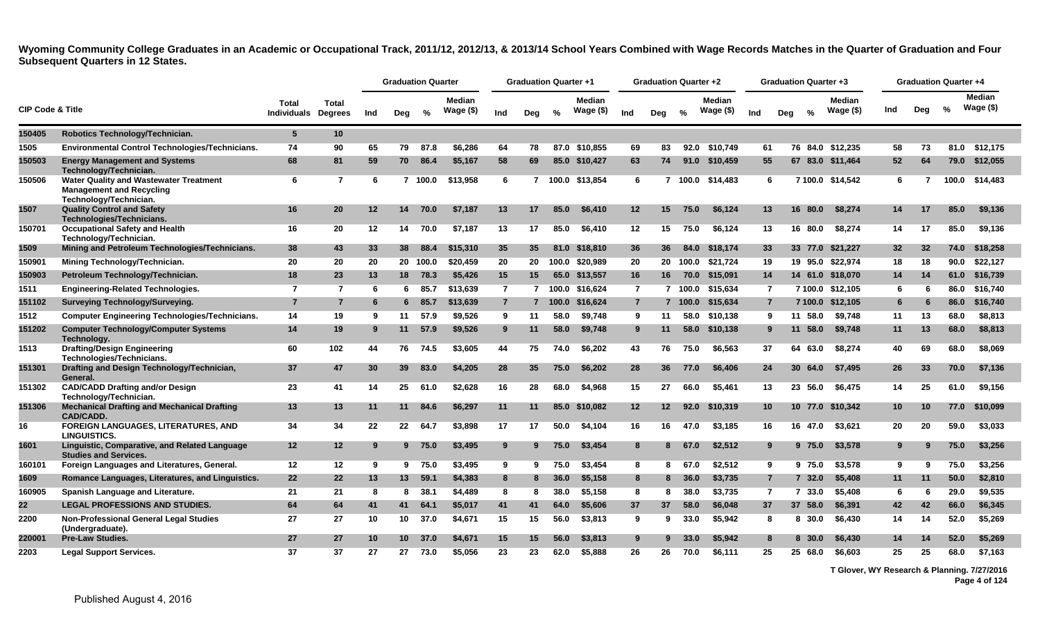# Wyoming Community College Graduates in an Academic or Occupational Track, 2011/12, 2012/13, & 2013/14 School Years Combined with Wage Records Matches in the Quarter of Graduation and Four Subsequent Quarters in 12 States.

| CIP Code & Title | | Total Individuals | Total Degrees | Graduation Quarter | | | | Graduation Quarter +1 | | | | Graduation Quarter +2 | | | | Graduation Quarter +3 | | | | Graduation Quarter +4 | | | |
|---|---|---|---|---|---|---|---|---|---|---|---|---|---|---|---|---|---|---|---|---|---|---|---|
| | | | | Ind | Deg | % | Median Wage ($) | Ind | Deg | % | Median Wage ($) | Ind | Deg | % | Median Wage ($) | Ind | Deg | % | Median Wage ($) | Ind | Deg | % | Median Wage ($) |
| 150405 | Robotics Technology/Technician. | 5 | 10 | | | | | | | | | | | | | | | | | | | | |
| 1505 | Environmental Control Technologies/Technicians. | 74 | 90 | 65 | 79 | 87.8 | $6,286 | 64 | 78 | 87.0 | $10,855 | 69 | 83 | 92.0 | $10,749 | 61 | 76 | 84.0 | $12,235 | 58 | 73 | 81.0 | $12,175 |
| 150503 | Energy Management and Systems Technology/Technician. | 68 | 81 | 59 | 70 | 86.4 | $5,167 | 58 | 69 | 85.0 | $10,427 | 63 | 74 | 91.0 | $10,459 | 55 | 67 | 83.0 | $11,464 | 52 | 64 | 79.0 | $12,055 |
| 150506 | Water Quality and Wastewater Treatment Management and Recycling Technology/Technician. | 6 | 7 | 6 | 7 | 100.0 | $13,958 | 6 | 7 | 100.0 | $13,854 | 6 | 7 | 100.0 | $14,483 | 6 | 7 | 100.0 | $14,542 | 6 | 7 | 100.0 | $14,483 |
| 1507 | Quality Control and Safety Technologies/Technicians. | 16 | 20 | 12 | 14 | 70.0 | $7,187 | 13 | 17 | 85.0 | $6,410 | 12 | 15 | 75.0 | $6,124 | 13 | 16 | 80.0 | $8,274 | 14 | 17 | 85.0 | $9,136 |
| 150701 | Occupational Safety and Health Technology/Technician. | 16 | 20 | 12 | 14 | 70.0 | $7,187 | 13 | 17 | 85.0 | $6,410 | 12 | 15 | 75.0 | $6,124 | 13 | 16 | 80.0 | $8,274 | 14 | 17 | 85.0 | $9,136 |
| 1509 | Mining and Petroleum Technologies/Technicians. | 38 | 43 | 33 | 38 | 88.4 | $15,310 | 35 | 35 | 81.0 | $18,810 | 36 | 36 | 84.0 | $18,174 | 33 | 33 | 77.0 | $21,227 | 32 | 32 | 74.0 | $18,258 |
| 150901 | Mining Technology/Technician. | 20 | 20 | 20 | 20 | 100.0 | $20,459 | 20 | 20 | 100.0 | $20,989 | 20 | 20 | 100.0 | $21,724 | 19 | 19 | 95.0 | $22,974 | 18 | 18 | 90.0 | $22,127 |
| 150903 | Petroleum Technology/Technician. | 18 | 23 | 13 | 18 | 78.3 | $5,426 | 15 | 15 | 65.0 | $13,557 | 16 | 16 | 70.0 | $15,091 | 14 | 14 | 61.0 | $18,070 | 14 | 14 | 61.0 | $16,739 |
| 1511 | Engineering-Related Technologies. | 7 | 7 | 6 | 6 | 85.7 | $13,639 | 7 | 7 | 100.0 | $16,624 | 7 | 7 | 100.0 | $15,634 | 7 | 7 | 100.0 | $12,105 | 6 | 6 | 86.0 | $16,740 |
| 151102 | Surveying Technology/Surveying. | 7 | 7 | 6 | 6 | 85.7 | $13,639 | 7 | 7 | 100.0 | $16,624 | 7 | 7 | 100.0 | $15,634 | 7 | 7 | 100.0 | $12,105 | 6 | 6 | 86.0 | $16,740 |
| 1512 | Computer Engineering Technologies/Technicians. | 14 | 19 | 9 | 11 | 57.9 | $9,526 | 9 | 11 | 58.0 | $9,748 | 9 | 11 | 58.0 | $10,138 | 9 | 11 | 58.0 | $9,748 | 11 | 13 | 68.0 | $8,813 |
| 151202 | Computer Technology/Computer Systems Technology. | 14 | 19 | 9 | 11 | 57.9 | $9,526 | 9 | 11 | 58.0 | $9,748 | 9 | 11 | 58.0 | $10,138 | 9 | 11 | 58.0 | $9,748 | 11 | 13 | 68.0 | $8,813 |
| 1513 | Drafting/Design Engineering Technologies/Technicians. | 60 | 102 | 44 | 76 | 74.5 | $3,605 | 44 | 75 | 74.0 | $6,202 | 43 | 76 | 75.0 | $6,563 | 37 | 64 | 63.0 | $8,274 | 40 | 69 | 68.0 | $8,069 |
| 151301 | Drafting and Design Technology/Technician, General. | 37 | 47 | 30 | 39 | 83.0 | $4,205 | 28 | 35 | 75.0 | $6,202 | 28 | 36 | 77.0 | $6,406 | 24 | 30 | 64.0 | $7,495 | 26 | 33 | 70.0 | $7,136 |
| 151302 | CAD/CADD Drafting and/or Design Technology/Technician. | 23 | 41 | 14 | 25 | 61.0 | $2,628 | 16 | 28 | 68.0 | $4,968 | 15 | 27 | 66.0 | $5,461 | 13 | 23 | 56.0 | $6,475 | 14 | 25 | 61.0 | $9,156 |
| 151306 | Mechanical Drafting and Mechanical Drafting CAD/CADD. | 13 | 13 | 11 | 11 | 84.6 | $6,297 | 11 | 11 | 85.0 | $10,082 | 12 | 12 | 92.0 | $10,319 | 10 | 10 | 77.0 | $10,342 | 10 | 10 | 77.0 | $10,099 |
| 16 | FOREIGN LANGUAGES, LITERATURES, AND LINGUISTICS. | 34 | 34 | 22 | 22 | 64.7 | $3,898 | 17 | 17 | 50.0 | $4,104 | 16 | 16 | 47.0 | $3,185 | 16 | 16 | 47.0 | $3,621 | 20 | 20 | 59.0 | $3,033 |
| 1601 | Linguistic, Comparative, and Related Language Studies and Services. | 12 | 12 | 9 | 9 | 75.0 | $3,495 | 9 | 9 | 75.0 | $3,454 | 8 | 8 | 67.0 | $2,512 | 9 | 9 | 75.0 | $3,578 | 9 | 9 | 75.0 | $3,256 |
| 160101 | Foreign Languages and Literatures, General. | 12 | 12 | 9 | 9 | 75.0 | $3,495 | 9 | 9 | 75.0 | $3,454 | 8 | 8 | 67.0 | $2,512 | 9 | 9 | 75.0 | $3,578 | 9 | 9 | 75.0 | $3,256 |
| 1609 | Romance Languages, Literatures, and Linguistics. | 22 | 22 | 13 | 13 | 59.1 | $4,383 | 8 | 8 | 36.0 | $5,158 | 8 | 8 | 36.0 | $3,735 | 7 | 7 | 32.0 | $5,408 | 11 | 11 | 50.0 | $2,810 |
| 160905 | Spanish Language and Literature. | 21 | 21 | 8 | 8 | 38.1 | $4,489 | 8 | 8 | 38.0 | $5,158 | 8 | 8 | 38.0 | $3,735 | 7 | 7 | 33.0 | $5,408 | 6 | 6 | 29.0 | $9,535 |
| 22 | LEGAL PROFESSIONS AND STUDIES. | 64 | 64 | 41 | 41 | 64.1 | $5,017 | 41 | 41 | 64.0 | $5,606 | 37 | 37 | 58.0 | $6,048 | 37 | 37 | 58.0 | $6,391 | 42 | 42 | 66.0 | $6,345 |
| 2200 | Non-Professional General Legal Studies (Undergraduate). | 27 | 27 | 10 | 10 | 37.0 | $4,671 | 15 | 15 | 56.0 | $3,813 | 9 | 9 | 33.0 | $5,942 | 8 | 8 | 30.0 | $6,430 | 14 | 14 | 52.0 | $5,269 |
| 220001 | Pre-Law Studies. | 27 | 27 | 10 | 10 | 37.0 | $4,671 | 15 | 15 | 56.0 | $3,813 | 9 | 9 | 33.0 | $5,942 | 8 | 8 | 30.0 | $6,430 | 14 | 14 | 52.0 | $5,269 |
| 2203 | Legal Support Services. | 37 | 37 | 27 | 27 | 73.0 | $5,056 | 23 | 23 | 62.0 | $5,888 | 26 | 26 | 70.0 | $6,111 | 25 | 25 | 68.0 | $6,603 | 25 | 25 | 68.0 | $7,163 |

T Glover, WY Research & Planning. 7/27/2016

Published August 4, 2016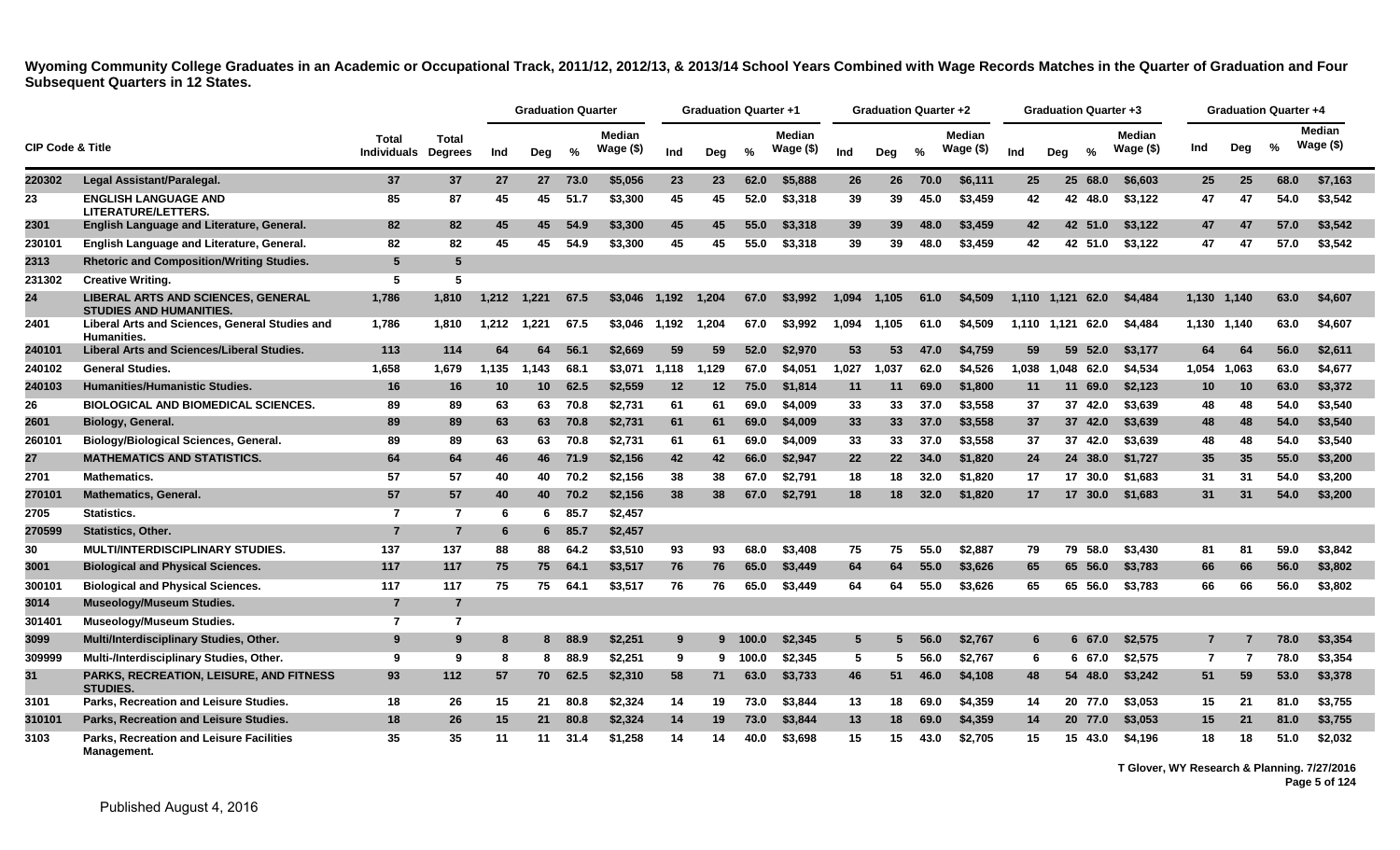**Wyoming Community College Graduates in an Academic or Occupational Track, 2011/12, 2012/13, & 2013/14 School Years Combined with Wage Records Matches in the Quarter of Graduation and Four Subsequent Quarters in 12 States.**

| CIP Code & Title | | Total Individuals | Total Degrees | Graduation Quarter | | | | Graduation Quarter +1 | | | | Graduation Quarter +2 | | | | Graduation Quarter +3 | | | | Graduation Quarter +4 | | | |
|---|---|---|---|---|---|---|---|---|---|---|---|---|---|---|---|---|---|---|---|---|---|---|---|
| | | | | Ind | Deg | % | Median Wage ($) | Ind | Deg | % | Median Wage ($) | Ind | Deg | % | Median Wage ($) | Ind | Deg | % | Median Wage ($) | Ind | Deg | % | Median Wage ($) |
| 220302 | Legal Assistant/Paralegal. | 37 | 37 | 27 | 27 | 73.0 | $5,056 | 23 | 23 | 62.0 | $5,888 | 26 | 26 | 70.0 | $6,111 | 25 | 25 | 68.0 | $6,603 | 25 | 25 | 68.0 | $7,163 |
| 23 | ENGLISH LANGUAGE AND LITERATURE/LETTERS. | 85 | 87 | 45 | 45 | 51.7 | $3,300 | 45 | 45 | 52.0 | $3,318 | 39 | 39 | 45.0 | $3,459 | 42 | 42 | 48.0 | $3,122 | 47 | 47 | 54.0 | $3,542 |
| 2301 | English Language and Literature, General. | 82 | 82 | 45 | 45 | 54.9 | $3,300 | 45 | 45 | 55.0 | $3,318 | 39 | 39 | 48.0 | $3,459 | 42 | 42 | 51.0 | $3,122 | 47 | 47 | 57.0 | $3,542 |
| 230101 | English Language and Literature, General. | 82 | 82 | 45 | 45 | 54.9 | $3,300 | 45 | 45 | 55.0 | $3,318 | 39 | 39 | 48.0 | $3,459 | 42 | 42 | 51.0 | $3,122 | 47 | 47 | 57.0 | $3,542 |
| 2313 | Rhetoric and Composition/Writing Studies. | 5 | 5 | | | | | | | | | | | | | | | | | | | | |
| 231302 | Creative Writing. | 5 | 5 | | | | | | | | | | | | | | | | | | | | |
| 24 | LIBERAL ARTS AND SCIENCES, GENERAL STUDIES AND HUMANITIES. | 1,786 | 1,810 | 1,212 | 1,221 | 67.5 | $3,046 | 1,192 | 1,204 | 67.0 | $3,992 | 1,094 | 1,105 | 61.0 | $4,509 | 1,110 | 1,121 | 62.0 | $4,484 | 1,130 | 1,140 | 63.0 | $4,607 |
| 2401 | Liberal Arts and Sciences, General Studies and Humanities. | 1,786 | 1,810 | 1,212 | 1,221 | 67.5 | $3,046 | 1,192 | 1,204 | 67.0 | $3,992 | 1,094 | 1,105 | 61.0 | $4,509 | 1,110 | 1,121 | 62.0 | $4,484 | 1,130 | 1,140 | 63.0 | $4,607 |
| 240101 | Liberal Arts and Sciences/Liberal Studies. | 113 | 114 | 64 | 64 | 56.1 | $2,669 | 59 | 59 | 52.0 | $2,970 | 53 | 53 | 47.0 | $4,759 | 59 | 59 | 52.0 | $3,177 | 64 | 64 | 56.0 | $2,611 |
| 240102 | General Studies. | 1,658 | 1,679 | 1,135 | 1,143 | 68.1 | $3,071 | 1,118 | 1,129 | 67.0 | $4,051 | 1,027 | 1,037 | 62.0 | $4,526 | 1,038 | 1,048 | 62.0 | $4,534 | 1,054 | 1,063 | 63.0 | $4,677 |
| 240103 | Humanities/Humanistic Studies. | 16 | 16 | 10 | 10 | 62.5 | $2,559 | 12 | 12 | 75.0 | $1,814 | 11 | 11 | 69.0 | $1,800 | 11 | 11 | 69.0 | $2,123 | 10 | 10 | 63.0 | $3,372 |
| 26 | BIOLOGICAL AND BIOMEDICAL SCIENCES. | 89 | 89 | 63 | 63 | 70.8 | $2,731 | 61 | 61 | 69.0 | $4,009 | 33 | 33 | 37.0 | $3,558 | 37 | 37 | 42.0 | $3,639 | 48 | 48 | 54.0 | $3,540 |
| 2601 | Biology, General. | 89 | 89 | 63 | 63 | 70.8 | $2,731 | 61 | 61 | 69.0 | $4,009 | 33 | 33 | 37.0 | $3,558 | 37 | 37 | 42.0 | $3,639 | 48 | 48 | 54.0 | $3,540 |
| 260101 | Biology/Biological Sciences, General. | 89 | 89 | 63 | 63 | 70.8 | $2,731 | 61 | 61 | 69.0 | $4,009 | 33 | 33 | 37.0 | $3,558 | 37 | 37 | 42.0 | $3,639 | 48 | 48 | 54.0 | $3,540 |
| 27 | MATHEMATICS AND STATISTICS. | 64 | 64 | 46 | 46 | 71.9 | $2,156 | 42 | 42 | 66.0 | $2,947 | 22 | 22 | 34.0 | $1,820 | 24 | 24 | 38.0 | $1,727 | 35 | 35 | 55.0 | $3,200 |
| 2701 | Mathematics. | 57 | 57 | 40 | 40 | 70.2 | $2,156 | 38 | 38 | 67.0 | $2,791 | 18 | 18 | 32.0 | $1,820 | 17 | 17 | 30.0 | $1,683 | 31 | 31 | 54.0 | $3,200 |
| 270101 | Mathematics, General. | 57 | 57 | 40 | 40 | 70.2 | $2,156 | 38 | 38 | 67.0 | $2,791 | 18 | 18 | 32.0 | $1,820 | 17 | 17 | 30.0 | $1,683 | 31 | 31 | 54.0 | $3,200 |
| 2705 | Statistics. | 7 | 7 | 6 | 6 | 85.7 | $2,457 | | | | | | | | | | | | | | | | |
| 270599 | Statistics, Other. | 7 | 7 | 6 | 6 | 85.7 | $2,457 | | | | | | | | | | | | | | | | |
| 30 | MULTI/INTERDISCIPLINARY STUDIES. | 137 | 137 | 88 | 88 | 64.2 | $3,510 | 93 | 93 | 68.0 | $3,408 | 75 | 75 | 55.0 | $2,887 | 79 | 79 | 58.0 | $3,430 | 81 | 81 | 59.0 | $3,842 |
| 3001 | Biological and Physical Sciences. | 117 | 117 | 75 | 75 | 64.1 | $3,517 | 76 | 76 | 65.0 | $3,449 | 64 | 64 | 55.0 | $3,626 | 65 | 65 | 56.0 | $3,783 | 66 | 66 | 56.0 | $3,802 |
| 300101 | Biological and Physical Sciences. | 117 | 117 | 75 | 75 | 64.1 | $3,517 | 76 | 76 | 65.0 | $3,449 | 64 | 64 | 55.0 | $3,626 | 65 | 65 | 56.0 | $3,783 | 66 | 66 | 56.0 | $3,802 |
| 3014 | Museology/Museum Studies. | 7 | 7 | | | | | | | | | | | | | | | | | | | | |
| 301401 | Museology/Museum Studies. | 7 | 7 | | | | | | | | | | | | | | | | | | | | |
| 3099 | Multi/Interdisciplinary Studies, Other. | 9 | 9 | 8 | 8 | 88.9 | $2,251 | 9 | 9 | 100.0 | $2,345 | 5 | 5 | 56.0 | $2,767 | 6 | 6 | 67.0 | $2,575 | 7 | 7 | 78.0 | $3,354 |
| 309999 | Multi-/Interdisciplinary Studies, Other. | 9 | 9 | 8 | 8 | 88.9 | $2,251 | 9 | 9 | 100.0 | $2,345 | 5 | 5 | 56.0 | $2,767 | 6 | 6 | 67.0 | $2,575 | 7 | 7 | 78.0 | $3,354 |
| 31 | PARKS, RECREATION, LEISURE, AND FITNESS STUDIES. | 93 | 112 | 57 | 70 | 62.5 | $2,310 | 58 | 71 | 63.0 | $3,733 | 46 | 51 | 46.0 | $4,108 | 48 | 54 | 48.0 | $3,242 | 51 | 59 | 53.0 | $3,378 |
| 3101 | Parks, Recreation and Leisure Studies. | 18 | 26 | 15 | 21 | 80.8 | $2,324 | 14 | 19 | 73.0 | $3,844 | 13 | 18 | 69.0 | $4,359 | 14 | 20 | 77.0 | $3,053 | 15 | 21 | 81.0 | $3,755 |
| 310101 | Parks, Recreation and Leisure Studies. | 18 | 26 | 15 | 21 | 80.8 | $2,324 | 14 | 19 | 73.0 | $3,844 | 13 | 18 | 69.0 | $4,359 | 14 | 20 | 77.0 | $3,053 | 15 | 21 | 81.0 | $3,755 |
| 3103 | Parks, Recreation and Leisure Facilities Management. | 35 | 35 | 11 | 11 | 31.4 | $1,258 | 14 | 14 | 40.0 | $3,698 | 15 | 15 | 43.0 | $2,705 | 15 | 15 | 43.0 | $4,196 | 18 | 18 | 51.0 | $2,032 |

T Glover, WY Research & Planning. 7/27/2016

Published August 4, 2016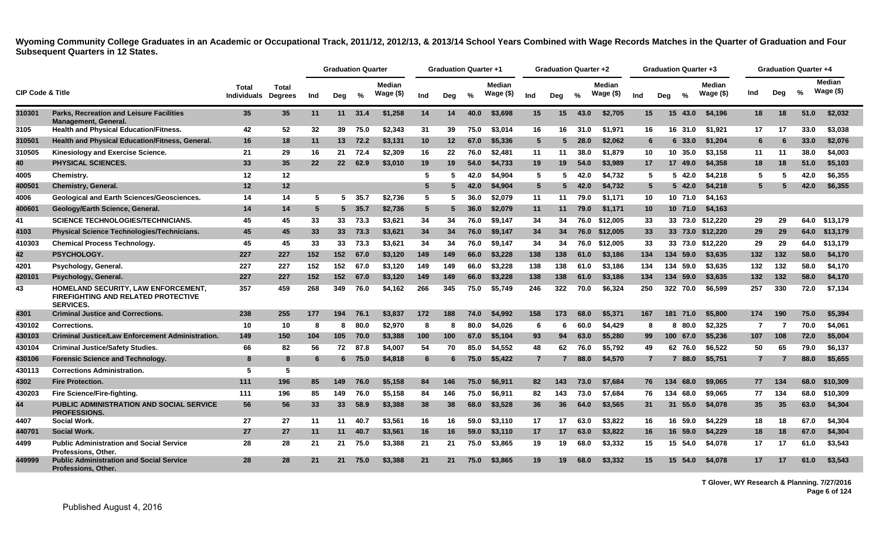# Wyoming Community College Graduates in an Academic or Occupational Track, 2011/12, 2012/13, & 2013/14 School Years Combined with Wage Records Matches in the Quarter of Graduation and Four Subsequent Quarters in 12 States.

| CIP Code & Title | | Total Individuals | Total Degrees | Graduation Quarter | | | | Graduation Quarter +1 | | | | Graduation Quarter +2 | | | | Graduation Quarter +3 | | | | Graduation Quarter +4 | | | |
|---|---|---|---|---|---|---|---|---|---|---|---|---|---|---|---|---|---|---|---|---|---|---|---|
| | | | | Ind | Deg | % | Median Wage ($) | Ind | Deg | % | Median Wage ($) | Ind | Deg | % | Median Wage ($) | Ind | Deg | % | Median Wage ($) | Ind | Deg | % | Median Wage ($) |
| 310301 | Parks, Recreation and Leisure Facilities Management, General. | 35 | 35 | 11 | 11 | 31.4 | $1,258 | 14 | 14 | 40.0 | $3,698 | 15 | 15 | 43.0 | $2,705 | 15 | 15 | 43.0 | $4,196 | 18 | 18 | 51.0 | $2,032 |
| 3105 | Health and Physical Education/Fitness. | 42 | 52 | 32 | 39 | 75.0 | $2,343 | 31 | 39 | 75.0 | $3,014 | 16 | 16 | 31.0 | $1,971 | 16 | 16 | 31.0 | $1,921 | 17 | 17 | 33.0 | $3,038 |
| 310501 | Health and Physical Education/Fitness, General. | 16 | 18 | 11 | 13 | 72.2 | $3,131 | 10 | 12 | 67.0 | $5,336 | 5 | 5 | 28.0 | $2,062 | 6 | 6 | 33.0 | $1,204 | 6 | 6 | 33.0 | $2,076 |
| 310505 | Kinesiology and Exercise Science. | 21 | 29 | 16 | 21 | 72.4 | $2,309 | 16 | 22 | 76.0 | $2,481 | 11 | 11 | 38.0 | $1,879 | 10 | 10 | 35.0 | $3,158 | 11 | 11 | 38.0 | $4,003 |
| 40 | PHYSICAL SCIENCES. | 33 | 35 | 22 | 22 | 62.9 | $3,010 | 19 | 19 | 54.0 | $4,733 | 19 | 19 | 54.0 | $3,989 | 17 | 17 | 49.0 | $4,358 | 18 | 18 | 51.0 | $5,103 |
| 4005 | Chemistry. | 12 | 12 | | | | | 5 | 5 | 42.0 | $4,904 | 5 | 5 | 42.0 | $4,732 | 5 | 5 | 42.0 | $4,218 | 5 | 5 | 42.0 | $6,355 |
| 400501 | Chemistry, General. | 12 | 12 | | | | | 5 | 5 | 42.0 | $4,904 | 5 | 5 | 42.0 | $4,732 | 5 | 5 | 42.0 | $4,218 | 5 | 5 | 42.0 | $6,355 |
| 4006 | Geological and Earth Sciences/Geosciences. | 14 | 14 | 5 | 5 | 35.7 | $2,736 | 5 | 5 | 36.0 | $2,079 | 11 | 11 | 79.0 | $1,171 | 10 | 10 | 71.0 | $4,163 | | | | |
| 400601 | Geology/Earth Science, General. | 14 | 14 | 5 | 5 | 35.7 | $2,736 | 5 | 5 | 36.0 | $2,079 | 11 | 11 | 79.0 | $1,171 | 10 | 10 | 71.0 | $4,163 | | | | |
| 41 | SCIENCE TECHNOLOGIES/TECHNICIANS. | 45 | 45 | 33 | 33 | 73.3 | $3,621 | 34 | 34 | 76.0 | $9,147 | 34 | 34 | 76.0 | $12,005 | 33 | 33 | 73.0 | $12,220 | 29 | 29 | 64.0 | $13,179 |
| 4103 | Physical Science Technologies/Technicians. | 45 | 45 | 33 | 33 | 73.3 | $3,621 | 34 | 34 | 76.0 | $9,147 | 34 | 34 | 76.0 | $12,005 | 33 | 33 | 73.0 | $12,220 | 29 | 29 | 64.0 | $13,179 |
| 410303 | Chemical Process Technology. | 45 | 45 | 33 | 33 | 73.3 | $3,621 | 34 | 34 | 76.0 | $9,147 | 34 | 34 | 76.0 | $12,005 | 33 | 33 | 73.0 | $12,220 | 29 | 29 | 64.0 | $13,179 |
| 42 | PSYCHOLOGY. | 227 | 227 | 152 | 152 | 67.0 | $3,120 | 149 | 149 | 66.0 | $3,228 | 138 | 138 | 61.0 | $3,186 | 134 | 134 | 59.0 | $3,635 | 132 | 132 | 58.0 | $4,170 |
| 4201 | Psychology, General. | 227 | 227 | 152 | 152 | 67.0 | $3,120 | 149 | 149 | 66.0 | $3,228 | 138 | 138 | 61.0 | $3,186 | 134 | 134 | 59.0 | $3,635 | 132 | 132 | 58.0 | $4,170 |
| 420101 | Psychology, General. | 227 | 227 | 152 | 152 | 67.0 | $3,120 | 149 | 149 | 66.0 | $3,228 | 138 | 138 | 61.0 | $3,186 | 134 | 134 | 59.0 | $3,635 | 132 | 132 | 58.0 | $4,170 |
| 43 | HOMELAND SECURITY, LAW ENFORCEMENT, FIREFIGHTING AND RELATED PROTECTIVE SERVICES. | 357 | 459 | 268 | 349 | 76.0 | $4,162 | 266 | 345 | 75.0 | $5,749 | 246 | 322 | 70.0 | $6,324 | 250 | 322 | 70.0 | $6,599 | 257 | 330 | 72.0 | $7,134 |
| 4301 | Criminal Justice and Corrections. | 238 | 255 | 177 | 194 | 76.1 | $3,837 | 172 | 188 | 74.0 | $4,992 | 158 | 173 | 68.0 | $5,371 | 167 | 181 | 71.0 | $5,800 | 174 | 190 | 75.0 | $5,394 |
| 430102 | Corrections. | 10 | 10 | 8 | 8 | 80.0 | $2,970 | 8 | 8 | 80.0 | $4,026 | 6 | 6 | 60.0 | $4,429 | 8 | 8 | 80.0 | $2,325 | 7 | 7 | 70.0 | $4,061 |
| 430103 | Criminal Justice/Law Enforcement Administration. | 149 | 150 | 104 | 105 | 70.0 | $3,388 | 100 | 100 | 67.0 | $5,104 | 93 | 94 | 63.0 | $5,280 | 99 | 100 | 67.0 | $5,236 | 107 | 108 | 72.0 | $5,004 |
| 430104 | Criminal Justice/Safety Studies. | 66 | 82 | 56 | 72 | 87.8 | $4,007 | 54 | 70 | 85.0 | $4,552 | 48 | 62 | 76.0 | $5,792 | 49 | 62 | 76.0 | $6,522 | 50 | 65 | 79.0 | $6,137 |
| 430106 | Forensic Science and Technology. | 8 | 8 | 6 | 6 | 75.0 | $4,818 | 6 | 6 | 75.0 | $5,422 | 7 | 7 | 88.0 | $4,570 | 7 | 7 | 88.0 | $5,751 | 7 | 7 | 88.0 | $5,655 |
| 430113 | Corrections Administration. | 5 | 5 | | | | | | | | | | | | | | | | | | | | |
| 4302 | Fire Protection. | 111 | 196 | 85 | 149 | 76.0 | $5,158 | 84 | 146 | 75.0 | $6,911 | 82 | 143 | 73.0 | $7,684 | 76 | 134 | 68.0 | $9,065 | 77 | 134 | 68.0 | $10,309 |
| 430203 | Fire Science/Fire-fighting. | 111 | 196 | 85 | 149 | 76.0 | $5,158 | 84 | 146 | 75.0 | $6,911 | 82 | 143 | 73.0 | $7,684 | 76 | 134 | 68.0 | $9,065 | 77 | 134 | 68.0 | $10,309 |
| 44 | PUBLIC ADMINISTRATION AND SOCIAL SERVICE PROFESSIONS. | 56 | 56 | 33 | 33 | 58.9 | $3,388 | 38 | 38 | 68.0 | $3,528 | 36 | 36 | 64.0 | $3,565 | 31 | 31 | 55.0 | $4,078 | 35 | 35 | 63.0 | $4,304 |
| 4407 | Social Work. | 27 | 27 | 11 | 11 | 40.7 | $3,561 | 16 | 16 | 59.0 | $3,110 | 17 | 17 | 63.0 | $3,822 | 16 | 16 | 59.0 | $4,229 | 18 | 18 | 67.0 | $4,304 |
| 440701 | Social Work. | 27 | 27 | 11 | 11 | 40.7 | $3,561 | 16 | 16 | 59.0 | $3,110 | 17 | 17 | 63.0 | $3,822 | 16 | 16 | 59.0 | $4,229 | 18 | 18 | 67.0 | $4,304 |
| 4499 | Public Administration and Social Service Professions, Other. | 28 | 28 | 21 | 21 | 75.0 | $3,388 | 21 | 21 | 75.0 | $3,865 | 19 | 19 | 68.0 | $3,332 | 15 | 15 | 54.0 | $4,078 | 17 | 17 | 61.0 | $3,543 |
| 449999 | Public Administration and Social Service Professions, Other. | 28 | 28 | 21 | 21 | 75.0 | $3,388 | 21 | 21 | 75.0 | $3,865 | 19 | 19 | 68.0 | $3,332 | 15 | 15 | 54.0 | $4,078 | 17 | 17 | 61.0 | $3,543 |

T Glover, WY Research & Planning. 7/27/2016

Published August 4, 2016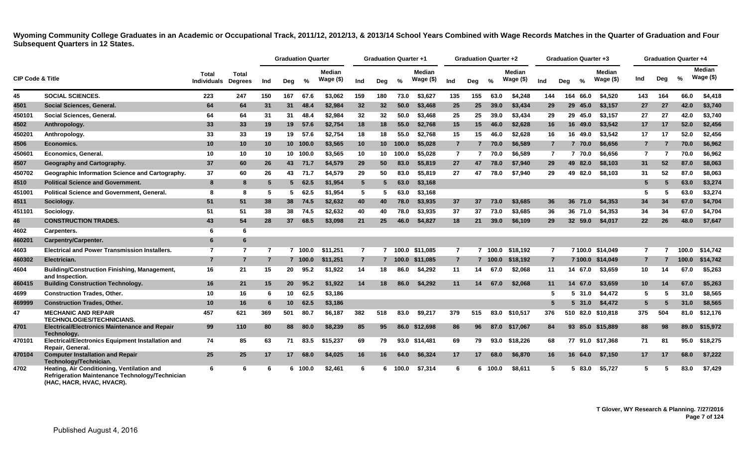**Wyoming Community College Graduates in an Academic or Occupational Track, 2011/12, 2012/13, & 2013/14 School Years Combined with Wage Records Matches in the Quarter of Graduation and Four Subsequent Quarters in 12 States.**

| CIP Code & Title | | Total Individuals | Total Degrees | Graduation Quarter | | | | Graduation Quarter +1 | | | | Graduation Quarter +2 | | | | Graduation Quarter +3 | | | | Graduation Quarter +4 | | | |
|---|---|---|---|---|---|---|---|---|---|---|---|---|---|---|---|---|---|---|---|---|---|---|---|
| | | | | Ind | Deg | % | Median Wage ($) | Ind | Deg | % | Median Wage ($) | Ind | Deg | % | Median Wage ($) | Ind | Deg | % | Median Wage ($) | Ind | Deg | % | Median Wage ($) |
| 45 | SOCIAL SCIENCES. | 223 | 247 | 150 | 167 | 67.6 | $3,062 | 159 | 180 | 73.0 | $3,627 | 135 | 155 | 63.0 | $4,248 | 144 | 164 | 66.0 | $4,520 | 143 | 164 | 66.0 | $4,418 |
| 4501 | Social Sciences, General. | 64 | 64 | 31 | 31 | 48.4 | $2,984 | 32 | 32 | 50.0 | $3,468 | 25 | 25 | 39.0 | $3,434 | 29 | 29 | 45.0 | $3,157 | 27 | 27 | 42.0 | $3,740 |
| 450101 | Social Sciences, General. | 64 | 64 | 31 | 31 | 48.4 | $2,984 | 32 | 32 | 50.0 | $3,468 | 25 | 25 | 39.0 | $3,434 | 29 | 29 | 45.0 | $3,157 | 27 | 27 | 42.0 | $3,740 |
| 4502 | Anthropology. | 33 | 33 | 19 | 19 | 57.6 | $2,754 | 18 | 18 | 55.0 | $2,768 | 15 | 15 | 46.0 | $2,628 | 16 | 16 | 49.0 | $3,542 | 17 | 17 | 52.0 | $2,456 |
| 450201 | Anthropology. | 33 | 33 | 19 | 19 | 57.6 | $2,754 | 18 | 18 | 55.0 | $2,768 | 15 | 15 | 46.0 | $2,628 | 16 | 16 | 49.0 | $3,542 | 17 | 17 | 52.0 | $2,456 |
| 4506 | Economics. | 10 | 10 | 10 | 10 | 100.0 | $3,565 | 10 | 10 | 100.0 | $5,028 | 7 | 7 | 70.0 | $6,589 | 7 | 7 | 70.0 | $6,656 | 7 | 7 | 70.0 | $6,962 |
| 450601 | Economics, General. | 10 | 10 | 10 | 10 | 100.0 | $3,565 | 10 | 10 | 100.0 | $5,028 | 7 | 7 | 70.0 | $6,589 | 7 | 7 | 70.0 | $6,656 | 7 | 7 | 70.0 | $6,962 |
| 4507 | Geography and Cartography. | 37 | 60 | 26 | 43 | 71.7 | $4,579 | 29 | 50 | 83.0 | $5,819 | 27 | 47 | 78.0 | $7,940 | 29 | 49 | 82.0 | $8,103 | 31 | 52 | 87.0 | $8,063 |
| 450702 | Geographic Information Science and Cartography. | 37 | 60 | 26 | 43 | 71.7 | $4,579 | 29 | 50 | 83.0 | $5,819 | 27 | 47 | 78.0 | $7,940 | 29 | 49 | 82.0 | $8,103 | 31 | 52 | 87.0 | $8,063 |
| 4510 | Political Science and Government. | 8 | 8 | 5 | 5 | 62.5 | $1,954 | 5 | 5 | 63.0 | $3,168 | | | | | | | | | 5 | 5 | 63.0 | $3,274 |
| 451001 | Political Science and Government, General. | 8 | 8 | 5 | 5 | 62.5 | $1,954 | 5 | 5 | 63.0 | $3,168 | | | | | | | | | 5 | 5 | 63.0 | $3,274 |
| 4511 | Sociology. | 51 | 51 | 38 | 38 | 74.5 | $2,632 | 40 | 40 | 78.0 | $3,935 | 37 | 37 | 73.0 | $3,685 | 36 | 36 | 71.0 | $4,353 | 34 | 34 | 67.0 | $4,704 |
| 451101 | Sociology. | 51 | 51 | 38 | 38 | 74.5 | $2,632 | 40 | 40 | 78.0 | $3,935 | 37 | 37 | 73.0 | $3,685 | 36 | 36 | 71.0 | $4,353 | 34 | 34 | 67.0 | $4,704 |
| 46 | CONSTRUCTION TRADES. | 43 | 54 | 28 | 37 | 68.5 | $3,098 | 21 | 25 | 46.0 | $4,827 | 18 | 21 | 39.0 | $6,109 | 29 | 32 | 59.0 | $4,017 | 22 | 26 | 48.0 | $7,647 |
| 4602 | Carpenters. | 6 | 6 | | | | | | | | | | | | | | | | | | | | |
| 460201 | Carpentry/Carpenter. | 6 | 6 | | | | | | | | | | | | | | | | | | | | |
| 4603 | Electrical and Power Transmission Installers. | 7 | 7 | 7 | 7 | 100.0 | $11,251 | 7 | 7 | 100.0 | $11,085 | 7 | 7 | 100.0 | $18,192 | 7 | 7 | 100.0 | $14,049 | 7 | 7 | 100.0 | $14,742 |
| 460302 | Electrician. | 7 | 7 | 7 | 7 | 100.0 | $11,251 | 7 | 7 | 100.0 | $11,085 | 7 | 7 | 100.0 | $18,192 | 7 | 7 | 100.0 | $14,049 | 7 | 7 | 100.0 | $14,742 |
| 4604 | Building/Construction Finishing, Management, and Inspection. | 16 | 21 | 15 | 20 | 95.2 | $1,922 | 14 | 18 | 86.0 | $4,292 | 11 | 14 | 67.0 | $2,068 | 11 | 14 | 67.0 | $3,659 | 10 | 14 | 67.0 | $5,263 |
| 460415 | Building Construction Technology. | 16 | 21 | 15 | 20 | 95.2 | $1,922 | 14 | 18 | 86.0 | $4,292 | 11 | 14 | 67.0 | $2,068 | 11 | 14 | 67.0 | $3,659 | 10 | 14 | 67.0 | $5,263 |
| 4699 | Construction Trades, Other. | 10 | 16 | 6 | 10 | 62.5 | $3,186 | | | | | | | | | 5 | 5 | 31.0 | $4,472 | 5 | 5 | 31.0 | $8,565 |
| 469999 | Construction Trades, Other. | 10 | 16 | 6 | 10 | 62.5 | $3,186 | | | | | | | | | 5 | 5 | 31.0 | $4,472 | 5 | 5 | 31.0 | $8,565 |
| 47 | MECHANIC AND REPAIR TECHNOLOGIES/TECHNICIANS. | 457 | 621 | 369 | 501 | 80.7 | $6,187 | 382 | 518 | 83.0 | $9,217 | 379 | 515 | 83.0 | $10,517 | 376 | 510 | 82.0 | $10,818 | 375 | 504 | 81.0 | $12,176 |
| 4701 | Electrical/Electronics Maintenance and Repair Technology. | 99 | 110 | 80 | 88 | 80.0 | $8,239 | 85 | 95 | 86.0 | $12,698 | 86 | 96 | 87.0 | $17,067 | 84 | 93 | 85.0 | $15,889 | 88 | 98 | 89.0 | $15,972 |
| 470101 | Electrical/Electronics Equipment Installation and Repair, General. | 74 | 85 | 63 | 71 | 83.5 | $15,237 | 69 | 79 | 93.0 | $14,481 | 69 | 79 | 93.0 | $18,226 | 68 | 77 | 91.0 | $17,368 | 71 | 81 | 95.0 | $18,275 |
| 470104 | Computer Installation and Repair Technology/Technician. | 25 | 25 | 17 | 17 | 68.0 | $4,025 | 16 | 16 | 64.0 | $6,324 | 17 | 17 | 68.0 | $6,870 | 16 | 16 | 64.0 | $7,150 | 17 | 17 | 68.0 | $7,222 |
| 4702 | Heating, Air Conditioning, Ventilation and Refrigeration Maintenance Technology/Technician (HAC, HACR, HVAC, HVACR). | 6 | 6 | 6 | 6 | 100.0 | $2,461 | 6 | 6 | 100.0 | $7,314 | 6 | 6 | 100.0 | $8,611 | 5 | 5 | 83.0 | $5,727 | 5 | 5 | 83.0 | $7,429 |

T Glover, WY Research & Planning. 7/27/2016

Published August 4, 2016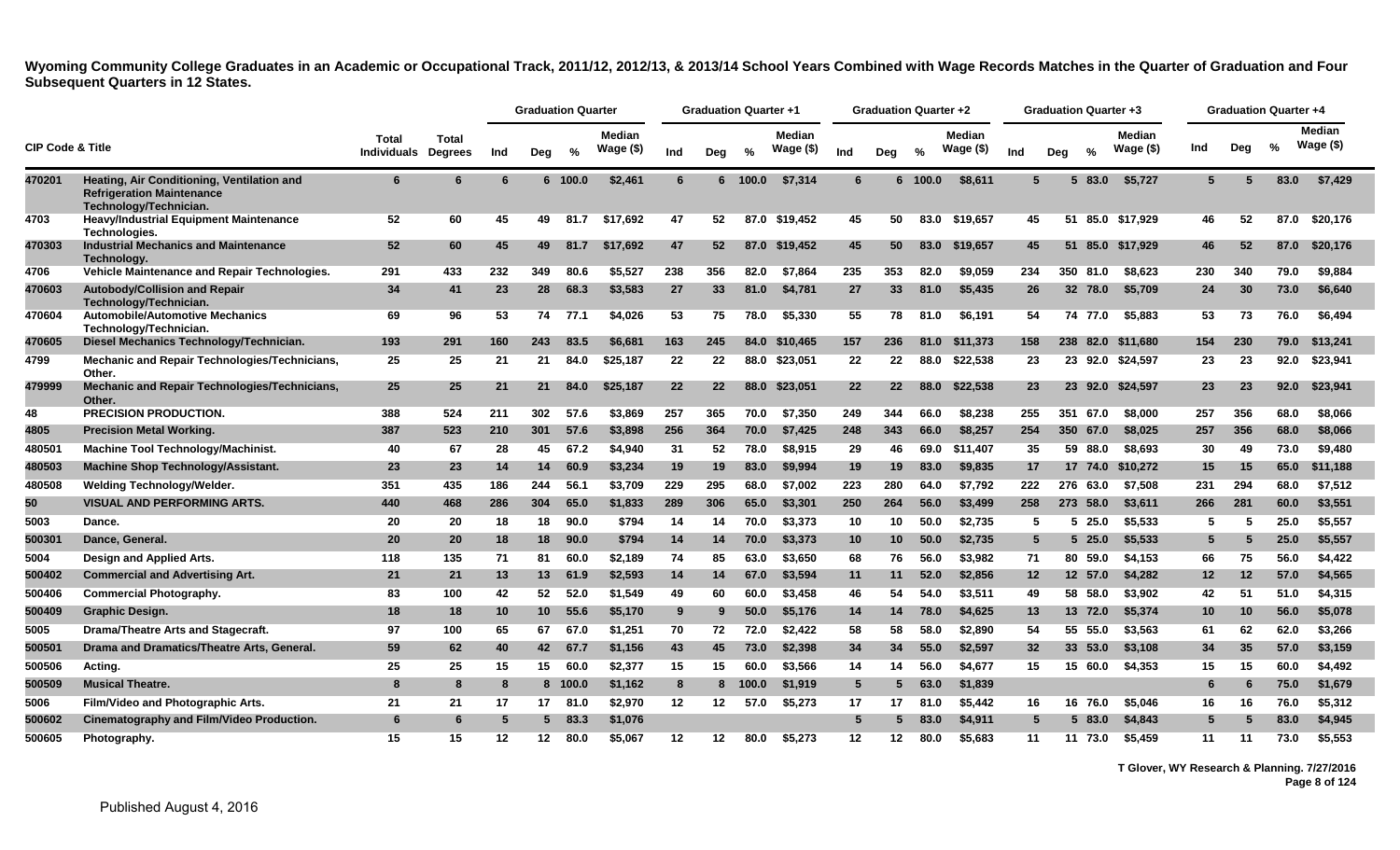**Wyoming Community College Graduates in an Academic or Occupational Track, 2011/12, 2012/13, & 2013/14 School Years Combined with Wage Records Matches in the Quarter of Graduation and Four Subsequent Quarters in 12 States.**

| CIP Code & Title | | Total Individuals | Total Degrees | Graduation Quarter | | | | Graduation Quarter +1 | | | | Graduation Quarter +2 | | | | Graduation Quarter +3 | | | | Graduation Quarter +4 | | | |
|---|---|---|---|---|---|---|---|---|---|---|---|---|---|---|---|---|---|---|---|---|---|---|---|
| | | | | Ind | Deg | % | Median Wage ($) | Ind | Deg | % | Median Wage ($) | Ind | Deg | % | Median Wage ($) | Ind | Deg | % | Median Wage ($) | Ind | Deg | % | Median Wage ($) |
| 470201 | Heating, Air Conditioning, Ventilation and Refrigeration Maintenance Technology/Technician. | 6 | 6 | 6 | 6 | 100.0 | $2,461 | 6 | 6 | 100.0 | $7,314 | 6 | 6 | 100.0 | $8,611 | 5 | 5 | 83.0 | $5,727 | 5 | 5 | 83.0 | $7,429 |
| 4703 | Heavy/Industrial Equipment Maintenance Technologies. | 52 | 60 | 45 | 49 | 81.7 | $17,692 | 47 | 52 | 87.0 | $19,452 | 45 | 50 | 83.0 | $19,657 | 45 | 51 | 85.0 | $17,929 | 46 | 52 | 87.0 | $20,176 |
| 470303 | Industrial Mechanics and Maintenance Technology. | 52 | 60 | 45 | 49 | 81.7 | $17,692 | 47 | 52 | 87.0 | $19,452 | 45 | 50 | 83.0 | $19,657 | 45 | 51 | 85.0 | $17,929 | 46 | 52 | 87.0 | $20,176 |
| 4706 | Vehicle Maintenance and Repair Technologies. | 291 | 433 | 232 | 349 | 80.6 | $5,527 | 238 | 356 | 82.0 | $7,864 | 235 | 353 | 82.0 | $9,059 | 234 | 350 | 81.0 | $8,623 | 230 | 340 | 79.0 | $9,884 |
| 470603 | Autobody/Collision and Repair Technology/Technician. | 34 | 41 | 23 | 28 | 68.3 | $3,583 | 27 | 33 | 81.0 | $4,781 | 27 | 33 | 81.0 | $5,435 | 26 | 32 | 78.0 | $5,709 | 24 | 30 | 73.0 | $6,640 |
| 470604 | Automobile/Automotive Mechanics Technology/Technician. | 69 | 96 | 53 | 74 | 77.1 | $4,026 | 53 | 75 | 78.0 | $5,330 | 55 | 78 | 81.0 | $6,191 | 54 | 74 | 77.0 | $5,883 | 53 | 73 | 76.0 | $6,494 |
| 470605 | Diesel Mechanics Technology/Technician. | 193 | 291 | 160 | 243 | 83.5 | $6,681 | 163 | 245 | 84.0 | $10,465 | 157 | 236 | 81.0 | $11,373 | 158 | 238 | 82.0 | $11,680 | 154 | 230 | 79.0 | $13,241 |
| 4799 | Mechanic and Repair Technologies/Technicians, Other. | 25 | 25 | 21 | 21 | 84.0 | $25,187 | 22 | 22 | 88.0 | $23,051 | 22 | 22 | 88.0 | $22,538 | 23 | 23 | 92.0 | $24,597 | 23 | 23 | 92.0 | $23,941 |
| 479999 | Mechanic and Repair Technologies/Technicians, Other. | 25 | 25 | 21 | 21 | 84.0 | $25,187 | 22 | 22 | 88.0 | $23,051 | 22 | 22 | 88.0 | $22,538 | 23 | 23 | 92.0 | $24,597 | 23 | 23 | 92.0 | $23,941 |
| 48 | PRECISION PRODUCTION. | 388 | 524 | 211 | 302 | 57.6 | $3,869 | 257 | 365 | 70.0 | $7,350 | 249 | 344 | 66.0 | $8,238 | 255 | 351 | 67.0 | $8,000 | 257 | 356 | 68.0 | $8,066 |
| 4805 | Precision Metal Working. | 387 | 523 | 210 | 301 | 57.6 | $3,898 | 256 | 364 | 70.0 | $7,425 | 248 | 343 | 66.0 | $8,257 | 254 | 350 | 67.0 | $8,025 | 257 | 356 | 68.0 | $8,066 |
| 480501 | Machine Tool Technology/Machinist. | 40 | 67 | 28 | 45 | 67.2 | $4,940 | 31 | 52 | 78.0 | $8,915 | 29 | 46 | 69.0 | $11,407 | 35 | 59 | 88.0 | $8,693 | 30 | 49 | 73.0 | $9,480 |
| 480503 | Machine Shop Technology/Assistant. | 23 | 23 | 14 | 14 | 60.9 | $3,234 | 19 | 19 | 83.0 | $9,994 | 19 | 19 | 83.0 | $9,835 | 17 | 17 | 74.0 | $10,272 | 15 | 15 | 65.0 | $11,188 |
| 480508 | Welding Technology/Welder. | 351 | 435 | 186 | 244 | 56.1 | $3,709 | 229 | 295 | 68.0 | $7,002 | 223 | 280 | 64.0 | $7,792 | 222 | 276 | 63.0 | $7,508 | 231 | 294 | 68.0 | $7,512 |
| 50 | VISUAL AND PERFORMING ARTS. | 440 | 468 | 286 | 304 | 65.0 | $1,833 | 289 | 306 | 65.0 | $3,301 | 250 | 264 | 56.0 | $3,499 | 258 | 273 | 58.0 | $3,611 | 266 | 281 | 60.0 | $3,551 |
| 5003 | Dance. | 20 | 20 | 18 | 18 | 90.0 | $794 | 14 | 14 | 70.0 | $3,373 | 10 | 10 | 50.0 | $2,735 | 5 | 5 | 25.0 | $5,533 | 5 | 5 | 25.0 | $5,557 |
| 500301 | Dance, General. | 20 | 20 | 18 | 18 | 90.0 | $794 | 14 | 14 | 70.0 | $3,373 | 10 | 10 | 50.0 | $2,735 | 5 | 5 | 25.0 | $5,533 | 5 | 5 | 25.0 | $5,557 |
| 5004 | Design and Applied Arts. | 118 | 135 | 71 | 81 | 60.0 | $2,189 | 74 | 85 | 63.0 | $3,650 | 68 | 76 | 56.0 | $3,982 | 71 | 80 | 59.0 | $4,153 | 66 | 75 | 56.0 | $4,422 |
| 500402 | Commercial and Advertising Art. | 21 | 21 | 13 | 13 | 61.9 | $2,593 | 14 | 14 | 67.0 | $3,594 | 11 | 11 | 52.0 | $2,856 | 12 | 12 | 57.0 | $4,282 | 12 | 12 | 57.0 | $4,565 |
| 500406 | Commercial Photography. | 83 | 100 | 42 | 52 | 52.0 | $1,549 | 49 | 60 | 60.0 | $3,458 | 46 | 54 | 54.0 | $3,511 | 49 | 58 | 58.0 | $3,902 | 42 | 51 | 51.0 | $4,315 |
| 500409 | Graphic Design. | 18 | 18 | 10 | 10 | 55.6 | $5,170 | 9 | 9 | 50.0 | $5,176 | 14 | 14 | 78.0 | $4,625 | 13 | 13 | 72.0 | $5,374 | 10 | 10 | 56.0 | $5,078 |
| 5005 | Drama/Theatre Arts and Stagecraft. | 97 | 100 | 65 | 67 | 67.0 | $1,251 | 70 | 72 | 72.0 | $2,422 | 58 | 58 | 58.0 | $2,890 | 54 | 55 | 55.0 | $3,563 | 61 | 62 | 62.0 | $3,266 |
| 500501 | Drama and Dramatics/Theatre Arts, General. | 59 | 62 | 40 | 42 | 67.7 | $1,156 | 43 | 45 | 73.0 | $2,398 | 34 | 34 | 55.0 | $2,597 | 32 | 33 | 53.0 | $3,108 | 34 | 35 | 57.0 | $3,159 |
| 500506 | Acting. | 25 | 25 | 15 | 15 | 60.0 | $2,377 | 15 | 15 | 60.0 | $3,566 | 14 | 14 | 56.0 | $4,677 | 15 | 15 | 60.0 | $4,353 | 15 | 15 | 60.0 | $4,492 |
| 500509 | Musical Theatre. | 8 | 8 | 8 | 8 | 100.0 | $1,162 | 8 | 8 | 100.0 | $1,919 | 5 | 5 | 63.0 | $1,839 | | | | | 6 | 6 | 75.0 | $1,679 |
| 5006 | Film/Video and Photographic Arts. | 21 | 21 | 17 | 17 | 81.0 | $2,970 | 12 | 12 | 57.0 | $5,273 | 17 | 17 | 81.0 | $5,442 | 16 | 16 | 76.0 | $5,046 | 16 | 16 | 76.0 | $5,312 |
| 500602 | Cinematography and Film/Video Production. | 6 | 6 | 5 | 5 | 83.3 | $1,076 | | | | | 5 | 5 | 83.0 | $4,911 | 5 | 5 | 83.0 | $4,843 | 5 | 5 | 83.0 | $4,945 |
| 500605 | Photography. | 15 | 15 | 12 | 12 | 80.0 | $5,067 | 12 | 12 | 80.0 | $5,273 | 12 | 12 | 80.0 | $5,683 | 11 | 11 | 73.0 | $5,459 | 11 | 11 | 73.0 | $5,553 |

T Glover, WY Research & Planning. 7/27/2016

Published August 4, 2016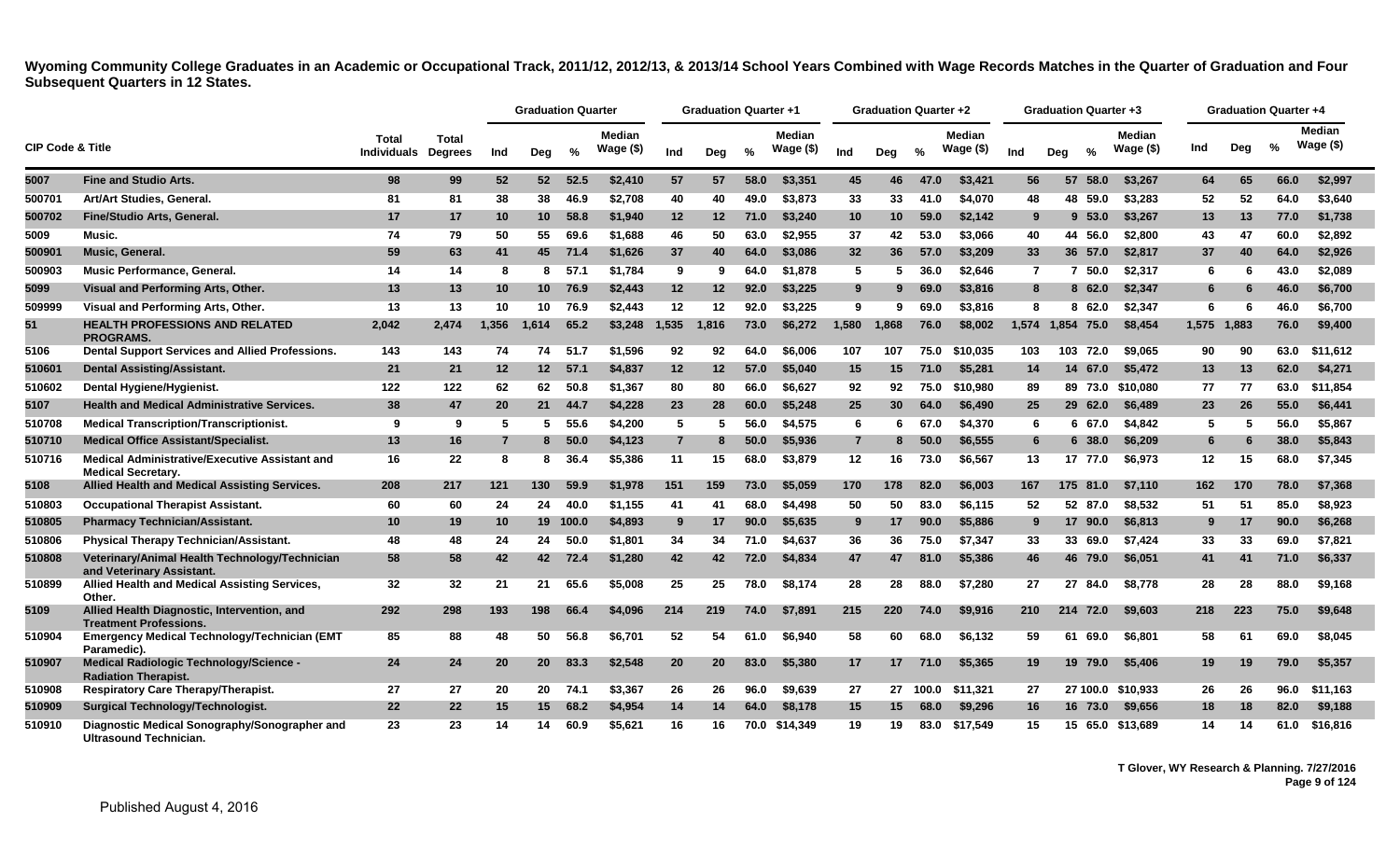**Wyoming Community College Graduates in an Academic or Occupational Track, 2011/12, 2012/13, & 2013/14 School Years Combined with Wage Records Matches in the Quarter of Graduation and Four Subsequent Quarters in 12 States.**

| CIP Code & Title | | Total Individuals | Total Degrees | Graduation Quarter | | | | Graduation Quarter +1 | | | | Graduation Quarter +2 | | | | Graduation Quarter +3 | | | | Graduation Quarter +4 | | | |
|---|---|---|---|---|---|---|---|---|---|---|---|---|---|---|---|---|---|---|---|---|---|---|---|
| | | | | Ind | Deg | % | Median Wage ($) | Ind | Deg | % | Median Wage ($) | Ind | Deg | % | Median Wage ($) | Ind | Deg | % | Median Wage ($) | Ind | Deg | % | Median Wage ($) |
| 5007 | Fine and Studio Arts. | 98 | 99 | 52 | 52 | 52.5 | $2,410 | 57 | 57 | 58.0 | $3,351 | 45 | 46 | 47.0 | $3,421 | 56 | 57 | 58.0 | $3,267 | 64 | 65 | 66.0 | $2,997 |
| 500701 | Art/Art Studies, General. | 81 | 81 | 38 | 38 | 46.9 | $2,708 | 40 | 40 | 49.0 | $3,873 | 33 | 33 | 41.0 | $4,070 | 48 | 48 | 59.0 | $3,283 | 52 | 52 | 64.0 | $3,640 |
| 500702 | Fine/Studio Arts, General. | 17 | 17 | 10 | 10 | 58.8 | $1,940 | 12 | 12 | 71.0 | $3,240 | 10 | 10 | 59.0 | $2,142 | 9 | 9 | 53.0 | $3,267 | 13 | 13 | 77.0 | $1,738 |
| 5009 | Music. | 74 | 79 | 50 | 55 | 69.6 | $1,688 | 46 | 50 | 63.0 | $2,955 | 37 | 42 | 53.0 | $3,066 | 40 | 44 | 56.0 | $2,800 | 43 | 47 | 60.0 | $2,892 |
| 500901 | Music, General. | 59 | 63 | 41 | 45 | 71.4 | $1,626 | 37 | 40 | 64.0 | $3,086 | 32 | 36 | 57.0 | $3,209 | 33 | 36 | 57.0 | $2,817 | 37 | 40 | 64.0 | $2,926 |
| 500903 | Music Performance, General. | 14 | 14 | 8 | 8 | 57.1 | $1,784 | 9 | 9 | 64.0 | $1,878 | 5 | 5 | 36.0 | $2,646 | 7 | 7 | 50.0 | $2,317 | 6 | 6 | 43.0 | $2,089 |
| 5099 | Visual and Performing Arts, Other. | 13 | 13 | 10 | 10 | 76.9 | $2,443 | 12 | 12 | 92.0 | $3,225 | 9 | 9 | 69.0 | $3,816 | 8 | 8 | 62.0 | $2,347 | 6 | 6 | 46.0 | $6,700 |
| 509999 | Visual and Performing Arts, Other. | 13 | 13 | 10 | 10 | 76.9 | $2,443 | 12 | 12 | 92.0 | $3,225 | 9 | 9 | 69.0 | $3,816 | 8 | 8 | 62.0 | $2,347 | 6 | 6 | 46.0 | $6,700 |
| 51 | HEALTH PROFESSIONS AND RELATED PROGRAMS. | 2,042 | 2,474 | 1,356 | 1,614 | 65.2 | $3,248 | 1,535 | 1,816 | 73.0 | $6,272 | 1,580 | 1,868 | 76.0 | $8,002 | 1,574 | 1,854 | 75.0 | $8,454 | 1,575 | 1,883 | 76.0 | $9,400 |
| 5106 | Dental Support Services and Allied Professions. | 143 | 143 | 74 | 74 | 51.7 | $1,596 | 92 | 92 | 64.0 | $6,006 | 107 | 107 | 75.0 | $10,035 | 103 | 103 | 72.0 | $9,065 | 90 | 90 | 63.0 | $11,612 |
| 510601 | Dental Assisting/Assistant. | 21 | 21 | 12 | 12 | 57.1 | $4,837 | 12 | 12 | 57.0 | $5,040 | 15 | 15 | 71.0 | $5,281 | 14 | 14 | 67.0 | $5,472 | 13 | 13 | 62.0 | $4,271 |
| 510602 | Dental Hygiene/Hygienist. | 122 | 122 | 62 | 62 | 50.8 | $1,367 | 80 | 80 | 66.0 | $6,627 | 92 | 92 | 75.0 | $10,980 | 89 | 89 | 73.0 | $10,080 | 77 | 77 | 63.0 | $11,854 |
| 5107 | Health and Medical Administrative Services. | 38 | 47 | 20 | 21 | 44.7 | $4,228 | 23 | 28 | 60.0 | $5,248 | 25 | 30 | 64.0 | $6,490 | 25 | 29 | 62.0 | $6,489 | 23 | 26 | 55.0 | $6,441 |
| 510708 | Medical Transcription/Transcriptionist. | 9 | 9 | 5 | 5 | 55.6 | $4,200 | 5 | 5 | 56.0 | $4,575 | 6 | 6 | 67.0 | $4,370 | 6 | 6 | 67.0 | $4,842 | 5 | 5 | 56.0 | $5,867 |
| 510710 | Medical Office Assistant/Specialist. | 13 | 16 | 7 | 8 | 50.0 | $4,123 | 7 | 8 | 50.0 | $5,936 | 7 | 8 | 50.0 | $6,555 | 6 | 6 | 38.0 | $6,209 | 6 | 6 | 38.0 | $5,843 |
| 510716 | Medical Administrative/Executive Assistant and Medical Secretary. | 16 | 22 | 8 | 8 | 36.4 | $5,386 | 11 | 15 | 68.0 | $3,879 | 12 | 16 | 73.0 | $6,567 | 13 | 17 | 77.0 | $6,973 | 12 | 15 | 68.0 | $7,345 |
| 5108 | Allied Health and Medical Assisting Services. | 208 | 217 | 121 | 130 | 59.9 | $1,978 | 151 | 159 | 73.0 | $5,059 | 170 | 178 | 82.0 | $6,003 | 167 | 175 | 81.0 | $7,110 | 162 | 170 | 78.0 | $7,368 |
| 510803 | Occupational Therapist Assistant. | 60 | 60 | 24 | 24 | 40.0 | $1,155 | 41 | 41 | 68.0 | $4,498 | 50 | 50 | 83.0 | $6,115 | 52 | 52 | 87.0 | $8,532 | 51 | 51 | 85.0 | $8,923 |
| 510805 | Pharmacy Technician/Assistant. | 10 | 19 | 10 | 19 | 100.0 | $4,893 | 9 | 17 | 90.0 | $5,635 | 9 | 17 | 90.0 | $5,886 | 9 | 17 | 90.0 | $6,813 | 9 | 17 | 90.0 | $6,268 |
| 510806 | Physical Therapy Technician/Assistant. | 48 | 48 | 24 | 24 | 50.0 | $1,801 | 34 | 34 | 71.0 | $4,637 | 36 | 36 | 75.0 | $7,347 | 33 | 33 | 69.0 | $7,424 | 33 | 33 | 69.0 | $7,821 |
| 510808 | Veterinary/Animal Health Technology/Technician and Veterinary Assistant. | 58 | 58 | 42 | 42 | 72.4 | $1,280 | 42 | 42 | 72.0 | $4,834 | 47 | 47 | 81.0 | $5,386 | 46 | 46 | 79.0 | $6,051 | 41 | 41 | 71.0 | $6,337 |
| 510899 | Allied Health and Medical Assisting Services, Other. | 32 | 32 | 21 | 21 | 65.6 | $5,008 | 25 | 25 | 78.0 | $8,174 | 28 | 28 | 88.0 | $7,280 | 27 | 27 | 84.0 | $8,778 | 28 | 28 | 88.0 | $9,168 |
| 5109 | Allied Health Diagnostic, Intervention, and Treatment Professions. | 292 | 298 | 193 | 198 | 66.4 | $4,096 | 214 | 219 | 74.0 | $7,891 | 215 | 220 | 74.0 | $9,916 | 210 | 214 | 72.0 | $9,603 | 218 | 223 | 75.0 | $9,648 |
| 510904 | Emergency Medical Technology/Technician (EMT Paramedic). | 85 | 88 | 48 | 50 | 56.8 | $6,701 | 52 | 54 | 61.0 | $6,940 | 58 | 60 | 68.0 | $6,132 | 59 | 61 | 69.0 | $6,801 | 58 | 61 | 69.0 | $8,045 |
| 510907 | Medical Radiologic Technology/Science - Radiation Therapist. | 24 | 24 | 20 | 20 | 83.3 | $2,548 | 20 | 20 | 83.0 | $5,380 | 17 | 17 | 71.0 | $5,365 | 19 | 19 | 79.0 | $5,406 | 19 | 19 | 79.0 | $5,357 |
| 510908 | Respiratory Care Therapy/Therapist. | 27 | 27 | 20 | 20 | 74.1 | $3,367 | 26 | 26 | 96.0 | $9,639 | 27 | 27 | 100.0 | $11,321 | 27 | 27 | 100.0 | $10,933 | 26 | 26 | 96.0 | $11,163 |
| 510909 | Surgical Technology/Technologist. | 22 | 22 | 15 | 15 | 68.2 | $4,954 | 14 | 14 | 64.0 | $8,178 | 15 | 15 | 68.0 | $9,296 | 16 | 16 | 73.0 | $9,656 | 18 | 18 | 82.0 | $9,188 |
| 510910 | Diagnostic Medical Sonography/Sonographer and Ultrasound Technician. | 23 | 23 | 14 | 14 | 60.9 | $5,621 | 16 | 16 | 70.0 | $14,349 | 19 | 19 | 83.0 | $17,549 | 15 | 15 | 65.0 | $13,689 | 14 | 14 | 61.0 | $16,816 |

T Glover, WY Research & Planning. 7/27/2016

Published August 4, 2016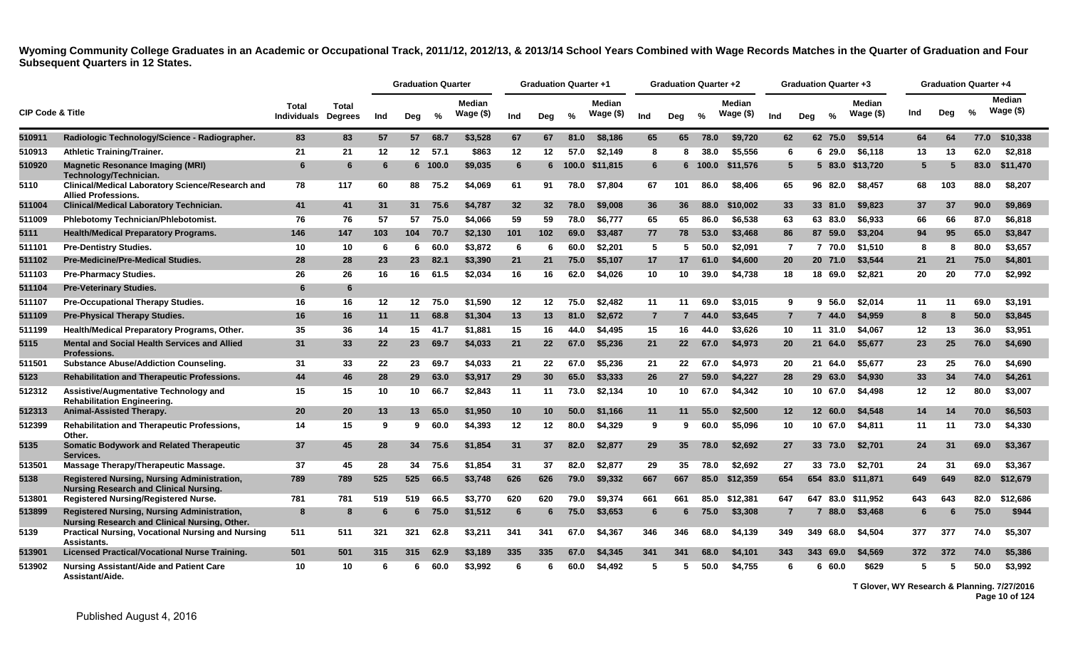**Wyoming Community College Graduates in an Academic or Occupational Track, 2011/12, 2012/13, & 2013/14 School Years Combined with Wage Records Matches in the Quarter of Graduation and Four Subsequent Quarters in 12 States.**

| CIP Code & Title | | Total Individuals | Total Degrees | Graduation Quarter | | | | Graduation Quarter +1 | | | | Graduation Quarter +2 | | | | Graduation Quarter +3 | | | | Graduation Quarter +4 | | | |
|---|---|---|---|---|---|---|---|---|---|---|---|---|---|---|---|---|---|---|---|---|---|---|---|
| | | | | Ind | Deg | % | Median Wage ($) | Ind | Deg | % | Median Wage ($) | Ind | Deg | % | Median Wage ($) | Ind | Deg | % | Median Wage ($) | Ind | Deg | % | Median Wage ($) |
| 510911 | Radiologic Technology/Science - Radiographer. | 83 | 83 | 57 | 57 | 68.7 | $3,528 | 67 | 67 | 81.0 | $8,186 | 65 | 65 | 78.0 | $9,720 | 62 | 62 | 75.0 | $9,514 | 64 | 64 | 77.0 | $10,338 |
| 510913 | Athletic Training/Trainer. | 21 | 21 | 12 | 12 | 57.1 | $863 | 12 | 12 | 57.0 | $2,149 | 8 | 8 | 38.0 | $5,556 | 6 | 6 | 29.0 | $6,118 | 13 | 13 | 62.0 | $2,818 |
| 510920 | Magnetic Resonance Imaging (MRI) Technology/Technician. | 6 | 6 | 6 | 6 | 100.0 | $9,035 | 6 | 6 | 100.0 | $11,815 | 6 | 6 | 100.0 | $11,576 | 5 | 5 | 83.0 | $13,720 | 5 | 5 | 83.0 | $11,470 |
| 5110 | Clinical/Medical Laboratory Science/Research and Allied Professions. | 78 | 117 | 60 | 88 | 75.2 | $4,069 | 61 | 91 | 78.0 | $7,804 | 67 | 101 | 86.0 | $8,406 | 65 | 96 | 82.0 | $8,457 | 68 | 103 | 88.0 | $8,207 |
| 511004 | Clinical/Medical Laboratory Technician. | 41 | 41 | 31 | 31 | 75.6 | $4,787 | 32 | 32 | 78.0 | $9,008 | 36 | 36 | 88.0 | $10,002 | 33 | 33 | 81.0 | $9,823 | 37 | 37 | 90.0 | $9,869 |
| 511009 | Phlebotomy Technician/Phlebotomist. | 76 | 76 | 57 | 57 | 75.0 | $4,066 | 59 | 59 | 78.0 | $6,777 | 65 | 65 | 86.0 | $6,538 | 63 | 63 | 83.0 | $6,933 | 66 | 66 | 87.0 | $6,818 |
| 5111 | Health/Medical Preparatory Programs. | 146 | 147 | 103 | 104 | 70.7 | $2,130 | 101 | 102 | 69.0 | $3,487 | 77 | 78 | 53.0 | $3,468 | 86 | 87 | 59.0 | $3,204 | 94 | 95 | 65.0 | $3,847 |
| 511101 | Pre-Dentistry Studies. | 10 | 10 | 6 | 6 | 60.0 | $3,872 | 6 | 6 | 60.0 | $2,201 | 5 | 5 | 50.0 | $2,091 | 7 | 7 | 70.0 | $1,510 | 8 | 8 | 80.0 | $3,657 |
| 511102 | Pre-Medicine/Pre-Medical Studies. | 28 | 28 | 23 | 23 | 82.1 | $3,390 | 21 | 21 | 75.0 | $5,107 | 17 | 17 | 61.0 | $4,600 | 20 | 20 | 71.0 | $3,544 | 21 | 21 | 75.0 | $4,801 |
| 511103 | Pre-Pharmacy Studies. | 26 | 26 | 16 | 16 | 61.5 | $2,034 | 16 | 16 | 62.0 | $4,026 | 10 | 10 | 39.0 | $4,738 | 18 | 18 | 69.0 | $2,821 | 20 | 20 | 77.0 | $2,992 |
| 511104 | Pre-Veterinary Studies. | 6 | 6 | | | | | | | | | | | | | | | | | | | | |
| 511107 | Pre-Occupational Therapy Studies. | 16 | 16 | 12 | 12 | 75.0 | $1,590 | 12 | 12 | 75.0 | $2,482 | 11 | 11 | 69.0 | $3,015 | 9 | 9 | 56.0 | $2,014 | 11 | 11 | 69.0 | $3,191 |
| 511109 | Pre-Physical Therapy Studies. | 16 | 16 | 11 | 11 | 68.8 | $1,304 | 13 | 13 | 81.0 | $2,672 | 7 | 7 | 44.0 | $3,645 | 7 | 7 | 44.0 | $4,959 | 8 | 8 | 50.0 | $3,845 |
| 511199 | Health/Medical Preparatory Programs, Other. | 35 | 36 | 14 | 15 | 41.7 | $1,881 | 15 | 16 | 44.0 | $4,495 | 15 | 16 | 44.0 | $3,626 | 10 | 11 | 31.0 | $4,067 | 12 | 13 | 36.0 | $3,951 |
| 5115 | Mental and Social Health Services and Allied Professions. | 31 | 33 | 22 | 23 | 69.7 | $4,033 | 21 | 22 | 67.0 | $5,236 | 21 | 22 | 67.0 | $4,973 | 20 | 21 | 64.0 | $5,677 | 23 | 25 | 76.0 | $4,690 |
| 511501 | Substance Abuse/Addiction Counseling. | 31 | 33 | 22 | 23 | 69.7 | $4,033 | 21 | 22 | 67.0 | $5,236 | 21 | 22 | 67.0 | $4,973 | 20 | 21 | 64.0 | $5,677 | 23 | 25 | 76.0 | $4,690 |
| 5123 | Rehabilitation and Therapeutic Professions. | 44 | 46 | 28 | 29 | 63.0 | $3,917 | 29 | 30 | 65.0 | $3,333 | 26 | 27 | 59.0 | $4,227 | 28 | 29 | 63.0 | $4,930 | 33 | 34 | 74.0 | $4,261 |
| 512312 | Assistive/Augmentative Technology and Rehabilitation Engineering. | 15 | 15 | 10 | 10 | 66.7 | $2,843 | 11 | 11 | 73.0 | $2,134 | 10 | 10 | 67.0 | $4,342 | 10 | 10 | 67.0 | $4,498 | 12 | 12 | 80.0 | $3,007 |
| 512313 | Animal-Assisted Therapy. | 20 | 20 | 13 | 13 | 65.0 | $1,950 | 10 | 10 | 50.0 | $1,166 | 11 | 11 | 55.0 | $2,500 | 12 | 12 | 60.0 | $4,548 | 14 | 14 | 70.0 | $6,503 |
| 512399 | Rehabilitation and Therapeutic Professions, Other. | 14 | 15 | 9 | 9 | 60.0 | $4,393 | 12 | 12 | 80.0 | $4,329 | 9 | 9 | 60.0 | $5,096 | 10 | 10 | 67.0 | $4,811 | 11 | 11 | 73.0 | $4,330 |
| 5135 | Somatic Bodywork and Related Therapeutic Services. | 37 | 45 | 28 | 34 | 75.6 | $1,854 | 31 | 37 | 82.0 | $2,877 | 29 | 35 | 78.0 | $2,692 | 27 | 33 | 73.0 | $2,701 | 24 | 31 | 69.0 | $3,367 |
| 513501 | Massage Therapy/Therapeutic Massage. | 37 | 45 | 28 | 34 | 75.6 | $1,854 | 31 | 37 | 82.0 | $2,877 | 29 | 35 | 78.0 | $2,692 | 27 | 33 | 73.0 | $2,701 | 24 | 31 | 69.0 | $3,367 |
| 5138 | Registered Nursing, Nursing Administration, Nursing Research and Clinical Nursing. | 789 | 789 | 525 | 525 | 66.5 | $3,748 | 626 | 626 | 79.0 | $9,332 | 667 | 667 | 85.0 | $12,359 | 654 | 654 | 83.0 | $11,871 | 649 | 649 | 82.0 | $12,679 |
| 513801 | Registered Nursing/Registered Nurse. | 781 | 781 | 519 | 519 | 66.5 | $3,770 | 620 | 620 | 79.0 | $9,374 | 661 | 661 | 85.0 | $12,381 | 647 | 647 | 83.0 | $11,952 | 643 | 643 | 82.0 | $12,686 |
| 513899 | Registered Nursing, Nursing Administration, Nursing Research and Clinical Nursing, Other. | 8 | 8 | 6 | 6 | 75.0 | $1,512 | 6 | 6 | 75.0 | $3,653 | 6 | 6 | 75.0 | $3,308 | 7 | 7 | 88.0 | $3,468 | 6 | 6 | 75.0 | $944 |
| 5139 | Practical Nursing, Vocational Nursing and Nursing Assistants. | 511 | 511 | 321 | 321 | 62.8 | $3,211 | 341 | 341 | 67.0 | $4,367 | 346 | 346 | 68.0 | $4,139 | 349 | 349 | 68.0 | $4,504 | 377 | 377 | 74.0 | $5,307 |
| 513901 | Licensed Practical/Vocational Nurse Training. | 501 | 501 | 315 | 315 | 62.9 | $3,189 | 335 | 335 | 67.0 | $4,345 | 341 | 341 | 68.0 | $4,101 | 343 | 343 | 69.0 | $4,569 | 372 | 372 | 74.0 | $5,386 |
| 513902 | Nursing Assistant/Aide and Patient Care Assistant/Aide. | 10 | 10 | 6 | 6 | 60.0 | $3,992 | 6 | 6 | 60.0 | $4,492 | 5 | 5 | 50.0 | $4,755 | 6 | 6 | 60.0 | $629 | 5 | 5 | 50.0 | $3,992 |

T Glover, WY Research & Planning. 7/27/2016

Published August 4, 2016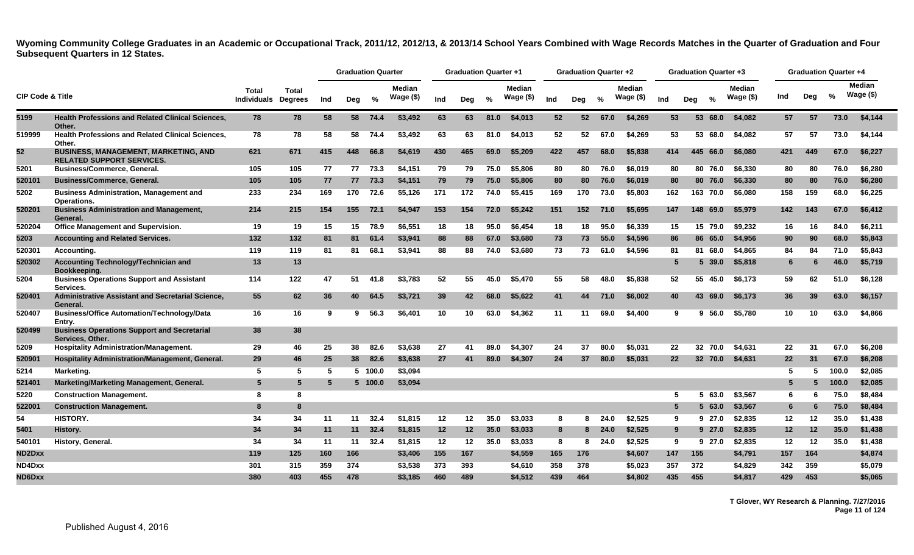**Wyoming Community College Graduates in an Academic or Occupational Track, 2011/12, 2012/13, & 2013/14 School Years Combined with Wage Records Matches in the Quarter of Graduation and Four Subsequent Quarters in 12 States.**

| CIP Code & Title | | Total Individuals | Total Degrees | Graduation Quarter | | | | Graduation Quarter +1 | | | | Graduation Quarter +2 | | | | Graduation Quarter +3 | | | | Graduation Quarter +4 | | | |
|---|---|---|---|---|---|---|---|---|---|---|---|---|---|---|---|---|---|---|---|---|---|---|---|
| | | | | Ind | Deg | % | Median Wage ($) | Ind | Deg | % | Median Wage ($) | Ind | Deg | % | Median Wage ($) | Ind | Deg | % | Median Wage ($) | Ind | Deg | % | Median Wage ($) |
| 5199 | Health Professions and Related Clinical Sciences, Other. | 78 | 78 | 58 | 58 | 74.4 | $3,492 | 63 | 63 | 81.0 | $4,013 | 52 | 52 | 67.0 | $4,269 | 53 | 53 | 68.0 | $4,082 | 57 | 57 | 73.0 | $4,144 |
| 519999 | Health Professions and Related Clinical Sciences, Other. | 78 | 78 | 58 | 58 | 74.4 | $3,492 | 63 | 63 | 81.0 | $4,013 | 52 | 52 | 67.0 | $4,269 | 53 | 53 | 68.0 | $4,082 | 57 | 57 | 73.0 | $4,144 |
| 52 | BUSINESS, MANAGEMENT, MARKETING, AND RELATED SUPPORT SERVICES. | 621 | 671 | 415 | 448 | 66.8 | $4,619 | 430 | 465 | 69.0 | $5,209 | 422 | 457 | 68.0 | $5,838 | 414 | 445 | 66.0 | $6,080 | 421 | 449 | 67.0 | $6,227 |
| 5201 | Business/Commerce, General. | 105 | 105 | 77 | 77 | 73.3 | $4,151 | 79 | 79 | 75.0 | $5,806 | 80 | 80 | 76.0 | $6,019 | 80 | 80 | 76.0 | $6,330 | 80 | 80 | 76.0 | $6,280 |
| 520101 | Business/Commerce, General. | 105 | 105 | 77 | 77 | 73.3 | $4,151 | 79 | 79 | 75.0 | $5,806 | 80 | 80 | 76.0 | $6,019 | 80 | 80 | 76.0 | $6,330 | 80 | 80 | 76.0 | $6,280 |
| 5202 | Business Administration, Management and Operations. | 233 | 234 | 169 | 170 | 72.6 | $5,126 | 171 | 172 | 74.0 | $5,415 | 169 | 170 | 73.0 | $5,803 | 162 | 163 | 70.0 | $6,080 | 158 | 159 | 68.0 | $6,225 |
| 520201 | Business Administration and Management, General. | 214 | 215 | 154 | 155 | 72.1 | $4,947 | 153 | 154 | 72.0 | $5,242 | 151 | 152 | 71.0 | $5,695 | 147 | 148 | 69.0 | $5,979 | 142 | 143 | 67.0 | $6,412 |
| 520204 | Office Management and Supervision. | 19 | 19 | 15 | 15 | 78.9 | $6,551 | 18 | 18 | 95.0 | $6,454 | 18 | 18 | 95.0 | $6,339 | 15 | 15 | 79.0 | $9,232 | 16 | 16 | 84.0 | $6,211 |
| 5203 | Accounting and Related Services. | 132 | 132 | 81 | 81 | 61.4 | $3,941 | 88 | 88 | 67.0 | $3,680 | 73 | 73 | 55.0 | $4,596 | 86 | 86 | 65.0 | $4,956 | 90 | 90 | 68.0 | $5,843 |
| 520301 | Accounting. | 119 | 119 | 81 | 81 | 68.1 | $3,941 | 88 | 88 | 74.0 | $3,680 | 73 | 73 | 61.0 | $4,596 | 81 | 81 | 68.0 | $4,865 | 84 | 84 | 71.0 | $5,843 |
| 520302 | Accounting Technology/Technician and Bookkeeping. | 13 | 13 | | | | | | | | | | | | | 5 | 5 | 39.0 | $5,818 | 6 | 6 | 46.0 | $5,719 |
| 5204 | Business Operations Support and Assistant Services. | 114 | 122 | 47 | 51 | 41.8 | $3,783 | 52 | 55 | 45.0 | $5,470 | 55 | 58 | 48.0 | $5,838 | 52 | 55 | 45.0 | $6,173 | 59 | 62 | 51.0 | $6,128 |
| 520401 | Administrative Assistant and Secretarial Science, General. | 55 | 62 | 36 | 40 | 64.5 | $3,721 | 39 | 42 | 68.0 | $5,622 | 41 | 44 | 71.0 | $6,002 | 40 | 43 | 69.0 | $6,173 | 36 | 39 | 63.0 | $6,157 |
| 520407 | Business/Office Automation/Technology/Data Entry. | 16 | 16 | 9 | 9 | 56.3 | $6,401 | 10 | 10 | 63.0 | $4,362 | 11 | 11 | 69.0 | $4,400 | 9 | 9 | 56.0 | $5,780 | 10 | 10 | 63.0 | $4,866 |
| 520499 | Business Operations Support and Secretarial Services, Other. | 38 | 38 | | | | | | | | | | | | | | | | | | | | |
| 5209 | Hospitality Administration/Management. | 29 | 46 | 25 | 38 | 82.6 | $3,638 | 27 | 41 | 89.0 | $4,307 | 24 | 37 | 80.0 | $5,031 | 22 | 32 | 70.0 | $4,631 | 22 | 31 | 67.0 | $6,208 |
| 520901 | Hospitality Administration/Management, General. | 29 | 46 | 25 | 38 | 82.6 | $3,638 | 27 | 41 | 89.0 | $4,307 | 24 | 37 | 80.0 | $5,031 | 22 | 32 | 70.0 | $4,631 | 22 | 31 | 67.0 | $6,208 |
| 5214 | Marketing. | 5 | 5 | 5 | 5 | 100.0 | $3,094 | | | | | | | | | | | | | 5 | 5 | 100.0 | $2,085 |
| 521401 | Marketing/Marketing Management, General. | 5 | 5 | 5 | 5 | 100.0 | $3,094 | | | | | | | | | | | | | 5 | 5 | 100.0 | $2,085 |
| 5220 | Construction Management. | 8 | 8 | | | | | | | | | | | | | 5 | 5 | 63.0 | $3,567 | 6 | 6 | 75.0 | $8,484 |
| 522001 | Construction Management. | 8 | 8 | | | | | | | | | | | | | 5 | 5 | 63.0 | $3,567 | 6 | 6 | 75.0 | $8,484 |
| 54 | HISTORY. | 34 | 34 | 11 | 11 | 32.4 | $1,815 | 12 | 12 | 35.0 | $3,033 | 8 | 8 | 24.0 | $2,525 | 9 | 9 | 27.0 | $2,835 | 12 | 12 | 35.0 | $1,438 |
| 5401 | History. | 34 | 34 | 11 | 11 | 32.4 | $1,815 | 12 | 12 | 35.0 | $3,033 | 8 | 8 | 24.0 | $2,525 | 9 | 9 | 27.0 | $2,835 | 12 | 12 | 35.0 | $1,438 |
| 540101 | History, General. | 34 | 34 | 11 | 11 | 32.4 | $1,815 | 12 | 12 | 35.0 | $3,033 | 8 | 8 | 24.0 | $2,525 | 9 | 9 | 27.0 | $2,835 | 12 | 12 | 35.0 | $1,438 |
| ND2Dxx | | 119 | 125 | 160 | 166 | | $3,406 | 155 | 167 | | $4,559 | 165 | 176 | | $4,607 | 147 | 155 | | $4,791 | 157 | 164 | | $4,874 |
| ND4Dxx | | 301 | 315 | 359 | 374 | | $3,538 | 373 | 393 | | $4,610 | 358 | 378 | | $5,023 | 357 | 372 | | $4,829 | 342 | 359 | | $5,079 |
| ND6Dxx | | 380 | 403 | 455 | 478 | | $3,185 | 460 | 489 | | $4,512 | 439 | 464 | | $4,802 | 435 | 455 | | $4,817 | 429 | 453 | | $5,065 |

T Glover, WY Research & Planning. 7/27/2016

Published August 4, 2016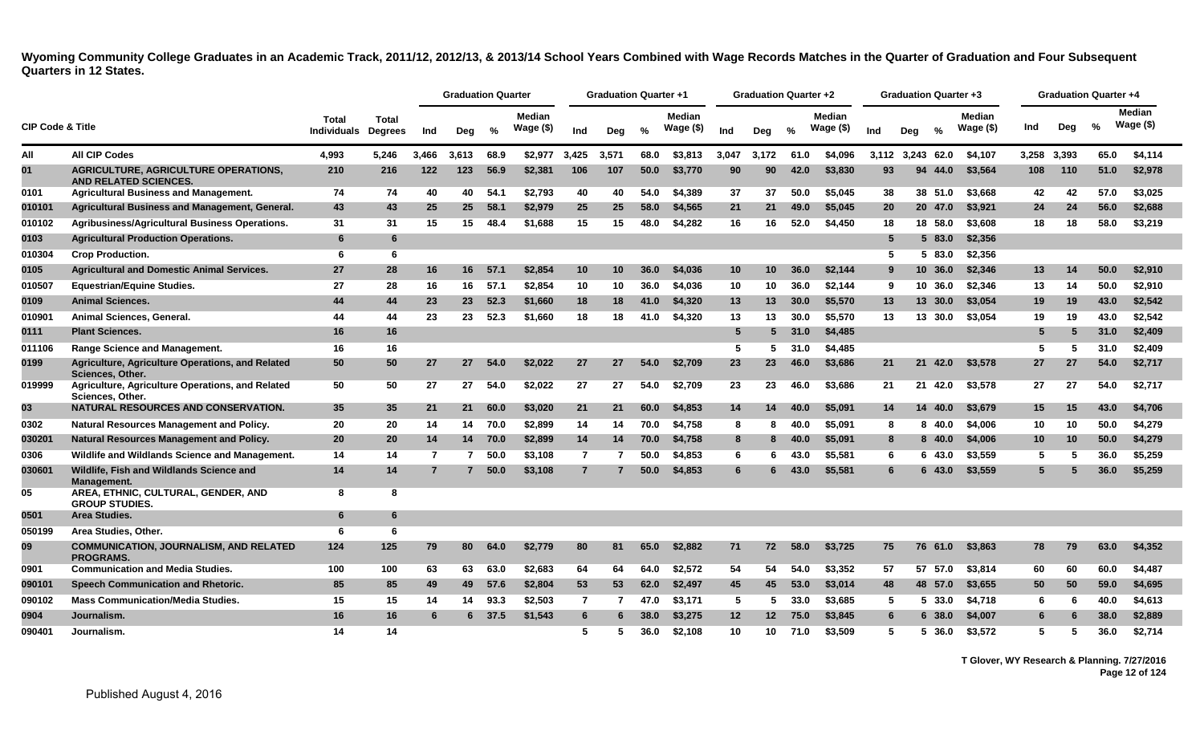# Wyoming Community College Graduates in an Academic Track, 2011/12, 2012/13, & 2013/14 School Years Combined with Wage Records Matches in the Quarter of Graduation and Four Subsequent Quarters in 12 States.

| CIP Code & Title | | Total Individuals | Total Degrees | Graduation Quarter | | | | Graduation Quarter +1 | | | | Graduation Quarter +2 | | | | Graduation Quarter +3 | | | | Graduation Quarter +4 | | | |
|---|---|---|---|---|---|---|---|---|---|---|---|---|---|---|---|---|---|---|---|---|---|---|---|
| | | | | Ind | Deg | % | Median Wage ($) | Ind | Deg | % | Median Wage ($) | Ind | Deg | % | Median Wage ($) | Ind | Deg | % | Median Wage ($) | Ind | Deg | % | Median Wage ($) |
| All | All CIP Codes | 4,993 | 5,246 | 3,466 | 3,613 | 68.9 | $2,977 | 3,425 | 3,571 | 68.0 | $3,813 | 3,047 | 3,172 | 61.0 | $4,096 | 3,112 | 3,243 | 62.0 | $4,107 | 3,258 | 3,393 | 65.0 | $4,114 |
| 01 | AGRICULTURE, AGRICULTURE OPERATIONS, AND RELATED SCIENCES. | 210 | 216 | 122 | 123 | 56.9 | $2,381 | 106 | 107 | 50.0 | $3,770 | 90 | 90 | 42.0 | $3,830 | 93 | 94 | 44.0 | $3,564 | 108 | 110 | 51.0 | $2,978 |
| 0101 | Agricultural Business and Management. | 74 | 74 | 40 | 40 | 54.1 | $2,793 | 40 | 40 | 54.0 | $4,389 | 37 | 37 | 50.0 | $5,045 | 38 | 38 | 51.0 | $3,668 | 42 | 42 | 57.0 | $3,025 |
| 010101 | Agricultural Business and Management, General. | 43 | 43 | 25 | 25 | 58.1 | $2,979 | 25 | 25 | 58.0 | $4,565 | 21 | 21 | 49.0 | $5,045 | 20 | 20 | 47.0 | $3,921 | 24 | 24 | 56.0 | $2,688 |
| 010102 | Agribusiness/Agricultural Business Operations. | 31 | 31 | 15 | 15 | 48.4 | $1,688 | 15 | 15 | 48.0 | $4,282 | 16 | 16 | 52.0 | $4,450 | 18 | 18 | 58.0 | $3,608 | 18 | 18 | 58.0 | $3,219 |
| 0103 | Agricultural Production Operations. | 6 | 6 | | | | | | | | | | | | | 5 | 5 | 83.0 | $2,356 | | | | |
| 010304 | Crop Production. | 6 | 6 | | | | | | | | | | | | | 5 | 5 | 83.0 | $2,356 | | | | |
| 0105 | Agricultural and Domestic Animal Services. | 27 | 28 | 16 | 16 | 57.1 | $2,854 | 10 | 10 | 36.0 | $4,036 | 10 | 10 | 36.0 | $2,144 | 9 | 10 | 36.0 | $2,346 | 13 | 14 | 50.0 | $2,910 |
| 010507 | Equestrian/Equine Studies. | 27 | 28 | 16 | 16 | 57.1 | $2,854 | 10 | 10 | 36.0 | $4,036 | 10 | 10 | 36.0 | $2,144 | 9 | 10 | 36.0 | $2,346 | 13 | 14 | 50.0 | $2,910 |
| 0109 | Animal Sciences. | 44 | 44 | 23 | 23 | 52.3 | $1,660 | 18 | 18 | 41.0 | $4,320 | 13 | 13 | 30.0 | $5,570 | 13 | 13 | 30.0 | $3,054 | 19 | 19 | 43.0 | $2,542 |
| 010901 | Animal Sciences, General. | 44 | 44 | 23 | 23 | 52.3 | $1,660 | 18 | 18 | 41.0 | $4,320 | 13 | 13 | 30.0 | $5,570 | 13 | 13 | 30.0 | $3,054 | 19 | 19 | 43.0 | $2,542 |
| 0111 | Plant Sciences. | 16 | 16 | | | | | | | | | 5 | 5 | 31.0 | $4,485 | | | | | 5 | 5 | 31.0 | $2,409 |
| 011106 | Range Science and Management. | 16 | 16 | | | | | | | | | 5 | 5 | 31.0 | $4,485 | | | | | 5 | 5 | 31.0 | $2,409 |
| 0199 | Agriculture, Agriculture Operations, and Related Sciences, Other. | 50 | 50 | 27 | 27 | 54.0 | $2,022 | 27 | 27 | 54.0 | $2,709 | 23 | 23 | 46.0 | $3,686 | 21 | 21 | 42.0 | $3,578 | 27 | 27 | 54.0 | $2,717 |
| 019999 | Agriculture, Agriculture Operations, and Related Sciences, Other. | 50 | 50 | 27 | 27 | 54.0 | $2,022 | 27 | 27 | 54.0 | $2,709 | 23 | 23 | 46.0 | $3,686 | 21 | 21 | 42.0 | $3,578 | 27 | 27 | 54.0 | $2,717 |
| 03 | NATURAL RESOURCES AND CONSERVATION. | 35 | 35 | 21 | 21 | 60.0 | $3,020 | 21 | 21 | 60.0 | $4,853 | 14 | 14 | 40.0 | $5,091 | 14 | 14 | 40.0 | $3,679 | 15 | 15 | 43.0 | $4,706 |
| 0302 | Natural Resources Management and Policy. | 20 | 20 | 14 | 14 | 70.0 | $2,899 | 14 | 14 | 70.0 | $4,758 | 8 | 8 | 40.0 | $5,091 | 8 | 8 | 40.0 | $4,006 | 10 | 10 | 50.0 | $4,279 |
| 030201 | Natural Resources Management and Policy. | 20 | 20 | 14 | 14 | 70.0 | $2,899 | 14 | 14 | 70.0 | $4,758 | 8 | 8 | 40.0 | $5,091 | 8 | 8 | 40.0 | $4,006 | 10 | 10 | 50.0 | $4,279 |
| 0306 | Wildlife and Wildlands Science and Management. | 14 | 14 | 7 | 7 | 50.0 | $3,108 | 7 | 7 | 50.0 | $4,853 | 6 | 6 | 43.0 | $5,581 | 6 | 6 | 43.0 | $3,559 | 5 | 5 | 36.0 | $5,259 |
| 030601 | Wildlife, Fish and Wildlands Science and Management. | 14 | 14 | 7 | 7 | 50.0 | $3,108 | 7 | 7 | 50.0 | $4,853 | 6 | 6 | 43.0 | $5,581 | 6 | 6 | 43.0 | $3,559 | 5 | 5 | 36.0 | $5,259 |
| 05 | AREA, ETHNIC, CULTURAL, GENDER, AND GROUP STUDIES. | 8 | 8 | | | | | | | | | | | | | | | | | | | | |
| 0501 | Area Studies. | 6 | 6 | | | | | | | | | | | | | | | | | | | | |
| 050199 | Area Studies, Other. | 6 | 6 | | | | | | | | | | | | | | | | | | | | |
| 09 | COMMUNICATION, JOURNALISM, AND RELATED PROGRAMS. | 124 | 125 | 79 | 80 | 64.0 | $2,779 | 80 | 81 | 65.0 | $2,882 | 71 | 72 | 58.0 | $3,725 | 75 | 76 | 61.0 | $3,863 | 78 | 79 | 63.0 | $4,352 |
| 0901 | Communication and Media Studies. | 100 | 100 | 63 | 63 | 63.0 | $2,683 | 64 | 64 | 64.0 | $2,572 | 54 | 54 | 54.0 | $3,352 | 57 | 57 | 57.0 | $3,814 | 60 | 60 | 60.0 | $4,487 |
| 090101 | Speech Communication and Rhetoric. | 85 | 85 | 49 | 49 | 57.6 | $2,804 | 53 | 53 | 62.0 | $2,497 | 45 | 45 | 53.0 | $3,014 | 48 | 48 | 57.0 | $3,655 | 50 | 50 | 59.0 | $4,695 |
| 090102 | Mass Communication/Media Studies. | 15 | 15 | 14 | 14 | 93.3 | $2,503 | 7 | 7 | 47.0 | $3,171 | 5 | 5 | 33.0 | $3,685 | 5 | 5 | 33.0 | $4,718 | 6 | 6 | 40.0 | $4,613 |
| 0904 | Journalism. | 16 | 16 | 6 | 6 | 37.5 | $1,543 | 6 | 6 | 38.0 | $3,275 | 12 | 12 | 75.0 | $3,845 | 6 | 6 | 38.0 | $4,007 | 6 | 6 | 38.0 | $2,889 |
| 090401 | Journalism. | 14 | 14 | | | | | 5 | 5 | 36.0 | $2,108 | 10 | 10 | 71.0 | $3,509 | 5 | 5 | 36.0 | $3,572 | 5 | 5 | 36.0 | $2,714 |

T Glover, WY Research & Planning. 7/27/2016

Published August 4, 2016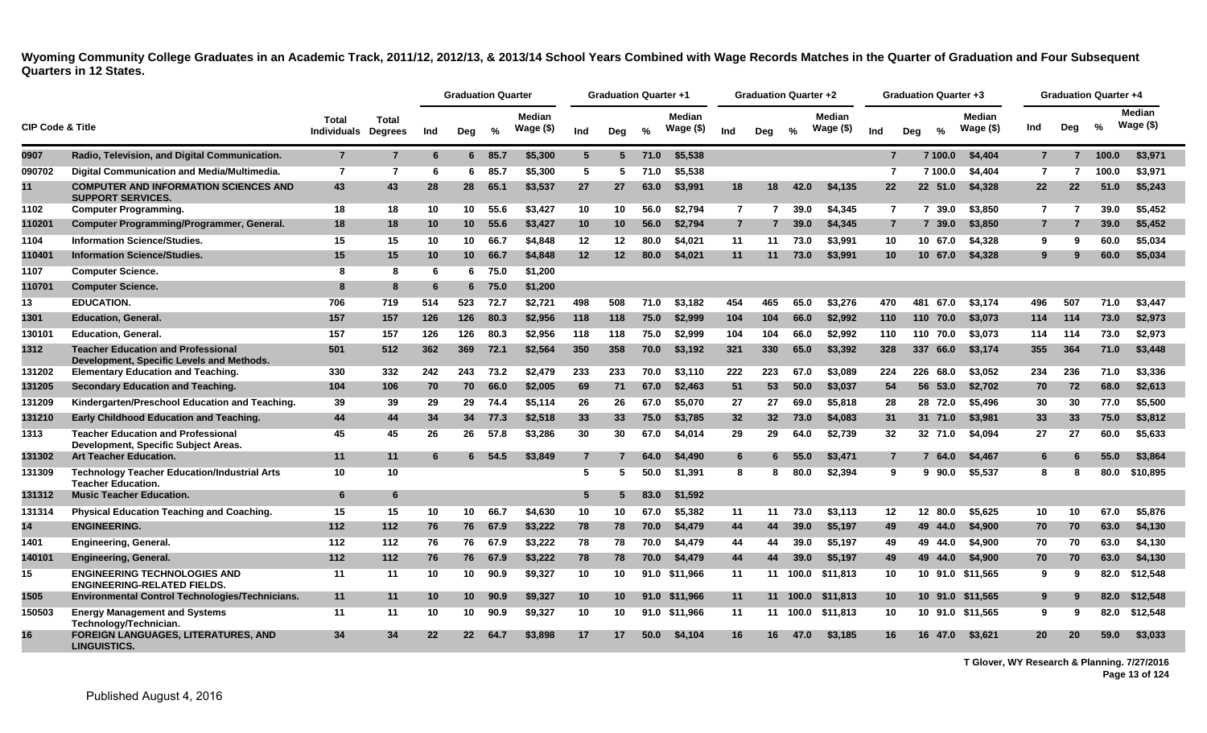**Wyoming Community College Graduates in an Academic Track, 2011/12, 2012/13, & 2013/14 School Years Combined with Wage Records Matches in the Quarter of Graduation and Four Subsequent Quarters in 12 States.**

| CIP Code & Title | | Total Individuals | Total Degrees | Graduation Quarter | | | | Graduation Quarter +1 | | | | Graduation Quarter +2 | | | | Graduation Quarter +3 | | | | Graduation Quarter +4 | | | |
|---|---|---|---|---|---|---|---|---|---|---|---|---|---|---|---|---|---|---|---|---|---|---|---|
| | | | | Ind | Deg | % | Median Wage ($) | Ind | Deg | % | Median Wage ($) | Ind | Deg | % | Median Wage ($) | Ind | Deg | % | Median Wage ($) | Ind | Deg | % | Median Wage ($) |
| 0907 | Radio, Television, and Digital Communication. | 7 | 7 | 6 | 6 | 85.7 | $5,300 | 5 | 5 | 71.0 | $5,538 | | | | | 7 | 7 | 100.0 | $4,404 | 7 | 7 | 100.0 | $3,971 |
| 090702 | Digital Communication and Media/Multimedia. | 7 | 7 | 6 | 6 | 85.7 | $5,300 | 5 | 5 | 71.0 | $5,538 | | | | | 7 | 7 | 100.0 | $4,404 | 7 | 7 | 100.0 | $3,971 |
| 11 | COMPUTER AND INFORMATION SCIENCES AND SUPPORT SERVICES. | 43 | 43 | 28 | 28 | 65.1 | $3,537 | 27 | 27 | 63.0 | $3,991 | 18 | 18 | 42.0 | $4,135 | 22 | 22 | 51.0 | $4,328 | 22 | 22 | 51.0 | $5,243 |
| 1102 | Computer Programming. | 18 | 18 | 10 | 10 | 55.6 | $3,427 | 10 | 10 | 56.0 | $2,794 | 7 | 7 | 39.0 | $4,345 | 7 | 7 | 39.0 | $3,850 | 7 | 7 | 39.0 | $5,452 |
| 110201 | Computer Programming/Programmer, General. | 18 | 18 | 10 | 10 | 55.6 | $3,427 | 10 | 10 | 56.0 | $2,794 | 7 | 7 | 39.0 | $4,345 | 7 | 7 | 39.0 | $3,850 | 7 | 7 | 39.0 | $5,452 |
| 1104 | Information Science/Studies. | 15 | 15 | 10 | 10 | 66.7 | $4,848 | 12 | 12 | 80.0 | $4,021 | 11 | 11 | 73.0 | $3,991 | 10 | 10 | 67.0 | $4,328 | 9 | 9 | 60.0 | $5,034 |
| 110401 | Information Science/Studies. | 15 | 15 | 10 | 10 | 66.7 | $4,848 | 12 | 12 | 80.0 | $4,021 | 11 | 11 | 73.0 | $3,991 | 10 | 10 | 67.0 | $4,328 | 9 | 9 | 60.0 | $5,034 |
| 1107 | Computer Science. | 8 | 8 | 6 | 6 | 75.0 | $1,200 | | | | | | | | | | | | | | | | |
| 110701 | Computer Science. | 8 | 8 | 6 | 6 | 75.0 | $1,200 | | | | | | | | | | | | | | | | |
| 13 | EDUCATION. | 706 | 719 | 514 | 523 | 72.7 | $2,721 | 498 | 508 | 71.0 | $3,182 | 454 | 465 | 65.0 | $3,276 | 470 | 481 | 67.0 | $3,174 | 496 | 507 | 71.0 | $3,447 |
| 1301 | Education, General. | 157 | 157 | 126 | 126 | 80.3 | $2,956 | 118 | 118 | 75.0 | $2,999 | 104 | 104 | 66.0 | $2,992 | 110 | 110 | 70.0 | $3,073 | 114 | 114 | 73.0 | $2,973 |
| 130101 | Education, General. | 157 | 157 | 126 | 126 | 80.3 | $2,956 | 118 | 118 | 75.0 | $2,999 | 104 | 104 | 66.0 | $2,992 | 110 | 110 | 70.0 | $3,073 | 114 | 114 | 73.0 | $2,973 |
| 1312 | Teacher Education and Professional Development, Specific Levels and Methods. | 501 | 512 | 362 | 369 | 72.1 | $2,564 | 350 | 358 | 70.0 | $3,192 | 321 | 330 | 65.0 | $3,392 | 328 | 337 | 66.0 | $3,174 | 355 | 364 | 71.0 | $3,448 |
| 131202 | Elementary Education and Teaching. | 330 | 332 | 242 | 243 | 73.2 | $2,479 | 233 | 233 | 70.0 | $3,110 | 222 | 223 | 67.0 | $3,089 | 224 | 226 | 68.0 | $3,052 | 234 | 236 | 71.0 | $3,336 |
| 131205 | Secondary Education and Teaching. | 104 | 106 | 70 | 70 | 66.0 | $2,005 | 69 | 71 | 67.0 | $2,463 | 51 | 53 | 50.0 | $3,037 | 54 | 56 | 53.0 | $2,702 | 70 | 72 | 68.0 | $2,613 |
| 131209 | Kindergarten/Preschool Education and Teaching. | 39 | 39 | 29 | 29 | 74.4 | $5,114 | 26 | 26 | 67.0 | $5,070 | 27 | 27 | 69.0 | $5,818 | 28 | 28 | 72.0 | $5,496 | 30 | 30 | 77.0 | $5,500 |
| 131210 | Early Childhood Education and Teaching. | 44 | 44 | 34 | 34 | 77.3 | $2,518 | 33 | 33 | 75.0 | $3,785 | 32 | 32 | 73.0 | $4,083 | 31 | 31 | 71.0 | $3,981 | 33 | 33 | 75.0 | $3,812 |
| 1313 | Teacher Education and Professional Development, Specific Subject Areas. | 45 | 45 | 26 | 26 | 57.8 | $3,286 | 30 | 30 | 67.0 | $4,014 | 29 | 29 | 64.0 | $2,739 | 32 | 32 | 71.0 | $4,094 | 27 | 27 | 60.0 | $5,633 |
| 131302 | Art Teacher Education. | 11 | 11 | 6 | 6 | 54.5 | $3,849 | 7 | 7 | 64.0 | $4,490 | 6 | 6 | 55.0 | $3,471 | 7 | 7 | 64.0 | $4,467 | 6 | 6 | 55.0 | $3,864 |
| 131309 | Technology Teacher Education/Industrial Arts Teacher Education. | 10 | 10 | | | | | 5 | 5 | 50.0 | $1,391 | 8 | 8 | 80.0 | $2,394 | 9 | 9 | 90.0 | $5,537 | 8 | 8 | 80.0 | $10,895 |
| 131312 | Music Teacher Education. | 6 | 6 | | | | | 5 | 5 | 83.0 | $1,592 | | | | | | | | | | | | |
| 131314 | Physical Education Teaching and Coaching. | 15 | 15 | 10 | 10 | 66.7 | $4,630 | 10 | 10 | 67.0 | $5,382 | 11 | 11 | 73.0 | $3,113 | 12 | 12 | 80.0 | $5,625 | 10 | 10 | 67.0 | $5,876 |
| 14 | ENGINEERING. | 112 | 112 | 76 | 76 | 67.9 | $3,222 | 78 | 78 | 70.0 | $4,479 | 44 | 44 | 39.0 | $5,197 | 49 | 49 | 44.0 | $4,900 | 70 | 70 | 63.0 | $4,130 |
| 1401 | Engineering, General. | 112 | 112 | 76 | 76 | 67.9 | $3,222 | 78 | 78 | 70.0 | $4,479 | 44 | 44 | 39.0 | $5,197 | 49 | 49 | 44.0 | $4,900 | 70 | 70 | 63.0 | $4,130 |
| 140101 | Engineering, General. | 112 | 112 | 76 | 76 | 67.9 | $3,222 | 78 | 78 | 70.0 | $4,479 | 44 | 44 | 39.0 | $5,197 | 49 | 49 | 44.0 | $4,900 | 70 | 70 | 63.0 | $4,130 |
| 15 | ENGINEERING TECHNOLOGIES AND ENGINEERING-RELATED FIELDS. | 11 | 11 | 10 | 10 | 90.9 | $9,327 | 10 | 10 | 91.0 | $11,966 | 11 | 11 | 100.0 | $11,813 | 10 | 10 | 91.0 | $11,565 | 9 | 9 | 82.0 | $12,548 |
| 1505 | Environmental Control Technologies/Technicians. | 11 | 11 | 10 | 10 | 90.9 | $9,327 | 10 | 10 | 91.0 | $11,966 | 11 | 11 | 100.0 | $11,813 | 10 | 10 | 91.0 | $11,565 | 9 | 9 | 82.0 | $12,548 |
| 150503 | Energy Management and Systems Technology/Technician. | 11 | 11 | 10 | 10 | 90.9 | $9,327 | 10 | 10 | 91.0 | $11,966 | 11 | 11 | 100.0 | $11,813 | 10 | 10 | 91.0 | $11,565 | 9 | 9 | 82.0 | $12,548 |
| 16 | FOREIGN LANGUAGES, LITERATURES, AND LINGUISTICS. | 34 | 34 | 22 | 22 | 64.7 | $3,898 | 17 | 17 | 50.0 | $4,104 | 16 | 16 | 47.0 | $3,185 | 16 | 16 | 47.0 | $3,621 | 20 | 20 | 59.0 | $3,033 |

T Glover, WY Research & Planning. 7/27/2016

Published August 4, 2016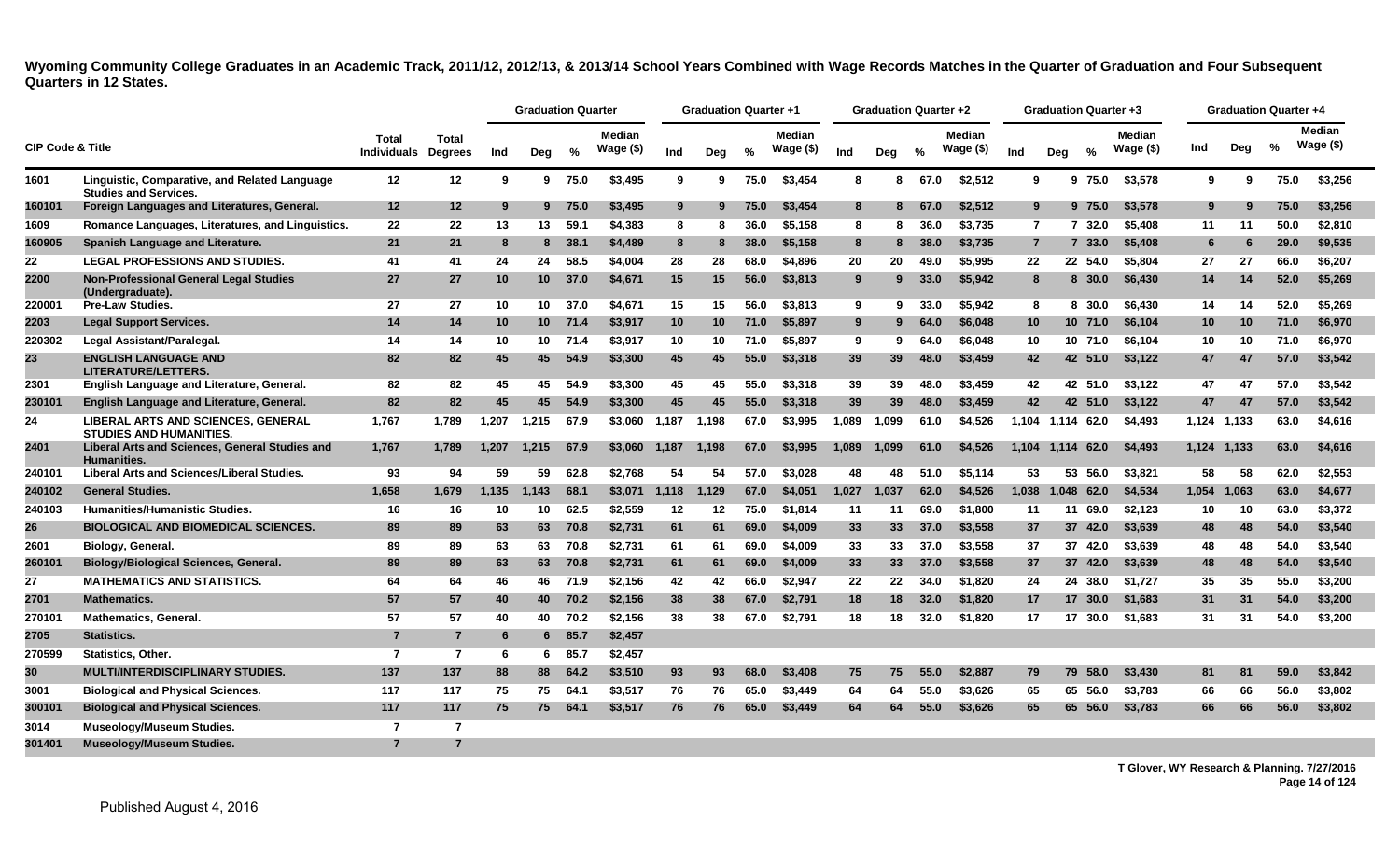**Wyoming Community College Graduates in an Academic Track, 2011/12, 2012/13, & 2013/14 School Years Combined with Wage Records Matches in the Quarter of Graduation and Four Subsequent Quarters in 12 States.**

| CIP Code & Title | | Total Individuals | Total Degrees | Graduation Quarter | | | | Graduation Quarter +1 | | | | Graduation Quarter +2 | | | | Graduation Quarter +3 | | | | Graduation Quarter +4 | | | |
|---|---|---|---|---|---|---|---|---|---|---|---|---|---|---|---|---|---|---|---|---|---|---|---|
| | | | | Ind | Deg | % | Median Wage ($) | Ind | Deg | % | Median Wage ($) | Ind | Deg | % | Median Wage ($) | Ind | Deg | % | Median Wage ($) | Ind | Deg | % | Median Wage ($) |
| 1601 | Linguistic, Comparative, and Related Language Studies and Services. | 12 | 12 | 9 | 9 | 75.0 | $3,495 | 9 | 9 | 75.0 | $3,454 | 8 | 8 | 67.0 | $2,512 | 9 | 9 | 75.0 | $3,578 | 9 | 9 | 75.0 | $3,256 |
| 160101 | Foreign Languages and Literatures, General. | 12 | 12 | 9 | 9 | 75.0 | $3,495 | 9 | 9 | 75.0 | $3,454 | 8 | 8 | 67.0 | $2,512 | 9 | 9 | 75.0 | $3,578 | 9 | 9 | 75.0 | $3,256 |
| 1609 | Romance Languages, Literatures, and Linguistics. | 22 | 22 | 13 | 13 | 59.1 | $4,383 | 8 | 8 | 36.0 | $5,158 | 8 | 8 | 36.0 | $3,735 | 7 | 7 | 32.0 | $5,408 | 11 | 11 | 50.0 | $2,810 |
| 160905 | Spanish Language and Literature. | 21 | 21 | 8 | 8 | 38.1 | $4,489 | 8 | 8 | 38.0 | $5,158 | 8 | 8 | 38.0 | $3,735 | 7 | 7 | 33.0 | $5,408 | 6 | 6 | 29.0 | $9,535 |
| 22 | LEGAL PROFESSIONS AND STUDIES. | 41 | 41 | 24 | 24 | 58.5 | $4,004 | 28 | 28 | 68.0 | $4,896 | 20 | 20 | 49.0 | $5,995 | 22 | 22 | 54.0 | $5,804 | 27 | 27 | 66.0 | $6,207 |
| 2200 | Non-Professional General Legal Studies (Undergraduate). | 27 | 27 | 10 | 10 | 37.0 | $4,671 | 15 | 15 | 56.0 | $3,813 | 9 | 9 | 33.0 | $5,942 | 8 | 8 | 30.0 | $6,430 | 14 | 14 | 52.0 | $5,269 |
| 220001 | Pre-Law Studies. | 27 | 27 | 10 | 10 | 37.0 | $4,671 | 15 | 15 | 56.0 | $3,813 | 9 | 9 | 33.0 | $5,942 | 8 | 8 | 30.0 | $6,430 | 14 | 14 | 52.0 | $5,269 |
| 2203 | Legal Support Services. | 14 | 14 | 10 | 10 | 71.4 | $3,917 | 10 | 10 | 71.0 | $5,897 | 9 | 9 | 64.0 | $6,048 | 10 | 10 | 71.0 | $6,104 | 10 | 10 | 71.0 | $6,970 |
| 220302 | Legal Assistant/Paralegal. | 14 | 14 | 10 | 10 | 71.4 | $3,917 | 10 | 10 | 71.0 | $5,897 | 9 | 9 | 64.0 | $6,048 | 10 | 10 | 71.0 | $6,104 | 10 | 10 | 71.0 | $6,970 |
| 23 | ENGLISH LANGUAGE AND LITERATURE/LETTERS. | 82 | 82 | 45 | 45 | 54.9 | $3,300 | 45 | 45 | 55.0 | $3,318 | 39 | 39 | 48.0 | $3,459 | 42 | 42 | 51.0 | $3,122 | 47 | 47 | 57.0 | $3,542 |
| 2301 | English Language and Literature, General. | 82 | 82 | 45 | 45 | 54.9 | $3,300 | 45 | 45 | 55.0 | $3,318 | 39 | 39 | 48.0 | $3,459 | 42 | 42 | 51.0 | $3,122 | 47 | 47 | 57.0 | $3,542 |
| 230101 | English Language and Literature, General. | 82 | 82 | 45 | 45 | 54.9 | $3,300 | 45 | 45 | 55.0 | $3,318 | 39 | 39 | 48.0 | $3,459 | 42 | 42 | 51.0 | $3,122 | 47 | 47 | 57.0 | $3,542 |
| 24 | LIBERAL ARTS AND SCIENCES, GENERAL STUDIES AND HUMANITIES. | 1,767 | 1,789 | 1,207 | 1,215 | 67.9 | $3,060 | 1,187 | 1,198 | 67.0 | $3,995 | 1,089 | 1,099 | 61.0 | $4,526 | 1,104 | 1,114 | 62.0 | $4,493 | 1,124 | 1,133 | 63.0 | $4,616 |
| 2401 | Liberal Arts and Sciences, General Studies and Humanities. | 1,767 | 1,789 | 1,207 | 1,215 | 67.9 | $3,060 | 1,187 | 1,198 | 67.0 | $3,995 | 1,089 | 1,099 | 61.0 | $4,526 | 1,104 | 1,114 | 62.0 | $4,493 | 1,124 | 1,133 | 63.0 | $4,616 |
| 240101 | Liberal Arts and Sciences/Liberal Studies. | 93 | 94 | 59 | 59 | 62.8 | $2,768 | 54 | 54 | 57.0 | $3,028 | 48 | 48 | 51.0 | $5,114 | 53 | 53 | 56.0 | $3,821 | 58 | 58 | 62.0 | $2,553 |
| 240102 | General Studies. | 1,658 | 1,679 | 1,135 | 1,143 | 68.1 | $3,071 | 1,118 | 1,129 | 67.0 | $4,051 | 1,027 | 1,037 | 62.0 | $4,526 | 1,038 | 1,048 | 62.0 | $4,534 | 1,054 | 1,063 | 63.0 | $4,677 |
| 240103 | Humanities/Humanistic Studies. | 16 | 16 | 10 | 10 | 62.5 | $2,559 | 12 | 12 | 75.0 | $1,814 | 11 | 11 | 69.0 | $1,800 | 11 | 11 | 69.0 | $2,123 | 10 | 10 | 63.0 | $3,372 |
| 26 | BIOLOGICAL AND BIOMEDICAL SCIENCES. | 89 | 89 | 63 | 63 | 70.8 | $2,731 | 61 | 61 | 69.0 | $4,009 | 33 | 33 | 37.0 | $3,558 | 37 | 37 | 42.0 | $3,639 | 48 | 48 | 54.0 | $3,540 |
| 2601 | Biology, General. | 89 | 89 | 63 | 63 | 70.8 | $2,731 | 61 | 61 | 69.0 | $4,009 | 33 | 33 | 37.0 | $3,558 | 37 | 37 | 42.0 | $3,639 | 48 | 48 | 54.0 | $3,540 |
| 260101 | Biology/Biological Sciences, General. | 89 | 89 | 63 | 63 | 70.8 | $2,731 | 61 | 61 | 69.0 | $4,009 | 33 | 33 | 37.0 | $3,558 | 37 | 37 | 42.0 | $3,639 | 48 | 48 | 54.0 | $3,540 |
| 27 | MATHEMATICS AND STATISTICS. | 64 | 64 | 46 | 46 | 71.9 | $2,156 | 42 | 42 | 66.0 | $2,947 | 22 | 22 | 34.0 | $1,820 | 24 | 24 | 38.0 | $1,727 | 35 | 35 | 55.0 | $3,200 |
| 2701 | Mathematics. | 57 | 57 | 40 | 40 | 70.2 | $2,156 | 38 | 38 | 67.0 | $2,791 | 18 | 18 | 32.0 | $1,820 | 17 | 17 | 30.0 | $1,683 | 31 | 31 | 54.0 | $3,200 |
| 270101 | Mathematics, General. | 57 | 57 | 40 | 40 | 70.2 | $2,156 | 38 | 38 | 67.0 | $2,791 | 18 | 18 | 32.0 | $1,820 | 17 | 17 | 30.0 | $1,683 | 31 | 31 | 54.0 | $3,200 |
| 2705 | Statistics. | 7 | 7 | 6 | 6 | 85.7 | $2,457 | | | | | | | | | | | | | | | | |
| 270599 | Statistics, Other. | 7 | 7 | 6 | 6 | 85.7 | $2,457 | | | | | | | | | | | | | | | | |
| 30 | MULTI/INTERDISCIPLINARY STUDIES. | 137 | 137 | 88 | 88 | 64.2 | $3,510 | 93 | 93 | 68.0 | $3,408 | 75 | 75 | 55.0 | $2,887 | 79 | 79 | 58.0 | $3,430 | 81 | 81 | 59.0 | $3,842 |
| 3001 | Biological and Physical Sciences. | 117 | 117 | 75 | 75 | 64.1 | $3,517 | 76 | 76 | 65.0 | $3,449 | 64 | 64 | 55.0 | $3,626 | 65 | 65 | 56.0 | $3,783 | 66 | 66 | 56.0 | $3,802 |
| 300101 | Biological and Physical Sciences. | 117 | 117 | 75 | 75 | 64.1 | $3,517 | 76 | 76 | 65.0 | $3,449 | 64 | 64 | 55.0 | $3,626 | 65 | 65 | 56.0 | $3,783 | 66 | 66 | 56.0 | $3,802 |
| 3014 | Museology/Museum Studies. | 7 | 7 | | | | | | | | | | | | | | | | | | | | |
| 301401 | Museology/Museum Studies. | 7 | 7 | | | | | | | | | | | | | | | | | | | | |

T Glover, WY Research & Planning. 7/27/2016

Published August 4, 2016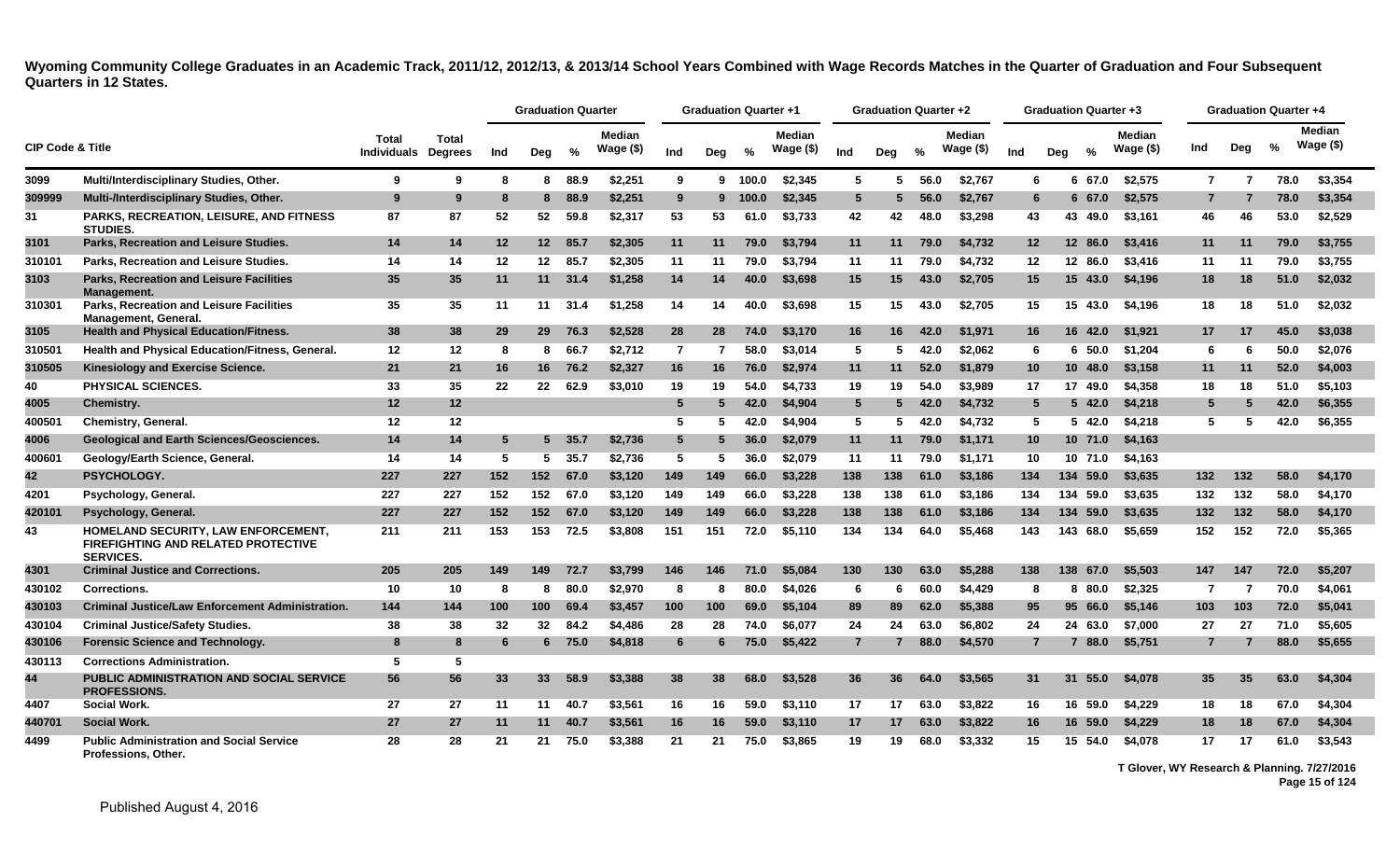**Wyoming Community College Graduates in an Academic Track, 2011/12, 2012/13, & 2013/14 School Years Combined with Wage Records Matches in the Quarter of Graduation and Four Subsequent Quarters in 12 States.**

| CIP Code & Title | | Total Individuals | Total Degrees | Graduation Quarter | | | | Graduation Quarter +1 | | | | Graduation Quarter +2 | | | | Graduation Quarter +3 | | | | Graduation Quarter +4 | | | |
|---|---|---|---|---|---|---|---|---|---|---|---|---|---|---|---|---|---|---|---|---|---|---|---|
| | | | | Ind | Deg | % | Median Wage ($) | Ind | Deg | % | Median Wage ($) | Ind | Deg | % | Median Wage ($) | Ind | Deg | % | Median Wage ($) | Ind | Deg | % | Median Wage ($) |
| 3099 | Multi/Interdisciplinary Studies, Other. | 9 | 9 | 8 | 8 | 88.9 | $2,251 | 9 | 9 | 100.0 | $2,345 | 5 | 5 | 56.0 | $2,767 | 6 | 6 | 67.0 | $2,575 | 7 | 7 | 78.0 | $3,354 |
| 309999 | Multi-/Interdisciplinary Studies, Other. | 9 | 9 | 8 | 8 | 88.9 | $2,251 | 9 | 9 | 100.0 | $2,345 | 5 | 5 | 56.0 | $2,767 | 6 | 6 | 67.0 | $2,575 | 7 | 7 | 78.0 | $3,354 |
| 31 | PARKS, RECREATION, LEISURE, AND FITNESS STUDIES. | 87 | 87 | 52 | 52 | 59.8 | $2,317 | 53 | 53 | 61.0 | $3,733 | 42 | 42 | 48.0 | $3,298 | 43 | 43 | 49.0 | $3,161 | 46 | 46 | 53.0 | $2,529 |
| 3101 | Parks, Recreation and Leisure Studies. | 14 | 14 | 12 | 12 | 85.7 | $2,305 | 11 | 11 | 79.0 | $3,794 | 11 | 11 | 79.0 | $4,732 | 12 | 12 | 86.0 | $3,416 | 11 | 11 | 79.0 | $3,755 |
| 310101 | Parks, Recreation and Leisure Studies. | 14 | 14 | 12 | 12 | 85.7 | $2,305 | 11 | 11 | 79.0 | $3,794 | 11 | 11 | 79.0 | $4,732 | 12 | 12 | 86.0 | $3,416 | 11 | 11 | 79.0 | $3,755 |
| 3103 | Parks, Recreation and Leisure Facilities Management. | 35 | 35 | 11 | 11 | 31.4 | $1,258 | 14 | 14 | 40.0 | $3,698 | 15 | 15 | 43.0 | $2,705 | 15 | 15 | 43.0 | $4,196 | 18 | 18 | 51.0 | $2,032 |
| 310301 | Parks, Recreation and Leisure Facilities Management, General. | 35 | 35 | 11 | 11 | 31.4 | $1,258 | 14 | 14 | 40.0 | $3,698 | 15 | 15 | 43.0 | $2,705 | 15 | 15 | 43.0 | $4,196 | 18 | 18 | 51.0 | $2,032 |
| 3105 | Health and Physical Education/Fitness. | 38 | 38 | 29 | 29 | 76.3 | $2,528 | 28 | 28 | 74.0 | $3,170 | 16 | 16 | 42.0 | $1,971 | 16 | 16 | 42.0 | $1,921 | 17 | 17 | 45.0 | $3,038 |
| 310501 | Health and Physical Education/Fitness, General. | 12 | 12 | 8 | 8 | 66.7 | $2,712 | 7 | 7 | 58.0 | $3,014 | 5 | 5 | 42.0 | $2,062 | 6 | 6 | 50.0 | $1,204 | 6 | 6 | 50.0 | $2,076 |
| 310505 | Kinesiology and Exercise Science. | 21 | 21 | 16 | 16 | 76.2 | $2,327 | 16 | 16 | 76.0 | $2,974 | 11 | 11 | 52.0 | $1,879 | 10 | 10 | 48.0 | $3,158 | 11 | 11 | 52.0 | $4,003 |
| 40 | PHYSICAL SCIENCES. | 33 | 35 | 22 | 22 | 62.9 | $3,010 | 19 | 19 | 54.0 | $4,733 | 19 | 19 | 54.0 | $3,989 | 17 | 17 | 49.0 | $4,358 | 18 | 18 | 51.0 | $5,103 |
| 4005 | Chemistry. | 12 | 12 | | | | | 5 | 5 | 42.0 | $4,904 | 5 | 5 | 42.0 | $4,732 | 5 | 5 | 42.0 | $4,218 | 5 | 5 | 42.0 | $6,355 |
| 400501 | Chemistry, General. | 12 | 12 | | | | | 5 | 5 | 42.0 | $4,904 | 5 | 5 | 42.0 | $4,732 | 5 | 5 | 42.0 | $4,218 | 5 | 5 | 42.0 | $6,355 |
| 4006 | Geological and Earth Sciences/Geosciences. | 14 | 14 | 5 | 5 | 35.7 | $2,736 | 5 | 5 | 36.0 | $2,079 | 11 | 11 | 79.0 | $1,171 | 10 | 10 | 71.0 | $4,163 | | | | |
| 400601 | Geology/Earth Science, General. | 14 | 14 | 5 | 5 | 35.7 | $2,736 | 5 | 5 | 36.0 | $2,079 | 11 | 11 | 79.0 | $1,171 | 10 | 10 | 71.0 | $4,163 | | | | |
| 42 | PSYCHOLOGY. | 227 | 227 | 152 | 152 | 67.0 | $3,120 | 149 | 149 | 66.0 | $3,228 | 138 | 138 | 61.0 | $3,186 | 134 | 134 | 59.0 | $3,635 | 132 | 132 | 58.0 | $4,170 |
| 4201 | Psychology, General. | 227 | 227 | 152 | 152 | 67.0 | $3,120 | 149 | 149 | 66.0 | $3,228 | 138 | 138 | 61.0 | $3,186 | 134 | 134 | 59.0 | $3,635 | 132 | 132 | 58.0 | $4,170 |
| 420101 | Psychology, General. | 227 | 227 | 152 | 152 | 67.0 | $3,120 | 149 | 149 | 66.0 | $3,228 | 138 | 138 | 61.0 | $3,186 | 134 | 134 | 59.0 | $3,635 | 132 | 132 | 58.0 | $4,170 |
| 43 | HOMELAND SECURITY, LAW ENFORCEMENT, FIREFIGHTING AND RELATED PROTECTIVE SERVICES. | 211 | 211 | 153 | 153 | 72.5 | $3,808 | 151 | 151 | 72.0 | $5,110 | 134 | 134 | 64.0 | $5,468 | 143 | 143 | 68.0 | $5,659 | 152 | 152 | 72.0 | $5,365 |
| 4301 | Criminal Justice and Corrections. | 205 | 205 | 149 | 149 | 72.7 | $3,799 | 146 | 146 | 71.0 | $5,084 | 130 | 130 | 63.0 | $5,288 | 138 | 138 | 67.0 | $5,503 | 147 | 147 | 72.0 | $5,207 |
| 430102 | Corrections. | 10 | 10 | 8 | 8 | 80.0 | $2,970 | 8 | 8 | 80.0 | $4,026 | 6 | 6 | 60.0 | $4,429 | 8 | 8 | 80.0 | $2,325 | 7 | 7 | 70.0 | $4,061 |
| 430103 | Criminal Justice/Law Enforcement Administration. | 144 | 144 | 100 | 100 | 69.4 | $3,457 | 100 | 100 | 69.0 | $5,104 | 89 | 89 | 62.0 | $5,388 | 95 | 95 | 66.0 | $5,146 | 103 | 103 | 72.0 | $5,041 |
| 430104 | Criminal Justice/Safety Studies. | 38 | 38 | 32 | 32 | 84.2 | $4,486 | 28 | 28 | 74.0 | $6,077 | 24 | 24 | 63.0 | $6,802 | 24 | 24 | 63.0 | $7,000 | 27 | 27 | 71.0 | $5,605 |
| 430106 | Forensic Science and Technology. | 8 | 8 | 6 | 6 | 75.0 | $4,818 | 6 | 6 | 75.0 | $5,422 | 7 | 7 | 88.0 | $4,570 | 7 | 7 | 88.0 | $5,751 | 7 | 7 | 88.0 | $5,655 |
| 430113 | Corrections Administration. | 5 | 5 | | | | | | | | | | | | | | | | | | | | |
| 44 | PUBLIC ADMINISTRATION AND SOCIAL SERVICE PROFESSIONS. | 56 | 56 | 33 | 33 | 58.9 | $3,388 | 38 | 38 | 68.0 | $3,528 | 36 | 36 | 64.0 | $3,565 | 31 | 31 | 55.0 | $4,078 | 35 | 35 | 63.0 | $4,304 |
| 4407 | Social Work. | 27 | 27 | 11 | 11 | 40.7 | $3,561 | 16 | 16 | 59.0 | $3,110 | 17 | 17 | 63.0 | $3,822 | 16 | 16 | 59.0 | $4,229 | 18 | 18 | 67.0 | $4,304 |
| 440701 | Social Work. | 27 | 27 | 11 | 11 | 40.7 | $3,561 | 16 | 16 | 59.0 | $3,110 | 17 | 17 | 63.0 | $3,822 | 16 | 16 | 59.0 | $4,229 | 18 | 18 | 67.0 | $4,304 |
| 4499 | Public Administration and Social Service Professions, Other. | 28 | 28 | 21 | 21 | 75.0 | $3,388 | 21 | 21 | 75.0 | $3,865 | 19 | 19 | 68.0 | $3,332 | 15 | 15 | 54.0 | $4,078 | 17 | 17 | 61.0 | $3,543 |

T Glover, WY Research & Planning. 7/27/2016

Published August 4, 2016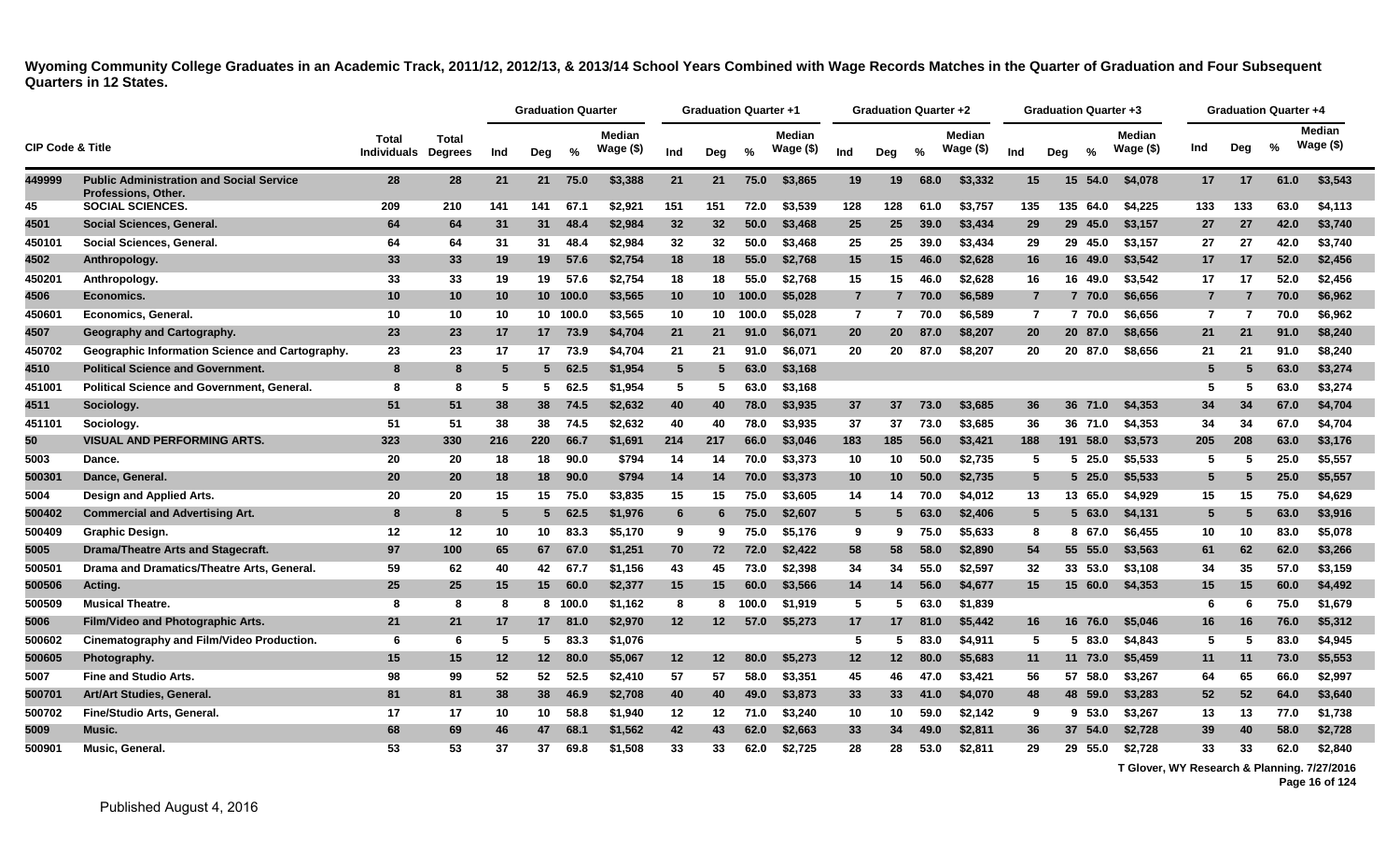**Wyoming Community College Graduates in an Academic Track, 2011/12, 2012/13, & 2013/14 School Years Combined with Wage Records Matches in the Quarter of Graduation and Four Subsequent Quarters in 12 States.**

| CIP Code & Title | | Total Individuals | Total Degrees | Graduation Quarter | | | | Graduation Quarter +1 | | | | Graduation Quarter +2 | | | | Graduation Quarter +3 | | | | Graduation Quarter +4 | | | |
|---|---|---|---|---|---|---|---|---|---|---|---|---|---|---|---|---|---|---|---|---|---|---|---|
| | | | | Ind | Deg | % | Median Wage ($) | Ind | Deg | % | Median Wage ($) | Ind | Deg | % | Median Wage ($) | Ind | Deg | % | Median Wage ($) | Ind | Deg | % | Median Wage ($) |
| 449999 | Public Administration and Social Service Professions, Other. | 28 | 28 | 21 | 21 | 75.0 | $3,388 | 21 | 21 | 75.0 | $3,865 | 19 | 19 | 68.0 | $3,332 | 15 | 15 | 54.0 | $4,078 | 17 | 17 | 61.0 | $3,543 |
| 45 | SOCIAL SCIENCES. | 209 | 210 | 141 | 141 | 67.1 | $2,921 | 151 | 151 | 72.0 | $3,539 | 128 | 128 | 61.0 | $3,757 | 135 | 135 | 64.0 | $4,225 | 133 | 133 | 63.0 | $4,113 |
| 4501 | Social Sciences, General. | 64 | 64 | 31 | 31 | 48.4 | $2,984 | 32 | 32 | 50.0 | $3,468 | 25 | 25 | 39.0 | $3,434 | 29 | 29 | 45.0 | $3,157 | 27 | 27 | 42.0 | $3,740 |
| 450101 | Social Sciences, General. | 64 | 64 | 31 | 31 | 48.4 | $2,984 | 32 | 32 | 50.0 | $3,468 | 25 | 25 | 39.0 | $3,434 | 29 | 29 | 45.0 | $3,157 | 27 | 27 | 42.0 | $3,740 |
| 4502 | Anthropology. | 33 | 33 | 19 | 19 | 57.6 | $2,754 | 18 | 18 | 55.0 | $2,768 | 15 | 15 | 46.0 | $2,628 | 16 | 16 | 49.0 | $3,542 | 17 | 17 | 52.0 | $2,456 |
| 450201 | Anthropology. | 33 | 33 | 19 | 19 | 57.6 | $2,754 | 18 | 18 | 55.0 | $2,768 | 15 | 15 | 46.0 | $2,628 | 16 | 16 | 49.0 | $3,542 | 17 | 17 | 52.0 | $2,456 |
| 4506 | Economics. | 10 | 10 | 10 | 10 | 100.0 | $3,565 | 10 | 10 | 100.0 | $5,028 | 7 | 7 | 70.0 | $6,589 | 7 | 7 | 70.0 | $6,656 | 7 | 7 | 70.0 | $6,962 |
| 450601 | Economics, General. | 10 | 10 | 10 | 10 | 100.0 | $3,565 | 10 | 10 | 100.0 | $5,028 | 7 | 7 | 70.0 | $6,589 | 7 | 7 | 70.0 | $6,656 | 7 | 7 | 70.0 | $6,962 |
| 4507 | Geography and Cartography. | 23 | 23 | 17 | 17 | 73.9 | $4,704 | 21 | 21 | 91.0 | $6,071 | 20 | 20 | 87.0 | $8,207 | 20 | 20 | 87.0 | $8,656 | 21 | 21 | 91.0 | $8,240 |
| 450702 | Geographic Information Science and Cartography. | 23 | 23 | 17 | 17 | 73.9 | $4,704 | 21 | 21 | 91.0 | $6,071 | 20 | 20 | 87.0 | $8,207 | 20 | 20 | 87.0 | $8,656 | 21 | 21 | 91.0 | $8,240 |
| 4510 | Political Science and Government. | 8 | 8 | 5 | 5 | 62.5 | $1,954 | 5 | 5 | 63.0 | $3,168 | | | | | | | | | 5 | 5 | 63.0 | $3,274 |
| 451001 | Political Science and Government, General. | 8 | 8 | 5 | 5 | 62.5 | $1,954 | 5 | 5 | 63.0 | $3,168 | | | | | | | | | 5 | 5 | 63.0 | $3,274 |
| 4511 | Sociology. | 51 | 51 | 38 | 38 | 74.5 | $2,632 | 40 | 40 | 78.0 | $3,935 | 37 | 37 | 73.0 | $3,685 | 36 | 36 | 71.0 | $4,353 | 34 | 34 | 67.0 | $4,704 |
| 451101 | Sociology. | 51 | 51 | 38 | 38 | 74.5 | $2,632 | 40 | 40 | 78.0 | $3,935 | 37 | 37 | 73.0 | $3,685 | 36 | 36 | 71.0 | $4,353 | 34 | 34 | 67.0 | $4,704 |
| 50 | VISUAL AND PERFORMING ARTS. | 323 | 330 | 216 | 220 | 66.7 | $1,691 | 214 | 217 | 66.0 | $3,046 | 183 | 185 | 56.0 | $3,421 | 188 | 191 | 58.0 | $3,573 | 205 | 208 | 63.0 | $3,176 |
| 5003 | Dance. | 20 | 20 | 18 | 18 | 90.0 | $794 | 14 | 14 | 70.0 | $3,373 | 10 | 10 | 50.0 | $2,735 | 5 | 5 | 25.0 | $5,533 | 5 | 5 | 25.0 | $5,557 |
| 500301 | Dance, General. | 20 | 20 | 18 | 18 | 90.0 | $794 | 14 | 14 | 70.0 | $3,373 | 10 | 10 | 50.0 | $2,735 | 5 | 5 | 25.0 | $5,533 | 5 | 5 | 25.0 | $5,557 |
| 5004 | Design and Applied Arts. | 20 | 20 | 15 | 15 | 75.0 | $3,835 | 15 | 15 | 75.0 | $3,605 | 14 | 14 | 70.0 | $4,012 | 13 | 13 | 65.0 | $4,929 | 15 | 15 | 75.0 | $4,629 |
| 500402 | Commercial and Advertising Art. | 8 | 8 | 5 | 5 | 62.5 | $1,976 | 6 | 6 | 75.0 | $2,607 | 5 | 5 | 63.0 | $2,406 | 5 | 5 | 63.0 | $4,131 | 5 | 5 | 63.0 | $3,916 |
| 500409 | Graphic Design. | 12 | 12 | 10 | 10 | 83.3 | $5,170 | 9 | 9 | 75.0 | $5,176 | 9 | 9 | 75.0 | $5,633 | 8 | 8 | 67.0 | $6,455 | 10 | 10 | 83.0 | $5,078 |
| 5005 | Drama/Theatre Arts and Stagecraft. | 97 | 100 | 65 | 67 | 67.0 | $1,251 | 70 | 72 | 72.0 | $2,422 | 58 | 58 | 58.0 | $2,890 | 54 | 55 | 55.0 | $3,563 | 61 | 62 | 62.0 | $3,266 |
| 500501 | Drama and Dramatics/Theatre Arts, General. | 59 | 62 | 40 | 42 | 67.7 | $1,156 | 43 | 45 | 73.0 | $2,398 | 34 | 34 | 55.0 | $2,597 | 32 | 33 | 53.0 | $3,108 | 34 | 35 | 57.0 | $3,159 |
| 500506 | Acting. | 25 | 25 | 15 | 15 | 60.0 | $2,377 | 15 | 15 | 60.0 | $3,566 | 14 | 14 | 56.0 | $4,677 | 15 | 15 | 60.0 | $4,353 | 15 | 15 | 60.0 | $4,492 |
| 500509 | Musical Theatre. | 8 | 8 | 8 | 8 | 100.0 | $1,162 | 8 | 8 | 100.0 | $1,919 | 5 | 5 | 63.0 | $1,839 | | | | | 6 | 6 | 75.0 | $1,679 |
| 5006 | Film/Video and Photographic Arts. | 21 | 21 | 17 | 17 | 81.0 | $2,970 | 12 | 12 | 57.0 | $5,273 | 17 | 17 | 81.0 | $5,442 | 16 | 16 | 76.0 | $5,046 | 16 | 16 | 76.0 | $5,312 |
| 500602 | Cinematography and Film/Video Production. | 6 | 6 | 5 | 5 | 83.3 | $1,076 | | | | | 5 | 5 | 83.0 | $4,911 | 5 | 5 | 83.0 | $4,843 | 5 | 5 | 83.0 | $4,945 |
| 500605 | Photography. | 15 | 15 | 12 | 12 | 80.0 | $5,067 | 12 | 12 | 80.0 | $5,273 | 12 | 12 | 80.0 | $5,683 | 11 | 11 | 73.0 | $5,459 | 11 | 11 | 73.0 | $5,553 |
| 5007 | Fine and Studio Arts. | 98 | 99 | 52 | 52 | 52.5 | $2,410 | 57 | 57 | 58.0 | $3,351 | 45 | 46 | 47.0 | $3,421 | 56 | 57 | 58.0 | $3,267 | 64 | 65 | 66.0 | $2,997 |
| 500701 | Art/Art Studies, General. | 81 | 81 | 38 | 38 | 46.9 | $2,708 | 40 | 40 | 49.0 | $3,873 | 33 | 33 | 41.0 | $4,070 | 48 | 48 | 59.0 | $3,283 | 52 | 52 | 64.0 | $3,640 |
| 500702 | Fine/Studio Arts, General. | 17 | 17 | 10 | 10 | 58.8 | $1,940 | 12 | 12 | 71.0 | $3,240 | 10 | 10 | 59.0 | $2,142 | 9 | 9 | 53.0 | $3,267 | 13 | 13 | 77.0 | $1,738 |
| 5009 | Music. | 68 | 69 | 46 | 47 | 68.1 | $1,562 | 42 | 43 | 62.0 | $2,663 | 33 | 34 | 49.0 | $2,811 | 36 | 37 | 54.0 | $2,728 | 39 | 40 | 58.0 | $2,728 |
| 500901 | Music, General. | 53 | 53 | 37 | 37 | 69.8 | $1,508 | 33 | 33 | 62.0 | $2,725 | 28 | 28 | 53.0 | $2,811 | 29 | 29 | 55.0 | $2,728 | 33 | 33 | 62.0 | $2,840 |

T Glover, WY Research & Planning. 7/27/2016

Published August 4, 2016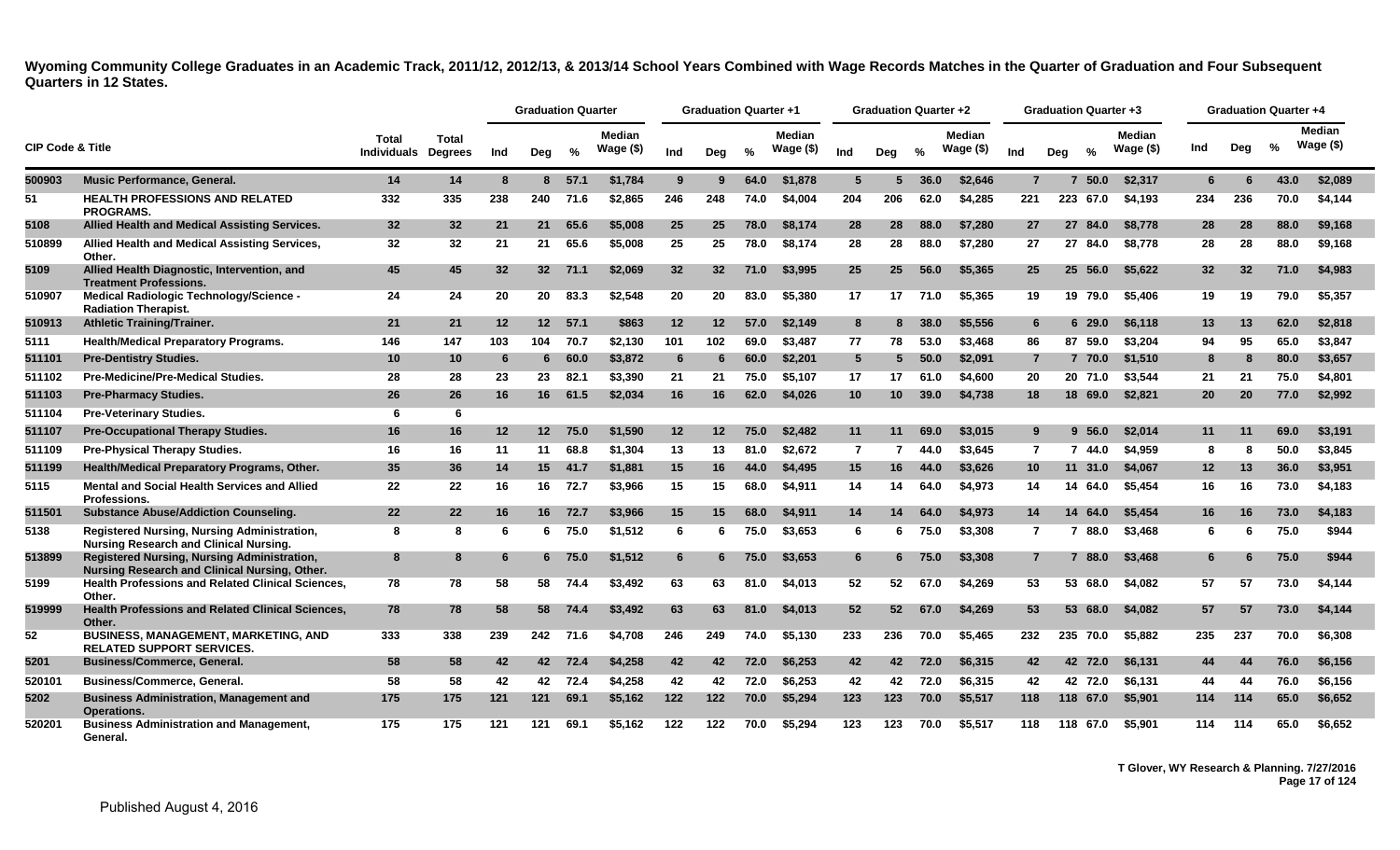**Wyoming Community College Graduates in an Academic Track, 2011/12, 2012/13, & 2013/14 School Years Combined with Wage Records Matches in the Quarter of Graduation and Four Subsequent Quarters in 12 States.**

| CIP Code & Title | | Total Individuals | Total Degrees | Graduation Quarter | | | | Graduation Quarter +1 | | | | Graduation Quarter +2 | | | | Graduation Quarter +3 | | | | Graduation Quarter +4 | | | |
|---|---|---|---|---|---|---|---|---|---|---|---|---|---|---|---|---|---|---|---|---|---|---|---|
| | | | | Ind | Deg | % | Median Wage ($) | Ind | Deg | % | Median Wage ($) | Ind | Deg | % | Median Wage ($) | Ind | Deg | % | Median Wage ($) | Ind | Deg | % | Median Wage ($) |
| 500903 | Music Performance, General. | 14 | 14 | 8 | 8 | 57.1 | $1,784 | 9 | 9 | 64.0 | $1,878 | 5 | 5 | 36.0 | $2,646 | 7 | 7 | 50.0 | $2,317 | 6 | 6 | 43.0 | $2,089 |
| 51 | HEALTH PROFESSIONS AND RELATED PROGRAMS. | 332 | 335 | 238 | 240 | 71.6 | $2,865 | 246 | 248 | 74.0 | $4,004 | 204 | 206 | 62.0 | $4,285 | 221 | 223 | 67.0 | $4,193 | 234 | 236 | 70.0 | $4,144 |
| 5108 | Allied Health and Medical Assisting Services. | 32 | 32 | 21 | 21 | 65.6 | $5,008 | 25 | 25 | 78.0 | $8,174 | 28 | 28 | 88.0 | $7,280 | 27 | 27 | 84.0 | $8,778 | 28 | 28 | 88.0 | $9,168 |
| 510899 | Allied Health and Medical Assisting Services, Other. | 32 | 32 | 21 | 21 | 65.6 | $5,008 | 25 | 25 | 78.0 | $8,174 | 28 | 28 | 88.0 | $7,280 | 27 | 27 | 84.0 | $8,778 | 28 | 28 | 88.0 | $9,168 |
| 5109 | Allied Health Diagnostic, Intervention, and Treatment Professions. | 45 | 45 | 32 | 32 | 71.1 | $2,069 | 32 | 32 | 71.0 | $3,995 | 25 | 25 | 56.0 | $5,365 | 25 | 25 | 56.0 | $5,622 | 32 | 32 | 71.0 | $4,983 |
| 510907 | Medical Radiologic Technology/Science - Radiation Therapist. | 24 | 24 | 20 | 20 | 83.3 | $2,548 | 20 | 20 | 83.0 | $5,380 | 17 | 17 | 71.0 | $5,365 | 19 | 19 | 79.0 | $5,406 | 19 | 19 | 79.0 | $5,357 |
| 510913 | Athletic Training/Trainer. | 21 | 21 | 12 | 12 | 57.1 | $863 | 12 | 12 | 57.0 | $2,149 | 8 | 8 | 38.0 | $5,556 | 6 | 6 | 29.0 | $6,118 | 13 | 13 | 62.0 | $2,818 |
| 5111 | Health/Medical Preparatory Programs. | 146 | 147 | 103 | 104 | 70.7 | $2,130 | 101 | 102 | 69.0 | $3,487 | 77 | 78 | 53.0 | $3,468 | 86 | 87 | 59.0 | $3,204 | 94 | 95 | 65.0 | $3,847 |
| 511101 | Pre-Dentistry Studies. | 10 | 10 | 6 | 6 | 60.0 | $3,872 | 6 | 6 | 60.0 | $2,201 | 5 | 5 | 50.0 | $2,091 | 7 | 7 | 70.0 | $1,510 | 8 | 8 | 80.0 | $3,657 |
| 511102 | Pre-Medicine/Pre-Medical Studies. | 28 | 28 | 23 | 23 | 82.1 | $3,390 | 21 | 21 | 75.0 | $5,107 | 17 | 17 | 61.0 | $4,600 | 20 | 20 | 71.0 | $3,544 | 21 | 21 | 75.0 | $4,801 |
| 511103 | Pre-Pharmacy Studies. | 26 | 26 | 16 | 16 | 61.5 | $2,034 | 16 | 16 | 62.0 | $4,026 | 10 | 10 | 39.0 | $4,738 | 18 | 18 | 69.0 | $2,821 | 20 | 20 | 77.0 | $2,992 |
| 511104 | Pre-Veterinary Studies. | 6 | 6 | | | | | | | | | | | | | | | | | | | | |
| 511107 | Pre-Occupational Therapy Studies. | 16 | 16 | 12 | 12 | 75.0 | $1,590 | 12 | 12 | 75.0 | $2,482 | 11 | 11 | 69.0 | $3,015 | 9 | 9 | 56.0 | $2,014 | 11 | 11 | 69.0 | $3,191 |
| 511109 | Pre-Physical Therapy Studies. | 16 | 16 | 11 | 11 | 68.8 | $1,304 | 13 | 13 | 81.0 | $2,672 | 7 | 7 | 44.0 | $3,645 | 7 | 7 | 44.0 | $4,959 | 8 | 8 | 50.0 | $3,845 |
| 511199 | Health/Medical Preparatory Programs, Other. | 35 | 36 | 14 | 15 | 41.7 | $1,881 | 15 | 16 | 44.0 | $4,495 | 15 | 16 | 44.0 | $3,626 | 10 | 11 | 31.0 | $4,067 | 12 | 13 | 36.0 | $3,951 |
| 5115 | Mental and Social Health Services and Allied Professions. | 22 | 22 | 16 | 16 | 72.7 | $3,966 | 15 | 15 | 68.0 | $4,911 | 14 | 14 | 64.0 | $4,973 | 14 | 14 | 64.0 | $5,454 | 16 | 16 | 73.0 | $4,183 |
| 511501 | Substance Abuse/Addiction Counseling. | 22 | 22 | 16 | 16 | 72.7 | $3,966 | 15 | 15 | 68.0 | $4,911 | 14 | 14 | 64.0 | $4,973 | 14 | 14 | 64.0 | $5,454 | 16 | 16 | 73.0 | $4,183 |
| 5138 | Registered Nursing, Nursing Administration, Nursing Research and Clinical Nursing. | 8 | 8 | 6 | 6 | 75.0 | $1,512 | 6 | 6 | 75.0 | $3,653 | 6 | 6 | 75.0 | $3,308 | 7 | 7 | 88.0 | $3,468 | 6 | 6 | 75.0 | $944 |
| 513899 | Registered Nursing, Nursing Administration, Nursing Research and Clinical Nursing, Other. | 8 | 8 | 6 | 6 | 75.0 | $1,512 | 6 | 6 | 75.0 | $3,653 | 6 | 6 | 75.0 | $3,308 | 7 | 7 | 88.0 | $3,468 | 6 | 6 | 75.0 | $944 |
| 5199 | Health Professions and Related Clinical Sciences, Other. | 78 | 78 | 58 | 58 | 74.4 | $3,492 | 63 | 63 | 81.0 | $4,013 | 52 | 52 | 67.0 | $4,269 | 53 | 53 | 68.0 | $4,082 | 57 | 57 | 73.0 | $4,144 |
| 519999 | Health Professions and Related Clinical Sciences, Other. | 78 | 78 | 58 | 58 | 74.4 | $3,492 | 63 | 63 | 81.0 | $4,013 | 52 | 52 | 67.0 | $4,269 | 53 | 53 | 68.0 | $4,082 | 57 | 57 | 73.0 | $4,144 |
| 52 | BUSINESS, MANAGEMENT, MARKETING, AND RELATED SUPPORT SERVICES. | 333 | 338 | 239 | 242 | 71.6 | $4,708 | 246 | 249 | 74.0 | $5,130 | 233 | 236 | 70.0 | $5,465 | 232 | 235 | 70.0 | $5,882 | 235 | 237 | 70.0 | $6,308 |
| 5201 | Business/Commerce, General. | 58 | 58 | 42 | 42 | 72.4 | $4,258 | 42 | 42 | 72.0 | $6,253 | 42 | 42 | 72.0 | $6,315 | 42 | 42 | 72.0 | $6,131 | 44 | 44 | 76.0 | $6,156 |
| 520101 | Business/Commerce, General. | 58 | 58 | 42 | 42 | 72.4 | $4,258 | 42 | 42 | 72.0 | $6,253 | 42 | 42 | 72.0 | $6,315 | 42 | 42 | 72.0 | $6,131 | 44 | 44 | 76.0 | $6,156 |
| 5202 | Business Administration, Management and Operations. | 175 | 175 | 121 | 121 | 69.1 | $5,162 | 122 | 122 | 70.0 | $5,294 | 123 | 123 | 70.0 | $5,517 | 118 | 118 | 67.0 | $5,901 | 114 | 114 | 65.0 | $6,652 |
| 520201 | Business Administration and Management, General. | 175 | 175 | 121 | 121 | 69.1 | $5,162 | 122 | 122 | 70.0 | $5,294 | 123 | 123 | 70.0 | $5,517 | 118 | 118 | 67.0 | $5,901 | 114 | 114 | 65.0 | $6,652 |

T Glover, WY Research & Planning. 7/27/2016

Published August 4, 2016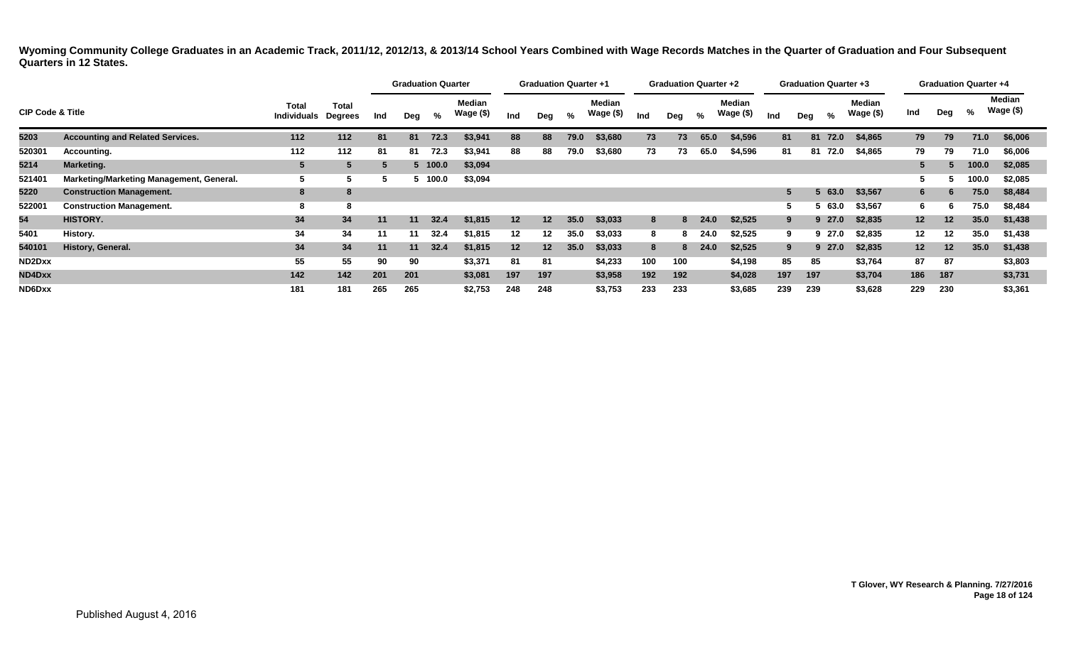**Wyoming Community College Graduates in an Academic Track, 2011/12, 2012/13, & 2013/14 School Years Combined with Wage Records Matches in the Quarter of Graduation and Four Subsequent Quarters in 12 States.**

| CIP Code & Title | | Total Individuals | Total Degrees | Graduation Quarter | | | | Graduation Quarter +1 | | | | Graduation Quarter +2 | | | | Graduation Quarter +3 | | | | Graduation Quarter +4 | | | |
|---|---|---|---|---|---|---|---|---|---|---|---|---|---|---|---|---|---|---|---|---|---|---|---|
| | | | | Ind | Deg | % | Median Wage ($) | Ind | Deg | % | Median Wage ($) | Ind | Deg | % | Median Wage ($) | Ind | Deg | % | Median Wage ($) | Ind | Deg | % | Median Wage ($) |
| 5203 | Accounting and Related Services. | 112 | 112 | 81 | 81 | 72.3 | $3,941 | 88 | 88 | 79.0 | $3,680 | 73 | 73 | 65.0 | $4,596 | 81 | 81 | 72.0 | $4,865 | 79 | 79 | 71.0 | $6,006 |
| 520301 | Accounting. | 112 | 112 | 81 | 81 | 72.3 | $3,941 | 88 | 88 | 79.0 | $3,680 | 73 | 73 | 65.0 | $4,596 | 81 | 81 | 72.0 | $4,865 | 79 | 79 | 71.0 | $6,006 |
| 5214 | Marketing. | 5 | 5 | 5 | 5 | 100.0 | $3,094 | | | | | | | | | | | | | 5 | 5 | 100.0 | $2,085 |
| 521401 | Marketing/Marketing Management, General. | 5 | 5 | 5 | 5 | 100.0 | $3,094 | | | | | | | | | | | | | 5 | 5 | 100.0 | $2,085 |
| 5220 | Construction Management. | 8 | 8 | | | | | | | | | | | | | 5 | 5 | 63.0 | $3,567 | 6 | 6 | 75.0 | $8,484 |
| 522001 | Construction Management. | 8 | 8 | | | | | | | | | | | | | 5 | 5 | 63.0 | $3,567 | 6 | 6 | 75.0 | $8,484 |
| 54 | HISTORY. | 34 | 34 | 11 | 11 | 32.4 | $1,815 | 12 | 12 | 35.0 | $3,033 | 8 | 8 | 24.0 | $2,525 | 9 | 9 | 27.0 | $2,835 | 12 | 12 | 35.0 | $1,438 |
| 5401 | History. | 34 | 34 | 11 | 11 | 32.4 | $1,815 | 12 | 12 | 35.0 | $3,033 | 8 | 8 | 24.0 | $2,525 | 9 | 9 | 27.0 | $2,835 | 12 | 12 | 35.0 | $1,438 |
| 540101 | History, General. | 34 | 34 | 11 | 11 | 32.4 | $1,815 | 12 | 12 | 35.0 | $3,033 | 8 | 8 | 24.0 | $2,525 | 9 | 9 | 27.0 | $2,835 | 12 | 12 | 35.0 | $1,438 |
| ND2Dxx | | 55 | 55 | 90 | 90 | | $3,371 | 81 | 81 | | $4,233 | 100 | 100 | | $4,198 | 85 | 85 | | $3,764 | 87 | 87 | | $3,803 |
| ND4Dxx | | 142 | 142 | 201 | 201 | | $3,081 | 197 | 197 | | $3,958 | 192 | 192 | | $4,028 | 197 | 197 | | $3,704 | 186 | 187 | | $3,731 |
| ND6Dxx | | 181 | 181 | 265 | 265 | | $2,753 | 248 | 248 | | $3,753 | 233 | 233 | | $3,685 | 239 | 239 | | $3,628 | 229 | 230 | | $3,361 |

T Glover, WY Research & Planning. 7/27/2016

Published August 4, 2016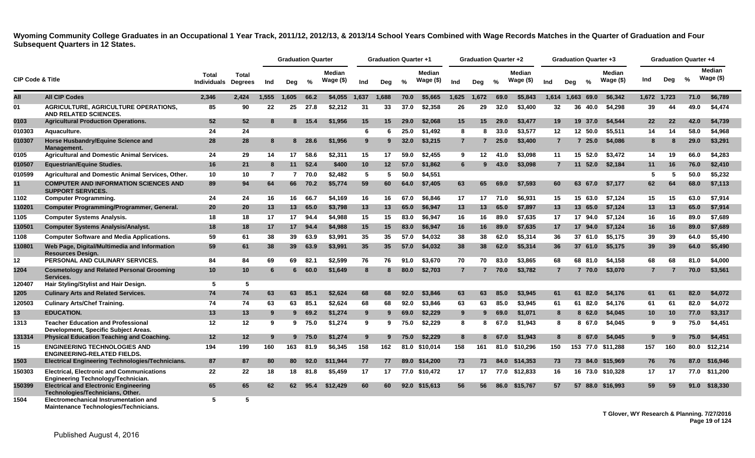# Wyoming Community College Graduates in an Occupational 1 Year Track, 2011/12, 2012/13, & 2013/14 School Years Combined with Wage Records Matches in the Quarter of Graduation and Four Subsequent Quarters in 12 States.

| CIP Code & Title | | Total Individuals | Total Degrees | Graduation Quarter | | | | Graduation Quarter +1 | | | | Graduation Quarter +2 | | | | Graduation Quarter +3 | | | | Graduation Quarter +4 | | | |
|---|---|---|---|---|---|---|---|---|---|---|---|---|---|---|---|---|---|---|---|---|---|---|---|
| | | | | Ind | Deg | % | Median Wage ($) | Ind | Deg | % | Median Wage ($) | Ind | Deg | % | Median Wage ($) | Ind | Deg | % | Median Wage ($) | Ind | Deg | % | Median Wage ($) |
| All | All CIP Codes | 2,346 | 2,424 | 1,555 | 1,605 | 66.2 | $4,055 | 1,637 | 1,688 | 70.0 | $5,665 | 1,625 | 1,672 | 69.0 | $5,843 | 1,614 | 1,663 | 69.0 | $6,342 | 1,672 | 1,723 | 71.0 | $6,789 |
| 01 | AGRICULTURE, AGRICULTURE OPERATIONS, AND RELATED SCIENCES. | 85 | 90 | 22 | 25 | 27.8 | $2,212 | 31 | 33 | 37.0 | $2,358 | 26 | 29 | 32.0 | $3,400 | 32 | 36 | 40.0 | $4,298 | 39 | 44 | 49.0 | $4,474 |
| 0103 | Agricultural Production Operations. | 52 | 52 | 8 | 8 | 15.4 | $1,956 | 15 | 15 | 29.0 | $2,068 | 15 | 15 | 29.0 | $3,477 | 19 | 19 | 37.0 | $4,544 | 22 | 22 | 42.0 | $4,739 |
| 010303 | Aquaculture. | 24 | 24 | | | | | 6 | 6 | 25.0 | $1,492 | 8 | 8 | 33.0 | $3,577 | 12 | 12 | 50.0 | $5,511 | 14 | 14 | 58.0 | $4,968 |
| 010307 | Horse Husbandry/Equine Science and Management. | 28 | 28 | 8 | 8 | 28.6 | $1,956 | 9 | 9 | 32.0 | $3,215 | 7 | 7 | 25.0 | $3,400 | 7 | 7 | 25.0 | $4,086 | 8 | 8 | 29.0 | $3,291 |
| 0105 | Agricultural and Domestic Animal Services. | 24 | 29 | 14 | 17 | 58.6 | $2,311 | 15 | 17 | 59.0 | $2,455 | 9 | 12 | 41.0 | $3,098 | 11 | 15 | 52.0 | $3,472 | 14 | 19 | 66.0 | $4,283 |
| 010507 | Equestrian/Equine Studies. | 16 | 21 | 8 | 11 | 52.4 | $400 | 10 | 12 | 57.0 | $1,862 | 6 | 9 | 43.0 | $3,098 | 7 | 11 | 52.0 | $2,184 | 11 | 16 | 76.0 | $2,410 |
| 010599 | Agricultural and Domestic Animal Services, Other. | 10 | 10 | 7 | 7 | 70.0 | $2,482 | 5 | 5 | 50.0 | $4,551 | | | | | | | | | 5 | 5 | 50.0 | $5,232 |
| 11 | COMPUTER AND INFORMATION SCIENCES AND SUPPORT SERVICES. | 89 | 94 | 64 | 66 | 70.2 | $5,774 | 59 | 60 | 64.0 | $7,405 | 63 | 65 | 69.0 | $7,593 | 60 | 63 | 67.0 | $7,177 | 62 | 64 | 68.0 | $7,113 |
| 1102 | Computer Programming. | 24 | 24 | 16 | 16 | 66.7 | $4,169 | 16 | 16 | 67.0 | $6,846 | 17 | 17 | 71.0 | $6,931 | 15 | 15 | 63.0 | $7,124 | 15 | 15 | 63.0 | $7,914 |
| 110201 | Computer Programming/Programmer, General. | 20 | 20 | 13 | 13 | 65.0 | $3,798 | 13 | 13 | 65.0 | $6,947 | 13 | 13 | 65.0 | $7,897 | 13 | 13 | 65.0 | $7,124 | 13 | 13 | 65.0 | $7,914 |
| 1105 | Computer Systems Analysis. | 18 | 18 | 17 | 17 | 94.4 | $4,988 | 15 | 15 | 83.0 | $6,947 | 16 | 16 | 89.0 | $7,635 | 17 | 17 | 94.0 | $7,124 | 16 | 16 | 89.0 | $7,689 |
| 110501 | Computer Systems Analysis/Analyst. | 18 | 18 | 17 | 17 | 94.4 | $4,988 | 15 | 15 | 83.0 | $6,947 | 16 | 16 | 89.0 | $7,635 | 17 | 17 | 94.0 | $7,124 | 16 | 16 | 89.0 | $7,689 |
| 1108 | Computer Software and Media Applications. | 59 | 61 | 38 | 39 | 63.9 | $3,991 | 35 | 35 | 57.0 | $4,032 | 38 | 38 | 62.0 | $5,314 | 36 | 37 | 61.0 | $5,175 | 39 | 39 | 64.0 | $5,490 |
| 110801 | Web Page, Digital/Multimedia and Information Resources Design. | 59 | 61 | 38 | 39 | 63.9 | $3,991 | 35 | 35 | 57.0 | $4,032 | 38 | 38 | 62.0 | $5,314 | 36 | 37 | 61.0 | $5,175 | 39 | 39 | 64.0 | $5,490 |
| 12 | PERSONAL AND CULINARY SERVICES. | 84 | 84 | 69 | 69 | 82.1 | $2,599 | 76 | 76 | 91.0 | $3,670 | 70 | 70 | 83.0 | $3,865 | 68 | 68 | 81.0 | $4,158 | 68 | 68 | 81.0 | $4,000 |
| 1204 | Cosmetology and Related Personal Grooming Services. | 10 | 10 | 6 | 6 | 60.0 | $1,649 | 8 | 8 | 80.0 | $2,703 | 7 | 7 | 70.0 | $3,782 | 7 | 7 | 70.0 | $3,070 | 7 | 7 | 70.0 | $3,561 |
| 120407 | Hair Styling/Stylist and Hair Design. | 5 | 5 | | | | | | | | | | | | | | | | | | | | |
| 1205 | Culinary Arts and Related Services. | 74 | 74 | 63 | 63 | 85.1 | $2,624 | 68 | 68 | 92.0 | $3,846 | 63 | 63 | 85.0 | $3,945 | 61 | 61 | 82.0 | $4,176 | 61 | 61 | 82.0 | $4,072 |
| 120503 | Culinary Arts/Chef Training. | 74 | 74 | 63 | 63 | 85.1 | $2,624 | 68 | 68 | 92.0 | $3,846 | 63 | 63 | 85.0 | $3,945 | 61 | 61 | 82.0 | $4,176 | 61 | 61 | 82.0 | $4,072 |
| 13 | EDUCATION. | 13 | 13 | 9 | 9 | 69.2 | $1,274 | 9 | 9 | 69.0 | $2,229 | 9 | 9 | 69.0 | $1,071 | 8 | 8 | 62.0 | $4,045 | 10 | 10 | 77.0 | $3,317 |
| 1313 | Teacher Education and Professional Development, Specific Subject Areas. | 12 | 12 | 9 | 9 | 75.0 | $1,274 | 9 | 9 | 75.0 | $2,229 | 8 | 8 | 67.0 | $1,943 | 8 | 8 | 67.0 | $4,045 | 9 | 9 | 75.0 | $4,451 |
| 131314 | Physical Education Teaching and Coaching. | 12 | 12 | 9 | 9 | 75.0 | $1,274 | 9 | 9 | 75.0 | $2,229 | 8 | 8 | 67.0 | $1,943 | 8 | 8 | 67.0 | $4,045 | 9 | 9 | 75.0 | $4,451 |
| 15 | ENGINEERING TECHNOLOGIES AND ENGINEERING-RELATED FIELDS. | 194 | 199 | 160 | 163 | 81.9 | $6,345 | 158 | 162 | 81.0 | $10,014 | 158 | 161 | 81.0 | $10,296 | 150 | 153 | 77.0 | $11,288 | 157 | 160 | 80.0 | $12,214 |
| 1503 | Electrical Engineering Technologies/Technicians. | 87 | 87 | 80 | 80 | 92.0 | $11,944 | 77 | 77 | 89.0 | $14,200 | 73 | 73 | 84.0 | $14,353 | 73 | 73 | 84.0 | $15,969 | 76 | 76 | 87.0 | $16,946 |
| 150303 | Electrical, Electronic and Communications Engineering Technology/Technician. | 22 | 22 | 18 | 18 | 81.8 | $5,459 | 17 | 17 | 77.0 | $10,472 | 17 | 17 | 77.0 | $12,833 | 16 | 16 | 73.0 | $10,328 | 17 | 17 | 77.0 | $11,200 |
| 150399 | Electrical and Electronic Engineering Technologies/Technicians, Other. | 65 | 65 | 62 | 62 | 95.4 | $12,429 | 60 | 60 | 92.0 | $15,613 | 56 | 56 | 86.0 | $15,767 | 57 | 57 | 88.0 | $16,993 | 59 | 59 | 91.0 | $18,330 |
| 1504 | Electromechanical Instrumentation and Maintenance Technologies/Technicians. | 5 | 5 | | | | | | | | | | | | | | | | | | | | |

T Glover, WY Research & Planning. 7/27/2016

Published August 4, 2016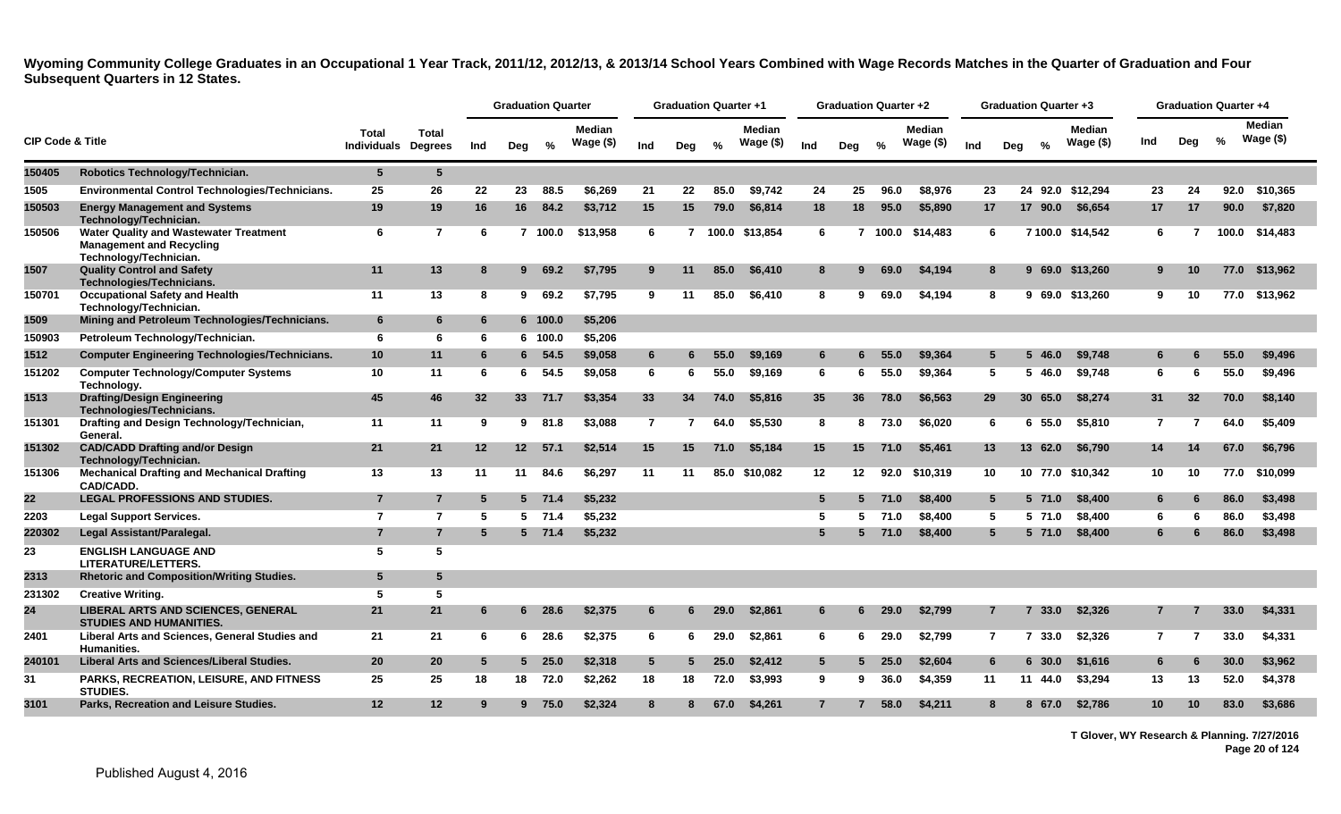**Wyoming Community College Graduates in an Occupational 1 Year Track, 2011/12, 2012/13, & 2013/14 School Years Combined with Wage Records Matches in the Quarter of Graduation and Four Subsequent Quarters in 12 States.**

| CIP Code & Title | | Total Individuals | Total Degrees | Graduation Quarter | | | | Graduation Quarter +1 | | | | Graduation Quarter +2 | | | | Graduation Quarter +3 | | | | Graduation Quarter +4 | | | |
|---|---|---|---|---|---|---|---|---|---|---|---|---|---|---|---|---|---|---|---|---|---|---|---|
| | | | | Ind | Deg | % | Median Wage ($) | Ind | Deg | % | Median Wage ($) | Ind | Deg | % | Median Wage ($) | Ind | Deg | % | Median Wage ($) | Ind | Deg | % | Median Wage ($) |
| 150405 | Robotics Technology/Technician. | 5 | 5 | | | | | | | | | | | | | | | | | | | | |
| 1505 | Environmental Control Technologies/Technicians. | 25 | 26 | 22 | 23 | 88.5 | $6,269 | 21 | 22 | 85.0 | $9,742 | 24 | 25 | 96.0 | $8,976 | 23 | 24 | 92.0 | $12,294 | 23 | 24 | 92.0 | $10,365 |
| 150503 | Energy Management and Systems Technology/Technician. | 19 | 19 | 16 | 16 | 84.2 | $3,712 | 15 | 15 | 79.0 | $6,814 | 18 | 18 | 95.0 | $5,890 | 17 | 17 | 90.0 | $6,654 | 17 | 17 | 90.0 | $7,820 |
| 150506 | Water Quality and Wastewater Treatment Management and Recycling Technology/Technician. | 6 | 7 | 6 | 7 | 100.0 | $13,958 | 6 | 7 | 100.0 | $13,854 | 6 | 7 | 100.0 | $14,483 | 6 | 7 | 100.0 | $14,542 | 6 | 7 | 100.0 | $14,483 |
| 1507 | Quality Control and Safety Technologies/Technicians. | 11 | 13 | 8 | 9 | 69.2 | $7,795 | 9 | 11 | 85.0 | $6,410 | 8 | 9 | 69.0 | $4,194 | 8 | 9 | 69.0 | $13,260 | 9 | 10 | 77.0 | $13,962 |
| 150701 | Occupational Safety and Health Technology/Technician. | 11 | 13 | 8 | 9 | 69.2 | $7,795 | 9 | 11 | 85.0 | $6,410 | 8 | 9 | 69.0 | $4,194 | 8 | 9 | 69.0 | $13,260 | 9 | 10 | 77.0 | $13,962 |
| 1509 | Mining and Petroleum Technologies/Technicians. | 6 | 6 | 6 | 6 | 100.0 | $5,206 | | | | | | | | | | | | | | | | |
| 150903 | Petroleum Technology/Technician. | 6 | 6 | 6 | 6 | 100.0 | $5,206 | | | | | | | | | | | | | | | | |
| 1512 | Computer Engineering Technologies/Technicians. | 10 | 11 | 6 | 6 | 54.5 | $9,058 | 6 | 6 | 55.0 | $9,169 | 6 | 6 | 55.0 | $9,364 | 5 | 5 | 46.0 | $9,748 | 6 | 6 | 55.0 | $9,496 |
| 151202 | Computer Technology/Computer Systems Technology. | 10 | 11 | 6 | 6 | 54.5 | $9,058 | 6 | 6 | 55.0 | $9,169 | 6 | 6 | 55.0 | $9,364 | 5 | 5 | 46.0 | $9,748 | 6 | 6 | 55.0 | $9,496 |
| 1513 | Drafting/Design Engineering Technologies/Technicians. | 45 | 46 | 32 | 33 | 71.7 | $3,354 | 33 | 34 | 74.0 | $5,816 | 35 | 36 | 78.0 | $6,563 | 29 | 30 | 65.0 | $8,274 | 31 | 32 | 70.0 | $8,140 |
| 151301 | Drafting and Design Technology/Technician, General. | 11 | 11 | 9 | 9 | 81.8 | $3,088 | 7 | 7 | 64.0 | $5,530 | 8 | 8 | 73.0 | $6,020 | 6 | 6 | 55.0 | $5,810 | 7 | 7 | 64.0 | $5,409 |
| 151302 | CAD/CADD Drafting and/or Design Technology/Technician. | 21 | 21 | 12 | 12 | 57.1 | $2,514 | 15 | 15 | 71.0 | $5,184 | 15 | 15 | 71.0 | $5,461 | 13 | 13 | 62.0 | $6,790 | 14 | 14 | 67.0 | $6,796 |
| 151306 | Mechanical Drafting and Mechanical Drafting CAD/CADD. | 13 | 13 | 11 | 11 | 84.6 | $6,297 | 11 | 11 | 85.0 | $10,082 | 12 | 12 | 92.0 | $10,319 | 10 | 10 | 77.0 | $10,342 | 10 | 10 | 77.0 | $10,099 |
| 22 | LEGAL PROFESSIONS AND STUDIES. | 7 | 7 | 5 | 5 | 71.4 | $5,232 | | | | | 5 | 5 | 71.0 | $8,400 | 5 | 5 | 71.0 | $8,400 | 6 | 6 | 86.0 | $3,498 |
| 2203 | Legal Support Services. | 7 | 7 | 5 | 5 | 71.4 | $5,232 | | | | | 5 | 5 | 71.0 | $8,400 | 5 | 5 | 71.0 | $8,400 | 6 | 6 | 86.0 | $3,498 |
| 220302 | Legal Assistant/Paralegal. | 7 | 7 | 5 | 5 | 71.4 | $5,232 | | | | | 5 | 5 | 71.0 | $8,400 | 5 | 5 | 71.0 | $8,400 | 6 | 6 | 86.0 | $3,498 |
| 23 | ENGLISH LANGUAGE AND LITERATURE/LETTERS. | 5 | 5 | | | | | | | | | | | | | | | | | | | | |
| 2313 | Rhetoric and Composition/Writing Studies. | 5 | 5 | | | | | | | | | | | | | | | | | | | | |
| 231302 | Creative Writing. | 5 | 5 | | | | | | | | | | | | | | | | | | | | |
| 24 | LIBERAL ARTS AND SCIENCES, GENERAL STUDIES AND HUMANITIES. | 21 | 21 | 6 | 6 | 28.6 | $2,375 | 6 | 6 | 29.0 | $2,861 | 6 | 6 | 29.0 | $2,799 | 7 | 7 | 33.0 | $2,326 | 7 | 7 | 33.0 | $4,331 |
| 2401 | Liberal Arts and Sciences, General Studies and Humanities. | 21 | 21 | 6 | 6 | 28.6 | $2,375 | 6 | 6 | 29.0 | $2,861 | 6 | 6 | 29.0 | $2,799 | 7 | 7 | 33.0 | $2,326 | 7 | 7 | 33.0 | $4,331 |
| 240101 | Liberal Arts and Sciences/Liberal Studies. | 20 | 20 | 5 | 5 | 25.0 | $2,318 | 5 | 5 | 25.0 | $2,412 | 5 | 5 | 25.0 | $2,604 | 6 | 6 | 30.0 | $1,616 | 6 | 6 | 30.0 | $3,962 |
| 31 | PARKS, RECREATION, LEISURE, AND FITNESS STUDIES. | 25 | 25 | 18 | 18 | 72.0 | $2,262 | 18 | 18 | 72.0 | $3,993 | 9 | 9 | 36.0 | $4,359 | 11 | 11 | 44.0 | $3,294 | 13 | 13 | 52.0 | $4,378 |
| 3101 | Parks, Recreation and Leisure Studies. | 12 | 12 | 9 | 9 | 75.0 | $2,324 | 8 | 8 | 67.0 | $4,261 | 7 | 7 | 58.0 | $4,211 | 8 | 8 | 67.0 | $2,786 | 10 | 10 | 83.0 | $3,686 |

T Glover, WY Research & Planning. 7/27/2016

Published August 4, 2016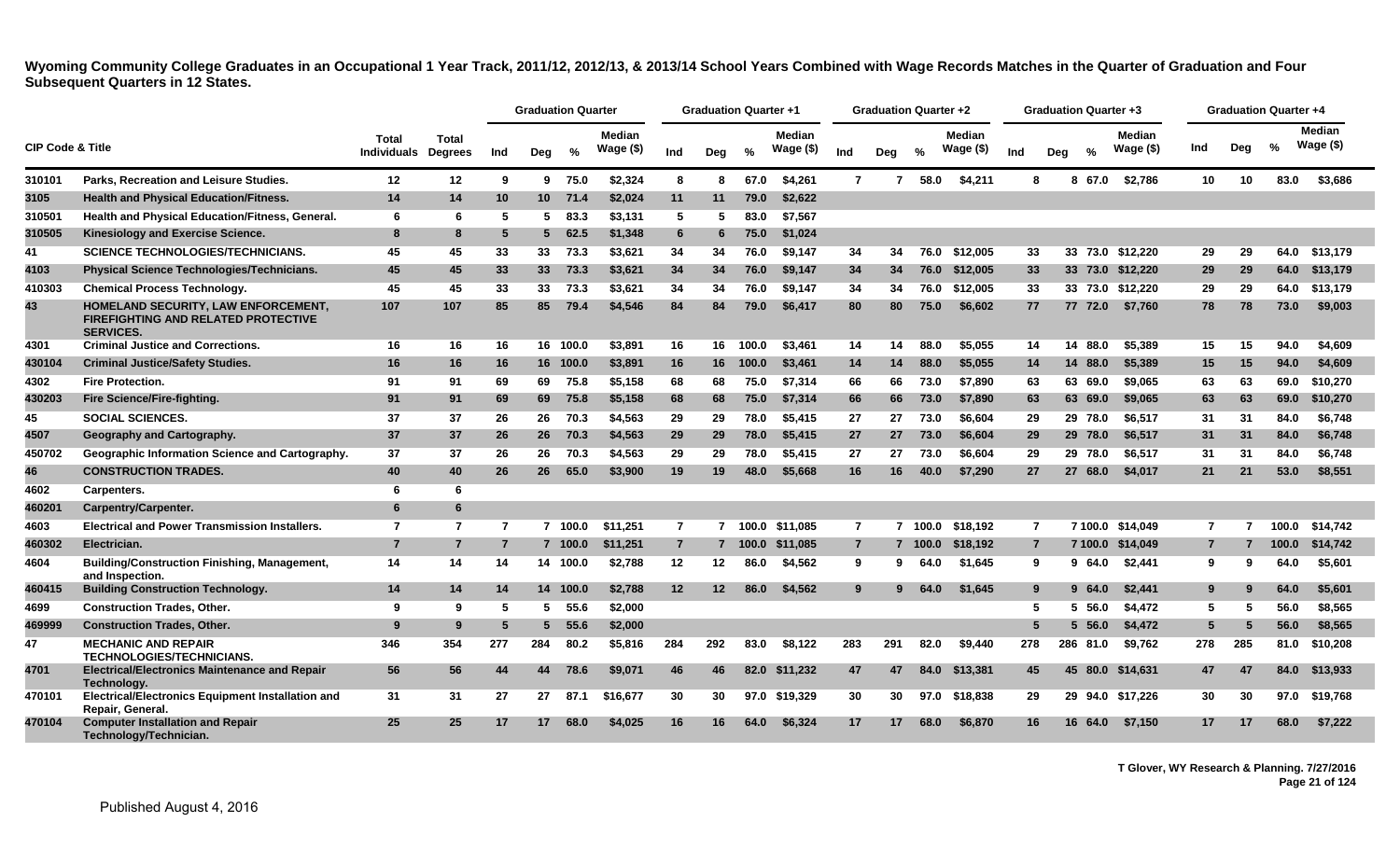**Wyoming Community College Graduates in an Occupational 1 Year Track, 2011/12, 2012/13, & 2013/14 School Years Combined with Wage Records Matches in the Quarter of Graduation and Four Subsequent Quarters in 12 States.**

| CIP Code & Title | | Total Individuals | Total Degrees | Graduation Quarter | | | | Graduation Quarter +1 | | | | Graduation Quarter +2 | | | | Graduation Quarter +3 | | | | Graduation Quarter +4 | | | |
|---|---|---|---|---|---|---|---|---|---|---|---|---|---|---|---|---|---|---|---|---|---|---|---|
| | | | | Ind | Deg | % | Median Wage ($) | Ind | Deg | % | Median Wage ($) | Ind | Deg | % | Median Wage ($) | Ind | Deg | % | Median Wage ($) | Ind | Deg | % | Median Wage ($) |
| 310101 | Parks, Recreation and Leisure Studies. | 12 | 12 | 9 | 9 | 75.0 | $2,324 | 8 | 8 | 67.0 | $4,261 | 7 | 7 | 58.0 | $4,211 | 8 | 8 | 67.0 | $2,786 | 10 | 10 | 83.0 | $3,686 |
| 3105 | Health and Physical Education/Fitness. | 14 | 14 | 10 | 10 | 71.4 | $2,024 | 11 | 11 | 79.0 | $2,622 | | | | | | | | | | | | |
| 310501 | Health and Physical Education/Fitness, General. | 6 | 6 | 5 | 5 | 83.3 | $3,131 | 5 | 5 | 83.0 | $7,567 | | | | | | | | | | | | |
| 310505 | Kinesiology and Exercise Science. | 8 | 8 | 5 | 5 | 62.5 | $1,348 | 6 | 6 | 75.0 | $1,024 | | | | | | | | | | | | |
| 41 | SCIENCE TECHNOLOGIES/TECHNICIANS. | 45 | 45 | 33 | 33 | 73.3 | $3,621 | 34 | 34 | 76.0 | $9,147 | 34 | 34 | 76.0 | $12,005 | 33 | 33 | 73.0 | $12,220 | 29 | 29 | 64.0 | $13,179 |
| 4103 | Physical Science Technologies/Technicians. | 45 | 45 | 33 | 33 | 73.3 | $3,621 | 34 | 34 | 76.0 | $9,147 | 34 | 34 | 76.0 | $12,005 | 33 | 33 | 73.0 | $12,220 | 29 | 29 | 64.0 | $13,179 |
| 410303 | Chemical Process Technology. | 45 | 45 | 33 | 33 | 73.3 | $3,621 | 34 | 34 | 76.0 | $9,147 | 34 | 34 | 76.0 | $12,005 | 33 | 33 | 73.0 | $12,220 | 29 | 29 | 64.0 | $13,179 |
| 43 | HOMELAND SECURITY, LAW ENFORCEMENT, FIREFIGHTING AND RELATED PROTECTIVE SERVICES. | 107 | 107 | 85 | 85 | 79.4 | $4,546 | 84 | 84 | 79.0 | $6,417 | 80 | 80 | 75.0 | $6,602 | 77 | 77 | 72.0 | $7,760 | 78 | 78 | 73.0 | $9,003 |
| 4301 | Criminal Justice and Corrections. | 16 | 16 | 16 | 16 | 100.0 | $3,891 | 16 | 16 | 100.0 | $3,461 | 14 | 14 | 88.0 | $5,055 | 14 | 14 | 88.0 | $5,389 | 15 | 15 | 94.0 | $4,609 |
| 430104 | Criminal Justice/Safety Studies. | 16 | 16 | 16 | 16 | 100.0 | $3,891 | 16 | 16 | 100.0 | $3,461 | 14 | 14 | 88.0 | $5,055 | 14 | 14 | 88.0 | $5,389 | 15 | 15 | 94.0 | $4,609 |
| 4302 | Fire Protection. | 91 | 91 | 69 | 69 | 75.8 | $5,158 | 68 | 68 | 75.0 | $7,314 | 66 | 66 | 73.0 | $7,890 | 63 | 63 | 69.0 | $9,065 | 63 | 63 | 69.0 | $10,270 |
| 430203 | Fire Science/Fire-fighting. | 91 | 91 | 69 | 69 | 75.8 | $5,158 | 68 | 68 | 75.0 | $7,314 | 66 | 66 | 73.0 | $7,890 | 63 | 63 | 69.0 | $9,065 | 63 | 63 | 69.0 | $10,270 |
| 45 | SOCIAL SCIENCES. | 37 | 37 | 26 | 26 | 70.3 | $4,563 | 29 | 29 | 78.0 | $5,415 | 27 | 27 | 73.0 | $6,604 | 29 | 29 | 78.0 | $6,517 | 31 | 31 | 84.0 | $6,748 |
| 4507 | Geography and Cartography. | 37 | 37 | 26 | 26 | 70.3 | $4,563 | 29 | 29 | 78.0 | $5,415 | 27 | 27 | 73.0 | $6,604 | 29 | 29 | 78.0 | $6,517 | 31 | 31 | 84.0 | $6,748 |
| 450702 | Geographic Information Science and Cartography. | 37 | 37 | 26 | 26 | 70.3 | $4,563 | 29 | 29 | 78.0 | $5,415 | 27 | 27 | 73.0 | $6,604 | 29 | 29 | 78.0 | $6,517 | 31 | 31 | 84.0 | $6,748 |
| 46 | CONSTRUCTION TRADES. | 40 | 40 | 26 | 26 | 65.0 | $3,900 | 19 | 19 | 48.0 | $5,668 | 16 | 16 | 40.0 | $7,290 | 27 | 27 | 68.0 | $4,017 | 21 | 21 | 53.0 | $8,551 |
| 4602 | Carpenters. | 6 | 6 | | | | | | | | | | | | | | | | | | | | |
| 460201 | Carpentry/Carpenter. | 6 | 6 | | | | | | | | | | | | | | | | | | | | |
| 4603 | Electrical and Power Transmission Installers. | 7 | 7 | 7 | 7 | 100.0 | $11,251 | 7 | 7 | 100.0 | $11,085 | 7 | 7 | 100.0 | $18,192 | 7 | 7 | 100.0 | $14,049 | 7 | 7 | 100.0 | $14,742 |
| 460302 | Electrician. | 7 | 7 | 7 | 7 | 100.0 | $11,251 | 7 | 7 | 100.0 | $11,085 | 7 | 7 | 100.0 | $18,192 | 7 | 7 | 100.0 | $14,049 | 7 | 7 | 100.0 | $14,742 |
| 4604 | Building/Construction Finishing, Management, and Inspection. | 14 | 14 | 14 | 14 | 100.0 | $2,788 | 12 | 12 | 86.0 | $4,562 | 9 | 9 | 64.0 | $1,645 | 9 | 9 | 64.0 | $2,441 | 9 | 9 | 64.0 | $5,601 |
| 460415 | Building Construction Technology. | 14 | 14 | 14 | 14 | 100.0 | $2,788 | 12 | 12 | 86.0 | $4,562 | 9 | 9 | 64.0 | $1,645 | 9 | 9 | 64.0 | $2,441 | 9 | 9 | 64.0 | $5,601 |
| 4699 | Construction Trades, Other. | 9 | 9 | 5 | 5 | 55.6 | $2,000 | | | | | | | | | 5 | 5 | 56.0 | $4,472 | 5 | 5 | 56.0 | $8,565 |
| 469999 | Construction Trades, Other. | 9 | 9 | 5 | 5 | 55.6 | $2,000 | | | | | | | | | 5 | 5 | 56.0 | $4,472 | 5 | 5 | 56.0 | $8,565 |
| 47 | MECHANIC AND REPAIR TECHNOLOGIES/TECHNICIANS. | 346 | 354 | 277 | 284 | 80.2 | $5,816 | 284 | 292 | 83.0 | $8,122 | 283 | 291 | 82.0 | $9,440 | 278 | 286 | 81.0 | $9,762 | 278 | 285 | 81.0 | $10,208 |
| 4701 | Electrical/Electronics Maintenance and Repair Technology. | 56 | 56 | 44 | 44 | 78.6 | $9,071 | 46 | 46 | 82.0 | $11,232 | 47 | 47 | 84.0 | $13,381 | 45 | 45 | 80.0 | $14,631 | 47 | 47 | 84.0 | $13,933 |
| 470101 | Electrical/Electronics Equipment Installation and Repair, General. | 31 | 31 | 27 | 27 | 87.1 | $16,677 | 30 | 30 | 97.0 | $19,329 | 30 | 30 | 97.0 | $18,838 | 29 | 29 | 94.0 | $17,226 | 30 | 30 | 97.0 | $19,768 |
| 470104 | Computer Installation and Repair Technology/Technician. | 25 | 25 | 17 | 17 | 68.0 | $4,025 | 16 | 16 | 64.0 | $6,324 | 17 | 17 | 68.0 | $6,870 | 16 | 16 | 64.0 | $7,150 | 17 | 17 | 68.0 | $7,222 |

T Glover, WY Research & Planning. 7/27/2016

Published August 4, 2016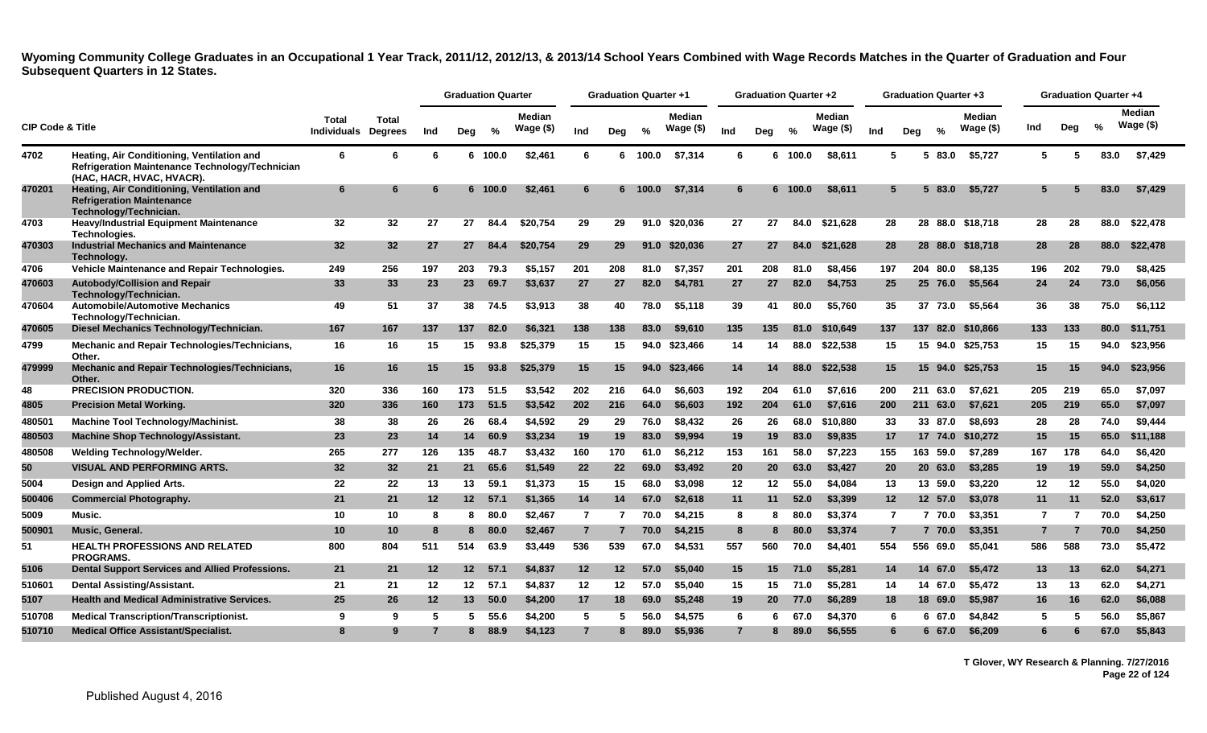**Wyoming Community College Graduates in an Occupational 1 Year Track, 2011/12, 2012/13, & 2013/14 School Years Combined with Wage Records Matches in the Quarter of Graduation and Four Subsequent Quarters in 12 States.**

| CIP Code & Title | | Total Individuals | Total Degrees | Graduation Quarter | | | | Graduation Quarter +1 | | | | Graduation Quarter +2 | | | | Graduation Quarter +3 | | | | Graduation Quarter +4 | | | |
|---|---|---|---|---|---|---|---|---|---|---|---|---|---|---|---|---|---|---|---|---|---|---|---|
| | | | | Ind | Deg | % | Median Wage ($) | Ind | Deg | % | Median Wage ($) | Ind | Deg | % | Median Wage ($) | Ind | Deg | % | Median Wage ($) | Ind | Deg | % | Median Wage ($) |
| 4702 | Heating, Air Conditioning, Ventilation and Refrigeration Maintenance Technology/Technician (HAC, HACR, HVAC, HVACR). | 6 | 6 | 6 | 6 | 100.0 | $2,461 | 6 | 6 | 100.0 | $7,314 | 6 | 6 | 100.0 | $8,611 | 5 | 5 | 83.0 | $5,727 | 5 | 5 | 83.0 | $7,429 |
| 470201 | Heating, Air Conditioning, Ventilation and Refrigeration Maintenance Technology/Technician. | 6 | 6 | 6 | 6 | 100.0 | $2,461 | 6 | 6 | 100.0 | $7,314 | 6 | 6 | 100.0 | $8,611 | 5 | 5 | 83.0 | $5,727 | 5 | 5 | 83.0 | $7,429 |
| 4703 | Heavy/Industrial Equipment Maintenance Technologies. | 32 | 32 | 27 | 27 | 84.4 | $20,754 | 29 | 29 | 91.0 | $20,036 | 27 | 27 | 84.0 | $21,628 | 28 | 28 | 88.0 | $18,718 | 28 | 28 | 88.0 | $22,478 |
| 470303 | Industrial Mechanics and Maintenance Technology. | 32 | 32 | 27 | 27 | 84.4 | $20,754 | 29 | 29 | 91.0 | $20,036 | 27 | 27 | 84.0 | $21,628 | 28 | 28 | 88.0 | $18,718 | 28 | 28 | 88.0 | $22,478 |
| 4706 | Vehicle Maintenance and Repair Technologies. | 249 | 256 | 197 | 203 | 79.3 | $5,157 | 201 | 208 | 81.0 | $7,357 | 201 | 208 | 81.0 | $8,456 | 197 | 204 | 80.0 | $8,135 | 196 | 202 | 79.0 | $8,425 |
| 470603 | Autobody/Collision and Repair Technology/Technician. | 33 | 33 | 23 | 23 | 69.7 | $3,637 | 27 | 27 | 82.0 | $4,781 | 27 | 27 | 82.0 | $4,753 | 25 | 25 | 76.0 | $5,564 | 24 | 24 | 73.0 | $6,056 |
| 470604 | Automobile/Automotive Mechanics Technology/Technician. | 49 | 51 | 37 | 38 | 74.5 | $3,913 | 38 | 40 | 78.0 | $5,118 | 39 | 41 | 80.0 | $5,760 | 35 | 37 | 73.0 | $5,564 | 36 | 38 | 75.0 | $6,112 |
| 470605 | Diesel Mechanics Technology/Technician. | 167 | 167 | 137 | 137 | 82.0 | $6,321 | 138 | 138 | 83.0 | $9,610 | 135 | 135 | 81.0 | $10,649 | 137 | 137 | 82.0 | $10,866 | 133 | 133 | 80.0 | $11,751 |
| 4799 | Mechanic and Repair Technologies/Technicians, Other. | 16 | 16 | 15 | 15 | 93.8 | $25,379 | 15 | 15 | 94.0 | $23,466 | 14 | 14 | 88.0 | $22,538 | 15 | 15 | 94.0 | $25,753 | 15 | 15 | 94.0 | $23,956 |
| 479999 | Mechanic and Repair Technologies/Technicians, Other. | 16 | 16 | 15 | 15 | 93.8 | $25,379 | 15 | 15 | 94.0 | $23,466 | 14 | 14 | 88.0 | $22,538 | 15 | 15 | 94.0 | $25,753 | 15 | 15 | 94.0 | $23,956 |
| 48 | PRECISION PRODUCTION. | 320 | 336 | 160 | 173 | 51.5 | $3,542 | 202 | 216 | 64.0 | $6,603 | 192 | 204 | 61.0 | $7,616 | 200 | 211 | 63.0 | $7,621 | 205 | 219 | 65.0 | $7,097 |
| 4805 | Precision Metal Working. | 320 | 336 | 160 | 173 | 51.5 | $3,542 | 202 | 216 | 64.0 | $6,603 | 192 | 204 | 61.0 | $7,616 | 200 | 211 | 63.0 | $7,621 | 205 | 219 | 65.0 | $7,097 |
| 480501 | Machine Tool Technology/Machinist. | 38 | 38 | 26 | 26 | 68.4 | $4,592 | 29 | 29 | 76.0 | $8,432 | 26 | 26 | 68.0 | $10,880 | 33 | 33 | 87.0 | $8,693 | 28 | 28 | 74.0 | $9,444 |
| 480503 | Machine Shop Technology/Assistant. | 23 | 23 | 14 | 14 | 60.9 | $3,234 | 19 | 19 | 83.0 | $9,994 | 19 | 19 | 83.0 | $9,835 | 17 | 17 | 74.0 | $10,272 | 15 | 15 | 65.0 | $11,188 |
| 480508 | Welding Technology/Welder. | 265 | 277 | 126 | 135 | 48.7 | $3,432 | 160 | 170 | 61.0 | $6,212 | 153 | 161 | 58.0 | $7,223 | 155 | 163 | 59.0 | $7,289 | 167 | 178 | 64.0 | $6,420 |
| 50 | VISUAL AND PERFORMING ARTS. | 32 | 32 | 21 | 21 | 65.6 | $1,549 | 22 | 22 | 69.0 | $3,492 | 20 | 20 | 63.0 | $3,427 | 20 | 20 | 63.0 | $3,285 | 19 | 19 | 59.0 | $4,250 |
| 5004 | Design and Applied Arts. | 22 | 22 | 13 | 13 | 59.1 | $1,373 | 15 | 15 | 68.0 | $3,098 | 12 | 12 | 55.0 | $4,084 | 13 | 13 | 59.0 | $3,220 | 12 | 12 | 55.0 | $4,020 |
| 500406 | Commercial Photography. | 21 | 21 | 12 | 12 | 57.1 | $1,365 | 14 | 14 | 67.0 | $2,618 | 11 | 11 | 52.0 | $3,399 | 12 | 12 | 57.0 | $3,078 | 11 | 11 | 52.0 | $3,617 |
| 5009 | Music. | 10 | 10 | 8 | 8 | 80.0 | $2,467 | 7 | 7 | 70.0 | $4,215 | 8 | 8 | 80.0 | $3,374 | 7 | 7 | 70.0 | $3,351 | 7 | 7 | 70.0 | $4,250 |
| 500901 | Music, General. | 10 | 10 | 8 | 8 | 80.0 | $2,467 | 7 | 7 | 70.0 | $4,215 | 8 | 8 | 80.0 | $3,374 | 7 | 7 | 70.0 | $3,351 | 7 | 7 | 70.0 | $4,250 |
| 51 | HEALTH PROFESSIONS AND RELATED PROGRAMS. | 800 | 804 | 511 | 514 | 63.9 | $3,449 | 536 | 539 | 67.0 | $4,531 | 557 | 560 | 70.0 | $4,401 | 554 | 556 | 69.0 | $5,041 | 586 | 588 | 73.0 | $5,472 |
| 5106 | Dental Support Services and Allied Professions. | 21 | 21 | 12 | 12 | 57.1 | $4,837 | 12 | 12 | 57.0 | $5,040 | 15 | 15 | 71.0 | $5,281 | 14 | 14 | 67.0 | $5,472 | 13 | 13 | 62.0 | $4,271 |
| 510601 | Dental Assisting/Assistant. | 21 | 21 | 12 | 12 | 57.1 | $4,837 | 12 | 12 | 57.0 | $5,040 | 15 | 15 | 71.0 | $5,281 | 14 | 14 | 67.0 | $5,472 | 13 | 13 | 62.0 | $4,271 |
| 5107 | Health and Medical Administrative Services. | 25 | 26 | 12 | 13 | 50.0 | $4,200 | 17 | 18 | 69.0 | $5,248 | 19 | 20 | 77.0 | $6,289 | 18 | 18 | 69.0 | $5,987 | 16 | 16 | 62.0 | $6,088 |
| 510708 | Medical Transcription/Transcriptionist. | 9 | 9 | 5 | 5 | 55.6 | $4,200 | 5 | 5 | 56.0 | $4,575 | 6 | 6 | 67.0 | $4,370 | 6 | 6 | 67.0 | $4,842 | 5 | 5 | 56.0 | $5,867 |
| 510710 | Medical Office Assistant/Specialist. | 8 | 9 | 7 | 8 | 88.9 | $4,123 | 7 | 8 | 89.0 | $5,936 | 7 | 8 | 89.0 | $6,555 | 6 | 6 | 67.0 | $6,209 | 6 | 6 | 67.0 | $5,843 |

T Glover, WY Research & Planning. 7/27/2016

Published August 4, 2016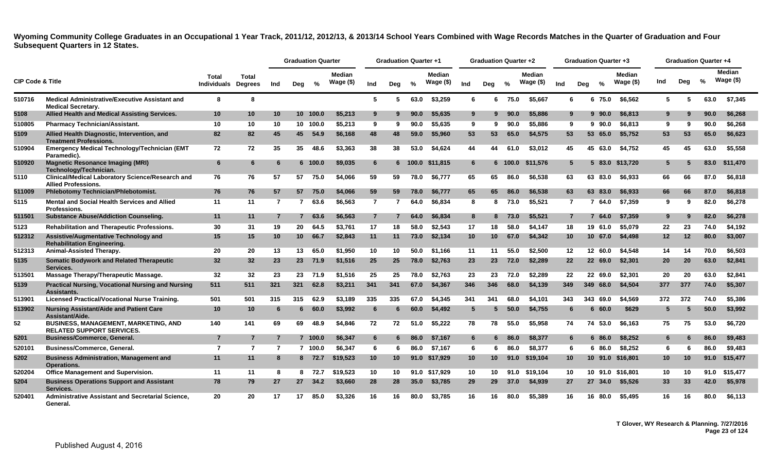# Wyoming Community College Graduates in an Occupational 1 Year Track, 2011/12, 2012/13, & 2013/14 School Years Combined with Wage Records Matches in the Quarter of Graduation and Four Subsequent Quarters in 12 States.

| CIP Code & Title | | Total Individuals | Total Degrees | Graduation Quarter | | | | Graduation Quarter +1 | | | | Graduation Quarter +2 | | | | Graduation Quarter +3 | | | | Graduation Quarter +4 | | | |
|---|---|---|---|---|---|---|---|---|---|---|---|---|---|---|---|---|---|---|---|---|---|---|---|
| | | | | Ind | Deg | % | Median Wage ($) | Ind | Deg | % | Median Wage ($) | Ind | Deg | % | Median Wage ($) | Ind | Deg | % | Median Wage ($) | Ind | Deg | % | Median Wage ($) |
| 510716 | Medical Administrative/Executive Assistant and Medical Secretary. | 8 | 8 | | | | | 5 | 5 | 63.0 | $3,259 | 6 | 6 | 75.0 | $5,667 | 6 | 6 | 75.0 | $6,562 | 5 | 5 | 63.0 | $7,345 |
| 5108 | Allied Health and Medical Assisting Services. | 10 | 10 | 10 | 10 | 100.0 | $5,213 | 9 | 9 | 90.0 | $5,635 | 9 | 9 | 90.0 | $5,886 | 9 | 9 | 90.0 | $6,813 | 9 | 9 | 90.0 | $6,268 |
| 510805 | Pharmacy Technician/Assistant. | 10 | 10 | 10 | 10 | 100.0 | $5,213 | 9 | 9 | 90.0 | $5,635 | 9 | 9 | 90.0 | $5,886 | 9 | 9 | 90.0 | $6,813 | 9 | 9 | 90.0 | $6,268 |
| 5109 | Allied Health Diagnostic, Intervention, and Treatment Professions. | 82 | 82 | 45 | 45 | 54.9 | $6,168 | 48 | 48 | 59.0 | $5,960 | 53 | 53 | 65.0 | $4,575 | 53 | 53 | 65.0 | $5,752 | 53 | 53 | 65.0 | $6,623 |
| 510904 | Emergency Medical Technology/Technician (EMT Paramedic). | 72 | 72 | 35 | 35 | 48.6 | $3,363 | 38 | 38 | 53.0 | $4,624 | 44 | 44 | 61.0 | $3,012 | 45 | 45 | 63.0 | $4,752 | 45 | 45 | 63.0 | $5,558 |
| 510920 | Magnetic Resonance Imaging (MRI) Technology/Technician. | 6 | 6 | 6 | 6 | 100.0 | $9,035 | 6 | 6 | 100.0 | $11,815 | 6 | 6 | 100.0 | $11,576 | 5 | 5 | 83.0 | $13,720 | 5 | 5 | 83.0 | $11,470 |
| 5110 | Clinical/Medical Laboratory Science/Research and Allied Professions. | 76 | 76 | 57 | 57 | 75.0 | $4,066 | 59 | 59 | 78.0 | $6,777 | 65 | 65 | 86.0 | $6,538 | 63 | 63 | 83.0 | $6,933 | 66 | 66 | 87.0 | $6,818 |
| 511009 | Phlebotomy Technician/Phlebotomist. | 76 | 76 | 57 | 57 | 75.0 | $4,066 | 59 | 59 | 78.0 | $6,777 | 65 | 65 | 86.0 | $6,538 | 63 | 63 | 83.0 | $6,933 | 66 | 66 | 87.0 | $6,818 |
| 5115 | Mental and Social Health Services and Allied Professions. | 11 | 11 | 7 | 7 | 63.6 | $6,563 | 7 | 7 | 64.0 | $6,834 | 8 | 8 | 73.0 | $5,521 | 7 | 7 | 64.0 | $7,359 | 9 | 9 | 82.0 | $6,278 |
| 511501 | Substance Abuse/Addiction Counseling. | 11 | 11 | 7 | 7 | 63.6 | $6,563 | 7 | 7 | 64.0 | $6,834 | 8 | 8 | 73.0 | $5,521 | 7 | 7 | 64.0 | $7,359 | 9 | 9 | 82.0 | $6,278 |
| 5123 | Rehabilitation and Therapeutic Professions. | 30 | 31 | 19 | 20 | 64.5 | $3,761 | 17 | 18 | 58.0 | $2,543 | 17 | 18 | 58.0 | $4,147 | 18 | 19 | 61.0 | $5,079 | 22 | 23 | 74.0 | $4,192 |
| 512312 | Assistive/Augmentative Technology and Rehabilitation Engineering. | 15 | 15 | 10 | 10 | 66.7 | $2,843 | 11 | 11 | 73.0 | $2,134 | 10 | 10 | 67.0 | $4,342 | 10 | 10 | 67.0 | $4,498 | 12 | 12 | 80.0 | $3,007 |
| 512313 | Animal-Assisted Therapy. | 20 | 20 | 13 | 13 | 65.0 | $1,950 | 10 | 10 | 50.0 | $1,166 | 11 | 11 | 55.0 | $2,500 | 12 | 12 | 60.0 | $4,548 | 14 | 14 | 70.0 | $6,503 |
| 5135 | Somatic Bodywork and Related Therapeutic Services. | 32 | 32 | 23 | 23 | 71.9 | $1,516 | 25 | 25 | 78.0 | $2,763 | 23 | 23 | 72.0 | $2,289 | 22 | 22 | 69.0 | $2,301 | 20 | 20 | 63.0 | $2,841 |
| 513501 | Massage Therapy/Therapeutic Massage. | 32 | 32 | 23 | 23 | 71.9 | $1,516 | 25 | 25 | 78.0 | $2,763 | 23 | 23 | 72.0 | $2,289 | 22 | 22 | 69.0 | $2,301 | 20 | 20 | 63.0 | $2,841 |
| 5139 | Practical Nursing, Vocational Nursing and Nursing Assistants. | 511 | 511 | 321 | 321 | 62.8 | $3,211 | 341 | 341 | 67.0 | $4,367 | 346 | 346 | 68.0 | $4,139 | 349 | 349 | 68.0 | $4,504 | 377 | 377 | 74.0 | $5,307 |
| 513901 | Licensed Practical/Vocational Nurse Training. | 501 | 501 | 315 | 315 | 62.9 | $3,189 | 335 | 335 | 67.0 | $4,345 | 341 | 341 | 68.0 | $4,101 | 343 | 343 | 69.0 | $4,569 | 372 | 372 | 74.0 | $5,386 |
| 513902 | Nursing Assistant/Aide and Patient Care Assistant/Aide. | 10 | 10 | 6 | 6 | 60.0 | $3,992 | 6 | 6 | 60.0 | $4,492 | 5 | 5 | 50.0 | $4,755 | 6 | 6 | 60.0 | $629 | 5 | 5 | 50.0 | $3,992 |
| 52 | BUSINESS, MANAGEMENT, MARKETING, AND RELATED SUPPORT SERVICES. | 140 | 141 | 69 | 69 | 48.9 | $4,846 | 72 | 72 | 51.0 | $5,222 | 78 | 78 | 55.0 | $5,958 | 74 | 74 | 53.0 | $6,163 | 75 | 75 | 53.0 | $6,720 |
| 5201 | Business/Commerce, General. | 7 | 7 | 7 | 7 | 100.0 | $6,347 | 6 | 6 | 86.0 | $7,167 | 6 | 6 | 86.0 | $8,377 | 6 | 6 | 86.0 | $8,252 | 6 | 6 | 86.0 | $9,483 |
| 520101 | Business/Commerce, General. | 7 | 7 | 7 | 7 | 100.0 | $6,347 | 6 | 6 | 86.0 | $7,167 | 6 | 6 | 86.0 | $8,377 | 6 | 6 | 86.0 | $8,252 | 6 | 6 | 86.0 | $9,483 |
| 5202 | Business Administration, Management and Operations. | 11 | 11 | 8 | 8 | 72.7 | $19,523 | 10 | 10 | 91.0 | $17,929 | 10 | 10 | 91.0 | $19,104 | 10 | 10 | 91.0 | $16,801 | 10 | 10 | 91.0 | $15,477 |
| 520204 | Office Management and Supervision. | 11 | 11 | 8 | 8 | 72.7 | $19,523 | 10 | 10 | 91.0 | $17,929 | 10 | 10 | 91.0 | $19,104 | 10 | 10 | 91.0 | $16,801 | 10 | 10 | 91.0 | $15,477 |
| 5204 | Business Operations Support and Assistant Services. | 78 | 79 | 27 | 27 | 34.2 | $3,660 | 28 | 28 | 35.0 | $3,785 | 29 | 29 | 37.0 | $4,939 | 27 | 27 | 34.0 | $5,526 | 33 | 33 | 42.0 | $5,978 |
| 520401 | Administrative Assistant and Secretarial Science, General. | 20 | 20 | 17 | 17 | 85.0 | $3,326 | 16 | 16 | 80.0 | $3,785 | 16 | 16 | 80.0 | $5,389 | 16 | 16 | 80.0 | $5,495 | 16 | 16 | 80.0 | $6,113 |

T Glover, WY Research & Planning. 7/27/2016

Published August 4, 2016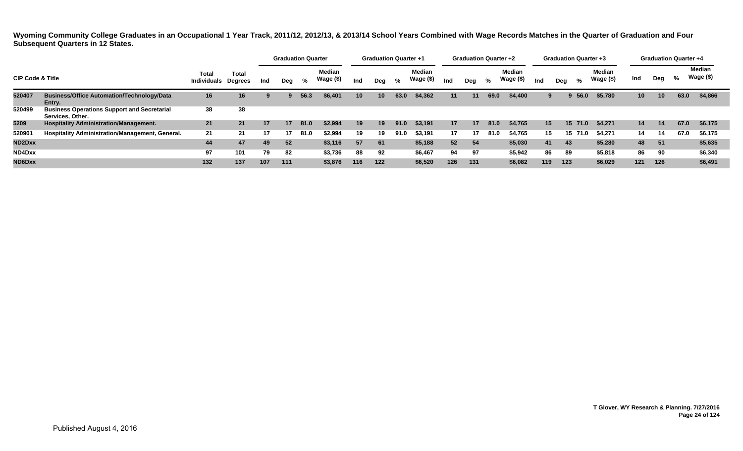**Wyoming Community College Graduates in an Occupational 1 Year Track, 2011/12, 2012/13, & 2013/14 School Years Combined with Wage Records Matches in the Quarter of Graduation and Four Subsequent Quarters in 12 States.**

| CIP Code & Title | | Total Individuals | Total Degrees | Graduation Quarter | | | | Graduation Quarter +1 | | | | Graduation Quarter +2 | | | | Graduation Quarter +3 | | | | Graduation Quarter +4 | | | |
|---|---|---|---|---|---|---|---|---|---|---|---|---|---|---|---|---|---|---|---|---|---|---|---|
| | | | | Ind | Deg | % | Median Wage ($) | Ind | Deg | % | Median Wage ($) | Ind | Deg | % | Median Wage ($) | Ind | Deg | % | Median Wage ($) | Ind | Deg | % | Median Wage ($) |
| 520407 | Business/Office Automation/Technology/Data Entry. | 16 | 16 | 9 | 9 | 56.3 | $6,401 | 10 | 10 | 63.0 | $4,362 | 11 | 11 | 69.0 | $4,400 | 9 | 9 | 56.0 | $5,780 | 10 | 10 | 63.0 | $4,866 |
| 520499 | Business Operations Support and Secretarial Services, Other. | 38 | 38 | | | | | | | | | | | | | | | | | | | | |
| 5209 | Hospitality Administration/Management. | 21 | 21 | 17 | 17 | 81.0 | $2,994 | 19 | 19 | 91.0 | $3,191 | 17 | 17 | 81.0 | $4,765 | 15 | 15 | 71.0 | $4,271 | 14 | 14 | 67.0 | $6,175 |
| 520901 | Hospitality Administration/Management, General. | 21 | 21 | 17 | 17 | 81.0 | $2,994 | 19 | 19 | 91.0 | $3,191 | 17 | 17 | 81.0 | $4,765 | 15 | 15 | 71.0 | $4,271 | 14 | 14 | 67.0 | $6,175 |
| ND2Dxx | | 44 | 47 | 49 | 52 | | $3,116 | 57 | 61 | | $5,188 | 52 | 54 | | $5,030 | 41 | 43 | | $5,280 | 48 | 51 | | $5,635 |
| ND4Dxx | | 97 | 101 | 79 | 82 | | $3,736 | 88 | 92 | | $6,467 | 94 | 97 | | $5,942 | 86 | 89 | | $5,818 | 86 | 90 | | $6,340 |
| ND6Dxx | | 132 | 137 | 107 | 111 | | $3,876 | 116 | 122 | | $6,520 | 126 | 131 | | $6,082 | 119 | 123 | | $6,029 | 121 | 126 | | $6,491 |

T Glover, WY Research & Planning. 7/27/2016

Published August 4, 2016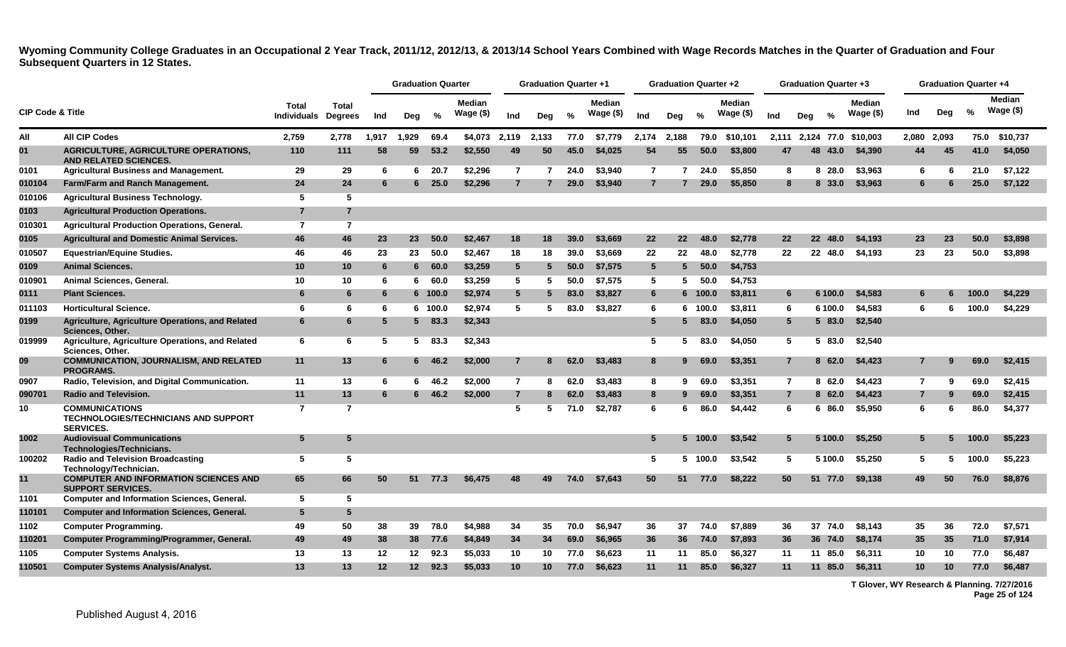**Wyoming Community College Graduates in an Occupational 2 Year Track, 2011/12, 2012/13, & 2013/14 School Years Combined with Wage Records Matches in the Quarter of Graduation and Four Subsequent Quarters in 12 States.**

| CIP Code & Title | | Total Individuals | Total Degrees | Graduation Quarter | | | | Graduation Quarter +1 | | | | Graduation Quarter +2 | | | | Graduation Quarter +3 | | | | Graduation Quarter +4 | | | |
|---|---|---|---|---|---|---|---|---|---|---|---|---|---|---|---|---|---|---|---|---|---|---|---|
| | | | | Ind | Deg | % | Median Wage ($) | Ind | Deg | % | Median Wage ($) | Ind | Deg | % | Median Wage ($) | Ind | Deg | % | Median Wage ($) | Ind | Deg | % | Median Wage ($) |
| All | All CIP Codes | 2,759 | 2,778 | 1,917 | 1,929 | 69.4 | $4,073 | 2,119 | 2,133 | 77.0 | $7,779 | 2,174 | 2,188 | 79.0 | $10,101 | 2,111 | 2,124 | 77.0 | $10,003 | 2,080 | 2,093 | 75.0 | $10,737 |
| 01 | AGRICULTURE, AGRICULTURE OPERATIONS, AND RELATED SCIENCES. | 110 | 111 | 58 | 59 | 53.2 | $2,550 | 49 | 50 | 45.0 | $4,025 | 54 | 55 | 50.0 | $3,800 | 47 | 48 | 43.0 | $4,390 | 44 | 45 | 41.0 | $4,050 |
| 0101 | Agricultural Business and Management. | 29 | 29 | 6 | 6 | 20.7 | $2,296 | 7 | 7 | 24.0 | $3,940 | 7 | 7 | 24.0 | $5,850 | 8 | 8 | 28.0 | $3,963 | 6 | 6 | 21.0 | $7,122 |
| 010104 | Farm/Farm and Ranch Management. | 24 | 24 | 6 | 6 | 25.0 | $2,296 | 7 | 7 | 29.0 | $3,940 | 7 | 7 | 29.0 | $5,850 | 8 | 8 | 33.0 | $3,963 | 6 | 6 | 25.0 | $7,122 |
| 010106 | Agricultural Business Technology. | 5 | 5 | | | | | | | | | | | | | | | | | | | | |
| 0103 | Agricultural Production Operations. | 7 | 7 | | | | | | | | | | | | | | | | | | | | |
| 010301 | Agricultural Production Operations, General. | 7 | 7 | | | | | | | | | | | | | | | | | | | | |
| 0105 | Agricultural and Domestic Animal Services. | 46 | 46 | 23 | 23 | 50.0 | $2,467 | 18 | 18 | 39.0 | $3,669 | 22 | 22 | 48.0 | $2,778 | 22 | 22 | 48.0 | $4,193 | 23 | 23 | 50.0 | $3,898 |
| 010507 | Equestrian/Equine Studies. | 46 | 46 | 23 | 23 | 50.0 | $2,467 | 18 | 18 | 39.0 | $3,669 | 22 | 22 | 48.0 | $2,778 | 22 | 22 | 48.0 | $4,193 | 23 | 23 | 50.0 | $3,898 |
| 0109 | Animal Sciences. | 10 | 10 | 6 | 6 | 60.0 | $3,259 | 5 | 5 | 50.0 | $7,575 | 5 | 5 | 50.0 | $4,753 | | | | | | | | |
| 010901 | Animal Sciences, General. | 10 | 10 | 6 | 6 | 60.0 | $3,259 | 5 | 5 | 50.0 | $7,575 | 5 | 5 | 50.0 | $4,753 | | | | | | | | |
| 0111 | Plant Sciences. | 6 | 6 | 6 | 6 | 100.0 | $2,974 | 5 | 5 | 83.0 | $3,827 | 6 | 6 | 100.0 | $3,811 | 6 | 6 | 100.0 | $4,583 | 6 | 6 | 100.0 | $4,229 |
| 011103 | Horticultural Science. | 6 | 6 | 6 | 6 | 100.0 | $2,974 | 5 | 5 | 83.0 | $3,827 | 6 | 6 | 100.0 | $3,811 | 6 | 6 | 100.0 | $4,583 | 6 | 6 | 100.0 | $4,229 |
| 0199 | Agriculture, Agriculture Operations, and Related Sciences, Other. | 6 | 6 | 5 | 5 | 83.3 | $2,343 | | | | | 5 | 5 | 83.0 | $4,050 | 5 | 5 | 83.0 | $2,540 | | | | |
| 019999 | Agriculture, Agriculture Operations, and Related Sciences, Other. | 6 | 6 | 5 | 5 | 83.3 | $2,343 | | | | | 5 | 5 | 83.0 | $4,050 | 5 | 5 | 83.0 | $2,540 | | | | |
| 09 | COMMUNICATION, JOURNALISM, AND RELATED PROGRAMS. | 11 | 13 | 6 | 6 | 46.2 | $2,000 | 7 | 8 | 62.0 | $3,483 | 8 | 9 | 69.0 | $3,351 | 7 | 8 | 62.0 | $4,423 | 7 | 9 | 69.0 | $2,415 |
| 0907 | Radio, Television, and Digital Communication. | 11 | 13 | 6 | 6 | 46.2 | $2,000 | 7 | 8 | 62.0 | $3,483 | 8 | 9 | 69.0 | $3,351 | 7 | 8 | 62.0 | $4,423 | 7 | 9 | 69.0 | $2,415 |
| 090701 | Radio and Television. | 11 | 13 | 6 | 6 | 46.2 | $2,000 | 7 | 8 | 62.0 | $3,483 | 8 | 9 | 69.0 | $3,351 | 7 | 8 | 62.0 | $4,423 | 7 | 9 | 69.0 | $2,415 |
| 10 | COMMUNICATIONS TECHNOLOGIES/TECHNICIANS AND SUPPORT SERVICES. | 7 | 7 | | | | | 5 | 5 | 71.0 | $2,787 | 6 | 6 | 86.0 | $4,442 | 6 | 6 | 86.0 | $5,950 | 6 | 6 | 86.0 | $4,377 |
| 1002 | Audiovisual Communications Technologies/Technicians. | 5 | 5 | | | | | | | | | 5 | 5 | 100.0 | $3,542 | 5 | 5 | 100.0 | $5,250 | 5 | 5 | 100.0 | $5,223 |
| 100202 | Radio and Television Broadcasting Technology/Technician. | 5 | 5 | | | | | | | | | 5 | 5 | 100.0 | $3,542 | 5 | 5 | 100.0 | $5,250 | 5 | 5 | 100.0 | $5,223 |
| 11 | COMPUTER AND INFORMATION SCIENCES AND SUPPORT SERVICES. | 65 | 66 | 50 | 51 | 77.3 | $6,475 | 48 | 49 | 74.0 | $7,643 | 50 | 51 | 77.0 | $8,222 | 50 | 51 | 77.0 | $9,138 | 49 | 50 | 76.0 | $8,876 |
| 1101 | Computer and Information Sciences, General. | 5 | 5 | | | | | | | | | | | | | | | | | | | | |
| 110101 | Computer and Information Sciences, General. | 5 | 5 | | | | | | | | | | | | | | | | | | | | |
| 1102 | Computer Programming. | 49 | 50 | 38 | 39 | 78.0 | $4,988 | 34 | 35 | 70.0 | $6,947 | 36 | 37 | 74.0 | $7,889 | 36 | 37 | 74.0 | $8,143 | 35 | 36 | 72.0 | $7,571 |
| 110201 | Computer Programming/Programmer, General. | 49 | 49 | 38 | 38 | 77.6 | $4,849 | 34 | 34 | 69.0 | $6,965 | 36 | 36 | 74.0 | $7,893 | 36 | 36 | 74.0 | $8,174 | 35 | 35 | 71.0 | $7,914 |
| 1105 | Computer Systems Analysis. | 13 | 13 | 12 | 12 | 92.3 | $5,033 | 10 | 10 | 77.0 | $6,623 | 11 | 11 | 85.0 | $6,327 | 11 | 11 | 85.0 | $6,311 | 10 | 10 | 77.0 | $6,487 |
| 110501 | Computer Systems Analysis/Analyst. | 13 | 13 | 12 | 12 | 92.3 | $5,033 | 10 | 10 | 77.0 | $6,623 | 11 | 11 | 85.0 | $6,327 | 11 | 11 | 85.0 | $6,311 | 10 | 10 | 77.0 | $6,487 |

T Glover, WY Research & Planning. 7/27/2016

Published August 4, 2016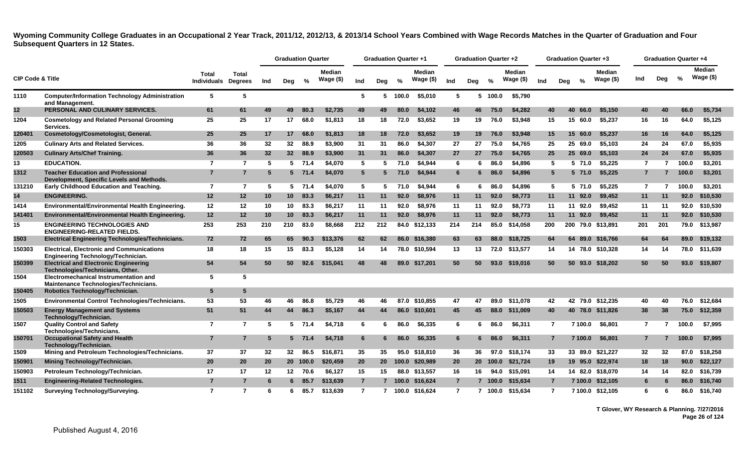**Wyoming Community College Graduates in an Occupational 2 Year Track, 2011/12, 2012/13, & 2013/14 School Years Combined with Wage Records Matches in the Quarter of Graduation and Four Subsequent Quarters in 12 States.**

| CIP Code & Title | | Total Individuals | Total Degrees | Graduation Quarter | | | | Graduation Quarter +1 | | | | Graduation Quarter +2 | | | | Graduation Quarter +3 | | | | Graduation Quarter +4 | | | |
|---|---|---|---|---|---|---|---|---|---|---|---|---|---|---|---|---|---|---|---|---|---|---|---|
| | | | | Ind | Deg | % | Median Wage ($) | Ind | Deg | % | Median Wage ($) | Ind | Deg | % | Median Wage ($) | Ind | Deg | % | Median Wage ($) | Ind | Deg | % | Median Wage ($) |
| 1110 | Computer/Information Technology Administration and Management. | 5 | 5 | | | | | 5 | 5 | 100.0 | $5,010 | 5 | 5 | 100.0 | $5,790 | | | | | | | | |
| 12 | PERSONAL AND CULINARY SERVICES. | 61 | 61 | 49 | 49 | 80.3 | $2,735 | 49 | 49 | 80.0 | $4,102 | 46 | 46 | 75.0 | $4,282 | 40 | 40 | 66.0 | $5,150 | 40 | 40 | 66.0 | $5,734 |
| 1204 | Cosmetology and Related Personal Grooming Services. | 25 | 25 | 17 | 17 | 68.0 | $1,813 | 18 | 18 | 72.0 | $3,652 | 19 | 19 | 76.0 | $3,948 | 15 | 15 | 60.0 | $5,237 | 16 | 16 | 64.0 | $5,125 |
| 120401 | Cosmetology/Cosmetologist, General. | 25 | 25 | 17 | 17 | 68.0 | $1,813 | 18 | 18 | 72.0 | $3,652 | 19 | 19 | 76.0 | $3,948 | 15 | 15 | 60.0 | $5,237 | 16 | 16 | 64.0 | $5,125 |
| 1205 | Culinary Arts and Related Services. | 36 | 36 | 32 | 32 | 88.9 | $3,900 | 31 | 31 | 86.0 | $4,307 | 27 | 27 | 75.0 | $4,765 | 25 | 25 | 69.0 | $5,103 | 24 | 24 | 67.0 | $5,935 |
| 120503 | Culinary Arts/Chef Training. | 36 | 36 | 32 | 32 | 88.9 | $3,900 | 31 | 31 | 86.0 | $4,307 | 27 | 27 | 75.0 | $4,765 | 25 | 25 | 69.0 | $5,103 | 24 | 24 | 67.0 | $5,935 |
| 13 | EDUCATION. | 7 | 7 | 5 | 5 | 71.4 | $4,070 | 5 | 5 | 71.0 | $4,944 | 6 | 6 | 86.0 | $4,896 | 5 | 5 | 71.0 | $5,225 | 7 | 7 | 100.0 | $3,201 |
| 1312 | Teacher Education and Professional Development, Specific Levels and Methods. | 7 | 7 | 5 | 5 | 71.4 | $4,070 | 5 | 5 | 71.0 | $4,944 | 6 | 6 | 86.0 | $4,896 | 5 | 5 | 71.0 | $5,225 | 7 | 7 | 100.0 | $3,201 |
| 131210 | Early Childhood Education and Teaching. | 7 | 7 | 5 | 5 | 71.4 | $4,070 | 5 | 5 | 71.0 | $4,944 | 6 | 6 | 86.0 | $4,896 | 5 | 5 | 71.0 | $5,225 | 7 | 7 | 100.0 | $3,201 |
| 14 | ENGINEERING. | 12 | 12 | 10 | 10 | 83.3 | $6,217 | 11 | 11 | 92.0 | $8,976 | 11 | 11 | 92.0 | $8,773 | 11 | 11 | 92.0 | $9,452 | 11 | 11 | 92.0 | $10,530 |
| 1414 | Environmental/Environmental Health Engineering. | 12 | 12 | 10 | 10 | 83.3 | $6,217 | 11 | 11 | 92.0 | $8,976 | 11 | 11 | 92.0 | $8,773 | 11 | 11 | 92.0 | $9,452 | 11 | 11 | 92.0 | $10,530 |
| 141401 | Environmental/Environmental Health Engineering. | 12 | 12 | 10 | 10 | 83.3 | $6,217 | 11 | 11 | 92.0 | $8,976 | 11 | 11 | 92.0 | $8,773 | 11 | 11 | 92.0 | $9,452 | 11 | 11 | 92.0 | $10,530 |
| 15 | ENGINEERING TECHNOLOGIES AND ENGINEERING-RELATED FIELDS. | 253 | 253 | 210 | 210 | 83.0 | $8,668 | 212 | 212 | 84.0 | $12,133 | 214 | 214 | 85.0 | $14,058 | 200 | 200 | 79.0 | $13,891 | 201 | 201 | 79.0 | $13,987 |
| 1503 | Electrical Engineering Technologies/Technicians. | 72 | 72 | 65 | 65 | 90.3 | $13,376 | 62 | 62 | 86.0 | $16,380 | 63 | 63 | 88.0 | $18,725 | 64 | 64 | 89.0 | $16,766 | 64 | 64 | 89.0 | $19,132 |
| 150303 | Electrical, Electronic and Communications Engineering Technology/Technician. | 18 | 18 | 15 | 15 | 83.3 | $5,128 | 14 | 14 | 78.0 | $10,594 | 13 | 13 | 72.0 | $13,577 | 14 | 14 | 78.0 | $10,328 | 14 | 14 | 78.0 | $11,639 |
| 150399 | Electrical and Electronic Engineering Technologies/Technicians, Other. | 54 | 54 | 50 | 50 | 92.6 | $15,041 | 48 | 48 | 89.0 | $17,201 | 50 | 50 | 93.0 | $19,016 | 50 | 50 | 93.0 | $18,202 | 50 | 50 | 93.0 | $19,807 |
| 1504 | Electromechanical Instrumentation and Maintenance Technologies/Technicians. | 5 | 5 | | | | | | | | | | | | | | | | | | | | |
| 150405 | Robotics Technology/Technician. | 5 | 5 | | | | | | | | | | | | | | | | | | | | |
| 1505 | Environmental Control Technologies/Technicians. | 53 | 53 | 46 | 46 | 86.8 | $5,729 | 46 | 46 | 87.0 | $10,855 | 47 | 47 | 89.0 | $11,078 | 42 | 42 | 79.0 | $12,235 | 40 | 40 | 76.0 | $12,684 |
| 150503 | Energy Management and Systems Technology/Technician. | 51 | 51 | 44 | 44 | 86.3 | $5,167 | 44 | 44 | 86.0 | $10,601 | 45 | 45 | 88.0 | $11,009 | 40 | 40 | 78.0 | $11,826 | 38 | 38 | 75.0 | $12,359 |
| 1507 | Quality Control and Safety Technologies/Technicians. | 7 | 7 | 5 | 5 | 71.4 | $4,718 | 6 | 6 | 86.0 | $6,335 | 6 | 6 | 86.0 | $6,311 | 7 | 7 | 100.0 | $6,801 | 7 | 7 | 100.0 | $7,995 |
| 150701 | Occupational Safety and Health Technology/Technician. | 7 | 7 | 5 | 5 | 71.4 | $4,718 | 6 | 6 | 86.0 | $6,335 | 6 | 6 | 86.0 | $6,311 | 7 | 7 | 100.0 | $6,801 | 7 | 7 | 100.0 | $7,995 |
| 1509 | Mining and Petroleum Technologies/Technicians. | 37 | 37 | 32 | 32 | 86.5 | $16,871 | 35 | 35 | 95.0 | $18,810 | 36 | 36 | 97.0 | $18,174 | 33 | 33 | 89.0 | $21,227 | 32 | 32 | 87.0 | $18,258 |
| 150901 | Mining Technology/Technician. | 20 | 20 | 20 | 20 | 100.0 | $20,459 | 20 | 20 | 100.0 | $20,989 | 20 | 20 | 100.0 | $21,724 | 19 | 19 | 95.0 | $22,974 | 18 | 18 | 90.0 | $22,127 |
| 150903 | Petroleum Technology/Technician. | 17 | 17 | 12 | 12 | 70.6 | $6,127 | 15 | 15 | 88.0 | $13,557 | 16 | 16 | 94.0 | $15,091 | 14 | 14 | 82.0 | $18,070 | 14 | 14 | 82.0 | $16,739 |
| 1511 | Engineering-Related Technologies. | 7 | 7 | 6 | 6 | 85.7 | $13,639 | 7 | 7 | 100.0 | $16,624 | 7 | 7 | 100.0 | $15,634 | 7 | 7 | 100.0 | $12,105 | 6 | 6 | 86.0 | $16,740 |
| 151102 | Surveying Technology/Surveying. | 7 | 7 | 6 | 6 | 85.7 | $13,639 | 7 | 7 | 100.0 | $16,624 | 7 | 7 | 100.0 | $15,634 | 7 | 7 | 100.0 | $12,105 | 6 | 6 | 86.0 | $16,740 |

T Glover, WY Research & Planning. 7/27/2016

Published August 4, 2016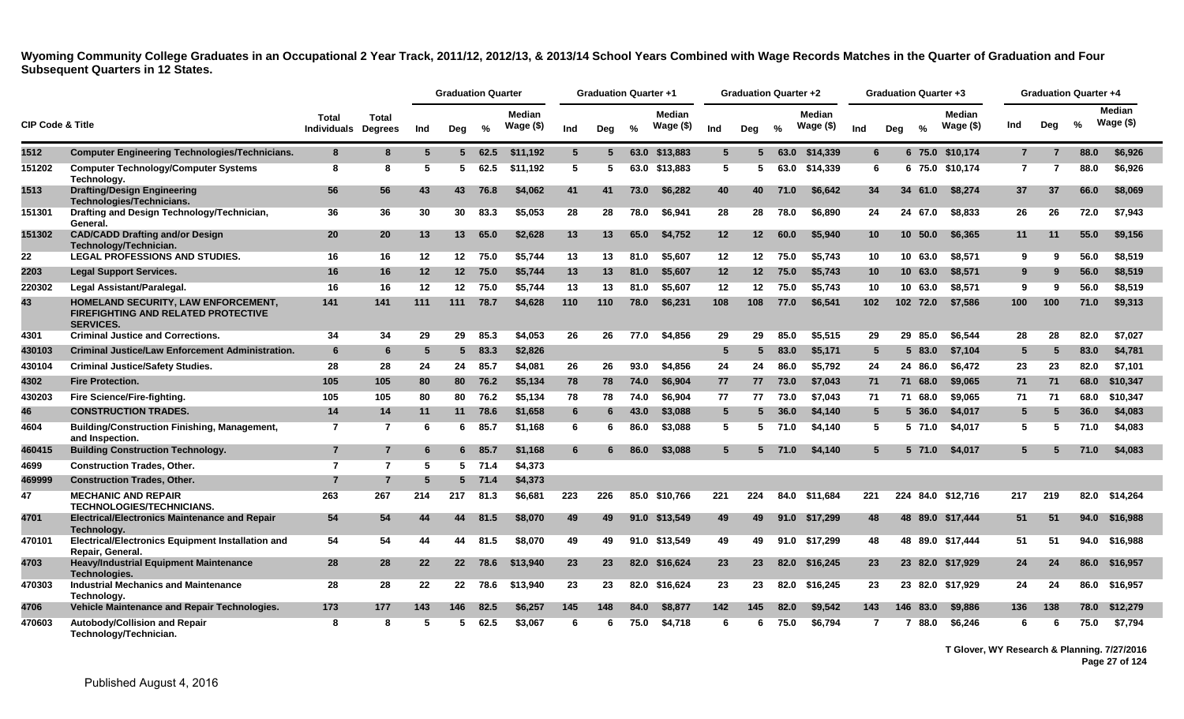**Wyoming Community College Graduates in an Occupational 2 Year Track, 2011/12, 2012/13, & 2013/14 School Years Combined with Wage Records Matches in the Quarter of Graduation and Four Subsequent Quarters in 12 States.**

| CIP Code & Title | | Total Individuals | Total Degrees | Graduation Quarter | | | | Graduation Quarter +1 | | | | Graduation Quarter +2 | | | | Graduation Quarter +3 | | | | Graduation Quarter +4 | | | |
|---|---|---|---|---|---|---|---|---|---|---|---|---|---|---|---|---|---|---|---|---|---|---|---|
| | | | | Ind | Deg | % | Median Wage ($) | Ind | Deg | % | Median Wage ($) | Ind | Deg | % | Median Wage ($) | Ind | Deg | % | Median Wage ($) | Ind | Deg | % | Median Wage ($) |
| 1512 | Computer Engineering Technologies/Technicians. | 8 | 8 | 5 | 5 | 62.5 | $11,192 | 5 | 5 | 63.0 | $13,883 | 5 | 5 | 63.0 | $14,339 | 6 | 6 | 75.0 | $10,174 | 7 | 7 | 88.0 | $6,926 |
| 151202 | Computer Technology/Computer Systems Technology. | 8 | 8 | 5 | 5 | 62.5 | $11,192 | 5 | 5 | 63.0 | $13,883 | 5 | 5 | 63.0 | $14,339 | 6 | 6 | 75.0 | $10,174 | 7 | 7 | 88.0 | $6,926 |
| 1513 | Drafting/Design Engineering Technologies/Technicians. | 56 | 56 | 43 | 43 | 76.8 | $4,062 | 41 | 41 | 73.0 | $6,282 | 40 | 40 | 71.0 | $6,642 | 34 | 34 | 61.0 | $8,274 | 37 | 37 | 66.0 | $8,069 |
| 151301 | Drafting and Design Technology/Technician, General. | 36 | 36 | 30 | 30 | 83.3 | $5,053 | 28 | 28 | 78.0 | $6,941 | 28 | 28 | 78.0 | $6,890 | 24 | 24 | 67.0 | $8,833 | 26 | 26 | 72.0 | $7,943 |
| 151302 | CAD/CADD Drafting and/or Design Technology/Technician. | 20 | 20 | 13 | 13 | 65.0 | $2,628 | 13 | 13 | 65.0 | $4,752 | 12 | 12 | 60.0 | $5,940 | 10 | 10 | 50.0 | $6,365 | 11 | 11 | 55.0 | $9,156 |
| 22 | LEGAL PROFESSIONS AND STUDIES. | 16 | 16 | 12 | 12 | 75.0 | $5,744 | 13 | 13 | 81.0 | $5,607 | 12 | 12 | 75.0 | $5,743 | 10 | 10 | 63.0 | $8,571 | 9 | 9 | 56.0 | $8,519 |
| 2203 | Legal Support Services. | 16 | 16 | 12 | 12 | 75.0 | $5,744 | 13 | 13 | 81.0 | $5,607 | 12 | 12 | 75.0 | $5,743 | 10 | 10 | 63.0 | $8,571 | 9 | 9 | 56.0 | $8,519 |
| 220302 | Legal Assistant/Paralegal. | 16 | 16 | 12 | 12 | 75.0 | $5,744 | 13 | 13 | 81.0 | $5,607 | 12 | 12 | 75.0 | $5,743 | 10 | 10 | 63.0 | $8,571 | 9 | 9 | 56.0 | $8,519 |
| 43 | HOMELAND SECURITY, LAW ENFORCEMENT, FIREFIGHTING AND RELATED PROTECTIVE SERVICES. | 141 | 141 | 111 | 111 | 78.7 | $4,628 | 110 | 110 | 78.0 | $6,231 | 108 | 108 | 77.0 | $6,541 | 102 | 102 | 72.0 | $7,586 | 100 | 100 | 71.0 | $9,313 |
| 4301 | Criminal Justice and Corrections. | 34 | 34 | 29 | 29 | 85.3 | $4,053 | 26 | 26 | 77.0 | $4,856 | 29 | 29 | 85.0 | $5,515 | 29 | 29 | 85.0 | $6,544 | 28 | 28 | 82.0 | $7,027 |
| 430103 | Criminal Justice/Law Enforcement Administration. | 6 | 6 | 5 | 5 | 83.3 | $2,826 | | | | | 5 | 5 | 83.0 | $5,171 | 5 | 5 | 83.0 | $7,104 | 5 | 5 | 83.0 | $4,781 |
| 430104 | Criminal Justice/Safety Studies. | 28 | 28 | 24 | 24 | 85.7 | $4,081 | 26 | 26 | 93.0 | $4,856 | 24 | 24 | 86.0 | $5,792 | 24 | 24 | 86.0 | $6,472 | 23 | 23 | 82.0 | $7,101 |
| 4302 | Fire Protection. | 105 | 105 | 80 | 80 | 76.2 | $5,134 | 78 | 78 | 74.0 | $6,904 | 77 | 77 | 73.0 | $7,043 | 71 | 71 | 68.0 | $9,065 | 71 | 71 | 68.0 | $10,347 |
| 430203 | Fire Science/Fire-fighting. | 105 | 105 | 80 | 80 | 76.2 | $5,134 | 78 | 78 | 74.0 | $6,904 | 77 | 77 | 73.0 | $7,043 | 71 | 71 | 68.0 | $9,065 | 71 | 71 | 68.0 | $10,347 |
| 46 | CONSTRUCTION TRADES. | 14 | 14 | 11 | 11 | 78.6 | $1,658 | 6 | 6 | 43.0 | $3,088 | 5 | 5 | 36.0 | $4,140 | 5 | 5 | 36.0 | $4,017 | 5 | 5 | 36.0 | $4,083 |
| 4604 | Building/Construction Finishing, Management, and Inspection. | 7 | 7 | 6 | 6 | 85.7 | $1,168 | 6 | 6 | 86.0 | $3,088 | 5 | 5 | 71.0 | $4,140 | 5 | 5 | 71.0 | $4,017 | 5 | 5 | 71.0 | $4,083 |
| 460415 | Building Construction Technology. | 7 | 7 | 6 | 6 | 85.7 | $1,168 | 6 | 6 | 86.0 | $3,088 | 5 | 5 | 71.0 | $4,140 | 5 | 5 | 71.0 | $4,017 | 5 | 5 | 71.0 | $4,083 |
| 4699 | Construction Trades, Other. | 7 | 7 | 5 | 5 | 71.4 | $4,373 | | | | | | | | | | | | | | | | |
| 469999 | Construction Trades, Other. | 7 | 7 | 5 | 5 | 71.4 | $4,373 | | | | | | | | | | | | | | | | |
| 47 | MECHANIC AND REPAIR TECHNOLOGIES/TECHNICIANS. | 263 | 267 | 214 | 217 | 81.3 | $6,681 | 223 | 226 | 85.0 | $10,766 | 221 | 224 | 84.0 | $11,684 | 221 | 224 | 84.0 | $12,716 | 217 | 219 | 82.0 | $14,264 |
| 4701 | Electrical/Electronics Maintenance and Repair Technology. | 54 | 54 | 44 | 44 | 81.5 | $8,070 | 49 | 49 | 91.0 | $13,549 | 49 | 49 | 91.0 | $17,299 | 48 | 48 | 89.0 | $17,444 | 51 | 51 | 94.0 | $16,988 |
| 470101 | Electrical/Electronics Equipment Installation and Repair, General. | 54 | 54 | 44 | 44 | 81.5 | $8,070 | 49 | 49 | 91.0 | $13,549 | 49 | 49 | 91.0 | $17,299 | 48 | 48 | 89.0 | $17,444 | 51 | 51 | 94.0 | $16,988 |
| 4703 | Heavy/Industrial Equipment Maintenance Technologies. | 28 | 28 | 22 | 22 | 78.6 | $13,940 | 23 | 23 | 82.0 | $16,624 | 23 | 23 | 82.0 | $16,245 | 23 | 23 | 82.0 | $17,929 | 24 | 24 | 86.0 | $16,957 |
| 470303 | Industrial Mechanics and Maintenance Technology. | 28 | 28 | 22 | 22 | 78.6 | $13,940 | 23 | 23 | 82.0 | $16,624 | 23 | 23 | 82.0 | $16,245 | 23 | 23 | 82.0 | $17,929 | 24 | 24 | 86.0 | $16,957 |
| 4706 | Vehicle Maintenance and Repair Technologies. | 173 | 177 | 143 | 146 | 82.5 | $6,257 | 145 | 148 | 84.0 | $8,877 | 142 | 145 | 82.0 | $9,542 | 143 | 146 | 83.0 | $9,886 | 136 | 138 | 78.0 | $12,279 |
| 470603 | Autobody/Collision and Repair Technology/Technician. | 8 | 8 | 5 | 5 | 62.5 | $3,067 | 6 | 6 | 75.0 | $4,718 | 6 | 6 | 75.0 | $6,794 | 7 | 7 | 88.0 | $6,246 | 6 | 6 | 75.0 | $7,794 |

T Glover, WY Research & Planning. 7/27/2016

Published August 4, 2016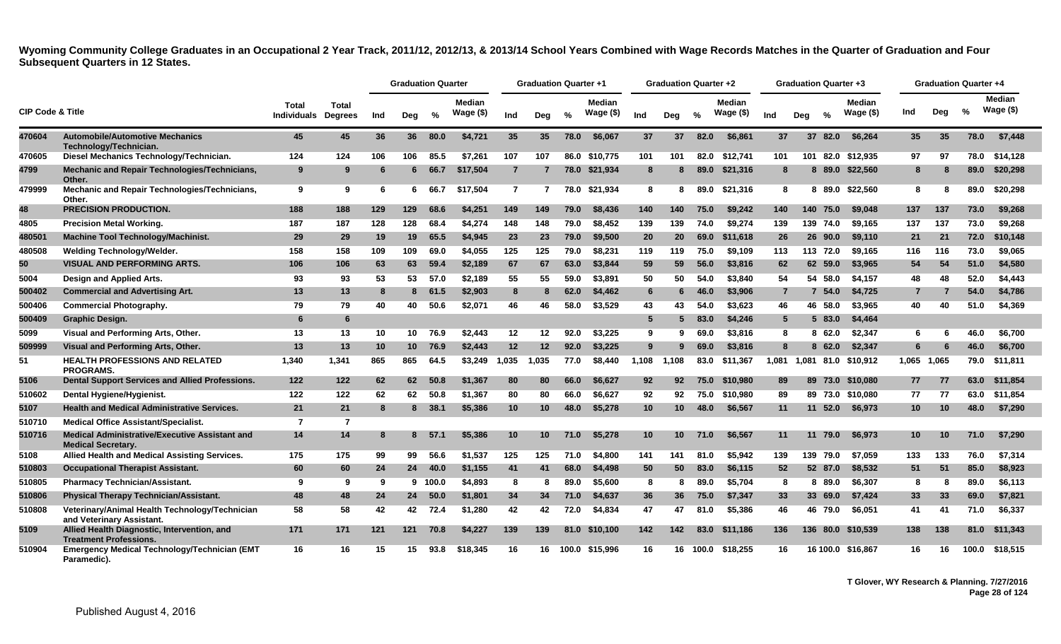**Wyoming Community College Graduates in an Occupational 2 Year Track, 2011/12, 2012/13, & 2013/14 School Years Combined with Wage Records Matches in the Quarter of Graduation and Four Subsequent Quarters in 12 States.**

| CIP Code & Title | | Total Individuals | Total Degrees | Graduation Quarter | | | | Graduation Quarter +1 | | | | Graduation Quarter +2 | | | | Graduation Quarter +3 | | | | Graduation Quarter +4 | | | |
|---|---|---|---|---|---|---|---|---|---|---|---|---|---|---|---|---|---|---|---|---|---|---|---|
| | | | | Ind | Deg | % | Median Wage ($) | Ind | Deg | % | Median Wage ($) | Ind | Deg | % | Median Wage ($) | Ind | Deg | % | Median Wage ($) | Ind | Deg | % | Median Wage ($) |
| 470604 | Automobile/Automotive Mechanics Technology/Technician. | 45 | 45 | 36 | 36 | 80.0 | $4,721 | 35 | 35 | 78.0 | $6,067 | 37 | 37 | 82.0 | $6,861 | 37 | 37 | 82.0 | $6,264 | 35 | 35 | 78.0 | $7,448 |
| 470605 | Diesel Mechanics Technology/Technician. | 124 | 124 | 106 | 106 | 85.5 | $7,261 | 107 | 107 | 86.0 | $10,775 | 101 | 101 | 82.0 | $12,741 | 101 | 101 | 82.0 | $12,935 | 97 | 97 | 78.0 | $14,128 |
| 4799 | Mechanic and Repair Technologies/Technicians, Other. | 9 | 9 | 6 | 6 | 66.7 | $17,504 | 7 | 7 | 78.0 | $21,934 | 8 | 8 | 89.0 | $21,316 | 8 | 8 | 89.0 | $22,560 | 8 | 8 | 89.0 | $20,298 |
| 479999 | Mechanic and Repair Technologies/Technicians, Other. | 9 | 9 | 6 | 6 | 66.7 | $17,504 | 7 | 7 | 78.0 | $21,934 | 8 | 8 | 89.0 | $21,316 | 8 | 8 | 89.0 | $22,560 | 8 | 8 | 89.0 | $20,298 |
| 48 | PRECISION PRODUCTION. | 188 | 188 | 129 | 129 | 68.6 | $4,251 | 149 | 149 | 79.0 | $8,436 | 140 | 140 | 75.0 | $9,242 | 140 | 140 | 75.0 | $9,048 | 137 | 137 | 73.0 | $9,268 |
| 4805 | Precision Metal Working. | 187 | 187 | 128 | 128 | 68.4 | $4,274 | 148 | 148 | 79.0 | $8,452 | 139 | 139 | 74.0 | $9,274 | 139 | 139 | 74.0 | $9,165 | 137 | 137 | 73.0 | $9,268 |
| 480501 | Machine Tool Technology/Machinist. | 29 | 29 | 19 | 19 | 65.5 | $4,945 | 23 | 23 | 79.0 | $9,500 | 20 | 20 | 69.0 | $11,618 | 26 | 26 | 90.0 | $9,110 | 21 | 21 | 72.0 | $10,148 |
| 480508 | Welding Technology/Welder. | 158 | 158 | 109 | 109 | 69.0 | $4,055 | 125 | 125 | 79.0 | $8,231 | 119 | 119 | 75.0 | $9,109 | 113 | 113 | 72.0 | $9,165 | 116 | 116 | 73.0 | $9,065 |
| 50 | VISUAL AND PERFORMING ARTS. | 106 | 106 | 63 | 63 | 59.4 | $2,189 | 67 | 67 | 63.0 | $3,844 | 59 | 59 | 56.0 | $3,816 | 62 | 62 | 59.0 | $3,965 | 54 | 54 | 51.0 | $4,580 |
| 5004 | Design and Applied Arts. | 93 | 93 | 53 | 53 | 57.0 | $2,189 | 55 | 55 | 59.0 | $3,891 | 50 | 50 | 54.0 | $3,840 | 54 | 54 | 58.0 | $4,157 | 48 | 48 | 52.0 | $4,443 |
| 500402 | Commercial and Advertising Art. | 13 | 13 | 8 | 8 | 61.5 | $2,903 | 8 | 8 | 62.0 | $4,462 | 6 | 6 | 46.0 | $3,906 | 7 | 7 | 54.0 | $4,725 | 7 | 7 | 54.0 | $4,786 |
| 500406 | Commercial Photography. | 79 | 79 | 40 | 40 | 50.6 | $2,071 | 46 | 46 | 58.0 | $3,529 | 43 | 43 | 54.0 | $3,623 | 46 | 46 | 58.0 | $3,965 | 40 | 40 | 51.0 | $4,369 |
| 500409 | Graphic Design. | 6 | 6 | | | | | | | | | 5 | 5 | 83.0 | $4,246 | 5 | 5 | 83.0 | $4,464 | | | | |
| 5099 | Visual and Performing Arts, Other. | 13 | 13 | 10 | 10 | 76.9 | $2,443 | 12 | 12 | 92.0 | $3,225 | 9 | 9 | 69.0 | $3,816 | 8 | 8 | 62.0 | $2,347 | 6 | 6 | 46.0 | $6,700 |
| 509999 | Visual and Performing Arts, Other. | 13 | 13 | 10 | 10 | 76.9 | $2,443 | 12 | 12 | 92.0 | $3,225 | 9 | 9 | 69.0 | $3,816 | 8 | 8 | 62.0 | $2,347 | 6 | 6 | 46.0 | $6,700 |
| 51 | HEALTH PROFESSIONS AND RELATED PROGRAMS. | 1,340 | 1,341 | 865 | 865 | 64.5 | $3,249 | 1,035 | 1,035 | 77.0 | $8,440 | 1,108 | 1,108 | 83.0 | $11,367 | 1,081 | 1,081 | 81.0 | $10,912 | 1,065 | 1,065 | 79.0 | $11,811 |
| 5106 | Dental Support Services and Allied Professions. | 122 | 122 | 62 | 62 | 50.8 | $1,367 | 80 | 80 | 66.0 | $6,627 | 92 | 92 | 75.0 | $10,980 | 89 | 89 | 73.0 | $10,080 | 77 | 77 | 63.0 | $11,854 |
| 510602 | Dental Hygiene/Hygienist. | 122 | 122 | 62 | 62 | 50.8 | $1,367 | 80 | 80 | 66.0 | $6,627 | 92 | 92 | 75.0 | $10,980 | 89 | 89 | 73.0 | $10,080 | 77 | 77 | 63.0 | $11,854 |
| 5107 | Health and Medical Administrative Services. | 21 | 21 | 8 | 8 | 38.1 | $5,386 | 10 | 10 | 48.0 | $5,278 | 10 | 10 | 48.0 | $6,567 | 11 | 11 | 52.0 | $6,973 | 10 | 10 | 48.0 | $7,290 |
| 510710 | Medical Office Assistant/Specialist. | 7 | 7 | | | | | | | | | | | | | | | | | | | | |
| 510716 | Medical Administrative/Executive Assistant and Medical Secretary. | 14 | 14 | 8 | 8 | 57.1 | $5,386 | 10 | 10 | 71.0 | $5,278 | 10 | 10 | 71.0 | $6,567 | 11 | 11 | 79.0 | $6,973 | 10 | 10 | 71.0 | $7,290 |
| 5108 | Allied Health and Medical Assisting Services. | 175 | 175 | 99 | 99 | 56.6 | $1,537 | 125 | 125 | 71.0 | $4,800 | 141 | 141 | 81.0 | $5,942 | 139 | 139 | 79.0 | $7,059 | 133 | 133 | 76.0 | $7,314 |
| 510803 | Occupational Therapist Assistant. | 60 | 60 | 24 | 24 | 40.0 | $1,155 | 41 | 41 | 68.0 | $4,498 | 50 | 50 | 83.0 | $6,115 | 52 | 52 | 87.0 | $8,532 | 51 | 51 | 85.0 | $8,923 |
| 510805 | Pharmacy Technician/Assistant. | 9 | 9 | 9 | 9 | 100.0 | $4,893 | 8 | 8 | 89.0 | $5,600 | 8 | 8 | 89.0 | $5,704 | 8 | 8 | 89.0 | $6,307 | 8 | 8 | 89.0 | $6,113 |
| 510806 | Physical Therapy Technician/Assistant. | 48 | 48 | 24 | 24 | 50.0 | $1,801 | 34 | 34 | 71.0 | $4,637 | 36 | 36 | 75.0 | $7,347 | 33 | 33 | 69.0 | $7,424 | 33 | 33 | 69.0 | $7,821 |
| 510808 | Veterinary/Animal Health Technology/Technician and Veterinary Assistant. | 58 | 58 | 42 | 42 | 72.4 | $1,280 | 42 | 42 | 72.0 | $4,834 | 47 | 47 | 81.0 | $5,386 | 46 | 46 | 79.0 | $6,051 | 41 | 41 | 71.0 | $6,337 |
| 5109 | Allied Health Diagnostic, Intervention, and Treatment Professions. | 171 | 171 | 121 | 121 | 70.8 | $4,227 | 139 | 139 | 81.0 | $10,100 | 142 | 142 | 83.0 | $11,186 | 136 | 136 | 80.0 | $10,539 | 138 | 138 | 81.0 | $11,343 |
| 510904 | Emergency Medical Technology/Technician (EMT Paramedic). | 16 | 16 | 15 | 15 | 93.8 | $18,345 | 16 | 16 | 100.0 | $15,996 | 16 | 16 | 100.0 | $18,255 | 16 | 16 | 100.0 | $16,867 | 16 | 16 | 100.0 | $18,515 |

T Glover, WY Research & Planning. 7/27/2016

Published August 4, 2016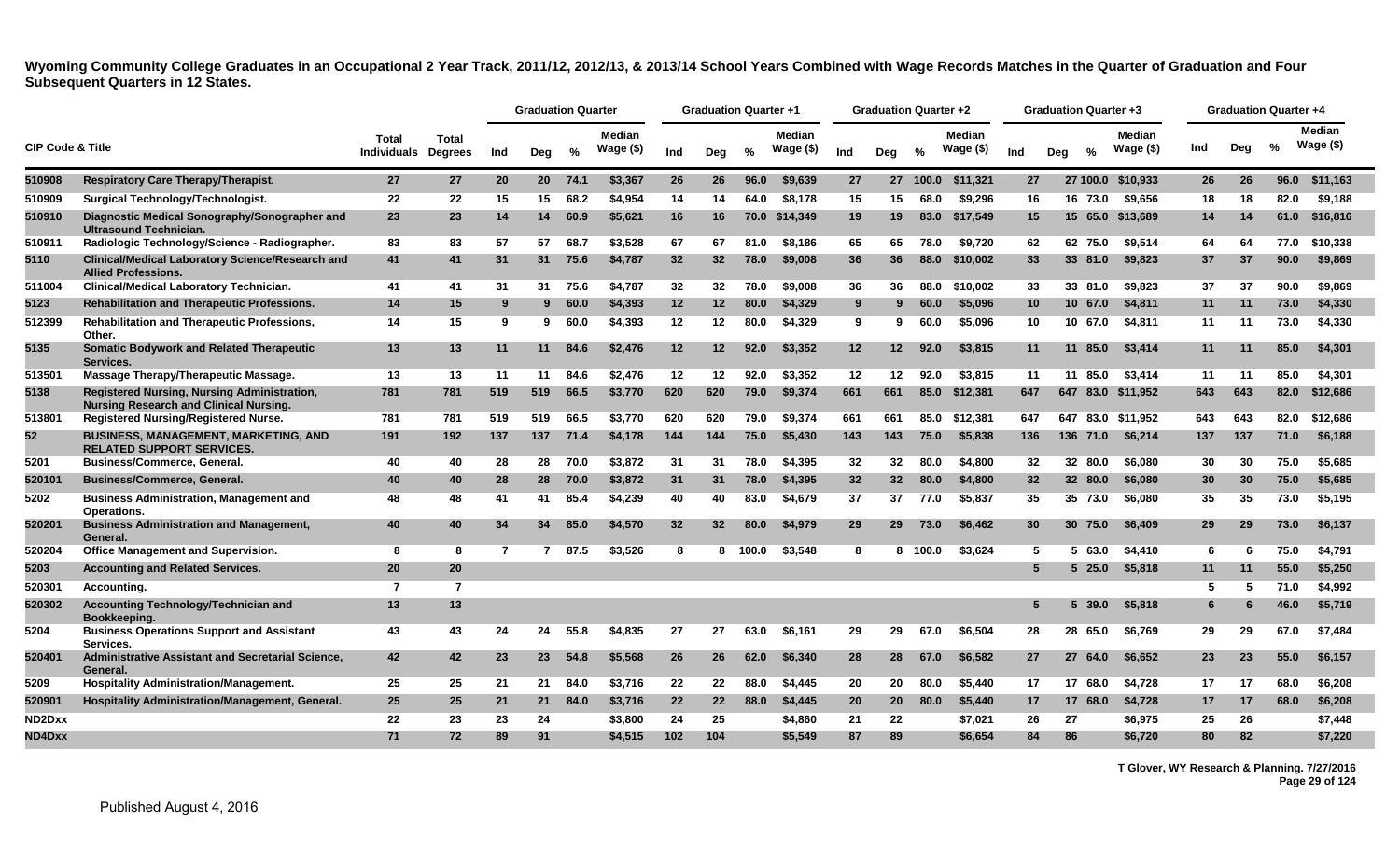**Wyoming Community College Graduates in an Occupational 2 Year Track, 2011/12, 2012/13, & 2013/14 School Years Combined with Wage Records Matches in the Quarter of Graduation and Four Subsequent Quarters in 12 States.**

| CIP Code & Title | | Total Individuals | Total Degrees | Graduation Quarter | | | | Graduation Quarter +1 | | | | Graduation Quarter +2 | | | | Graduation Quarter +3 | | | | Graduation Quarter +4 | | | |
|---|---|---|---|---|---|---|---|---|---|---|---|---|---|---|---|---|---|---|---|---|---|---|---|
| | | | | Ind | Deg | % | Median Wage ($) | Ind | Deg | % | Median Wage ($) | Ind | Deg | % | Median Wage ($) | Ind | Deg | % | Median Wage ($) | Ind | Deg | % | Median Wage ($) |
| 510908 | Respiratory Care Therapy/Therapist. | 27 | 27 | 20 | 20 | 74.1 | $3,367 | 26 | 26 | 96.0 | $9,639 | 27 | 27 | 100.0 | $11,321 | 27 | 27 | 100.0 | $10,933 | 26 | 26 | 96.0 | $11,163 |
| 510909 | Surgical Technology/Technologist. | 22 | 22 | 15 | 15 | 68.2 | $4,954 | 14 | 14 | 64.0 | $8,178 | 15 | 15 | 68.0 | $9,296 | 16 | 16 | 73.0 | $9,656 | 18 | 18 | 82.0 | $9,188 |
| 510910 | Diagnostic Medical Sonography/Sonographer and Ultrasound Technician. | 23 | 23 | 14 | 14 | 60.9 | $5,621 | 16 | 16 | 70.0 | $14,349 | 19 | 19 | 83.0 | $17,549 | 15 | 15 | 65.0 | $13,689 | 14 | 14 | 61.0 | $16,816 |
| 510911 | Radiologic Technology/Science - Radiographer. | 83 | 83 | 57 | 57 | 68.7 | $3,528 | 67 | 67 | 81.0 | $8,186 | 65 | 65 | 78.0 | $9,720 | 62 | 62 | 75.0 | $9,514 | 64 | 64 | 77.0 | $10,338 |
| 5110 | Clinical/Medical Laboratory Science/Research and Allied Professions. | 41 | 41 | 31 | 31 | 75.6 | $4,787 | 32 | 32 | 78.0 | $9,008 | 36 | 36 | 88.0 | $10,002 | 33 | 33 | 81.0 | $9,823 | 37 | 37 | 90.0 | $9,869 |
| 511004 | Clinical/Medical Laboratory Technician. | 41 | 41 | 31 | 31 | 75.6 | $4,787 | 32 | 32 | 78.0 | $9,008 | 36 | 36 | 88.0 | $10,002 | 33 | 33 | 81.0 | $9,823 | 37 | 37 | 90.0 | $9,869 |
| 5123 | Rehabilitation and Therapeutic Professions. | 14 | 15 | 9 | 9 | 60.0 | $4,393 | 12 | 12 | 80.0 | $4,329 | 9 | 9 | 60.0 | $5,096 | 10 | 10 | 67.0 | $4,811 | 11 | 11 | 73.0 | $4,330 |
| 512399 | Rehabilitation and Therapeutic Professions, Other. | 14 | 15 | 9 | 9 | 60.0 | $4,393 | 12 | 12 | 80.0 | $4,329 | 9 | 9 | 60.0 | $5,096 | 10 | 10 | 67.0 | $4,811 | 11 | 11 | 73.0 | $4,330 |
| 5135 | Somatic Bodywork and Related Therapeutic Services. | 13 | 13 | 11 | 11 | 84.6 | $2,476 | 12 | 12 | 92.0 | $3,352 | 12 | 12 | 92.0 | $3,815 | 11 | 11 | 85.0 | $3,414 | 11 | 11 | 85.0 | $4,301 |
| 513501 | Massage Therapy/Therapeutic Massage. | 13 | 13 | 11 | 11 | 84.6 | $2,476 | 12 | 12 | 92.0 | $3,352 | 12 | 12 | 92.0 | $3,815 | 11 | 11 | 85.0 | $3,414 | 11 | 11 | 85.0 | $4,301 |
| 5138 | Registered Nursing, Nursing Administration, Nursing Research and Clinical Nursing. | 781 | 781 | 519 | 519 | 66.5 | $3,770 | 620 | 620 | 79.0 | $9,374 | 661 | 661 | 85.0 | $12,381 | 647 | 647 | 83.0 | $11,952 | 643 | 643 | 82.0 | $12,686 |
| 513801 | Registered Nursing/Registered Nurse. | 781 | 781 | 519 | 519 | 66.5 | $3,770 | 620 | 620 | 79.0 | $9,374 | 661 | 661 | 85.0 | $12,381 | 647 | 647 | 83.0 | $11,952 | 643 | 643 | 82.0 | $12,686 |
| 52 | BUSINESS, MANAGEMENT, MARKETING, AND RELATED SUPPORT SERVICES. | 191 | 192 | 137 | 137 | 71.4 | $4,178 | 144 | 144 | 75.0 | $5,430 | 143 | 143 | 75.0 | $5,838 | 136 | 136 | 71.0 | $6,214 | 137 | 137 | 71.0 | $6,188 |
| 5201 | Business/Commerce, General. | 40 | 40 | 28 | 28 | 70.0 | $3,872 | 31 | 31 | 78.0 | $4,395 | 32 | 32 | 80.0 | $4,800 | 32 | 32 | 80.0 | $6,080 | 30 | 30 | 75.0 | $5,685 |
| 520101 | Business/Commerce, General. | 40 | 40 | 28 | 28 | 70.0 | $3,872 | 31 | 31 | 78.0 | $4,395 | 32 | 32 | 80.0 | $4,800 | 32 | 32 | 80.0 | $6,080 | 30 | 30 | 75.0 | $5,685 |
| 5202 | Business Administration, Management and Operations. | 48 | 48 | 41 | 41 | 85.4 | $4,239 | 40 | 40 | 83.0 | $4,679 | 37 | 37 | 77.0 | $5,837 | 35 | 35 | 73.0 | $6,080 | 35 | 35 | 73.0 | $5,195 |
| 520201 | Business Administration and Management, General. | 40 | 40 | 34 | 34 | 85.0 | $4,570 | 32 | 32 | 80.0 | $4,979 | 29 | 29 | 73.0 | $6,462 | 30 | 30 | 75.0 | $6,409 | 29 | 29 | 73.0 | $6,137 |
| 520204 | Office Management and Supervision. | 8 | 8 | 7 | 7 | 87.5 | $3,526 | 8 | 8 | 100.0 | $3,548 | 8 | 8 | 100.0 | $3,624 | 5 | 5 | 63.0 | $4,410 | 6 | 6 | 75.0 | $4,791 |
| 5203 | Accounting and Related Services. | 20 | 20 | | | | | | | | | | | | | 5 | 5 | 25.0 | $5,818 | 11 | 11 | 55.0 | $5,250 |
| 520301 | Accounting. | 7 | 7 | | | | | | | | | | | | | | | | | 5 | 5 | 71.0 | $4,992 |
| 520302 | Accounting Technology/Technician and Bookkeeping. | 13 | 13 | | | | | | | | | | | | | 5 | 5 | 39.0 | $5,818 | 6 | 6 | 46.0 | $5,719 |
| 5204 | Business Operations Support and Assistant Services. | 43 | 43 | 24 | 24 | 55.8 | $4,835 | 27 | 27 | 63.0 | $6,161 | 29 | 29 | 67.0 | $6,504 | 28 | 28 | 65.0 | $6,769 | 29 | 29 | 67.0 | $7,484 |
| 520401 | Administrative Assistant and Secretarial Science, General. | 42 | 42 | 23 | 23 | 54.8 | $5,568 | 26 | 26 | 62.0 | $6,340 | 28 | 28 | 67.0 | $6,582 | 27 | 27 | 64.0 | $6,652 | 23 | 23 | 55.0 | $6,157 |
| 5209 | Hospitality Administration/Management. | 25 | 25 | 21 | 21 | 84.0 | $3,716 | 22 | 22 | 88.0 | $4,445 | 20 | 20 | 80.0 | $5,440 | 17 | 17 | 68.0 | $4,728 | 17 | 17 | 68.0 | $6,208 |
| 520901 | Hospitality Administration/Management, General. | 25 | 25 | 21 | 21 | 84.0 | $3,716 | 22 | 22 | 88.0 | $4,445 | 20 | 20 | 80.0 | $5,440 | 17 | 17 | 68.0 | $4,728 | 17 | 17 | 68.0 | $6,208 |
| ND2Dxx | | 22 | 23 | 23 | 24 | | $3,800 | 24 | 25 | | $4,860 | 21 | 22 | | $7,021 | 26 | 27 | | $6,975 | 25 | 26 | | $7,448 |
| ND4Dxx | | 71 | 72 | 89 | 91 | | $4,515 | 102 | 104 | | $5,549 | 87 | 89 | | $6,654 | 84 | 86 | | $6,720 | 80 | 82 | | $7,220 |

T Glover, WY Research & Planning. 7/27/2016

Published August 4, 2016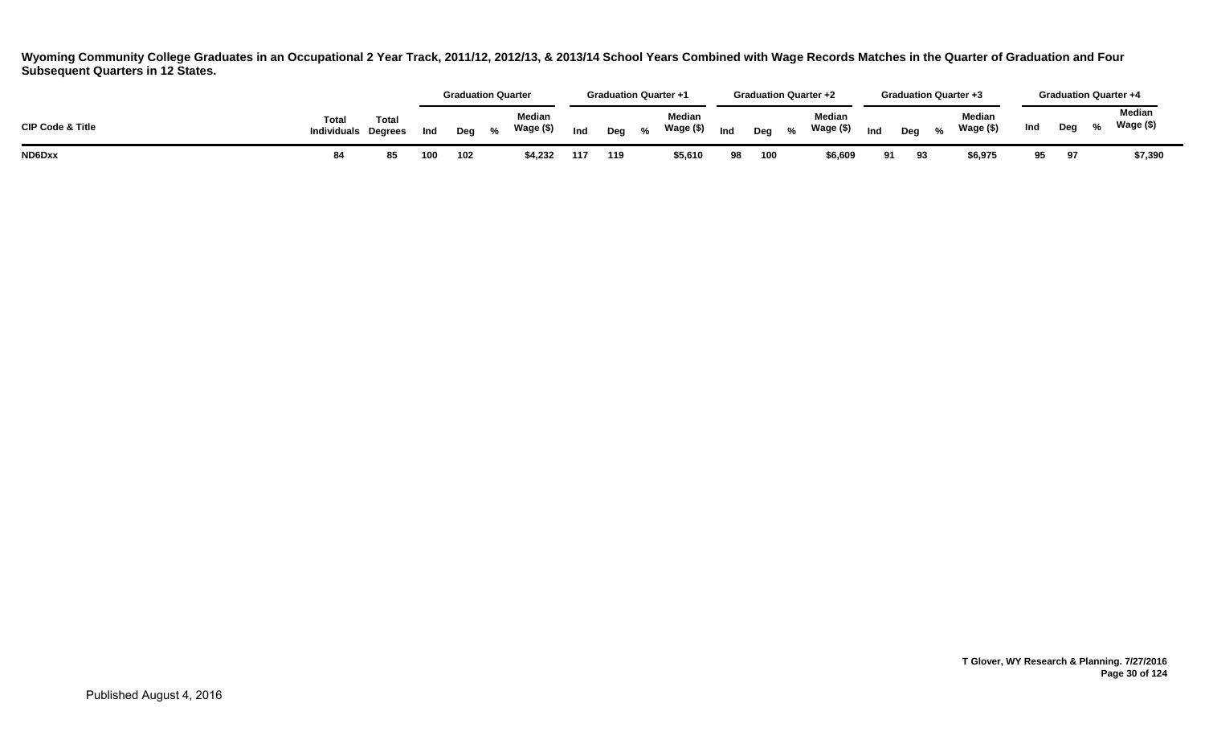**Wyoming Community College Graduates in an Occupational 2 Year Track, 2011/12, 2012/13, & 2013/14 School Years Combined with Wage Records Matches in the Quarter of Graduation and Four Subsequent Quarters in 12 States.**

| CIP Code & Title | Total Individuals | Total Degrees | Graduation Quarter | | | | Graduation Quarter +1 | | | | Graduation Quarter +2 | | | | Graduation Quarter +3 | | | | Graduation Quarter +4 | | | |
|---|---|---|---|---|---|---|---|---|---|---|---|---|---|---|---|---|---|---|---|---|---|---|
| | | | Ind | Deg | % | Median Wage ($) | Ind | Deg | % | Median Wage ($) | Ind | Deg | % | Median Wage ($) | Ind | Deg | % | Median Wage ($) | Ind | Deg | % | Median Wage ($) |
| **ND6Dxx** | 84 | 85 | 100 | 102 | | $4,232 | 117 | 119 | | $5,610 | 98 | 100 | | $6,609 | 91 | 93 | | $6,975 | 95 | 97 | | $7,390 |

T Glover, WY Research & Planning. 7/27/2016

Published August 4, 2016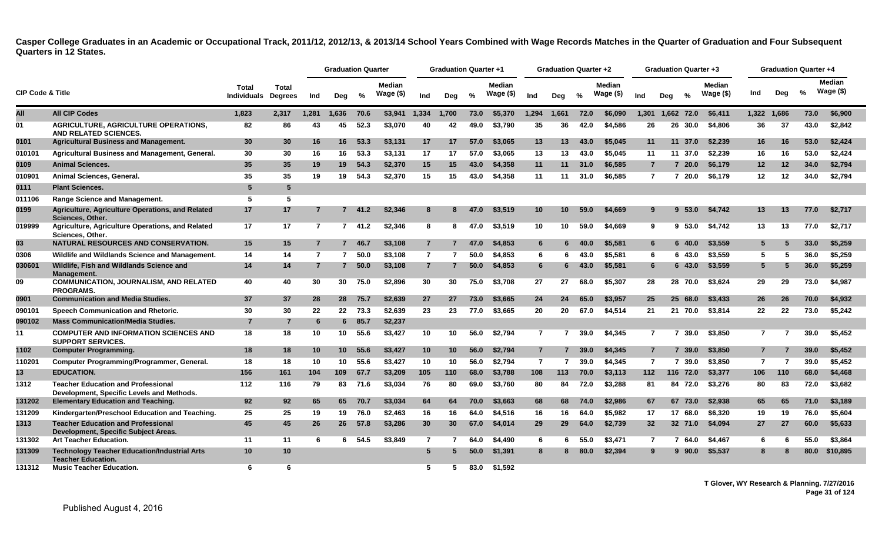**Casper College Graduates in an Academic or Occupational Track, 2011/12, 2012/13, & 2013/14 School Years Combined with Wage Records Matches in the Quarter of Graduation and Four Subsequent Quarters in 12 States.**

| CIP Code & Title | | Total Individuals | Total Degrees | Graduation Quarter | | | | Graduation Quarter +1 | | | | Graduation Quarter +2 | | | | Graduation Quarter +3 | | | | Graduation Quarter +4 | | | |
|---|---|---|---|---|---|---|---|---|---|---|---|---|---|---|---|---|---|---|---|---|---|---|---|
| | | | | Ind | Deg | % | Median Wage ($) | Ind | Deg | % | Median Wage ($) | Ind | Deg | % | Median Wage ($) | Ind | Deg | % | Median Wage ($) | Ind | Deg | % | Median Wage ($) |
| All | All CIP Codes | 1,823 | 2,317 | 1,281 | 1,636 | 70.6 | $3,941 | 1,334 | 1,700 | 73.0 | $5,370 | 1,294 | 1,661 | 72.0 | $6,090 | 1,301 | 1,662 | 72.0 | $6,411 | 1,322 | 1,686 | 73.0 | $6,900 |
| 01 | AGRICULTURE, AGRICULTURE OPERATIONS, AND RELATED SCIENCES. | 82 | 86 | 43 | 45 | 52.3 | $3,070 | 40 | 42 | 49.0 | $3,790 | 35 | 36 | 42.0 | $4,586 | 26 | 26 | 30.0 | $4,806 | 36 | 37 | 43.0 | $2,842 |
| 0101 | Agricultural Business and Management. | 30 | 30 | 16 | 16 | 53.3 | $3,131 | 17 | 17 | 57.0 | $3,065 | 13 | 13 | 43.0 | $5,045 | 11 | 11 | 37.0 | $2,239 | 16 | 16 | 53.0 | $2,424 |
| 010101 | Agricultural Business and Management, General. | 30 | 30 | 16 | 16 | 53.3 | $3,131 | 17 | 17 | 57.0 | $3,065 | 13 | 13 | 43.0 | $5,045 | 11 | 11 | 37.0 | $2,239 | 16 | 16 | 53.0 | $2,424 |
| 0109 | Animal Sciences. | 35 | 35 | 19 | 19 | 54.3 | $2,370 | 15 | 15 | 43.0 | $4,358 | 11 | 11 | 31.0 | $6,585 | 7 | 7 | 20.0 | $6,179 | 12 | 12 | 34.0 | $2,794 |
| 010901 | Animal Sciences, General. | 35 | 35 | 19 | 19 | 54.3 | $2,370 | 15 | 15 | 43.0 | $4,358 | 11 | 11 | 31.0 | $6,585 | 7 | 7 | 20.0 | $6,179 | 12 | 12 | 34.0 | $2,794 |
| 0111 | Plant Sciences. | 5 | 5 | | | | | | | | | | | | | | | | | | | | |
| 011106 | Range Science and Management. | 5 | 5 | | | | | | | | | | | | | | | | | | | | |
| 0199 | Agriculture, Agriculture Operations and Related Sciences, Other. | 17 | 17 | 7 | 7 | 41.2 | $2,346 | 8 | 8 | 47.0 | $3,519 | 10 | 10 | 59.0 | $4,669 | 9 | 9 | 53.0 | $4,742 | 13 | 13 | 77.0 | $2,717 |
| 019999 | Agriculture, Agriculture Operations and Related Sciences, Other. | 17 | 17 | 7 | 7 | 41.2 | $2,346 | 8 | 8 | 47.0 | $3,519 | 10 | 10 | 59.0 | $4,669 | 9 | 9 | 53.0 | $4,742 | 13 | 13 | 77.0 | $2,717 |
| 03 | NATURAL RESOURCES AND CONSERVATION. | 15 | 15 | 7 | 7 | 46.7 | $3,108 | 7 | 7 | 47.0 | $4,853 | 6 | 6 | 40.0 | $5,581 | 6 | 6 | 40.0 | $3,559 | 5 | 5 | 33.0 | $5,259 |
| 0306 | Wildlife and Wildlands Science and Management. | 14 | 14 | 7 | 7 | 50.0 | $3,108 | 7 | 7 | 50.0 | $4,853 | 6 | 6 | 43.0 | $5,581 | 6 | 6 | 43.0 | $3,559 | 5 | 5 | 36.0 | $5,259 |
| 030601 | Wildlife, Fish and Wildlands Science and Management. | 14 | 14 | 7 | 7 | 50.0 | $3,108 | 7 | 7 | 50.0 | $4,853 | 6 | 6 | 43.0 | $5,581 | 6 | 6 | 43.0 | $3,559 | 5 | 5 | 36.0 | $5,259 |
| 09 | COMMUNICATION, JOURNALISM, AND RELATED PROGRAMS. | 40 | 40 | 30 | 30 | 75.0 | $2,896 | 30 | 30 | 75.0 | $3,708 | 27 | 27 | 68.0 | $5,307 | 28 | 28 | 70.0 | $3,624 | 29 | 29 | 73.0 | $4,987 |
| 0901 | Communication and Media Studies. | 37 | 37 | 28 | 28 | 75.7 | $2,639 | 27 | 27 | 73.0 | $3,665 | 24 | 24 | 65.0 | $3,957 | 25 | 25 | 68.0 | $3,433 | 26 | 26 | 70.0 | $4,932 |
| 090101 | Speech Communication and Rhetoric. | 30 | 30 | 22 | 22 | 73.3 | $2,639 | 23 | 23 | 77.0 | $3,665 | 20 | 20 | 67.0 | $4,514 | 21 | 21 | 70.0 | $3,814 | 22 | 22 | 73.0 | $5,242 |
| 090102 | Mass Communication/Media Studies. | 7 | 7 | 6 | 6 | 85.7 | $2,237 | | | | | | | | | | | | | | | | |
| 11 | COMPUTER AND INFORMATION SCIENCES AND SUPPORT SERVICES. | 18 | 18 | 10 | 10 | 55.6 | $3,427 | 10 | 10 | 56.0 | $2,794 | 7 | 7 | 39.0 | $4,345 | 7 | 7 | 39.0 | $3,850 | 7 | 7 | 39.0 | $5,452 |
| 1102 | Computer Programming. | 18 | 18 | 10 | 10 | 55.6 | $3,427 | 10 | 10 | 56.0 | $2,794 | 7 | 7 | 39.0 | $4,345 | 7 | 7 | 39.0 | $3,850 | 7 | 7 | 39.0 | $5,452 |
| 110201 | Computer Programming/Programmer, General. | 18 | 18 | 10 | 10 | 55.6 | $3,427 | 10 | 10 | 56.0 | $2,794 | 7 | 7 | 39.0 | $4,345 | 7 | 7 | 39.0 | $3,850 | 7 | 7 | 39.0 | $5,452 |
| 13 | EDUCATION. | 156 | 161 | 104 | 109 | 67.7 | $3,209 | 105 | 110 | 68.0 | $3,788 | 108 | 113 | 70.0 | $3,113 | 112 | 116 | 72.0 | $3,377 | 106 | 110 | 68.0 | $4,468 |
| 1312 | Teacher Education and Professional Development, Specific Levels and Methods. | 112 | 116 | 79 | 83 | 71.6 | $3,034 | 76 | 80 | 69.0 | $3,760 | 80 | 84 | 72.0 | $3,288 | 81 | 84 | 72.0 | $3,276 | 80 | 83 | 72.0 | $3,682 |
| 131202 | Elementary Education and Teaching. | 92 | 92 | 65 | 65 | 70.7 | $3,034 | 64 | 64 | 70.0 | $3,663 | 68 | 68 | 74.0 | $2,986 | 67 | 67 | 73.0 | $2,938 | 65 | 65 | 71.0 | $3,189 |
| 131209 | Kindergarten/Preschool Education and Teaching. | 25 | 25 | 19 | 19 | 76.0 | $2,463 | 16 | 16 | 64.0 | $4,516 | 16 | 16 | 64.0 | $5,982 | 17 | 17 | 68.0 | $6,320 | 19 | 19 | 76.0 | $5,604 |
| 1313 | Teacher Education and Professional Development, Specific Subject Areas. | 45 | 45 | 26 | 26 | 57.8 | $3,286 | 30 | 30 | 67.0 | $4,014 | 29 | 29 | 64.0 | $2,739 | 32 | 32 | 71.0 | $4,094 | 27 | 27 | 60.0 | $5,633 |
| 131302 | Art Teacher Education. | 11 | 11 | 6 | 6 | 54.5 | $3,849 | 7 | 7 | 64.0 | $4,490 | 6 | 6 | 55.0 | $3,471 | 7 | 7 | 64.0 | $4,467 | 6 | 6 | 55.0 | $3,864 |
| 131309 | Technology Teacher Education/Industrial Arts Teacher Education. | 10 | 10 | | | | | 5 | 5 | 50.0 | $1,391 | 8 | 8 | 80.0 | $2,394 | 9 | 9 | 90.0 | $5,537 | 8 | 8 | 80.0 | $10,895 |
| 131312 | Music Teacher Education. | 6 | 6 | | | | | 5 | 5 | 83.0 | $1,592 | | | | | | | | | | | | |

T Glover, WY Research & Planning. 7/27/2016

Published August 4, 2016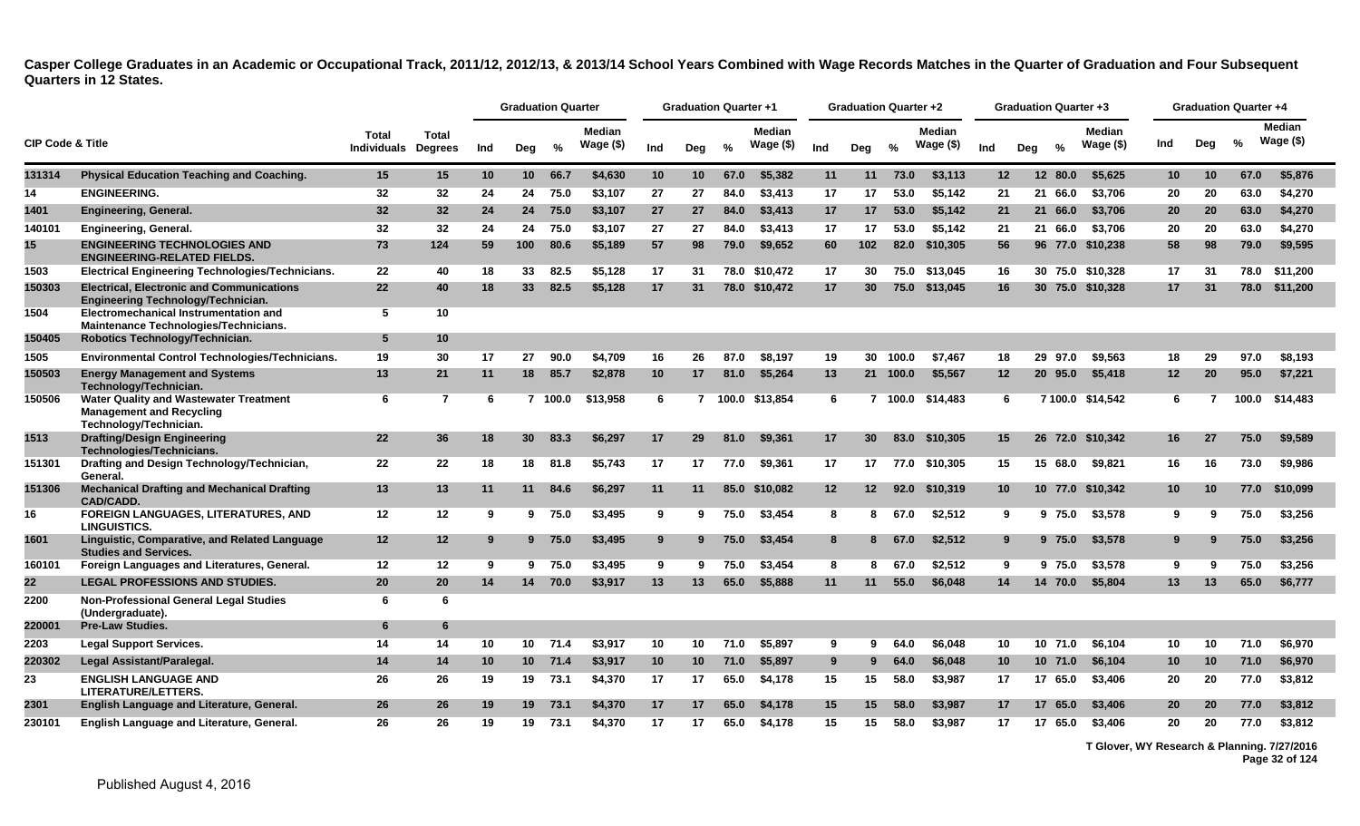**Casper College Graduates in an Academic or Occupational Track, 2011/12, 2012/13, & 2013/14 School Years Combined with Wage Records Matches in the Quarter of Graduation and Four Subsequent Quarters in 12 States.**

| CIP Code & Title | | Total Individuals | Total Degrees | Graduation Quarter | | | | Graduation Quarter +1 | | | | Graduation Quarter +2 | | | | Graduation Quarter +3 | | | | Graduation Quarter +4 | | | |
|---|---|---|---|---|---|---|---|---|---|---|---|---|---|---|---|---|---|---|---|---|---|---|---|
| | | | | Ind | Deg | % | Median Wage ($) | Ind | Deg | % | Median Wage ($) | Ind | Deg | % | Median Wage ($) | Ind | Deg | % | Median Wage ($) | Ind | Deg | % | Median Wage ($) |
| 131314 | Physical Education Teaching and Coaching. | 15 | 15 | 10 | 10 | 66.7 | $4,630 | 10 | 10 | 67.0 | $5,382 | 11 | 11 | 73.0 | $3,113 | 12 | 12 | 80.0 | $5,625 | 10 | 10 | 67.0 | $5,876 |
| 14 | ENGINEERING. | 32 | 32 | 24 | 24 | 75.0 | $3,107 | 27 | 27 | 84.0 | $3,413 | 17 | 17 | 53.0 | $5,142 | 21 | 21 | 66.0 | $3,706 | 20 | 20 | 63.0 | $4,270 |
| 1401 | Engineering, General. | 32 | 32 | 24 | 24 | 75.0 | $3,107 | 27 | 27 | 84.0 | $3,413 | 17 | 17 | 53.0 | $5,142 | 21 | 21 | 66.0 | $3,706 | 20 | 20 | 63.0 | $4,270 |
| 140101 | Engineering, General. | 32 | 32 | 24 | 24 | 75.0 | $3,107 | 27 | 27 | 84.0 | $3,413 | 17 | 17 | 53.0 | $5,142 | 21 | 21 | 66.0 | $3,706 | 20 | 20 | 63.0 | $4,270 |
| 15 | ENGINEERING TECHNOLOGIES AND ENGINEERING-RELATED FIELDS. | 73 | 124 | 59 | 100 | 80.6 | $5,189 | 57 | 98 | 79.0 | $9,652 | 60 | 102 | 82.0 | $10,305 | 56 | 96 | 77.0 | $10,238 | 58 | 98 | 79.0 | $9,595 |
| 1503 | Electrical Engineering Technologies/Technicians. | 22 | 40 | 18 | 33 | 82.5 | $5,128 | 17 | 31 | 78.0 | $10,472 | 17 | 30 | 75.0 | $13,045 | 16 | 30 | 75.0 | $10,328 | 17 | 31 | 78.0 | $11,200 |
| 150303 | Electrical, Electronic and Communications Engineering Technology/Technician. | 22 | 40 | 18 | 33 | 82.5 | $5,128 | 17 | 31 | 78.0 | $10,472 | 17 | 30 | 75.0 | $13,045 | 16 | 30 | 75.0 | $10,328 | 17 | 31 | 78.0 | $11,200 |
| 1504 | Electromechanical Instrumentation and Maintenance Technologies/Technicians. | 5 | 10 | | | | | | | | | | | | | | | | | | | | |
| 150405 | Robotics Technology/Technician. | 5 | 10 | | | | | | | | | | | | | | | | | | | | |
| 1505 | Environmental Control Technologies/Technicians. | 19 | 30 | 17 | 27 | 90.0 | $4,709 | 16 | 26 | 87.0 | $8,197 | 19 | 30 | 100.0 | $7,467 | 18 | 29 | 97.0 | $9,563 | 18 | 29 | 97.0 | $8,193 |
| 150503 | Energy Management and Systems Technology/Technician. | 13 | 21 | 11 | 18 | 85.7 | $2,878 | 10 | 17 | 81.0 | $5,264 | 13 | 21 | 100.0 | $5,567 | 12 | 20 | 95.0 | $5,418 | 12 | 20 | 95.0 | $7,221 |
| 150506 | Water Quality and Wastewater Treatment Management and Recycling Technology/Technician. | 6 | 7 | 6 | 7 | 100.0 | $13,958 | 6 | 7 | 100.0 | $13,854 | 6 | 7 | 100.0 | $14,483 | 6 | 7 | 100.0 | $14,542 | 6 | 7 | 100.0 | $14,483 |
| 1513 | Drafting/Design Engineering Technologies/Technicians. | 22 | 36 | 18 | 30 | 83.3 | $6,297 | 17 | 29 | 81.0 | $9,361 | 17 | 30 | 83.0 | $10,305 | 15 | 26 | 72.0 | $10,342 | 16 | 27 | 75.0 | $9,589 |
| 151301 | Drafting and Design Technology/Technician, General. | 22 | 22 | 18 | 18 | 81.8 | $5,743 | 17 | 17 | 77.0 | $9,361 | 17 | 17 | 77.0 | $10,305 | 15 | 15 | 68.0 | $9,821 | 16 | 16 | 73.0 | $9,986 |
| 151306 | Mechanical Drafting and Mechanical Drafting CAD/CADD. | 13 | 13 | 11 | 11 | 84.6 | $6,297 | 11 | 11 | 85.0 | $10,082 | 12 | 12 | 92.0 | $10,319 | 10 | 10 | 77.0 | $10,342 | 10 | 10 | 77.0 | $10,099 |
| 16 | FOREIGN LANGUAGES, LITERATURES, AND LINGUISTICS. | 12 | 12 | 9 | 9 | 75.0 | $3,495 | 9 | 9 | 75.0 | $3,454 | 8 | 8 | 67.0 | $2,512 | 9 | 9 | 75.0 | $3,578 | 9 | 9 | 75.0 | $3,256 |
| 1601 | Linguistic, Comparative, and Related Language Studies and Services. | 12 | 12 | 9 | 9 | 75.0 | $3,495 | 9 | 9 | 75.0 | $3,454 | 8 | 8 | 67.0 | $2,512 | 9 | 9 | 75.0 | $3,578 | 9 | 9 | 75.0 | $3,256 |
| 160101 | Foreign Languages and Literatures, General. | 12 | 12 | 9 | 9 | 75.0 | $3,495 | 9 | 9 | 75.0 | $3,454 | 8 | 8 | 67.0 | $2,512 | 9 | 9 | 75.0 | $3,578 | 9 | 9 | 75.0 | $3,256 |
| 22 | LEGAL PROFESSIONS AND STUDIES. | 20 | 20 | 14 | 14 | 70.0 | $3,917 | 13 | 13 | 65.0 | $5,888 | 11 | 11 | 55.0 | $6,048 | 14 | 14 | 70.0 | $5,804 | 13 | 13 | 65.0 | $6,777 |
| 2200 | Non-Professional General Legal Studies (Undergraduate). | 6 | 6 | | | | | | | | | | | | | | | | | | | | |
| 220001 | Pre-Law Studies. | 6 | 6 | | | | | | | | | | | | | | | | | | | | |
| 2203 | Legal Support Services. | 14 | 14 | 10 | 10 | 71.4 | $3,917 | 10 | 10 | 71.0 | $5,897 | 9 | 9 | 64.0 | $6,048 | 10 | 10 | 71.0 | $6,104 | 10 | 10 | 71.0 | $6,970 |
| 220302 | Legal Assistant/Paralegal. | 14 | 14 | 10 | 10 | 71.4 | $3,917 | 10 | 10 | 71.0 | $5,897 | 9 | 9 | 64.0 | $6,048 | 10 | 10 | 71.0 | $6,104 | 10 | 10 | 71.0 | $6,970 |
| 23 | ENGLISH LANGUAGE AND LITERATURE/LETTERS. | 26 | 26 | 19 | 19 | 73.1 | $4,370 | 17 | 17 | 65.0 | $4,178 | 15 | 15 | 58.0 | $3,987 | 17 | 17 | 65.0 | $3,406 | 20 | 20 | 77.0 | $3,812 |
| 2301 | English Language and Literature, General. | 26 | 26 | 19 | 19 | 73.1 | $4,370 | 17 | 17 | 65.0 | $4,178 | 15 | 15 | 58.0 | $3,987 | 17 | 17 | 65.0 | $3,406 | 20 | 20 | 77.0 | $3,812 |
| 230101 | English Language and Literature, General. | 26 | 26 | 19 | 19 | 73.1 | $4,370 | 17 | 17 | 65.0 | $4,178 | 15 | 15 | 58.0 | $3,987 | 17 | 17 | 65.0 | $3,406 | 20 | 20 | 77.0 | $3,812 |

T Glover, WY Research & Planning. 7/27/2016

Published August 4, 2016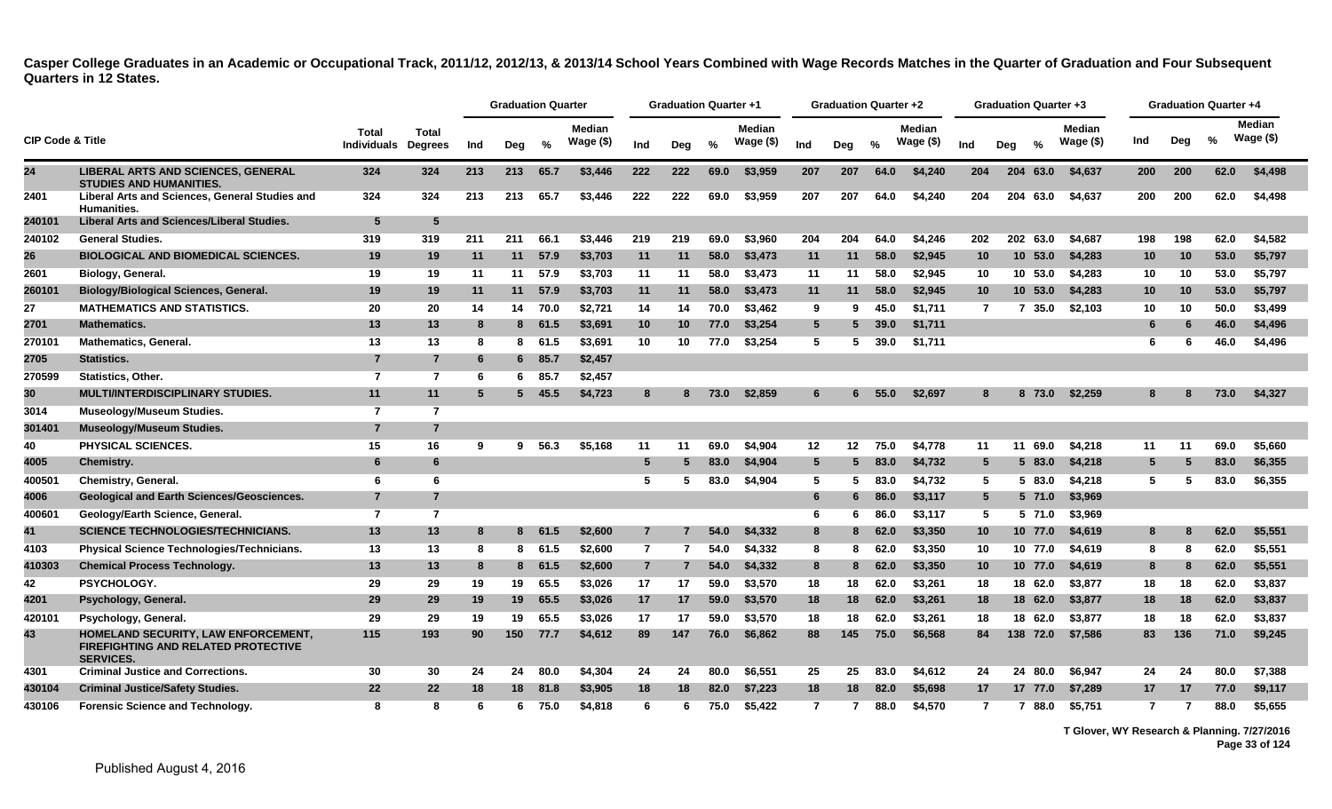**Casper College Graduates in an Academic or Occupational Track, 2011/12, 2012/13, & 2013/14 School Years Combined with Wage Records Matches in the Quarter of Graduation and Four Subsequent Quarters in 12 States.**

| CIP Code & Title | | Total Individuals | Total Degrees | Graduation Quarter | | | | Graduation Quarter +1 | | | | Graduation Quarter +2 | | | | Graduation Quarter +3 | | | | Graduation Quarter +4 | | | |
|---|---|---|---|---|---|---|---|---|---|---|---|---|---|---|---|---|---|---|---|---|---|---|---|
| | | | | Ind | Deg | % | Median Wage ($) | Ind | Deg | % | Median Wage ($) | Ind | Deg | % | Median Wage ($) | Ind | Deg | % | Median Wage ($) | Ind | Deg | % | Median Wage ($) |
| 24 | LIBERAL ARTS AND SCIENCES, GENERAL STUDIES AND HUMANITIES. | 324 | 324 | 213 | 213 | 65.7 | $3,446 | 222 | 222 | 69.0 | $3,959 | 207 | 207 | 64.0 | $4,240 | 204 | 204 | 63.0 | $4,637 | 200 | 200 | 62.0 | $4,498 |
| 2401 | Liberal Arts and Sciences, General Studies and Humanities. | 324 | 324 | 213 | 213 | 65.7 | $3,446 | 222 | 222 | 69.0 | $3,959 | 207 | 207 | 64.0 | $4,240 | 204 | 204 | 63.0 | $4,637 | 200 | 200 | 62.0 | $4,498 |
| 240101 | Liberal Arts and Sciences/Liberal Studies. | 5 | 5 | | | | | | | | | | | | | | | | | | | | |
| 240102 | General Studies. | 319 | 319 | 211 | 211 | 66.1 | $3,446 | 219 | 219 | 69.0 | $3,960 | 204 | 204 | 64.0 | $4,246 | 202 | 202 | 63.0 | $4,687 | 198 | 198 | 62.0 | $4,582 |
| 26 | BIOLOGICAL AND BIOMEDICAL SCIENCES. | 19 | 19 | 11 | 11 | 57.9 | $3,703 | 11 | 11 | 58.0 | $3,473 | 11 | 11 | 58.0 | $2,945 | 10 | 10 | 53.0 | $4,283 | 10 | 10 | 53.0 | $5,797 |
| 2601 | Biology, General. | 19 | 19 | 11 | 11 | 57.9 | $3,703 | 11 | 11 | 58.0 | $3,473 | 11 | 11 | 58.0 | $2,945 | 10 | 10 | 53.0 | $4,283 | 10 | 10 | 53.0 | $5,797 |
| 260101 | Biology/Biological Sciences, General. | 19 | 19 | 11 | 11 | 57.9 | $3,703 | 11 | 11 | 58.0 | $3,473 | 11 | 11 | 58.0 | $2,945 | 10 | 10 | 53.0 | $4,283 | 10 | 10 | 53.0 | $5,797 |
| 27 | MATHEMATICS AND STATISTICS. | 20 | 20 | 14 | 14 | 70.0 | $2,721 | 14 | 14 | 70.0 | $3,462 | 9 | 9 | 45.0 | $1,711 | 7 | 7 | 35.0 | $2,103 | 10 | 10 | 50.0 | $3,499 |
| 2701 | Mathematics. | 13 | 13 | 8 | 8 | 61.5 | $3,691 | 10 | 10 | 77.0 | $3,254 | 5 | 5 | 39.0 | $1,711 | | | | | 6 | 6 | 46.0 | $4,496 |
| 270101 | Mathematics, General. | 13 | 13 | 8 | 8 | 61.5 | $3,691 | 10 | 10 | 77.0 | $3,254 | 5 | 5 | 39.0 | $1,711 | | | | | 6 | 6 | 46.0 | $4,496 |
| 2705 | Statistics. | 7 | 7 | 6 | 6 | 85.7 | $2,457 | | | | | | | | | | | | | | | | |
| 270599 | Statistics, Other. | 7 | 7 | 6 | 6 | 85.7 | $2,457 | | | | | | | | | | | | | | | | |
| 30 | MULTI/INTERDISCIPLINARY STUDIES. | 11 | 11 | 5 | 5 | 45.5 | $4,723 | 8 | 8 | 73.0 | $2,859 | 6 | 6 | 55.0 | $2,697 | 8 | 8 | 73.0 | $2,259 | 8 | 8 | 73.0 | $4,327 |
| 3014 | Museology/Museum Studies. | 7 | 7 | | | | | | | | | | | | | | | | | | | | |
| 301401 | Museology/Museum Studies. | 7 | 7 | | | | | | | | | | | | | | | | | | | | |
| 40 | PHYSICAL SCIENCES. | 15 | 16 | 9 | 9 | 56.3 | $5,168 | 11 | 11 | 69.0 | $4,904 | 12 | 12 | 75.0 | $4,778 | 11 | 11 | 69.0 | $4,218 | 11 | 11 | 69.0 | $5,660 |
| 4005 | Chemistry. | 6 | 6 | | | | | 5 | 5 | 83.0 | $4,904 | 5 | 5 | 83.0 | $4,732 | 5 | 5 | 83.0 | $4,218 | 5 | 5 | 83.0 | $6,355 |
| 400501 | Chemistry, General. | 6 | 6 | | | | | 5 | 5 | 83.0 | $4,904 | 5 | 5 | 83.0 | $4,732 | 5 | 5 | 83.0 | $4,218 | 5 | 5 | 83.0 | $6,355 |
| 4006 | Geological and Earth Sciences/Geosciences. | 7 | 7 | | | | | | | | | 6 | 6 | 86.0 | $3,117 | 5 | 5 | 71.0 | $3,969 | | | | |
| 400601 | Geology/Earth Science, General. | 7 | 7 | | | | | | | | | 6 | 6 | 86.0 | $3,117 | 5 | 5 | 71.0 | $3,969 | | | | |
| 41 | SCIENCE TECHNOLOGIES/TECHNICIANS. | 13 | 13 | 8 | 8 | 61.5 | $2,600 | 7 | 7 | 54.0 | $4,332 | 8 | 8 | 62.0 | $3,350 | 10 | 10 | 77.0 | $4,619 | 8 | 8 | 62.0 | $5,551 |
| 4103 | Physical Science Technologies/Technicians. | 13 | 13 | 8 | 8 | 61.5 | $2,600 | 7 | 7 | 54.0 | $4,332 | 8 | 8 | 62.0 | $3,350 | 10 | 10 | 77.0 | $4,619 | 8 | 8 | 62.0 | $5,551 |
| 410303 | Chemical Process Technology. | 13 | 13 | 8 | 8 | 61.5 | $2,600 | 7 | 7 | 54.0 | $4,332 | 8 | 8 | 62.0 | $3,350 | 10 | 10 | 77.0 | $4,619 | 8 | 8 | 62.0 | $5,551 |
| 42 | PSYCHOLOGY. | 29 | 29 | 19 | 19 | 65.5 | $3,026 | 17 | 17 | 59.0 | $3,570 | 18 | 18 | 62.0 | $3,261 | 18 | 18 | 62.0 | $3,877 | 18 | 18 | 62.0 | $3,837 |
| 4201 | Psychology, General. | 29 | 29 | 19 | 19 | 65.5 | $3,026 | 17 | 17 | 59.0 | $3,570 | 18 | 18 | 62.0 | $3,261 | 18 | 18 | 62.0 | $3,877 | 18 | 18 | 62.0 | $3,837 |
| 420101 | Psychology, General. | 29 | 29 | 19 | 19 | 65.5 | $3,026 | 17 | 17 | 59.0 | $3,570 | 18 | 18 | 62.0 | $3,261 | 18 | 18 | 62.0 | $3,877 | 18 | 18 | 62.0 | $3,837 |
| 43 | HOMELAND SECURITY, LAW ENFORCEMENT, FIREFIGHTING AND RELATED PROTECTIVE SERVICES. | 115 | 193 | 90 | 150 | 77.7 | $4,612 | 89 | 147 | 76.0 | $6,862 | 88 | 145 | 75.0 | $6,568 | 84 | 138 | 72.0 | $7,586 | 83 | 136 | 71.0 | $9,245 |
| 4301 | Criminal Justice and Corrections. | 30 | 30 | 24 | 24 | 80.0 | $4,304 | 24 | 24 | 80.0 | $6,551 | 25 | 25 | 83.0 | $4,612 | 24 | 24 | 80.0 | $6,947 | 24 | 24 | 80.0 | $7,388 |
| 430104 | Criminal Justice/Safety Studies. | 22 | 22 | 18 | 18 | 81.8 | $3,905 | 18 | 18 | 82.0 | $7,223 | 18 | 18 | 82.0 | $5,698 | 17 | 17 | 77.0 | $7,289 | 17 | 17 | 77.0 | $9,117 |
| 430106 | Forensic Science and Technology. | 8 | 8 | 6 | 6 | 75.0 | $4,818 | 6 | 6 | 75.0 | $5,422 | 7 | 7 | 88.0 | $4,570 | 7 | 7 | 88.0 | $5,751 | 7 | 7 | 88.0 | $5,655 |

T Glover, WY Research & Planning. 7/27/2016

Published August 4, 2016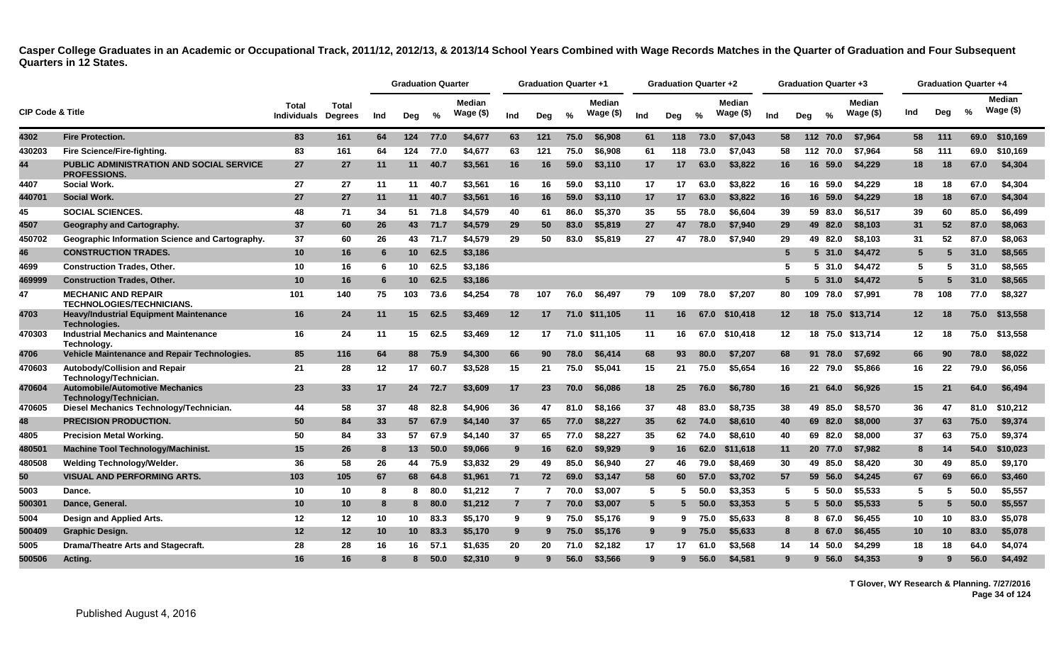**Casper College Graduates in an Academic or Occupational Track, 2011/12, 2012/13, & 2013/14 School Years Combined with Wage Records Matches in the Quarter of Graduation and Four Subsequent Quarters in 12 States.**

| CIP Code & Title | | Total Individuals | Total Degrees | Graduation Quarter | | | | Graduation Quarter +1 | | | | Graduation Quarter +2 | | | | Graduation Quarter +3 | | | | Graduation Quarter +4 | | | |
|---|---|---|---|---|---|---|---|---|---|---|---|---|---|---|---|---|---|---|---|---|---|---|---|
| | | | | Ind | Deg | % | Median Wage ($) | Ind | Deg | % | Median Wage ($) | Ind | Deg | % | Median Wage ($) | Ind | Deg | % | Median Wage ($) | Ind | Deg | % | Median Wage ($) |
| 4302 | Fire Protection. | 83 | 161 | 64 | 124 | 77.0 | $4,677 | 63 | 121 | 75.0 | $6,908 | 61 | 118 | 73.0 | $7,043 | 58 | 112 | 70.0 | $7,964 | 58 | 111 | 69.0 | $10,169 |
| 430203 | Fire Science/Fire-fighting. | 83 | 161 | 64 | 124 | 77.0 | $4,677 | 63 | 121 | 75.0 | $6,908 | 61 | 118 | 73.0 | $7,043 | 58 | 112 | 70.0 | $7,964 | 58 | 111 | 69.0 | $10,169 |
| 44 | PUBLIC ADMINISTRATION AND SOCIAL SERVICE PROFESSIONS. | 27 | 27 | 11 | 11 | 40.7 | $3,561 | 16 | 16 | 59.0 | $3,110 | 17 | 17 | 63.0 | $3,822 | 16 | 16 | 59.0 | $4,229 | 18 | 18 | 67.0 | $4,304 |
| 4407 | Social Work. | 27 | 27 | 11 | 11 | 40.7 | $3,561 | 16 | 16 | 59.0 | $3,110 | 17 | 17 | 63.0 | $3,822 | 16 | 16 | 59.0 | $4,229 | 18 | 18 | 67.0 | $4,304 |
| 440701 | Social Work. | 27 | 27 | 11 | 11 | 40.7 | $3,561 | 16 | 16 | 59.0 | $3,110 | 17 | 17 | 63.0 | $3,822 | 16 | 16 | 59.0 | $4,229 | 18 | 18 | 67.0 | $4,304 |
| 45 | SOCIAL SCIENCES. | 48 | 71 | 34 | 51 | 71.8 | $4,579 | 40 | 61 | 86.0 | $5,370 | 35 | 55 | 78.0 | $6,604 | 39 | 59 | 83.0 | $6,517 | 39 | 60 | 85.0 | $6,499 |
| 4507 | Geography and Cartography. | 37 | 60 | 26 | 43 | 71.7 | $4,579 | 29 | 50 | 83.0 | $5,819 | 27 | 47 | 78.0 | $7,940 | 29 | 49 | 82.0 | $8,103 | 31 | 52 | 87.0 | $8,063 |
| 450702 | Geographic Information Science and Cartography. | 37 | 60 | 26 | 43 | 71.7 | $4,579 | 29 | 50 | 83.0 | $5,819 | 27 | 47 | 78.0 | $7,940 | 29 | 49 | 82.0 | $8,103 | 31 | 52 | 87.0 | $8,063 |
| 46 | CONSTRUCTION TRADES. | 10 | 16 | 6 | 10 | 62.5 | $3,186 | | | | | | | | | 5 | 5 | 31.0 | $4,472 | 5 | 5 | 31.0 | $8,565 |
| 4699 | Construction Trades, Other. | 10 | 16 | 6 | 10 | 62.5 | $3,186 | | | | | | | | | 5 | 5 | 31.0 | $4,472 | 5 | 5 | 31.0 | $8,565 |
| 469999 | Construction Trades, Other. | 10 | 16 | 6 | 10 | 62.5 | $3,186 | | | | | | | | | 5 | 5 | 31.0 | $4,472 | 5 | 5 | 31.0 | $8,565 |
| 47 | MECHANIC AND REPAIR TECHNOLOGIES/TECHNICIANS. | 101 | 140 | 75 | 103 | 73.6 | $4,254 | 78 | 107 | 76.0 | $6,497 | 79 | 109 | 78.0 | $7,207 | 80 | 109 | 78.0 | $7,991 | 78 | 108 | 77.0 | $8,327 |
| 4703 | Heavy/Industrial Equipment Maintenance Technologies. | 16 | 24 | 11 | 15 | 62.5 | $3,469 | 12 | 17 | 71.0 | $11,105 | 11 | 16 | 67.0 | $10,418 | 12 | 18 | 75.0 | $13,714 | 12 | 18 | 75.0 | $13,558 |
| 470303 | Industrial Mechanics and Maintenance Technology. | 16 | 24 | 11 | 15 | 62.5 | $3,469 | 12 | 17 | 71.0 | $11,105 | 11 | 16 | 67.0 | $10,418 | 12 | 18 | 75.0 | $13,714 | 12 | 18 | 75.0 | $13,558 |
| 4706 | Vehicle Maintenance and Repair Technologies. | 85 | 116 | 64 | 88 | 75.9 | $4,300 | 66 | 90 | 78.0 | $6,414 | 68 | 93 | 80.0 | $7,207 | 68 | 91 | 78.0 | $7,692 | 66 | 90 | 78.0 | $8,022 |
| 470603 | Autobody/Collision and Repair Technology/Technician. | 21 | 28 | 12 | 17 | 60.7 | $3,528 | 15 | 21 | 75.0 | $5,041 | 15 | 21 | 75.0 | $5,654 | 16 | 22 | 79.0 | $5,866 | 16 | 22 | 79.0 | $6,056 |
| 470604 | Automobile/Automotive Mechanics Technology/Technician. | 23 | 33 | 17 | 24 | 72.7 | $3,609 | 17 | 23 | 70.0 | $6,086 | 18 | 25 | 76.0 | $6,780 | 16 | 21 | 64.0 | $6,926 | 15 | 21 | 64.0 | $6,494 |
| 470605 | Diesel Mechanics Technology/Technician. | 44 | 58 | 37 | 48 | 82.8 | $4,906 | 36 | 47 | 81.0 | $8,166 | 37 | 48 | 83.0 | $8,735 | 38 | 49 | 85.0 | $8,570 | 36 | 47 | 81.0 | $10,212 |
| 48 | PRECISION PRODUCTION. | 50 | 84 | 33 | 57 | 67.9 | $4,140 | 37 | 65 | 77.0 | $8,227 | 35 | 62 | 74.0 | $8,610 | 40 | 69 | 82.0 | $8,000 | 37 | 63 | 75.0 | $9,374 |
| 4805 | Precision Metal Working. | 50 | 84 | 33 | 57 | 67.9 | $4,140 | 37 | 65 | 77.0 | $8,227 | 35 | 62 | 74.0 | $8,610 | 40 | 69 | 82.0 | $8,000 | 37 | 63 | 75.0 | $9,374 |
| 480501 | Machine Tool Technology/Machinist. | 15 | 26 | 8 | 13 | 50.0 | $9,066 | 9 | 16 | 62.0 | $9,929 | 9 | 16 | 62.0 | $11,618 | 11 | 20 | 77.0 | $7,982 | 8 | 14 | 54.0 | $10,023 |
| 480508 | Welding Technology/Welder. | 36 | 58 | 26 | 44 | 75.9 | $3,832 | 29 | 49 | 85.0 | $6,940 | 27 | 46 | 79.0 | $8,469 | 30 | 49 | 85.0 | $8,420 | 30 | 49 | 85.0 | $9,170 |
| 50 | VISUAL AND PERFORMING ARTS. | 103 | 105 | 67 | 68 | 64.8 | $1,961 | 71 | 72 | 69.0 | $3,147 | 58 | 60 | 57.0 | $3,702 | 57 | 59 | 56.0 | $4,245 | 67 | 69 | 66.0 | $3,460 |
| 5003 | Dance. | 10 | 10 | 8 | 8 | 80.0 | $1,212 | 7 | 7 | 70.0 | $3,007 | 5 | 5 | 50.0 | $3,353 | 5 | 5 | 50.0 | $5,533 | 5 | 5 | 50.0 | $5,557 |
| 500301 | Dance, General. | 10 | 10 | 8 | 8 | 80.0 | $1,212 | 7 | 7 | 70.0 | $3,007 | 5 | 5 | 50.0 | $3,353 | 5 | 5 | 50.0 | $5,533 | 5 | 5 | 50.0 | $5,557 |
| 5004 | Design and Applied Arts. | 12 | 12 | 10 | 10 | 83.3 | $5,170 | 9 | 9 | 75.0 | $5,176 | 9 | 9 | 75.0 | $5,633 | 8 | 8 | 67.0 | $6,455 | 10 | 10 | 83.0 | $5,078 |
| 500409 | Graphic Design. | 12 | 12 | 10 | 10 | 83.3 | $5,170 | 9 | 9 | 75.0 | $5,176 | 9 | 9 | 75.0 | $5,633 | 8 | 8 | 67.0 | $6,455 | 10 | 10 | 83.0 | $5,078 |
| 5005 | Drama/Theatre Arts and Stagecraft. | 28 | 28 | 16 | 16 | 57.1 | $1,635 | 20 | 20 | 71.0 | $2,182 | 17 | 17 | 61.0 | $3,568 | 14 | 14 | 50.0 | $4,299 | 18 | 18 | 64.0 | $4,074 |
| 500506 | Acting. | 16 | 16 | 8 | 8 | 50.0 | $2,310 | 9 | 9 | 56.0 | $3,566 | 9 | 9 | 56.0 | $4,581 | 9 | 9 | 56.0 | $4,353 | 9 | 9 | 56.0 | $4,492 |

T Glover, WY Research & Planning. 7/27/2016

Published August 4, 2016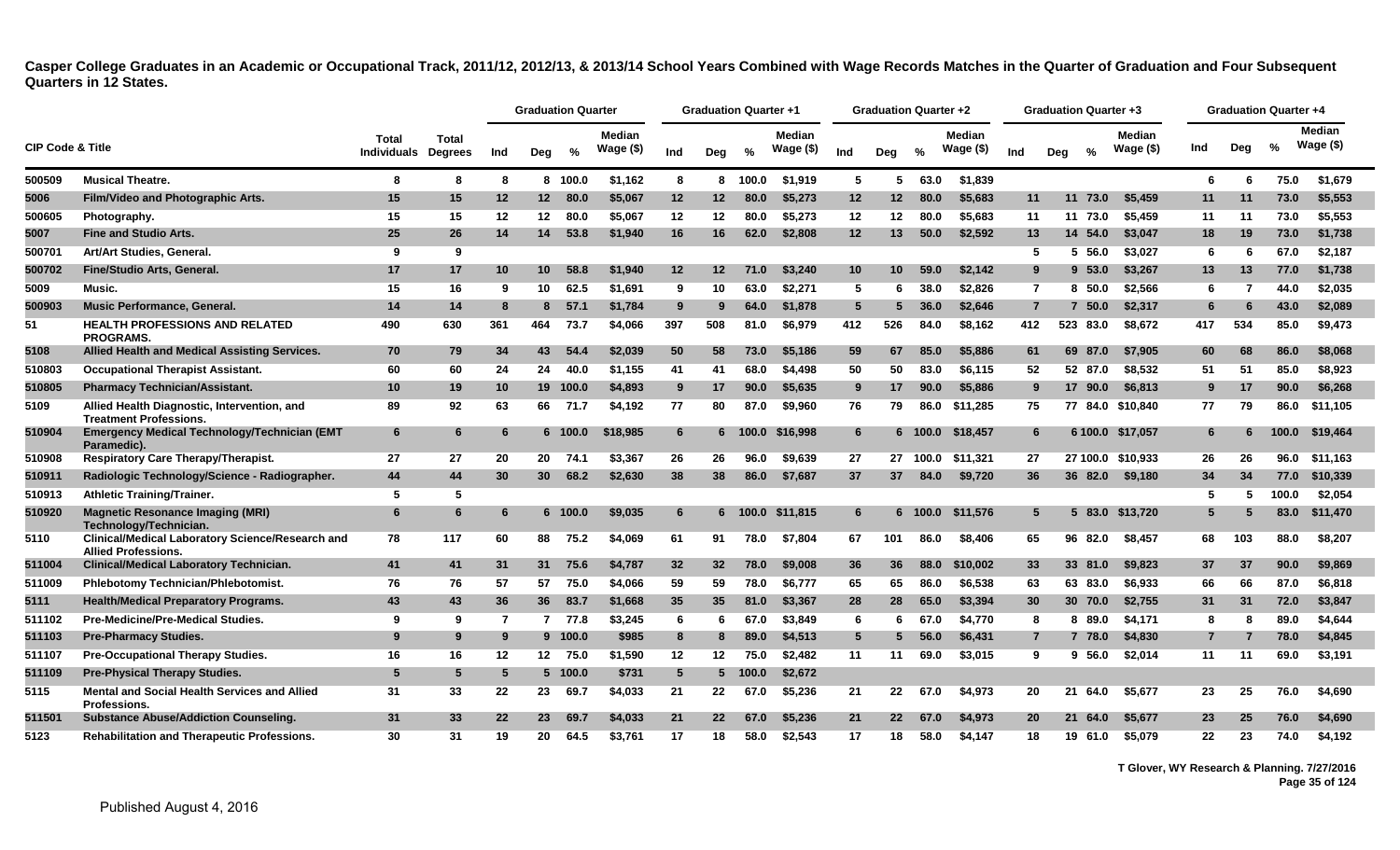**Casper College Graduates in an Academic or Occupational Track, 2011/12, 2012/13, & 2013/14 School Years Combined with Wage Records Matches in the Quarter of Graduation and Four Subsequent Quarters in 12 States.**

| CIP Code & Title | | Total Individuals | Total Degrees | Graduation Quarter | | | | Graduation Quarter +1 | | | | Graduation Quarter +2 | | | | Graduation Quarter +3 | | | | Graduation Quarter +4 | | | |
|---|---|---|---|---|---|---|---|---|---|---|---|---|---|---|---|---|---|---|---|---|---|---|---|
| | | | | Ind | Deg | % | Median Wage ($) | Ind | Deg | % | Median Wage ($) | Ind | Deg | % | Median Wage ($) | Ind | Deg | % | Median Wage ($) | Ind | Deg | % | Median Wage ($) |
| 500509 | Musical Theatre. | 8 | 8 | 8 | 8 | 100.0 | $1,162 | 8 | 8 | 100.0 | $1,919 | 5 | 5 | 63.0 | $1,839 | | | | | 6 | 6 | 75.0 | $1,679 |
| 5006 | Film/Video and Photographic Arts. | 15 | 15 | 12 | 12 | 80.0 | $5,067 | 12 | 12 | 80.0 | $5,273 | 12 | 12 | 80.0 | $5,683 | 11 | 11 | 73.0 | $5,459 | 11 | 11 | 73.0 | $5,553 |
| 500605 | Photography. | 15 | 15 | 12 | 12 | 80.0 | $5,067 | 12 | 12 | 80.0 | $5,273 | 12 | 12 | 80.0 | $5,683 | 11 | 11 | 73.0 | $5,459 | 11 | 11 | 73.0 | $5,553 |
| 5007 | Fine and Studio Arts. | 25 | 26 | 14 | 14 | 53.8 | $1,940 | 16 | 16 | 62.0 | $2,808 | 12 | 13 | 50.0 | $2,592 | 13 | 14 | 54.0 | $3,047 | 18 | 19 | 73.0 | $1,738 |
| 500701 | Art/Art Studies, General. | 9 | 9 | | | | | | | | | | | | | 5 | 5 | 56.0 | $3,027 | 6 | 6 | 67.0 | $2,187 |
| 500702 | Fine/Studio Arts, General. | 17 | 17 | 10 | 10 | 58.8 | $1,940 | 12 | 12 | 71.0 | $3,240 | 10 | 10 | 59.0 | $2,142 | 9 | 9 | 53.0 | $3,267 | 13 | 13 | 77.0 | $1,738 |
| 5009 | Music. | 15 | 16 | 9 | 10 | 62.5 | $1,691 | 9 | 10 | 63.0 | $2,271 | 5 | 6 | 38.0 | $2,826 | 7 | 8 | 50.0 | $2,566 | 6 | 7 | 44.0 | $2,035 |
| 500903 | Music Performance, General. | 14 | 14 | 8 | 8 | 57.1 | $1,784 | 9 | 9 | 64.0 | $1,878 | 5 | 5 | 36.0 | $2,646 | 7 | 7 | 50.0 | $2,317 | 6 | 6 | 43.0 | $2,089 |
| 51 | HEALTH PROFESSIONS AND RELATED PROGRAMS. | 490 | 630 | 361 | 464 | 73.7 | $4,066 | 397 | 508 | 81.0 | $6,979 | 412 | 526 | 84.0 | $8,162 | 412 | 523 | 83.0 | $8,672 | 417 | 534 | 85.0 | $9,473 |
| 5108 | Allied Health and Medical Assisting Services. | 70 | 79 | 34 | 43 | 54.4 | $2,039 | 50 | 58 | 73.0 | $5,186 | 59 | 67 | 85.0 | $5,886 | 61 | 69 | 87.0 | $7,905 | 60 | 68 | 86.0 | $8,068 |
| 510803 | Occupational Therapist Assistant. | 60 | 60 | 24 | 24 | 40.0 | $1,155 | 41 | 41 | 68.0 | $4,498 | 50 | 50 | 83.0 | $6,115 | 52 | 52 | 87.0 | $8,532 | 51 | 51 | 85.0 | $8,923 |
| 510805 | Pharmacy Technician/Assistant. | 10 | 19 | 10 | 19 | 100.0 | $4,893 | 9 | 17 | 90.0 | $5,635 | 9 | 17 | 90.0 | $5,886 | 9 | 17 | 90.0 | $6,813 | 9 | 17 | 90.0 | $6,268 |
| 5109 | Allied Health Diagnostic, Intervention, and Treatment Professions. | 89 | 92 | 63 | 66 | 71.7 | $4,192 | 77 | 80 | 87.0 | $9,960 | 76 | 79 | 86.0 | $11,285 | 75 | 77 | 84.0 | $10,840 | 77 | 79 | 86.0 | $11,105 |
| 510904 | Emergency Medical Technology/Technician (EMT Paramedic). | 6 | 6 | 6 | 6 | 100.0 | $18,985 | 6 | 6 | 100.0 | $16,998 | 6 | 6 | 100.0 | $18,457 | 6 | 6 | 100.0 | $17,057 | 6 | 6 | 100.0 | $19,464 |
| 510908 | Respiratory Care Therapy/Therapist. | 27 | 27 | 20 | 20 | 74.1 | $3,367 | 26 | 26 | 96.0 | $9,639 | 27 | 27 | 100.0 | $11,321 | 27 | 27 | 100.0 | $10,933 | 26 | 26 | 96.0 | $11,163 |
| 510911 | Radiologic Technology/Science - Radiographer. | 44 | 44 | 30 | 30 | 68.2 | $2,630 | 38 | 38 | 86.0 | $7,687 | 37 | 37 | 84.0 | $9,720 | 36 | 36 | 82.0 | $9,180 | 34 | 34 | 77.0 | $10,339 |
| 510913 | Athletic Training/Trainer. | 5 | 5 | | | | | | | | | | | | | | | | | 5 | 5 | 100.0 | $2,054 |
| 510920 | Magnetic Resonance Imaging (MRI) Technology/Technician. | 6 | 6 | 6 | 6 | 100.0 | $9,035 | 6 | 6 | 100.0 | $11,815 | 6 | 6 | 100.0 | $11,576 | 5 | 5 | 83.0 | $13,720 | 5 | 5 | 83.0 | $11,470 |
| 5110 | Clinical/Medical Laboratory Science/Research and Allied Professions. | 78 | 117 | 60 | 88 | 75.2 | $4,069 | 61 | 91 | 78.0 | $7,804 | 67 | 101 | 86.0 | $8,406 | 65 | 96 | 82.0 | $8,457 | 68 | 103 | 88.0 | $8,207 |
| 511004 | Clinical/Medical Laboratory Technician. | 41 | 41 | 31 | 31 | 75.6 | $4,787 | 32 | 32 | 78.0 | $9,008 | 36 | 36 | 88.0 | $10,002 | 33 | 33 | 81.0 | $9,823 | 37 | 37 | 90.0 | $9,869 |
| 511009 | Phlebotomy Technician/Phlebotomist. | 76 | 76 | 57 | 57 | 75.0 | $4,066 | 59 | 59 | 78.0 | $6,777 | 65 | 65 | 86.0 | $6,538 | 63 | 63 | 83.0 | $6,933 | 66 | 66 | 87.0 | $6,818 |
| 5111 | Health/Medical Preparatory Programs. | 43 | 43 | 36 | 36 | 83.7 | $1,668 | 35 | 35 | 81.0 | $3,367 | 28 | 28 | 65.0 | $3,394 | 30 | 30 | 70.0 | $2,755 | 31 | 31 | 72.0 | $3,847 |
| 511102 | Pre-Medicine/Pre-Medical Studies. | 9 | 9 | 7 | 7 | 77.8 | $3,245 | 6 | 6 | 67.0 | $3,849 | 6 | 6 | 67.0 | $4,770 | 8 | 8 | 89.0 | $4,171 | 8 | 8 | 89.0 | $4,644 |
| 511103 | Pre-Pharmacy Studies. | 9 | 9 | 9 | 9 | 100.0 | $985 | 8 | 8 | 89.0 | $4,513 | 5 | 5 | 56.0 | $6,431 | 7 | 7 | 78.0 | $4,830 | 7 | 7 | 78.0 | $4,845 |
| 511107 | Pre-Occupational Therapy Studies. | 16 | 16 | 12 | 12 | 75.0 | $1,590 | 12 | 12 | 75.0 | $2,482 | 11 | 11 | 69.0 | $3,015 | 9 | 9 | 56.0 | $2,014 | 11 | 11 | 69.0 | $3,191 |
| 511109 | Pre-Physical Therapy Studies. | 5 | 5 | 5 | 5 | 100.0 | $731 | 5 | 5 | 100.0 | $2,672 | | | | | | | | | | | | |
| 5115 | Mental and Social Health Services and Allied Professions. | 31 | 33 | 22 | 23 | 69.7 | $4,033 | 21 | 22 | 67.0 | $5,236 | 21 | 22 | 67.0 | $4,973 | 20 | 21 | 64.0 | $5,677 | 23 | 25 | 76.0 | $4,690 |
| 511501 | Substance Abuse/Addiction Counseling. | 31 | 33 | 22 | 23 | 69.7 | $4,033 | 21 | 22 | 67.0 | $5,236 | 21 | 22 | 67.0 | $4,973 | 20 | 21 | 64.0 | $5,677 | 23 | 25 | 76.0 | $4,690 |
| 5123 | Rehabilitation and Therapeutic Professions. | 30 | 31 | 19 | 20 | 64.5 | $3,761 | 17 | 18 | 58.0 | $2,543 | 17 | 18 | 58.0 | $4,147 | 18 | 19 | 61.0 | $5,079 | 22 | 23 | 74.0 | $4,192 |

T Glover, WY Research & Planning. 7/27/2016

Published August 4, 2016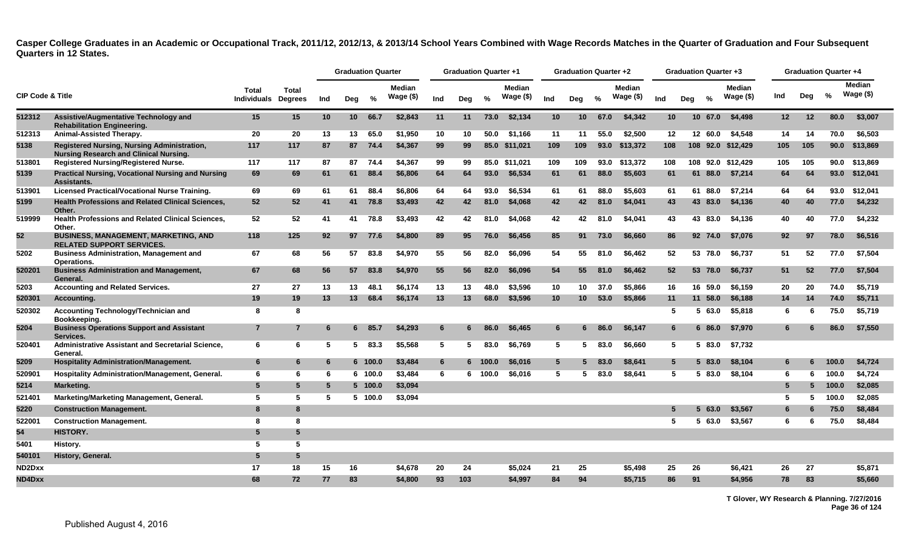**Casper College Graduates in an Academic or Occupational Track, 2011/12, 2012/13, & 2013/14 School Years Combined with Wage Records Matches in the Quarter of Graduation and Four Subsequent Quarters in 12 States.**

| CIP Code & Title | | Total Individuals | Total Degrees | Graduation Quarter | | | | Graduation Quarter +1 | | | | Graduation Quarter +2 | | | | Graduation Quarter +3 | | | | Graduation Quarter +4 | | | |
|---|---|---|---|---|---|---|---|---|---|---|---|---|---|---|---|---|---|---|---|---|---|---|---|
| | | | | Ind | Deg | % | Median Wage ($) | Ind | Deg | % | Median Wage ($) | Ind | Deg | % | Median Wage ($) | Ind | Deg | % | Median Wage ($) | Ind | Deg | % | Median Wage ($) |
| 512312 | Assistive/Augmentative Technology and Rehabilitation Engineering. | 15 | 15 | 10 | 10 | 66.7 | $2,843 | 11 | 11 | 73.0 | $2,134 | 10 | 10 | 67.0 | $4,342 | 10 | 10 | 67.0 | $4,498 | 12 | 12 | 80.0 | $3,007 |
| 512313 | Animal-Assisted Therapy. | 20 | 20 | 13 | 13 | 65.0 | $1,950 | 10 | 10 | 50.0 | $1,166 | 11 | 11 | 55.0 | $2,500 | 12 | 12 | 60.0 | $4,548 | 14 | 14 | 70.0 | $6,503 |
| 5138 | Registered Nursing, Nursing Administration, Nursing Research and Clinical Nursing. | 117 | 117 | 87 | 87 | 74.4 | $4,367 | 99 | 99 | 85.0 | $11,021 | 109 | 109 | 93.0 | $13,372 | 108 | 108 | 92.0 | $12,429 | 105 | 105 | 90.0 | $13,869 |
| 513801 | Registered Nursing/Registered Nurse. | 117 | 117 | 87 | 87 | 74.4 | $4,367 | 99 | 99 | 85.0 | $11,021 | 109 | 109 | 93.0 | $13,372 | 108 | 108 | 92.0 | $12,429 | 105 | 105 | 90.0 | $13,869 |
| 5139 | Practical Nursing, Vocational Nursing and Nursing Assistants. | 69 | 69 | 61 | 61 | 88.4 | $6,806 | 64 | 64 | 93.0 | $6,534 | 61 | 61 | 88.0 | $5,603 | 61 | 61 | 88.0 | $7,214 | 64 | 64 | 93.0 | $12,041 |
| 513901 | Licensed Practical/Vocational Nurse Training. | 69 | 69 | 61 | 61 | 88.4 | $6,806 | 64 | 64 | 93.0 | $6,534 | 61 | 61 | 88.0 | $5,603 | 61 | 61 | 88.0 | $7,214 | 64 | 64 | 93.0 | $12,041 |
| 5199 | Health Professions and Related Clinical Sciences, Other. | 52 | 52 | 41 | 41 | 78.8 | $3,493 | 42 | 42 | 81.0 | $4,068 | 42 | 42 | 81.0 | $4,041 | 43 | 43 | 83.0 | $4,136 | 40 | 40 | 77.0 | $4,232 |
| 519999 | Health Professions and Related Clinical Sciences, Other. | 52 | 52 | 41 | 41 | 78.8 | $3,493 | 42 | 42 | 81.0 | $4,068 | 42 | 42 | 81.0 | $4,041 | 43 | 43 | 83.0 | $4,136 | 40 | 40 | 77.0 | $4,232 |
| 52 | BUSINESS, MANAGEMENT, MARKETING, AND RELATED SUPPORT SERVICES. | 118 | 125 | 92 | 97 | 77.6 | $4,800 | 89 | 95 | 76.0 | $6,456 | 85 | 91 | 73.0 | $6,660 | 86 | 92 | 74.0 | $7,076 | 92 | 97 | 78.0 | $6,516 |
| 5202 | Business Administration, Management and Operations. | 67 | 68 | 56 | 57 | 83.8 | $4,970 | 55 | 56 | 82.0 | $6,096 | 54 | 55 | 81.0 | $6,462 | 52 | 53 | 78.0 | $6,737 | 51 | 52 | 77.0 | $7,504 |
| 520201 | Business Administration and Management, General. | 67 | 68 | 56 | 57 | 83.8 | $4,970 | 55 | 56 | 82.0 | $6,096 | 54 | 55 | 81.0 | $6,462 | 52 | 53 | 78.0 | $6,737 | 51 | 52 | 77.0 | $7,504 |
| 5203 | Accounting and Related Services. | 27 | 27 | 13 | 13 | 48.1 | $6,174 | 13 | 13 | 48.0 | $3,596 | 10 | 10 | 37.0 | $5,866 | 16 | 16 | 59.0 | $6,159 | 20 | 20 | 74.0 | $5,719 |
| 520301 | Accounting. | 19 | 19 | 13 | 13 | 68.4 | $6,174 | 13 | 13 | 68.0 | $3,596 | 10 | 10 | 53.0 | $5,866 | 11 | 11 | 58.0 | $6,188 | 14 | 14 | 74.0 | $5,711 |
| 520302 | Accounting Technology/Technician and Bookkeeping. | 8 | 8 | | | | | | | | | | | | | 5 | 5 | 63.0 | $5,818 | 6 | 6 | 75.0 | $5,719 |
| 5204 | Business Operations Support and Assistant Services. | 7 | 7 | 6 | 6 | 85.7 | $4,293 | 6 | 6 | 86.0 | $6,465 | 6 | 6 | 86.0 | $6,147 | 6 | 6 | 86.0 | $7,970 | 6 | 6 | 86.0 | $7,550 |
| 520401 | Administrative Assistant and Secretarial Science, General. | 6 | 6 | 5 | 5 | 83.3 | $5,568 | 5 | 5 | 83.0 | $6,769 | 5 | 5 | 83.0 | $6,660 | 5 | 5 | 83.0 | $7,732 | | | | |
| 5209 | Hospitality Administration/Management. | 6 | 6 | 6 | 6 | 100.0 | $3,484 | 6 | 6 | 100.0 | $6,016 | 5 | 5 | 83.0 | $8,641 | 5 | 5 | 83.0 | $8,104 | 6 | 6 | 100.0 | $4,724 |
| 520901 | Hospitality Administration/Management, General. | 6 | 6 | 6 | 6 | 100.0 | $3,484 | 6 | 6 | 100.0 | $6,016 | 5 | 5 | 83.0 | $8,641 | 5 | 5 | 83.0 | $8,104 | 6 | 6 | 100.0 | $4,724 |
| 5214 | Marketing. | 5 | 5 | 5 | 5 | 100.0 | $3,094 | | | | | | | | | | | | | 5 | 5 | 100.0 | $2,085 |
| 521401 | Marketing/Marketing Management, General. | 5 | 5 | 5 | 5 | 100.0 | $3,094 | | | | | | | | | | | | | 5 | 5 | 100.0 | $2,085 |
| 5220 | Construction Management. | 8 | 8 | | | | | | | | | | | | | 5 | 5 | 63.0 | $3,567 | 6 | 6 | 75.0 | $8,484 |
| 522001 | Construction Management. | 8 | 8 | | | | | | | | | | | | | 5 | 5 | 63.0 | $3,567 | 6 | 6 | 75.0 | $8,484 |
| 54 | HISTORY. | 5 | 5 | | | | | | | | | | | | | | | | | | | | |
| 5401 | History. | 5 | 5 | | | | | | | | | | | | | | | | | | | | |
| 540101 | History, General. | 5 | 5 | | | | | | | | | | | | | | | | | | | | |
| ND2Dxx | | 17 | 18 | 15 | 16 | | $4,678 | 20 | 24 | | $5,024 | 21 | 25 | | $5,498 | 25 | 26 | | $6,421 | 26 | 27 | | $5,871 |
| ND4Dxx | | 68 | 72 | 77 | 83 | | $4,800 | 93 | 103 | | $4,997 | 84 | 94 | | $5,715 | 86 | 91 | | $4,956 | 78 | 83 | | $5,660 |

T Glover, WY Research & Planning. 7/27/2016

Published August 4, 2016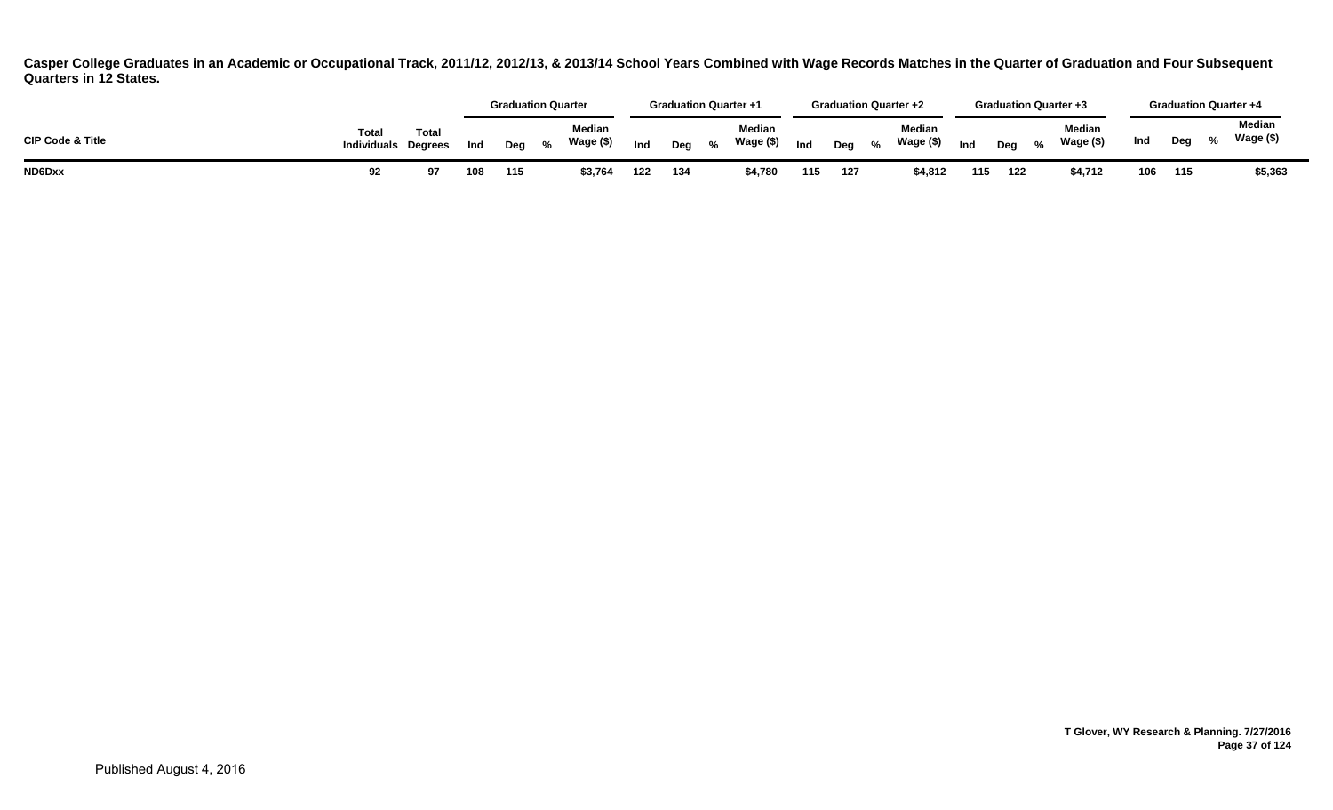**Casper College Graduates in an Academic or Occupational Track, 2011/12, 2012/13, & 2013/14 School Years Combined with Wage Records Matches in the Quarter of Graduation and Four Subsequent Quarters in 12 States.**

| CIP Code & Title | Total Individuals | Total Degrees | Graduation Quarter | | | | Graduation Quarter +1 | | | | Graduation Quarter +2 | | | | Graduation Quarter +3 | | | | Graduation Quarter +4 | | | |
|---|---|---|---|---|---|---|---|---|---|---|---|---|---|---|---|---|---|---|---|---|---|---|
| | | | Ind | Deg | % | Median Wage ($) | Ind | Deg | % | Median Wage ($) | Ind | Deg | % | Median Wage ($) | Ind | Deg | % | Median Wage ($) | Ind | Deg | % | Median Wage ($) |
| ND6Dxx | 92 | 97 | 108 | 115 | | $3,764 | 122 | 134 | | $4,780 | 115 | 127 | | $4,812 | 115 | 122 | | $4,712 | 106 | 115 | | $5,363 |

T Glover, WY Research & Planning. 7/27/2016

Published August 4, 2016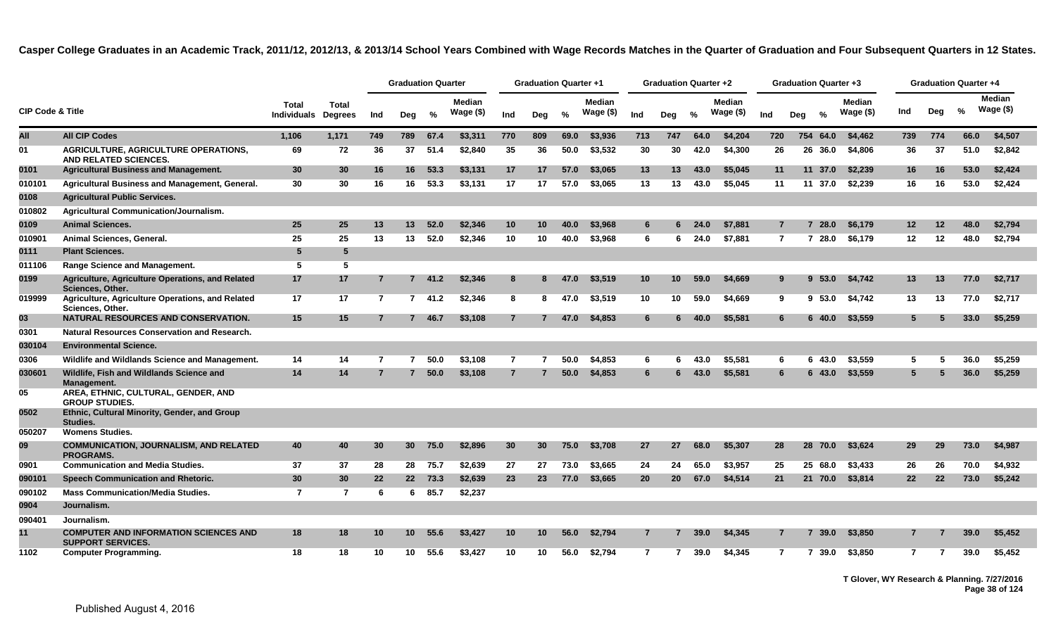# Casper College Graduates in an Academic Track, 2011/12, 2012/13, & 2013/14 School Years Combined with Wage Records Matches in the Quarter of Graduation and Four Subsequent Quarters in 12 States.

| CIP Code & Title | | Total Individuals | Total Degrees | Graduation Quarter | | | | Graduation Quarter +1 | | | | Graduation Quarter +2 | | | | Graduation Quarter +3 | | | | Graduation Quarter +4 | | | |
|---|---|---|---|---|---|---|---|---|---|---|---|---|---|---|---|---|---|---|---|---|---|---|---|
| | | | | Ind | Deg | % | Median Wage ($) | Ind | Deg | % | Median Wage ($) | Ind | Deg | % | Median Wage ($) | Ind | Deg | % | Median Wage ($) | Ind | Deg | % | Median Wage ($) |
| All | All CIP Codes | 1,106 | 1,171 | 749 | 789 | 67.4 | $3,311 | 770 | 809 | 69.0 | $3,936 | 713 | 747 | 64.0 | $4,204 | 720 | 754 | 64.0 | $4,462 | 739 | 774 | 66.0 | $4,507 |
| 01 | AGRICULTURE, AGRICULTURE OPERATIONS, AND RELATED SCIENCES. | 69 | 72 | 36 | 37 | 51.4 | $2,840 | 35 | 36 | 50.0 | $3,532 | 30 | 30 | 42.0 | $4,300 | 26 | 26 | 36.0 | $4,806 | 36 | 37 | 51.0 | $2,842 |
| 0101 | Agricultural Business and Management. | 30 | 30 | 16 | 16 | 53.3 | $3,131 | 17 | 17 | 57.0 | $3,065 | 13 | 13 | 43.0 | $5,045 | 11 | 11 | 37.0 | $2,239 | 16 | 16 | 53.0 | $2,424 |
| 010101 | Agricultural Business and Management, General. | 30 | 30 | 16 | 16 | 53.3 | $3,131 | 17 | 17 | 57.0 | $3,065 | 13 | 13 | 43.0 | $5,045 | 11 | 11 | 37.0 | $2,239 | 16 | 16 | 53.0 | $2,424 |
| 0108 | Agricultural Public Services. | | | | | | | | | | | | | | | | | | | | | | |
| 010802 | Agricultural Communication/Journalism. | | | | | | | | | | | | | | | | | | | | | | |
| 0109 | Animal Sciences. | 25 | 25 | 13 | 13 | 52.0 | $2,346 | 10 | 10 | 40.0 | $3,968 | 6 | 6 | 24.0 | $7,881 | 7 | 7 | 28.0 | $6,179 | 12 | 12 | 48.0 | $2,794 |
| 010901 | Animal Sciences, General. | 25 | 25 | 13 | 13 | 52.0 | $2,346 | 10 | 10 | 40.0 | $3,968 | 6 | 6 | 24.0 | $7,881 | 7 | 7 | 28.0 | $6,179 | 12 | 12 | 48.0 | $2,794 |
| 0111 | Plant Sciences. | 5 | 5 | | | | | | | | | | | | | | | | | | | | |
| 011106 | Range Science and Management. | 5 | 5 | | | | | | | | | | | | | | | | | | | | |
| 0199 | Agriculture, Agriculture Operations, and Related Sciences, Other. | 17 | 17 | 7 | 7 | 41.2 | $2,346 | 8 | 8 | 47.0 | $3,519 | 10 | 10 | 59.0 | $4,669 | 9 | 9 | 53.0 | $4,742 | 13 | 13 | 77.0 | $2,717 |
| 019999 | Agriculture, Agriculture Operations, and Related Sciences, Other. | 17 | 17 | 7 | 7 | 41.2 | $2,346 | 8 | 8 | 47.0 | $3,519 | 10 | 10 | 59.0 | $4,669 | 9 | 9 | 53.0 | $4,742 | 13 | 13 | 77.0 | $2,717 |
| 03 | NATURAL RESOURCES AND CONSERVATION. | 15 | 15 | 7 | 7 | 46.7 | $3,108 | 7 | 7 | 47.0 | $4,853 | 6 | 6 | 40.0 | $5,581 | 6 | 6 | 40.0 | $3,559 | 5 | 5 | 33.0 | $5,259 |
| 0301 | Natural Resources Conservation and Research. | | | | | | | | | | | | | | | | | | | | | | |
| 030104 | Environmental Science. | | | | | | | | | | | | | | | | | | | | | | |
| 0306 | Wildlife and Wildlands Science and Management. | 14 | 14 | 7 | 7 | 50.0 | $3,108 | 7 | 7 | 50.0 | $4,853 | 6 | 6 | 43.0 | $5,581 | 6 | 6 | 43.0 | $3,559 | 5 | 5 | 36.0 | $5,259 |
| 030601 | Wildlife, Fish and Wildlands Science and Management. | 14 | 14 | 7 | 7 | 50.0 | $3,108 | 7 | 7 | 50.0 | $4,853 | 6 | 6 | 43.0 | $5,581 | 6 | 6 | 43.0 | $3,559 | 5 | 5 | 36.0 | $5,259 |
| 05 | AREA, ETHNIC, CULTURAL, GENDER, AND GROUP STUDIES. | | | | | | | | | | | | | | | | | | | | | | |
| 0502 | Ethnic, Cultural Minority, Gender, and Group Studies. | | | | | | | | | | | | | | | | | | | | | | |
| 050207 | Womens Studies. | | | | | | | | | | | | | | | | | | | | | | |
| 09 | COMMUNICATION, JOURNALISM, AND RELATED PROGRAMS. | 40 | 40 | 30 | 30 | 75.0 | $2,896 | 30 | 30 | 75.0 | $3,708 | 27 | 27 | 68.0 | $5,307 | 28 | 28 | 70.0 | $3,624 | 29 | 29 | 73.0 | $4,987 |
| 0901 | Communication and Media Studies. | 37 | 37 | 28 | 28 | 75.7 | $2,639 | 27 | 27 | 73.0 | $3,665 | 24 | 24 | 65.0 | $3,957 | 25 | 25 | 68.0 | $3,433 | 26 | 26 | 70.0 | $4,932 |
| 090101 | Speech Communication and Rhetoric. | 30 | 30 | 22 | 22 | 73.3 | $2,639 | 23 | 23 | 77.0 | $3,665 | 20 | 20 | 67.0 | $4,514 | 21 | 21 | 70.0 | $3,814 | 22 | 22 | 73.0 | $5,242 |
| 090102 | Mass Communication/Media Studies. | 7 | 7 | 6 | 6 | 85.7 | $2,237 | | | | | | | | | | | | | | | | |
| 0904 | Journalism. | | | | | | | | | | | | | | | | | | | | | | |
| 090401 | Journalism. | | | | | | | | | | | | | | | | | | | | | | |
| 11 | COMPUTER AND INFORMATION SCIENCES AND SUPPORT SERVICES. | 18 | 18 | 10 | 10 | 55.6 | $3,427 | 10 | 10 | 56.0 | $2,794 | 7 | 7 | 39.0 | $4,345 | 7 | 7 | 39.0 | $3,850 | 7 | 7 | 39.0 | $5,452 |
| 1102 | Computer Programming. | 18 | 18 | 10 | 10 | 55.6 | $3,427 | 10 | 10 | 56.0 | $2,794 | 7 | 7 | 39.0 | $4,345 | 7 | 7 | 39.0 | $3,850 | 7 | 7 | 39.0 | $5,452 |

T Glover, WY Research & Planning. 7/27/2016

Published August 4, 2016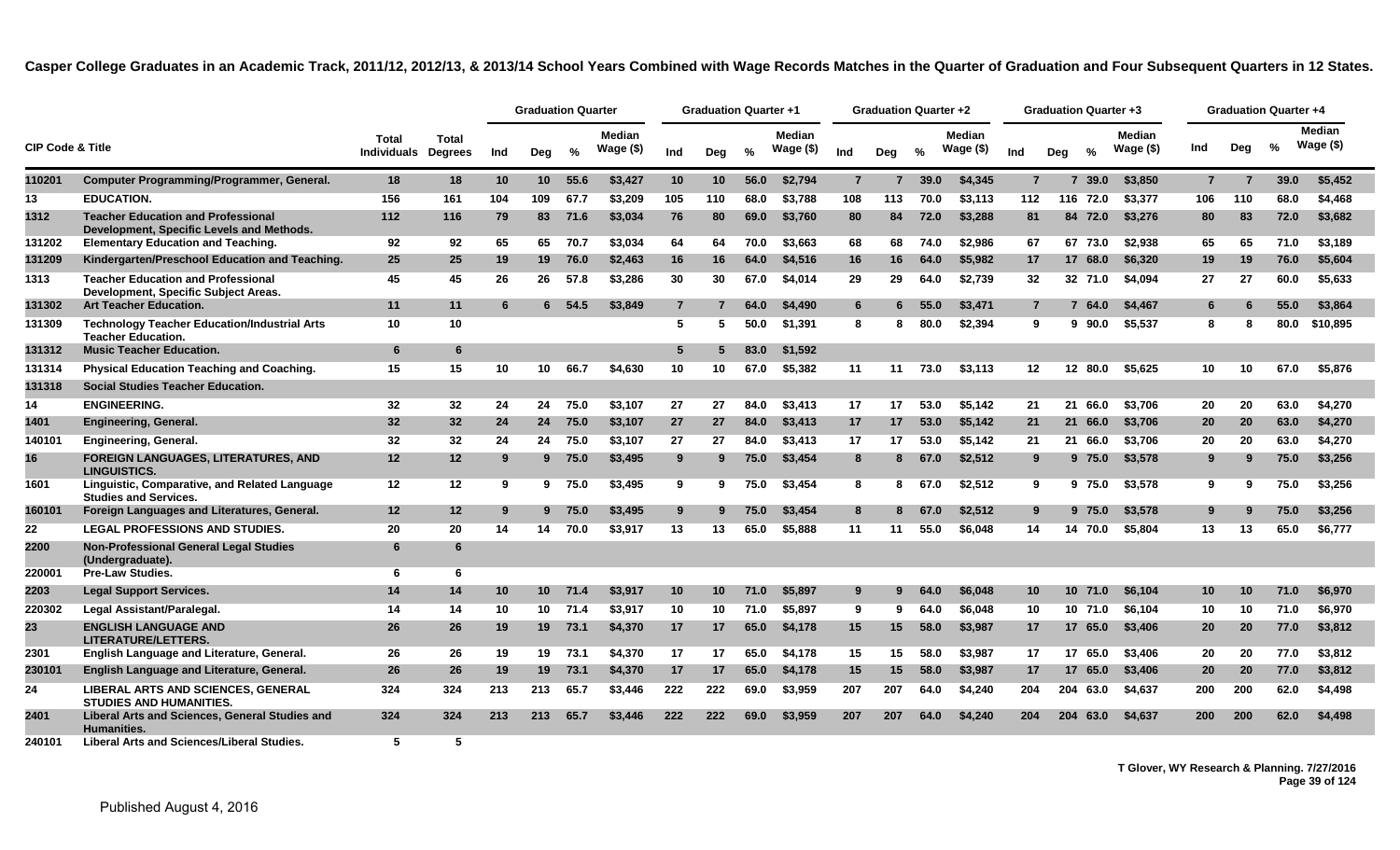**Casper College Graduates in an Academic Track, 2011/12, 2012/13, & 2013/14 School Years Combined with Wage Records Matches in the Quarter of Graduation and Four Subsequent Quarters in 12 States.**

| CIP Code & Title | | Total Individuals | Total Degrees | Graduation Quarter | | | | Graduation Quarter +1 | | | | Graduation Quarter +2 | | | | Graduation Quarter +3 | | | | Graduation Quarter +4 | | | |
|---|---|---|---|---|---|---|---|---|---|---|---|---|---|---|---|---|---|---|---|---|---|---|---|
| | | | | Ind | Deg | % | Median Wage ($) | Ind | Deg | % | Median Wage ($) | Ind | Deg | % | Median Wage ($) | Ind | Deg | % | Median Wage ($) | Ind | Deg | % | Median Wage ($) |
| 110201 | Computer Programming/Programmer, General. | 18 | 18 | 10 | 10 | 55.6 | $3,427 | 10 | 10 | 56.0 | $2,794 | 7 | 7 | 39.0 | $4,345 | 7 | 7 | 39.0 | $3,850 | 7 | 7 | 39.0 | $5,452 |
| 13 | EDUCATION. | 156 | 161 | 104 | 109 | 67.7 | $3,209 | 105 | 110 | 68.0 | $3,788 | 108 | 113 | 70.0 | $3,113 | 112 | 116 | 72.0 | $3,377 | 106 | 110 | 68.0 | $4,468 |
| 1312 | Teacher Education and Professional Development, Specific Levels and Methods. | 112 | 116 | 79 | 83 | 71.6 | $3,034 | 76 | 80 | 69.0 | $3,760 | 80 | 84 | 72.0 | $3,288 | 81 | 84 | 72.0 | $3,276 | 80 | 83 | 72.0 | $3,682 |
| 131202 | Elementary Education and Teaching. | 92 | 92 | 65 | 65 | 70.7 | $3,034 | 64 | 64 | 70.0 | $3,663 | 68 | 68 | 74.0 | $2,986 | 67 | 67 | 73.0 | $2,938 | 65 | 65 | 71.0 | $3,189 |
| 131209 | Kindergarten/Preschool Education and Teaching. | 25 | 25 | 19 | 19 | 76.0 | $2,463 | 16 | 16 | 64.0 | $4,516 | 16 | 16 | 64.0 | $5,982 | 17 | 17 | 68.0 | $6,320 | 19 | 19 | 76.0 | $5,604 |
| 1313 | Teacher Education and Professional Development, Specific Subject Areas. | 45 | 45 | 26 | 26 | 57.8 | $3,286 | 30 | 30 | 67.0 | $4,014 | 29 | 29 | 64.0 | $2,739 | 32 | 32 | 71.0 | $4,094 | 27 | 27 | 60.0 | $5,633 |
| 131302 | Art Teacher Education. | 11 | 11 | 6 | 6 | 54.5 | $3,849 | 7 | 7 | 64.0 | $4,490 | 6 | 6 | 55.0 | $3,471 | 7 | 7 | 64.0 | $4,467 | 6 | 6 | 55.0 | $3,864 |
| 131309 | Technology Teacher Education/Industrial Arts Teacher Education. | 10 | 10 | | | | | 5 | 5 | 50.0 | $1,391 | 8 | 8 | 80.0 | $2,394 | 9 | 9 | 90.0 | $5,537 | 8 | 8 | 80.0 | $10,895 |
| 131312 | Music Teacher Education. | 6 | 6 | | | | | 5 | 5 | 83.0 | $1,592 | | | | | | | | | | | | |
| 131314 | Physical Education Teaching and Coaching. | 15 | 15 | 10 | 10 | 66.7 | $4,630 | 10 | 10 | 67.0 | $5,382 | 11 | 11 | 73.0 | $3,113 | 12 | 12 | 80.0 | $5,625 | 10 | 10 | 67.0 | $5,876 |
| 131318 | Social Studies Teacher Education. | | | | | | | | | | | | | | | | | | | | | | |
| 14 | ENGINEERING. | 32 | 32 | 24 | 24 | 75.0 | $3,107 | 27 | 27 | 84.0 | $3,413 | 17 | 17 | 53.0 | $5,142 | 21 | 21 | 66.0 | $3,706 | 20 | 20 | 63.0 | $4,270 |
| 1401 | Engineering, General. | 32 | 32 | 24 | 24 | 75.0 | $3,107 | 27 | 27 | 84.0 | $3,413 | 17 | 17 | 53.0 | $5,142 | 21 | 21 | 66.0 | $3,706 | 20 | 20 | 63.0 | $4,270 |
| 140101 | Engineering, General. | 32 | 32 | 24 | 24 | 75.0 | $3,107 | 27 | 27 | 84.0 | $3,413 | 17 | 17 | 53.0 | $5,142 | 21 | 21 | 66.0 | $3,706 | 20 | 20 | 63.0 | $4,270 |
| 16 | FOREIGN LANGUAGES, LITERATURES, AND LINGUISTICS. | 12 | 12 | 9 | 9 | 75.0 | $3,495 | 9 | 9 | 75.0 | $3,454 | 8 | 8 | 67.0 | $2,512 | 9 | 9 | 75.0 | $3,578 | 9 | 9 | 75.0 | $3,256 |
| 1601 | Linguistic, Comparative, and Related Language Studies and Services. | 12 | 12 | 9 | 9 | 75.0 | $3,495 | 9 | 9 | 75.0 | $3,454 | 8 | 8 | 67.0 | $2,512 | 9 | 9 | 75.0 | $3,578 | 9 | 9 | 75.0 | $3,256 |
| 160101 | Foreign Languages and Literatures, General. | 12 | 12 | 9 | 9 | 75.0 | $3,495 | 9 | 9 | 75.0 | $3,454 | 8 | 8 | 67.0 | $2,512 | 9 | 9 | 75.0 | $3,578 | 9 | 9 | 75.0 | $3,256 |
| 22 | LEGAL PROFESSIONS AND STUDIES. | 20 | 20 | 14 | 14 | 70.0 | $3,917 | 13 | 13 | 65.0 | $5,888 | 11 | 11 | 55.0 | $6,048 | 14 | 14 | 70.0 | $5,804 | 13 | 13 | 65.0 | $6,777 |
| 2200 | Non-Professional General Legal Studies (Undergraduate). | 6 | 6 | | | | | | | | | | | | | | | | | | | | |
| 220001 | Pre-Law Studies. | 6 | 6 | | | | | | | | | | | | | | | | | | | | |
| 2203 | Legal Support Services. | 14 | 14 | 10 | 10 | 71.4 | $3,917 | 10 | 10 | 71.0 | $5,897 | 9 | 9 | 64.0 | $6,048 | 10 | 10 | 71.0 | $6,104 | 10 | 10 | 71.0 | $6,970 |
| 220302 | Legal Assistant/Paralegal. | 14 | 14 | 10 | 10 | 71.4 | $3,917 | 10 | 10 | 71.0 | $5,897 | 9 | 9 | 64.0 | $6,048 | 10 | 10 | 71.0 | $6,104 | 10 | 10 | 71.0 | $6,970 |
| 23 | ENGLISH LANGUAGE AND LITERATURE/LETTERS. | 26 | 26 | 19 | 19 | 73.1 | $4,370 | 17 | 17 | 65.0 | $4,178 | 15 | 15 | 58.0 | $3,987 | 17 | 17 | 65.0 | $3,406 | 20 | 20 | 77.0 | $3,812 |
| 2301 | English Language and Literature, General. | 26 | 26 | 19 | 19 | 73.1 | $4,370 | 17 | 17 | 65.0 | $4,178 | 15 | 15 | 58.0 | $3,987 | 17 | 17 | 65.0 | $3,406 | 20 | 20 | 77.0 | $3,812 |
| 230101 | English Language and Literature, General. | 26 | 26 | 19 | 19 | 73.1 | $4,370 | 17 | 17 | 65.0 | $4,178 | 15 | 15 | 58.0 | $3,987 | 17 | 17 | 65.0 | $3,406 | 20 | 20 | 77.0 | $3,812 |
| 24 | LIBERAL ARTS AND SCIENCES, GENERAL STUDIES AND HUMANITIES. | 324 | 324 | 213 | 213 | 65.7 | $3,446 | 222 | 222 | 69.0 | $3,959 | 207 | 207 | 64.0 | $4,240 | 204 | 204 | 63.0 | $4,637 | 200 | 200 | 62.0 | $4,498 |
| 2401 | Liberal Arts and Sciences, General Studies and Humanities. | 324 | 324 | 213 | 213 | 65.7 | $3,446 | 222 | 222 | 69.0 | $3,959 | 207 | 207 | 64.0 | $4,240 | 204 | 204 | 63.0 | $4,637 | 200 | 200 | 62.0 | $4,498 |
| 240101 | Liberal Arts and Sciences/Liberal Studies. | 5 | 5 | | | | | | | | | | | | | | | | | | | | |

T Glover, WY Research & Planning. 7/27/2016

Published August 4, 2016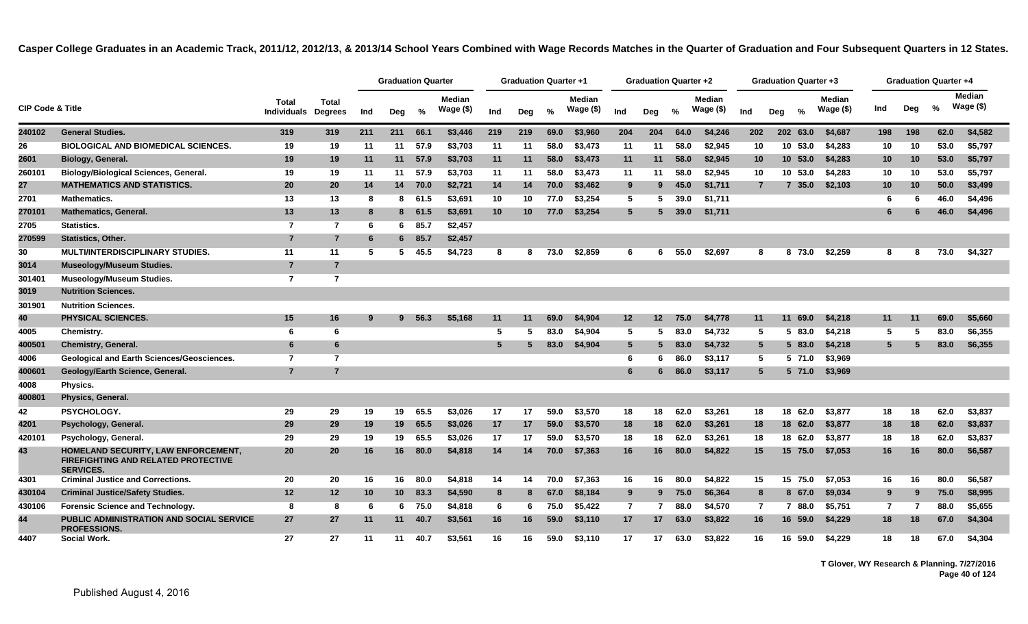**Casper College Graduates in an Academic Track, 2011/12, 2012/13, & 2013/14 School Years Combined with Wage Records Matches in the Quarter of Graduation and Four Subsequent Quarters in 12 States.**

| CIP Code & Title | | Total Individuals | Total Degrees | Graduation Quarter | | | | Graduation Quarter +1 | | | | Graduation Quarter +2 | | | | Graduation Quarter +3 | | | | Graduation Quarter +4 | | | |
|---|---|---|---|---|---|---|---|---|---|---|---|---|---|---|---|---|---|---|---|---|---|---|---|
| | | | | Ind | Deg | % | Median Wage ($) | Ind | Deg | % | Median Wage ($) | Ind | Deg | % | Median Wage ($) | Ind | Deg | % | Median Wage ($) | Ind | Deg | % | Median Wage ($) |
| 240102 | General Studies. | 319 | 319 | 211 | 211 | 66.1 | $3,446 | 219 | 219 | 69.0 | $3,960 | 204 | 204 | 64.0 | $4,246 | 202 | 202 | 63.0 | $4,687 | 198 | 198 | 62.0 | $4,582 |
| 26 | BIOLOGICAL AND BIOMEDICAL SCIENCES. | 19 | 19 | 11 | 11 | 57.9 | $3,703 | 11 | 11 | 58.0 | $3,473 | 11 | 11 | 58.0 | $2,945 | 10 | 10 | 53.0 | $4,283 | 10 | 10 | 53.0 | $5,797 |
| 2601 | Biology, General. | 19 | 19 | 11 | 11 | 57.9 | $3,703 | 11 | 11 | 58.0 | $3,473 | 11 | 11 | 58.0 | $2,945 | 10 | 10 | 53.0 | $4,283 | 10 | 10 | 53.0 | $5,797 |
| 260101 | Biology/Biological Sciences, General. | 19 | 19 | 11 | 11 | 57.9 | $3,703 | 11 | 11 | 58.0 | $3,473 | 11 | 11 | 58.0 | $2,945 | 10 | 10 | 53.0 | $4,283 | 10 | 10 | 53.0 | $5,797 |
| 27 | MATHEMATICS AND STATISTICS. | 20 | 20 | 14 | 14 | 70.0 | $2,721 | 14 | 14 | 70.0 | $3,462 | 9 | 9 | 45.0 | $1,711 | 7 | 7 | 35.0 | $2,103 | 10 | 10 | 50.0 | $3,499 |
| 2701 | Mathematics. | 13 | 13 | 8 | 8 | 61.5 | $3,691 | 10 | 10 | 77.0 | $3,254 | 5 | 5 | 39.0 | $1,711 | | | | | 6 | 6 | 46.0 | $4,496 |
| 270101 | Mathematics, General. | 13 | 13 | 8 | 8 | 61.5 | $3,691 | 10 | 10 | 77.0 | $3,254 | 5 | 5 | 39.0 | $1,711 | | | | | 6 | 6 | 46.0 | $4,496 |
| 2705 | Statistics. | 7 | 7 | 6 | 6 | 85.7 | $2,457 | | | | | | | | | | | | | | | | |
| 270599 | Statistics, Other. | 7 | 7 | 6 | 6 | 85.7 | $2,457 | | | | | | | | | | | | | | | | |
| 30 | MULTI/INTERDISCIPLINARY STUDIES. | 11 | 11 | 5 | 5 | 45.5 | $4,723 | 8 | 8 | 73.0 | $2,859 | 6 | 6 | 55.0 | $2,697 | 8 | 8 | 73.0 | $2,259 | 8 | 8 | 73.0 | $4,327 |
| 3014 | Museology/Museum Studies. | 7 | 7 | | | | | | | | | | | | | | | | | | | | |
| 301401 | Museology/Museum Studies. | 7 | 7 | | | | | | | | | | | | | | | | | | | | |
| 3019 | Nutrition Sciences. | | | | | | | | | | | | | | | | | | | | | | |
| 301901 | Nutrition Sciences. | | | | | | | | | | | | | | | | | | | | | | |
| 40 | PHYSICAL SCIENCES. | 15 | 16 | 9 | 9 | 56.3 | $5,168 | 11 | 11 | 69.0 | $4,904 | 12 | 12 | 75.0 | $4,778 | 11 | 11 | 69.0 | $4,218 | 11 | 11 | 69.0 | $5,660 |
| 4005 | Chemistry. | 6 | 6 | | | | | 5 | 5 | 83.0 | $4,904 | 5 | 5 | 83.0 | $4,732 | 5 | 5 | 83.0 | $4,218 | 5 | 5 | 83.0 | $6,355 |
| 400501 | Chemistry, General. | 6 | 6 | | | | | 5 | 5 | 83.0 | $4,904 | 5 | 5 | 83.0 | $4,732 | 5 | 5 | 83.0 | $4,218 | 5 | 5 | 83.0 | $6,355 |
| 4006 | Geological and Earth Sciences/Geosciences. | 7 | 7 | | | | | | | | | 6 | 6 | 86.0 | $3,117 | 5 | 5 | 71.0 | $3,969 | | | | |
| 400601 | Geology/Earth Science, General. | 7 | 7 | | | | | | | | | 6 | 6 | 86.0 | $3,117 | 5 | 5 | 71.0 | $3,969 | | | | |
| 4008 | Physics. | | | | | | | | | | | | | | | | | | | | | | |
| 400801 | Physics, General. | | | | | | | | | | | | | | | | | | | | | | |
| 42 | PSYCHOLOGY. | 29 | 29 | 19 | 19 | 65.5 | $3,026 | 17 | 17 | 59.0 | $3,570 | 18 | 18 | 62.0 | $3,261 | 18 | 18 | 62.0 | $3,877 | 18 | 18 | 62.0 | $3,837 |
| 4201 | Psychology, General. | 29 | 29 | 19 | 19 | 65.5 | $3,026 | 17 | 17 | 59.0 | $3,570 | 18 | 18 | 62.0 | $3,261 | 18 | 18 | 62.0 | $3,877 | 18 | 18 | 62.0 | $3,837 |
| 420101 | Psychology, General. | 29 | 29 | 19 | 19 | 65.5 | $3,026 | 17 | 17 | 59.0 | $3,570 | 18 | 18 | 62.0 | $3,261 | 18 | 18 | 62.0 | $3,877 | 18 | 18 | 62.0 | $3,837 |
| 43 | HOMELAND SECURITY, LAW ENFORCEMENT, FIREFIGHTING AND RELATED PROTECTIVE SERVICES. | 20 | 20 | 16 | 16 | 80.0 | $4,818 | 14 | 14 | 70.0 | $7,363 | 16 | 16 | 80.0 | $4,822 | 15 | 15 | 75.0 | $7,053 | 16 | 16 | 80.0 | $6,587 |
| 4301 | Criminal Justice and Corrections. | 20 | 20 | 16 | 16 | 80.0 | $4,818 | 14 | 14 | 70.0 | $7,363 | 16 | 16 | 80.0 | $4,822 | 15 | 15 | 75.0 | $7,053 | 16 | 16 | 80.0 | $6,587 |
| 430104 | Criminal Justice/Safety Studies. | 12 | 12 | 10 | 10 | 83.3 | $4,590 | 8 | 8 | 67.0 | $8,184 | 9 | 9 | 75.0 | $6,364 | 8 | 8 | 67.0 | $9,034 | 9 | 9 | 75.0 | $8,995 |
| 430106 | Forensic Science and Technology. | 8 | 8 | 6 | 6 | 75.0 | $4,818 | 6 | 6 | 75.0 | $5,422 | 7 | 7 | 88.0 | $4,570 | 7 | 7 | 88.0 | $5,751 | 7 | 7 | 88.0 | $5,655 |
| 44 | PUBLIC ADMINISTRATION AND SOCIAL SERVICE PROFESSIONS. | 27 | 27 | 11 | 11 | 40.7 | $3,561 | 16 | 16 | 59.0 | $3,110 | 17 | 17 | 63.0 | $3,822 | 16 | 16 | 59.0 | $4,229 | 18 | 18 | 67.0 | $4,304 |
| 4407 | Social Work. | 27 | 27 | 11 | 11 | 40.7 | $3,561 | 16 | 16 | 59.0 | $3,110 | 17 | 17 | 63.0 | $3,822 | 16 | 16 | 59.0 | $4,229 | 18 | 18 | 67.0 | $4,304 |

T Glover, WY Research & Planning. 7/27/2016

Published August 4, 2016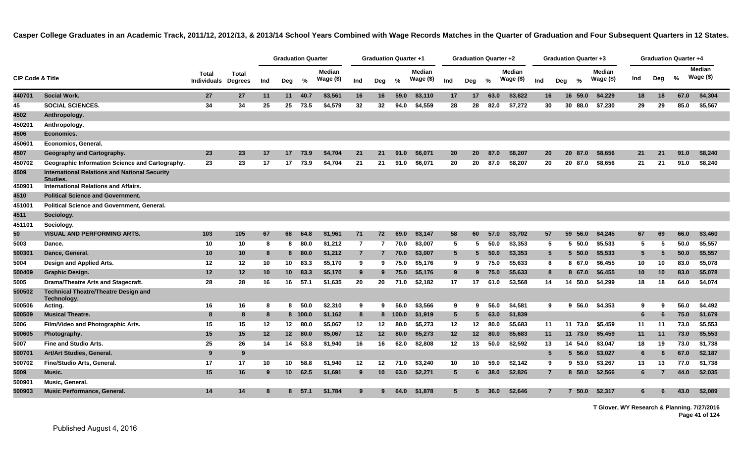**Casper College Graduates in an Academic Track, 2011/12, 2012/13, & 2013/14 School Years Combined with Wage Records Matches in the Quarter of Graduation and Four Subsequent Quarters in 12 States.**

| CIP Code & Title | | Total Individuals | Total Degrees | Graduation Quarter | | | | Graduation Quarter +1 | | | | Graduation Quarter +2 | | | | Graduation Quarter +3 | | | | Graduation Quarter +4 | | | |
|---|---|---|---|---|---|---|---|---|---|---|---|---|---|---|---|---|---|---|---|---|---|---|---|
| | | | | Ind | Deg | % | Median Wage ($) | Ind | Deg | % | Median Wage ($) | Ind | Deg | % | Median Wage ($) | Ind | Deg | % | Median Wage ($) | Ind | Deg | % | Median Wage ($) |
| 440701 | Social Work. | 27 | 27 | 11 | 11 | 40.7 | $3,561 | 16 | 16 | 59.0 | $3,110 | 17 | 17 | 63.0 | $3,822 | 16 | 16 | 59.0 | $4,229 | 18 | 18 | 67.0 | $4,304 |
| 45 | SOCIAL SCIENCES. | 34 | 34 | 25 | 25 | 73.5 | $4,579 | 32 | 32 | 94.0 | $4,559 | 28 | 28 | 82.0 | $7,272 | 30 | 30 | 88.0 | $7,230 | 29 | 29 | 85.0 | $5,567 |
| 4502 | Anthropology. | | | | | | | | | | | | | | | | | | | | | | |
| 450201 | Anthropology. | | | | | | | | | | | | | | | | | | | | | | |
| 4506 | Economics. | | | | | | | | | | | | | | | | | | | | | | |
| 450601 | Economics, General. | | | | | | | | | | | | | | | | | | | | | | |
| 4507 | Geography and Cartography. | 23 | 23 | 17 | 17 | 73.9 | $4,704 | 21 | 21 | 91.0 | $6,071 | 20 | 20 | 87.0 | $8,207 | 20 | 20 | 87.0 | $8,656 | 21 | 21 | 91.0 | $8,240 |
| 450702 | Geographic Information Science and Cartography. | 23 | 23 | 17 | 17 | 73.9 | $4,704 | 21 | 21 | 91.0 | $6,071 | 20 | 20 | 87.0 | $8,207 | 20 | 20 | 87.0 | $8,656 | 21 | 21 | 91.0 | $8,240 |
| 4509 | International Relations and National Security Studies. | | | | | | | | | | | | | | | | | | | | | | |
| 450901 | International Relations and Affairs. | | | | | | | | | | | | | | | | | | | | | | |
| 4510 | Political Science and Government. | | | | | | | | | | | | | | | | | | | | | | |
| 451001 | Political Science and Government, General. | | | | | | | | | | | | | | | | | | | | | | |
| 4511 | Sociology. | | | | | | | | | | | | | | | | | | | | | | |
| 451101 | Sociology. | | | | | | | | | | | | | | | | | | | | | | |
| 50 | VISUAL AND PERFORMING ARTS. | 103 | 105 | 67 | 68 | 64.8 | $1,961 | 71 | 72 | 69.0 | $3,147 | 58 | 60 | 57.0 | $3,702 | 57 | 59 | 56.0 | $4,245 | 67 | 69 | 66.0 | $3,460 |
| 5003 | Dance. | 10 | 10 | 8 | 8 | 80.0 | $1,212 | 7 | 7 | 70.0 | $3,007 | 5 | 5 | 50.0 | $3,353 | 5 | 5 | 50.0 | $5,533 | 5 | 5 | 50.0 | $5,557 |
| 500301 | Dance, General. | 10 | 10 | 8 | 8 | 80.0 | $1,212 | 7 | 7 | 70.0 | $3,007 | 5 | 5 | 50.0 | $3,353 | 5 | 5 | 50.0 | $5,533 | 5 | 5 | 50.0 | $5,557 |
| 5004 | Design and Applied Arts. | 12 | 12 | 10 | 10 | 83.3 | $5,170 | 9 | 9 | 75.0 | $5,176 | 9 | 9 | 75.0 | $5,633 | 8 | 8 | 67.0 | $6,455 | 10 | 10 | 83.0 | $5,078 |
| 500409 | Graphic Design. | 12 | 12 | 10 | 10 | 83.3 | $5,170 | 9 | 9 | 75.0 | $5,176 | 9 | 9 | 75.0 | $5,633 | 8 | 8 | 67.0 | $6,455 | 10 | 10 | 83.0 | $5,078 |
| 5005 | Drama/Theatre Arts and Stagecraft. | 28 | 28 | 16 | 16 | 57.1 | $1,635 | 20 | 20 | 71.0 | $2,182 | 17 | 17 | 61.0 | $3,568 | 14 | 14 | 50.0 | $4,299 | 18 | 18 | 64.0 | $4,074 |
| 500502 | Technical Theatre/Theatre Design and Technology. | | | | | | | | | | | | | | | | | | | | | | |
| 500506 | Acting. | 16 | 16 | 8 | 8 | 50.0 | $2,310 | 9 | 9 | 56.0 | $3,566 | 9 | 9 | 56.0 | $4,581 | 9 | 9 | 56.0 | $4,353 | 9 | 9 | 56.0 | $4,492 |
| 500509 | Musical Theatre. | 8 | 8 | 8 | 8 | 100.0 | $1,162 | 8 | 8 | 100.0 | $1,919 | 5 | 5 | 63.0 | $1,839 | | | | | 6 | 6 | 75.0 | $1,679 |
| 5006 | Film/Video and Photographic Arts. | 15 | 15 | 12 | 12 | 80.0 | $5,067 | 12 | 12 | 80.0 | $5,273 | 12 | 12 | 80.0 | $5,683 | 11 | 11 | 73.0 | $5,459 | 11 | 11 | 73.0 | $5,553 |
| 500605 | Photography. | 15 | 15 | 12 | 12 | 80.0 | $5,067 | 12 | 12 | 80.0 | $5,273 | 12 | 12 | 80.0 | $5,683 | 11 | 11 | 73.0 | $5,459 | 11 | 11 | 73.0 | $5,553 |
| 5007 | Fine and Studio Arts. | 25 | 26 | 14 | 14 | 53.8 | $1,940 | 16 | 16 | 62.0 | $2,808 | 12 | 13 | 50.0 | $2,592 | 13 | 14 | 54.0 | $3,047 | 18 | 19 | 73.0 | $1,738 |
| 500701 | Art/Art Studies, General. | 9 | 9 | | | | | | | | | | | | | 5 | 5 | 56.0 | $3,027 | 6 | 6 | 67.0 | $2,187 |
| 500702 | Fine/Studio Arts, General. | 17 | 17 | 10 | 10 | 58.8 | $1,940 | 12 | 12 | 71.0 | $3,240 | 10 | 10 | 59.0 | $2,142 | 9 | 9 | 53.0 | $3,267 | 13 | 13 | 77.0 | $1,738 |
| 5009 | Music. | 15 | 16 | 9 | 10 | 62.5 | $1,691 | 9 | 10 | 63.0 | $2,271 | 5 | 6 | 38.0 | $2,826 | 7 | 8 | 50.0 | $2,566 | 6 | 7 | 44.0 | $2,035 |
| 500901 | Music, General. | | | | | | | | | | | | | | | | | | | | | | |
| 500903 | Music Performance, General. | 14 | 14 | 8 | 8 | 57.1 | $1,784 | 9 | 9 | 64.0 | $1,878 | 5 | 5 | 36.0 | $2,646 | 7 | 7 | 50.0 | $2,317 | 6 | 6 | 43.0 | $2,089 |

T Glover, WY Research & Planning. 7/27/2016

Published August 4, 2016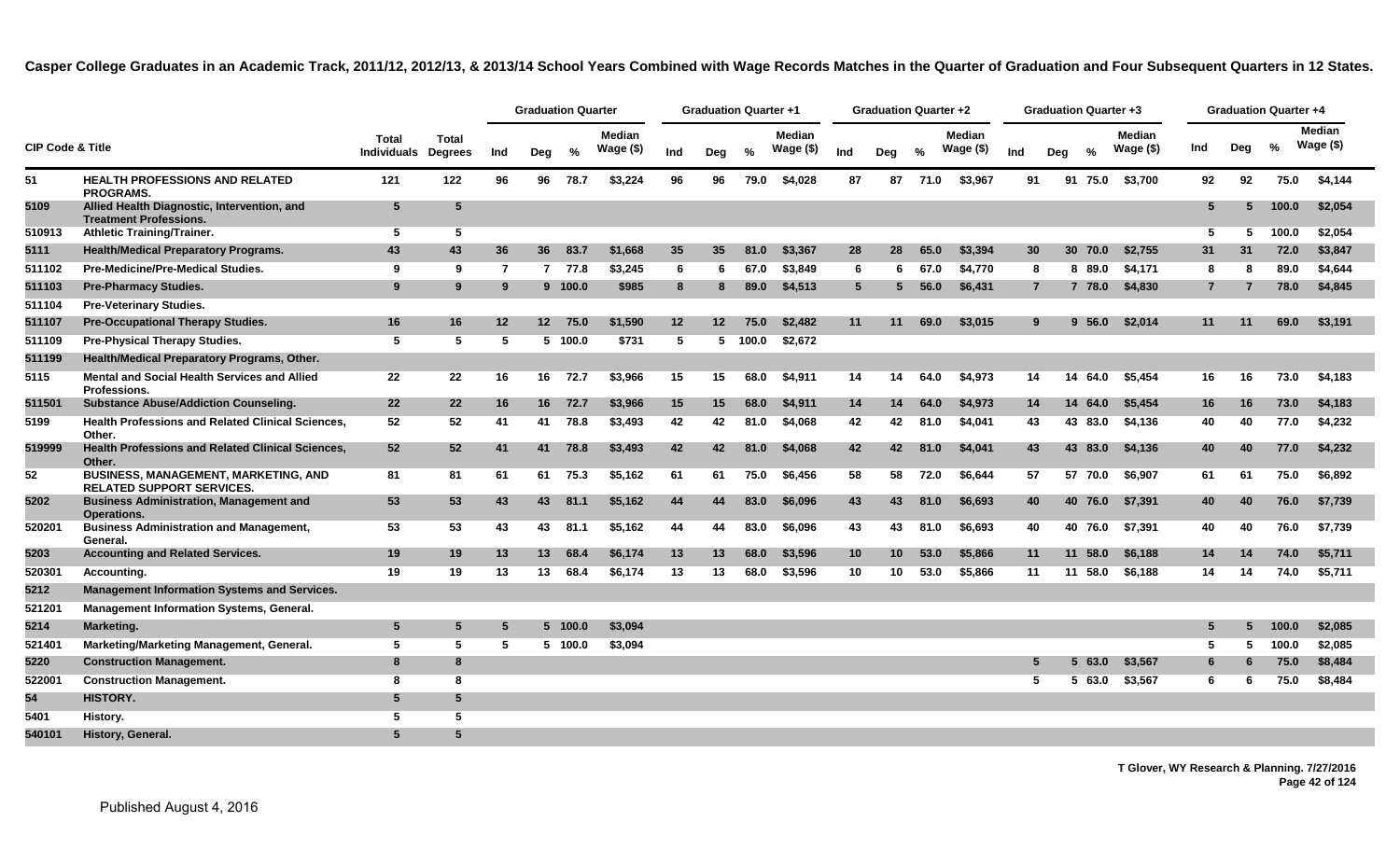**Casper College Graduates in an Academic Track, 2011/12, 2012/13, & 2013/14 School Years Combined with Wage Records Matches in the Quarter of Graduation and Four Subsequent Quarters in 12 States.**

| CIP Code & Title | | Total Individuals | Total Degrees | Graduation Quarter | | | | Graduation Quarter +1 | | | | Graduation Quarter +2 | | | | Graduation Quarter +3 | | | | Graduation Quarter +4 | | | |
|---|---|---|---|---|---|---|---|---|---|---|---|---|---|---|---|---|---|---|---|---|---|---|---|
| | | | | Ind | Deg | % | Median Wage ($) | Ind | Deg | % | Median Wage ($) | Ind | Deg | % | Median Wage ($) | Ind | Deg | % | Median Wage ($) | Ind | Deg | % | Median Wage ($) |
| 51 | HEALTH PROFESSIONS AND RELATED PROGRAMS. | 121 | 122 | 96 | 96 | 78.7 | $3,224 | 96 | 96 | 79.0 | $4,028 | 87 | 87 | 71.0 | $3,967 | 91 | 91 | 75.0 | $3,700 | 92 | 92 | 75.0 | $4,144 |
| 5109 | Allied Health Diagnostic, Intervention, and Treatment Professions. | 5 | 5 | | | | | | | | | | | | | | | | | 5 | 5 | 100.0 | $2,054 |
| 510913 | Athletic Training/Trainer. | 5 | 5 | | | | | | | | | | | | | | | | | 5 | 5 | 100.0 | $2,054 |
| 5111 | Health/Medical Preparatory Programs. | 43 | 43 | 36 | 36 | 83.7 | $1,668 | 35 | 35 | 81.0 | $3,367 | 28 | 28 | 65.0 | $3,394 | 30 | 30 | 70.0 | $2,755 | 31 | 31 | 72.0 | $3,847 |
| 511102 | Pre-Medicine/Pre-Medical Studies. | 9 | 9 | 7 | 7 | 77.8 | $3,245 | 6 | 6 | 67.0 | $3,849 | 6 | 6 | 67.0 | $4,770 | 8 | 8 | 89.0 | $4,171 | 8 | 8 | 89.0 | $4,644 |
| 511103 | Pre-Pharmacy Studies. | 9 | 9 | 9 | 9 | 100.0 | $985 | 8 | 8 | 89.0 | $4,513 | 5 | 5 | 56.0 | $6,431 | 7 | 7 | 78.0 | $4,830 | 7 | 7 | 78.0 | $4,845 |
| 511104 | Pre-Veterinary Studies. | | | | | | | | | | | | | | | | | | | | | | |
| 511107 | Pre-Occupational Therapy Studies. | 16 | 16 | 12 | 12 | 75.0 | $1,590 | 12 | 12 | 75.0 | $2,482 | 11 | 11 | 69.0 | $3,015 | 9 | 9 | 56.0 | $2,014 | 11 | 11 | 69.0 | $3,191 |
| 511109 | Pre-Physical Therapy Studies. | 5 | 5 | 5 | 5 | 100.0 | $731 | 5 | 5 | 100.0 | $2,672 | | | | | | | | | | | | |
| 511199 | Health/Medical Preparatory Programs, Other. | | | | | | | | | | | | | | | | | | | | | | |
| 5115 | Mental and Social Health Services and Allied Professions. | 22 | 22 | 16 | 16 | 72.7 | $3,966 | 15 | 15 | 68.0 | $4,911 | 14 | 14 | 64.0 | $4,973 | 14 | 14 | 64.0 | $5,454 | 16 | 16 | 73.0 | $4,183 |
| 511501 | Substance Abuse/Addiction Counseling. | 22 | 22 | 16 | 16 | 72.7 | $3,966 | 15 | 15 | 68.0 | $4,911 | 14 | 14 | 64.0 | $4,973 | 14 | 14 | 64.0 | $5,454 | 16 | 16 | 73.0 | $4,183 |
| 5199 | Health Professions and Related Clinical Sciences, Other. | 52 | 52 | 41 | 41 | 78.8 | $3,493 | 42 | 42 | 81.0 | $4,068 | 42 | 42 | 81.0 | $4,041 | 43 | 43 | 83.0 | $4,136 | 40 | 40 | 77.0 | $4,232 |
| 519999 | Health Professions and Related Clinical Sciences, Other. | 52 | 52 | 41 | 41 | 78.8 | $3,493 | 42 | 42 | 81.0 | $4,068 | 42 | 42 | 81.0 | $4,041 | 43 | 43 | 83.0 | $4,136 | 40 | 40 | 77.0 | $4,232 |
| 52 | BUSINESS, MANAGEMENT, MARKETING, AND RELATED SUPPORT SERVICES. | 81 | 81 | 61 | 61 | 75.3 | $5,162 | 61 | 61 | 75.0 | $6,456 | 58 | 58 | 72.0 | $6,644 | 57 | 57 | 70.0 | $6,907 | 61 | 61 | 75.0 | $6,892 |
| 5202 | Business Administration, Management and Operations. | 53 | 53 | 43 | 43 | 81.1 | $5,162 | 44 | 44 | 83.0 | $6,096 | 43 | 43 | 81.0 | $6,693 | 40 | 40 | 76.0 | $7,391 | 40 | 40 | 76.0 | $7,739 |
| 520201 | Business Administration and Management, General. | 53 | 53 | 43 | 43 | 81.1 | $5,162 | 44 | 44 | 83.0 | $6,096 | 43 | 43 | 81.0 | $6,693 | 40 | 40 | 76.0 | $7,391 | 40 | 40 | 76.0 | $7,739 |
| 5203 | Accounting and Related Services. | 19 | 19 | 13 | 13 | 68.4 | $6,174 | 13 | 13 | 68.0 | $3,596 | 10 | 10 | 53.0 | $5,866 | 11 | 11 | 58.0 | $6,188 | 14 | 14 | 74.0 | $5,711 |
| 520301 | Accounting. | 19 | 19 | 13 | 13 | 68.4 | $6,174 | 13 | 13 | 68.0 | $3,596 | 10 | 10 | 53.0 | $5,866 | 11 | 11 | 58.0 | $6,188 | 14 | 14 | 74.0 | $5,711 |
| 5212 | Management Information Systems and Services. | | | | | | | | | | | | | | | | | | | | | | |
| 521201 | Management Information Systems, General. | | | | | | | | | | | | | | | | | | | | | | |
| 5214 | Marketing. | 5 | 5 | 5 | 5 | 100.0 | $3,094 | | | | | | | | | | | | | 5 | 5 | 100.0 | $2,085 |
| 521401 | Marketing/Marketing Management, General. | 5 | 5 | 5 | 5 | 100.0 | $3,094 | | | | | | | | | | | | | 5 | 5 | 100.0 | $2,085 |
| 5220 | Construction Management. | 8 | 8 | | | | | | | | | | | | | 5 | 5 | 63.0 | $3,567 | 6 | 6 | 75.0 | $8,484 |
| 522001 | Construction Management. | 8 | 8 | | | | | | | | | | | | | 5 | 5 | 63.0 | $3,567 | 6 | 6 | 75.0 | $8,484 |
| 54 | HISTORY. | 5 | 5 | | | | | | | | | | | | | | | | | | | | |
| 5401 | History. | 5 | 5 | | | | | | | | | | | | | | | | | | | | |
| 540101 | History, General. | 5 | 5 | | | | | | | | | | | | | | | | | | | | |

T Glover, WY Research & Planning. 7/27/2016

Published August 4, 2016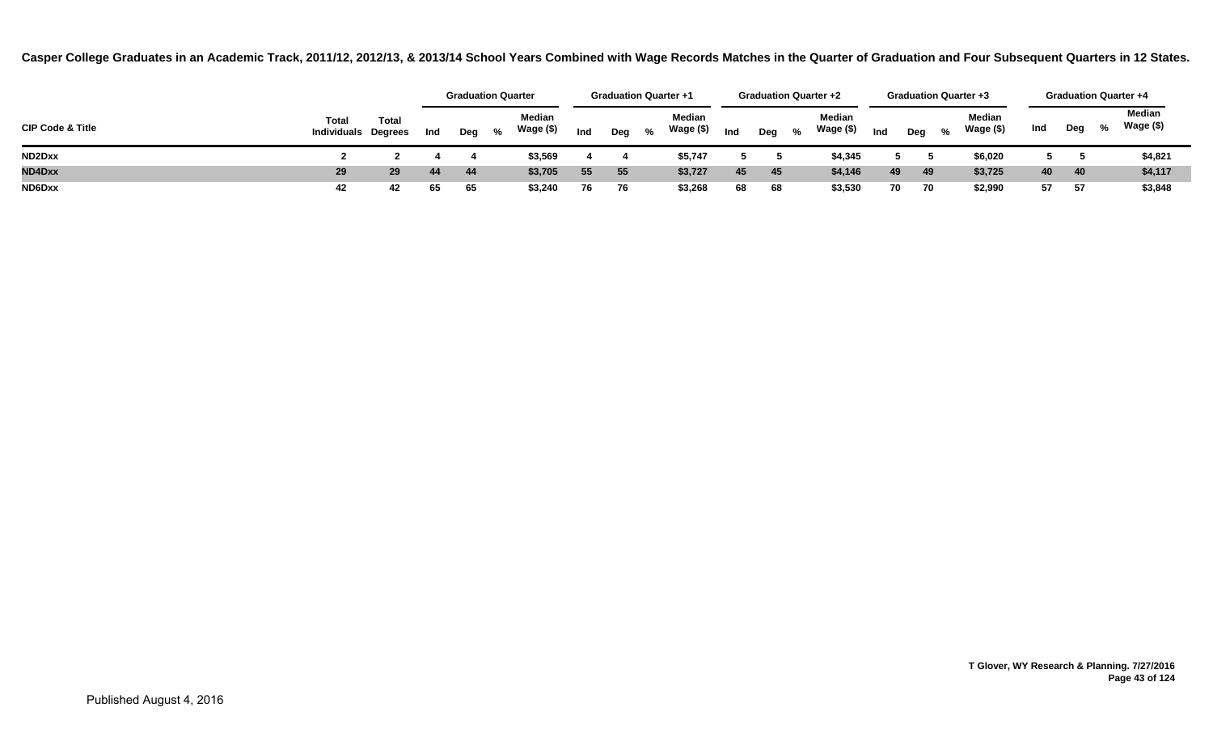**Casper College Graduates in an Academic Track, 2011/12, 2012/13, & 2013/14 School Years Combined with Wage Records Matches in the Quarter of Graduation and Four Subsequent Quarters in 12 States.**

| CIP Code & Title | Total Individuals | Total Degrees | Graduation Quarter | | | | Graduation Quarter +1 | | | | Graduation Quarter +2 | | | | Graduation Quarter +3 | | | | Graduation Quarter +4 | | | |
|---|---|---|---|---|---|---|---|---|---|---|---|---|---|---|---|---|---|---|---|---|---|---|
| | | | Ind | Deg | % | Median Wage ($) | Ind | Deg | % | Median Wage ($) | Ind | Deg | % | Median Wage ($) | Ind | Deg | % | Median Wage ($) | Ind | Deg | % | Median Wage ($) |
| ND2Dxx | 2 | 2 | 4 | 4 | | $3,569 | 4 | 4 | | $5,747 | 5 | 5 | | $4,345 | 5 | 5 | | $6,020 | 5 | 5 | | $4,821 |
| ND4Dxx | 29 | 29 | 44 | 44 | | $3,705 | 55 | 55 | | $3,727 | 45 | 45 | | $4,146 | 49 | 49 | | $3,725 | 40 | 40 | | $4,117 |
| ND6Dxx | 42 | 42 | 65 | 65 | | $3,240 | 76 | 76 | | $3,268 | 68 | 68 | | $3,530 | 70 | 70 | | $2,990 | 57 | 57 | | $3,848 |

T Glover, WY Research & Planning. 7/27/2016

Published August 4, 2016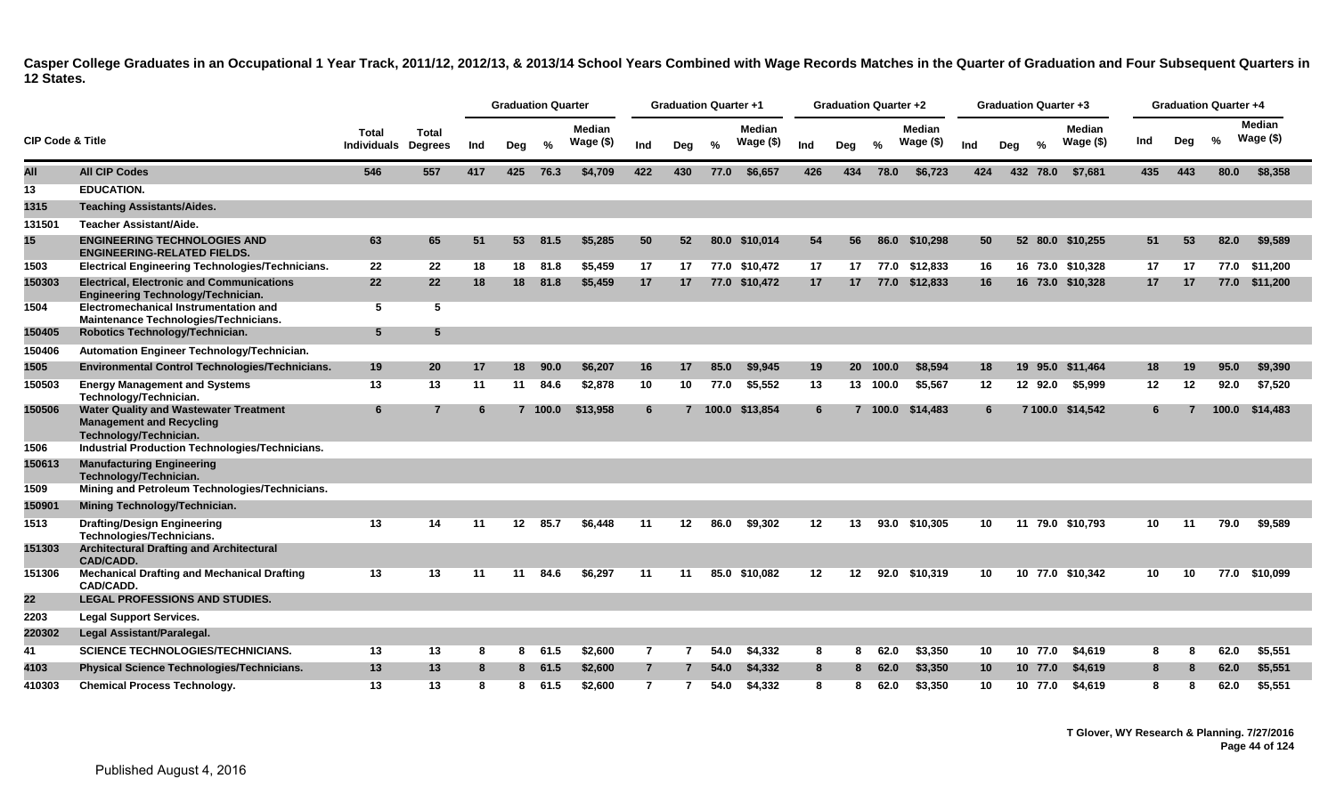# Casper College Graduates in an Occupational 1 Year Track, 2011/12, 2012/13, & 2013/14 School Years Combined with Wage Records Matches in the Quarter of Graduation and Four Subsequent Quarters in 12 States.

| CIP Code & Title | | Total Individuals | Total Degrees | Graduation Quarter | | | | Graduation Quarter +1 | | | | Graduation Quarter +2 | | | | Graduation Quarter +3 | | | | Graduation Quarter +4 | | | |
|---|---|---|---|---|---|---|---|---|---|---|---|---|---|---|---|---|---|---|---|---|---|---|---|
| | | | | Ind | Deg | % | Median Wage ($) | Ind | Deg | % | Median Wage ($) | Ind | Deg | % | Median Wage ($) | Ind | Deg | % | Median Wage ($) | Ind | Deg | % | Median Wage ($) |
| **All** | **All CIP Codes** | **546** | **557** | **417** | **425** | **76.3** | **$4,709** | **422** | **430** | **77.0** | **$6,657** | **426** | **434** | **78.0** | **$6,723** | **424** | **432** | **78.0** | **$7,681** | **435** | **443** | **80.0** | **$8,358** |
| **13** | **EDUCATION.** | | | | | | | | | | | | | | | | | | | | | | |
| **1315** | **Teaching Assistants/Aides.** | | | | | | | | | | | | | | | | | | | | | | |
| **131501** | **Teacher Assistant/Aide.** | | | | | | | | | | | | | | | | | | | | | | |
| **15** | **ENGINEERING TECHNOLOGIES AND ENGINEERING-RELATED FIELDS.** | **63** | **65** | **51** | **53** | **81.5** | **$5,285** | **50** | **52** | **80.0** | **$10,014** | **54** | **56** | **86.0** | **$10,298** | **50** | **52** | **80.0** | **$10,255** | **51** | **53** | **82.0** | **$9,589** |
| **1503** | **Electrical Engineering Technologies/Technicians.** | **22** | **22** | **18** | **18** | **81.8** | **$5,459** | **17** | **17** | **77.0** | **$10,472** | **17** | **17** | **77.0** | **$12,833** | **16** | **16** | **73.0** | **$10,328** | **17** | **17** | **77.0** | **$11,200** |
| **150303** | **Electrical, Electronic and Communications Engineering Technology/Technician.** | **22** | **22** | **18** | **18** | **81.8** | **$5,459** | **17** | **17** | **77.0** | **$10,472** | **17** | **17** | **77.0** | **$12,833** | **16** | **16** | **73.0** | **$10,328** | **17** | **17** | **77.0** | **$11,200** |
| **1504** | **Electromechanical Instrumentation and Maintenance Technologies/Technicians.** | **5** | **5** | | | | | | | | | | | | | | | | | | | | |
| **150405** | **Robotics Technology/Technician.** | **5** | **5** | | | | | | | | | | | | | | | | | | | | |
| **150406** | **Automation Engineer Technology/Technician.** | | | | | | | | | | | | | | | | | | | | | | |
| **1505** | **Environmental Control Technologies/Technicians.** | **19** | **20** | **17** | **18** | **90.0** | **$6,207** | **16** | **17** | **85.0** | **$9,945** | **19** | **20** | **100.0** | **$8,594** | **18** | **19** | **95.0** | **$11,464** | **18** | **19** | **95.0** | **$9,390** |
| **150503** | **Energy Management and Systems Technology/Technician.** | **13** | **13** | **11** | **11** | **84.6** | **$2,878** | **10** | **10** | **77.0** | **$5,552** | **13** | **13** | **100.0** | **$5,567** | **12** | **12** | **92.0** | **$5,999** | **12** | **12** | **92.0** | **$7,520** |
| **150506** | **Water Quality and Wastewater Treatment Management and Recycling Technology/Technician.** | **6** | **7** | **6** | **7** | **100.0** | **$13,958** | **6** | **7** | **100.0** | **$13,854** | **6** | **7** | **100.0** | **$14,483** | **6** | **7** | **100.0** | **$14,542** | **6** | **7** | **100.0** | **$14,483** |
| **1506** | **Industrial Production Technologies/Technicians.** | | | | | | | | | | | | | | | | | | | | | | |
| **150613** | **Manufacturing Engineering Technology/Technician.** | | | | | | | | | | | | | | | | | | | | | | |
| **1509** | **Mining and Petroleum Technologies/Technicians.** | | | | | | | | | | | | | | | | | | | | | | |
| **150901** | **Mining Technology/Technician.** | | | | | | | | | | | | | | | | | | | | | | |
| **1513** | **Drafting/Design Engineering Technologies/Technicians.** | **13** | **14** | **11** | **12** | **85.7** | **$6,448** | **11** | **12** | **86.0** | **$9,302** | **12** | **13** | **93.0** | **$10,305** | **10** | **11** | **79.0** | **$10,793** | **10** | **11** | **79.0** | **$9,589** |
| **151303** | **Architectural Drafting and Architectural CAD/CADD.** | | | | | | | | | | | | | | | | | | | | | | |
| **151306** | **Mechanical Drafting and Mechanical Drafting CAD/CADD.** | **13** | **13** | **11** | **11** | **84.6** | **$6,297** | **11** | **11** | **85.0** | **$10,082** | **12** | **12** | **92.0** | **$10,319** | **10** | **10** | **77.0** | **$10,342** | **10** | **10** | **77.0** | **$10,099** |
| **22** | **LEGAL PROFESSIONS AND STUDIES.** | | | | | | | | | | | | | | | | | | | | | | |
| **2203** | **Legal Support Services.** | | | | | | | | | | | | | | | | | | | | | | |
| **220302** | **Legal Assistant/Paralegal.** | | | | | | | | | | | | | | | | | | | | | | |
| **41** | **SCIENCE TECHNOLOGIES/TECHNICIANS.** | **13** | **13** | **8** | **8** | **61.5** | **$2,600** | **7** | **7** | **54.0** | **$4,332** | **8** | **8** | **62.0** | **$3,350** | **10** | **10** | **77.0** | **$4,619** | **8** | **8** | **62.0** | **$5,551** |
| **4103** | **Physical Science Technologies/Technicians.** | **13** | **13** | **8** | **8** | **61.5** | **$2,600** | **7** | **7** | **54.0** | **$4,332** | **8** | **8** | **62.0** | **$3,350** | **10** | **10** | **77.0** | **$4,619** | **8** | **8** | **62.0** | **$5,551** |
| **410303** | **Chemical Process Technology.** | **13** | **13** | **8** | **8** | **61.5** | **$2,600** | **7** | **7** | **54.0** | **$4,332** | **8** | **8** | **62.0** | **$3,350** | **10** | **10** | **77.0** | **$4,619** | **8** | **8** | **62.0** | **$5,551** |

T Glover, WY Research & Planning. 7/27/2016

Published August 4, 2016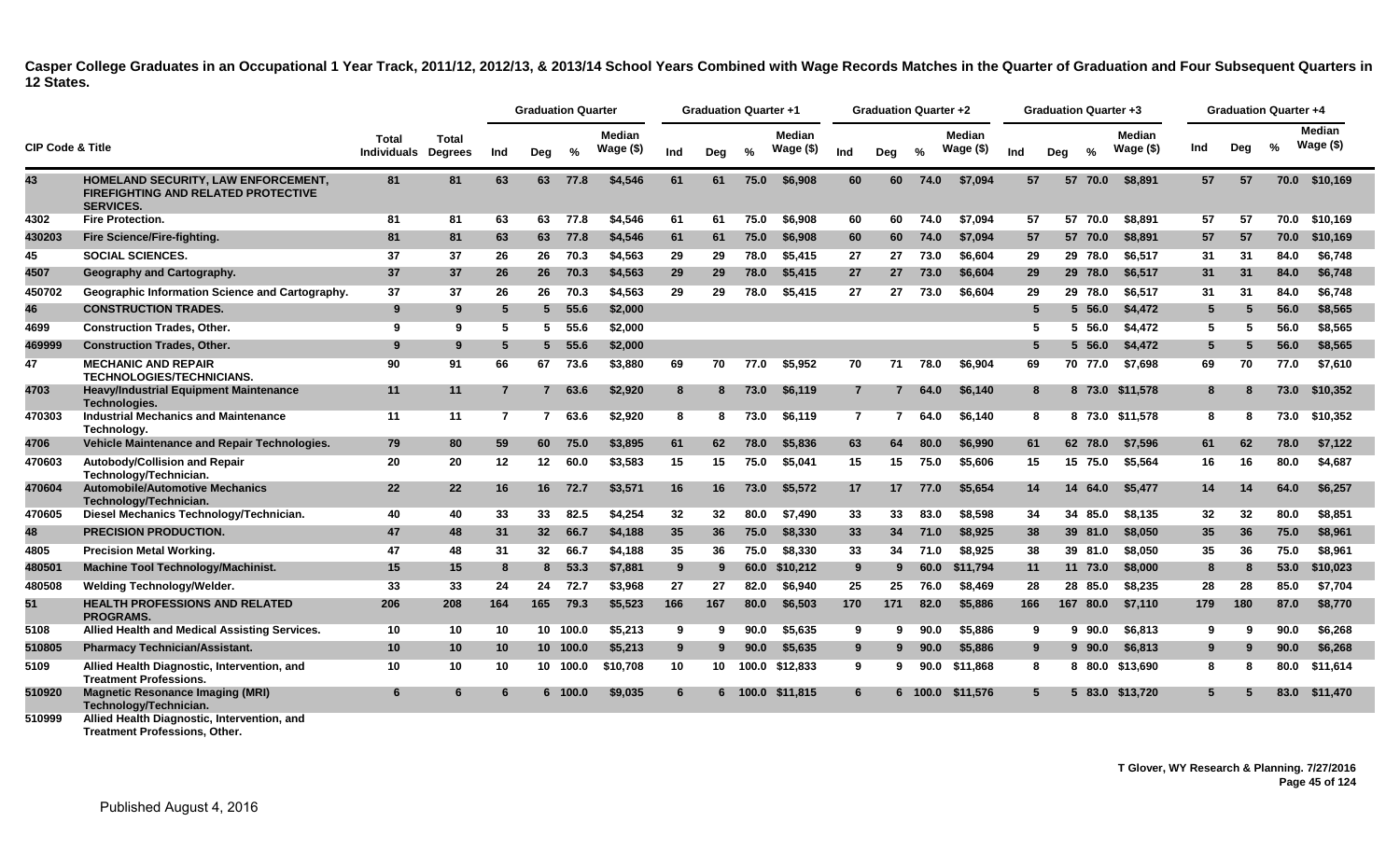**Casper College Graduates in an Occupational 1 Year Track, 2011/12, 2012/13, & 2013/14 School Years Combined with Wage Records Matches in the Quarter of Graduation and Four Subsequent Quarters in 12 States.**

| CIP Code & Title | | Total Individuals | Total Degrees | Graduation Quarter | | | | Graduation Quarter +1 | | | | Graduation Quarter +2 | | | | Graduation Quarter +3 | | | | Graduation Quarter +4 | | | |
|---|---|---|---|---|---|---|---|---|---|---|---|---|---|---|---|---|---|---|---|---|---|---|---|
| | | | | Ind | Deg | % | Median Wage ($) | Ind | Deg | % | Median Wage ($) | Ind | Deg | % | Median Wage ($) | Ind | Deg | % | Median Wage ($) | Ind | Deg | % | Median Wage ($) |
| 43 | HOMELAND SECURITY, LAW ENFORCEMENT, FIREFIGHTING AND RELATED PROTECTIVE SERVICES. | 81 | 81 | 63 | 63 | 77.8 | $4,546 | 61 | 61 | 75.0 | $6,908 | 60 | 60 | 74.0 | $7,094 | 57 | 57 | 70.0 | $8,891 | 57 | 57 | 70.0 | $10,169 |
| 4302 | Fire Protection. | 81 | 81 | 63 | 63 | 77.8 | $4,546 | 61 | 61 | 75.0 | $6,908 | 60 | 60 | 74.0 | $7,094 | 57 | 57 | 70.0 | $8,891 | 57 | 57 | 70.0 | $10,169 |
| 430203 | Fire Science/Fire-fighting. | 81 | 81 | 63 | 63 | 77.8 | $4,546 | 61 | 61 | 75.0 | $6,908 | 60 | 60 | 74.0 | $7,094 | 57 | 57 | 70.0 | $8,891 | 57 | 57 | 70.0 | $10,169 |
| 45 | SOCIAL SCIENCES. | 37 | 37 | 26 | 26 | 70.3 | $4,563 | 29 | 29 | 78.0 | $5,415 | 27 | 27 | 73.0 | $6,604 | 29 | 29 | 78.0 | $6,517 | 31 | 31 | 84.0 | $6,748 |
| 4507 | Geography and Cartography. | 37 | 37 | 26 | 26 | 70.3 | $4,563 | 29 | 29 | 78.0 | $5,415 | 27 | 27 | 73.0 | $6,604 | 29 | 29 | 78.0 | $6,517 | 31 | 31 | 84.0 | $6,748 |
| 450702 | Geographic Information Science and Cartography. | 37 | 37 | 26 | 26 | 70.3 | $4,563 | 29 | 29 | 78.0 | $5,415 | 27 | 27 | 73.0 | $6,604 | 29 | 29 | 78.0 | $6,517 | 31 | 31 | 84.0 | $6,748 |
| 46 | CONSTRUCTION TRADES. | 9 | 9 | 5 | 5 | 55.6 | $2,000 | | | | | | | | | 5 | 5 | 56.0 | $4,472 | 5 | 5 | 56.0 | $8,565 |
| 4699 | Construction Trades, Other. | 9 | 9 | 5 | 5 | 55.6 | $2,000 | | | | | | | | | 5 | 5 | 56.0 | $4,472 | 5 | 5 | 56.0 | $8,565 |
| 469999 | Construction Trades, Other. | 9 | 9 | 5 | 5 | 55.6 | $2,000 | | | | | | | | | 5 | 5 | 56.0 | $4,472 | 5 | 5 | 56.0 | $8,565 |
| 47 | MECHANIC AND REPAIR TECHNOLOGIES/TECHNICIANS. | 90 | 91 | 66 | 67 | 73.6 | $3,880 | 69 | 70 | 77.0 | $5,952 | 70 | 71 | 78.0 | $6,904 | 69 | 70 | 77.0 | $7,698 | 69 | 70 | 77.0 | $7,610 |
| 4703 | Heavy/Industrial Equipment Maintenance Technologies. | 11 | 11 | 7 | 7 | 63.6 | $2,920 | 8 | 8 | 73.0 | $6,119 | 7 | 7 | 64.0 | $6,140 | 8 | 8 | 73.0 | $11,578 | 8 | 8 | 73.0 | $10,352 |
| 470303 | Industrial Mechanics and Maintenance Technology. | 11 | 11 | 7 | 7 | 63.6 | $2,920 | 8 | 8 | 73.0 | $6,119 | 7 | 7 | 64.0 | $6,140 | 8 | 8 | 73.0 | $11,578 | 8 | 8 | 73.0 | $10,352 |
| 4706 | Vehicle Maintenance and Repair Technologies. | 79 | 80 | 59 | 60 | 75.0 | $3,895 | 61 | 62 | 78.0 | $5,836 | 63 | 64 | 80.0 | $6,990 | 61 | 62 | 78.0 | $7,596 | 61 | 62 | 78.0 | $7,122 |
| 470603 | Autobody/Collision and Repair Technology/Technician. | 20 | 20 | 12 | 12 | 60.0 | $3,583 | 15 | 15 | 75.0 | $5,041 | 15 | 15 | 75.0 | $5,606 | 15 | 15 | 75.0 | $5,564 | 16 | 16 | 80.0 | $4,687 |
| 470604 | Automobile/Automotive Mechanics Technology/Technician. | 22 | 22 | 16 | 16 | 72.7 | $3,571 | 16 | 16 | 73.0 | $5,572 | 17 | 17 | 77.0 | $5,654 | 14 | 14 | 64.0 | $5,477 | 14 | 14 | 64.0 | $6,257 |
| 470605 | Diesel Mechanics Technology/Technician. | 40 | 40 | 33 | 33 | 82.5 | $4,254 | 32 | 32 | 80.0 | $7,490 | 33 | 33 | 83.0 | $8,598 | 34 | 34 | 85.0 | $8,135 | 32 | 32 | 80.0 | $8,851 |
| 48 | PRECISION PRODUCTION. | 47 | 48 | 31 | 32 | 66.7 | $4,188 | 35 | 36 | 75.0 | $8,330 | 33 | 34 | 71.0 | $8,925 | 38 | 39 | 81.0 | $8,050 | 35 | 36 | 75.0 | $8,961 |
| 4805 | Precision Metal Working. | 47 | 48 | 31 | 32 | 66.7 | $4,188 | 35 | 36 | 75.0 | $8,330 | 33 | 34 | 71.0 | $8,925 | 38 | 39 | 81.0 | $8,050 | 35 | 36 | 75.0 | $8,961 |
| 480501 | Machine Tool Technology/Machinist. | 15 | 15 | 8 | 8 | 53.3 | $7,881 | 9 | 9 | 60.0 | $10,212 | 9 | 9 | 60.0 | $11,794 | 11 | 11 | 73.0 | $8,000 | 8 | 8 | 53.0 | $10,023 |
| 480508 | Welding Technology/Welder. | 33 | 33 | 24 | 24 | 72.7 | $3,968 | 27 | 27 | 82.0 | $6,940 | 25 | 25 | 76.0 | $8,469 | 28 | 28 | 85.0 | $8,235 | 28 | 28 | 85.0 | $7,704 |
| 51 | HEALTH PROFESSIONS AND RELATED PROGRAMS. | 206 | 208 | 164 | 165 | 79.3 | $5,523 | 166 | 167 | 80.0 | $6,503 | 170 | 171 | 82.0 | $5,886 | 166 | 167 | 80.0 | $7,110 | 179 | 180 | 87.0 | $8,770 |
| 5108 | Allied Health and Medical Assisting Services. | 10 | 10 | 10 | 10 | 100.0 | $5,213 | 9 | 9 | 90.0 | $5,635 | 9 | 9 | 90.0 | $5,886 | 9 | 9 | 90.0 | $6,813 | 9 | 9 | 90.0 | $6,268 |
| 510805 | Pharmacy Technician/Assistant. | 10 | 10 | 10 | 10 | 100.0 | $5,213 | 9 | 9 | 90.0 | $5,635 | 9 | 9 | 90.0 | $5,886 | 9 | 9 | 90.0 | $6,813 | 9 | 9 | 90.0 | $6,268 |
| 5109 | Allied Health Diagnostic, Intervention, and Treatment Professions. | 10 | 10 | 10 | 10 | 100.0 | $10,708 | 10 | 10 | 100.0 | $12,833 | 9 | 9 | 90.0 | $11,868 | 8 | 8 | 80.0 | $13,690 | 8 | 8 | 80.0 | $11,614 |
| 510920 | Magnetic Resonance Imaging (MRI) Technology/Technician. | 6 | 6 | 6 | 6 | 100.0 | $9,035 | 6 | 6 | 100.0 | $11,815 | 6 | 6 | 100.0 | $11,576 | 5 | 5 | 83.0 | $13,720 | 5 | 5 | 83.0 | $11,470 |
| 510999 | Allied Health Diagnostic, Intervention, and Treatment Professions, Other. | | | | | | | | | | | | | | | | | | | | | | |

T Glover, WY Research & Planning. 7/27/2016

Published August 4, 2016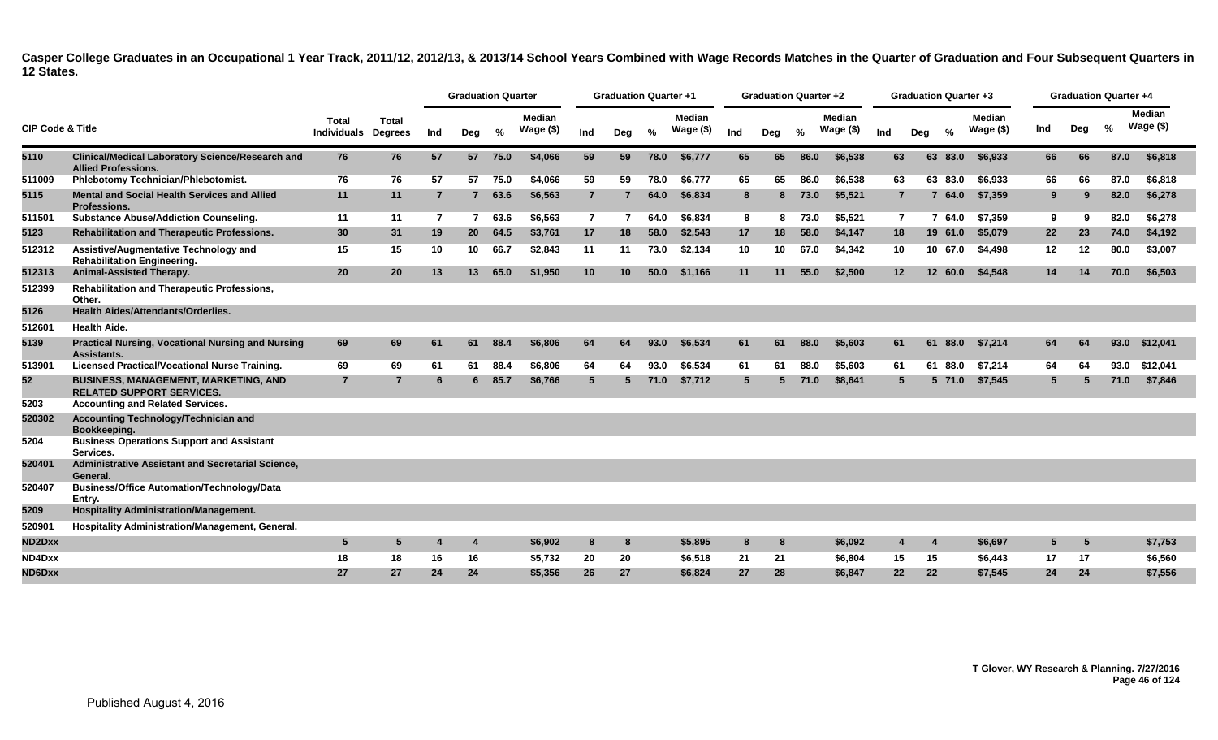**Casper College Graduates in an Occupational 1 Year Track, 2011/12, 2012/13, & 2013/14 School Years Combined with Wage Records Matches in the Quarter of Graduation and Four Subsequent Quarters in 12 States.**

| CIP Code & Title | | Total Individuals | Total Degrees | Graduation Quarter | | | | Graduation Quarter +1 | | | | Graduation Quarter +2 | | | | Graduation Quarter +3 | | | | Graduation Quarter +4 | | | |
|---|---|---|---|---|---|---|---|---|---|---|---|---|---|---|---|---|---|---|---|---|---|---|---|
| | | | | Ind | Deg | % | Median Wage ($) | Ind | Deg | % | Median Wage ($) | Ind | Deg | % | Median Wage ($) | Ind | Deg | % | Median Wage ($) | Ind | Deg | % | Median Wage ($) |
| **5110** | **Clinical/Medical Laboratory Science/Research and Allied Professions.** | **76** | **76** | **57** | **57** | **75.0** | **$4,066** | **59** | **59** | **78.0** | **$6,777** | **65** | **65** | **86.0** | **$6,538** | **63** | **63** | **83.0** | **$6,933** | **66** | **66** | **87.0** | **$6,818** |
| 511009 | Phlebotomy Technician/Phlebotomist. | 76 | 76 | 57 | 57 | 75.0 | $4,066 | 59 | 59 | 78.0 | $6,777 | 65 | 65 | 86.0 | $6,538 | 63 | 63 | 83.0 | $6,933 | 66 | 66 | 87.0 | $6,818 |
| **5115** | **Mental and Social Health Services and Allied Professions.** | **11** | **11** | **7** | **7** | **63.6** | **$6,563** | **7** | **7** | **64.0** | **$6,834** | **8** | **8** | **73.0** | **$5,521** | **7** | **7** | **64.0** | **$7,359** | **9** | **9** | **82.0** | **$6,278** |
| 511501 | Substance Abuse/Addiction Counseling. | 11 | 11 | 7 | 7 | 63.6 | $6,563 | 7 | 7 | 64.0 | $6,834 | 8 | 8 | 73.0 | $5,521 | 7 | 7 | 64.0 | $7,359 | 9 | 9 | 82.0 | $6,278 |
| **5123** | **Rehabilitation and Therapeutic Professions.** | **30** | **31** | **19** | **20** | **64.5** | **$3,761** | **17** | **18** | **58.0** | **$2,543** | **17** | **18** | **58.0** | **$4,147** | **18** | **19** | **61.0** | **$5,079** | **22** | **23** | **74.0** | **$4,192** |
| 512312 | Assistive/Augmentative Technology and Rehabilitation Engineering. | 15 | 15 | 10 | 10 | 66.7 | $2,843 | 11 | 11 | 73.0 | $2,134 | 10 | 10 | 67.0 | $4,342 | 10 | 10 | 67.0 | $4,498 | 12 | 12 | 80.0 | $3,007 |
| 512313 | Animal-Assisted Therapy. | 20 | 20 | 13 | 13 | 65.0 | $1,950 | 10 | 10 | 50.0 | $1,166 | 11 | 11 | 55.0 | $2,500 | 12 | 12 | 60.0 | $4,548 | 14 | 14 | 70.0 | $6,503 |
| 512399 | Rehabilitation and Therapeutic Professions, Other. | | | | | | | | | | | | | | | | | | | | | | |
| **5126** | **Health Aides/Attendants/Orderlies.** | | | | | | | | | | | | | | | | | | | | | | |
| 512601 | Health Aide. | | | | | | | | | | | | | | | | | | | | | | |
| **5139** | **Practical Nursing, Vocational Nursing and Nursing Assistants.** | **69** | **69** | **61** | **61** | **88.4** | **$6,806** | **64** | **64** | **93.0** | **$6,534** | **61** | **61** | **88.0** | **$5,603** | **61** | **61** | **88.0** | **$7,214** | **64** | **64** | **93.0** | **$12,041** |
| 513901 | Licensed Practical/Vocational Nurse Training. | 69 | 69 | 61 | 61 | 88.4 | $6,806 | 64 | 64 | 93.0 | $6,534 | 61 | 61 | 88.0 | $5,603 | 61 | 61 | 88.0 | $7,214 | 64 | 64 | 93.0 | $12,041 |
| **52** | **BUSINESS, MANAGEMENT, MARKETING, AND RELATED SUPPORT SERVICES.** | **7** | **7** | **6** | **6** | **85.7** | **$6,766** | **5** | **5** | **71.0** | **$7,712** | **5** | **5** | **71.0** | **$8,641** | **5** | **5** | **71.0** | **$7,545** | **5** | **5** | **71.0** | **$7,846** |
| 5203 | Accounting and Related Services. | | | | | | | | | | | | | | | | | | | | | | |
| **520302** | **Accounting Technology/Technician and Bookkeeping.** | | | | | | | | | | | | | | | | | | | | | | |
| 5204 | Business Operations Support and Assistant Services. | | | | | | | | | | | | | | | | | | | | | | |
| **520401** | **Administrative Assistant and Secretarial Science, General.** | | | | | | | | | | | | | | | | | | | | | | |
| 520407 | Business/Office Automation/Technology/Data Entry. | | | | | | | | | | | | | | | | | | | | | | |
| **5209** | **Hospitality Administration/Management.** | | | | | | | | | | | | | | | | | | | | | | |
| 520901 | Hospitality Administration/Management, General. | | | | | | | | | | | | | | | | | | | | | | |
| **ND2Dxx** | | **5** | **5** | **4** | **4** | | **$6,902** | **8** | **8** | | **$5,895** | **8** | **8** | | **$6,092** | **4** | **4** | | **$6,697** | **5** | **5** | | **$7,753** |
| ND4Dxx | | 18 | 18 | 16 | 16 | | $5,732 | 20 | 20 | | $6,518 | 21 | 21 | | $6,804 | 15 | 15 | | $6,443 | 17 | 17 | | $6,560 |
| **ND6Dxx** | | **27** | **27** | **24** | **24** | | **$5,356** | **26** | **27** | | **$6,824** | **27** | **28** | | **$6,847** | **22** | **22** | | **$7,545** | **24** | **24** | | **$7,556** |

T Glover, WY Research & Planning. 7/27/2016

Published August 4, 2016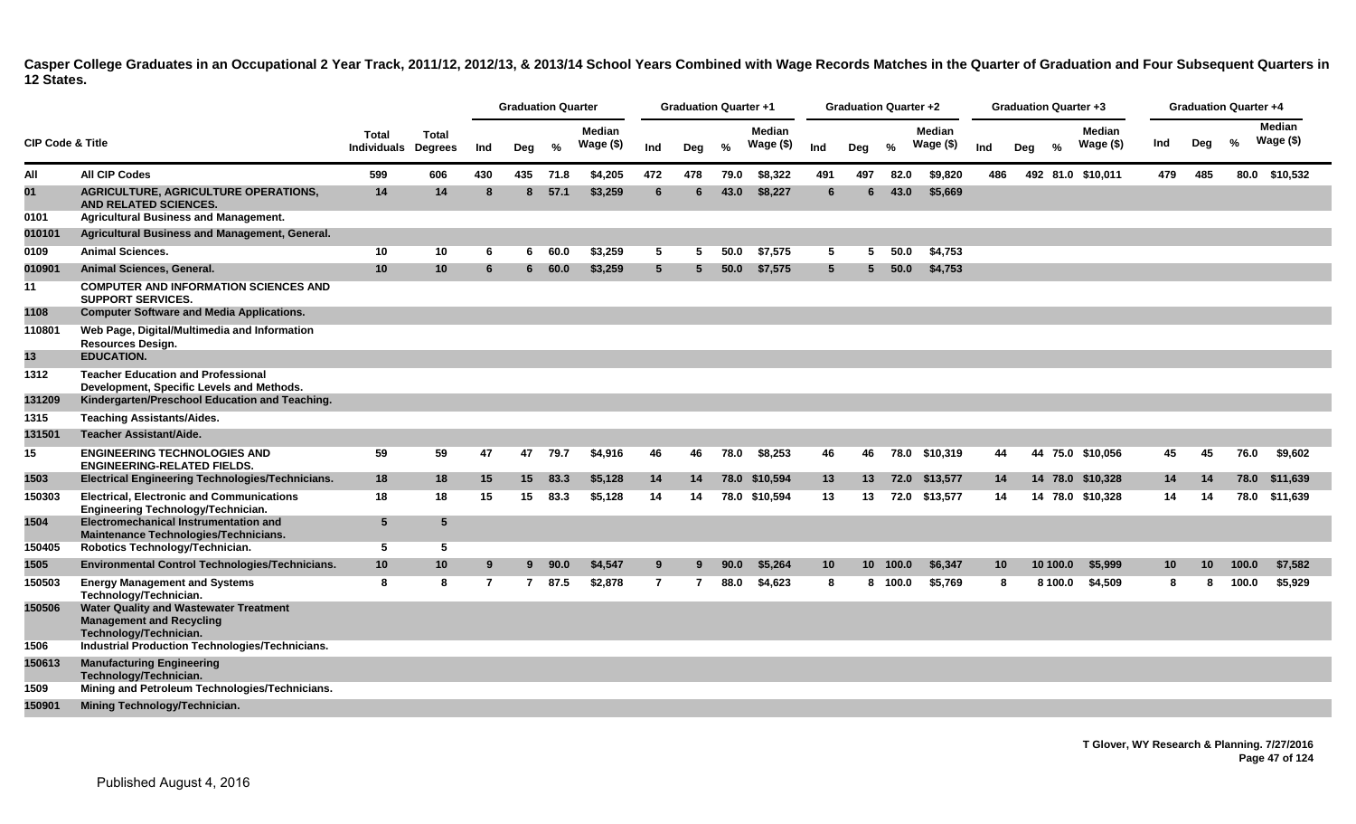**Casper College Graduates in an Occupational 2 Year Track, 2011/12, 2012/13, & 2013/14 School Years Combined with Wage Records Matches in the Quarter of Graduation and Four Subsequent Quarters in 12 States.**

| CIP Code & Title | | Total Individuals | Total Degrees | Graduation Quarter | | | | Graduation Quarter +1 | | | | Graduation Quarter +2 | | | | Graduation Quarter +3 | | | | Graduation Quarter +4 | | | |
|---|---|---|---|---|---|---|---|---|---|---|---|---|---|---|---|---|---|---|---|---|---|---|---|
| | | | | Ind | Deg | % | Median Wage ($) | Ind | Deg | % | Median Wage ($) | Ind | Deg | % | Median Wage ($) | Ind | Deg | % | Median Wage ($) | Ind | Deg | % | Median Wage ($) |
| All | All CIP Codes | 599 | 606 | 430 | 435 | 71.8 | $4,205 | 472 | 478 | 79.0 | $8,322 | 491 | 497 | 82.0 | $9,820 | 486 | 492 | 81.0 | $10,011 | 479 | 485 | 80.0 | $10,532 |
| 01 | AGRICULTURE, AGRICULTURE OPERATIONS, AND RELATED SCIENCES. | 14 | 14 | 8 | 8 | 57.1 | $3,259 | 6 | 6 | 43.0 | $8,227 | 6 | 6 | 43.0 | $5,669 | | | | | | | | |
| 0101 | Agricultural Business and Management. | | | | | | | | | | | | | | | | | | | | | | |
| 010101 | Agricultural Business and Management, General. | | | | | | | | | | | | | | | | | | | | | | |
| 0109 | Animal Sciences. | 10 | 10 | 6 | 6 | 60.0 | $3,259 | 5 | 5 | 50.0 | $7,575 | 5 | 5 | 50.0 | $4,753 | | | | | | | | |
| 010901 | Animal Sciences, General. | 10 | 10 | 6 | 6 | 60.0 | $3,259 | 5 | 5 | 50.0 | $7,575 | 5 | 5 | 50.0 | $4,753 | | | | | | | | |
| 11 | COMPUTER AND INFORMATION SCIENCES AND SUPPORT SERVICES. | | | | | | | | | | | | | | | | | | | | | | |
| 1108 | Computer Software and Media Applications. | | | | | | | | | | | | | | | | | | | | | | |
| 110801 | Web Page, Digital/Multimedia and Information Resources Design. | | | | | | | | | | | | | | | | | | | | | | |
| 13 | EDUCATION. | | | | | | | | | | | | | | | | | | | | | | |
| 1312 | Teacher Education and Professional Development, Specific Levels and Methods. | | | | | | | | | | | | | | | | | | | | | | |
| 131209 | Kindergarten/Preschool Education and Teaching. | | | | | | | | | | | | | | | | | | | | | | |
| 1315 | Teaching Assistants/Aides. | | | | | | | | | | | | | | | | | | | | | | |
| 131501 | Teacher Assistant/Aide. | | | | | | | | | | | | | | | | | | | | | | |
| 15 | ENGINEERING TECHNOLOGIES AND ENGINEERING-RELATED FIELDS. | 59 | 59 | 47 | 47 | 79.7 | $4,916 | 46 | 46 | 78.0 | $8,253 | 46 | 46 | 78.0 | $10,319 | 44 | 44 | 75.0 | $10,056 | 45 | 45 | 76.0 | $9,602 |
| 1503 | Electrical Engineering Technologies/Technicians. | 18 | 18 | 15 | 15 | 83.3 | $5,128 | 14 | 14 | 78.0 | $10,594 | 13 | 13 | 72.0 | $13,577 | 14 | 14 | 78.0 | $10,328 | 14 | 14 | 78.0 | $11,639 |
| 150303 | Electrical, Electronic and Communications Engineering Technology/Technician. | 18 | 18 | 15 | 15 | 83.3 | $5,128 | 14 | 14 | 78.0 | $10,594 | 13 | 13 | 72.0 | $13,577 | 14 | 14 | 78.0 | $10,328 | 14 | 14 | 78.0 | $11,639 |
| 1504 | Electromechanical Instrumentation and Maintenance Technologies/Technicians. | 5 | 5 | | | | | | | | | | | | | | | | | | | | |
| 150405 | Robotics Technology/Technician. | 5 | 5 | | | | | | | | | | | | | | | | | | | | |
| 1505 | Environmental Control Technologies/Technicians. | 10 | 10 | 9 | 9 | 90.0 | $4,547 | 9 | 9 | 90.0 | $5,264 | 10 | 10 | 100.0 | $6,347 | 10 | 10 | 100.0 | $5,999 | 10 | 10 | 100.0 | $7,582 |
| 150503 | Energy Management and Systems Technology/Technician. | 8 | 8 | 7 | 7 | 87.5 | $2,878 | 7 | 7 | 88.0 | $4,623 | 8 | 8 | 100.0 | $5,769 | 8 | 8 | 100.0 | $4,509 | 8 | 8 | 100.0 | $5,929 |
| 150506 | Water Quality and Wastewater Treatment Management and Recycling Technology/Technician. | | | | | | | | | | | | | | | | | | | | | | |
| 1506 | Industrial Production Technologies/Technicians. | | | | | | | | | | | | | | | | | | | | | | |
| 150613 | Manufacturing Engineering Technology/Technician. | | | | | | | | | | | | | | | | | | | | | | |
| 1509 | Mining and Petroleum Technologies/Technicians. | | | | | | | | | | | | | | | | | | | | | | |
| 150901 | Mining Technology/Technician. | | | | | | | | | | | | | | | | | | | | | | |

T Glover, WY Research & Planning. 7/27/2016

Published August 4, 2016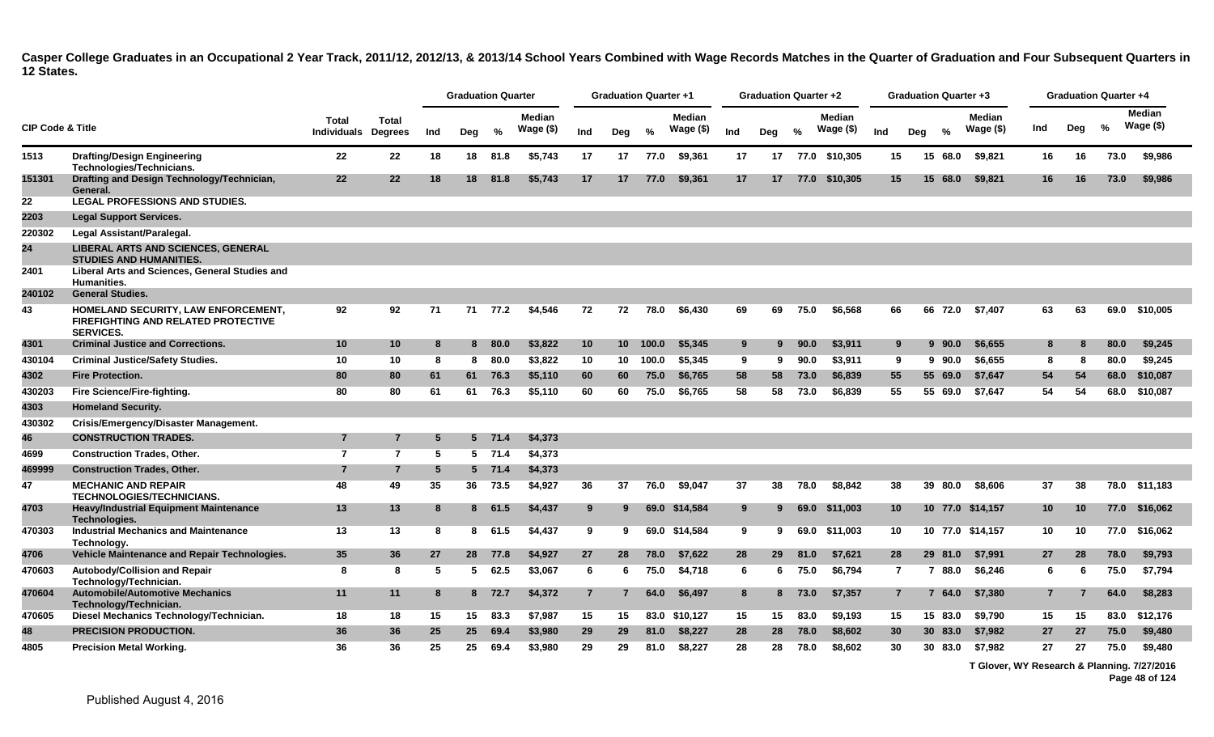**Casper College Graduates in an Occupational 2 Year Track, 2011/12, 2012/13, & 2013/14 School Years Combined with Wage Records Matches in the Quarter of Graduation and Four Subsequent Quarters in 12 States.**

| CIP Code & Title | | Total Individuals | Total Degrees | Graduation Quarter | | | | Graduation Quarter +1 | | | | Graduation Quarter +2 | | | | Graduation Quarter +3 | | | | Graduation Quarter +4 | | | |
|---|---|---|---|---|---|---|---|---|---|---|---|---|---|---|---|---|---|---|---|---|---|---|---|
| | | | | Ind | Deg | % | Median Wage ($) | Ind | Deg | % | Median Wage ($) | Ind | Deg | % | Median Wage ($) | Ind | Deg | % | Median Wage ($) | Ind | Deg | % | Median Wage ($) |
| 1513 | Drafting/Design Engineering Technologies/Technicians. | 22 | 22 | 18 | 18 | 81.8 | $5,743 | 17 | 17 | 77.0 | $9,361 | 17 | 17 | 77.0 | $10,305 | 15 | 15 | 68.0 | $9,821 | 16 | 16 | 73.0 | $9,986 |
| 151301 | Drafting and Design Technology/Technician, General. | 22 | 22 | 18 | 18 | 81.8 | $5,743 | 17 | 17 | 77.0 | $9,361 | 17 | 17 | 77.0 | $10,305 | 15 | 15 | 68.0 | $9,821 | 16 | 16 | 73.0 | $9,986 |
| 22 | LEGAL PROFESSIONS AND STUDIES. | | | | | | | | | | | | | | | | | | | | | | |
| 2203 | Legal Support Services. | | | | | | | | | | | | | | | | | | | | | | |
| 220302 | Legal Assistant/Paralegal. | | | | | | | | | | | | | | | | | | | | | | |
| 24 | LIBERAL ARTS AND SCIENCES, GENERAL STUDIES AND HUMANITIES. | | | | | | | | | | | | | | | | | | | | | | |
| 2401 | Liberal Arts and Sciences, General Studies and Humanities. | | | | | | | | | | | | | | | | | | | | | | |
| 240102 | General Studies. | | | | | | | | | | | | | | | | | | | | | | |
| 43 | HOMELAND SECURITY, LAW ENFORCEMENT, FIREFIGHTING AND RELATED PROTECTIVE SERVICES. | 92 | 92 | 71 | 71 | 77.2 | $4,546 | 72 | 72 | 78.0 | $6,430 | 69 | 69 | 75.0 | $6,568 | 66 | 66 | 72.0 | $7,407 | 63 | 63 | 69.0 | $10,005 |
| 4301 | Criminal Justice and Corrections. | 10 | 10 | 8 | 8 | 80.0 | $3,822 | 10 | 10 | 100.0 | $5,345 | 9 | 9 | 90.0 | $3,911 | 9 | 9 | 90.0 | $6,655 | 8 | 8 | 80.0 | $9,245 |
| 430104 | Criminal Justice/Safety Studies. | 10 | 10 | 8 | 8 | 80.0 | $3,822 | 10 | 10 | 100.0 | $5,345 | 9 | 9 | 90.0 | $3,911 | 9 | 9 | 90.0 | $6,655 | 8 | 8 | 80.0 | $9,245 |
| 4302 | Fire Protection. | 80 | 80 | 61 | 61 | 76.3 | $5,110 | 60 | 60 | 75.0 | $6,765 | 58 | 58 | 73.0 | $6,839 | 55 | 55 | 69.0 | $7,647 | 54 | 54 | 68.0 | $10,087 |
| 430203 | Fire Science/Fire-fighting. | 80 | 80 | 61 | 61 | 76.3 | $5,110 | 60 | 60 | 75.0 | $6,765 | 58 | 58 | 73.0 | $6,839 | 55 | 55 | 69.0 | $7,647 | 54 | 54 | 68.0 | $10,087 |
| 4303 | Homeland Security. | | | | | | | | | | | | | | | | | | | | | | |
| 430302 | Crisis/Emergency/Disaster Management. | | | | | | | | | | | | | | | | | | | | | | |
| 46 | CONSTRUCTION TRADES. | 7 | 7 | 5 | 5 | 71.4 | $4,373 | | | | | | | | | | | | | | | | |
| 4699 | Construction Trades, Other. | 7 | 7 | 5 | 5 | 71.4 | $4,373 | | | | | | | | | | | | | | | | |
| 469999 | Construction Trades, Other. | 7 | 7 | 5 | 5 | 71.4 | $4,373 | | | | | | | | | | | | | | | | |
| 47 | MECHANIC AND REPAIR TECHNOLOGIES/TECHNICIANS. | 48 | 49 | 35 | 36 | 73.5 | $4,927 | 36 | 37 | 76.0 | $9,047 | 37 | 38 | 78.0 | $8,842 | 38 | 39 | 80.0 | $8,606 | 37 | 38 | 78.0 | $11,183 |
| 4703 | Heavy/Industrial Equipment Maintenance Technologies. | 13 | 13 | 8 | 8 | 61.5 | $4,437 | 9 | 9 | 69.0 | $14,584 | 9 | 9 | 69.0 | $11,003 | 10 | 10 | 77.0 | $14,157 | 10 | 10 | 77.0 | $16,062 |
| 470303 | Industrial Mechanics and Maintenance Technology. | 13 | 13 | 8 | 8 | 61.5 | $4,437 | 9 | 9 | 69.0 | $14,584 | 9 | 9 | 69.0 | $11,003 | 10 | 10 | 77.0 | $14,157 | 10 | 10 | 77.0 | $16,062 |
| 4706 | Vehicle Maintenance and Repair Technologies. | 35 | 36 | 27 | 28 | 77.8 | $4,927 | 27 | 28 | 78.0 | $7,622 | 28 | 29 | 81.0 | $7,621 | 28 | 29 | 81.0 | $7,991 | 27 | 28 | 78.0 | $9,793 |
| 470603 | Autobody/Collision and Repair Technology/Technician. | 8 | 8 | 5 | 5 | 62.5 | $3,067 | 6 | 6 | 75.0 | $4,718 | 6 | 6 | 75.0 | $6,794 | 7 | 7 | 88.0 | $6,246 | 6 | 6 | 75.0 | $7,794 |
| 470604 | Automobile/Automotive Mechanics Technology/Technician. | 11 | 11 | 8 | 8 | 72.7 | $4,372 | 7 | 7 | 64.0 | $6,497 | 8 | 8 | 73.0 | $7,357 | 7 | 7 | 64.0 | $7,380 | 7 | 7 | 64.0 | $8,283 |
| 470605 | Diesel Mechanics Technology/Technician. | 18 | 18 | 15 | 15 | 83.3 | $7,987 | 15 | 15 | 83.0 | $10,127 | 15 | 15 | 83.0 | $9,193 | 15 | 15 | 83.0 | $9,790 | 15 | 15 | 83.0 | $12,176 |
| 48 | PRECISION PRODUCTION. | 36 | 36 | 25 | 25 | 69.4 | $3,980 | 29 | 29 | 81.0 | $8,227 | 28 | 28 | 78.0 | $8,602 | 30 | 30 | 83.0 | $7,982 | 27 | 27 | 75.0 | $9,480 |
| 4805 | Precision Metal Working. | 36 | 36 | 25 | 25 | 69.4 | $3,980 | 29 | 29 | 81.0 | $8,227 | 28 | 28 | 78.0 | $8,602 | 30 | 30 | 83.0 | $7,982 | 27 | 27 | 75.0 | $9,480 |

T Glover, WY Research & Planning. 7/27/2016

Published August 4, 2016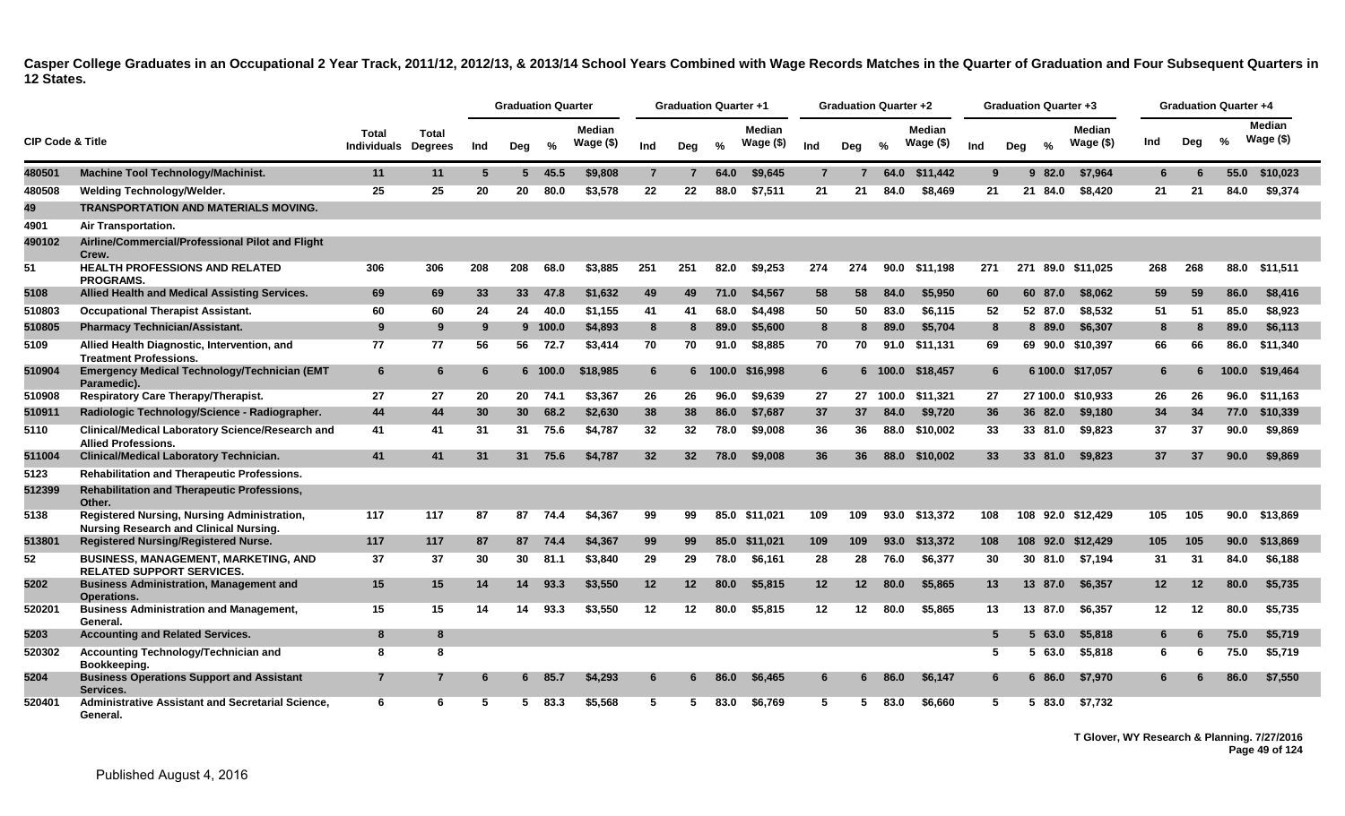**Casper College Graduates in an Occupational 2 Year Track, 2011/12, 2012/13, & 2013/14 School Years Combined with Wage Records Matches in the Quarter of Graduation and Four Subsequent Quarters in 12 States.**

| CIP Code & Title | | Total Individuals | Total Degrees | Graduation Quarter | | | | Graduation Quarter +1 | | | | Graduation Quarter +2 | | | | Graduation Quarter +3 | | | | Graduation Quarter +4 | | | |
|---|---|---|---|---|---|---|---|---|---|---|---|---|---|---|---|---|---|---|---|---|---|---|---|
| | | | | Ind | Deg | % | Median Wage ($) | Ind | Deg | % | Median Wage ($) | Ind | Deg | % | Median Wage ($) | Ind | Deg | % | Median Wage ($) | Ind | Deg | % | Median Wage ($) |
| 480501 | Machine Tool Technology/Machinist. | 11 | 11 | 5 | 5 | 45.5 | $9,808 | 7 | 7 | 64.0 | $9,645 | 7 | 7 | 64.0 | $11,442 | 9 | 9 | 82.0 | $7,964 | 6 | 6 | 55.0 | $10,023 |
| 480508 | Welding Technology/Welder. | 25 | 25 | 20 | 20 | 80.0 | $3,578 | 22 | 22 | 88.0 | $7,511 | 21 | 21 | 84.0 | $8,469 | 21 | 21 | 84.0 | $8,420 | 21 | 21 | 84.0 | $9,374 |
| 49 | TRANSPORTATION AND MATERIALS MOVING. | | | | | | | | | | | | | | | | | | | | | | |
| 4901 | Air Transportation. | | | | | | | | | | | | | | | | | | | | | | |
| 490102 | Airline/Commercial/Professional Pilot and Flight Crew. | | | | | | | | | | | | | | | | | | | | | | |
| 51 | HEALTH PROFESSIONS AND RELATED PROGRAMS. | 306 | 306 | 208 | 208 | 68.0 | $3,885 | 251 | 251 | 82.0 | $9,253 | 274 | 274 | 90.0 | $11,198 | 271 | 271 | 89.0 | $11,025 | 268 | 268 | 88.0 | $11,511 |
| 5108 | Allied Health and Medical Assisting Services. | 69 | 69 | 33 | 33 | 47.8 | $1,632 | 49 | 49 | 71.0 | $4,567 | 58 | 58 | 84.0 | $5,950 | 60 | 60 | 87.0 | $8,062 | 59 | 59 | 86.0 | $8,416 |
| 510803 | Occupational Therapist Assistant. | 60 | 60 | 24 | 24 | 40.0 | $1,155 | 41 | 41 | 68.0 | $4,498 | 50 | 50 | 83.0 | $6,115 | 52 | 52 | 87.0 | $8,532 | 51 | 51 | 85.0 | $8,923 |
| 510805 | Pharmacy Technician/Assistant. | 9 | 9 | 9 | 9 | 100.0 | $4,893 | 8 | 8 | 89.0 | $5,600 | 8 | 8 | 89.0 | $5,704 | 8 | 8 | 89.0 | $6,307 | 8 | 8 | 89.0 | $6,113 |
| 5109 | Allied Health Diagnostic, Intervention, and Treatment Professions. | 77 | 77 | 56 | 56 | 72.7 | $3,414 | 70 | 70 | 91.0 | $8,885 | 70 | 70 | 91.0 | $11,131 | 69 | 69 | 90.0 | $10,397 | 66 | 66 | 86.0 | $11,340 |
| 510904 | Emergency Medical Technology/Technician (EMT Paramedic). | 6 | 6 | 6 | 6 | 100.0 | $18,985 | 6 | 6 | 100.0 | $16,998 | 6 | 6 | 100.0 | $18,457 | 6 | 6 | 100.0 | $17,057 | 6 | 6 | 100.0 | $19,464 |
| 510908 | Respiratory Care Therapy/Therapist. | 27 | 27 | 20 | 20 | 74.1 | $3,367 | 26 | 26 | 96.0 | $9,639 | 27 | 27 | 100.0 | $11,321 | 27 | 27 | 100.0 | $10,933 | 26 | 26 | 96.0 | $11,163 |
| 510911 | Radiologic Technology/Science - Radiographer. | 44 | 44 | 30 | 30 | 68.2 | $2,630 | 38 | 38 | 86.0 | $7,687 | 37 | 37 | 84.0 | $9,720 | 36 | 36 | 82.0 | $9,180 | 34 | 34 | 77.0 | $10,339 |
| 5110 | Clinical/Medical Laboratory Science/Research and Allied Professions. | 41 | 41 | 31 | 31 | 75.6 | $4,787 | 32 | 32 | 78.0 | $9,008 | 36 | 36 | 88.0 | $10,002 | 33 | 33 | 81.0 | $9,823 | 37 | 37 | 90.0 | $9,869 |
| 511004 | Clinical/Medical Laboratory Technician. | 41 | 41 | 31 | 31 | 75.6 | $4,787 | 32 | 32 | 78.0 | $9,008 | 36 | 36 | 88.0 | $10,002 | 33 | 33 | 81.0 | $9,823 | 37 | 37 | 90.0 | $9,869 |
| 5123 | Rehabilitation and Therapeutic Professions. | | | | | | | | | | | | | | | | | | | | | | |
| 512399 | Rehabilitation and Therapeutic Professions, Other. | | | | | | | | | | | | | | | | | | | | | | |
| 5138 | Registered Nursing, Nursing Administration, Nursing Research and Clinical Nursing. | 117 | 117 | 87 | 87 | 74.4 | $4,367 | 99 | 99 | 85.0 | $11,021 | 109 | 109 | 93.0 | $13,372 | 108 | 108 | 92.0 | $12,429 | 105 | 105 | 90.0 | $13,869 |
| 513801 | Registered Nursing/Registered Nurse. | 117 | 117 | 87 | 87 | 74.4 | $4,367 | 99 | 99 | 85.0 | $11,021 | 109 | 109 | 93.0 | $13,372 | 108 | 108 | 92.0 | $12,429 | 105 | 105 | 90.0 | $13,869 |
| 52 | BUSINESS, MANAGEMENT, MARKETING, AND RELATED SUPPORT SERVICES. | 37 | 37 | 30 | 30 | 81.1 | $3,840 | 29 | 29 | 78.0 | $6,161 | 28 | 28 | 76.0 | $6,377 | 30 | 30 | 81.0 | $7,194 | 31 | 31 | 84.0 | $6,188 |
| 5202 | Business Administration, Management and Operations. | 15 | 15 | 14 | 14 | 93.3 | $3,550 | 12 | 12 | 80.0 | $5,815 | 12 | 12 | 80.0 | $5,865 | 13 | 13 | 87.0 | $6,357 | 12 | 12 | 80.0 | $5,735 |
| 520201 | Business Administration and Management, General. | 15 | 15 | 14 | 14 | 93.3 | $3,550 | 12 | 12 | 80.0 | $5,815 | 12 | 12 | 80.0 | $5,865 | 13 | 13 | 87.0 | $6,357 | 12 | 12 | 80.0 | $5,735 |
| 5203 | Accounting and Related Services. | 8 | 8 | | | | | | | | | | | | | 5 | 5 | 63.0 | $5,818 | 6 | 6 | 75.0 | $5,719 |
| 520302 | Accounting Technology/Technician and Bookkeeping. | 8 | 8 | | | | | | | | | | | | | 5 | 5 | 63.0 | $5,818 | 6 | 6 | 75.0 | $5,719 |
| 5204 | Business Operations Support and Assistant Services. | 7 | 7 | 6 | 6 | 85.7 | $4,293 | 6 | 6 | 86.0 | $6,465 | 6 | 6 | 86.0 | $6,147 | 6 | 6 | 86.0 | $7,970 | 6 | 6 | 86.0 | $7,550 |
| 520401 | Administrative Assistant and Secretarial Science, General. | 6 | 6 | 5 | 5 | 83.3 | $5,568 | 5 | 5 | 83.0 | $6,769 | 5 | 5 | 83.0 | $6,660 | 5 | 5 | 83.0 | $7,732 | | | | |

T Glover, WY Research & Planning. 7/27/2016

Published August 4, 2016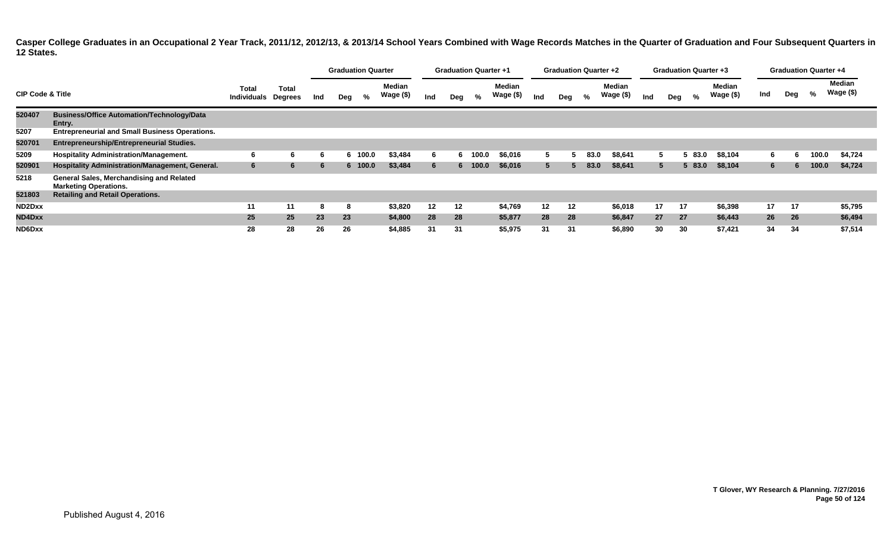**Casper College Graduates in an Occupational 2 Year Track, 2011/12, 2012/13, & 2013/14 School Years Combined with Wage Records Matches in the Quarter of Graduation and Four Subsequent Quarters in 12 States.**

| CIP Code & Title | | Total Individuals | Total Degrees | Graduation Quarter | | | | Graduation Quarter +1 | | | | Graduation Quarter +2 | | | | Graduation Quarter +3 | | | | Graduation Quarter +4 | | | |
|---|---|---|---|---|---|---|---|---|---|---|---|---|---|---|---|---|---|---|---|---|---|---|---|
| | | | | Ind | Deg | % | Median Wage ($) | Ind | Deg | % | Median Wage ($) | Ind | Deg | % | Median Wage ($) | Ind | Deg | % | Median Wage ($) | Ind | Deg | % | Median Wage ($) |
| 520407 | Business/Office Automation/Technology/Data Entry. | | | | | | | | | | | | | | | | | | | | | | |
| 5207 | Entrepreneurial and Small Business Operations. | | | | | | | | | | | | | | | | | | | | | | |
| 520701 | Entrepreneurship/Entrepreneurial Studies. | | | | | | | | | | | | | | | | | | | | | | |
| 5209 | Hospitality Administration/Management. | 6 | 6 | 6 | 6 | 100.0 | $3,484 | 6 | 6 | 100.0 | $6,016 | 5 | 5 | 83.0 | $8,641 | 5 | 5 | 83.0 | $8,104 | 6 | 6 | 100.0 | $4,724 |
| 520901 | Hospitality Administration/Management, General. | 6 | 6 | 6 | 6 | 100.0 | $3,484 | 6 | 6 | 100.0 | $6,016 | 5 | 5 | 83.0 | $8,641 | 5 | 5 | 83.0 | $8,104 | 6 | 6 | 100.0 | $4,724 |
| 5218 | General Sales, Merchandising and Related Marketing Operations. | | | | | | | | | | | | | | | | | | | | | | |
| 521803 | Retailing and Retail Operations. | | | | | | | | | | | | | | | | | | | | | | |
| ND2Dxx | | 11 | 11 | 8 | 8 | | $3,820 | 12 | 12 | | $4,769 | 12 | 12 | | $6,018 | 17 | 17 | | $6,398 | 17 | 17 | | $5,795 |
| ND4Dxx | | 25 | 25 | 23 | 23 | | $4,800 | 28 | 28 | | $5,877 | 28 | 28 | | $6,847 | 27 | 27 | | $6,443 | 26 | 26 | | $6,494 |
| ND6Dxx | | 28 | 28 | 26 | 26 | | $4,885 | 31 | 31 | | $5,975 | 31 | 31 | | $6,890 | 30 | 30 | | $7,421 | 34 | 34 | | $7,514 |

T Glover, WY Research & Planning. 7/27/2016

Published August 4, 2016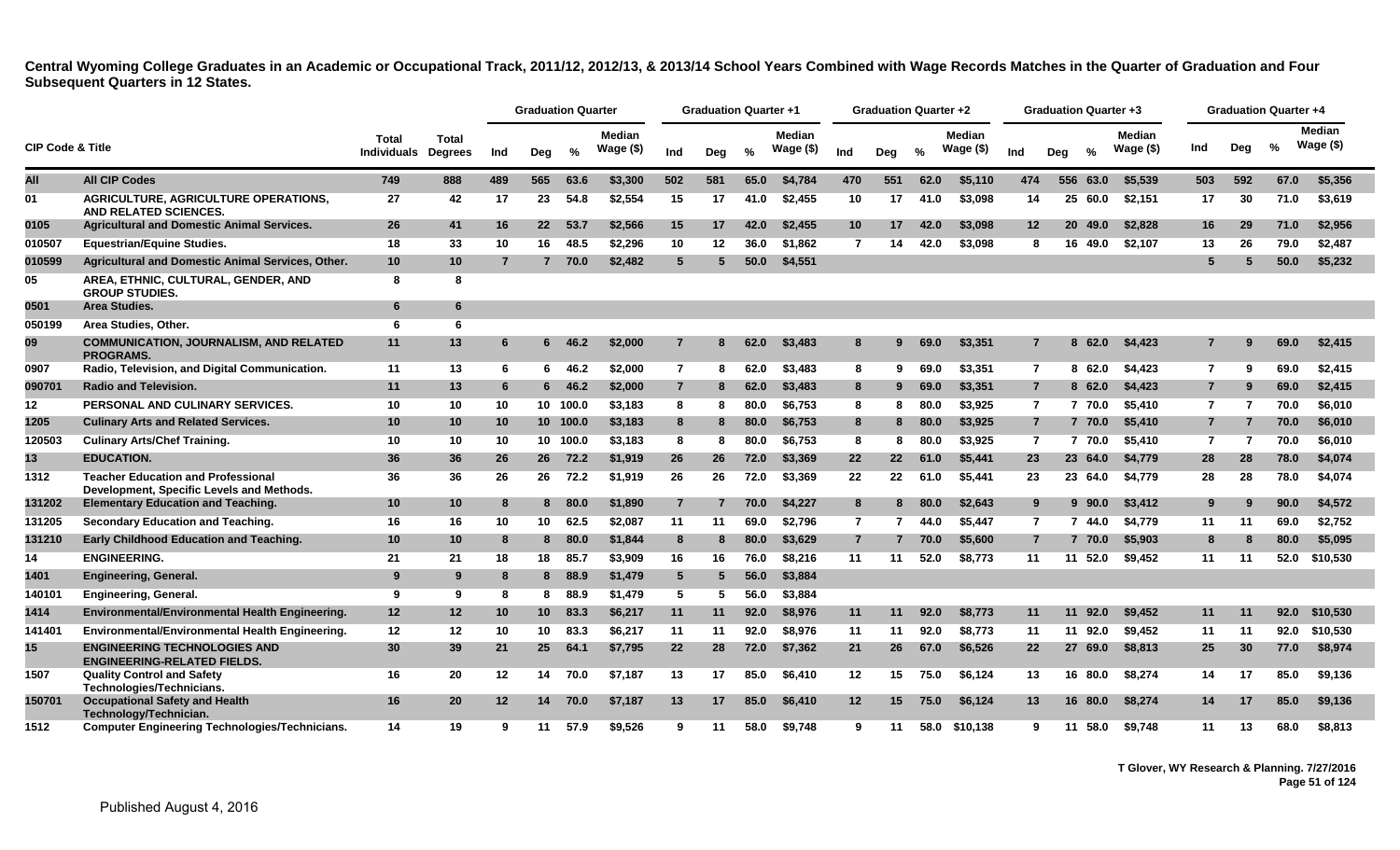**Central Wyoming College Graduates in an Academic or Occupational Track, 2011/12, 2012/13, & 2013/14 School Years Combined with Wage Records Matches in the Quarter of Graduation and Four Subsequent Quarters in 12 States.**

| CIP Code & Title | | Total Individuals | Total Degrees | Graduation Quarter | | | | Graduation Quarter +1 | | | | Graduation Quarter +2 | | | | Graduation Quarter +3 | | | | Graduation Quarter +4 | | | |
|---|---|---|---|---|---|---|---|---|---|---|---|---|---|---|---|---|---|---|---|---|---|---|---|
| | | | | Ind | Deg | % | Median Wage ($) | Ind | Deg | % | Median Wage ($) | Ind | Deg | % | Median Wage ($) | Ind | Deg | % | Median Wage ($) | Ind | Deg | % | Median Wage ($) |
| All | All CIP Codes | 749 | 888 | 489 | 565 | 63.6 | $3,300 | 502 | 581 | 65.0 | $4,784 | 470 | 551 | 62.0 | $5,110 | 474 | 556 | 63.0 | $5,539 | 503 | 592 | 67.0 | $5,356 |
| 01 | AGRICULTURE, AGRICULTURE OPERATIONS, AND RELATED SCIENCES. | 27 | 42 | 17 | 23 | 54.8 | $2,554 | 15 | 17 | 41.0 | $2,455 | 10 | 17 | 41.0 | $3,098 | 14 | 25 | 60.0 | $2,151 | 17 | 30 | 71.0 | $3,619 |
| 0105 | Agricultural and Domestic Animal Services. | 26 | 41 | 16 | 22 | 53.7 | $2,566 | 15 | 17 | 42.0 | $2,455 | 10 | 17 | 42.0 | $3,098 | 12 | 20 | 49.0 | $2,828 | 16 | 29 | 71.0 | $2,956 |
| 010507 | Equestrian/Equine Studies. | 18 | 33 | 10 | 16 | 48.5 | $2,296 | 10 | 12 | 36.0 | $1,862 | 7 | 14 | 42.0 | $3,098 | 8 | 16 | 49.0 | $2,107 | 13 | 26 | 79.0 | $2,487 |
| 010599 | Agricultural and Domestic Animal Services, Other. | 10 | 10 | 7 | 7 | 70.0 | $2,482 | 5 | 5 | 50.0 | $4,551 | | | | | | | | | 5 | 5 | 50.0 | $5,232 |
| 05 | AREA, ETHNIC, CULTURAL, GENDER, AND GROUP STUDIES. | 8 | 8 | | | | | | | | | | | | | | | | | | | | |
| 0501 | Area Studies. | 6 | 6 | | | | | | | | | | | | | | | | | | | | |
| 050199 | Area Studies, Other. | 6 | 6 | | | | | | | | | | | | | | | | | | | | |
| 09 | COMMUNICATION, JOURNALISM, AND RELATED PROGRAMS. | 11 | 13 | 6 | 6 | 46.2 | $2,000 | 7 | 8 | 62.0 | $3,483 | 8 | 9 | 69.0 | $3,351 | 7 | 8 | 62.0 | $4,423 | 7 | 9 | 69.0 | $2,415 |
| 0907 | Radio, Television, and Digital Communication. | 11 | 13 | 6 | 6 | 46.2 | $2,000 | 7 | 8 | 62.0 | $3,483 | 8 | 9 | 69.0 | $3,351 | 7 | 8 | 62.0 | $4,423 | 7 | 9 | 69.0 | $2,415 |
| 090701 | Radio and Television. | 11 | 13 | 6 | 6 | 46.2 | $2,000 | 7 | 8 | 62.0 | $3,483 | 8 | 9 | 69.0 | $3,351 | 7 | 8 | 62.0 | $4,423 | 7 | 9 | 69.0 | $2,415 |
| 12 | PERSONAL AND CULINARY SERVICES. | 10 | 10 | 10 | 10 | 100.0 | $3,183 | 8 | 8 | 80.0 | $6,753 | 8 | 8 | 80.0 | $3,925 | 7 | 7 | 70.0 | $5,410 | 7 | 7 | 70.0 | $6,010 |
| 1205 | Culinary Arts and Related Services. | 10 | 10 | 10 | 10 | 100.0 | $3,183 | 8 | 8 | 80.0 | $6,753 | 8 | 8 | 80.0 | $3,925 | 7 | 7 | 70.0 | $5,410 | 7 | 7 | 70.0 | $6,010 |
| 120503 | Culinary Arts/Chef Training. | 10 | 10 | 10 | 10 | 100.0 | $3,183 | 8 | 8 | 80.0 | $6,753 | 8 | 8 | 80.0 | $3,925 | 7 | 7 | 70.0 | $5,410 | 7 | 7 | 70.0 | $6,010 |
| 13 | EDUCATION. | 36 | 36 | 26 | 26 | 72.2 | $1,919 | 26 | 26 | 72.0 | $3,369 | 22 | 22 | 61.0 | $5,441 | 23 | 23 | 64.0 | $4,779 | 28 | 28 | 78.0 | $4,074 |
| 1312 | Teacher Education and Professional Development, Specific Levels and Methods. | 36 | 36 | 26 | 26 | 72.2 | $1,919 | 26 | 26 | 72.0 | $3,369 | 22 | 22 | 61.0 | $5,441 | 23 | 23 | 64.0 | $4,779 | 28 | 28 | 78.0 | $4,074 |
| 131202 | Elementary Education and Teaching. | 10 | 10 | 8 | 8 | 80.0 | $1,890 | 7 | 7 | 70.0 | $4,227 | 8 | 8 | 80.0 | $2,643 | 9 | 9 | 90.0 | $3,412 | 9 | 9 | 90.0 | $4,572 |
| 131205 | Secondary Education and Teaching. | 16 | 16 | 10 | 10 | 62.5 | $2,087 | 11 | 11 | 69.0 | $2,796 | 7 | 7 | 44.0 | $5,447 | 7 | 7 | 44.0 | $4,779 | 11 | 11 | 69.0 | $2,752 |
| 131210 | Early Childhood Education and Teaching. | 10 | 10 | 8 | 8 | 80.0 | $1,844 | 8 | 8 | 80.0 | $3,629 | 7 | 7 | 70.0 | $5,600 | 7 | 7 | 70.0 | $5,903 | 8 | 8 | 80.0 | $5,095 |
| 14 | ENGINEERING. | 21 | 21 | 18 | 18 | 85.7 | $3,909 | 16 | 16 | 76.0 | $8,216 | 11 | 11 | 52.0 | $8,773 | 11 | 11 | 52.0 | $9,452 | 11 | 11 | 52.0 | $10,530 |
| 1401 | Engineering, General. | 9 | 9 | 8 | 8 | 88.9 | $1,479 | 5 | 5 | 56.0 | $3,884 | | | | | | | | | | | | |
| 140101 | Engineering, General. | 9 | 9 | 8 | 8 | 88.9 | $1,479 | 5 | 5 | 56.0 | $3,884 | | | | | | | | | | | | |
| 1414 | Environmental/Environmental Health Engineering. | 12 | 12 | 10 | 10 | 83.3 | $6,217 | 11 | 11 | 92.0 | $8,976 | 11 | 11 | 92.0 | $8,773 | 11 | 11 | 92.0 | $9,452 | 11 | 11 | 92.0 | $10,530 |
| 141401 | Environmental/Environmental Health Engineering. | 12 | 12 | 10 | 10 | 83.3 | $6,217 | 11 | 11 | 92.0 | $8,976 | 11 | 11 | 92.0 | $8,773 | 11 | 11 | 92.0 | $9,452 | 11 | 11 | 92.0 | $10,530 |
| 15 | ENGINEERING TECHNOLOGIES AND ENGINEERING-RELATED FIELDS. | 30 | 39 | 21 | 25 | 64.1 | $7,795 | 22 | 28 | 72.0 | $7,362 | 21 | 26 | 67.0 | $6,526 | 22 | 27 | 69.0 | $8,813 | 25 | 30 | 77.0 | $8,974 |
| 1507 | Quality Control and Safety Technologies/Technicians. | 16 | 20 | 12 | 14 | 70.0 | $7,187 | 13 | 17 | 85.0 | $6,410 | 12 | 15 | 75.0 | $6,124 | 13 | 16 | 80.0 | $8,274 | 14 | 17 | 85.0 | $9,136 |
| 150701 | Occupational Safety and Health Technology/Technician. | 16 | 20 | 12 | 14 | 70.0 | $7,187 | 13 | 17 | 85.0 | $6,410 | 12 | 15 | 75.0 | $6,124 | 13 | 16 | 80.0 | $8,274 | 14 | 17 | 85.0 | $9,136 |
| 1512 | Computer Engineering Technologies/Technicians. | 14 | 19 | 9 | 11 | 57.9 | $9,526 | 9 | 11 | 58.0 | $9,748 | 9 | 11 | 58.0 | $10,138 | 9 | 11 | 58.0 | $9,748 | 11 | 13 | 68.0 | $8,813 |

T Glover, WY Research & Planning. 7/27/2016

Published August 4, 2016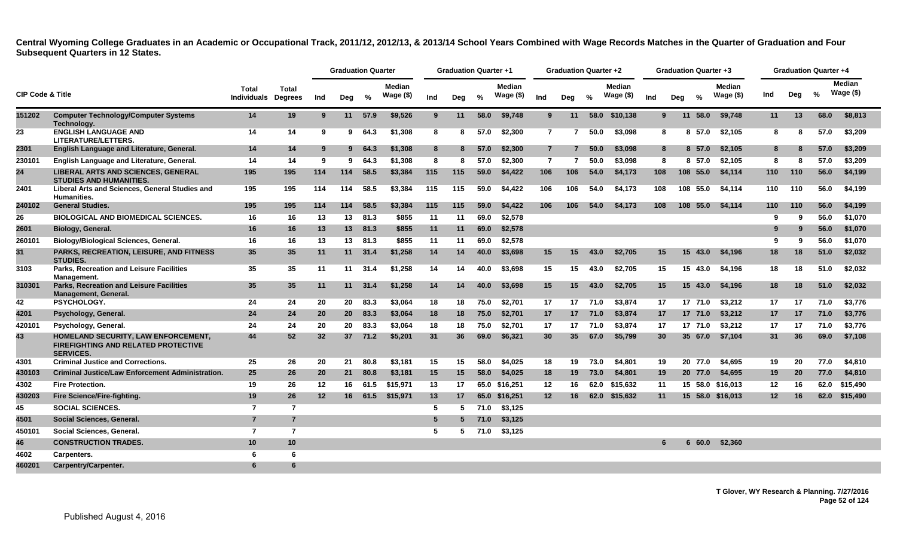**Central Wyoming College Graduates in an Academic or Occupational Track, 2011/12, 2012/13, & 2013/14 School Years Combined with Wage Records Matches in the Quarter of Graduation and Four Subsequent Quarters in 12 States.**

| CIP Code & Title | | Total Individuals | Total Degrees | Graduation Quarter | | | | Graduation Quarter +1 | | | | Graduation Quarter +2 | | | | Graduation Quarter +3 | | | | Graduation Quarter +4 | | | |
|---|---|---|---|---|---|---|---|---|---|---|---|---|---|---|---|---|---|---|---|---|---|---|---|
| | | | | Ind | Deg | % | Median Wage ($) | Ind | Deg | % | Median Wage ($) | Ind | Deg | % | Median Wage ($) | Ind | Deg | % | Median Wage ($) | Ind | Deg | % | Median Wage ($) |
| 151202 | Computer Technology/Computer Systems Technology. | 14 | 19 | 9 | 11 | 57.9 | $9,526 | 9 | 11 | 58.0 | $9,748 | 9 | 11 | 58.0 | $10,138 | 9 | 11 | 58.0 | $9,748 | 11 | 13 | 68.0 | $8,813 |
| 23 | ENGLISH LANGUAGE AND LITERATURE/LETTERS. | 14 | 14 | 9 | 9 | 64.3 | $1,308 | 8 | 8 | 57.0 | $2,300 | 7 | 7 | 50.0 | $3,098 | 8 | 8 | 57.0 | $2,105 | 8 | 8 | 57.0 | $3,209 |
| 2301 | English Language and Literature, General. | 14 | 14 | 9 | 9 | 64.3 | $1,308 | 8 | 8 | 57.0 | $2,300 | 7 | 7 | 50.0 | $3,098 | 8 | 8 | 57.0 | $2,105 | 8 | 8 | 57.0 | $3,209 |
| 230101 | English Language and Literature, General. | 14 | 14 | 9 | 9 | 64.3 | $1,308 | 8 | 8 | 57.0 | $2,300 | 7 | 7 | 50.0 | $3,098 | 8 | 8 | 57.0 | $2,105 | 8 | 8 | 57.0 | $3,209 |
| 24 | LIBERAL ARTS AND SCIENCES, GENERAL STUDIES AND HUMANITIES. | 195 | 195 | 114 | 114 | 58.5 | $3,384 | 115 | 115 | 59.0 | $4,422 | 106 | 106 | 54.0 | $4,173 | 108 | 108 | 55.0 | $4,114 | 110 | 110 | 56.0 | $4,199 |
| 2401 | Liberal Arts and Sciences, General Studies and Humanities. | 195 | 195 | 114 | 114 | 58.5 | $3,384 | 115 | 115 | 59.0 | $4,422 | 106 | 106 | 54.0 | $4,173 | 108 | 108 | 55.0 | $4,114 | 110 | 110 | 56.0 | $4,199 |
| 240102 | General Studies. | 195 | 195 | 114 | 114 | 58.5 | $3,384 | 115 | 115 | 59.0 | $4,422 | 106 | 106 | 54.0 | $4,173 | 108 | 108 | 55.0 | $4,114 | 110 | 110 | 56.0 | $4,199 |
| 26 | BIOLOGICAL AND BIOMEDICAL SCIENCES. | 16 | 16 | 13 | 13 | 81.3 | $855 | 11 | 11 | 69.0 | $2,578 | | | | | | | | | 9 | 9 | 56.0 | $1,070 |
| 2601 | Biology, General. | 16 | 16 | 13 | 13 | 81.3 | $855 | 11 | 11 | 69.0 | $2,578 | | | | | | | | | 9 | 9 | 56.0 | $1,070 |
| 260101 | Biology/Biological Sciences, General. | 16 | 16 | 13 | 13 | 81.3 | $855 | 11 | 11 | 69.0 | $2,578 | | | | | | | | | 9 | 9 | 56.0 | $1,070 |
| 31 | PARKS, RECREATION, LEISURE, AND FITNESS STUDIES. | 35 | 35 | 11 | 11 | 31.4 | $1,258 | 14 | 14 | 40.0 | $3,698 | 15 | 15 | 43.0 | $2,705 | 15 | 15 | 43.0 | $4,196 | 18 | 18 | 51.0 | $2,032 |
| 3103 | Parks, Recreation and Leisure Facilities Management. | 35 | 35 | 11 | 11 | 31.4 | $1,258 | 14 | 14 | 40.0 | $3,698 | 15 | 15 | 43.0 | $2,705 | 15 | 15 | 43.0 | $4,196 | 18 | 18 | 51.0 | $2,032 |
| 310301 | Parks, Recreation and Leisure Facilities Management, General. | 35 | 35 | 11 | 11 | 31.4 | $1,258 | 14 | 14 | 40.0 | $3,698 | 15 | 15 | 43.0 | $2,705 | 15 | 15 | 43.0 | $4,196 | 18 | 18 | 51.0 | $2,032 |
| 42 | PSYCHOLOGY. | 24 | 24 | 20 | 20 | 83.3 | $3,064 | 18 | 18 | 75.0 | $2,701 | 17 | 17 | 71.0 | $3,874 | 17 | 17 | 71.0 | $3,212 | 17 | 17 | 71.0 | $3,776 |
| 4201 | Psychology, General. | 24 | 24 | 20 | 20 | 83.3 | $3,064 | 18 | 18 | 75.0 | $2,701 | 17 | 17 | 71.0 | $3,874 | 17 | 17 | 71.0 | $3,212 | 17 | 17 | 71.0 | $3,776 |
| 420101 | Psychology, General. | 24 | 24 | 20 | 20 | 83.3 | $3,064 | 18 | 18 | 75.0 | $2,701 | 17 | 17 | 71.0 | $3,874 | 17 | 17 | 71.0 | $3,212 | 17 | 17 | 71.0 | $3,776 |
| 43 | HOMELAND SECURITY, LAW ENFORCEMENT, FIREFIGHTING AND RELATED PROTECTIVE SERVICES. | 44 | 52 | 32 | 37 | 71.2 | $5,201 | 31 | 36 | 69.0 | $6,321 | 30 | 35 | 67.0 | $5,799 | 30 | 35 | 67.0 | $7,104 | 31 | 36 | 69.0 | $7,108 |
| 4301 | Criminal Justice and Corrections. | 25 | 26 | 20 | 21 | 80.8 | $3,181 | 15 | 15 | 58.0 | $4,025 | 18 | 19 | 73.0 | $4,801 | 19 | 20 | 77.0 | $4,695 | 19 | 20 | 77.0 | $4,810 |
| 430103 | Criminal Justice/Law Enforcement Administration. | 25 | 26 | 20 | 21 | 80.8 | $3,181 | 15 | 15 | 58.0 | $4,025 | 18 | 19 | 73.0 | $4,801 | 19 | 20 | 77.0 | $4,695 | 19 | 20 | 77.0 | $4,810 |
| 4302 | Fire Protection. | 19 | 26 | 12 | 16 | 61.5 | $15,971 | 13 | 17 | 65.0 | $16,251 | 12 | 16 | 62.0 | $15,632 | 11 | 15 | 58.0 | $16,013 | 12 | 16 | 62.0 | $15,490 |
| 430203 | Fire Science/Fire-fighting. | 19 | 26 | 12 | 16 | 61.5 | $15,971 | 13 | 17 | 65.0 | $16,251 | 12 | 16 | 62.0 | $15,632 | 11 | 15 | 58.0 | $16,013 | 12 | 16 | 62.0 | $15,490 |
| 45 | SOCIAL SCIENCES. | 7 | 7 | | | | | 5 | 5 | 71.0 | $3,125 | | | | | | | | | | | | |
| 4501 | Social Sciences, General. | 7 | 7 | | | | | 5 | 5 | 71.0 | $3,125 | | | | | | | | | | | | |
| 450101 | Social Sciences, General. | 7 | 7 | | | | | 5 | 5 | 71.0 | $3,125 | | | | | | | | | | | | |
| 46 | CONSTRUCTION TRADES. | 10 | 10 | | | | | | | | | | | | | 6 | 6 | 60.0 | $2,360 | | | | |
| 4602 | Carpenters. | 6 | 6 | | | | | | | | | | | | | | | | | | | | |
| 460201 | Carpentry/Carpenter. | 6 | 6 | | | | | | | | | | | | | | | | | | | | |

T Glover, WY Research & Planning. 7/27/2016

Published August 4, 2016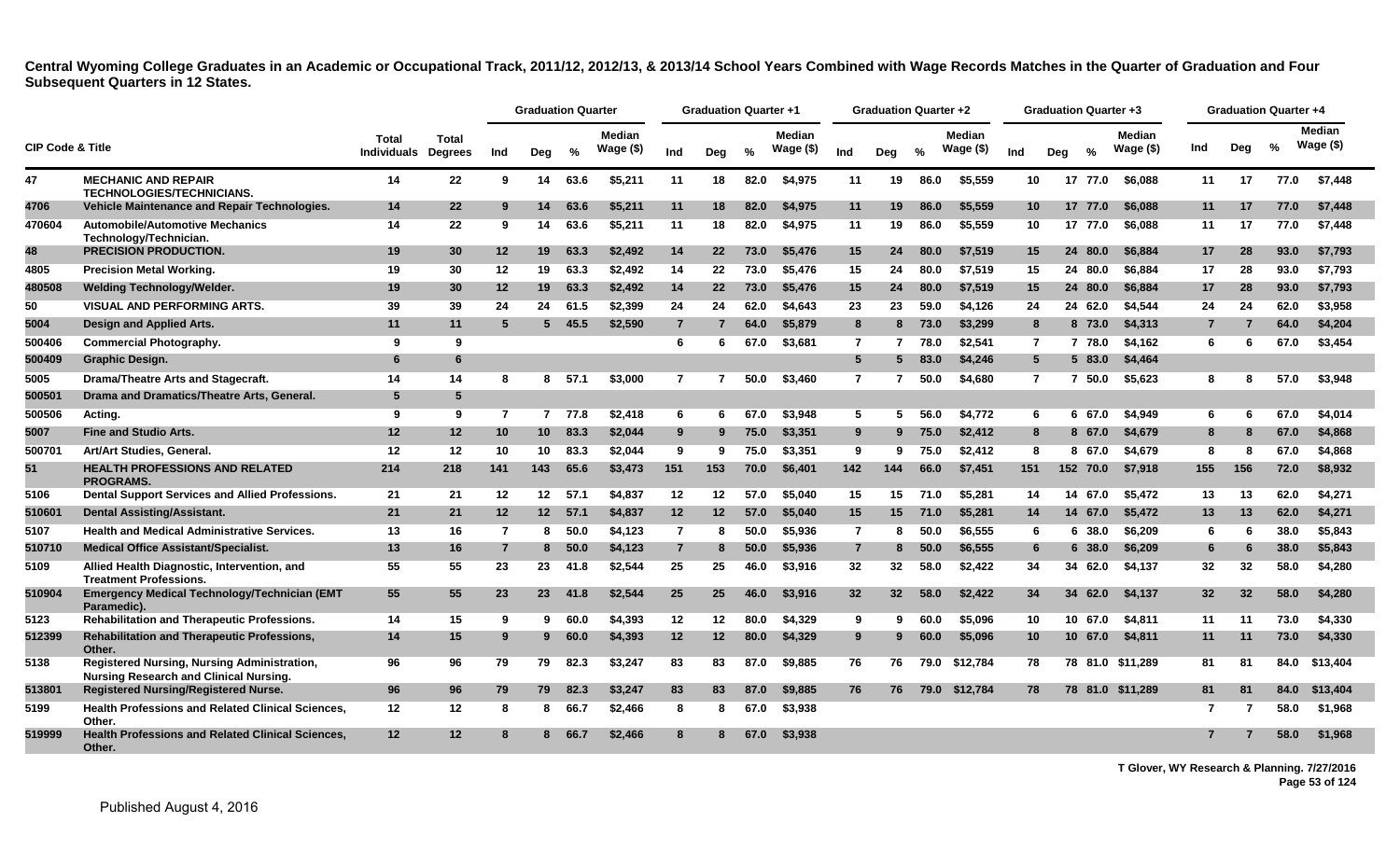**Central Wyoming College Graduates in an Academic or Occupational Track, 2011/12, 2012/13, & 2013/14 School Years Combined with Wage Records Matches in the Quarter of Graduation and Four Subsequent Quarters in 12 States.**

| CIP Code & Title | | Total Individuals | Total Degrees | Graduation Quarter | | | | Graduation Quarter +1 | | | | Graduation Quarter +2 | | | | Graduation Quarter +3 | | | | Graduation Quarter +4 | | | |
|---|---|---|---|---|---|---|---|---|---|---|---|---|---|---|---|---|---|---|---|---|---|---|---|
| | | | | Ind | Deg | % | Median Wage ($) | Ind | Deg | % | Median Wage ($) | Ind | Deg | % | Median Wage ($) | Ind | Deg | % | Median Wage ($) | Ind | Deg | % | Median Wage ($) |
| 47 | MECHANIC AND REPAIR TECHNOLOGIES/TECHNICIANS. | 14 | 22 | 9 | 14 | 63.6 | $5,211 | 11 | 18 | 82.0 | $4,975 | 11 | 19 | 86.0 | $5,559 | 10 | 17 | 77.0 | $6,088 | 11 | 17 | 77.0 | $7,448 |
| 4706 | Vehicle Maintenance and Repair Technologies. | 14 | 22 | 9 | 14 | 63.6 | $5,211 | 11 | 18 | 82.0 | $4,975 | 11 | 19 | 86.0 | $5,559 | 10 | 17 | 77.0 | $6,088 | 11 | 17 | 77.0 | $7,448 |
| 470604 | Automobile/Automotive Mechanics Technology/Technician. | 14 | 22 | 9 | 14 | 63.6 | $5,211 | 11 | 18 | 82.0 | $4,975 | 11 | 19 | 86.0 | $5,559 | 10 | 17 | 77.0 | $6,088 | 11 | 17 | 77.0 | $7,448 |
| 48 | PRECISION PRODUCTION. | 19 | 30 | 12 | 19 | 63.3 | $2,492 | 14 | 22 | 73.0 | $5,476 | 15 | 24 | 80.0 | $7,519 | 15 | 24 | 80.0 | $6,884 | 17 | 28 | 93.0 | $7,793 |
| 4805 | Precision Metal Working. | 19 | 30 | 12 | 19 | 63.3 | $2,492 | 14 | 22 | 73.0 | $5,476 | 15 | 24 | 80.0 | $7,519 | 15 | 24 | 80.0 | $6,884 | 17 | 28 | 93.0 | $7,793 |
| 480508 | Welding Technology/Welder. | 19 | 30 | 12 | 19 | 63.3 | $2,492 | 14 | 22 | 73.0 | $5,476 | 15 | 24 | 80.0 | $7,519 | 15 | 24 | 80.0 | $6,884 | 17 | 28 | 93.0 | $7,793 |
| 50 | VISUAL AND PERFORMING ARTS. | 39 | 39 | 24 | 24 | 61.5 | $2,399 | 24 | 24 | 62.0 | $4,643 | 23 | 23 | 59.0 | $4,126 | 24 | 24 | 62.0 | $4,544 | 24 | 24 | 62.0 | $3,958 |
| 5004 | Design and Applied Arts. | 11 | 11 | 5 | 5 | 45.5 | $2,590 | 7 | 7 | 64.0 | $5,879 | 8 | 8 | 73.0 | $3,299 | 8 | 8 | 73.0 | $4,313 | 7 | 7 | 64.0 | $4,204 |
| 500406 | Commercial Photography. | 9 | 9 | | | | | 6 | 6 | 67.0 | $3,681 | 7 | 7 | 78.0 | $2,541 | 7 | 7 | 78.0 | $4,162 | 6 | 6 | 67.0 | $3,454 |
| 500409 | Graphic Design. | 6 | 6 | | | | | | | | | 5 | 5 | 83.0 | $4,246 | 5 | 5 | 83.0 | $4,464 | | | | |
| 5005 | Drama/Theatre Arts and Stagecraft. | 14 | 14 | 8 | 8 | 57.1 | $3,000 | 7 | 7 | 50.0 | $3,460 | 7 | 7 | 50.0 | $4,680 | 7 | 7 | 50.0 | $5,623 | 8 | 8 | 57.0 | $3,948 |
| 500501 | Drama and Dramatics/Theatre Arts, General. | 5 | 5 | | | | | | | | | | | | | | | | | | | | |
| 500506 | Acting. | 9 | 9 | 7 | 7 | 77.8 | $2,418 | 6 | 6 | 67.0 | $3,948 | 5 | 5 | 56.0 | $4,772 | 6 | 6 | 67.0 | $4,949 | 6 | 6 | 67.0 | $4,014 |
| 5007 | Fine and Studio Arts. | 12 | 12 | 10 | 10 | 83.3 | $2,044 | 9 | 9 | 75.0 | $3,351 | 9 | 9 | 75.0 | $2,412 | 8 | 8 | 67.0 | $4,679 | 8 | 8 | 67.0 | $4,868 |
| 500701 | Art/Art Studies, General. | 12 | 12 | 10 | 10 | 83.3 | $2,044 | 9 | 9 | 75.0 | $3,351 | 9 | 9 | 75.0 | $2,412 | 8 | 8 | 67.0 | $4,679 | 8 | 8 | 67.0 | $4,868 |
| 51 | HEALTH PROFESSIONS AND RELATED PROGRAMS. | 214 | 218 | 141 | 143 | 65.6 | $3,473 | 151 | 153 | 70.0 | $6,401 | 142 | 144 | 66.0 | $7,451 | 151 | 152 | 70.0 | $7,918 | 155 | 156 | 72.0 | $8,932 |
| 5106 | Dental Support Services and Allied Professions. | 21 | 21 | 12 | 12 | 57.1 | $4,837 | 12 | 12 | 57.0 | $5,040 | 15 | 15 | 71.0 | $5,281 | 14 | 14 | 67.0 | $5,472 | 13 | 13 | 62.0 | $4,271 |
| 510601 | Dental Assisting/Assistant. | 21 | 21 | 12 | 12 | 57.1 | $4,837 | 12 | 12 | 57.0 | $5,040 | 15 | 15 | 71.0 | $5,281 | 14 | 14 | 67.0 | $5,472 | 13 | 13 | 62.0 | $4,271 |
| 5107 | Health and Medical Administrative Services. | 13 | 16 | 7 | 8 | 50.0 | $4,123 | 7 | 8 | 50.0 | $5,936 | 7 | 8 | 50.0 | $6,555 | 6 | 6 | 38.0 | $6,209 | 6 | 6 | 38.0 | $5,843 |
| 510710 | Medical Office Assistant/Specialist. | 13 | 16 | 7 | 8 | 50.0 | $4,123 | 7 | 8 | 50.0 | $5,936 | 7 | 8 | 50.0 | $6,555 | 6 | 6 | 38.0 | $6,209 | 6 | 6 | 38.0 | $5,843 |
| 5109 | Allied Health Diagnostic, Intervention, and Treatment Professions. | 55 | 55 | 23 | 23 | 41.8 | $2,544 | 25 | 25 | 46.0 | $3,916 | 32 | 32 | 58.0 | $2,422 | 34 | 34 | 62.0 | $4,137 | 32 | 32 | 58.0 | $4,280 |
| 510904 | Emergency Medical Technology/Technician (EMT Paramedic). | 55 | 55 | 23 | 23 | 41.8 | $2,544 | 25 | 25 | 46.0 | $3,916 | 32 | 32 | 58.0 | $2,422 | 34 | 34 | 62.0 | $4,137 | 32 | 32 | 58.0 | $4,280 |
| 5123 | Rehabilitation and Therapeutic Professions. | 14 | 15 | 9 | 9 | 60.0 | $4,393 | 12 | 12 | 80.0 | $4,329 | 9 | 9 | 60.0 | $5,096 | 10 | 10 | 67.0 | $4,811 | 11 | 11 | 73.0 | $4,330 |
| 512399 | Rehabilitation and Therapeutic Professions, Other. | 14 | 15 | 9 | 9 | 60.0 | $4,393 | 12 | 12 | 80.0 | $4,329 | 9 | 9 | 60.0 | $5,096 | 10 | 10 | 67.0 | $4,811 | 11 | 11 | 73.0 | $4,330 |
| 5138 | Registered Nursing, Nursing Administration, Nursing Research and Clinical Nursing. | 96 | 96 | 79 | 79 | 82.3 | $3,247 | 83 | 83 | 87.0 | $9,885 | 76 | 76 | 79.0 | $12,784 | 78 | 78 | 81.0 | $11,289 | 81 | 81 | 84.0 | $13,404 |
| 513801 | Registered Nursing/Registered Nurse. | 96 | 96 | 79 | 79 | 82.3 | $3,247 | 83 | 83 | 87.0 | $9,885 | 76 | 76 | 79.0 | $12,784 | 78 | 78 | 81.0 | $11,289 | 81 | 81 | 84.0 | $13,404 |
| 5199 | Health Professions and Related Clinical Sciences, Other. | 12 | 12 | 8 | 8 | 66.7 | $2,466 | 8 | 8 | 67.0 | $3,938 | | | | | | | | | 7 | 7 | 58.0 | $1,968 |
| 519999 | Health Professions and Related Clinical Sciences, Other. | 12 | 12 | 8 | 8 | 66.7 | $2,466 | 8 | 8 | 67.0 | $3,938 | | | | | | | | | 7 | 7 | 58.0 | $1,968 |

T Glover, WY Research & Planning. 7/27/2016

Published August 4, 2016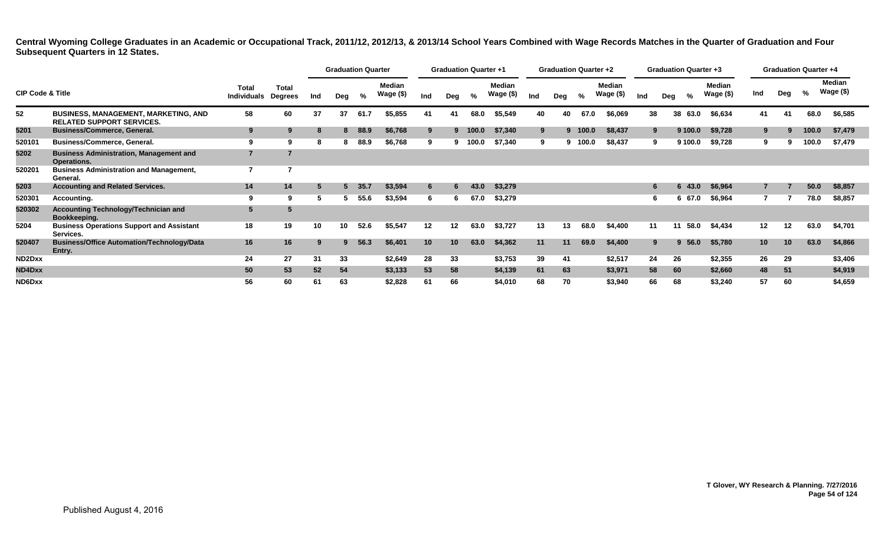**Central Wyoming College Graduates in an Academic or Occupational Track, 2011/12, 2012/13, & 2013/14 School Years Combined with Wage Records Matches in the Quarter of Graduation and Four Subsequent Quarters in 12 States.**

| CIP Code & Title | | Total Individuals | Total Degrees | Graduation Quarter | | | | Graduation Quarter +1 | | | | Graduation Quarter +2 | | | | Graduation Quarter +3 | | | | Graduation Quarter +4 | | | |
|---|---|---|---|---|---|---|---|---|---|---|---|---|---|---|---|---|---|---|---|---|---|---|---|
| | | | | Ind | Deg | % | Median Wage ($) | Ind | Deg | % | Median Wage ($) | Ind | Deg | % | Median Wage ($) | Ind | Deg | % | Median Wage ($) | Ind | Deg | % | Median Wage ($) |
| 52 | BUSINESS, MANAGEMENT, MARKETING, AND RELATED SUPPORT SERVICES. | 58 | 60 | 37 | 37 | 61.7 | $5,855 | 41 | 41 | 68.0 | $5,549 | 40 | 40 | 67.0 | $6,069 | 38 | 38 | 63.0 | $6,634 | 41 | 41 | 68.0 | $6,585 |
| 5201 | Business/Commerce, General. | 9 | 9 | 8 | 8 | 88.9 | $6,768 | 9 | 9 | 100.0 | $7,340 | 9 | 9 | 100.0 | $8,437 | 9 | 9 | 100.0 | $9,728 | 9 | 9 | 100.0 | $7,479 |
| 520101 | Business/Commerce, General. | 9 | 9 | 8 | 8 | 88.9 | $6,768 | 9 | 9 | 100.0 | $7,340 | 9 | 9 | 100.0 | $8,437 | 9 | 9 | 100.0 | $9,728 | 9 | 9 | 100.0 | $7,479 |
| 5202 | Business Administration, Management and Operations. | 7 | 7 | | | | | | | | | | | | | | | | | | | | |
| 520201 | Business Administration and Management, General. | 7 | 7 | | | | | | | | | | | | | | | | | | | | |
| 5203 | Accounting and Related Services. | 14 | 14 | 5 | 5 | 35.7 | $3,594 | 6 | 6 | 43.0 | $3,279 | | | | | 6 | 6 | 43.0 | $6,964 | 7 | 7 | 50.0 | $8,857 |
| 520301 | Accounting. | 9 | 9 | 5 | 5 | 55.6 | $3,594 | 6 | 6 | 67.0 | $3,279 | | | | | 6 | 6 | 67.0 | $6,964 | 7 | 7 | 78.0 | $8,857 |
| 520302 | Accounting Technology/Technician and Bookkeeping. | 5 | 5 | | | | | | | | | | | | | | | | | | | | |
| 5204 | Business Operations Support and Assistant Services. | 18 | 19 | 10 | 10 | 52.6 | $5,547 | 12 | 12 | 63.0 | $3,727 | 13 | 13 | 68.0 | $4,400 | 11 | 11 | 58.0 | $4,434 | 12 | 12 | 63.0 | $4,701 |
| 520407 | Business/Office Automation/Technology/Data Entry. | 16 | 16 | 9 | 9 | 56.3 | $6,401 | 10 | 10 | 63.0 | $4,362 | 11 | 11 | 69.0 | $4,400 | 9 | 9 | 56.0 | $5,780 | 10 | 10 | 63.0 | $4,866 |
| ND2Dxx | | 24 | 27 | 31 | 33 | | $2,649 | 28 | 33 | | $3,753 | 39 | 41 | | $2,517 | 24 | 26 | | $2,355 | 26 | 29 | | $3,406 |
| ND4Dxx | | 50 | 53 | 52 | 54 | | $3,133 | 53 | 58 | | $4,139 | 61 | 63 | | $3,971 | 58 | 60 | | $2,660 | 48 | 51 | | $4,919 |
| ND6Dxx | | 56 | 60 | 61 | 63 | | $2,828 | 61 | 66 | | $4,010 | 68 | 70 | | $3,940 | 66 | 68 | | $3,240 | 57 | 60 | | $4,659 |

T Glover, WY Research & Planning. 7/27/2016

Published August 4, 2016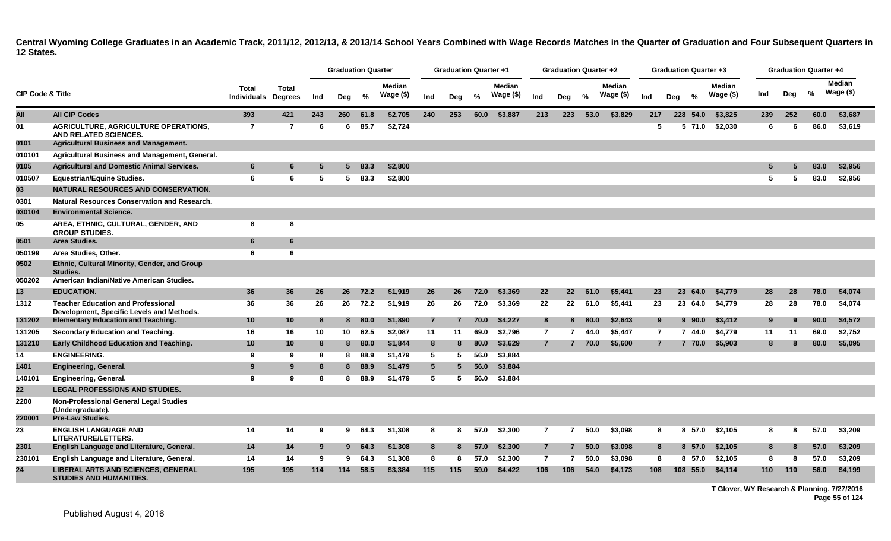**Central Wyoming College Graduates in an Academic Track, 2011/12, 2012/13, & 2013/14 School Years Combined with Wage Records Matches in the Quarter of Graduation and Four Subsequent Quarters in 12 States.**

| CIP Code & Title | | Total Individuals | Total Degrees | Graduation Quarter | | | | Graduation Quarter +1 | | | | Graduation Quarter +2 | | | | Graduation Quarter +3 | | | | Graduation Quarter +4 | | | |
|---|---|---|---|---|---|---|---|---|---|---|---|---|---|---|---|---|---|---|---|---|---|---|---|
| | | | | Ind | Deg | % | Median Wage ($) | Ind | Deg | % | Median Wage ($) | Ind | Deg | % | Median Wage ($) | Ind | Deg | % | Median Wage ($) | Ind | Deg | % | Median Wage ($) |
| All | All CIP Codes | 393 | 421 | 243 | 260 | 61.8 | $2,705 | 240 | 253 | 60.0 | $3,887 | 213 | 223 | 53.0 | $3,829 | 217 | 228 | 54.0 | $3,825 | 239 | 252 | 60.0 | $3,687 |
| 01 | AGRICULTURE, AGRICULTURE OPERATIONS, AND RELATED SCIENCES. | 7 | 7 | 6 | 6 | 85.7 | $2,724 | | | | | | | | | 5 | 5 | 71.0 | $2,030 | 6 | 6 | 86.0 | $3,619 |
| 0101 | Agricultural Business and Management. | | | | | | | | | | | | | | | | | | | | | | |
| 010101 | Agricultural Business and Management, General. | | | | | | | | | | | | | | | | | | | | | | |
| 0105 | Agricultural and Domestic Animal Services. | 6 | 6 | 5 | 5 | 83.3 | $2,800 | | | | | | | | | | | | | 5 | 5 | 83.0 | $2,956 |
| 010507 | Equestrian/Equine Studies. | 6 | 6 | 5 | 5 | 83.3 | $2,800 | | | | | | | | | | | | | 5 | 5 | 83.0 | $2,956 |
| 03 | NATURAL RESOURCES AND CONSERVATION. | | | | | | | | | | | | | | | | | | | | | | |
| 0301 | Natural Resources Conservation and Research. | | | | | | | | | | | | | | | | | | | | | | |
| 030104 | Environmental Science. | | | | | | | | | | | | | | | | | | | | | | |
| 05 | AREA, ETHNIC, CULTURAL, GENDER, AND GROUP STUDIES. | 8 | 8 | | | | | | | | | | | | | | | | | | | | |
| 0501 | Area Studies. | 6 | 6 | | | | | | | | | | | | | | | | | | | | |
| 050199 | Area Studies, Other. | 6 | 6 | | | | | | | | | | | | | | | | | | | | |
| 0502 | Ethnic, Cultural Minority, Gender, and Group Studies. | | | | | | | | | | | | | | | | | | | | | | |
| 050202 | American Indian/Native American Studies. | | | | | | | | | | | | | | | | | | | | | | |
| 13 | EDUCATION. | 36 | 36 | 26 | 26 | 72.2 | $1,919 | 26 | 26 | 72.0 | $3,369 | 22 | 22 | 61.0 | $5,441 | 23 | 23 | 64.0 | $4,779 | 28 | 28 | 78.0 | $4,074 |
| 1312 | Teacher Education and Professional Development, Specific Levels and Methods. | 36 | 36 | 26 | 26 | 72.2 | $1,919 | 26 | 26 | 72.0 | $3,369 | 22 | 22 | 61.0 | $5,441 | 23 | 23 | 64.0 | $4,779 | 28 | 28 | 78.0 | $4,074 |
| 131202 | Elementary Education and Teaching. | 10 | 10 | 8 | 8 | 80.0 | $1,890 | 7 | 7 | 70.0 | $4,227 | 8 | 8 | 80.0 | $2,643 | 9 | 9 | 90.0 | $3,412 | 9 | 9 | 90.0 | $4,572 |
| 131205 | Secondary Education and Teaching. | 16 | 16 | 10 | 10 | 62.5 | $2,087 | 11 | 11 | 69.0 | $2,796 | 7 | 7 | 44.0 | $5,447 | 7 | 7 | 44.0 | $4,779 | 11 | 11 | 69.0 | $2,752 |
| 131210 | Early Childhood Education and Teaching. | 10 | 10 | 8 | 8 | 80.0 | $1,844 | 8 | 8 | 80.0 | $3,629 | 7 | 7 | 70.0 | $5,600 | 7 | 7 | 70.0 | $5,903 | 8 | 8 | 80.0 | $5,095 |
| 14 | ENGINEERING. | 9 | 9 | 8 | 8 | 88.9 | $1,479 | 5 | 5 | 56.0 | $3,884 | | | | | | | | | | | | |
| 1401 | Engineering, General. | 9 | 9 | 8 | 8 | 88.9 | $1,479 | 5 | 5 | 56.0 | $3,884 | | | | | | | | | | | | |
| 140101 | Engineering, General. | 9 | 9 | 8 | 8 | 88.9 | $1,479 | 5 | 5 | 56.0 | $3,884 | | | | | | | | | | | | |
| 22 | LEGAL PROFESSIONS AND STUDIES. | | | | | | | | | | | | | | | | | | | | | | |
| 2200 | Non-Professional General Legal Studies (Undergraduate). | | | | | | | | | | | | | | | | | | | | | | |
| 220001 | Pre-Law Studies. | | | | | | | | | | | | | | | | | | | | | | |
| 23 | ENGLISH LANGUAGE AND LITERATURE/LETTERS. | 14 | 14 | 9 | 9 | 64.3 | $1,308 | 8 | 8 | 57.0 | $2,300 | 7 | 7 | 50.0 | $3,098 | 8 | 8 | 57.0 | $2,105 | 8 | 8 | 57.0 | $3,209 |
| 2301 | English Language and Literature, General. | 14 | 14 | 9 | 9 | 64.3 | $1,308 | 8 | 8 | 57.0 | $2,300 | 7 | 7 | 50.0 | $3,098 | 8 | 8 | 57.0 | $2,105 | 8 | 8 | 57.0 | $3,209 |
| 230101 | English Language and Literature, General. | 14 | 14 | 9 | 9 | 64.3 | $1,308 | 8 | 8 | 57.0 | $2,300 | 7 | 7 | 50.0 | $3,098 | 8 | 8 | 57.0 | $2,105 | 8 | 8 | 57.0 | $3,209 |
| 24 | LIBERAL ARTS AND SCIENCES, GENERAL STUDIES AND HUMANITIES. | 195 | 195 | 114 | 114 | 58.5 | $3,384 | 115 | 115 | 59.0 | $4,422 | 106 | 106 | 54.0 | $4,173 | 108 | 108 | 55.0 | $4,114 | 110 | 110 | 56.0 | $4,199 |

T Glover, WY Research & Planning. 7/27/2016

Published August 4, 2016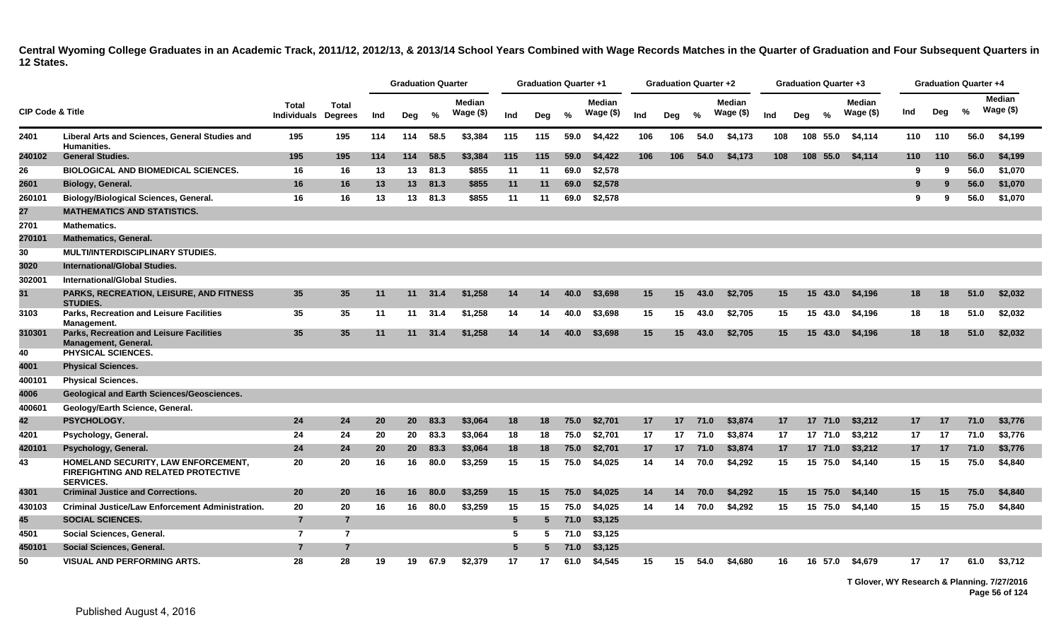**Central Wyoming College Graduates in an Academic Track, 2011/12, 2012/13, & 2013/14 School Years Combined with Wage Records Matches in the Quarter of Graduation and Four Subsequent Quarters in 12 States.**

| CIP Code & Title | | Total Individuals | Total Degrees | Graduation Quarter | | | | Graduation Quarter +1 | | | | Graduation Quarter +2 | | | | Graduation Quarter +3 | | | | Graduation Quarter +4 | | | |
|---|---|---|---|---|---|---|---|---|---|---|---|---|---|---|---|---|---|---|---|---|---|---|---|
| | | | | Ind | Deg | % | Median Wage ($) | Ind | Deg | % | Median Wage ($) | Ind | Deg | % | Median Wage ($) | Ind | Deg | % | Median Wage ($) | Ind | Deg | % | Median Wage ($) |
| 2401 | Liberal Arts and Sciences, General Studies and Humanities. | 195 | 195 | 114 | 114 | 58.5 | $3,384 | 115 | 115 | 59.0 | $4,422 | 106 | 106 | 54.0 | $4,173 | 108 | 108 | 55.0 | $4,114 | 110 | 110 | 56.0 | $4,199 |
| 240102 | General Studies. | 195 | 195 | 114 | 114 | 58.5 | $3,384 | 115 | 115 | 59.0 | $4,422 | 106 | 106 | 54.0 | $4,173 | 108 | 108 | 55.0 | $4,114 | 110 | 110 | 56.0 | $4,199 |
| 26 | BIOLOGICAL AND BIOMEDICAL SCIENCES. | 16 | 16 | 13 | 13 | 81.3 | $855 | 11 | 11 | 69.0 | $2,578 | | | | | | | | | 9 | 9 | 56.0 | $1,070 |
| 2601 | Biology, General. | 16 | 16 | 13 | 13 | 81.3 | $855 | 11 | 11 | 69.0 | $2,578 | | | | | | | | | 9 | 9 | 56.0 | $1,070 |
| 260101 | Biology/Biological Sciences, General. | 16 | 16 | 13 | 13 | 81.3 | $855 | 11 | 11 | 69.0 | $2,578 | | | | | | | | | 9 | 9 | 56.0 | $1,070 |
| 27 | MATHEMATICS AND STATISTICS. | | | | | | | | | | | | | | | | | | | | | | |
| 2701 | Mathematics. | | | | | | | | | | | | | | | | | | | | | | |
| 270101 | Mathematics, General. | | | | | | | | | | | | | | | | | | | | | | |
| 30 | MULTI/INTERDISCIPLINARY STUDIES. | | | | | | | | | | | | | | | | | | | | | | |
| 3020 | International/Global Studies. | | | | | | | | | | | | | | | | | | | | | | |
| 302001 | International/Global Studies. | | | | | | | | | | | | | | | | | | | | | | |
| 31 | PARKS, RECREATION, LEISURE, AND FITNESS STUDIES. | 35 | 35 | 11 | 11 | 31.4 | $1,258 | 14 | 14 | 40.0 | $3,698 | 15 | 15 | 43.0 | $2,705 | 15 | 15 | 43.0 | $4,196 | 18 | 18 | 51.0 | $2,032 |
| 3103 | Parks, Recreation and Leisure Facilities Management. | 35 | 35 | 11 | 11 | 31.4 | $1,258 | 14 | 14 | 40.0 | $3,698 | 15 | 15 | 43.0 | $2,705 | 15 | 15 | 43.0 | $4,196 | 18 | 18 | 51.0 | $2,032 |
| 310301 | Parks, Recreation and Leisure Facilities Management, General. | 35 | 35 | 11 | 11 | 31.4 | $1,258 | 14 | 14 | 40.0 | $3,698 | 15 | 15 | 43.0 | $2,705 | 15 | 15 | 43.0 | $4,196 | 18 | 18 | 51.0 | $2,032 |
| 40 | PHYSICAL SCIENCES. | | | | | | | | | | | | | | | | | | | | | | |
| 4001 | Physical Sciences. | | | | | | | | | | | | | | | | | | | | | | |
| 400101 | Physical Sciences. | | | | | | | | | | | | | | | | | | | | | | |
| 4006 | Geological and Earth Sciences/Geosciences. | | | | | | | | | | | | | | | | | | | | | | |
| 400601 | Geology/Earth Science, General. | | | | | | | | | | | | | | | | | | | | | | |
| 42 | PSYCHOLOGY. | 24 | 24 | 20 | 20 | 83.3 | $3,064 | 18 | 18 | 75.0 | $2,701 | 17 | 17 | 71.0 | $3,874 | 17 | 17 | 71.0 | $3,212 | 17 | 17 | 71.0 | $3,776 |
| 4201 | Psychology, General. | 24 | 24 | 20 | 20 | 83.3 | $3,064 | 18 | 18 | 75.0 | $2,701 | 17 | 17 | 71.0 | $3,874 | 17 | 17 | 71.0 | $3,212 | 17 | 17 | 71.0 | $3,776 |
| 420101 | Psychology, General. | 24 | 24 | 20 | 20 | 83.3 | $3,064 | 18 | 18 | 75.0 | $2,701 | 17 | 17 | 71.0 | $3,874 | 17 | 17 | 71.0 | $3,212 | 17 | 17 | 71.0 | $3,776 |
| 43 | HOMELAND SECURITY, LAW ENFORCEMENT, FIREFIGHTING AND RELATED PROTECTIVE SERVICES. | 20 | 20 | 16 | 16 | 80.0 | $3,259 | 15 | 15 | 75.0 | $4,025 | 14 | 14 | 70.0 | $4,292 | 15 | 15 | 75.0 | $4,140 | 15 | 15 | 75.0 | $4,840 |
| 4301 | Criminal Justice and Corrections. | 20 | 20 | 16 | 16 | 80.0 | $3,259 | 15 | 15 | 75.0 | $4,025 | 14 | 14 | 70.0 | $4,292 | 15 | 15 | 75.0 | $4,140 | 15 | 15 | 75.0 | $4,840 |
| 430103 | Criminal Justice/Law Enforcement Administration. | 20 | 20 | 16 | 16 | 80.0 | $3,259 | 15 | 15 | 75.0 | $4,025 | 14 | 14 | 70.0 | $4,292 | 15 | 15 | 75.0 | $4,140 | 15 | 15 | 75.0 | $4,840 |
| 45 | SOCIAL SCIENCES. | 7 | 7 | | | | | 5 | 5 | 71.0 | $3,125 | | | | | | | | | | | | |
| 4501 | Social Sciences, General. | 7 | 7 | | | | | 5 | 5 | 71.0 | $3,125 | | | | | | | | | | | | |
| 450101 | Social Sciences, General. | 7 | 7 | | | | | 5 | 5 | 71.0 | $3,125 | | | | | | | | | | | | |
| 50 | VISUAL AND PERFORMING ARTS. | 28 | 28 | 19 | 19 | 67.9 | $2,379 | 17 | 17 | 61.0 | $4,545 | 15 | 15 | 54.0 | $4,680 | 16 | 16 | 57.0 | $4,679 | 17 | 17 | 61.0 | $3,712 |

T Glover, WY Research & Planning. 7/27/2016

Published August 4, 2016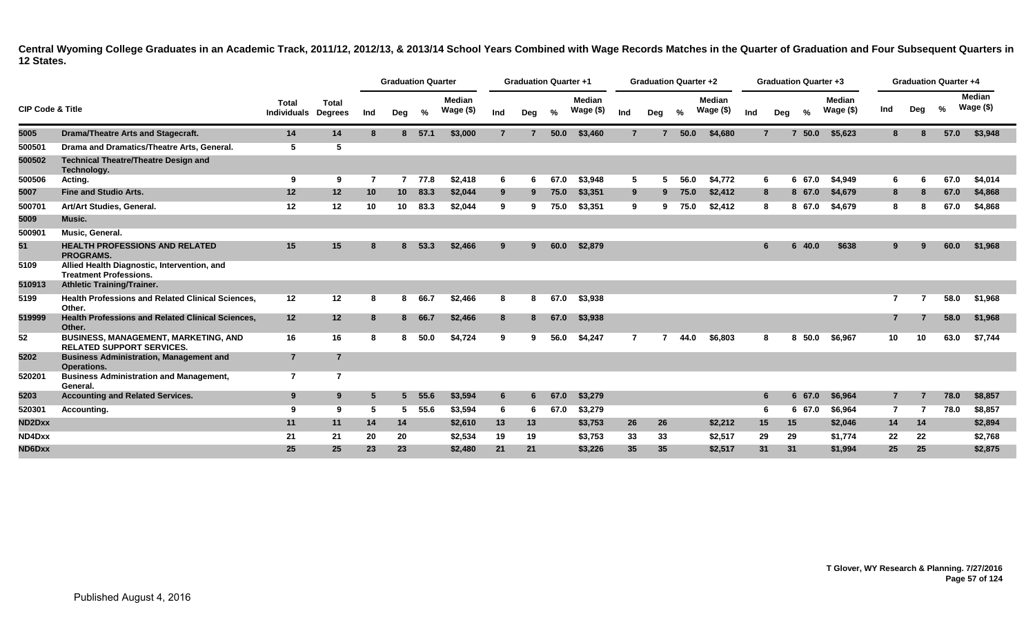**Central Wyoming College Graduates in an Academic Track, 2011/12, 2012/13, & 2013/14 School Years Combined with Wage Records Matches in the Quarter of Graduation and Four Subsequent Quarters in 12 States.**

| CIP Code & Title | | Total Individuals | Total Degrees | Graduation Quarter | | | | Graduation Quarter +1 | | | | Graduation Quarter +2 | | | | Graduation Quarter +3 | | | | Graduation Quarter +4 | | | |
|---|---|---|---|---|---|---|---|---|---|---|---|---|---|---|---|---|---|---|---|---|---|---|---|
| | | | | Ind | Deg | % | Median Wage ($) | Ind | Deg | % | Median Wage ($) | Ind | Deg | % | Median Wage ($) | Ind | Deg | % | Median Wage ($) | Ind | Deg | % | Median Wage ($) |
| **5005** | **Drama/Theatre Arts and Stagecraft.** | **14** | **14** | **8** | **8** | **57.1** | **$3,000** | **7** | **7** | **50.0** | **$3,460** | **7** | **7** | **50.0** | **$4,680** | **7** | **7** | **50.0** | **$5,623** | **8** | **8** | **57.0** | **$3,948** |
| 500501 | Drama and Dramatics/Theatre Arts, General. | 5 | 5 | | | | | | | | | | | | | | | | | | | | |
| **500502** | **Technical Theatre/Theatre Design and Technology.** | | | | | | | | | | | | | | | | | | | | | | |
| 500506 | Acting. | 9 | 9 | 7 | 7 | 77.8 | $2,418 | 6 | 6 | 67.0 | $3,948 | 5 | 5 | 56.0 | $4,772 | 6 | 6 | 67.0 | $4,949 | 6 | 6 | 67.0 | $4,014 |
| **5007** | **Fine and Studio Arts.** | **12** | **12** | **10** | **10** | **83.3** | **$2,044** | **9** | **9** | **75.0** | **$3,351** | **9** | **9** | **75.0** | **$2,412** | **8** | **8** | **67.0** | **$4,679** | **8** | **8** | **67.0** | **$4,868** |
| 500701 | Art/Art Studies, General. | 12 | 12 | 10 | 10 | 83.3 | $2,044 | 9 | 9 | 75.0 | $3,351 | 9 | 9 | 75.0 | $2,412 | 8 | 8 | 67.0 | $4,679 | 8 | 8 | 67.0 | $4,868 |
| **5009** | **Music.** | | | | | | | | | | | | | | | | | | | | | | |
| 500901 | Music, General. | | | | | | | | | | | | | | | | | | | | | | |
| **51** | **HEALTH PROFESSIONS AND RELATED PROGRAMS.** | **15** | **15** | **8** | **8** | **53.3** | **$2,466** | **9** | **9** | **60.0** | **$2,879** | | | | | **6** | **6** | **40.0** | **$638** | **9** | **9** | **60.0** | **$1,968** |
| 5109 | Allied Health Diagnostic, Intervention, and Treatment Professions. | | | | | | | | | | | | | | | | | | | | | | |
| **510913** | **Athletic Training/Trainer.** | | | | | | | | | | | | | | | | | | | | | | |
| 5199 | Health Professions and Related Clinical Sciences, Other. | 12 | 12 | 8 | 8 | 66.7 | $2,466 | 8 | 8 | 67.0 | $3,938 | | | | | | | | | 7 | 7 | 58.0 | $1,968 |
| **519999** | **Health Professions and Related Clinical Sciences, Other.** | **12** | **12** | **8** | **8** | **66.7** | **$2,466** | **8** | **8** | **67.0** | **$3,938** | | | | | | | | | **7** | **7** | **58.0** | **$1,968** |
| 52 | BUSINESS, MANAGEMENT, MARKETING, AND RELATED SUPPORT SERVICES. | 16 | 16 | 8 | 8 | 50.0 | $4,724 | 9 | 9 | 56.0 | $4,247 | 7 | 7 | 44.0 | $6,803 | 8 | 8 | 50.0 | $6,967 | 10 | 10 | 63.0 | $7,744 |
| **5202** | **Business Administration, Management and Operations.** | **7** | **7** | | | | | | | | | | | | | | | | | | | | |
| 520201 | Business Administration and Management, General. | 7 | 7 | | | | | | | | | | | | | | | | | | | | |
| **5203** | **Accounting and Related Services.** | **9** | **9** | **5** | **5** | **55.6** | **$3,594** | **6** | **6** | **67.0** | **$3,279** | | | | | **6** | **6** | **67.0** | **$6,964** | **7** | **7** | **78.0** | **$8,857** |
| 520301 | Accounting. | 9 | 9 | 5 | 5 | 55.6 | $3,594 | 6 | 6 | 67.0 | $3,279 | | | | | 6 | 6 | 67.0 | $6,964 | 7 | 7 | 78.0 | $8,857 |
| **ND2Dxx** | | **11** | **11** | **14** | **14** | | **$2,610** | **13** | **13** | | **$3,753** | **26** | **26** | | **$2,212** | **15** | **15** | | **$2,046** | **14** | **14** | | **$2,894** |
| ND4Dxx | | 21 | 21 | 20 | 20 | | $2,534 | 19 | 19 | | $3,753 | 33 | 33 | | $2,517 | 29 | 29 | | $1,774 | 22 | 22 | | $2,768 |
| **ND6Dxx** | | **25** | **25** | **23** | **23** | | **$2,480** | **21** | **21** | | **$3,226** | **35** | **35** | | **$2,517** | **31** | **31** | | **$1,994** | **25** | **25** | | **$2,875** |

T Glover, WY Research & Planning. 7/27/2016

Published August 4, 2016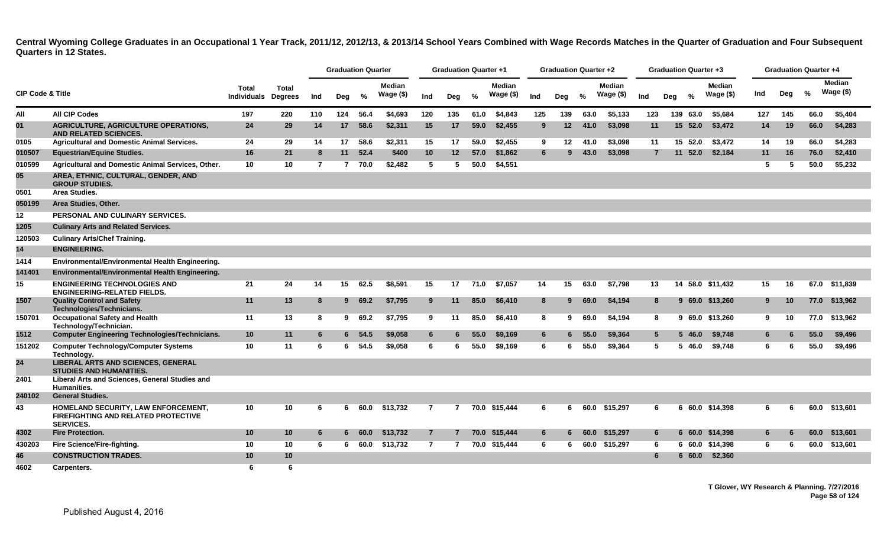**Central Wyoming College Graduates in an Occupational 1 Year Track, 2011/12, 2012/13, & 2013/14 School Years Combined with Wage Records Matches in the Quarter of Graduation and Four Subsequent Quarters in 12 States.**

| CIP Code & Title | | Total Individuals | Total Degrees | Graduation Quarter | | | | Graduation Quarter +1 | | | | Graduation Quarter +2 | | | | Graduation Quarter +3 | | | | Graduation Quarter +4 | | | |
|---|---|---|---|---|---|---|---|---|---|---|---|---|---|---|---|---|---|---|---|---|---|---|---|
| | | | | Ind | Deg | % | Median Wage ($) | Ind | Deg | % | Median Wage ($) | Ind | Deg | % | Median Wage ($) | Ind | Deg | % | Median Wage ($) | Ind | Deg | % | Median Wage ($) |
| All | All CIP Codes | 197 | 220 | 110 | 124 | 56.4 | $4,693 | 120 | 135 | 61.0 | $4,843 | 125 | 139 | 63.0 | $5,133 | 123 | 139 | 63.0 | $5,684 | 127 | 145 | 66.0 | $5,404 |
| 01 | AGRICULTURE, AGRICULTURE OPERATIONS, AND RELATED SCIENCES. | 24 | 29 | 14 | 17 | 58.6 | $2,311 | 15 | 17 | 59.0 | $2,455 | 9 | 12 | 41.0 | $3,098 | 11 | 15 | 52.0 | $3,472 | 14 | 19 | 66.0 | $4,283 |
| 0105 | Agricultural and Domestic Animal Services. | 24 | 29 | 14 | 17 | 58.6 | $2,311 | 15 | 17 | 59.0 | $2,455 | 9 | 12 | 41.0 | $3,098 | 11 | 15 | 52.0 | $3,472 | 14 | 19 | 66.0 | $4,283 |
| 010507 | Equestrian/Equine Studies. | 16 | 21 | 8 | 11 | 52.4 | $400 | 10 | 12 | 57.0 | $1,862 | 6 | 9 | 43.0 | $3,098 | 7 | 11 | 52.0 | $2,184 | 11 | 16 | 76.0 | $2,410 |
| 010599 | Agricultural and Domestic Animal Services, Other. | 10 | 10 | 7 | 7 | 70.0 | $2,482 | 5 | 5 | 50.0 | $4,551 | | | | | | | | | 5 | 5 | 50.0 | $5,232 |
| 05 | AREA, ETHNIC, CULTURAL, GENDER, AND GROUP STUDIES. | | | | | | | | | | | | | | | | | | | | | | |
| 0501 | Area Studies. | | | | | | | | | | | | | | | | | | | | | | |
| 050199 | Area Studies, Other. | | | | | | | | | | | | | | | | | | | | | | |
| 12 | PERSONAL AND CULINARY SERVICES. | | | | | | | | | | | | | | | | | | | | | | |
| 1205 | Culinary Arts and Related Services. | | | | | | | | | | | | | | | | | | | | | | |
| 120503 | Culinary Arts/Chef Training. | | | | | | | | | | | | | | | | | | | | | | |
| 14 | ENGINEERING. | | | | | | | | | | | | | | | | | | | | | | |
| 1414 | Environmental/Environmental Health Engineering. | | | | | | | | | | | | | | | | | | | | | | |
| 141401 | Environmental/Environmental Health Engineering. | | | | | | | | | | | | | | | | | | | | | | |
| 15 | ENGINEERING TECHNOLOGIES AND ENGINEERING-RELATED FIELDS. | 21 | 24 | 14 | 15 | 62.5 | $8,591 | 15 | 17 | 71.0 | $7,057 | 14 | 15 | 63.0 | $7,798 | 13 | 14 | 58.0 | $11,432 | 15 | 16 | 67.0 | $11,839 |
| 1507 | Quality Control and Safety Technologies/Technicians. | 11 | 13 | 8 | 9 | 69.2 | $7,795 | 9 | 11 | 85.0 | $6,410 | 8 | 9 | 69.0 | $4,194 | 8 | 9 | 69.0 | $13,260 | 9 | 10 | 77.0 | $13,962 |
| 150701 | Occupational Safety and Health Technology/Technician. | 11 | 13 | 8 | 9 | 69.2 | $7,795 | 9 | 11 | 85.0 | $6,410 | 8 | 9 | 69.0 | $4,194 | 8 | 9 | 69.0 | $13,260 | 9 | 10 | 77.0 | $13,962 |
| 1512 | Computer Engineering Technologies/Technicians. | 10 | 11 | 6 | 6 | 54.5 | $9,058 | 6 | 6 | 55.0 | $9,169 | 6 | 6 | 55.0 | $9,364 | 5 | 5 | 46.0 | $9,748 | 6 | 6 | 55.0 | $9,496 |
| 151202 | Computer Technology/Computer Systems Technology. | 10 | 11 | 6 | 6 | 54.5 | $9,058 | 6 | 6 | 55.0 | $9,169 | 6 | 6 | 55.0 | $9,364 | 5 | 5 | 46.0 | $9,748 | 6 | 6 | 55.0 | $9,496 |
| 24 | LIBERAL ARTS AND SCIENCES, GENERAL STUDIES AND HUMANITIES. | | | | | | | | | | | | | | | | | | | | | | |
| 2401 | Liberal Arts and Sciences, General Studies and Humanities. | | | | | | | | | | | | | | | | | | | | | | |
| 240102 | General Studies. | | | | | | | | | | | | | | | | | | | | | | |
| 43 | HOMELAND SECURITY, LAW ENFORCEMENT, FIREFIGHTING AND RELATED PROTECTIVE SERVICES. | 10 | 10 | 6 | 6 | 60.0 | $13,732 | 7 | 7 | 70.0 | $15,444 | 6 | 6 | 60.0 | $15,297 | 6 | 6 | 60.0 | $14,398 | 6 | 6 | 60.0 | $13,601 |
| 4302 | Fire Protection. | 10 | 10 | 6 | 6 | 60.0 | $13,732 | 7 | 7 | 70.0 | $15,444 | 6 | 6 | 60.0 | $15,297 | 6 | 6 | 60.0 | $14,398 | 6 | 6 | 60.0 | $13,601 |
| 430203 | Fire Science/Fire-fighting. | 10 | 10 | 6 | 6 | 60.0 | $13,732 | 7 | 7 | 70.0 | $15,444 | 6 | 6 | 60.0 | $15,297 | 6 | 6 | 60.0 | $14,398 | 6 | 6 | 60.0 | $13,601 |
| 46 | CONSTRUCTION TRADES. | 10 | 10 | | | | | | | | | | | | | 6 | 6 | 60.0 | $2,360 | | | | |
| 4602 | Carpenters. | 6 | 6 | | | | | | | | | | | | | | | | | | | | |

T Glover, WY Research & Planning. 7/27/2016

Published August 4, 2016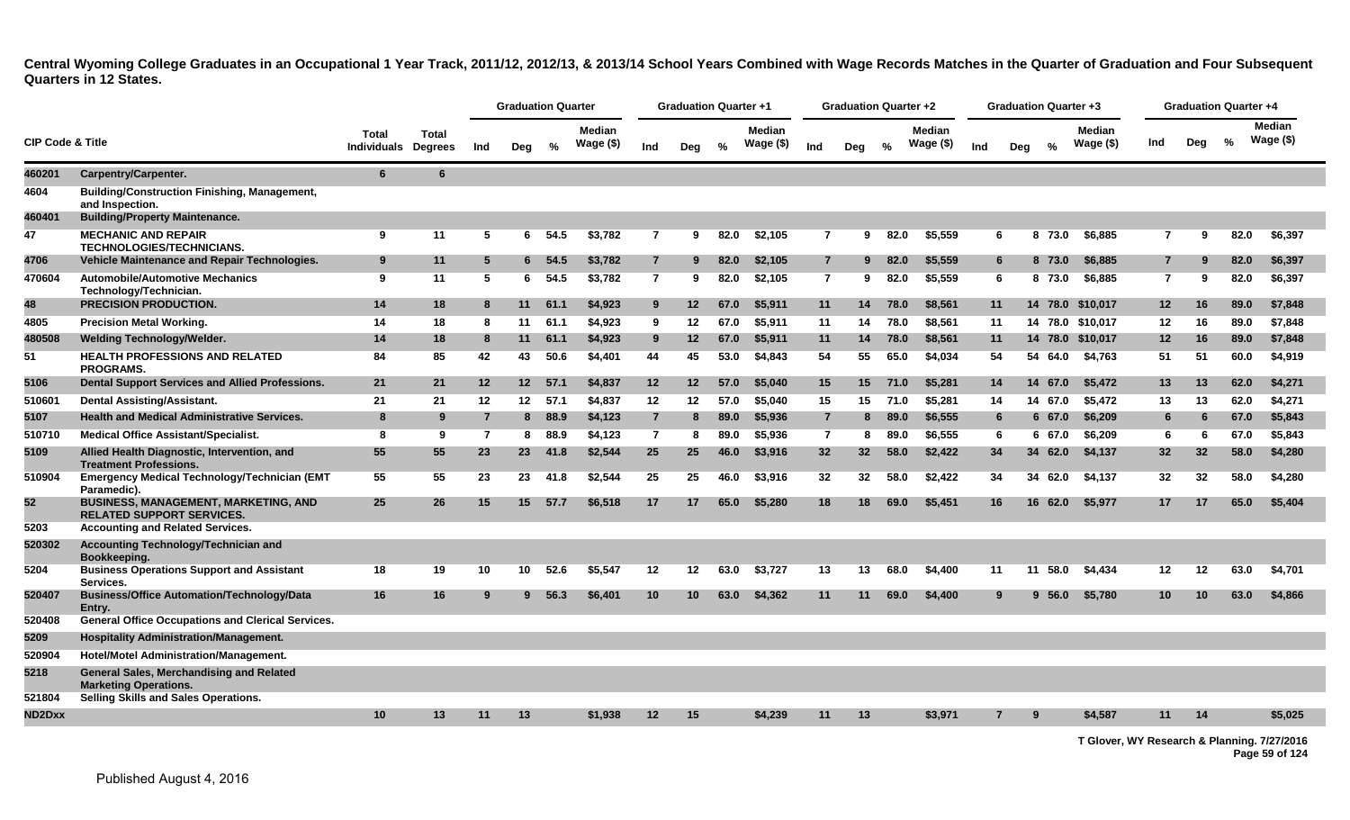**Central Wyoming College Graduates in an Occupational 1 Year Track, 2011/12, 2012/13, & 2013/14 School Years Combined with Wage Records Matches in the Quarter of Graduation and Four Subsequent Quarters in 12 States.**

| CIP Code & Title | | Total Individuals | Total Degrees | Graduation Quarter | | | | Graduation Quarter +1 | | | | Graduation Quarter +2 | | | | Graduation Quarter +3 | | | | Graduation Quarter +4 | | | |
|---|---|---|---|---|---|---|---|---|---|---|---|---|---|---|---|---|---|---|---|---|---|---|---|
| | | | | Ind | Deg | % | Median Wage ($) | Ind | Deg | % | Median Wage ($) | Ind | Deg | % | Median Wage ($) | Ind | Deg | % | Median Wage ($) | Ind | Deg | % | Median Wage ($) |
| 460201 | Carpentry/Carpenter. | 6 | 6 | | | | | | | | | | | | | | | | | | | | |
| 4604 | Building/Construction Finishing, Management, and Inspection. | | | | | | | | | | | | | | | | | | | | | | |
| 460401 | Building/Property Maintenance. | | | | | | | | | | | | | | | | | | | | | | |
| 47 | MECHANIC AND REPAIR TECHNOLOGIES/TECHNICIANS. | 9 | 11 | 5 | 6 | 54.5 | $3,782 | 7 | 9 | 82.0 | $2,105 | 7 | 9 | 82.0 | $5,559 | 6 | 8 | 73.0 | $6,885 | 7 | 9 | 82.0 | $6,397 |
| 4706 | Vehicle Maintenance and Repair Technologies. | 9 | 11 | 5 | 6 | 54.5 | $3,782 | 7 | 9 | 82.0 | $2,105 | 7 | 9 | 82.0 | $5,559 | 6 | 8 | 73.0 | $6,885 | 7 | 9 | 82.0 | $6,397 |
| 470604 | Automobile/Automotive Mechanics Technology/Technician. | 9 | 11 | 5 | 6 | 54.5 | $3,782 | 7 | 9 | 82.0 | $2,105 | 7 | 9 | 82.0 | $5,559 | 6 | 8 | 73.0 | $6,885 | 7 | 9 | 82.0 | $6,397 |
| 48 | PRECISION PRODUCTION. | 14 | 18 | 8 | 11 | 61.1 | $4,923 | 9 | 12 | 67.0 | $5,911 | 11 | 14 | 78.0 | $8,561 | 11 | 14 | 78.0 | $10,017 | 12 | 16 | 89.0 | $7,848 |
| 4805 | Precision Metal Working. | 14 | 18 | 8 | 11 | 61.1 | $4,923 | 9 | 12 | 67.0 | $5,911 | 11 | 14 | 78.0 | $8,561 | 11 | 14 | 78.0 | $10,017 | 12 | 16 | 89.0 | $7,848 |
| 480508 | Welding Technology/Welder. | 14 | 18 | 8 | 11 | 61.1 | $4,923 | 9 | 12 | 67.0 | $5,911 | 11 | 14 | 78.0 | $8,561 | 11 | 14 | 78.0 | $10,017 | 12 | 16 | 89.0 | $7,848 |
| 51 | HEALTH PROFESSIONS AND RELATED PROGRAMS. | 84 | 85 | 42 | 43 | 50.6 | $4,401 | 44 | 45 | 53.0 | $4,843 | 54 | 55 | 65.0 | $4,034 | 54 | 54 | 64.0 | $4,763 | 51 | 51 | 60.0 | $4,919 |
| 5106 | Dental Support Services and Allied Professions. | 21 | 21 | 12 | 12 | 57.1 | $4,837 | 12 | 12 | 57.0 | $5,040 | 15 | 15 | 71.0 | $5,281 | 14 | 14 | 67.0 | $5,472 | 13 | 13 | 62.0 | $4,271 |
| 510601 | Dental Assisting/Assistant. | 21 | 21 | 12 | 12 | 57.1 | $4,837 | 12 | 12 | 57.0 | $5,040 | 15 | 15 | 71.0 | $5,281 | 14 | 14 | 67.0 | $5,472 | 13 | 13 | 62.0 | $4,271 |
| 5107 | Health and Medical Administrative Services. | 8 | 9 | 7 | 8 | 88.9 | $4,123 | 7 | 8 | 89.0 | $5,936 | 7 | 8 | 89.0 | $6,555 | 6 | 6 | 67.0 | $6,209 | 6 | 6 | 67.0 | $5,843 |
| 510710 | Medical Office Assistant/Specialist. | 8 | 9 | 7 | 8 | 88.9 | $4,123 | 7 | 8 | 89.0 | $5,936 | 7 | 8 | 89.0 | $6,555 | 6 | 6 | 67.0 | $6,209 | 6 | 6 | 67.0 | $5,843 |
| 5109 | Allied Health Diagnostic, Intervention, and Treatment Professions. | 55 | 55 | 23 | 23 | 41.8 | $2,544 | 25 | 25 | 46.0 | $3,916 | 32 | 32 | 58.0 | $2,422 | 34 | 34 | 62.0 | $4,137 | 32 | 32 | 58.0 | $4,280 |
| 510904 | Emergency Medical Technology/Technician (EMT Paramedic). | 55 | 55 | 23 | 23 | 41.8 | $2,544 | 25 | 25 | 46.0 | $3,916 | 32 | 32 | 58.0 | $2,422 | 34 | 34 | 62.0 | $4,137 | 32 | 32 | 58.0 | $4,280 |
| 52 | BUSINESS, MANAGEMENT, MARKETING, AND RELATED SUPPORT SERVICES. | 25 | 26 | 15 | 15 | 57.7 | $6,518 | 17 | 17 | 65.0 | $5,280 | 18 | 18 | 69.0 | $5,451 | 16 | 16 | 62.0 | $5,977 | 17 | 17 | 65.0 | $5,404 |
| 5203 | Accounting and Related Services. | | | | | | | | | | | | | | | | | | | | | | |
| 520302 | Accounting Technology/Technician and Bookkeeping. | | | | | | | | | | | | | | | | | | | | | | |
| 5204 | Business Operations Support and Assistant Services. | 18 | 19 | 10 | 10 | 52.6 | $5,547 | 12 | 12 | 63.0 | $3,727 | 13 | 13 | 68.0 | $4,400 | 11 | 11 | 58.0 | $4,434 | 12 | 12 | 63.0 | $4,701 |
| 520407 | Business/Office Automation/Technology/Data Entry. | 16 | 16 | 9 | 9 | 56.3 | $6,401 | 10 | 10 | 63.0 | $4,362 | 11 | 11 | 69.0 | $4,400 | 9 | 9 | 56.0 | $5,780 | 10 | 10 | 63.0 | $4,866 |
| 520408 | General Office Occupations and Clerical Services. | | | | | | | | | | | | | | | | | | | | | | |
| 5209 | Hospitality Administration/Management. | | | | | | | | | | | | | | | | | | | | | | |
| 520904 | Hotel/Motel Administration/Management. | | | | | | | | | | | | | | | | | | | | | | |
| 5218 | General Sales, Merchandising and Related Marketing Operations. | | | | | | | | | | | | | | | | | | | | | | |
| 521804 | Selling Skills and Sales Operations. | | | | | | | | | | | | | | | | | | | | | | |
| ND2Dxx | | 10 | 13 | 11 | 13 | | $1,938 | 12 | 15 | | $4,239 | 11 | 13 | | $3,971 | 7 | 9 | | $4,587 | 11 | 14 | | $5,025 |

T Glover, WY Research & Planning. 7/27/2016

Published August 4, 2016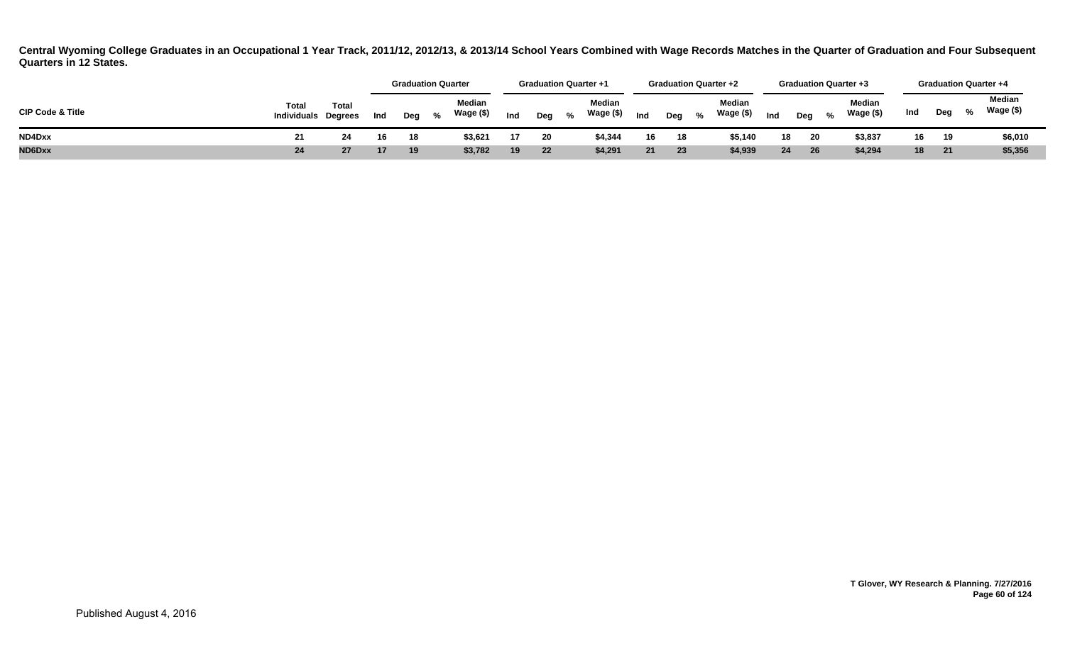**Central Wyoming College Graduates in an Occupational 1 Year Track, 2011/12, 2012/13, & 2013/14 School Years Combined with Wage Records Matches in the Quarter of Graduation and Four Subsequent Quarters in 12 States.**

| | | | Graduation Quarter | | | | Graduation Quarter +1 | | | | Graduation Quarter +2 | | | | Graduation Quarter +3 | | | | Graduation Quarter +4 | | | |
|---|---|---|---|---|---|---|---|---|---|---|---|---|---|---|---|---|---|---|---|---|---|---|
| CIP Code & Title | Total Individuals | Total Degrees | Ind | Deg | % | Median Wage ($) | Ind | Deg | % | Median Wage ($) | Ind | Deg | % | Median Wage ($) | Ind | Deg | % | Median Wage ($) | Ind | Deg | % | Median Wage ($) |
| **ND4Dxx** | 21 | 24 | 16 | 18 | | $3,621 | 17 | 20 | | $4,344 | 16 | 18 | | $5,140 | 18 | 20 | | $3,837 | 16 | 19 | | $6,010 |
| **ND6Dxx** | 24 | 27 | 17 | 19 | | $3,782 | 19 | 22 | | $4,291 | 21 | 23 | | $4,939 | 24 | 26 | | $4,294 | 18 | 21 | | $5,356 |

T Glover, WY Research & Planning. 7/27/2016

Published August 4, 2016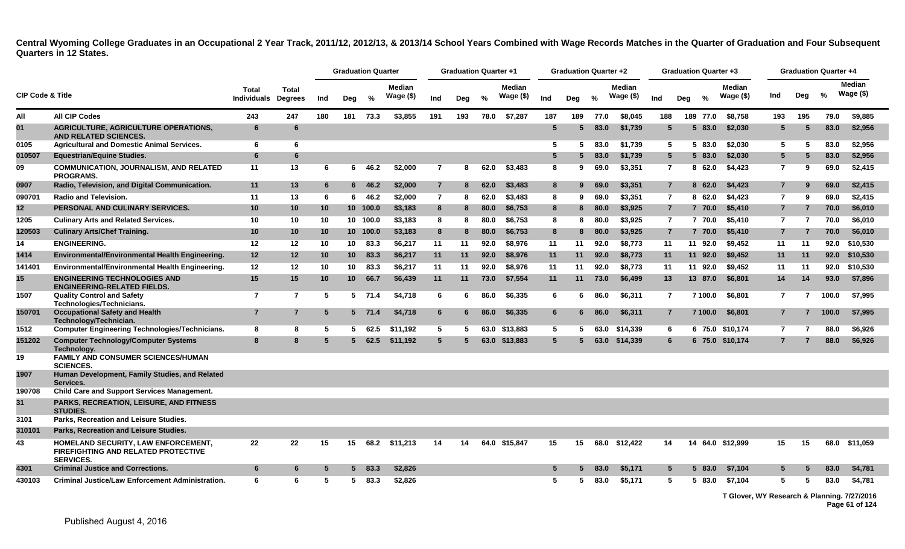**Central Wyoming College Graduates in an Occupational 2 Year Track, 2011/12, 2012/13, & 2013/14 School Years Combined with Wage Records Matches in the Quarter of Graduation and Four Subsequent Quarters in 12 States.**

| CIP Code & Title | | Total Individuals | Total Degrees | Graduation Quarter | | | | Graduation Quarter +1 | | | | Graduation Quarter +2 | | | | Graduation Quarter +3 | | | | Graduation Quarter +4 | | | |
|---|---|---|---|---|---|---|---|---|---|---|---|---|---|---|---|---|---|---|---|---|---|---|---|
| | | | | Ind | Deg | % | Median Wage ($) | Ind | Deg | % | Median Wage ($) | Ind | Deg | % | Median Wage ($) | Ind | Deg | % | Median Wage ($) | Ind | Deg | % | Median Wage ($) |
| All | All CIP Codes | 243 | 247 | 180 | 181 | 73.3 | $3,855 | 191 | 193 | 78.0 | $7,287 | 187 | 189 | 77.0 | $8,045 | 188 | 189 | 77.0 | $8,758 | 193 | 195 | 79.0 | $9,885 |
| 01 | AGRICULTURE, AGRICULTURE OPERATIONS, AND RELATED SCIENCES. | 6 | 6 | | | | | | | | | 5 | 5 | 83.0 | $1,739 | 5 | 5 | 83.0 | $2,030 | 5 | 5 | 83.0 | $2,956 |
| 0105 | Agricultural and Domestic Animal Services. | 6 | 6 | | | | | | | | | 5 | 5 | 83.0 | $1,739 | 5 | 5 | 83.0 | $2,030 | 5 | 5 | 83.0 | $2,956 |
| 010507 | Equestrian/Equine Studies. | 6 | 6 | | | | | | | | | 5 | 5 | 83.0 | $1,739 | 5 | 5 | 83.0 | $2,030 | 5 | 5 | 83.0 | $2,956 |
| 09 | COMMUNICATION, JOURNALISM, AND RELATED PROGRAMS. | 11 | 13 | 6 | 6 | 46.2 | $2,000 | 7 | 8 | 62.0 | $3,483 | 8 | 9 | 69.0 | $3,351 | 7 | 8 | 62.0 | $4,423 | 7 | 9 | 69.0 | $2,415 |
| 0907 | Radio, Television, and Digital Communication. | 11 | 13 | 6 | 6 | 46.2 | $2,000 | 7 | 8 | 62.0 | $3,483 | 8 | 9 | 69.0 | $3,351 | 7 | 8 | 62.0 | $4,423 | 7 | 9 | 69.0 | $2,415 |
| 090701 | Radio and Television. | 11 | 13 | 6 | 6 | 46.2 | $2,000 | 7 | 8 | 62.0 | $3,483 | 8 | 9 | 69.0 | $3,351 | 7 | 8 | 62.0 | $4,423 | 7 | 9 | 69.0 | $2,415 |
| 12 | PERSONAL AND CULINARY SERVICES. | 10 | 10 | 10 | 10 | 100.0 | $3,183 | 8 | 8 | 80.0 | $6,753 | 8 | 8 | 80.0 | $3,925 | 7 | 7 | 70.0 | $5,410 | 7 | 7 | 70.0 | $6,010 |
| 1205 | Culinary Arts and Related Services. | 10 | 10 | 10 | 10 | 100.0 | $3,183 | 8 | 8 | 80.0 | $6,753 | 8 | 8 | 80.0 | $3,925 | 7 | 7 | 70.0 | $5,410 | 7 | 7 | 70.0 | $6,010 |
| 120503 | Culinary Arts/Chef Training. | 10 | 10 | 10 | 10 | 100.0 | $3,183 | 8 | 8 | 80.0 | $6,753 | 8 | 8 | 80.0 | $3,925 | 7 | 7 | 70.0 | $5,410 | 7 | 7 | 70.0 | $6,010 |
| 14 | ENGINEERING. | 12 | 12 | 10 | 10 | 83.3 | $6,217 | 11 | 11 | 92.0 | $8,976 | 11 | 11 | 92.0 | $8,773 | 11 | 11 | 92.0 | $9,452 | 11 | 11 | 92.0 | $10,530 |
| 1414 | Environmental/Environmental Health Engineering. | 12 | 12 | 10 | 10 | 83.3 | $6,217 | 11 | 11 | 92.0 | $8,976 | 11 | 11 | 92.0 | $8,773 | 11 | 11 | 92.0 | $9,452 | 11 | 11 | 92.0 | $10,530 |
| 141401 | Environmental/Environmental Health Engineering. | 12 | 12 | 10 | 10 | 83.3 | $6,217 | 11 | 11 | 92.0 | $8,976 | 11 | 11 | 92.0 | $8,773 | 11 | 11 | 92.0 | $9,452 | 11 | 11 | 92.0 | $10,530 |
| 15 | ENGINEERING TECHNOLOGIES AND ENGINEERING-RELATED FIELDS. | 15 | 15 | 10 | 10 | 66.7 | $6,439 | 11 | 11 | 73.0 | $7,554 | 11 | 11 | 73.0 | $6,499 | 13 | 13 | 87.0 | $6,801 | 14 | 14 | 93.0 | $7,896 |
| 1507 | Quality Control and Safety Technologies/Technicians. | 7 | 7 | 5 | 5 | 71.4 | $4,718 | 6 | 6 | 86.0 | $6,335 | 6 | 6 | 86.0 | $6,311 | 7 | 7 | 100.0 | $6,801 | 7 | 7 | 100.0 | $7,995 |
| 150701 | Occupational Safety and Health Technology/Technician. | 7 | 7 | 5 | 5 | 71.4 | $4,718 | 6 | 6 | 86.0 | $6,335 | 6 | 6 | 86.0 | $6,311 | 7 | 7 | 100.0 | $6,801 | 7 | 7 | 100.0 | $7,995 |
| 1512 | Computer Engineering Technologies/Technicians. | 8 | 8 | 5 | 5 | 62.5 | $11,192 | 5 | 5 | 63.0 | $13,883 | 5 | 5 | 63.0 | $14,339 | 6 | 6 | 75.0 | $10,174 | 7 | 7 | 88.0 | $6,926 |
| 151202 | Computer Technology/Computer Systems Technology. | 8 | 8 | 5 | 5 | 62.5 | $11,192 | 5 | 5 | 63.0 | $13,883 | 5 | 5 | 63.0 | $14,339 | 6 | 6 | 75.0 | $10,174 | 7 | 7 | 88.0 | $6,926 |
| 19 | FAMILY AND CONSUMER SCIENCES/HUMAN SCIENCES. | | | | | | | | | | | | | | | | | | | | | | |
| 1907 | Human Development, Family Studies, and Related Services. | | | | | | | | | | | | | | | | | | | | | | |
| 190708 | Child Care and Support Services Management. | | | | | | | | | | | | | | | | | | | | | | |
| 31 | PARKS, RECREATION, LEISURE, AND FITNESS STUDIES. | | | | | | | | | | | | | | | | | | | | | | |
| 3101 | Parks, Recreation and Leisure Studies. | | | | | | | | | | | | | | | | | | | | | | |
| 310101 | Parks, Recreation and Leisure Studies. | | | | | | | | | | | | | | | | | | | | | | |
| 43 | HOMELAND SECURITY, LAW ENFORCEMENT, FIREFIGHTING AND RELATED PROTECTIVE SERVICES. | 22 | 22 | 15 | 15 | 68.2 | $11,213 | 14 | 14 | 64.0 | $15,847 | 15 | 15 | 68.0 | $12,422 | 14 | 14 | 64.0 | $12,999 | 15 | 15 | 68.0 | $11,059 |
| 4301 | Criminal Justice and Corrections. | 6 | 6 | 5 | 5 | 83.3 | $2,826 | | | | | 5 | 5 | 83.0 | $5,171 | 5 | 5 | 83.0 | $7,104 | 5 | 5 | 83.0 | $4,781 |
| 430103 | Criminal Justice/Law Enforcement Administration. | 6 | 6 | 5 | 5 | 83.3 | $2,826 | | | | | 5 | 5 | 83.0 | $5,171 | 5 | 5 | 83.0 | $7,104 | 5 | 5 | 83.0 | $4,781 |

T Glover, WY Research & Planning. 7/27/2016

Published August 4, 2016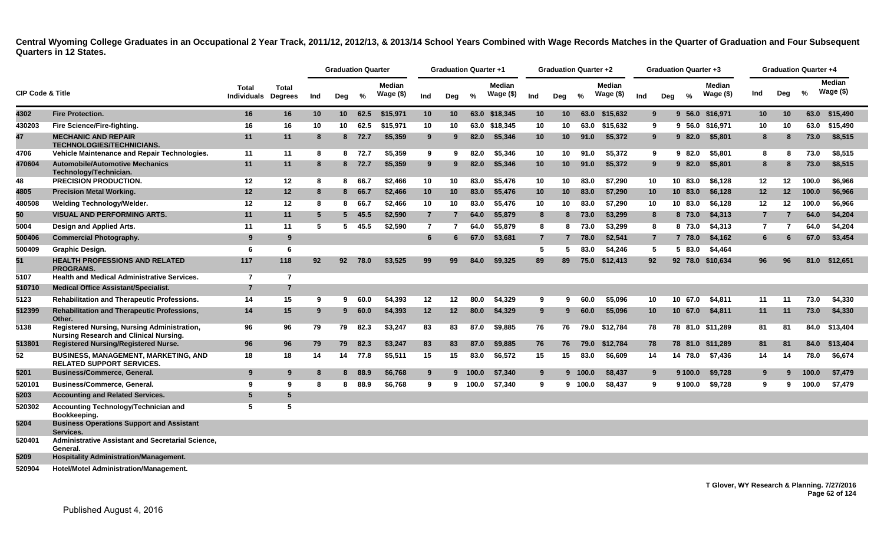**Central Wyoming College Graduates in an Occupational 2 Year Track, 2011/12, 2012/13, & 2013/14 School Years Combined with Wage Records Matches in the Quarter of Graduation and Four Subsequent Quarters in 12 States.**

| CIP Code & Title | | Total Individuals | Total Degrees | Graduation Quarter | | | | Graduation Quarter +1 | | | | Graduation Quarter +2 | | | | Graduation Quarter +3 | | | | Graduation Quarter +4 | | | |
|---|---|---|---|---|---|---|---|---|---|---|---|---|---|---|---|---|---|---|---|---|---|---|---|
| | | | | Ind | Deg | % | Median Wage ($) | Ind | Deg | % | Median Wage ($) | Ind | Deg | % | Median Wage ($) | Ind | Deg | % | Median Wage ($) | Ind | Deg | % | Median Wage ($) |
| 4302 | Fire Protection. | 16 | 16 | 10 | 10 | 62.5 | $15,971 | 10 | 10 | 63.0 | $18,345 | 10 | 10 | 63.0 | $15,632 | 9 | 9 | 56.0 | $16,971 | 10 | 10 | 63.0 | $15,490 |
| 430203 | Fire Science/Fire-fighting. | 16 | 16 | 10 | 10 | 62.5 | $15,971 | 10 | 10 | 63.0 | $18,345 | 10 | 10 | 63.0 | $15,632 | 9 | 9 | 56.0 | $16,971 | 10 | 10 | 63.0 | $15,490 |
| 47 | MECHANIC AND REPAIR TECHNOLOGIES/TECHNICIANS. | 11 | 11 | 8 | 8 | 72.7 | $5,359 | 9 | 9 | 82.0 | $5,346 | 10 | 10 | 91.0 | $5,372 | 9 | 9 | 82.0 | $5,801 | 8 | 8 | 73.0 | $8,515 |
| 4706 | Vehicle Maintenance and Repair Technologies. | 11 | 11 | 8 | 8 | 72.7 | $5,359 | 9 | 9 | 82.0 | $5,346 | 10 | 10 | 91.0 | $5,372 | 9 | 9 | 82.0 | $5,801 | 8 | 8 | 73.0 | $8,515 |
| 470604 | Automobile/Automotive Mechanics Technology/Technician. | 11 | 11 | 8 | 8 | 72.7 | $5,359 | 9 | 9 | 82.0 | $5,346 | 10 | 10 | 91.0 | $5,372 | 9 | 9 | 82.0 | $5,801 | 8 | 8 | 73.0 | $8,515 |
| 48 | PRECISION PRODUCTION. | 12 | 12 | 8 | 8 | 66.7 | $2,466 | 10 | 10 | 83.0 | $5,476 | 10 | 10 | 83.0 | $7,290 | 10 | 10 | 83.0 | $6,128 | 12 | 12 | 100.0 | $6,966 |
| 4805 | Precision Metal Working. | 12 | 12 | 8 | 8 | 66.7 | $2,466 | 10 | 10 | 83.0 | $5,476 | 10 | 10 | 83.0 | $7,290 | 10 | 10 | 83.0 | $6,128 | 12 | 12 | 100.0 | $6,966 |
| 480508 | Welding Technology/Welder. | 12 | 12 | 8 | 8 | 66.7 | $2,466 | 10 | 10 | 83.0 | $5,476 | 10 | 10 | 83.0 | $7,290 | 10 | 10 | 83.0 | $6,128 | 12 | 12 | 100.0 | $6,966 |
| 50 | VISUAL AND PERFORMING ARTS. | 11 | 11 | 5 | 5 | 45.5 | $2,590 | 7 | 7 | 64.0 | $5,879 | 8 | 8 | 73.0 | $3,299 | 8 | 8 | 73.0 | $4,313 | 7 | 7 | 64.0 | $4,204 |
| 5004 | Design and Applied Arts. | 11 | 11 | 5 | 5 | 45.5 | $2,590 | 7 | 7 | 64.0 | $5,879 | 8 | 8 | 73.0 | $3,299 | 8 | 8 | 73.0 | $4,313 | 7 | 7 | 64.0 | $4,204 |
| 500406 | Commercial Photography. | 9 | 9 | | | | | 6 | 6 | 67.0 | $3,681 | 7 | 7 | 78.0 | $2,541 | 7 | 7 | 78.0 | $4,162 | 6 | 6 | 67.0 | $3,454 |
| 500409 | Graphic Design. | 6 | 6 | | | | | | | | | 5 | 5 | 83.0 | $4,246 | 5 | 5 | 83.0 | $4,464 | | | | |
| 51 | HEALTH PROFESSIONS AND RELATED PROGRAMS. | 117 | 118 | 92 | 92 | 78.0 | $3,525 | 99 | 99 | 84.0 | $9,325 | 89 | 89 | 75.0 | $12,413 | 92 | 92 | 78.0 | $10,634 | 96 | 96 | 81.0 | $12,651 |
| 5107 | Health and Medical Administrative Services. | 7 | 7 | | | | | | | | | | | | | | | | | | | | |
| 510710 | Medical Office Assistant/Specialist. | 7 | 7 | | | | | | | | | | | | | | | | | | | | |
| 5123 | Rehabilitation and Therapeutic Professions. | 14 | 15 | 9 | 9 | 60.0 | $4,393 | 12 | 12 | 80.0 | $4,329 | 9 | 9 | 60.0 | $5,096 | 10 | 10 | 67.0 | $4,811 | 11 | 11 | 73.0 | $4,330 |
| 512399 | Rehabilitation and Therapeutic Professions, Other. | 14 | 15 | 9 | 9 | 60.0 | $4,393 | 12 | 12 | 80.0 | $4,329 | 9 | 9 | 60.0 | $5,096 | 10 | 10 | 67.0 | $4,811 | 11 | 11 | 73.0 | $4,330 |
| 5138 | Registered Nursing, Nursing Administration, Nursing Research and Clinical Nursing. | 96 | 96 | 79 | 79 | 82.3 | $3,247 | 83 | 83 | 87.0 | $9,885 | 76 | 76 | 79.0 | $12,784 | 78 | 78 | 81.0 | $11,289 | 81 | 81 | 84.0 | $13,404 |
| 513801 | Registered Nursing/Registered Nurse. | 96 | 96 | 79 | 79 | 82.3 | $3,247 | 83 | 83 | 87.0 | $9,885 | 76 | 76 | 79.0 | $12,784 | 78 | 78 | 81.0 | $11,289 | 81 | 81 | 84.0 | $13,404 |
| 52 | BUSINESS, MANAGEMENT, MARKETING, AND RELATED SUPPORT SERVICES. | 18 | 18 | 14 | 14 | 77.8 | $5,511 | 15 | 15 | 83.0 | $6,572 | 15 | 15 | 83.0 | $6,609 | 14 | 14 | 78.0 | $7,436 | 14 | 14 | 78.0 | $6,674 |
| 5201 | Business/Commerce, General. | 9 | 9 | 8 | 8 | 88.9 | $6,768 | 9 | 9 | 100.0 | $7,340 | 9 | 9 | 100.0 | $8,437 | 9 | 9 | 100.0 | $9,728 | 9 | 9 | 100.0 | $7,479 |
| 520101 | Business/Commerce, General. | 9 | 9 | 8 | 8 | 88.9 | $6,768 | 9 | 9 | 100.0 | $7,340 | 9 | 9 | 100.0 | $8,437 | 9 | 9 | 100.0 | $9,728 | 9 | 9 | 100.0 | $7,479 |
| 5203 | Accounting and Related Services. | 5 | 5 | | | | | | | | | | | | | | | | | | | | |
| 520302 | Accounting Technology/Technician and Bookkeeping. | 5 | 5 | | | | | | | | | | | | | | | | | | | | |
| 5204 | Business Operations Support and Assistant Services. | | | | | | | | | | | | | | | | | | | | | | |
| 520401 | Administrative Assistant and Secretarial Science, General. | | | | | | | | | | | | | | | | | | | | | | |
| 5209 | Hospitality Administration/Management. | | | | | | | | | | | | | | | | | | | | | | |
| 520904 | Hotel/Motel Administration/Management. | | | | | | | | | | | | | | | | | | | | | | |

T Glover, WY Research & Planning. 7/27/2016

Published August 4, 2016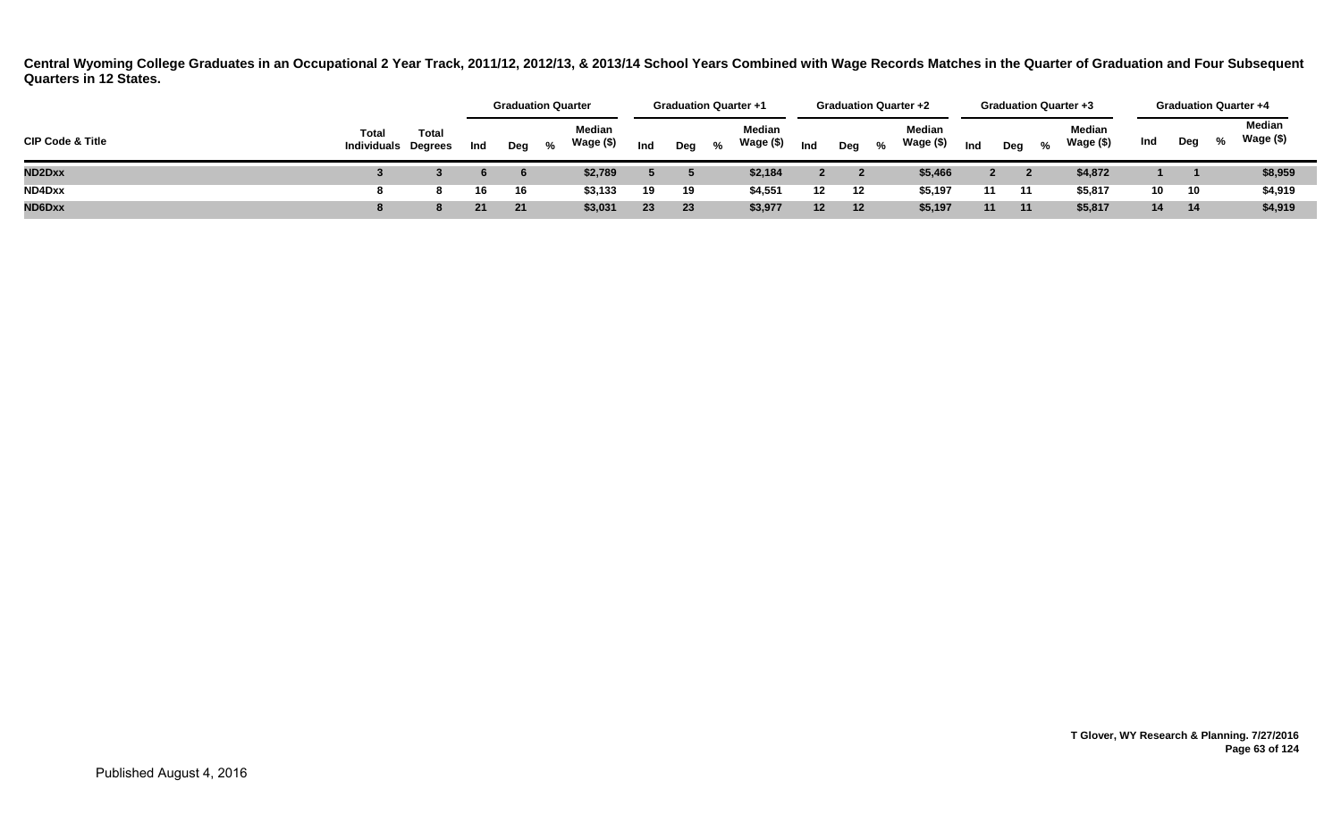**Central Wyoming College Graduates in an Occupational 2 Year Track, 2011/12, 2012/13, & 2013/14 School Years Combined with Wage Records Matches in the Quarter of Graduation and Four Subsequent Quarters in 12 States.**

| CIP Code & Title | Total Individuals | Total Degrees | Graduation Quarter | | | | Graduation Quarter +1 | | | | Graduation Quarter +2 | | | | Graduation Quarter +3 | | | | Graduation Quarter +4 | | | |
|---|---|---|---|---|---|---|---|---|---|---|---|---|---|---|---|---|---|---|---|---|---|---|
| | | | Ind | Deg | % | Median Wage ($) | Ind | Deg | % | Median Wage ($) | Ind | Deg | % | Median Wage ($) | Ind | Deg | % | Median Wage ($) | Ind | Deg | % | Median Wage ($) |
| ND2Dxx | 3 | 3 | 6 | 6 | | $2,789 | 5 | 5 | | $2,184 | 2 | 2 | | $5,466 | 2 | 2 | | $4,872 | 1 | 1 | | $8,959 |
| ND4Dxx | 8 | 8 | 16 | 16 | | $3,133 | 19 | 19 | | $4,551 | 12 | 12 | | $5,197 | 11 | 11 | | $5,817 | 10 | 10 | | $4,919 |
| ND6Dxx | 8 | 8 | 21 | 21 | | $3,031 | 23 | 23 | | $3,977 | 12 | 12 | | $5,197 | 11 | 11 | | $5,817 | 14 | 14 | | $4,919 |

T Glover, WY Research & Planning. 7/27/2016

Published August 4, 2016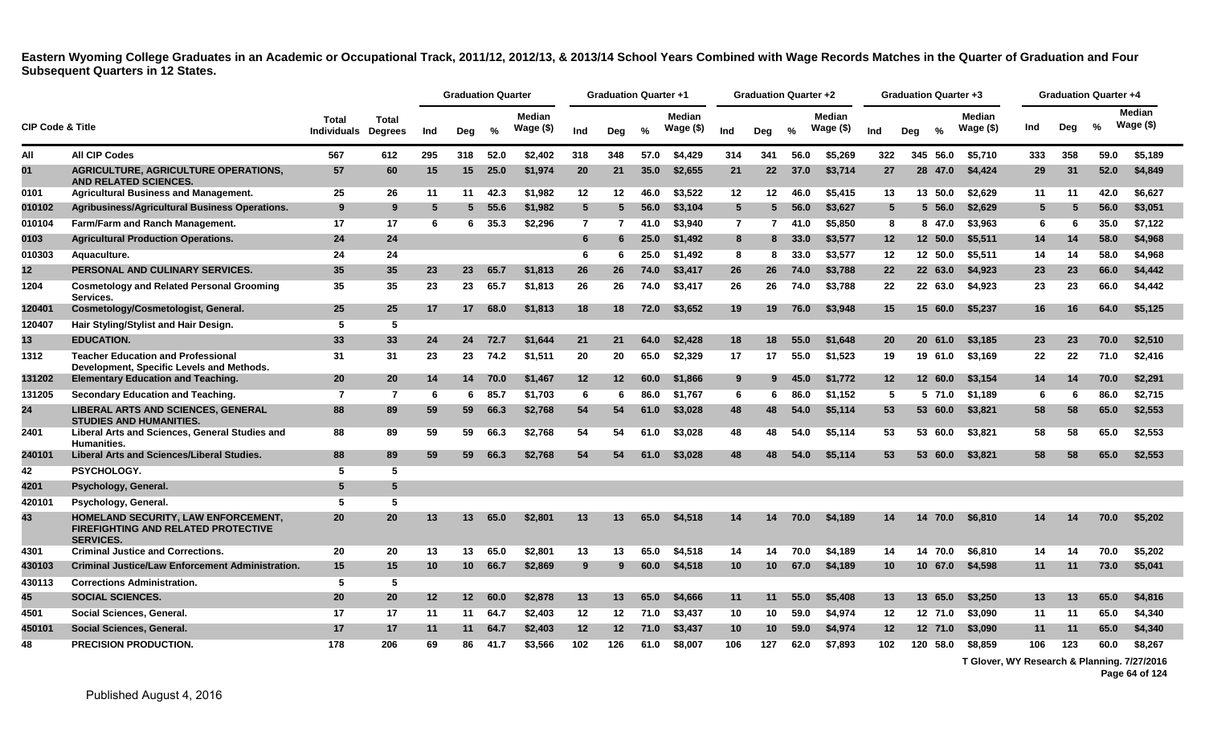**Eastern Wyoming College Graduates in an Academic or Occupational Track, 2011/12, 2012/13, & 2013/14 School Years Combined with Wage Records Matches in the Quarter of Graduation and Four Subsequent Quarters in 12 States.**

| CIP Code & Title | | Total Individuals | Total Degrees | Graduation Quarter | | | | Graduation Quarter +1 | | | | Graduation Quarter +2 | | | | Graduation Quarter +3 | | | | Graduation Quarter +4 | | | |
|---|---|---|---|---|---|---|---|---|---|---|---|---|---|---|---|---|---|---|---|---|---|---|---|
| | | | | Ind | Deg | % | Median Wage ($) | Ind | Deg | % | Median Wage ($) | Ind | Deg | % | Median Wage ($) | Ind | Deg | % | Median Wage ($) | Ind | Deg | % | Median Wage ($) |
| All | All CIP Codes | 567 | 612 | 295 | 318 | 52.0 | $2,402 | 318 | 348 | 57.0 | $4,429 | 314 | 341 | 56.0 | $5,269 | 322 | 345 | 56.0 | $5,710 | 333 | 358 | 59.0 | $5,189 |
| 01 | AGRICULTURE, AGRICULTURE OPERATIONS, AND RELATED SCIENCES. | 57 | 60 | 15 | 15 | 25.0 | $1,974 | 20 | 21 | 35.0 | $2,655 | 21 | 22 | 37.0 | $3,714 | 27 | 28 | 47.0 | $4,424 | 29 | 31 | 52.0 | $4,849 |
| 0101 | Agricultural Business and Management. | 25 | 26 | 11 | 11 | 42.3 | $1,982 | 12 | 12 | 46.0 | $3,522 | 12 | 12 | 46.0 | $5,415 | 13 | 13 | 50.0 | $2,629 | 11 | 11 | 42.0 | $6,627 |
| 010102 | Agribusiness/Agricultural Business Operations. | 9 | 9 | 5 | 5 | 55.6 | $1,982 | 5 | 5 | 56.0 | $3,104 | 5 | 5 | 56.0 | $3,627 | 5 | 5 | 56.0 | $2,629 | 5 | 5 | 56.0 | $3,051 |
| 010104 | Farm/Farm and Ranch Management. | 17 | 17 | 6 | 6 | 35.3 | $2,296 | 7 | 7 | 41.0 | $3,940 | 7 | 7 | 41.0 | $5,850 | 8 | 8 | 47.0 | $3,963 | 6 | 6 | 35.0 | $7,122 |
| 0103 | Agricultural Production Operations. | 24 | 24 | | | | | 6 | 6 | 25.0 | $1,492 | 8 | 8 | 33.0 | $3,577 | 12 | 12 | 50.0 | $5,511 | 14 | 14 | 58.0 | $4,968 |
| 010303 | Aquaculture. | 24 | 24 | | | | | 6 | 6 | 25.0 | $1,492 | 8 | 8 | 33.0 | $3,577 | 12 | 12 | 50.0 | $5,511 | 14 | 14 | 58.0 | $4,968 |
| 12 | PERSONAL AND CULINARY SERVICES. | 35 | 35 | 23 | 23 | 65.7 | $1,813 | 26 | 26 | 74.0 | $3,417 | 26 | 26 | 74.0 | $3,788 | 22 | 22 | 63.0 | $4,923 | 23 | 23 | 66.0 | $4,442 |
| 1204 | Cosmetology and Related Personal Grooming Services. | 35 | 35 | 23 | 23 | 65.7 | $1,813 | 26 | 26 | 74.0 | $3,417 | 26 | 26 | 74.0 | $3,788 | 22 | 22 | 63.0 | $4,923 | 23 | 23 | 66.0 | $4,442 |
| 120401 | Cosmetology/Cosmetologist, General. | 25 | 25 | 17 | 17 | 68.0 | $1,813 | 18 | 18 | 72.0 | $3,652 | 19 | 19 | 76.0 | $3,948 | 15 | 15 | 60.0 | $5,237 | 16 | 16 | 64.0 | $5,125 |
| 120407 | Hair Styling/Stylist and Hair Design. | 5 | 5 | | | | | | | | | | | | | | | | | | | | |
| 13 | EDUCATION. | 33 | 33 | 24 | 24 | 72.7 | $1,644 | 21 | 21 | 64.0 | $2,428 | 18 | 18 | 55.0 | $1,648 | 20 | 20 | 61.0 | $3,185 | 23 | 23 | 70.0 | $2,510 |
| 1312 | Teacher Education and Professional Development, Specific Levels and Methods. | 31 | 31 | 23 | 23 | 74.2 | $1,511 | 20 | 20 | 65.0 | $2,329 | 17 | 17 | 55.0 | $1,523 | 19 | 19 | 61.0 | $3,169 | 22 | 22 | 71.0 | $2,416 |
| 131202 | Elementary Education and Teaching. | 20 | 20 | 14 | 14 | 70.0 | $1,467 | 12 | 12 | 60.0 | $1,866 | 9 | 9 | 45.0 | $1,772 | 12 | 12 | 60.0 | $3,154 | 14 | 14 | 70.0 | $2,291 |
| 131205 | Secondary Education and Teaching. | 7 | 7 | 6 | 6 | 85.7 | $1,703 | 6 | 6 | 86.0 | $1,767 | 6 | 6 | 86.0 | $1,152 | 5 | 5 | 71.0 | $1,189 | 6 | 6 | 86.0 | $2,715 |
| 24 | LIBERAL ARTS AND SCIENCES, GENERAL STUDIES AND HUMANITIES. | 88 | 89 | 59 | 59 | 66.3 | $2,768 | 54 | 54 | 61.0 | $3,028 | 48 | 48 | 54.0 | $5,114 | 53 | 53 | 60.0 | $3,821 | 58 | 58 | 65.0 | $2,553 |
| 2401 | Liberal Arts and Sciences, General Studies and Humanities. | 88 | 89 | 59 | 59 | 66.3 | $2,768 | 54 | 54 | 61.0 | $3,028 | 48 | 48 | 54.0 | $5,114 | 53 | 53 | 60.0 | $3,821 | 58 | 58 | 65.0 | $2,553 |
| 240101 | Liberal Arts and Sciences/Liberal Studies. | 88 | 89 | 59 | 59 | 66.3 | $2,768 | 54 | 54 | 61.0 | $3,028 | 48 | 48 | 54.0 | $5,114 | 53 | 53 | 60.0 | $3,821 | 58 | 58 | 65.0 | $2,553 |
| 42 | PSYCHOLOGY. | 5 | 5 | | | | | | | | | | | | | | | | | | | | |
| 4201 | Psychology, General. | 5 | 5 | | | | | | | | | | | | | | | | | | | | |
| 420101 | Psychology, General. | 5 | 5 | | | | | | | | | | | | | | | | | | | | |
| 43 | HOMELAND SECURITY, LAW ENFORCEMENT, FIREFIGHTING AND RELATED PROTECTIVE SERVICES. | 20 | 20 | 13 | 13 | 65.0 | $2,801 | 13 | 13 | 65.0 | $4,518 | 14 | 14 | 70.0 | $4,189 | 14 | 14 | 70.0 | $6,810 | 14 | 14 | 70.0 | $5,202 |
| 4301 | Criminal Justice and Corrections. | 20 | 20 | 13 | 13 | 65.0 | $2,801 | 13 | 13 | 65.0 | $4,518 | 14 | 14 | 70.0 | $4,189 | 14 | 14 | 70.0 | $6,810 | 14 | 14 | 70.0 | $5,202 |
| 430103 | Criminal Justice/Law Enforcement Administration. | 15 | 15 | 10 | 10 | 66.7 | $2,869 | 9 | 9 | 60.0 | $4,518 | 10 | 10 | 67.0 | $4,189 | 10 | 10 | 67.0 | $4,598 | 11 | 11 | 73.0 | $5,041 |
| 430113 | Corrections Administration. | 5 | 5 | | | | | | | | | | | | | | | | | | | | |
| 45 | SOCIAL SCIENCES. | 20 | 20 | 12 | 12 | 60.0 | $2,878 | 13 | 13 | 65.0 | $4,666 | 11 | 11 | 55.0 | $5,408 | 13 | 13 | 65.0 | $3,250 | 13 | 13 | 65.0 | $4,816 |
| 4501 | Social Sciences, General. | 17 | 17 | 11 | 11 | 64.7 | $2,403 | 12 | 12 | 71.0 | $3,437 | 10 | 10 | 59.0 | $4,974 | 12 | 12 | 71.0 | $3,090 | 11 | 11 | 65.0 | $4,340 |
| 450101 | Social Sciences, General. | 17 | 17 | 11 | 11 | 64.7 | $2,403 | 12 | 12 | 71.0 | $3,437 | 10 | 10 | 59.0 | $4,974 | 12 | 12 | 71.0 | $3,090 | 11 | 11 | 65.0 | $4,340 |
| 48 | PRECISION PRODUCTION. | 178 | 206 | 69 | 86 | 41.7 | $3,566 | 102 | 126 | 61.0 | $8,007 | 106 | 127 | 62.0 | $7,893 | 102 | 120 | 58.0 | $8,859 | 106 | 123 | 60.0 | $8,267 |

T Glover, WY Research & Planning. 7/27/2016

Published August 4, 2016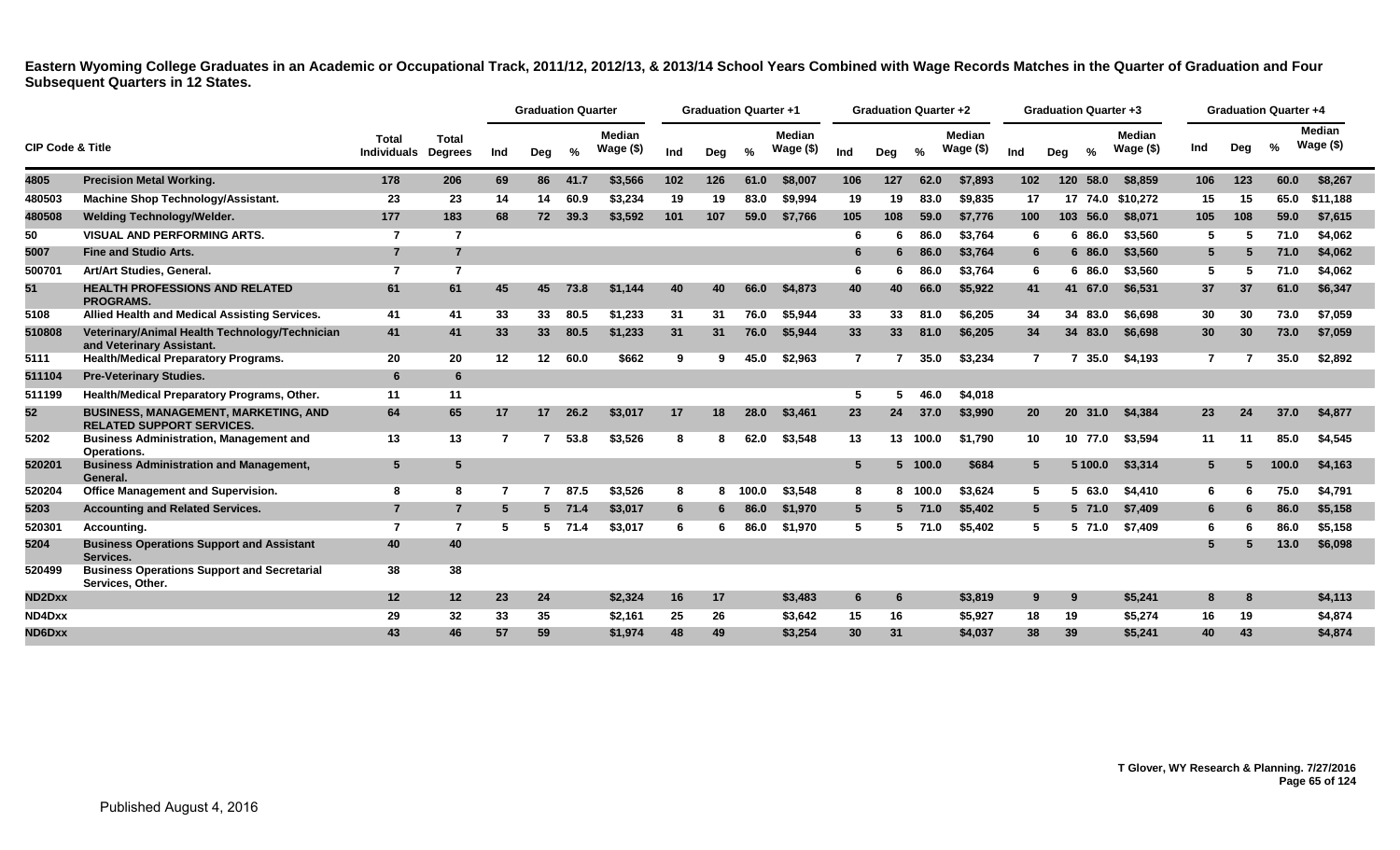**Eastern Wyoming College Graduates in an Academic or Occupational Track, 2011/12, 2012/13, & 2013/14 School Years Combined with Wage Records Matches in the Quarter of Graduation and Four Subsequent Quarters in 12 States.**

| CIP Code & Title | | Total Individuals | Total Degrees | Graduation Quarter | | | | Graduation Quarter +1 | | | | Graduation Quarter +2 | | | | Graduation Quarter +3 | | | | Graduation Quarter +4 | | | |
|---|---|---|---|---|---|---|---|---|---|---|---|---|---|---|---|---|---|---|---|---|---|---|---|
| | | | | Ind | Deg | % | Median Wage ($) | Ind | Deg | % | Median Wage ($) | Ind | Deg | % | Median Wage ($) | Ind | Deg | % | Median Wage ($) | Ind | Deg | % | Median Wage ($) |
| 4805 | Precision Metal Working. | 178 | 206 | 69 | 86 | 41.7 | $3,566 | 102 | 126 | 61.0 | $8,007 | 106 | 127 | 62.0 | $7,893 | 102 | 120 | 58.0 | $8,859 | 106 | 123 | 60.0 | $8,267 |
| 480503 | Machine Shop Technology/Assistant. | 23 | 23 | 14 | 14 | 60.9 | $3,234 | 19 | 19 | 83.0 | $9,994 | 19 | 19 | 83.0 | $9,835 | 17 | 17 | 74.0 | $10,272 | 15 | 15 | 65.0 | $11,188 |
| 480508 | Welding Technology/Welder. | 177 | 183 | 68 | 72 | 39.3 | $3,592 | 101 | 107 | 59.0 | $7,766 | 105 | 108 | 59.0 | $7,776 | 100 | 103 | 56.0 | $8,071 | 105 | 108 | 59.0 | $7,615 |
| 50 | VISUAL AND PERFORMING ARTS. | 7 | 7 | | | | | | | | | 6 | 6 | 86.0 | $3,764 | 6 | 6 | 86.0 | $3,560 | 5 | 5 | 71.0 | $4,062 |
| 5007 | Fine and Studio Arts. | 7 | 7 | | | | | | | | | 6 | 6 | 86.0 | $3,764 | 6 | 6 | 86.0 | $3,560 | 5 | 5 | 71.0 | $4,062 |
| 500701 | Art/Art Studies, General. | 7 | 7 | | | | | | | | | 6 | 6 | 86.0 | $3,764 | 6 | 6 | 86.0 | $3,560 | 5 | 5 | 71.0 | $4,062 |
| 51 | HEALTH PROFESSIONS AND RELATED PROGRAMS. | 61 | 61 | 45 | 45 | 73.8 | $1,144 | 40 | 40 | 66.0 | $4,873 | 40 | 40 | 66.0 | $5,922 | 41 | 41 | 67.0 | $6,531 | 37 | 37 | 61.0 | $6,347 |
| 5108 | Allied Health and Medical Assisting Services. | 41 | 41 | 33 | 33 | 80.5 | $1,233 | 31 | 31 | 76.0 | $5,944 | 33 | 33 | 81.0 | $6,205 | 34 | 34 | 83.0 | $6,698 | 30 | 30 | 73.0 | $7,059 |
| 510808 | Veterinary/Animal Health Technology/Technician and Veterinary Assistant. | 41 | 41 | 33 | 33 | 80.5 | $1,233 | 31 | 31 | 76.0 | $5,944 | 33 | 33 | 81.0 | $6,205 | 34 | 34 | 83.0 | $6,698 | 30 | 30 | 73.0 | $7,059 |
| 5111 | Health/Medical Preparatory Programs. | 20 | 20 | 12 | 12 | 60.0 | $662 | 9 | 9 | 45.0 | $2,963 | 7 | 7 | 35.0 | $3,234 | 7 | 7 | 35.0 | $4,193 | 7 | 7 | 35.0 | $2,892 |
| 511104 | Pre-Veterinary Studies. | 6 | 6 | | | | | | | | | | | | | | | | | | | | |
| 511199 | Health/Medical Preparatory Programs, Other. | 11 | 11 | | | | | | | | | 5 | 5 | 46.0 | $4,018 | | | | | | | | |
| 52 | BUSINESS, MANAGEMENT, MARKETING, AND RELATED SUPPORT SERVICES. | 64 | 65 | 17 | 17 | 26.2 | $3,017 | 17 | 18 | 28.0 | $3,461 | 23 | 24 | 37.0 | $3,990 | 20 | 20 | 31.0 | $4,384 | 23 | 24 | 37.0 | $4,877 |
| 5202 | Business Administration, Management and Operations. | 13 | 13 | 7 | 7 | 53.8 | $3,526 | 8 | 8 | 62.0 | $3,548 | 13 | 13 | 100.0 | $1,790 | 10 | 10 | 77.0 | $3,594 | 11 | 11 | 85.0 | $4,545 |
| 520201 | Business Administration and Management, General. | 5 | 5 | | | | | | | | | 5 | 5 | 100.0 | $684 | 5 | 5 | 100.0 | $3,314 | 5 | 5 | 100.0 | $4,163 |
| 520204 | Office Management and Supervision. | 8 | 8 | 7 | 7 | 87.5 | $3,526 | 8 | 8 | 100.0 | $3,548 | 8 | 8 | 100.0 | $3,624 | 5 | 5 | 63.0 | $4,410 | 6 | 6 | 75.0 | $4,791 |
| 5203 | Accounting and Related Services. | 7 | 7 | 5 | 5 | 71.4 | $3,017 | 6 | 6 | 86.0 | $1,970 | 5 | 5 | 71.0 | $5,402 | 5 | 5 | 71.0 | $7,409 | 6 | 6 | 86.0 | $5,158 |
| 520301 | Accounting. | 7 | 7 | 5 | 5 | 71.4 | $3,017 | 6 | 6 | 86.0 | $1,970 | 5 | 5 | 71.0 | $5,402 | 5 | 5 | 71.0 | $7,409 | 6 | 6 | 86.0 | $5,158 |
| 5204 | Business Operations Support and Assistant Services. | 40 | 40 | | | | | | | | | | | | | | | | | 5 | 5 | 13.0 | $6,098 |
| 520499 | Business Operations Support and Secretarial Services, Other. | 38 | 38 | | | | | | | | | | | | | | | | | | | | |
| ND2Dxx | | 12 | 12 | 23 | 24 | | $2,324 | 16 | 17 | | $3,483 | 6 | 6 | | $3,819 | 9 | 9 | | $5,241 | 8 | 8 | | $4,113 |
| ND4Dxx | | 29 | 32 | 33 | 35 | | $2,161 | 25 | 26 | | $3,642 | 15 | 16 | | $5,927 | 18 | 19 | | $5,274 | 16 | 19 | | $4,874 |
| ND6Dxx | | 43 | 46 | 57 | 59 | | $1,974 | 48 | 49 | | $3,254 | 30 | 31 | | $4,037 | 38 | 39 | | $5,241 | 40 | 43 | | $4,874 |

T Glover, WY Research & Planning. 7/27/2016

Published August 4, 2016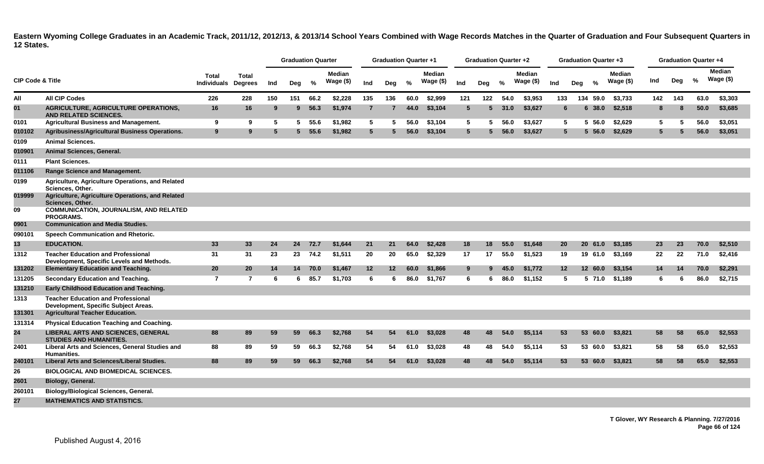**Eastern Wyoming College Graduates in an Academic Track, 2011/12, 2012/13, & 2013/14 School Years Combined with Wage Records Matches in the Quarter of Graduation and Four Subsequent Quarters in 12 States.**

| CIP Code & Title | | Total Individuals | Total Degrees | Graduation Quarter | | | | Graduation Quarter +1 | | | | Graduation Quarter +2 | | | | Graduation Quarter +3 | | | | Graduation Quarter +4 | | | |
|---|---|---|---|---|---|---|---|---|---|---|---|---|---|---|---|---|---|---|---|---|---|---|---|
| | | | | Ind | Deg | % | Median Wage ($) | Ind | Deg | % | Median Wage ($) | Ind | Deg | % | Median Wage ($) | Ind | Deg | % | Median Wage ($) | Ind | Deg | % | Median Wage ($) |
| All | All CIP Codes | 226 | 228 | 150 | 151 | 66.2 | $2,228 | 135 | 136 | 60.0 | $2,999 | 121 | 122 | 54.0 | $3,953 | 133 | 134 | 59.0 | $3,733 | 142 | 143 | 63.0 | $3,303 |
| 01 | AGRICULTURE, AGRICULTURE OPERATIONS, AND RELATED SCIENCES. | 16 | 16 | 9 | 9 | 56.3 | $1,974 | 7 | 7 | 44.0 | $3,104 | 5 | 5 | 31.0 | $3,627 | 6 | 6 | 38.0 | $2,518 | 8 | 8 | 50.0 | $3,685 |
| 0101 | Agricultural Business and Management. | 9 | 9 | 5 | 5 | 55.6 | $1,982 | 5 | 5 | 56.0 | $3,104 | 5 | 5 | 56.0 | $3,627 | 5 | 5 | 56.0 | $2,629 | 5 | 5 | 56.0 | $3,051 |
| 010102 | Agribusiness/Agricultural Business Operations. | 9 | 9 | 5 | 5 | 55.6 | $1,982 | 5 | 5 | 56.0 | $3,104 | 5 | 5 | 56.0 | $3,627 | 5 | 5 | 56.0 | $2,629 | 5 | 5 | 56.0 | $3,051 |
| 0109 | Animal Sciences. | | | | | | | | | | | | | | | | | | | | | | |
| 010901 | Animal Sciences, General. | | | | | | | | | | | | | | | | | | | | | | |
| 0111 | Plant Sciences. | | | | | | | | | | | | | | | | | | | | | | |
| 011106 | Range Science and Management. | | | | | | | | | | | | | | | | | | | | | | |
| 0199 | Agriculture, Agriculture Operations, and Related Sciences, Other. | | | | | | | | | | | | | | | | | | | | | | |
| 019999 | Agriculture, Agriculture Operations, and Related Sciences, Other. | | | | | | | | | | | | | | | | | | | | | | |
| 09 | COMMUNICATION, JOURNALISM, AND RELATED PROGRAMS. | | | | | | | | | | | | | | | | | | | | | | |
| 0901 | Communication and Media Studies. | | | | | | | | | | | | | | | | | | | | | | |
| 090101 | Speech Communication and Rhetoric. | | | | | | | | | | | | | | | | | | | | | | |
| 13 | EDUCATION. | 33 | 33 | 24 | 24 | 72.7 | $1,644 | 21 | 21 | 64.0 | $2,428 | 18 | 18 | 55.0 | $1,648 | 20 | 20 | 61.0 | $3,185 | 23 | 23 | 70.0 | $2,510 |
| 1312 | Teacher Education and Professional Development, Specific Levels and Methods. | 31 | 31 | 23 | 23 | 74.2 | $1,511 | 20 | 20 | 65.0 | $2,329 | 17 | 17 | 55.0 | $1,523 | 19 | 19 | 61.0 | $3,169 | 22 | 22 | 71.0 | $2,416 |
| 131202 | Elementary Education and Teaching. | 20 | 20 | 14 | 14 | 70.0 | $1,467 | 12 | 12 | 60.0 | $1,866 | 9 | 9 | 45.0 | $1,772 | 12 | 12 | 60.0 | $3,154 | 14 | 14 | 70.0 | $2,291 |
| 131205 | Secondary Education and Teaching. | 7 | 7 | 6 | 6 | 85.7 | $1,703 | 6 | 6 | 86.0 | $1,767 | 6 | 6 | 86.0 | $1,152 | 5 | 5 | 71.0 | $1,189 | 6 | 6 | 86.0 | $2,715 |
| 131210 | Early Childhood Education and Teaching. | | | | | | | | | | | | | | | | | | | | | | |
| 1313 | Teacher Education and Professional Development, Specific Subject Areas. | | | | | | | | | | | | | | | | | | | | | | |
| 131301 | Agricultural Teacher Education. | | | | | | | | | | | | | | | | | | | | | | |
| 131314 | Physical Education Teaching and Coaching. | | | | | | | | | | | | | | | | | | | | | | |
| 24 | LIBERAL ARTS AND SCIENCES, GENERAL STUDIES AND HUMANITIES. | 88 | 89 | 59 | 59 | 66.3 | $2,768 | 54 | 54 | 61.0 | $3,028 | 48 | 48 | 54.0 | $5,114 | 53 | 53 | 60.0 | $3,821 | 58 | 58 | 65.0 | $2,553 |
| 2401 | Liberal Arts and Sciences, General Studies and Humanities. | 88 | 89 | 59 | 59 | 66.3 | $2,768 | 54 | 54 | 61.0 | $3,028 | 48 | 48 | 54.0 | $5,114 | 53 | 53 | 60.0 | $3,821 | 58 | 58 | 65.0 | $2,553 |
| 240101 | Liberal Arts and Sciences/Liberal Studies. | 88 | 89 | 59 | 59 | 66.3 | $2,768 | 54 | 54 | 61.0 | $3,028 | 48 | 48 | 54.0 | $5,114 | 53 | 53 | 60.0 | $3,821 | 58 | 58 | 65.0 | $2,553 |
| 26 | BIOLOGICAL AND BIOMEDICAL SCIENCES. | | | | | | | | | | | | | | | | | | | | | | |
| 2601 | Biology, General. | | | | | | | | | | | | | | | | | | | | | | |
| 260101 | Biology/Biological Sciences, General. | | | | | | | | | | | | | | | | | | | | | | |
| 27 | MATHEMATICS AND STATISTICS. | | | | | | | | | | | | | | | | | | | | | | |

T Glover, WY Research & Planning. 7/27/2016

Published August 4, 2016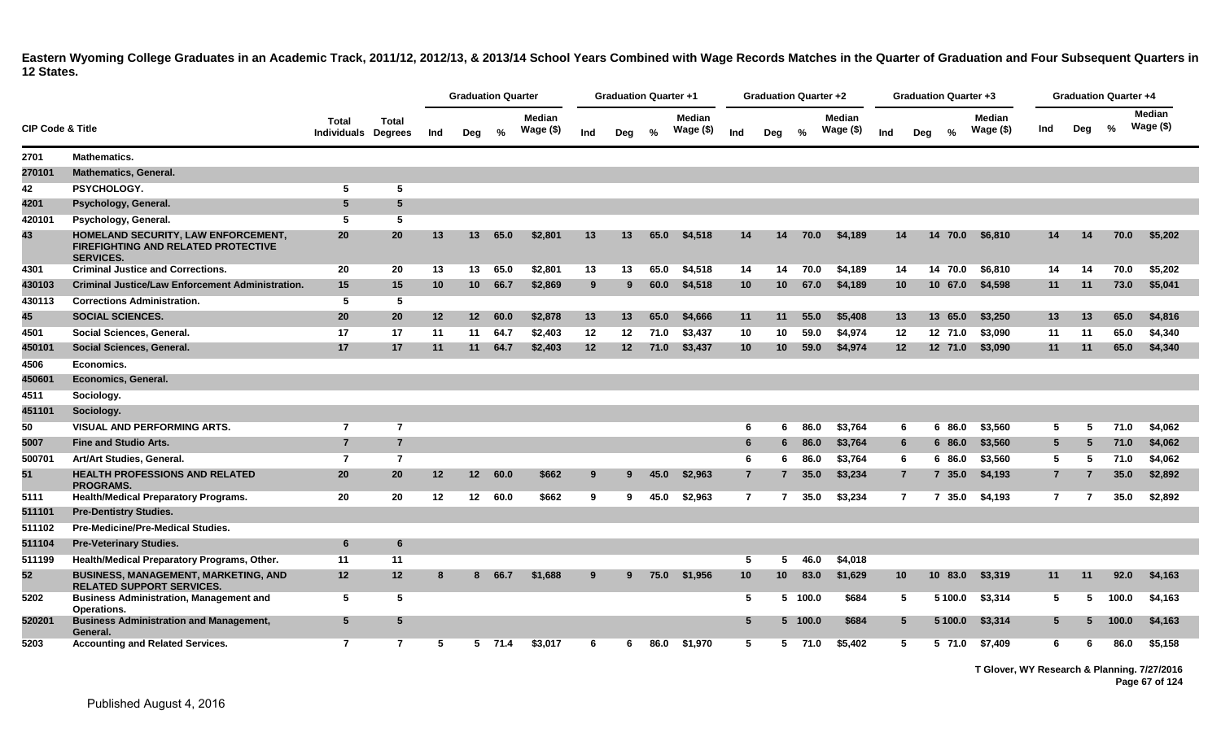# Eastern Wyoming College Graduates in an Academic Track, 2011/12, 2012/13, & 2013/14 School Years Combined with Wage Records Matches in the Quarter of Graduation and Four Subsequent Quarters in 12 States.

| CIP Code & Title | | Total Individuals | Total Degrees | Graduation Quarter | | | | Graduation Quarter +1 | | | | Graduation Quarter +2 | | | | Graduation Quarter +3 | | | | Graduation Quarter +4 | | | |
|---|---|---|---|---|---|---|---|---|---|---|---|---|---|---|---|---|---|---|---|---|---|---|---|
| | | | | Ind | Deg | % | Median Wage ($) | Ind | Deg | % | Median Wage ($) | Ind | Deg | % | Median Wage ($) | Ind | Deg | % | Median Wage ($) | Ind | Deg | % | Median Wage ($) |
| 2701 | Mathematics. | | | | | | | | | | | | | | | | | | | | | | |
| 270101 | Mathematics, General. | | | | | | | | | | | | | | | | | | | | | | |
| 42 | PSYCHOLOGY. | 5 | 5 | | | | | | | | | | | | | | | | | | | | |
| 4201 | Psychology, General. | 5 | 5 | | | | | | | | | | | | | | | | | | | | |
| 420101 | Psychology, General. | 5 | 5 | | | | | | | | | | | | | | | | | | | | |
| 43 | HOMELAND SECURITY, LAW ENFORCEMENT, FIREFIGHTING AND RELATED PROTECTIVE SERVICES. | 20 | 20 | 13 | 13 | 65.0 | $2,801 | 13 | 13 | 65.0 | $4,518 | 14 | 14 | 70.0 | $4,189 | 14 | 14 | 70.0 | $6,810 | 14 | 14 | 70.0 | $5,202 |
| 4301 | Criminal Justice and Corrections. | 20 | 20 | 13 | 13 | 65.0 | $2,801 | 13 | 13 | 65.0 | $4,518 | 14 | 14 | 70.0 | $4,189 | 14 | 14 | 70.0 | $6,810 | 14 | 14 | 70.0 | $5,202 |
| 430103 | Criminal Justice/Law Enforcement Administration. | 15 | 15 | 10 | 10 | 66.7 | $2,869 | 9 | 9 | 60.0 | $4,518 | 10 | 10 | 67.0 | $4,189 | 10 | 10 | 67.0 | $4,598 | 11 | 11 | 73.0 | $5,041 |
| 430113 | Corrections Administration. | 5 | 5 | | | | | | | | | | | | | | | | | | | | |
| 45 | SOCIAL SCIENCES. | 20 | 20 | 12 | 12 | 60.0 | $2,878 | 13 | 13 | 65.0 | $4,666 | 11 | 11 | 55.0 | $5,408 | 13 | 13 | 65.0 | $3,250 | 13 | 13 | 65.0 | $4,816 |
| 4501 | Social Sciences, General. | 17 | 17 | 11 | 11 | 64.7 | $2,403 | 12 | 12 | 71.0 | $3,437 | 10 | 10 | 59.0 | $4,974 | 12 | 12 | 71.0 | $3,090 | 11 | 11 | 65.0 | $4,340 |
| 450101 | Social Sciences, General. | 17 | 17 | 11 | 11 | 64.7 | $2,403 | 12 | 12 | 71.0 | $3,437 | 10 | 10 | 59.0 | $4,974 | 12 | 12 | 71.0 | $3,090 | 11 | 11 | 65.0 | $4,340 |
| 4506 | Economics. | | | | | | | | | | | | | | | | | | | | | | |
| 450601 | Economics, General. | | | | | | | | | | | | | | | | | | | | | | |
| 4511 | Sociology. | | | | | | | | | | | | | | | | | | | | | | |
| 451101 | Sociology. | | | | | | | | | | | | | | | | | | | | | | |
| 50 | VISUAL AND PERFORMING ARTS. | 7 | 7 | | | | | | | | | 6 | 6 | 86.0 | $3,764 | 6 | 6 | 86.0 | $3,560 | 5 | 5 | 71.0 | $4,062 |
| 5007 | Fine and Studio Arts. | 7 | 7 | | | | | | | | | 6 | 6 | 86.0 | $3,764 | 6 | 6 | 86.0 | $3,560 | 5 | 5 | 71.0 | $4,062 |
| 500701 | Art/Art Studies, General. | 7 | 7 | | | | | | | | | 6 | 6 | 86.0 | $3,764 | 6 | 6 | 86.0 | $3,560 | 5 | 5 | 71.0 | $4,062 |
| 51 | HEALTH PROFESSIONS AND RELATED PROGRAMS. | 20 | 20 | 12 | 12 | 60.0 | $662 | 9 | 9 | 45.0 | $2,963 | 7 | 7 | 35.0 | $3,234 | 7 | 7 | 35.0 | $4,193 | 7 | 7 | 35.0 | $2,892 |
| 5111 | Health/Medical Preparatory Programs. | 20 | 20 | 12 | 12 | 60.0 | $662 | 9 | 9 | 45.0 | $2,963 | 7 | 7 | 35.0 | $3,234 | 7 | 7 | 35.0 | $4,193 | 7 | 7 | 35.0 | $2,892 |
| 511101 | Pre-Dentistry Studies. | | | | | | | | | | | | | | | | | | | | | | |
| 511102 | Pre-Medicine/Pre-Medical Studies. | | | | | | | | | | | | | | | | | | | | | | |
| 511104 | Pre-Veterinary Studies. | 6 | 6 | | | | | | | | | | | | | | | | | | | | |
| 511199 | Health/Medical Preparatory Programs, Other. | 11 | 11 | | | | | | | | | 5 | 5 | 46.0 | $4,018 | | | | | | | | |
| 52 | BUSINESS, MANAGEMENT, MARKETING, AND RELATED SUPPORT SERVICES. | 12 | 12 | 8 | 8 | 66.7 | $1,688 | 9 | 9 | 75.0 | $1,956 | 10 | 10 | 83.0 | $1,629 | 10 | 10 | 83.0 | $3,319 | 11 | 11 | 92.0 | $4,163 |
| 5202 | Business Administration, Management and Operations. | 5 | 5 | | | | | | | | | 5 | 5 | 100.0 | $684 | 5 | 5 | 100.0 | $3,314 | 5 | 5 | 100.0 | $4,163 |
| 520201 | Business Administration and Management, General. | 5 | 5 | | | | | | | | | 5 | 5 | 100.0 | $684 | 5 | 5 | 100.0 | $3,314 | 5 | 5 | 100.0 | $4,163 |
| 5203 | Accounting and Related Services. | 7 | 7 | 5 | 5 | 71.4 | $3,017 | 6 | 6 | 86.0 | $1,970 | 5 | 5 | 71.0 | $5,402 | 5 | 5 | 71.0 | $7,409 | 6 | 6 | 86.0 | $5,158 |

T Glover, WY Research & Planning. 7/27/2016

Published August 4, 2016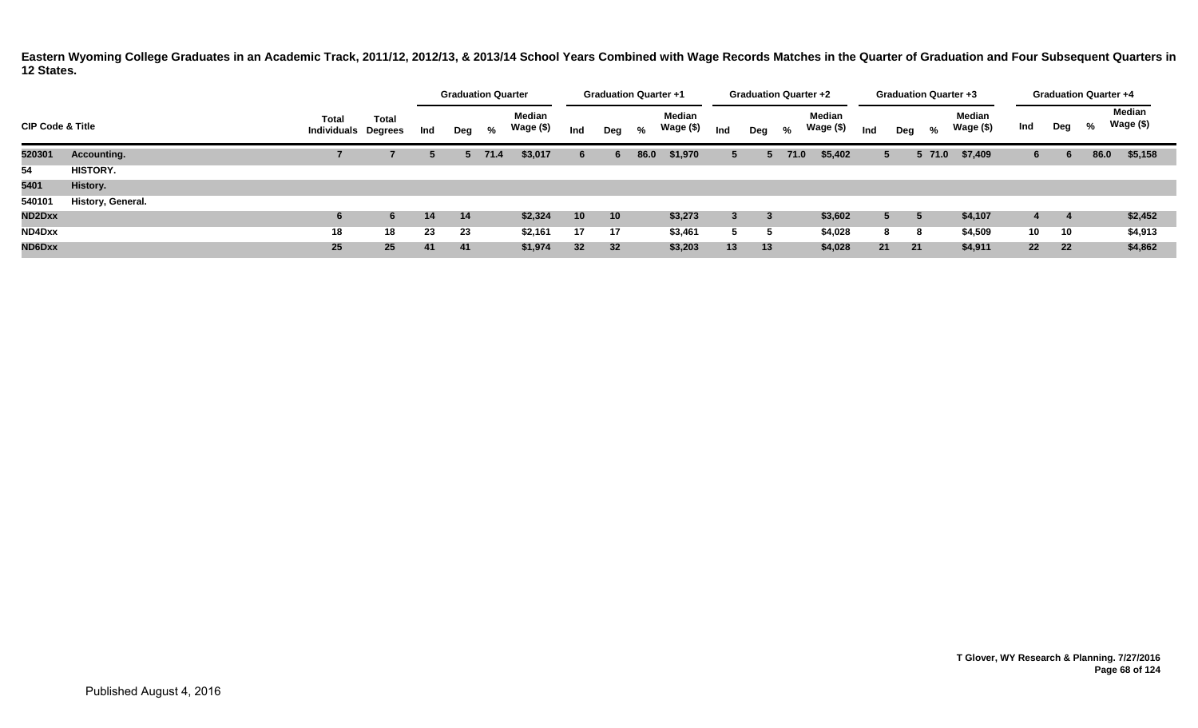**Eastern Wyoming College Graduates in an Academic Track, 2011/12, 2012/13, & 2013/14 School Years Combined with Wage Records Matches in the Quarter of Graduation and Four Subsequent Quarters in 12 States.**

| CIP Code & Title | | Total Individuals | Total Degrees | Graduation Quarter | | | | Graduation Quarter +1 | | | | Graduation Quarter +2 | | | | Graduation Quarter +3 | | | | Graduation Quarter +4 | | | |
|---|---|---|---|---|---|---|---|---|---|---|---|---|---|---|---|---|---|---|---|---|---|---|---|
| | | | | Ind | Deg | % | Median Wage ($) | Ind | Deg | % | Median Wage ($) | Ind | Deg | % | Median Wage ($) | Ind | Deg | % | Median Wage ($) | Ind | Deg | % | Median Wage ($) |
| 520301 | Accounting. | 7 | 7 | 5 | 5 | 71.4 | $3,017 | 6 | 6 | 86.0 | $1,970 | 5 | 5 | 71.0 | $5,402 | 5 | 5 | 71.0 | $7,409 | 6 | 6 | 86.0 | $5,158 |
| 54 | HISTORY. | | | | | | | | | | | | | | | | | | | | | | |
| 5401 | History. | | | | | | | | | | | | | | | | | | | | | | |
| 540101 | History, General. | | | | | | | | | | | | | | | | | | | | | | |
| ND2Dxx | | 6 | 6 | 14 | 14 | | $2,324 | 10 | 10 | | $3,273 | 3 | 3 | | $3,602 | 5 | 5 | | $4,107 | 4 | 4 | | $2,452 |
| ND4Dxx | | 18 | 18 | 23 | 23 | | $2,161 | 17 | 17 | | $3,461 | 5 | 5 | | $4,028 | 8 | 8 | | $4,509 | 10 | 10 | | $4,913 |
| ND6Dxx | | 25 | 25 | 41 | 41 | | $1,974 | 32 | 32 | | $3,203 | 13 | 13 | | $4,028 | 21 | 21 | | $4,911 | 22 | 22 | | $4,862 |

T Glover, WY Research & Planning. 7/27/2016

Published August 4, 2016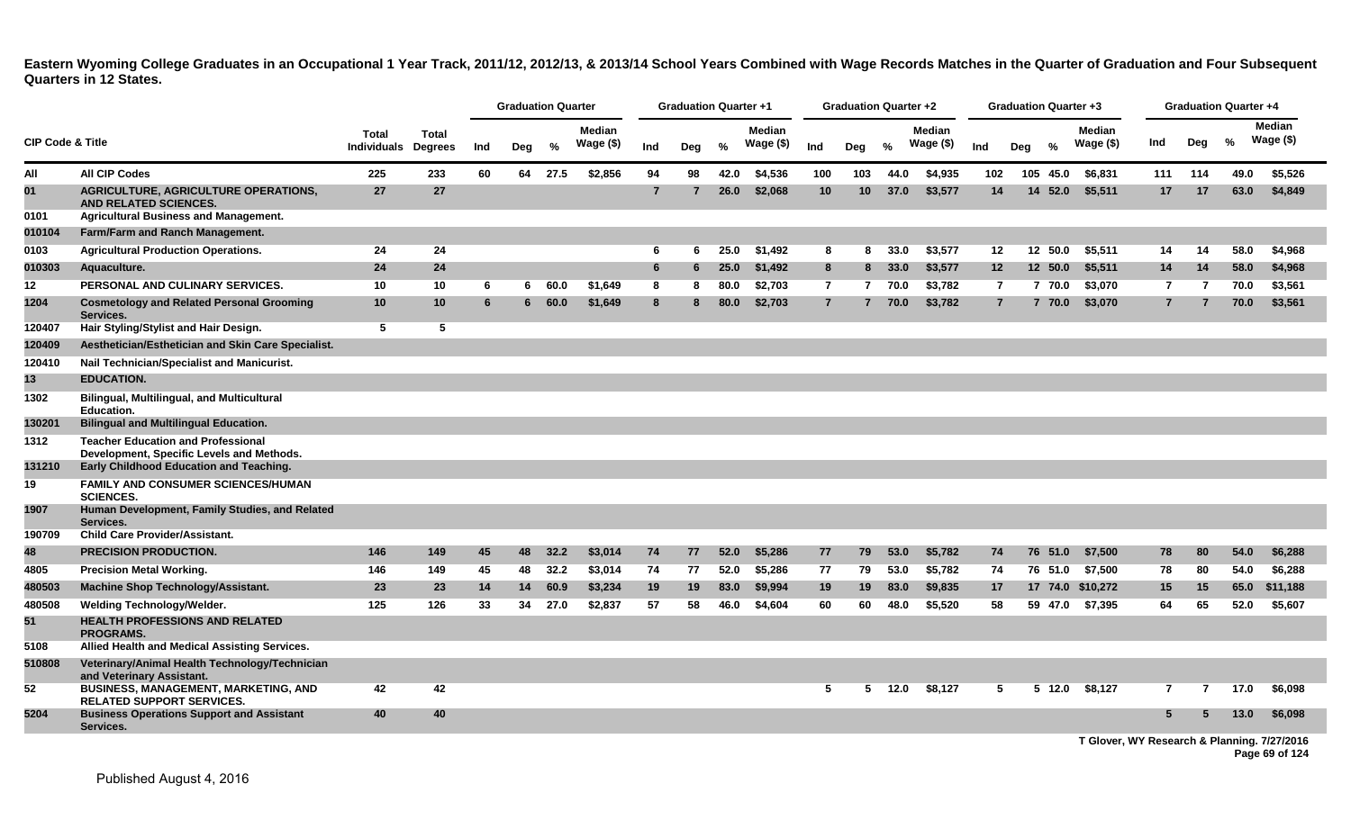**Eastern Wyoming College Graduates in an Occupational 1 Year Track, 2011/12, 2012/13, & 2013/14 School Years Combined with Wage Records Matches in the Quarter of Graduation and Four Subsequent Quarters in 12 States.**

| CIP Code & Title | | Total Individuals | Total Degrees | Graduation Quarter | | | | Graduation Quarter +1 | | | | Graduation Quarter +2 | | | | Graduation Quarter +3 | | | | Graduation Quarter +4 | | | |
|---|---|---|---|---|---|---|---|---|---|---|---|---|---|---|---|---|---|---|---|---|---|---|---|
| | | | | Ind | Deg | % | Median Wage ($) | Ind | Deg | % | Median Wage ($) | Ind | Deg | % | Median Wage ($) | Ind | Deg | % | Median Wage ($) | Ind | Deg | % | Median Wage ($) |
| All | All CIP Codes | 225 | 233 | 60 | 64 | 27.5 | $2,856 | 94 | 98 | 42.0 | $4,536 | 100 | 103 | 44.0 | $4,935 | 102 | 105 | 45.0 | $6,831 | 111 | 114 | 49.0 | $5,526 |
| 01 | AGRICULTURE, AGRICULTURE OPERATIONS, AND RELATED SCIENCES. | 27 | 27 | | | | | 7 | 7 | 26.0 | $2,068 | 10 | 10 | 37.0 | $3,577 | 14 | 14 | 52.0 | $5,511 | 17 | 17 | 63.0 | $4,849 |
| 0101 | Agricultural Business and Management. | | | | | | | | | | | | | | | | | | | | | | |
| 010104 | Farm/Farm and Ranch Management. | | | | | | | | | | | | | | | | | | | | | | |
| 0103 | Agricultural Production Operations. | 24 | 24 | | | | | 6 | 6 | 25.0 | $1,492 | 8 | 8 | 33.0 | $3,577 | 12 | 12 | 50.0 | $5,511 | 14 | 14 | 58.0 | $4,968 |
| 010303 | Aquaculture. | 24 | 24 | | | | | 6 | 6 | 25.0 | $1,492 | 8 | 8 | 33.0 | $3,577 | 12 | 12 | 50.0 | $5,511 | 14 | 14 | 58.0 | $4,968 |
| 12 | PERSONAL AND CULINARY SERVICES. | 10 | 10 | 6 | 6 | 60.0 | $1,649 | 8 | 8 | 80.0 | $2,703 | 7 | 7 | 70.0 | $3,782 | 7 | 7 | 70.0 | $3,070 | 7 | 7 | 70.0 | $3,561 |
| 1204 | Cosmetology and Related Personal Grooming Services. | 10 | 10 | 6 | 6 | 60.0 | $1,649 | 8 | 8 | 80.0 | $2,703 | 7 | 7 | 70.0 | $3,782 | 7 | 7 | 70.0 | $3,070 | 7 | 7 | 70.0 | $3,561 |
| 120407 | Hair Styling/Stylist and Hair Design. | 5 | 5 | | | | | | | | | | | | | | | | | | | | |
| 120409 | Aesthetician/Esthetician and Skin Care Specialist. | | | | | | | | | | | | | | | | | | | | | | |
| 120410 | Nail Technician/Specialist and Manicurist. | | | | | | | | | | | | | | | | | | | | | | |
| 13 | EDUCATION. | | | | | | | | | | | | | | | | | | | | | | |
| 1302 | Bilingual, Multilingual, and Multicultural Education. | | | | | | | | | | | | | | | | | | | | | | |
| 130201 | Bilingual and Multilingual Education. | | | | | | | | | | | | | | | | | | | | | | |
| 1312 | Teacher Education and Professional Development, Specific Levels and Methods. | | | | | | | | | | | | | | | | | | | | | | |
| 131210 | Early Childhood Education and Teaching. | | | | | | | | | | | | | | | | | | | | | | |
| 19 | FAMILY AND CONSUMER SCIENCES/HUMAN SCIENCES. | | | | | | | | | | | | | | | | | | | | | | |
| 1907 | Human Development, Family Studies, and Related Services. | | | | | | | | | | | | | | | | | | | | | | |
| 190709 | Child Care Provider/Assistant. | | | | | | | | | | | | | | | | | | | | | | |
| 48 | PRECISION PRODUCTION. | 146 | 149 | 45 | 48 | 32.2 | $3,014 | 74 | 77 | 52.0 | $5,286 | 77 | 79 | 53.0 | $5,782 | 74 | 76 | 51.0 | $7,500 | 78 | 80 | 54.0 | $6,288 |
| 4805 | Precision Metal Working. | 146 | 149 | 45 | 48 | 32.2 | $3,014 | 74 | 77 | 52.0 | $5,286 | 77 | 79 | 53.0 | $5,782 | 74 | 76 | 51.0 | $7,500 | 78 | 80 | 54.0 | $6,288 |
| 480503 | Machine Shop Technology/Assistant. | 23 | 23 | 14 | 14 | 60.9 | $3,234 | 19 | 19 | 83.0 | $9,994 | 19 | 19 | 83.0 | $9,835 | 17 | 17 | 74.0 | $10,272 | 15 | 15 | 65.0 | $11,188 |
| 480508 | Welding Technology/Welder. | 125 | 126 | 33 | 34 | 27.0 | $2,837 | 57 | 58 | 46.0 | $4,604 | 60 | 60 | 48.0 | $5,520 | 58 | 59 | 47.0 | $7,395 | 64 | 65 | 52.0 | $5,607 |
| 51 | HEALTH PROFESSIONS AND RELATED PROGRAMS. | | | | | | | | | | | | | | | | | | | | | | |
| 5108 | Allied Health and Medical Assisting Services. | | | | | | | | | | | | | | | | | | | | | | |
| 510808 | Veterinary/Animal Health Technology/Technician and Veterinary Assistant. | | | | | | | | | | | | | | | | | | | | | | |
| 52 | BUSINESS, MANAGEMENT, MARKETING, AND RELATED SUPPORT SERVICES. | 42 | 42 | | | | | | | | | 5 | 5 | 12.0 | $8,127 | 5 | 5 | 12.0 | $8,127 | 7 | 7 | 17.0 | $6,098 |
| 5204 | Business Operations Support and Assistant Services. | 40 | 40 | | | | | | | | | | | | | | | | | 5 | 5 | 13.0 | $6,098 |

T Glover, WY Research & Planning. 7/27/2016

Published August 4, 2016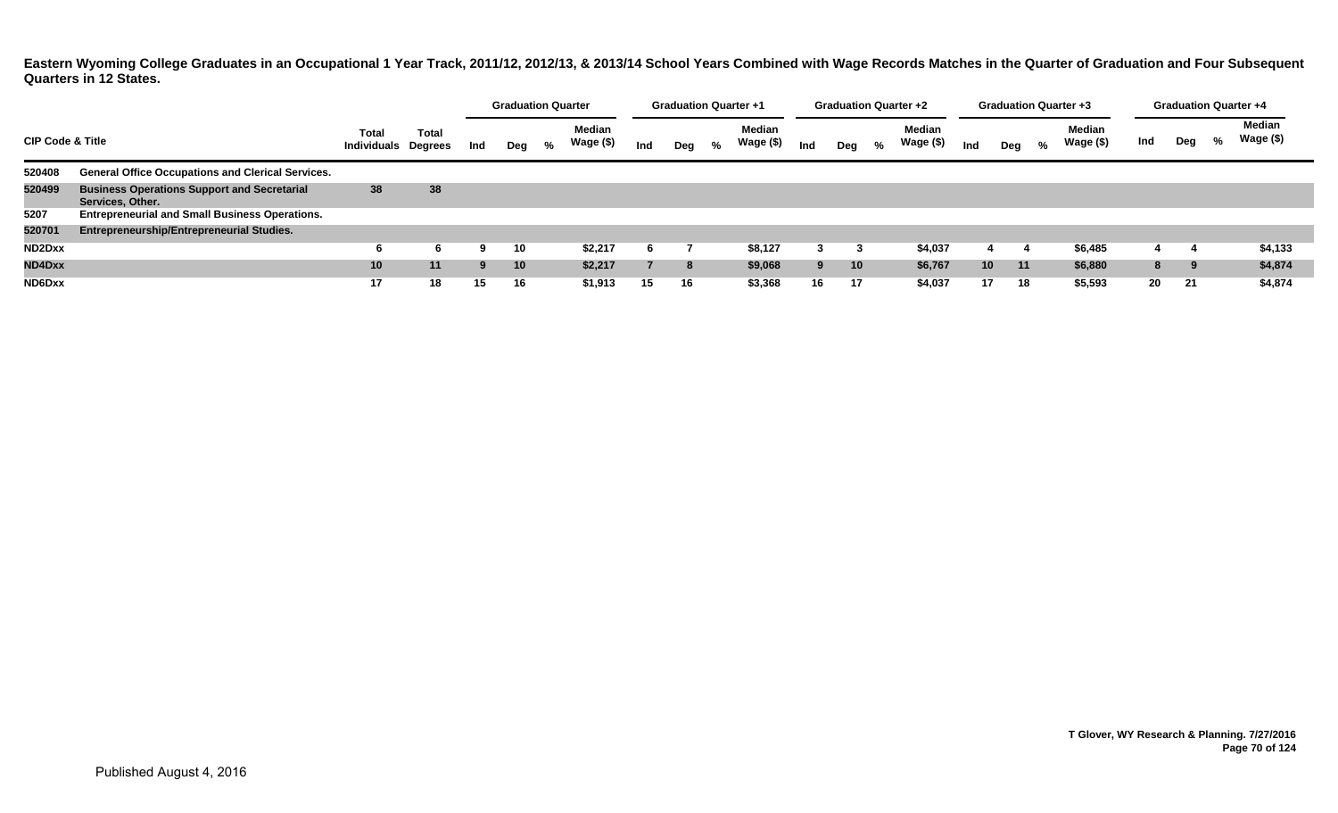**Eastern Wyoming College Graduates in an Occupational 1 Year Track, 2011/12, 2012/13, & 2013/14 School Years Combined with Wage Records Matches in the Quarter of Graduation and Four Subsequent Quarters in 12 States.**

| CIP Code & Title | | Total Individuals | Total Degrees | Graduation Quarter | | | | Graduation Quarter +1 | | | | Graduation Quarter +2 | | | | Graduation Quarter +3 | | | | Graduation Quarter +4 | | | |
|---|---|---|---|---|---|---|---|---|---|---|---|---|---|---|---|---|---|---|---|---|---|---|---|
| | | | | Ind | Deg | % | Median Wage ($) | Ind | Deg | % | Median Wage ($) | Ind | Deg | % | Median Wage ($) | Ind | Deg | % | Median Wage ($) | Ind | Deg | % | Median Wage ($) |
| 520408 | General Office Occupations and Clerical Services. | | | | | | | | | | | | | | | | | | | | | | |
| 520499 | Business Operations Support and Secretarial Services, Other. | 38 | 38 | | | | | | | | | | | | | | | | | | | | |
| 5207 | Entrepreneurial and Small Business Operations. | | | | | | | | | | | | | | | | | | | | | | |
| 520701 | Entrepreneurship/Entrepreneurial Studies. | | | | | | | | | | | | | | | | | | | | | | |
| ND2Dxx | | 6 | 6 | 9 | 10 | | $2,217 | 6 | 7 | | $8,127 | 3 | 3 | | $4,037 | 4 | 4 | | $6,485 | 4 | 4 | | $4,133 |
| ND4Dxx | | 10 | 11 | 9 | 10 | | $2,217 | 7 | 8 | | $9,068 | 9 | 10 | | $6,767 | 10 | 11 | | $6,880 | 8 | 9 | | $4,874 |
| ND6Dxx | | 17 | 18 | 15 | 16 | | $1,913 | 15 | 16 | | $3,368 | 16 | 17 | | $4,037 | 17 | 18 | | $5,593 | 20 | 21 | | $4,874 |

T Glover, WY Research & Planning. 7/27/2016

Published August 4, 2016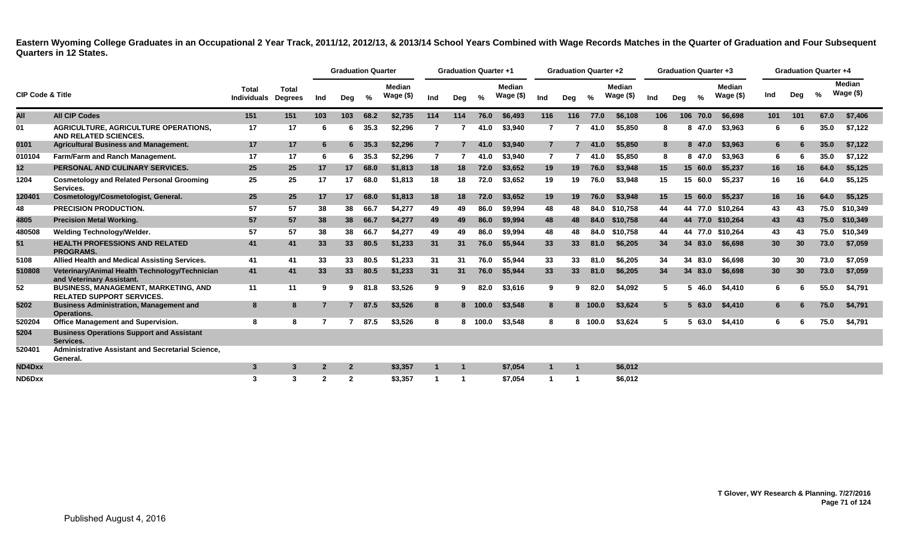**Eastern Wyoming College Graduates in an Occupational 2 Year Track, 2011/12, 2012/13, & 2013/14 School Years Combined with Wage Records Matches in the Quarter of Graduation and Four Subsequent Quarters in 12 States.**

| CIP Code & Title | | Total Individuals | Total Degrees | Graduation Quarter | | | | Graduation Quarter +1 | | | | Graduation Quarter +2 | | | | Graduation Quarter +3 | | | | Graduation Quarter +4 | | | |
|---|---|---|---|---|---|---|---|---|---|---|---|---|---|---|---|---|---|---|---|---|---|---|---|
| | | | | Ind | Deg | % | Median Wage ($) | Ind | Deg | % | Median Wage ($) | Ind | Deg | % | Median Wage ($) | Ind | Deg | % | Median Wage ($) | Ind | Deg | % | Median Wage ($) |
| All | All CIP Codes | 151 | 151 | 103 | 103 | 68.2 | $2,735 | 114 | 114 | 76.0 | $6,493 | 116 | 116 | 77.0 | $6,108 | 106 | 106 | 70.0 | $6,698 | 101 | 101 | 67.0 | $7,406 |
| 01 | AGRICULTURE, AGRICULTURE OPERATIONS, AND RELATED SCIENCES. | 17 | 17 | 6 | 6 | 35.3 | $2,296 | 7 | 7 | 41.0 | $3,940 | 7 | 7 | 41.0 | $5,850 | 8 | 8 | 47.0 | $3,963 | 6 | 6 | 35.0 | $7,122 |
| 0101 | Agricultural Business and Management. | 17 | 17 | 6 | 6 | 35.3 | $2,296 | 7 | 7 | 41.0 | $3,940 | 7 | 7 | 41.0 | $5,850 | 8 | 8 | 47.0 | $3,963 | 6 | 6 | 35.0 | $7,122 |
| 010104 | Farm/Farm and Ranch Management. | 17 | 17 | 6 | 6 | 35.3 | $2,296 | 7 | 7 | 41.0 | $3,940 | 7 | 7 | 41.0 | $5,850 | 8 | 8 | 47.0 | $3,963 | 6 | 6 | 35.0 | $7,122 |
| 12 | PERSONAL AND CULINARY SERVICES. | 25 | 25 | 17 | 17 | 68.0 | $1,813 | 18 | 18 | 72.0 | $3,652 | 19 | 19 | 76.0 | $3,948 | 15 | 15 | 60.0 | $5,237 | 16 | 16 | 64.0 | $5,125 |
| 1204 | Cosmetology and Related Personal Grooming Services. | 25 | 25 | 17 | 17 | 68.0 | $1,813 | 18 | 18 | 72.0 | $3,652 | 19 | 19 | 76.0 | $3,948 | 15 | 15 | 60.0 | $5,237 | 16 | 16 | 64.0 | $5,125 |
| 120401 | Cosmetology/Cosmetologist, General. | 25 | 25 | 17 | 17 | 68.0 | $1,813 | 18 | 18 | 72.0 | $3,652 | 19 | 19 | 76.0 | $3,948 | 15 | 15 | 60.0 | $5,237 | 16 | 16 | 64.0 | $5,125 |
| 48 | PRECISION PRODUCTION. | 57 | 57 | 38 | 38 | 66.7 | $4,277 | 49 | 49 | 86.0 | $9,994 | 48 | 48 | 84.0 | $10,758 | 44 | 44 | 77.0 | $10,264 | 43 | 43 | 75.0 | $10,349 |
| 4805 | Precision Metal Working. | 57 | 57 | 38 | 38 | 66.7 | $4,277 | 49 | 49 | 86.0 | $9,994 | 48 | 48 | 84.0 | $10,758 | 44 | 44 | 77.0 | $10,264 | 43 | 43 | 75.0 | $10,349 |
| 480508 | Welding Technology/Welder. | 57 | 57 | 38 | 38 | 66.7 | $4,277 | 49 | 49 | 86.0 | $9,994 | 48 | 48 | 84.0 | $10,758 | 44 | 44 | 77.0 | $10,264 | 43 | 43 | 75.0 | $10,349 |
| 51 | HEALTH PROFESSIONS AND RELATED PROGRAMS. | 41 | 41 | 33 | 33 | 80.5 | $1,233 | 31 | 31 | 76.0 | $5,944 | 33 | 33 | 81.0 | $6,205 | 34 | 34 | 83.0 | $6,698 | 30 | 30 | 73.0 | $7,059 |
| 5108 | Allied Health and Medical Assisting Services. | 41 | 41 | 33 | 33 | 80.5 | $1,233 | 31 | 31 | 76.0 | $5,944 | 33 | 33 | 81.0 | $6,205 | 34 | 34 | 83.0 | $6,698 | 30 | 30 | 73.0 | $7,059 |
| 510808 | Veterinary/Animal Health Technology/Technician and Veterinary Assistant. | 41 | 41 | 33 | 33 | 80.5 | $1,233 | 31 | 31 | 76.0 | $5,944 | 33 | 33 | 81.0 | $6,205 | 34 | 34 | 83.0 | $6,698 | 30 | 30 | 73.0 | $7,059 |
| 52 | BUSINESS, MANAGEMENT, MARKETING, AND RELATED SUPPORT SERVICES. | 11 | 11 | 9 | 9 | 81.8 | $3,526 | 9 | 9 | 82.0 | $3,616 | 9 | 9 | 82.0 | $4,092 | 5 | 5 | 46.0 | $4,410 | 6 | 6 | 55.0 | $4,791 |
| 5202 | Business Administration, Management and Operations. | 8 | 8 | 7 | 7 | 87.5 | $3,526 | 8 | 8 | 100.0 | $3,548 | 8 | 8 | 100.0 | $3,624 | 5 | 5 | 63.0 | $4,410 | 6 | 6 | 75.0 | $4,791 |
| 520204 | Office Management and Supervision. | 8 | 8 | 7 | 7 | 87.5 | $3,526 | 8 | 8 | 100.0 | $3,548 | 8 | 8 | 100.0 | $3,624 | 5 | 5 | 63.0 | $4,410 | 6 | 6 | 75.0 | $4,791 |
| 5204 | Business Operations Support and Assistant Services. | | | | | | | | | | | | | | | | | | | | | | |
| 520401 | Administrative Assistant and Secretarial Science, General. | | | | | | | | | | | | | | | | | | | | | | |
| ND4Dxx | | 3 | 3 | 2 | 2 | | $3,357 | 1 | 1 | | $7,054 | 1 | 1 | | $6,012 | | | | | | | | |
| ND6Dxx | | 3 | 3 | 2 | 2 | | $3,357 | 1 | 1 | | $7,054 | 1 | 1 | | $6,012 | | | | | | | | |

T Glover, WY Research & Planning. 7/27/2016

Published August 4, 2016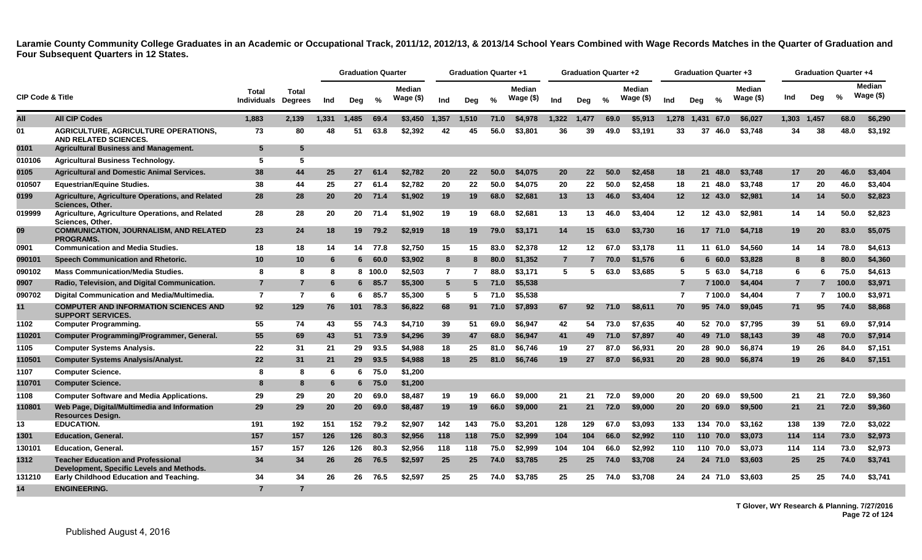**Laramie County Community College Graduates in an Academic or Occupational Track, 2011/12, 2012/13, & 2013/14 School Years Combined with Wage Records Matches in the Quarter of Graduation and Four Subsequent Quarters in 12 States.**

| CIP Code & Title | | Total Individuals | Total Degrees | Graduation Quarter | | | | Graduation Quarter +1 | | | | Graduation Quarter +2 | | | | Graduation Quarter +3 | | | | Graduation Quarter +4 | | | |
|---|---|---|---|---|---|---|---|---|---|---|---|---|---|---|---|---|---|---|---|---|---|---|---|
| | | | | Ind | Deg | % | Median Wage ($) | Ind | Deg | % | Median Wage ($) | Ind | Deg | % | Median Wage ($) | Ind | Deg | % | Median Wage ($) | Ind | Deg | % | Median Wage ($) |
| All | All CIP Codes | 1,883 | 2,139 | 1,331 | 1,485 | 69.4 | $3,450 | 1,357 | 1,510 | 71.0 | $4,978 | 1,322 | 1,477 | 69.0 | $5,913 | 1,278 | 1,431 | 67.0 | $6,027 | 1,303 | 1,457 | 68.0 | $6,290 |
| 01 | AGRICULTURE, AGRICULTURE OPERATIONS, AND RELATED SCIENCES. | 73 | 80 | 48 | 51 | 63.8 | $2,392 | 42 | 45 | 56.0 | $3,801 | 36 | 39 | 49.0 | $3,191 | 33 | 37 | 46.0 | $3,748 | 34 | 38 | 48.0 | $3,192 |
| 0101 | Agricultural Business and Management. | 5 | 5 | | | | | | | | | | | | | | | | | | | | |
| 010106 | Agricultural Business Technology. | 5 | 5 | | | | | | | | | | | | | | | | | | | | |
| 0105 | Agricultural and Domestic Animal Services. | 38 | 44 | 25 | 27 | 61.4 | $2,782 | 20 | 22 | 50.0 | $4,075 | 20 | 22 | 50.0 | $2,458 | 18 | 21 | 48.0 | $3,748 | 17 | 20 | 46.0 | $3,404 |
| 010507 | Equestrian/Equine Studies. | 38 | 44 | 25 | 27 | 61.4 | $2,782 | 20 | 22 | 50.0 | $4,075 | 20 | 22 | 50.0 | $2,458 | 18 | 21 | 48.0 | $3,748 | 17 | 20 | 46.0 | $3,404 |
| 0199 | Agriculture, Agriculture Operations, and Related Sciences, Other. | 28 | 28 | 20 | 20 | 71.4 | $1,902 | 19 | 19 | 68.0 | $2,681 | 13 | 13 | 46.0 | $3,404 | 12 | 12 | 43.0 | $2,981 | 14 | 14 | 50.0 | $2,823 |
| 019999 | Agriculture, Agriculture Operations, and Related Sciences, Other. | 28 | 28 | 20 | 20 | 71.4 | $1,902 | 19 | 19 | 68.0 | $2,681 | 13 | 13 | 46.0 | $3,404 | 12 | 12 | 43.0 | $2,981 | 14 | 14 | 50.0 | $2,823 |
| 09 | COMMUNICATION, JOURNALISM, AND RELATED PROGRAMS. | 23 | 24 | 18 | 19 | 79.2 | $2,919 | 18 | 19 | 79.0 | $3,171 | 14 | 15 | 63.0 | $3,730 | 16 | 17 | 71.0 | $4,718 | 19 | 20 | 83.0 | $5,075 |
| 0901 | Communication and Media Studies. | 18 | 18 | 14 | 14 | 77.8 | $2,750 | 15 | 15 | 83.0 | $2,378 | 12 | 12 | 67.0 | $3,178 | 11 | 11 | 61.0 | $4,560 | 14 | 14 | 78.0 | $4,613 |
| 090101 | Speech Communication and Rhetoric. | 10 | 10 | 6 | 6 | 60.0 | $3,902 | 8 | 8 | 80.0 | $1,352 | 7 | 7 | 70.0 | $1,576 | 6 | 6 | 60.0 | $3,828 | 8 | 8 | 80.0 | $4,360 |
| 090102 | Mass Communication/Media Studies. | 8 | 8 | 8 | 8 | 100.0 | $2,503 | 7 | 7 | 88.0 | $3,171 | 5 | 5 | 63.0 | $3,685 | 5 | 5 | 63.0 | $4,718 | 6 | 6 | 75.0 | $4,613 |
| 0907 | Radio, Television, and Digital Communication. | 7 | 7 | 6 | 6 | 85.7 | $5,300 | 5 | 5 | 71.0 | $5,538 | | | | | 7 | 7 | 100.0 | $4,404 | 7 | 7 | 100.0 | $3,971 |
| 090702 | Digital Communication and Media/Multimedia. | 7 | 7 | 6 | 6 | 85.7 | $5,300 | 5 | 5 | 71.0 | $5,538 | | | | | 7 | 7 | 100.0 | $4,404 | 7 | 7 | 100.0 | $3,971 |
| 11 | COMPUTER AND INFORMATION SCIENCES AND SUPPORT SERVICES. | 92 | 129 | 76 | 101 | 78.3 | $6,822 | 68 | 91 | 71.0 | $7,893 | 67 | 92 | 71.0 | $8,611 | 70 | 95 | 74.0 | $9,045 | 71 | 95 | 74.0 | $8,868 |
| 1102 | Computer Programming. | 55 | 74 | 43 | 55 | 74.3 | $4,710 | 39 | 51 | 69.0 | $6,947 | 42 | 54 | 73.0 | $7,635 | 40 | 52 | 70.0 | $7,795 | 39 | 51 | 69.0 | $7,914 |
| 110201 | Computer Programming/Programmer, General. | 55 | 69 | 43 | 51 | 73.9 | $4,296 | 39 | 47 | 68.0 | $6,947 | 41 | 49 | 71.0 | $7,897 | 40 | 49 | 71.0 | $8,143 | 39 | 48 | 70.0 | $7,914 |
| 1105 | Computer Systems Analysis. | 22 | 31 | 21 | 29 | 93.5 | $4,988 | 18 | 25 | 81.0 | $6,746 | 19 | 27 | 87.0 | $6,931 | 20 | 28 | 90.0 | $6,874 | 19 | 26 | 84.0 | $7,151 |
| 110501 | Computer Systems Analysis/Analyst. | 22 | 31 | 21 | 29 | 93.5 | $4,988 | 18 | 25 | 81.0 | $6,746 | 19 | 27 | 87.0 | $6,931 | 20 | 28 | 90.0 | $6,874 | 19 | 26 | 84.0 | $7,151 |
| 1107 | Computer Science. | 8 | 8 | 6 | 6 | 75.0 | $1,200 | | | | | | | | | | | | | | | | |
| 110701 | Computer Science. | 8 | 8 | 6 | 6 | 75.0 | $1,200 | | | | | | | | | | | | | | | | |
| 1108 | Computer Software and Media Applications. | 29 | 29 | 20 | 20 | 69.0 | $8,487 | 19 | 19 | 66.0 | $9,000 | 21 | 21 | 72.0 | $9,000 | 20 | 20 | 69.0 | $9,500 | 21 | 21 | 72.0 | $9,360 |
| 110801 | Web Page, Digital/Multimedia and Information Resources Design. | 29 | 29 | 20 | 20 | 69.0 | $8,487 | 19 | 19 | 66.0 | $9,000 | 21 | 21 | 72.0 | $9,000 | 20 | 20 | 69.0 | $9,500 | 21 | 21 | 72.0 | $9,360 |
| 13 | EDUCATION. | 191 | 192 | 151 | 152 | 79.2 | $2,907 | 142 | 143 | 75.0 | $3,201 | 128 | 129 | 67.0 | $3,093 | 133 | 134 | 70.0 | $3,162 | 138 | 139 | 72.0 | $3,022 |
| 1301 | Education, General. | 157 | 157 | 126 | 126 | 80.3 | $2,956 | 118 | 118 | 75.0 | $2,999 | 104 | 104 | 66.0 | $2,992 | 110 | 110 | 70.0 | $3,073 | 114 | 114 | 73.0 | $2,973 |
| 130101 | Education, General. | 157 | 157 | 126 | 126 | 80.3 | $2,956 | 118 | 118 | 75.0 | $2,999 | 104 | 104 | 66.0 | $2,992 | 110 | 110 | 70.0 | $3,073 | 114 | 114 | 73.0 | $2,973 |
| 1312 | Teacher Education and Professional Development, Specific Levels and Methods. | 34 | 34 | 26 | 26 | 76.5 | $2,597 | 25 | 25 | 74.0 | $3,785 | 25 | 25 | 74.0 | $3,708 | 24 | 24 | 71.0 | $3,603 | 25 | 25 | 74.0 | $3,741 |
| 131210 | Early Childhood Education and Teaching. | 34 | 34 | 26 | 26 | 76.5 | $2,597 | 25 | 25 | 74.0 | $3,785 | 25 | 25 | 74.0 | $3,708 | 24 | 24 | 71.0 | $3,603 | 25 | 25 | 74.0 | $3,741 |
| 14 | ENGINEERING. | 7 | 7 | | | | | | | | | | | | | | | | | | | | |

T Glover, WY Research & Planning. 7/27/2016

Published August 4, 2016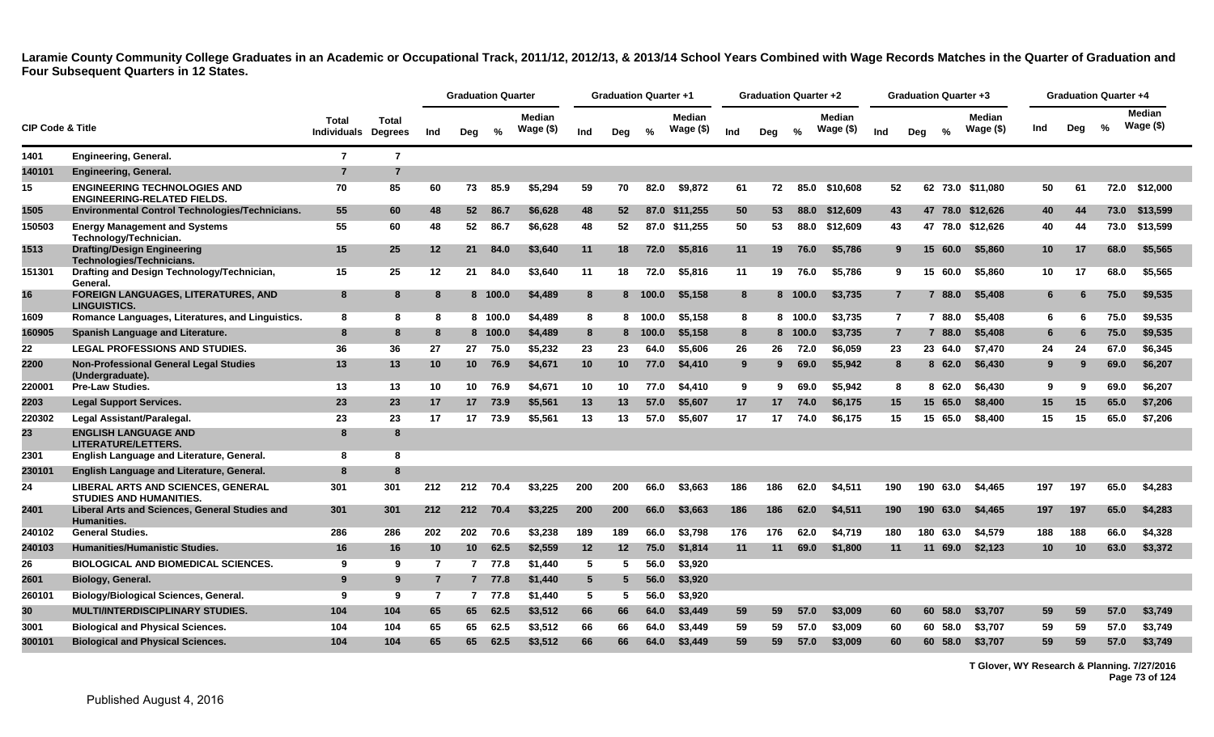**Laramie County Community College Graduates in an Academic or Occupational Track, 2011/12, 2012/13, & 2013/14 School Years Combined with Wage Records Matches in the Quarter of Graduation and Four Subsequent Quarters in 12 States.**

| CIP Code & Title | | Total Individuals | Total Degrees | Graduation Quarter | | | | Graduation Quarter +1 | | | | Graduation Quarter +2 | | | | Graduation Quarter +3 | | | | Graduation Quarter +4 | | | |
|---|---|---|---|---|---|---|---|---|---|---|---|---|---|---|---|---|---|---|---|---|---|---|---|
| | | | | Ind | Deg | % | Median Wage ($) | Ind | Deg | % | Median Wage ($) | Ind | Deg | % | Median Wage ($) | Ind | Deg | % | Median Wage ($) | Ind | Deg | % | Median Wage ($) |
| 1401 | Engineering, General. | 7 | 7 | | | | | | | | | | | | | | | | | | | | |
| 140101 | Engineering, General. | 7 | 7 | | | | | | | | | | | | | | | | | | | | |
| 15 | ENGINEERING TECHNOLOGIES AND ENGINEERING-RELATED FIELDS. | 70 | 85 | 60 | 73 | 85.9 | $5,294 | 59 | 70 | 82.0 | $9,872 | 61 | 72 | 85.0 | $10,608 | 52 | 62 | 73.0 | $11,080 | 50 | 61 | 72.0 | $12,000 |
| 1505 | Environmental Control Technologies/Technicians. | 55 | 60 | 48 | 52 | 86.7 | $6,628 | 48 | 52 | 87.0 | $11,255 | 50 | 53 | 88.0 | $12,609 | 43 | 47 | 78.0 | $12,626 | 40 | 44 | 73.0 | $13,599 |
| 150503 | Energy Management and Systems Technology/Technician. | 55 | 60 | 48 | 52 | 86.7 | $6,628 | 48 | 52 | 87.0 | $11,255 | 50 | 53 | 88.0 | $12,609 | 43 | 47 | 78.0 | $12,626 | 40 | 44 | 73.0 | $13,599 |
| 1513 | Drafting/Design Engineering Technologies/Technicians. | 15 | 25 | 12 | 21 | 84.0 | $3,640 | 11 | 18 | 72.0 | $5,816 | 11 | 19 | 76.0 | $5,786 | 9 | 15 | 60.0 | $5,860 | 10 | 17 | 68.0 | $5,565 |
| 151301 | Drafting and Design Technology/Technician, General. | 15 | 25 | 12 | 21 | 84.0 | $3,640 | 11 | 18 | 72.0 | $5,816 | 11 | 19 | 76.0 | $5,786 | 9 | 15 | 60.0 | $5,860 | 10 | 17 | 68.0 | $5,565 |
| 16 | FOREIGN LANGUAGES, LITERATURES, AND LINGUISTICS. | 8 | 8 | 8 | 8 | 100.0 | $4,489 | 8 | 8 | 100.0 | $5,158 | 8 | 8 | 100.0 | $3,735 | 7 | 7 | 88.0 | $5,408 | 6 | 6 | 75.0 | $9,535 |
| 1609 | Romance Languages, Literatures, and Linguistics. | 8 | 8 | 8 | 8 | 100.0 | $4,489 | 8 | 8 | 100.0 | $5,158 | 8 | 8 | 100.0 | $3,735 | 7 | 7 | 88.0 | $5,408 | 6 | 6 | 75.0 | $9,535 |
| 160905 | Spanish Language and Literature. | 8 | 8 | 8 | 8 | 100.0 | $4,489 | 8 | 8 | 100.0 | $5,158 | 8 | 8 | 100.0 | $3,735 | 7 | 7 | 88.0 | $5,408 | 6 | 6 | 75.0 | $9,535 |
| 22 | LEGAL PROFESSIONS AND STUDIES. | 36 | 36 | 27 | 27 | 75.0 | $5,232 | 23 | 23 | 64.0 | $5,606 | 26 | 26 | 72.0 | $6,059 | 23 | 23 | 64.0 | $7,470 | 24 | 24 | 67.0 | $6,345 |
| 2200 | Non-Professional General Legal Studies (Undergraduate). | 13 | 13 | 10 | 10 | 76.9 | $4,671 | 10 | 10 | 77.0 | $4,410 | 9 | 9 | 69.0 | $5,942 | 8 | 8 | 62.0 | $6,430 | 9 | 9 | 69.0 | $6,207 |
| 220001 | Pre-Law Studies. | 13 | 13 | 10 | 10 | 76.9 | $4,671 | 10 | 10 | 77.0 | $4,410 | 9 | 9 | 69.0 | $5,942 | 8 | 8 | 62.0 | $6,430 | 9 | 9 | 69.0 | $6,207 |
| 2203 | Legal Support Services. | 23 | 23 | 17 | 17 | 73.9 | $5,561 | 13 | 13 | 57.0 | $5,607 | 17 | 17 | 74.0 | $6,175 | 15 | 15 | 65.0 | $8,400 | 15 | 15 | 65.0 | $7,206 |
| 220302 | Legal Assistant/Paralegal. | 23 | 23 | 17 | 17 | 73.9 | $5,561 | 13 | 13 | 57.0 | $5,607 | 17 | 17 | 74.0 | $6,175 | 15 | 15 | 65.0 | $8,400 | 15 | 15 | 65.0 | $7,206 |
| 23 | ENGLISH LANGUAGE AND LITERATURE/LETTERS. | 8 | 8 | | | | | | | | | | | | | | | | | | | | |
| 2301 | English Language and Literature, General. | 8 | 8 | | | | | | | | | | | | | | | | | | | | |
| 230101 | English Language and Literature, General. | 8 | 8 | | | | | | | | | | | | | | | | | | | | |
| 24 | LIBERAL ARTS AND SCIENCES, GENERAL STUDIES AND HUMANITIES. | 301 | 301 | 212 | 212 | 70.4 | $3,225 | 200 | 200 | 66.0 | $3,663 | 186 | 186 | 62.0 | $4,511 | 190 | 190 | 63.0 | $4,465 | 197 | 197 | 65.0 | $4,283 |
| 2401 | Liberal Arts and Sciences, General Studies and Humanities. | 301 | 301 | 212 | 212 | 70.4 | $3,225 | 200 | 200 | 66.0 | $3,663 | 186 | 186 | 62.0 | $4,511 | 190 | 190 | 63.0 | $4,465 | 197 | 197 | 65.0 | $4,283 |
| 240102 | General Studies. | 286 | 286 | 202 | 202 | 70.6 | $3,238 | 189 | 189 | 66.0 | $3,798 | 176 | 176 | 62.0 | $4,719 | 180 | 180 | 63.0 | $4,579 | 188 | 188 | 66.0 | $4,328 |
| 240103 | Humanities/Humanistic Studies. | 16 | 16 | 10 | 10 | 62.5 | $2,559 | 12 | 12 | 75.0 | $1,814 | 11 | 11 | 69.0 | $1,800 | 11 | 11 | 69.0 | $2,123 | 10 | 10 | 63.0 | $3,372 |
| 26 | BIOLOGICAL AND BIOMEDICAL SCIENCES. | 9 | 9 | 7 | 7 | 77.8 | $1,440 | 5 | 5 | 56.0 | $3,920 | | | | | | | | | | | | |
| 2601 | Biology, General. | 9 | 9 | 7 | 7 | 77.8 | $1,440 | 5 | 5 | 56.0 | $3,920 | | | | | | | | | | | | |
| 260101 | Biology/Biological Sciences, General. | 9 | 9 | 7 | 7 | 77.8 | $1,440 | 5 | 5 | 56.0 | $3,920 | | | | | | | | | | | | |
| 30 | MULTI/INTERDISCIPLINARY STUDIES. | 104 | 104 | 65 | 65 | 62.5 | $3,512 | 66 | 66 | 64.0 | $3,449 | 59 | 59 | 57.0 | $3,009 | 60 | 60 | 58.0 | $3,707 | 59 | 59 | 57.0 | $3,749 |
| 3001 | Biological and Physical Sciences. | 104 | 104 | 65 | 65 | 62.5 | $3,512 | 66 | 66 | 64.0 | $3,449 | 59 | 59 | 57.0 | $3,009 | 60 | 60 | 58.0 | $3,707 | 59 | 59 | 57.0 | $3,749 |
| 300101 | Biological and Physical Sciences. | 104 | 104 | 65 | 65 | 62.5 | $3,512 | 66 | 66 | 64.0 | $3,449 | 59 | 59 | 57.0 | $3,009 | 60 | 60 | 58.0 | $3,707 | 59 | 59 | 57.0 | $3,749 |

T Glover, WY Research & Planning. 7/27/2016

Published August 4, 2016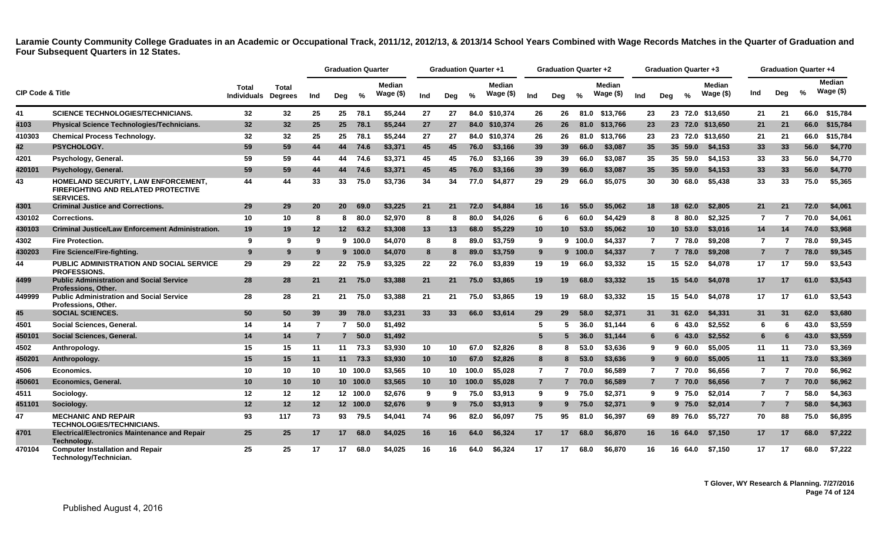**Laramie County Community College Graduates in an Academic or Occupational Track, 2011/12, 2012/13, & 2013/14 School Years Combined with Wage Records Matches in the Quarter of Graduation and Four Subsequent Quarters in 12 States.**

| CIP Code & Title | | Total Individuals | Total Degrees | Graduation Quarter | | | | Graduation Quarter +1 | | | | Graduation Quarter +2 | | | | Graduation Quarter +3 | | | | Graduation Quarter +4 | | | |
|---|---|---|---|---|---|---|---|---|---|---|---|---|---|---|---|---|---|---|---|---|---|---|---|
| | | | | Ind | Deg | % | Median Wage ($) | Ind | Deg | % | Median Wage ($) | Ind | Deg | % | Median Wage ($) | Ind | Deg | % | Median Wage ($) | Ind | Deg | % | Median Wage ($) |
| 41 | SCIENCE TECHNOLOGIES/TECHNICIANS. | 32 | 32 | 25 | 25 | 78.1 | $5,244 | 27 | 27 | 84.0 | $10,374 | 26 | 26 | 81.0 | $13,766 | 23 | 23 | 72.0 | $13,650 | 21 | 21 | 66.0 | $15,784 |
| 4103 | Physical Science Technologies/Technicians. | 32 | 32 | 25 | 25 | 78.1 | $5,244 | 27 | 27 | 84.0 | $10,374 | 26 | 26 | 81.0 | $13,766 | 23 | 23 | 72.0 | $13,650 | 21 | 21 | 66.0 | $15,784 |
| 410303 | Chemical Process Technology. | 32 | 32 | 25 | 25 | 78.1 | $5,244 | 27 | 27 | 84.0 | $10,374 | 26 | 26 | 81.0 | $13,766 | 23 | 23 | 72.0 | $13,650 | 21 | 21 | 66.0 | $15,784 |
| 42 | PSYCHOLOGY. | 59 | 59 | 44 | 44 | 74.6 | $3,371 | 45 | 45 | 76.0 | $3,166 | 39 | 39 | 66.0 | $3,087 | 35 | 35 | 59.0 | $4,153 | 33 | 33 | 56.0 | $4,770 |
| 4201 | Psychology, General. | 59 | 59 | 44 | 44 | 74.6 | $3,371 | 45 | 45 | 76.0 | $3,166 | 39 | 39 | 66.0 | $3,087 | 35 | 35 | 59.0 | $4,153 | 33 | 33 | 56.0 | $4,770 |
| 420101 | Psychology, General. | 59 | 59 | 44 | 44 | 74.6 | $3,371 | 45 | 45 | 76.0 | $3,166 | 39 | 39 | 66.0 | $3,087 | 35 | 35 | 59.0 | $4,153 | 33 | 33 | 56.0 | $4,770 |
| 43 | HOMELAND SECURITY, LAW ENFORCEMENT, FIREFIGHTING AND RELATED PROTECTIVE SERVICES. | 44 | 44 | 33 | 33 | 75.0 | $3,736 | 34 | 34 | 77.0 | $4,877 | 29 | 29 | 66.0 | $5,075 | 30 | 30 | 68.0 | $5,438 | 33 | 33 | 75.0 | $5,365 |
| 4301 | Criminal Justice and Corrections. | 29 | 29 | 20 | 20 | 69.0 | $3,225 | 21 | 21 | 72.0 | $4,884 | 16 | 16 | 55.0 | $5,062 | 18 | 18 | 62.0 | $2,805 | 21 | 21 | 72.0 | $4,061 |
| 430102 | Corrections. | 10 | 10 | 8 | 8 | 80.0 | $2,970 | 8 | 8 | 80.0 | $4,026 | 6 | 6 | 60.0 | $4,429 | 8 | 8 | 80.0 | $2,325 | 7 | 7 | 70.0 | $4,061 |
| 430103 | Criminal Justice/Law Enforcement Administration. | 19 | 19 | 12 | 12 | 63.2 | $3,308 | 13 | 13 | 68.0 | $5,229 | 10 | 10 | 53.0 | $5,062 | 10 | 10 | 53.0 | $3,016 | 14 | 14 | 74.0 | $3,968 |
| 4302 | Fire Protection. | 9 | 9 | 9 | 9 | 100.0 | $4,070 | 8 | 8 | 89.0 | $3,759 | 9 | 9 | 100.0 | $4,337 | 7 | 7 | 78.0 | $9,208 | 7 | 7 | 78.0 | $9,345 |
| 430203 | Fire Science/Fire-fighting. | 9 | 9 | 9 | 9 | 100.0 | $4,070 | 8 | 8 | 89.0 | $3,759 | 9 | 9 | 100.0 | $4,337 | 7 | 7 | 78.0 | $9,208 | 7 | 7 | 78.0 | $9,345 |
| 44 | PUBLIC ADMINISTRATION AND SOCIAL SERVICE PROFESSIONS. | 29 | 29 | 22 | 22 | 75.9 | $3,325 | 22 | 22 | 76.0 | $3,839 | 19 | 19 | 66.0 | $3,332 | 15 | 15 | 52.0 | $4,078 | 17 | 17 | 59.0 | $3,543 |
| 4499 | Public Administration and Social Service Professions, Other. | 28 | 28 | 21 | 21 | 75.0 | $3,388 | 21 | 21 | 75.0 | $3,865 | 19 | 19 | 68.0 | $3,332 | 15 | 15 | 54.0 | $4,078 | 17 | 17 | 61.0 | $3,543 |
| 449999 | Public Administration and Social Service Professions, Other. | 28 | 28 | 21 | 21 | 75.0 | $3,388 | 21 | 21 | 75.0 | $3,865 | 19 | 19 | 68.0 | $3,332 | 15 | 15 | 54.0 | $4,078 | 17 | 17 | 61.0 | $3,543 |
| 45 | SOCIAL SCIENCES. | 50 | 50 | 39 | 39 | 78.0 | $3,231 | 33 | 33 | 66.0 | $3,614 | 29 | 29 | 58.0 | $2,371 | 31 | 31 | 62.0 | $4,331 | 31 | 31 | 62.0 | $3,680 |
| 4501 | Social Sciences, General. | 14 | 14 | 7 | 7 | 50.0 | $1,492 | | | | | 5 | 5 | 36.0 | $1,144 | 6 | 6 | 43.0 | $2,552 | 6 | 6 | 43.0 | $3,559 |
| 450101 | Social Sciences, General. | 14 | 14 | 7 | 7 | 50.0 | $1,492 | | | | | 5 | 5 | 36.0 | $1,144 | 6 | 6 | 43.0 | $2,552 | 6 | 6 | 43.0 | $3,559 |
| 4502 | Anthropology. | 15 | 15 | 11 | 11 | 73.3 | $3,930 | 10 | 10 | 67.0 | $2,826 | 8 | 8 | 53.0 | $3,636 | 9 | 9 | 60.0 | $5,005 | 11 | 11 | 73.0 | $3,369 |
| 450201 | Anthropology. | 15 | 15 | 11 | 11 | 73.3 | $3,930 | 10 | 10 | 67.0 | $2,826 | 8 | 8 | 53.0 | $3,636 | 9 | 9 | 60.0 | $5,005 | 11 | 11 | 73.0 | $3,369 |
| 4506 | Economics. | 10 | 10 | 10 | 10 | 100.0 | $3,565 | 10 | 10 | 100.0 | $5,028 | 7 | 7 | 70.0 | $6,589 | 7 | 7 | 70.0 | $6,656 | 7 | 7 | 70.0 | $6,962 |
| 450601 | Economics, General. | 10 | 10 | 10 | 10 | 100.0 | $3,565 | 10 | 10 | 100.0 | $5,028 | 7 | 7 | 70.0 | $6,589 | 7 | 7 | 70.0 | $6,656 | 7 | 7 | 70.0 | $6,962 |
| 4511 | Sociology. | 12 | 12 | 12 | 12 | 100.0 | $2,676 | 9 | 9 | 75.0 | $3,913 | 9 | 9 | 75.0 | $2,371 | 9 | 9 | 75.0 | $2,014 | 7 | 7 | 58.0 | $4,363 |
| 451101 | Sociology. | 12 | 12 | 12 | 12 | 100.0 | $2,676 | 9 | 9 | 75.0 | $3,913 | 9 | 9 | 75.0 | $2,371 | 9 | 9 | 75.0 | $2,014 | 7 | 7 | 58.0 | $4,363 |
| 47 | MECHANIC AND REPAIR TECHNOLOGIES/TECHNICIANS. | 93 | 117 | 73 | 93 | 79.5 | $4,041 | 74 | 96 | 82.0 | $6,097 | 75 | 95 | 81.0 | $6,397 | 69 | 89 | 76.0 | $5,727 | 70 | 88 | 75.0 | $6,895 |
| 4701 | Electrical/Electronics Maintenance and Repair Technology. | 25 | 25 | 17 | 17 | 68.0 | $4,025 | 16 | 16 | 64.0 | $6,324 | 17 | 17 | 68.0 | $6,870 | 16 | 16 | 64.0 | $7,150 | 17 | 17 | 68.0 | $7,222 |
| 470104 | Computer Installation and Repair Technology/Technician. | 25 | 25 | 17 | 17 | 68.0 | $4,025 | 16 | 16 | 64.0 | $6,324 | 17 | 17 | 68.0 | $6,870 | 16 | 16 | 64.0 | $7,150 | 17 | 17 | 68.0 | $7,222 |

T Glover, WY Research & Planning. 7/27/2016

Published August 4, 2016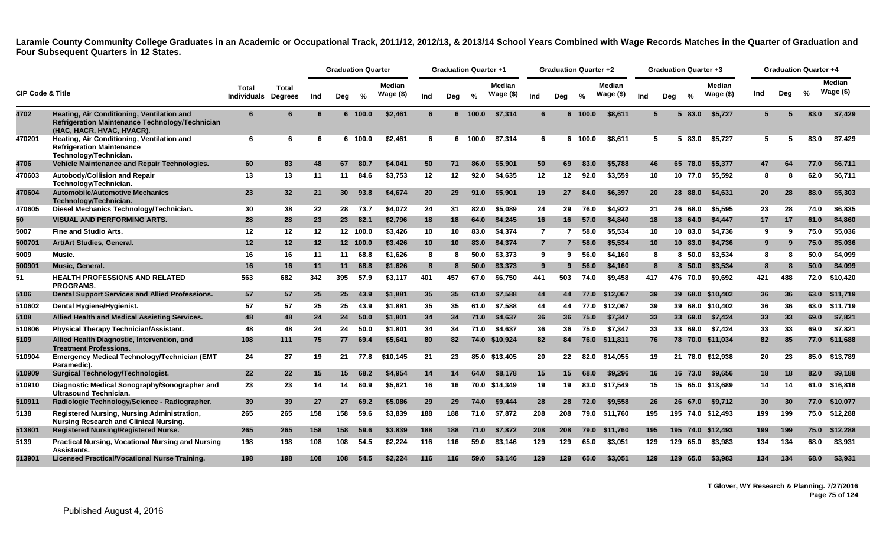**Laramie County Community College Graduates in an Academic or Occupational Track, 2011/12, 2012/13, & 2013/14 School Years Combined with Wage Records Matches in the Quarter of Graduation and Four Subsequent Quarters in 12 States.**

| CIP Code & Title | | Total Individuals | Total Degrees | Graduation Quarter | | | | Graduation Quarter +1 | | | | Graduation Quarter +2 | | | | Graduation Quarter +3 | | | | Graduation Quarter +4 | | | |
|---|---|---|---|---|---|---|---|---|---|---|---|---|---|---|---|---|---|---|---|---|---|---|---|
| | | | | Ind | Deg | % | Median Wage ($) | Ind | Deg | % | Median Wage ($) | Ind | Deg | % | Median Wage ($) | Ind | Deg | % | Median Wage ($) | Ind | Deg | % | Median Wage ($) |
| 4702 | Heating, Air Conditioning, Ventilation and Refrigeration Maintenance Technology/Technician (HAC, HACR, HVAC, HVACR). | 6 | 6 | 6 | 6 | 100.0 | $2,461 | 6 | 6 | 100.0 | $7,314 | 6 | 6 | 100.0 | $8,611 | 5 | 5 | 83.0 | $5,727 | 5 | 5 | 83.0 | $7,429 |
| 470201 | Heating, Air Conditioning, Ventilation and Refrigeration Maintenance Technology/Technician. | 6 | 6 | 6 | 6 | 100.0 | $2,461 | 6 | 6 | 100.0 | $7,314 | 6 | 6 | 100.0 | $8,611 | 5 | 5 | 83.0 | $5,727 | 5 | 5 | 83.0 | $7,429 |
| 4706 | Vehicle Maintenance and Repair Technologies. | 60 | 83 | 48 | 67 | 80.7 | $4,041 | 50 | 71 | 86.0 | $5,901 | 50 | 69 | 83.0 | $5,788 | 46 | 65 | 78.0 | $5,377 | 47 | 64 | 77.0 | $6,711 |
| 470603 | Autobody/Collision and Repair Technology/Technician. | 13 | 13 | 11 | 11 | 84.6 | $3,753 | 12 | 12 | 92.0 | $4,635 | 12 | 12 | 92.0 | $3,559 | 10 | 10 | 77.0 | $5,592 | 8 | 8 | 62.0 | $6,711 |
| 470604 | Automobile/Automotive Mechanics Technology/Technician. | 23 | 32 | 21 | 30 | 93.8 | $4,674 | 20 | 29 | 91.0 | $5,901 | 19 | 27 | 84.0 | $6,397 | 20 | 28 | 88.0 | $4,631 | 20 | 28 | 88.0 | $5,303 |
| 470605 | Diesel Mechanics Technology/Technician. | 30 | 38 | 22 | 28 | 73.7 | $4,072 | 24 | 31 | 82.0 | $5,089 | 24 | 29 | 76.0 | $4,922 | 21 | 26 | 68.0 | $5,595 | 23 | 28 | 74.0 | $6,835 |
| 50 | VISUAL AND PERFORMING ARTS. | 28 | 28 | 23 | 23 | 82.1 | $2,796 | 18 | 18 | 64.0 | $4,245 | 16 | 16 | 57.0 | $4,840 | 18 | 18 | 64.0 | $4,447 | 17 | 17 | 61.0 | $4,860 |
| 5007 | Fine and Studio Arts. | 12 | 12 | 12 | 12 | 100.0 | $3,426 | 10 | 10 | 83.0 | $4,374 | 7 | 7 | 58.0 | $5,534 | 10 | 10 | 83.0 | $4,736 | 9 | 9 | 75.0 | $5,036 |
| 500701 | Art/Art Studies, General. | 12 | 12 | 12 | 12 | 100.0 | $3,426 | 10 | 10 | 83.0 | $4,374 | 7 | 7 | 58.0 | $5,534 | 10 | 10 | 83.0 | $4,736 | 9 | 9 | 75.0 | $5,036 |
| 5009 | Music. | 16 | 16 | 11 | 11 | 68.8 | $1,626 | 8 | 8 | 50.0 | $3,373 | 9 | 9 | 56.0 | $4,160 | 8 | 8 | 50.0 | $3,534 | 8 | 8 | 50.0 | $4,099 |
| 500901 | Music, General. | 16 | 16 | 11 | 11 | 68.8 | $1,626 | 8 | 8 | 50.0 | $3,373 | 9 | 9 | 56.0 | $4,160 | 8 | 8 | 50.0 | $3,534 | 8 | 8 | 50.0 | $4,099 |
| 51 | HEALTH PROFESSIONS AND RELATED PROGRAMS. | 563 | 682 | 342 | 395 | 57.9 | $3,117 | 401 | 457 | 67.0 | $6,750 | 441 | 503 | 74.0 | $9,458 | 417 | 476 | 70.0 | $9,692 | 421 | 488 | 72.0 | $10,420 |
| 5106 | Dental Support Services and Allied Professions. | 57 | 57 | 25 | 25 | 43.9 | $1,881 | 35 | 35 | 61.0 | $7,588 | 44 | 44 | 77.0 | $12,067 | 39 | 39 | 68.0 | $10,402 | 36 | 36 | 63.0 | $11,719 |
| 510602 | Dental Hygiene/Hygienist. | 57 | 57 | 25 | 25 | 43.9 | $1,881 | 35 | 35 | 61.0 | $7,588 | 44 | 44 | 77.0 | $12,067 | 39 | 39 | 68.0 | $10,402 | 36 | 36 | 63.0 | $11,719 |
| 5108 | Allied Health and Medical Assisting Services. | 48 | 48 | 24 | 24 | 50.0 | $1,801 | 34 | 34 | 71.0 | $4,637 | 36 | 36 | 75.0 | $7,347 | 33 | 33 | 69.0 | $7,424 | 33 | 33 | 69.0 | $7,821 |
| 510806 | Physical Therapy Technician/Assistant. | 48 | 48 | 24 | 24 | 50.0 | $1,801 | 34 | 34 | 71.0 | $4,637 | 36 | 36 | 75.0 | $7,347 | 33 | 33 | 69.0 | $7,424 | 33 | 33 | 69.0 | $7,821 |
| 5109 | Allied Health Diagnostic, Intervention, and Treatment Professions. | 108 | 111 | 75 | 77 | 69.4 | $5,641 | 80 | 82 | 74.0 | $10,924 | 82 | 84 | 76.0 | $11,811 | 76 | 78 | 70.0 | $11,034 | 82 | 85 | 77.0 | $11,688 |
| 510904 | Emergency Medical Technology/Technician (EMT Paramedic). | 24 | 27 | 19 | 21 | 77.8 | $10,145 | 21 | 23 | 85.0 | $13,405 | 20 | 22 | 82.0 | $14,055 | 19 | 21 | 78.0 | $12,938 | 20 | 23 | 85.0 | $13,789 |
| 510909 | Surgical Technology/Technologist. | 22 | 22 | 15 | 15 | 68.2 | $4,954 | 14 | 14 | 64.0 | $8,178 | 15 | 15 | 68.0 | $9,296 | 16 | 16 | 73.0 | $9,656 | 18 | 18 | 82.0 | $9,188 |
| 510910 | Diagnostic Medical Sonography/Sonographer and Ultrasound Technician. | 23 | 23 | 14 | 14 | 60.9 | $5,621 | 16 | 16 | 70.0 | $14,349 | 19 | 19 | 83.0 | $17,549 | 15 | 15 | 65.0 | $13,689 | 14 | 14 | 61.0 | $16,816 |
| 510911 | Radiologic Technology/Science - Radiographer. | 39 | 39 | 27 | 27 | 69.2 | $5,086 | 29 | 29 | 74.0 | $9,444 | 28 | 28 | 72.0 | $9,558 | 26 | 26 | 67.0 | $9,712 | 30 | 30 | 77.0 | $10,077 |
| 5138 | Registered Nursing, Nursing Administration, Nursing Research and Clinical Nursing. | 265 | 265 | 158 | 158 | 59.6 | $3,839 | 188 | 188 | 71.0 | $7,872 | 208 | 208 | 79.0 | $11,760 | 195 | 195 | 74.0 | $12,493 | 199 | 199 | 75.0 | $12,288 |
| 513801 | Registered Nursing/Registered Nurse. | 265 | 265 | 158 | 158 | 59.6 | $3,839 | 188 | 188 | 71.0 | $7,872 | 208 | 208 | 79.0 | $11,760 | 195 | 195 | 74.0 | $12,493 | 199 | 199 | 75.0 | $12,288 |
| 5139 | Practical Nursing, Vocational Nursing and Nursing Assistants. | 198 | 198 | 108 | 108 | 54.5 | $2,224 | 116 | 116 | 59.0 | $3,146 | 129 | 129 | 65.0 | $3,051 | 129 | 129 | 65.0 | $3,983 | 134 | 134 | 68.0 | $3,931 |
| 513901 | Licensed Practical/Vocational Nurse Training. | 198 | 198 | 108 | 108 | 54.5 | $2,224 | 116 | 116 | 59.0 | $3,146 | 129 | 129 | 65.0 | $3,051 | 129 | 129 | 65.0 | $3,983 | 134 | 134 | 68.0 | $3,931 |

T Glover, WY Research & Planning. 7/27/2016

Published August 4, 2016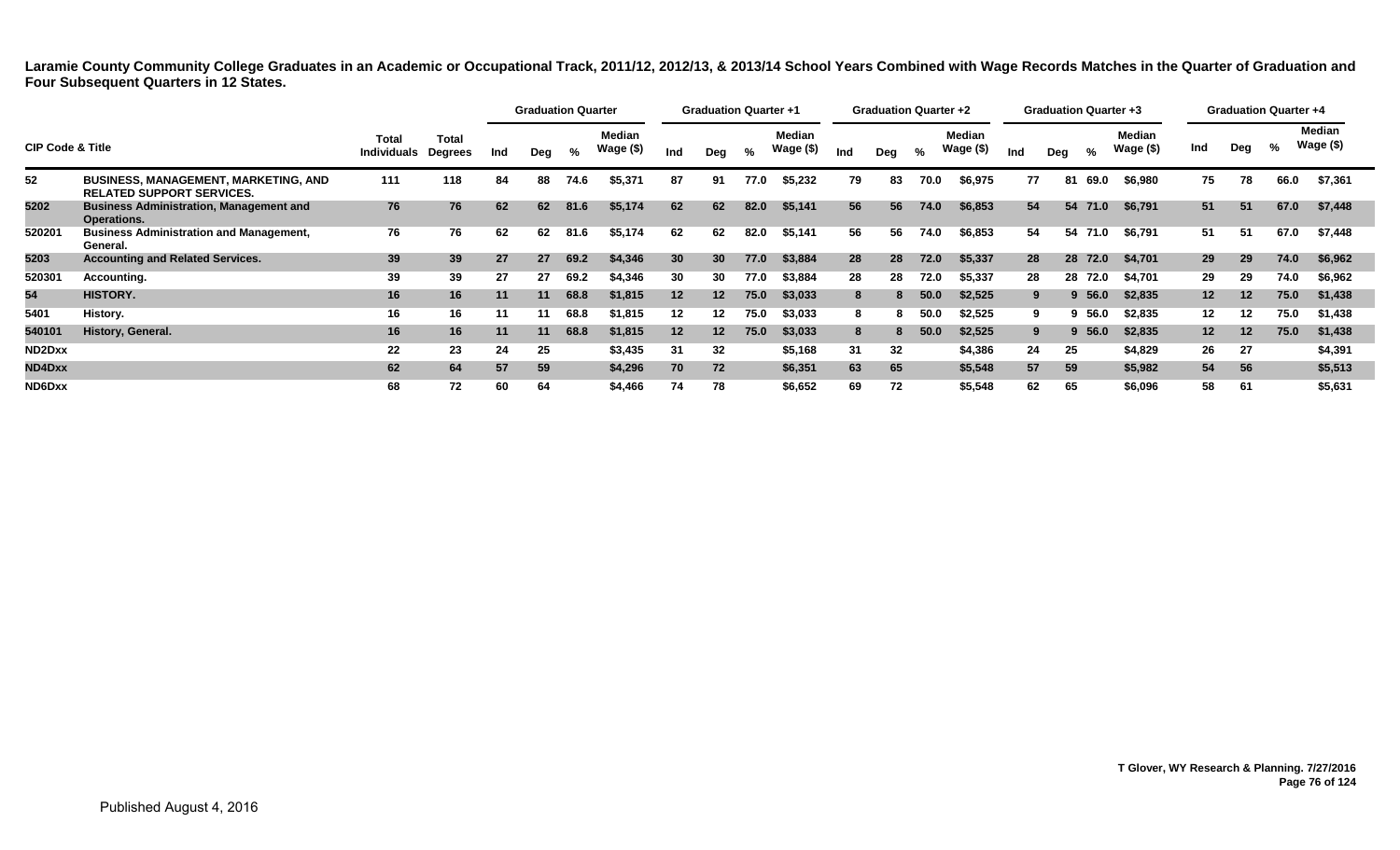**Laramie County Community College Graduates in an Academic or Occupational Track, 2011/12, 2012/13, & 2013/14 School Years Combined with Wage Records Matches in the Quarter of Graduation and Four Subsequent Quarters in 12 States.**

| CIP Code & Title | | Total Individuals | Total Degrees | Graduation Quarter | | | | Graduation Quarter +1 | | | | Graduation Quarter +2 | | | | Graduation Quarter +3 | | | | Graduation Quarter +4 | | | |
|---|---|---|---|---|---|---|---|---|---|---|---|---|---|---|---|---|---|---|---|---|---|---|---|
| | | | | Ind | Deg | % | Median Wage ($) | Ind | Deg | % | Median Wage ($) | Ind | Deg | % | Median Wage ($) | Ind | Deg | % | Median Wage ($) | Ind | Deg | % | Median Wage ($) |
| 52 | BUSINESS, MANAGEMENT, MARKETING, AND RELATED SUPPORT SERVICES. | 111 | 118 | 84 | 88 | 74.6 | $5,371 | 87 | 91 | 77.0 | $5,232 | 79 | 83 | 70.0 | $6,975 | 77 | 81 | 69.0 | $6,980 | 75 | 78 | 66.0 | $7,361 |
| 5202 | Business Administration, Management and Operations. | 76 | 76 | 62 | 62 | 81.6 | $5,174 | 62 | 62 | 82.0 | $5,141 | 56 | 56 | 74.0 | $6,853 | 54 | 54 | 71.0 | $6,791 | 51 | 51 | 67.0 | $7,448 |
| 520201 | Business Administration and Management, General. | 76 | 76 | 62 | 62 | 81.6 | $5,174 | 62 | 62 | 82.0 | $5,141 | 56 | 56 | 74.0 | $6,853 | 54 | 54 | 71.0 | $6,791 | 51 | 51 | 67.0 | $7,448 |
| 5203 | Accounting and Related Services. | 39 | 39 | 27 | 27 | 69.2 | $4,346 | 30 | 30 | 77.0 | $3,884 | 28 | 28 | 72.0 | $5,337 | 28 | 28 | 72.0 | $4,701 | 29 | 29 | 74.0 | $6,962 |
| 520301 | Accounting. | 39 | 39 | 27 | 27 | 69.2 | $4,346 | 30 | 30 | 77.0 | $3,884 | 28 | 28 | 72.0 | $5,337 | 28 | 28 | 72.0 | $4,701 | 29 | 29 | 74.0 | $6,962 |
| 54 | HISTORY. | 16 | 16 | 11 | 11 | 68.8 | $1,815 | 12 | 12 | 75.0 | $3,033 | 8 | 8 | 50.0 | $2,525 | 9 | 9 | 56.0 | $2,835 | 12 | 12 | 75.0 | $1,438 |
| 5401 | History. | 16 | 16 | 11 | 11 | 68.8 | $1,815 | 12 | 12 | 75.0 | $3,033 | 8 | 8 | 50.0 | $2,525 | 9 | 9 | 56.0 | $2,835 | 12 | 12 | 75.0 | $1,438 |
| 540101 | History, General. | 16 | 16 | 11 | 11 | 68.8 | $1,815 | 12 | 12 | 75.0 | $3,033 | 8 | 8 | 50.0 | $2,525 | 9 | 9 | 56.0 | $2,835 | 12 | 12 | 75.0 | $1,438 |
| ND2Dxx | | 22 | 23 | 24 | 25 | | $3,435 | 31 | 32 | | $5,168 | 31 | 32 | | $4,386 | 24 | 25 | | $4,829 | 26 | 27 | | $4,391 |
| ND4Dxx | | 62 | 64 | 57 | 59 | | $4,296 | 70 | 72 | | $6,351 | 63 | 65 | | $5,548 | 57 | 59 | | $5,982 | 54 | 56 | | $5,513 |
| ND6Dxx | | 68 | 72 | 60 | 64 | | $4,466 | 74 | 78 | | $6,652 | 69 | 72 | | $5,548 | 62 | 65 | | $6,096 | 58 | 61 | | $5,631 |

T Glover, WY Research & Planning. 7/27/2016

Published August 4, 2016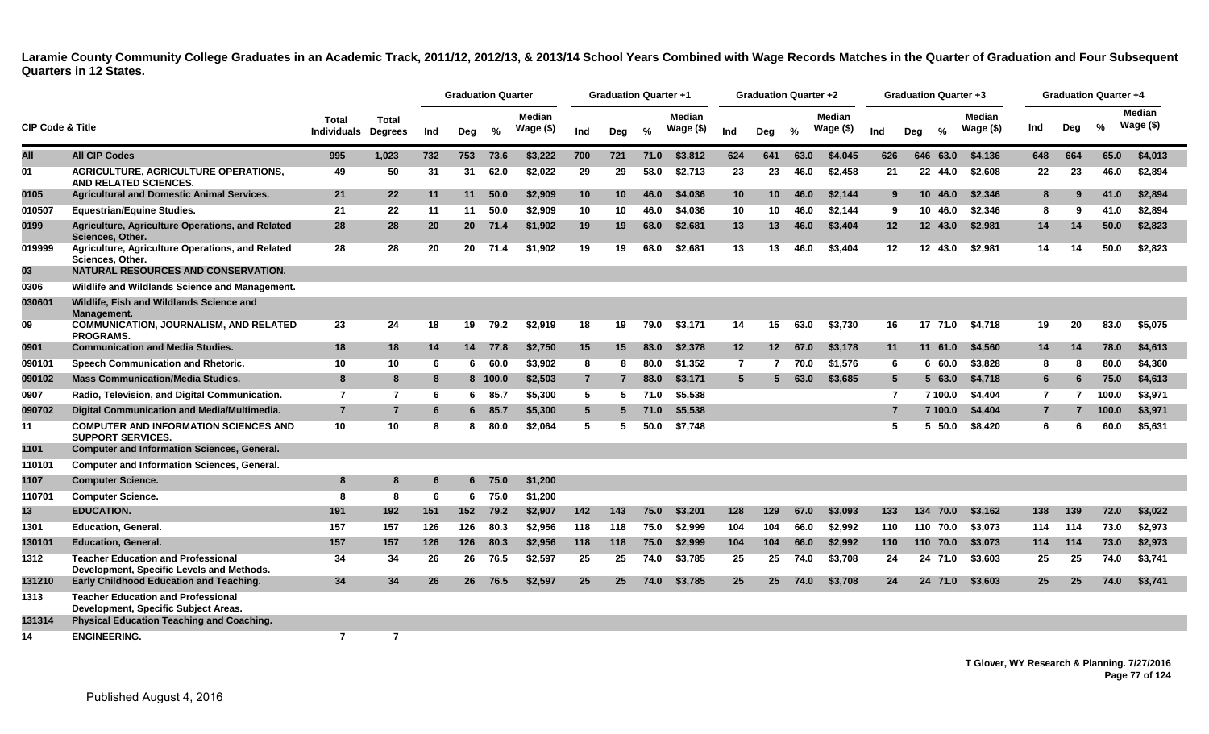**Laramie County Community College Graduates in an Academic Track, 2011/12, 2012/13, & 2013/14 School Years Combined with Wage Records Matches in the Quarter of Graduation and Four Subsequent Quarters in 12 States.**

| CIP Code & Title | | Total Individuals | Total Degrees | Graduation Quarter | | | | Graduation Quarter +1 | | | | Graduation Quarter +2 | | | | Graduation Quarter +3 | | | | Graduation Quarter +4 | | | |
|---|---|---|---|---|---|---|---|---|---|---|---|---|---|---|---|---|---|---|---|---|---|---|---|
| | | | | Ind | Deg | % | Median Wage ($) | Ind | Deg | % | Median Wage ($) | Ind | Deg | % | Median Wage ($) | Ind | Deg | % | Median Wage ($) | Ind | Deg | % | Median Wage ($) |
| All | All CIP Codes | 995 | 1,023 | 732 | 753 | 73.6 | $3,222 | 700 | 721 | 71.0 | $3,812 | 624 | 641 | 63.0 | $4,045 | 626 | 646 | 63.0 | $4,136 | 648 | 664 | 65.0 | $4,013 |
| 01 | AGRICULTURE, AGRICULTURE OPERATIONS, AND RELATED SCIENCES. | 49 | 50 | 31 | 31 | 62.0 | $2,022 | 29 | 29 | 58.0 | $2,713 | 23 | 23 | 46.0 | $2,458 | 21 | 22 | 44.0 | $2,608 | 22 | 23 | 46.0 | $2,894 |
| 0105 | Agricultural and Domestic Animal Services. | 21 | 22 | 11 | 11 | 50.0 | $2,909 | 10 | 10 | 46.0 | $4,036 | 10 | 10 | 46.0 | $2,144 | 9 | 10 | 46.0 | $2,346 | 8 | 9 | 41.0 | $2,894 |
| 010507 | Equestrian/Equine Studies. | 21 | 22 | 11 | 11 | 50.0 | $2,909 | 10 | 10 | 46.0 | $4,036 | 10 | 10 | 46.0 | $2,144 | 9 | 10 | 46.0 | $2,346 | 8 | 9 | 41.0 | $2,894 |
| 0199 | Agriculture, Agriculture Operations, and Related Sciences, Other. | 28 | 28 | 20 | 20 | 71.4 | $1,902 | 19 | 19 | 68.0 | $2,681 | 13 | 13 | 46.0 | $3,404 | 12 | 12 | 43.0 | $2,981 | 14 | 14 | 50.0 | $2,823 |
| 019999 | Agriculture, Agriculture Operations, and Related Sciences, Other. | 28 | 28 | 20 | 20 | 71.4 | $1,902 | 19 | 19 | 68.0 | $2,681 | 13 | 13 | 46.0 | $3,404 | 12 | 12 | 43.0 | $2,981 | 14 | 14 | 50.0 | $2,823 |
| 03 | NATURAL RESOURCES AND CONSERVATION. | | | | | | | | | | | | | | | | | | | | | | |
| 0306 | Wildlife and Wildlands Science and Management. | | | | | | | | | | | | | | | | | | | | | | |
| 030601 | Wildlife, Fish and Wildlands Science and Management. | | | | | | | | | | | | | | | | | | | | | | |
| 09 | COMMUNICATION, JOURNALISM, AND RELATED PROGRAMS. | 23 | 24 | 18 | 19 | 79.2 | $2,919 | 18 | 19 | 79.0 | $3,171 | 14 | 15 | 63.0 | $3,730 | 16 | 17 | 71.0 | $4,718 | 19 | 20 | 83.0 | $5,075 |
| 0901 | Communication and Media Studies. | 18 | 18 | 14 | 14 | 77.8 | $2,750 | 15 | 15 | 83.0 | $2,378 | 12 | 12 | 67.0 | $3,178 | 11 | 11 | 61.0 | $4,560 | 14 | 14 | 78.0 | $4,613 |
| 090101 | Speech Communication and Rhetoric. | 10 | 10 | 6 | 6 | 60.0 | $3,902 | 8 | 8 | 80.0 | $1,352 | 7 | 7 | 70.0 | $1,576 | 6 | 6 | 60.0 | $3,828 | 8 | 8 | 80.0 | $4,360 |
| 090102 | Mass Communication/Media Studies. | 8 | 8 | 8 | 8 | 100.0 | $2,503 | 7 | 7 | 88.0 | $3,171 | 5 | 5 | 63.0 | $3,685 | 5 | 5 | 63.0 | $4,718 | 6 | 6 | 75.0 | $4,613 |
| 0907 | Radio, Television, and Digital Communication. | 7 | 7 | 6 | 6 | 85.7 | $5,300 | 5 | 5 | 71.0 | $5,538 | | | | | 7 | 7 | 100.0 | $4,404 | 7 | 7 | 100.0 | $3,971 |
| 090702 | Digital Communication and Media/Multimedia. | 7 | 7 | 6 | 6 | 85.7 | $5,300 | 5 | 5 | 71.0 | $5,538 | | | | | 7 | 7 | 100.0 | $4,404 | 7 | 7 | 100.0 | $3,971 |
| 11 | COMPUTER AND INFORMATION SCIENCES AND SUPPORT SERVICES. | 10 | 10 | 8 | 8 | 80.0 | $2,064 | 5 | 5 | 50.0 | $7,748 | | | | | 5 | 5 | 50.0 | $8,420 | 6 | 6 | 60.0 | $5,631 |
| 1101 | Computer and Information Sciences, General. | | | | | | | | | | | | | | | | | | | | | | |
| 110101 | Computer and Information Sciences, General. | | | | | | | | | | | | | | | | | | | | | | |
| 1107 | Computer Science. | 8 | 8 | 6 | 6 | 75.0 | $1,200 | | | | | | | | | | | | | | | | |
| 110701 | Computer Science. | 8 | 8 | 6 | 6 | 75.0 | $1,200 | | | | | | | | | | | | | | | | |
| 13 | EDUCATION. | 191 | 192 | 151 | 152 | 79.2 | $2,907 | 142 | 143 | 75.0 | $3,201 | 128 | 129 | 67.0 | $3,093 | 133 | 134 | 70.0 | $3,162 | 138 | 139 | 72.0 | $3,022 |
| 1301 | Education, General. | 157 | 157 | 126 | 126 | 80.3 | $2,956 | 118 | 118 | 75.0 | $2,999 | 104 | 104 | 66.0 | $2,992 | 110 | 110 | 70.0 | $3,073 | 114 | 114 | 73.0 | $2,973 |
| 130101 | Education, General. | 157 | 157 | 126 | 126 | 80.3 | $2,956 | 118 | 118 | 75.0 | $2,999 | 104 | 104 | 66.0 | $2,992 | 110 | 110 | 70.0 | $3,073 | 114 | 114 | 73.0 | $2,973 |
| 1312 | Teacher Education and Professional Development, Specific Levels and Methods. | 34 | 34 | 26 | 26 | 76.5 | $2,597 | 25 | 25 | 74.0 | $3,785 | 25 | 25 | 74.0 | $3,708 | 24 | 24 | 71.0 | $3,603 | 25 | 25 | 74.0 | $3,741 |
| 131210 | Early Childhood Education and Teaching. | 34 | 34 | 26 | 26 | 76.5 | $2,597 | 25 | 25 | 74.0 | $3,785 | 25 | 25 | 74.0 | $3,708 | 24 | 24 | 71.0 | $3,603 | 25 | 25 | 74.0 | $3,741 |
| 1313 | Teacher Education and Professional Development, Specific Subject Areas. | | | | | | | | | | | | | | | | | | | | | | |
| 131314 | Physical Education Teaching and Coaching. | | | | | | | | | | | | | | | | | | | | | | |
| 14 | ENGINEERING. | 7 | 7 | | | | | | | | | | | | | | | | | | | | |

T Glover, WY Research & Planning. 7/27/2016

Published August 4, 2016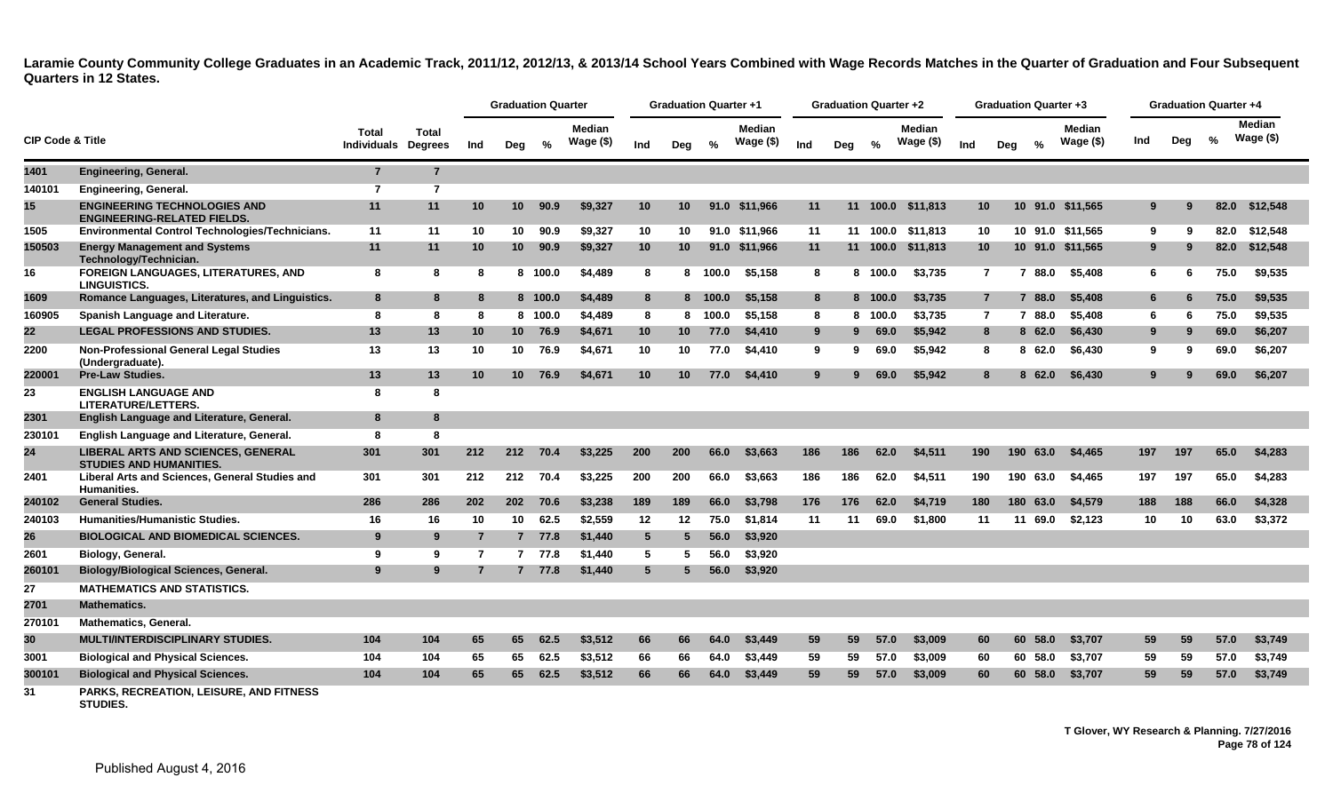**Laramie County Community College Graduates in an Academic Track, 2011/12, 2012/13, & 2013/14 School Years Combined with Wage Records Matches in the Quarter of Graduation and Four Subsequent Quarters in 12 States.**

| CIP Code & Title | | Total Individuals | Total Degrees | Graduation Quarter | | | | Graduation Quarter +1 | | | | Graduation Quarter +2 | | | | Graduation Quarter +3 | | | | Graduation Quarter +4 | | | |
|---|---|---|---|---|---|---|---|---|---|---|---|---|---|---|---|---|---|---|---|---|---|---|---|
| | | | | Ind | Deg | % | Median Wage ($) | Ind | Deg | % | Median Wage ($) | Ind | Deg | % | Median Wage ($) | Ind | Deg | % | Median Wage ($) | Ind | Deg | % | Median Wage ($) |
| 1401 | Engineering, General. | 7 | 7 | | | | | | | | | | | | | | | | | | | | |
| 140101 | Engineering, General. | 7 | 7 | | | | | | | | | | | | | | | | | | | | |
| 15 | ENGINEERING TECHNOLOGIES AND ENGINEERING-RELATED FIELDS. | 11 | 11 | 10 | 10 | 90.9 | $9,327 | 10 | 10 | 91.0 | $11,966 | 11 | 11 | 100.0 | $11,813 | 10 | 10 | 91.0 | $11,565 | 9 | 9 | 82.0 | $12,548 |
| 1505 | Environmental Control Technologies/Technicians. | 11 | 11 | 10 | 10 | 90.9 | $9,327 | 10 | 10 | 91.0 | $11,966 | 11 | 11 | 100.0 | $11,813 | 10 | 10 | 91.0 | $11,565 | 9 | 9 | 82.0 | $12,548 |
| 150503 | Energy Management and Systems Technology/Technician. | 11 | 11 | 10 | 10 | 90.9 | $9,327 | 10 | 10 | 91.0 | $11,966 | 11 | 11 | 100.0 | $11,813 | 10 | 10 | 91.0 | $11,565 | 9 | 9 | 82.0 | $12,548 |
| 16 | FOREIGN LANGUAGES, LITERATURES, AND LINGUISTICS. | 8 | 8 | 8 | 8 | 100.0 | $4,489 | 8 | 8 | 100.0 | $5,158 | 8 | 8 | 100.0 | $3,735 | 7 | 7 | 88.0 | $5,408 | 6 | 6 | 75.0 | $9,535 |
| 1609 | Romance Languages, Literatures, and Linguistics. | 8 | 8 | 8 | 8 | 100.0 | $4,489 | 8 | 8 | 100.0 | $5,158 | 8 | 8 | 100.0 | $3,735 | 7 | 7 | 88.0 | $5,408 | 6 | 6 | 75.0 | $9,535 |
| 160905 | Spanish Language and Literature. | 8 | 8 | 8 | 8 | 100.0 | $4,489 | 8 | 8 | 100.0 | $5,158 | 8 | 8 | 100.0 | $3,735 | 7 | 7 | 88.0 | $5,408 | 6 | 6 | 75.0 | $9,535 |
| 22 | LEGAL PROFESSIONS AND STUDIES. | 13 | 13 | 10 | 10 | 76.9 | $4,671 | 10 | 10 | 77.0 | $4,410 | 9 | 9 | 69.0 | $5,942 | 8 | 8 | 62.0 | $6,430 | 9 | 9 | 69.0 | $6,207 |
| 2200 | Non-Professional General Legal Studies (Undergraduate). | 13 | 13 | 10 | 10 | 76.9 | $4,671 | 10 | 10 | 77.0 | $4,410 | 9 | 9 | 69.0 | $5,942 | 8 | 8 | 62.0 | $6,430 | 9 | 9 | 69.0 | $6,207 |
| 220001 | Pre-Law Studies. | 13 | 13 | 10 | 10 | 76.9 | $4,671 | 10 | 10 | 77.0 | $4,410 | 9 | 9 | 69.0 | $5,942 | 8 | 8 | 62.0 | $6,430 | 9 | 9 | 69.0 | $6,207 |
| 23 | ENGLISH LANGUAGE AND LITERATURE/LETTERS. | 8 | 8 | | | | | | | | | | | | | | | | | | | | |
| 2301 | English Language and Literature, General. | 8 | 8 | | | | | | | | | | | | | | | | | | | | |
| 230101 | English Language and Literature, General. | 8 | 8 | | | | | | | | | | | | | | | | | | | | |
| 24 | LIBERAL ARTS AND SCIENCES, GENERAL STUDIES AND HUMANITIES. | 301 | 301 | 212 | 212 | 70.4 | $3,225 | 200 | 200 | 66.0 | $3,663 | 186 | 186 | 62.0 | $4,511 | 190 | 190 | 63.0 | $4,465 | 197 | 197 | 65.0 | $4,283 |
| 2401 | Liberal Arts and Sciences, General Studies and Humanities. | 301 | 301 | 212 | 212 | 70.4 | $3,225 | 200 | 200 | 66.0 | $3,663 | 186 | 186 | 62.0 | $4,511 | 190 | 190 | 63.0 | $4,465 | 197 | 197 | 65.0 | $4,283 |
| 240102 | General Studies. | 286 | 286 | 202 | 202 | 70.6 | $3,238 | 189 | 189 | 66.0 | $3,798 | 176 | 176 | 62.0 | $4,719 | 180 | 180 | 63.0 | $4,579 | 188 | 188 | 66.0 | $4,328 |
| 240103 | Humanities/Humanistic Studies. | 16 | 16 | 10 | 10 | 62.5 | $2,559 | 12 | 12 | 75.0 | $1,814 | 11 | 11 | 69.0 | $1,800 | 11 | 11 | 69.0 | $2,123 | 10 | 10 | 63.0 | $3,372 |
| 26 | BIOLOGICAL AND BIOMEDICAL SCIENCES. | 9 | 9 | 7 | 7 | 77.8 | $1,440 | 5 | 5 | 56.0 | $3,920 | | | | | | | | | | | | |
| 2601 | Biology, General. | 9 | 9 | 7 | 7 | 77.8 | $1,440 | 5 | 5 | 56.0 | $3,920 | | | | | | | | | | | | |
| 260101 | Biology/Biological Sciences, General. | 9 | 9 | 7 | 7 | 77.8 | $1,440 | 5 | 5 | 56.0 | $3,920 | | | | | | | | | | | | |
| 27 | MATHEMATICS AND STATISTICS. | | | | | | | | | | | | | | | | | | | | | | |
| 2701 | Mathematics. | | | | | | | | | | | | | | | | | | | | | | |
| 270101 | Mathematics, General. | | | | | | | | | | | | | | | | | | | | | | |
| 30 | MULTI/INTERDISCIPLINARY STUDIES. | 104 | 104 | 65 | 65 | 62.5 | $3,512 | 66 | 66 | 64.0 | $3,449 | 59 | 59 | 57.0 | $3,009 | 60 | 60 | 58.0 | $3,707 | 59 | 59 | 57.0 | $3,749 |
| 3001 | Biological and Physical Sciences. | 104 | 104 | 65 | 65 | 62.5 | $3,512 | 66 | 66 | 64.0 | $3,449 | 59 | 59 | 57.0 | $3,009 | 60 | 60 | 58.0 | $3,707 | 59 | 59 | 57.0 | $3,749 |
| 300101 | Biological and Physical Sciences. | 104 | 104 | 65 | 65 | 62.5 | $3,512 | 66 | 66 | 64.0 | $3,449 | 59 | 59 | 57.0 | $3,009 | 60 | 60 | 58.0 | $3,707 | 59 | 59 | 57.0 | $3,749 |
| 31 | PARKS, RECREATION, LEISURE, AND FITNESS STUDIES. | | | | | | | | | | | | | | | | | | | | | | |

T Glover, WY Research & Planning. 7/27/2016

Published August 4, 2016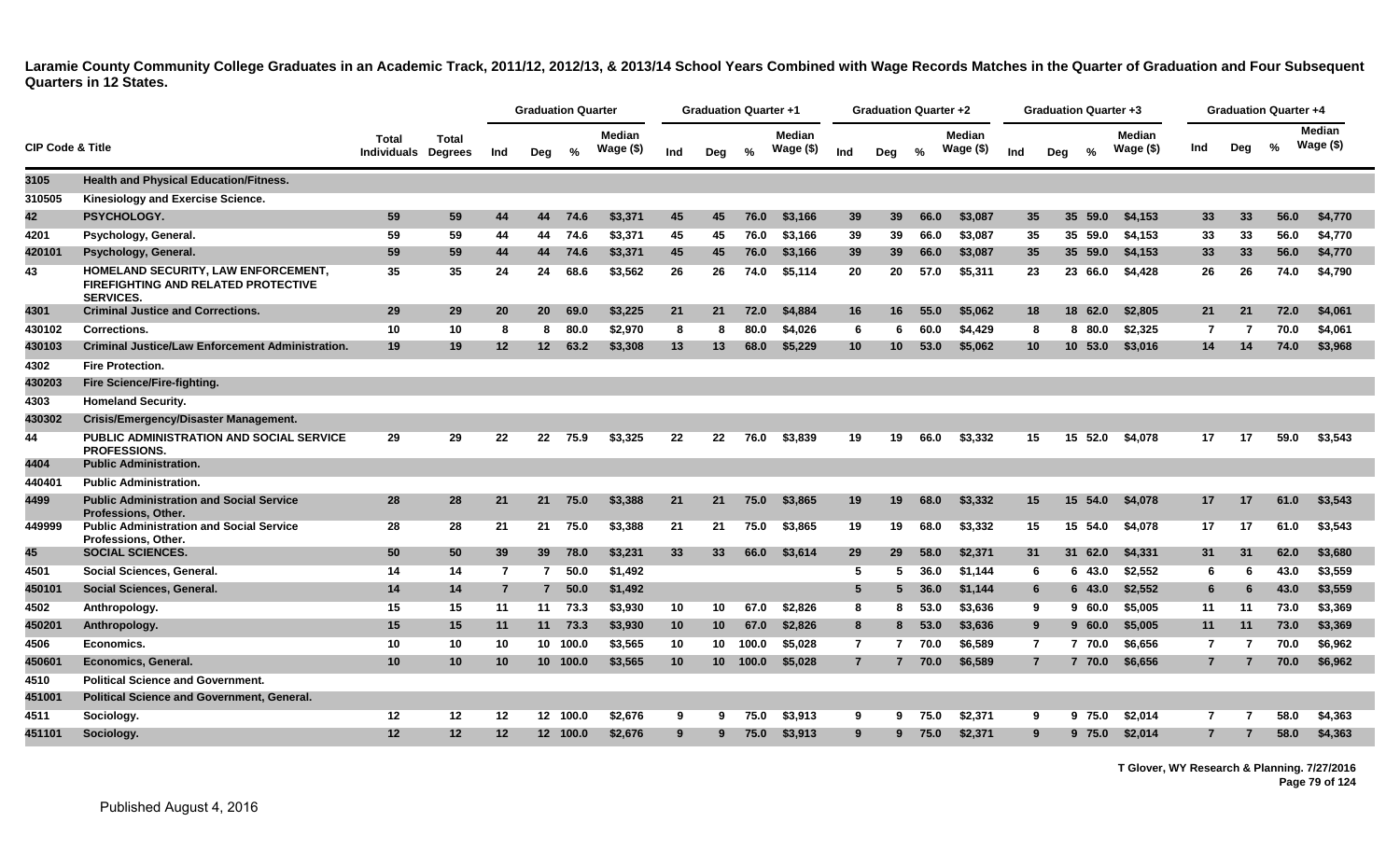**Laramie County Community College Graduates in an Academic Track, 2011/12, 2012/13, & 2013/14 School Years Combined with Wage Records Matches in the Quarter of Graduation and Four Subsequent Quarters in 12 States.**

| CIP Code & Title | | Total Individuals | Total Degrees | Graduation Quarter | | | | Graduation Quarter +1 | | | | Graduation Quarter +2 | | | | Graduation Quarter +3 | | | | Graduation Quarter +4 | | | |
|---|---|---|---|---|---|---|---|---|---|---|---|---|---|---|---|---|---|---|---|---|---|---|---|
| | | | | Ind | Deg | % | Median Wage ($) | Ind | Deg | % | Median Wage ($) | Ind | Deg | % | Median Wage ($) | Ind | Deg | % | Median Wage ($) | Ind | Deg | % | Median Wage ($) |
| 3105 | Health and Physical Education/Fitness. | | | | | | | | | | | | | | | | | | | | | | |
| 310505 | Kinesiology and Exercise Science. | | | | | | | | | | | | | | | | | | | | | | |
| 42 | PSYCHOLOGY. | 59 | 59 | 44 | 44 | 74.6 | $3,371 | 45 | 45 | 76.0 | $3,166 | 39 | 39 | 66.0 | $3,087 | 35 | 35 | 59.0 | $4,153 | 33 | 33 | 56.0 | $4,770 |
| 4201 | Psychology, General. | 59 | 59 | 44 | 44 | 74.6 | $3,371 | 45 | 45 | 76.0 | $3,166 | 39 | 39 | 66.0 | $3,087 | 35 | 35 | 59.0 | $4,153 | 33 | 33 | 56.0 | $4,770 |
| 420101 | Psychology, General. | 59 | 59 | 44 | 44 | 74.6 | $3,371 | 45 | 45 | 76.0 | $3,166 | 39 | 39 | 66.0 | $3,087 | 35 | 35 | 59.0 | $4,153 | 33 | 33 | 56.0 | $4,770 |
| 43 | HOMELAND SECURITY, LAW ENFORCEMENT, FIREFIGHTING AND RELATED PROTECTIVE SERVICES. | 35 | 35 | 24 | 24 | 68.6 | $3,562 | 26 | 26 | 74.0 | $5,114 | 20 | 20 | 57.0 | $5,311 | 23 | 23 | 66.0 | $4,428 | 26 | 26 | 74.0 | $4,790 |
| 4301 | Criminal Justice and Corrections. | 29 | 29 | 20 | 20 | 69.0 | $3,225 | 21 | 21 | 72.0 | $4,884 | 16 | 16 | 55.0 | $5,062 | 18 | 18 | 62.0 | $2,805 | 21 | 21 | 72.0 | $4,061 |
| 430102 | Corrections. | 10 | 10 | 8 | 8 | 80.0 | $2,970 | 8 | 8 | 80.0 | $4,026 | 6 | 6 | 60.0 | $4,429 | 8 | 8 | 80.0 | $2,325 | 7 | 7 | 70.0 | $4,061 |
| 430103 | Criminal Justice/Law Enforcement Administration. | 19 | 19 | 12 | 12 | 63.2 | $3,308 | 13 | 13 | 68.0 | $5,229 | 10 | 10 | 53.0 | $5,062 | 10 | 10 | 53.0 | $3,016 | 14 | 14 | 74.0 | $3,968 |
| 4302 | Fire Protection. | | | | | | | | | | | | | | | | | | | | | | |
| 430203 | Fire Science/Fire-fighting. | | | | | | | | | | | | | | | | | | | | | | |
| 4303 | Homeland Security. | | | | | | | | | | | | | | | | | | | | | | |
| 430302 | Crisis/Emergency/Disaster Management. | | | | | | | | | | | | | | | | | | | | | | |
| 44 | PUBLIC ADMINISTRATION AND SOCIAL SERVICE PROFESSIONS. | 29 | 29 | 22 | 22 | 75.9 | $3,325 | 22 | 22 | 76.0 | $3,839 | 19 | 19 | 66.0 | $3,332 | 15 | 15 | 52.0 | $4,078 | 17 | 17 | 59.0 | $3,543 |
| 4404 | Public Administration. | | | | | | | | | | | | | | | | | | | | | | |
| 440401 | Public Administration. | | | | | | | | | | | | | | | | | | | | | | |
| 4499 | Public Administration and Social Service Professions, Other. | 28 | 28 | 21 | 21 | 75.0 | $3,388 | 21 | 21 | 75.0 | $3,865 | 19 | 19 | 68.0 | $3,332 | 15 | 15 | 54.0 | $4,078 | 17 | 17 | 61.0 | $3,543 |
| 449999 | Public Administration and Social Service Professions, Other. | 28 | 28 | 21 | 21 | 75.0 | $3,388 | 21 | 21 | 75.0 | $3,865 | 19 | 19 | 68.0 | $3,332 | 15 | 15 | 54.0 | $4,078 | 17 | 17 | 61.0 | $3,543 |
| 45 | SOCIAL SCIENCES. | 50 | 50 | 39 | 39 | 78.0 | $3,231 | 33 | 33 | 66.0 | $3,614 | 29 | 29 | 58.0 | $2,371 | 31 | 31 | 62.0 | $4,331 | 31 | 31 | 62.0 | $3,680 |
| 4501 | Social Sciences, General. | 14 | 14 | 7 | 7 | 50.0 | $1,492 | | | | | 5 | 5 | 36.0 | $1,144 | 6 | 6 | 43.0 | $2,552 | 6 | 6 | 43.0 | $3,559 |
| 450101 | Social Sciences, General. | 14 | 14 | 7 | 7 | 50.0 | $1,492 | | | | | 5 | 5 | 36.0 | $1,144 | 6 | 6 | 43.0 | $2,552 | 6 | 6 | 43.0 | $3,559 |
| 4502 | Anthropology. | 15 | 15 | 11 | 11 | 73.3 | $3,930 | 10 | 10 | 67.0 | $2,826 | 8 | 8 | 53.0 | $3,636 | 9 | 9 | 60.0 | $5,005 | 11 | 11 | 73.0 | $3,369 |
| 450201 | Anthropology. | 15 | 15 | 11 | 11 | 73.3 | $3,930 | 10 | 10 | 67.0 | $2,826 | 8 | 8 | 53.0 | $3,636 | 9 | 9 | 60.0 | $5,005 | 11 | 11 | 73.0 | $3,369 |
| 4506 | Economics. | 10 | 10 | 10 | 10 | 100.0 | $3,565 | 10 | 10 | 100.0 | $5,028 | 7 | 7 | 70.0 | $6,589 | 7 | 7 | 70.0 | $6,656 | 7 | 7 | 70.0 | $6,962 |
| 450601 | Economics, General. | 10 | 10 | 10 | 10 | 100.0 | $3,565 | 10 | 10 | 100.0 | $5,028 | 7 | 7 | 70.0 | $6,589 | 7 | 7 | 70.0 | $6,656 | 7 | 7 | 70.0 | $6,962 |
| 4510 | Political Science and Government. | | | | | | | | | | | | | | | | | | | | | | |
| 451001 | Political Science and Government, General. | | | | | | | | | | | | | | | | | | | | | | |
| 4511 | Sociology. | 12 | 12 | 12 | 12 | 100.0 | $2,676 | 9 | 9 | 75.0 | $3,913 | 9 | 9 | 75.0 | $2,371 | 9 | 9 | 75.0 | $2,014 | 7 | 7 | 58.0 | $4,363 |
| 451101 | Sociology. | 12 | 12 | 12 | 12 | 100.0 | $2,676 | 9 | 9 | 75.0 | $3,913 | 9 | 9 | 75.0 | $2,371 | 9 | 9 | 75.0 | $2,014 | 7 | 7 | 58.0 | $4,363 |

T Glover, WY Research & Planning. 7/27/2016

Published August 4, 2016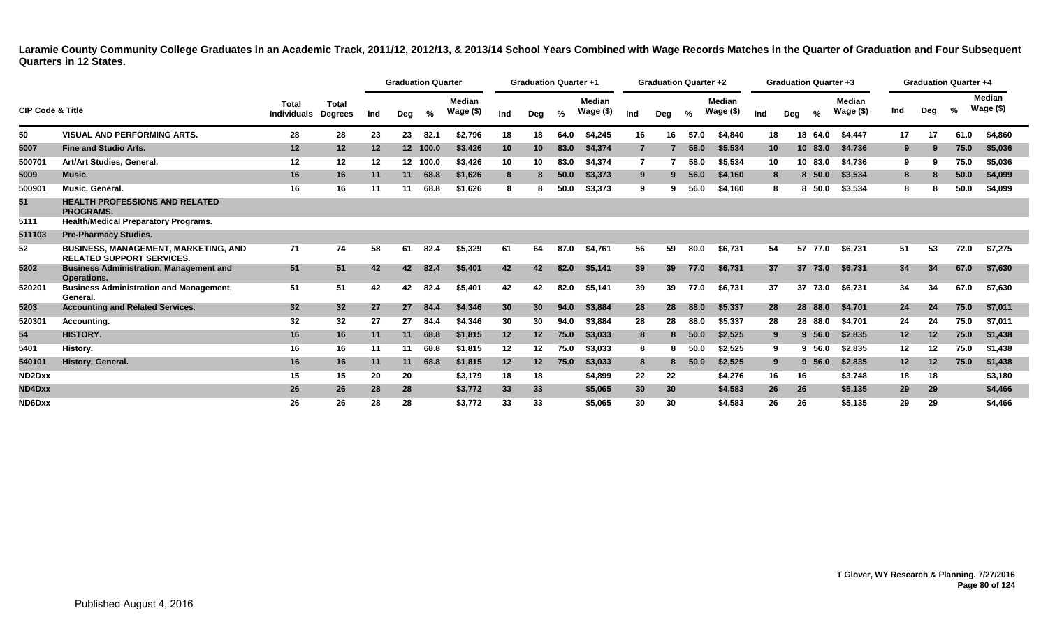**Laramie County Community College Graduates in an Academic Track, 2011/12, 2012/13, & 2013/14 School Years Combined with Wage Records Matches in the Quarter of Graduation and Four Subsequent Quarters in 12 States.**

| CIP Code & Title | | Total Individuals | Total Degrees | Graduation Quarter | | | | Graduation Quarter +1 | | | | Graduation Quarter +2 | | | | Graduation Quarter +3 | | | | Graduation Quarter +4 | | | |
|---|---|---|---|---|---|---|---|---|---|---|---|---|---|---|---|---|---|---|---|---|---|---|---|
| | | | | Ind | Deg | % | Median Wage ($) | Ind | Deg | % | Median Wage ($) | Ind | Deg | % | Median Wage ($) | Ind | Deg | % | Median Wage ($) | Ind | Deg | % | Median Wage ($) |
| 50 | VISUAL AND PERFORMING ARTS. | 28 | 28 | 23 | 23 | 82.1 | $2,796 | 18 | 18 | 64.0 | $4,245 | 16 | 16 | 57.0 | $4,840 | 18 | 18 | 64.0 | $4,447 | 17 | 17 | 61.0 | $4,860 |
| 5007 | Fine and Studio Arts. | 12 | 12 | 12 | 12 | 100.0 | $3,426 | 10 | 10 | 83.0 | $4,374 | 7 | 7 | 58.0 | $5,534 | 10 | 10 | 83.0 | $4,736 | 9 | 9 | 75.0 | $5,036 |
| 500701 | Art/Art Studies, General. | 12 | 12 | 12 | 12 | 100.0 | $3,426 | 10 | 10 | 83.0 | $4,374 | 7 | 7 | 58.0 | $5,534 | 10 | 10 | 83.0 | $4,736 | 9 | 9 | 75.0 | $5,036 |
| 5009 | Music. | 16 | 16 | 11 | 11 | 68.8 | $1,626 | 8 | 8 | 50.0 | $3,373 | 9 | 9 | 56.0 | $4,160 | 8 | 8 | 50.0 | $3,534 | 8 | 8 | 50.0 | $4,099 |
| 500901 | Music, General. | 16 | 16 | 11 | 11 | 68.8 | $1,626 | 8 | 8 | 50.0 | $3,373 | 9 | 9 | 56.0 | $4,160 | 8 | 8 | 50.0 | $3,534 | 8 | 8 | 50.0 | $4,099 |
| 51 | HEALTH PROFESSIONS AND RELATED PROGRAMS. | | | | | | | | | | | | | | | | | | | | | | |
| 5111 | Health/Medical Preparatory Programs. | | | | | | | | | | | | | | | | | | | | | | |
| 511103 | Pre-Pharmacy Studies. | | | | | | | | | | | | | | | | | | | | | | |
| 52 | BUSINESS, MANAGEMENT, MARKETING, AND RELATED SUPPORT SERVICES. | 71 | 74 | 58 | 61 | 82.4 | $5,329 | 61 | 64 | 87.0 | $4,761 | 56 | 59 | 80.0 | $6,731 | 54 | 57 | 77.0 | $6,731 | 51 | 53 | 72.0 | $7,275 |
| 5202 | Business Administration, Management and Operations. | 51 | 51 | 42 | 42 | 82.4 | $5,401 | 42 | 42 | 82.0 | $5,141 | 39 | 39 | 77.0 | $6,731 | 37 | 37 | 73.0 | $6,731 | 34 | 34 | 67.0 | $7,630 |
| 520201 | Business Administration and Management, General. | 51 | 51 | 42 | 42 | 82.4 | $5,401 | 42 | 42 | 82.0 | $5,141 | 39 | 39 | 77.0 | $6,731 | 37 | 37 | 73.0 | $6,731 | 34 | 34 | 67.0 | $7,630 |
| 5203 | Accounting and Related Services. | 32 | 32 | 27 | 27 | 84.4 | $4,346 | 30 | 30 | 94.0 | $3,884 | 28 | 28 | 88.0 | $5,337 | 28 | 28 | 88.0 | $4,701 | 24 | 24 | 75.0 | $7,011 |
| 520301 | Accounting. | 32 | 32 | 27 | 27 | 84.4 | $4,346 | 30 | 30 | 94.0 | $3,884 | 28 | 28 | 88.0 | $5,337 | 28 | 28 | 88.0 | $4,701 | 24 | 24 | 75.0 | $7,011 |
| 54 | HISTORY. | 16 | 16 | 11 | 11 | 68.8 | $1,815 | 12 | 12 | 75.0 | $3,033 | 8 | 8 | 50.0 | $2,525 | 9 | 9 | 56.0 | $2,835 | 12 | 12 | 75.0 | $1,438 |
| 5401 | History. | 16 | 16 | 11 | 11 | 68.8 | $1,815 | 12 | 12 | 75.0 | $3,033 | 8 | 8 | 50.0 | $2,525 | 9 | 9 | 56.0 | $2,835 | 12 | 12 | 75.0 | $1,438 |
| 540101 | History, General. | 16 | 16 | 11 | 11 | 68.8 | $1,815 | 12 | 12 | 75.0 | $3,033 | 8 | 8 | 50.0 | $2,525 | 9 | 9 | 56.0 | $2,835 | 12 | 12 | 75.0 | $1,438 |
| ND2Dxx | | 15 | 15 | 20 | 20 | | $3,179 | 18 | 18 | | $4,899 | 22 | 22 | | $4,276 | 16 | 16 | | $3,748 | 18 | 18 | | $3,180 |
| ND4Dxx | | 26 | 26 | 28 | 28 | | $3,772 | 33 | 33 | | $5,065 | 30 | 30 | | $4,583 | 26 | 26 | | $5,135 | 29 | 29 | | $4,466 |
| ND6Dxx | | 26 | 26 | 28 | 28 | | $3,772 | 33 | 33 | | $5,065 | 30 | 30 | | $4,583 | 26 | 26 | | $5,135 | 29 | 29 | | $4,466 |

T Glover, WY Research & Planning. 7/27/2016

Published August 4, 2016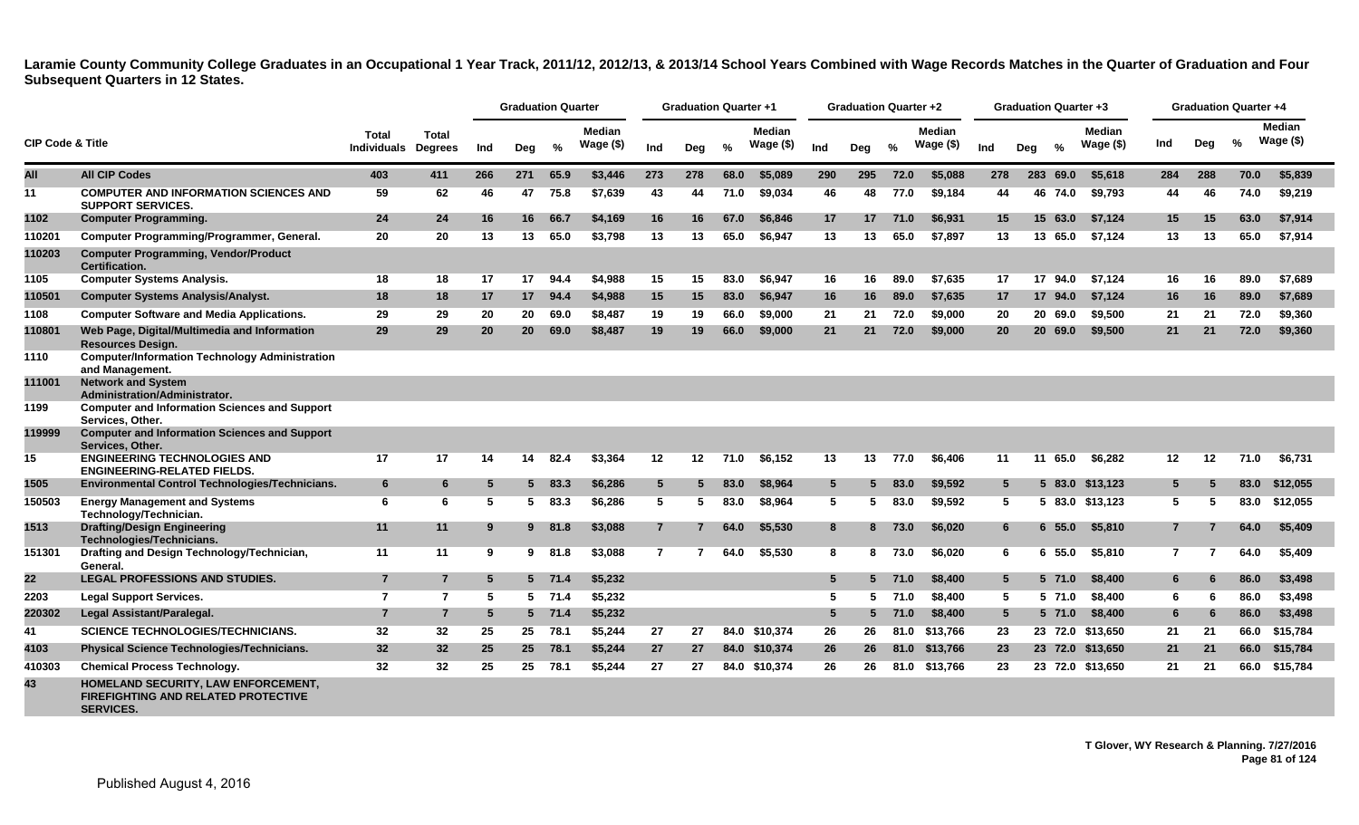**Laramie County Community College Graduates in an Occupational 1 Year Track, 2011/12, 2012/13, & 2013/14 School Years Combined with Wage Records Matches in the Quarter of Graduation and Four Subsequent Quarters in 12 States.**

| CIP Code & Title | | Total Individuals | Total Degrees | Graduation Quarter | | | | Graduation Quarter +1 | | | | Graduation Quarter +2 | | | | Graduation Quarter +3 | | | | Graduation Quarter +4 | | | |
|---|---|---|---|---|---|---|---|---|---|---|---|---|---|---|---|---|---|---|---|---|---|---|---|
| | | | | Ind | Deg | % | Median Wage ($) | Ind | Deg | % | Median Wage ($) | Ind | Deg | % | Median Wage ($) | Ind | Deg | % | Median Wage ($) | Ind | Deg | % | Median Wage ($) |
| All | All CIP Codes | 403 | 411 | 266 | 271 | 65.9 | $3,446 | 273 | 278 | 68.0 | $5,089 | 290 | 295 | 72.0 | $5,088 | 278 | 283 | 69.0 | $5,618 | 284 | 288 | 70.0 | $5,839 |
| 11 | COMPUTER AND INFORMATION SCIENCES AND SUPPORT SERVICES. | 59 | 62 | 46 | 47 | 75.8 | $7,639 | 43 | 44 | 71.0 | $9,034 | 46 | 48 | 77.0 | $9,184 | 44 | 46 | 74.0 | $9,793 | 44 | 46 | 74.0 | $9,219 |
| 1102 | Computer Programming. | 24 | 24 | 16 | 16 | 66.7 | $4,169 | 16 | 16 | 67.0 | $6,846 | 17 | 17 | 71.0 | $6,931 | 15 | 15 | 63.0 | $7,124 | 15 | 15 | 63.0 | $7,914 |
| 110201 | Computer Programming/Programmer, General. | 20 | 20 | 13 | 13 | 65.0 | $3,798 | 13 | 13 | 65.0 | $6,947 | 13 | 13 | 65.0 | $7,897 | 13 | 13 | 65.0 | $7,124 | 13 | 13 | 65.0 | $7,914 |
| 110203 | Computer Programming, Vendor/Product Certification. | | | | | | | | | | | | | | | | | | | | | | |
| 1105 | Computer Systems Analysis. | 18 | 18 | 17 | 17 | 94.4 | $4,988 | 15 | 15 | 83.0 | $6,947 | 16 | 16 | 89.0 | $7,635 | 17 | 17 | 94.0 | $7,124 | 16 | 16 | 89.0 | $7,689 |
| 110501 | Computer Systems Analysis/Analyst. | 18 | 18 | 17 | 17 | 94.4 | $4,988 | 15 | 15 | 83.0 | $6,947 | 16 | 16 | 89.0 | $7,635 | 17 | 17 | 94.0 | $7,124 | 16 | 16 | 89.0 | $7,689 |
| 1108 | Computer Software and Media Applications. | 29 | 29 | 20 | 20 | 69.0 | $8,487 | 19 | 19 | 66.0 | $9,000 | 21 | 21 | 72.0 | $9,000 | 20 | 20 | 69.0 | $9,500 | 21 | 21 | 72.0 | $9,360 |
| 110801 | Web Page, Digital/Multimedia and Information Resources Design. | 29 | 29 | 20 | 20 | 69.0 | $8,487 | 19 | 19 | 66.0 | $9,000 | 21 | 21 | 72.0 | $9,000 | 20 | 20 | 69.0 | $9,500 | 21 | 21 | 72.0 | $9,360 |
| 1110 | Computer/Information Technology Administration and Management. | | | | | | | | | | | | | | | | | | | | | | |
| 111001 | Network and System Administration/Administrator. | | | | | | | | | | | | | | | | | | | | | | |
| 1199 | Computer and Information Sciences and Support Services, Other. | | | | | | | | | | | | | | | | | | | | | | |
| 119999 | Computer and Information Sciences and Support Services, Other. | | | | | | | | | | | | | | | | | | | | | | |
| 15 | ENGINEERING TECHNOLOGIES AND ENGINEERING-RELATED FIELDS. | 17 | 17 | 14 | 14 | 82.4 | $3,364 | 12 | 12 | 71.0 | $6,152 | 13 | 13 | 77.0 | $6,406 | 11 | 11 | 65.0 | $6,282 | 12 | 12 | 71.0 | $6,731 |
| 1505 | Environmental Control Technologies/Technicians. | 6 | 6 | 5 | 5 | 83.3 | $6,286 | 5 | 5 | 83.0 | $8,964 | 5 | 5 | 83.0 | $9,592 | 5 | 5 | 83.0 | $13,123 | 5 | 5 | 83.0 | $12,055 |
| 150503 | Energy Management and Systems Technology/Technician. | 6 | 6 | 5 | 5 | 83.3 | $6,286 | 5 | 5 | 83.0 | $8,964 | 5 | 5 | 83.0 | $9,592 | 5 | 5 | 83.0 | $13,123 | 5 | 5 | 83.0 | $12,055 |
| 1513 | Drafting/Design Engineering Technologies/Technicians. | 11 | 11 | 9 | 9 | 81.8 | $3,088 | 7 | 7 | 64.0 | $5,530 | 8 | 8 | 73.0 | $6,020 | 6 | 6 | 55.0 | $5,810 | 7 | 7 | 64.0 | $5,409 |
| 151301 | Drafting and Design Technology/Technician, General. | 11 | 11 | 9 | 9 | 81.8 | $3,088 | 7 | 7 | 64.0 | $5,530 | 8 | 8 | 73.0 | $6,020 | 6 | 6 | 55.0 | $5,810 | 7 | 7 | 64.0 | $5,409 |
| 22 | LEGAL PROFESSIONS AND STUDIES. | 7 | 7 | 5 | 5 | 71.4 | $5,232 | | | | | 5 | 5 | 71.0 | $8,400 | 5 | 5 | 71.0 | $8,400 | 6 | 6 | 86.0 | $3,498 |
| 2203 | Legal Support Services. | 7 | 7 | 5 | 5 | 71.4 | $5,232 | | | | | 5 | 5 | 71.0 | $8,400 | 5 | 5 | 71.0 | $8,400 | 6 | 6 | 86.0 | $3,498 |
| 220302 | Legal Assistant/Paralegal. | 7 | 7 | 5 | 5 | 71.4 | $5,232 | | | | | 5 | 5 | 71.0 | $8,400 | 5 | 5 | 71.0 | $8,400 | 6 | 6 | 86.0 | $3,498 |
| 41 | SCIENCE TECHNOLOGIES/TECHNICIANS. | 32 | 32 | 25 | 25 | 78.1 | $5,244 | 27 | 27 | 84.0 | $10,374 | 26 | 26 | 81.0 | $13,766 | 23 | 23 | 72.0 | $13,650 | 21 | 21 | 66.0 | $15,784 |
| 4103 | Physical Science Technologies/Technicians. | 32 | 32 | 25 | 25 | 78.1 | $5,244 | 27 | 27 | 84.0 | $10,374 | 26 | 26 | 81.0 | $13,766 | 23 | 23 | 72.0 | $13,650 | 21 | 21 | 66.0 | $15,784 |
| 410303 | Chemical Process Technology. | 32 | 32 | 25 | 25 | 78.1 | $5,244 | 27 | 27 | 84.0 | $10,374 | 26 | 26 | 81.0 | $13,766 | 23 | 23 | 72.0 | $13,650 | 21 | 21 | 66.0 | $15,784 |
| 43 | HOMELAND SECURITY, LAW ENFORCEMENT, FIREFIGHTING AND RELATED PROTECTIVE SERVICES. | | | | | | | | | | | | | | | | | | | | | | |

T Glover, WY Research & Planning. 7/27/2016

Published August 4, 2016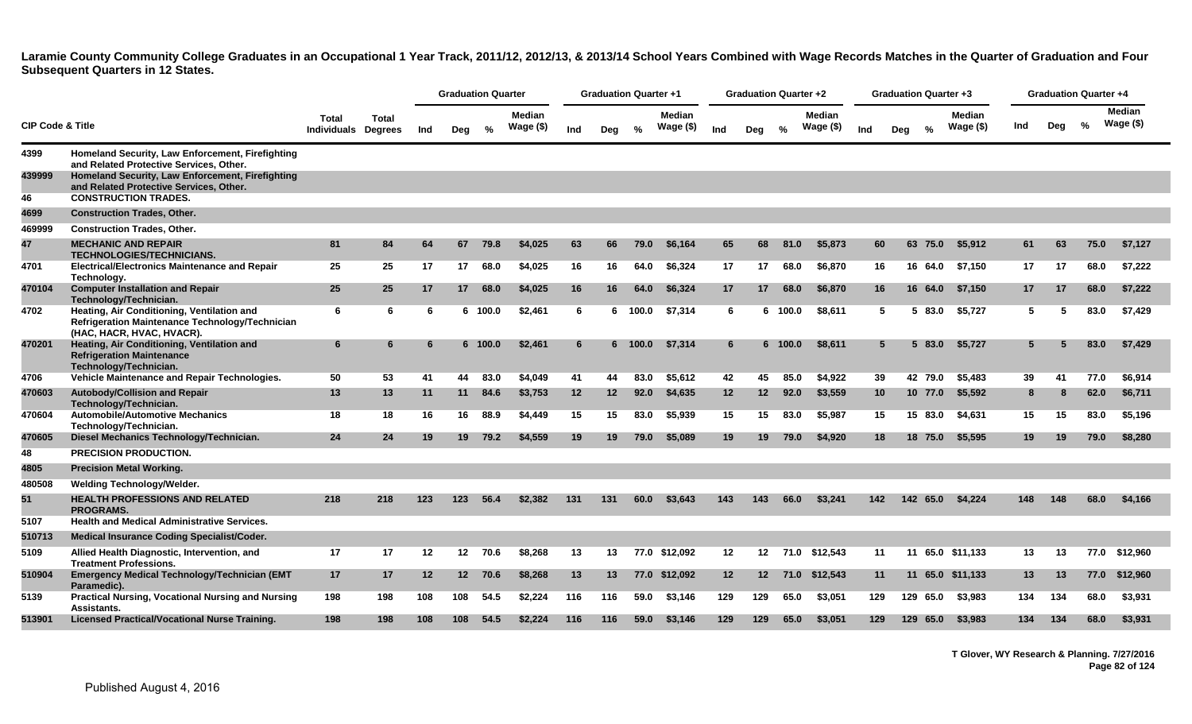**Laramie County Community College Graduates in an Occupational 1 Year Track, 2011/12, 2012/13, & 2013/14 School Years Combined with Wage Records Matches in the Quarter of Graduation and Four Subsequent Quarters in 12 States.**

| CIP Code & Title | | Total Individuals | Total Degrees | Graduation Quarter | | | | Graduation Quarter +1 | | | | Graduation Quarter +2 | | | | Graduation Quarter +3 | | | | Graduation Quarter +4 | | | |
|---|---|---|---|---|---|---|---|---|---|---|---|---|---|---|---|---|---|---|---|---|---|---|---|
| | | | | Ind | Deg | % | Median Wage ($) | Ind | Deg | % | Median Wage ($) | Ind | Deg | % | Median Wage ($) | Ind | Deg | % | Median Wage ($) | Ind | Deg | % | Median Wage ($) |
| 4399 | Homeland Security, Law Enforcement, Firefighting and Related Protective Services, Other. | | | | | | | | | | | | | | | | | | | | | | |
| 439999 | Homeland Security, Law Enforcement, Firefighting and Related Protective Services, Other. | | | | | | | | | | | | | | | | | | | | | | |
| 46 | CONSTRUCTION TRADES. | | | | | | | | | | | | | | | | | | | | | | |
| 4699 | Construction Trades, Other. | | | | | | | | | | | | | | | | | | | | | | |
| 469999 | Construction Trades, Other. | | | | | | | | | | | | | | | | | | | | | | |
| 47 | MECHANIC AND REPAIR TECHNOLOGIES/TECHNICIANS. | 81 | 84 | 64 | 67 | 79.8 | $4,025 | 63 | 66 | 79.0 | $6,164 | 65 | 68 | 81.0 | $5,873 | 60 | 63 | 75.0 | $5,912 | 61 | 63 | 75.0 | $7,127 |
| 4701 | Electrical/Electronics Maintenance and Repair Technology. | 25 | 25 | 17 | 17 | 68.0 | $4,025 | 16 | 16 | 64.0 | $6,324 | 17 | 17 | 68.0 | $6,870 | 16 | 16 | 64.0 | $7,150 | 17 | 17 | 68.0 | $7,222 |
| 470104 | Computer Installation and Repair Technology/Technician. | 25 | 25 | 17 | 17 | 68.0 | $4,025 | 16 | 16 | 64.0 | $6,324 | 17 | 17 | 68.0 | $6,870 | 16 | 16 | 64.0 | $7,150 | 17 | 17 | 68.0 | $7,222 |
| 4702 | Heating, Air Conditioning, Ventilation and Refrigeration Maintenance Technology/Technician (HAC, HACR, HVAC, HVACR). | 6 | 6 | 6 | 6 | 100.0 | $2,461 | 6 | 6 | 100.0 | $7,314 | 6 | 6 | 100.0 | $8,611 | 5 | 5 | 83.0 | $5,727 | 5 | 5 | 83.0 | $7,429 |
| 470201 | Heating, Air Conditioning, Ventilation and Refrigeration Maintenance Technology/Technician. | 6 | 6 | 6 | 6 | 100.0 | $2,461 | 6 | 6 | 100.0 | $7,314 | 6 | 6 | 100.0 | $8,611 | 5 | 5 | 83.0 | $5,727 | 5 | 5 | 83.0 | $7,429 |
| 4706 | Vehicle Maintenance and Repair Technologies. | 50 | 53 | 41 | 44 | 83.0 | $4,049 | 41 | 44 | 83.0 | $5,612 | 42 | 45 | 85.0 | $4,922 | 39 | 42 | 79.0 | $5,483 | 39 | 41 | 77.0 | $6,914 |
| 470603 | Autobody/Collision and Repair Technology/Technician. | 13 | 13 | 11 | 11 | 84.6 | $3,753 | 12 | 12 | 92.0 | $4,635 | 12 | 12 | 92.0 | $3,559 | 10 | 10 | 77.0 | $5,592 | 8 | 8 | 62.0 | $6,711 |
| 470604 | Automobile/Automotive Mechanics Technology/Technician. | 18 | 18 | 16 | 16 | 88.9 | $4,449 | 15 | 15 | 83.0 | $5,939 | 15 | 15 | 83.0 | $5,987 | 15 | 15 | 83.0 | $4,631 | 15 | 15 | 83.0 | $5,196 |
| 470605 | Diesel Mechanics Technology/Technician. | 24 | 24 | 19 | 19 | 79.2 | $4,559 | 19 | 19 | 79.0 | $5,089 | 19 | 19 | 79.0 | $4,920 | 18 | 18 | 75.0 | $5,595 | 19 | 19 | 79.0 | $8,280 |
| 48 | PRECISION PRODUCTION. | | | | | | | | | | | | | | | | | | | | | | |
| 4805 | Precision Metal Working. | | | | | | | | | | | | | | | | | | | | | | |
| 480508 | Welding Technology/Welder. | | | | | | | | | | | | | | | | | | | | | | |
| 51 | HEALTH PROFESSIONS AND RELATED PROGRAMS. | 218 | 218 | 123 | 123 | 56.4 | $2,382 | 131 | 131 | 60.0 | $3,643 | 143 | 143 | 66.0 | $3,241 | 142 | 142 | 65.0 | $4,224 | 148 | 148 | 68.0 | $4,166 |
| 5107 | Health and Medical Administrative Services. | | | | | | | | | | | | | | | | | | | | | | |
| 510713 | Medical Insurance Coding Specialist/Coder. | | | | | | | | | | | | | | | | | | | | | | |
| 5109 | Allied Health Diagnostic, Intervention, and Treatment Professions. | 17 | 17 | 12 | 12 | 70.6 | $8,268 | 13 | 13 | 77.0 | $12,092 | 12 | 12 | 71.0 | $12,543 | 11 | 11 | 65.0 | $11,133 | 13 | 13 | 77.0 | $12,960 |
| 510904 | Emergency Medical Technology/Technician (EMT Paramedic). | 17 | 17 | 12 | 12 | 70.6 | $8,268 | 13 | 13 | 77.0 | $12,092 | 12 | 12 | 71.0 | $12,543 | 11 | 11 | 65.0 | $11,133 | 13 | 13 | 77.0 | $12,960 |
| 5139 | Practical Nursing, Vocational Nursing and Nursing Assistants. | 198 | 198 | 108 | 108 | 54.5 | $2,224 | 116 | 116 | 59.0 | $3,146 | 129 | 129 | 65.0 | $3,051 | 129 | 129 | 65.0 | $3,983 | 134 | 134 | 68.0 | $3,931 |
| 513901 | Licensed Practical/Vocational Nurse Training. | 198 | 198 | 108 | 108 | 54.5 | $2,224 | 116 | 116 | 59.0 | $3,146 | 129 | 129 | 65.0 | $3,051 | 129 | 129 | 65.0 | $3,983 | 134 | 134 | 68.0 | $3,931 |

T Glover, WY Research & Planning. 7/27/2016

Published August 4, 2016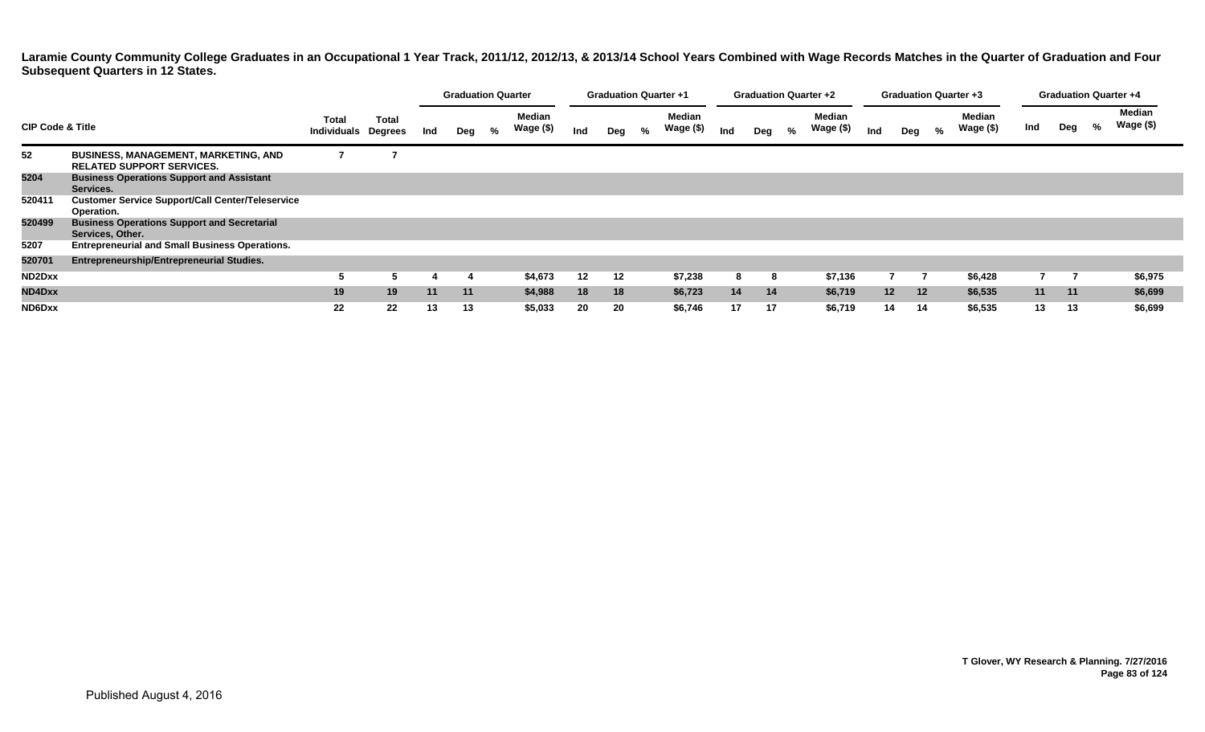**Laramie County Community College Graduates in an Occupational 1 Year Track, 2011/12, 2012/13, & 2013/14 School Years Combined with Wage Records Matches in the Quarter of Graduation and Four Subsequent Quarters in 12 States.**

| CIP Code & Title | | Total Individuals | Total Degrees | Graduation Quarter | | | | Graduation Quarter +1 | | | | Graduation Quarter +2 | | | | Graduation Quarter +3 | | | | Graduation Quarter +4 | | | |
|---|---|---|---|---|---|---|---|---|---|---|---|---|---|---|---|---|---|---|---|---|---|---|---|
| | | | | Ind | Deg | % | Median Wage ($) | Ind | Deg | % | Median Wage ($) | Ind | Deg | % | Median Wage ($) | Ind | Deg | % | Median Wage ($) | Ind | Deg | % | Median Wage ($) |
| 52 | BUSINESS, MANAGEMENT, MARKETING, AND RELATED SUPPORT SERVICES. | 7 | 7 | | | | | | | | | | | | | | | | | | | | |
| 5204 | Business Operations Support and Assistant Services. | | | | | | | | | | | | | | | | | | | | | | |
| 520411 | Customer Service Support/Call Center/Teleservice Operation. | | | | | | | | | | | | | | | | | | | | | | |
| 520499 | Business Operations Support and Secretarial Services, Other. | | | | | | | | | | | | | | | | | | | | | | |
| 5207 | Entrepreneurial and Small Business Operations. | | | | | | | | | | | | | | | | | | | | | | |
| 520701 | Entrepreneurship/Entrepreneurial Studies. | | | | | | | | | | | | | | | | | | | | | | |
| ND2Dxx | | 5 | 5 | 4 | 4 | | $4,673 | 12 | 12 | | $7,238 | 8 | 8 | | $7,136 | 7 | 7 | | $6,428 | 7 | 7 | | $6,975 |
| ND4Dxx | | 19 | 19 | 11 | 11 | | $4,988 | 18 | 18 | | $6,723 | 14 | 14 | | $6,719 | 12 | 12 | | $6,535 | 11 | 11 | | $6,699 |
| ND6Dxx | | 22 | 22 | 13 | 13 | | $5,033 | 20 | 20 | | $6,746 | 17 | 17 | | $6,719 | 14 | 14 | | $6,535 | 13 | 13 | | $6,699 |

T Glover, WY Research & Planning. 7/27/2016

Published August 4, 2016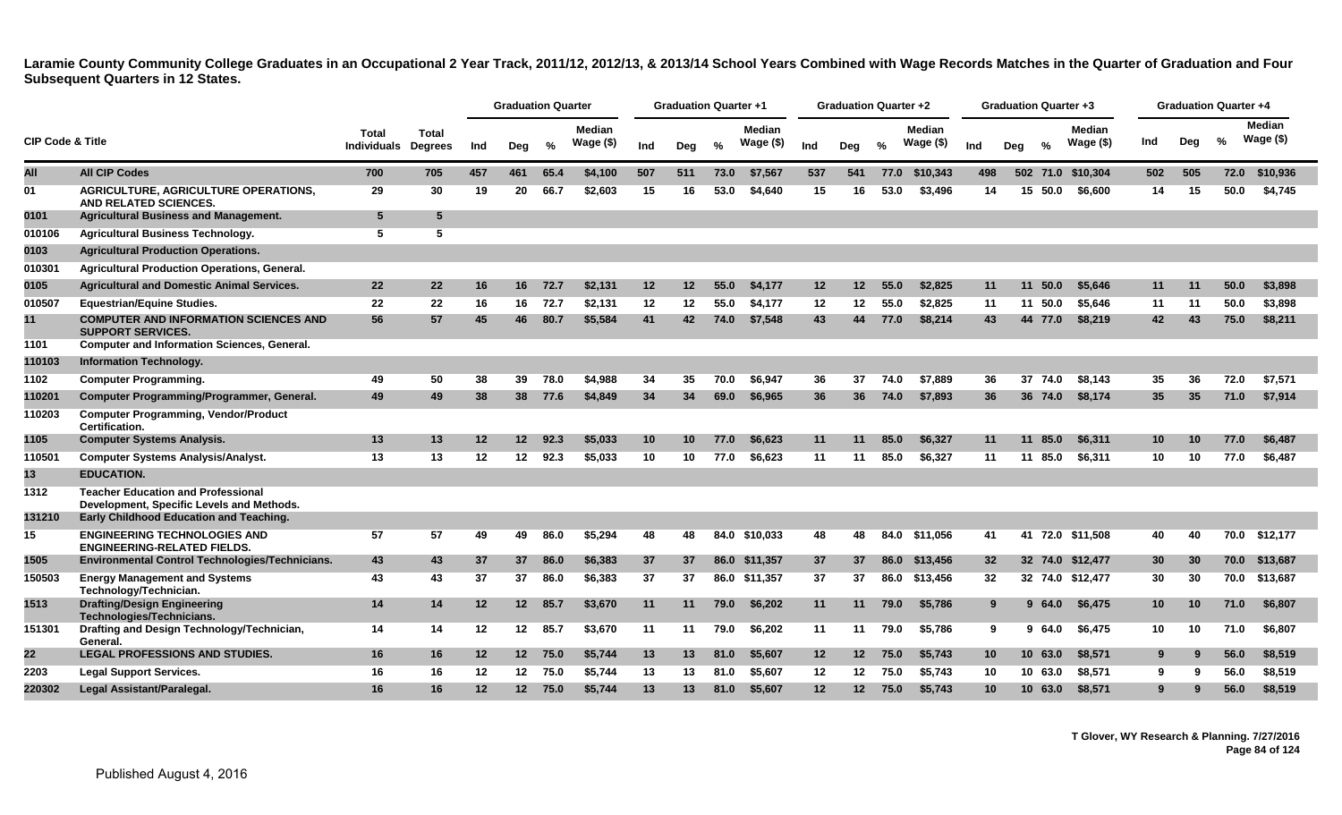**Laramie County Community College Graduates in an Occupational 2 Year Track, 2011/12, 2012/13, & 2013/14 School Years Combined with Wage Records Matches in the Quarter of Graduation and Four Subsequent Quarters in 12 States.**

| CIP Code & Title | | Total Individuals | Total Degrees | Graduation Quarter | | | | Graduation Quarter +1 | | | | Graduation Quarter +2 | | | | Graduation Quarter +3 | | | | Graduation Quarter +4 | | | |
|---|---|---|---|---|---|---|---|---|---|---|---|---|---|---|---|---|---|---|---|---|---|---|---|
| | | | | Ind | Deg | % | Median Wage ($) | Ind | Deg | % | Median Wage ($) | Ind | Deg | % | Median Wage ($) | Ind | Deg | % | Median Wage ($) | Ind | Deg | % | Median Wage ($) |
| All | All CIP Codes | 700 | 705 | 457 | 461 | 65.4 | $4,100 | 507 | 511 | 73.0 | $7,567 | 537 | 541 | 77.0 | $10,343 | 498 | 502 | 71.0 | $10,304 | 502 | 505 | 72.0 | $10,936 |
| 01 | AGRICULTURE, AGRICULTURE OPERATIONS, AND RELATED SCIENCES. | 29 | 30 | 19 | 20 | 66.7 | $2,603 | 15 | 16 | 53.0 | $4,640 | 15 | 16 | 53.0 | $3,496 | 14 | 15 | 50.0 | $6,600 | 14 | 15 | 50.0 | $4,745 |
| 0101 | Agricultural Business and Management. | 5 | 5 | | | | | | | | | | | | | | | | | | | | |
| 010106 | Agricultural Business Technology. | 5 | 5 | | | | | | | | | | | | | | | | | | | | |
| 0103 | Agricultural Production Operations. | | | | | | | | | | | | | | | | | | | | | | |
| 010301 | Agricultural Production Operations, General. | | | | | | | | | | | | | | | | | | | | | | |
| 0105 | Agricultural and Domestic Animal Services. | 22 | 22 | 16 | 16 | 72.7 | $2,131 | 12 | 12 | 55.0 | $4,177 | 12 | 12 | 55.0 | $2,825 | 11 | 11 | 50.0 | $5,646 | 11 | 11 | 50.0 | $3,898 |
| 010507 | Equestrian/Equine Studies. | 22 | 22 | 16 | 16 | 72.7 | $2,131 | 12 | 12 | 55.0 | $4,177 | 12 | 12 | 55.0 | $2,825 | 11 | 11 | 50.0 | $5,646 | 11 | 11 | 50.0 | $3,898 |
| 11 | COMPUTER AND INFORMATION SCIENCES AND SUPPORT SERVICES. | 56 | 57 | 45 | 46 | 80.7 | $5,584 | 41 | 42 | 74.0 | $7,548 | 43 | 44 | 77.0 | $8,214 | 43 | 44 | 77.0 | $8,219 | 42 | 43 | 75.0 | $8,211 |
| 1101 | Computer and Information Sciences, General. | | | | | | | | | | | | | | | | | | | | | | |
| 110103 | Information Technology. | | | | | | | | | | | | | | | | | | | | | | |
| 1102 | Computer Programming. | 49 | 50 | 38 | 39 | 78.0 | $4,988 | 34 | 35 | 70.0 | $6,947 | 36 | 37 | 74.0 | $7,889 | 36 | 37 | 74.0 | $8,143 | 35 | 36 | 72.0 | $7,571 |
| 110201 | Computer Programming/Programmer, General. | 49 | 49 | 38 | 38 | 77.6 | $4,849 | 34 | 34 | 69.0 | $6,965 | 36 | 36 | 74.0 | $7,893 | 36 | 36 | 74.0 | $8,174 | 35 | 35 | 71.0 | $7,914 |
| 110203 | Computer Programming, Vendor/Product Certification. | | | | | | | | | | | | | | | | | | | | | | |
| 1105 | Computer Systems Analysis. | 13 | 13 | 12 | 12 | 92.3 | $5,033 | 10 | 10 | 77.0 | $6,623 | 11 | 11 | 85.0 | $6,327 | 11 | 11 | 85.0 | $6,311 | 10 | 10 | 77.0 | $6,487 |
| 110501 | Computer Systems Analysis/Analyst. | 13 | 13 | 12 | 12 | 92.3 | $5,033 | 10 | 10 | 77.0 | $6,623 | 11 | 11 | 85.0 | $6,327 | 11 | 11 | 85.0 | $6,311 | 10 | 10 | 77.0 | $6,487 |
| 13 | EDUCATION. | | | | | | | | | | | | | | | | | | | | | | |
| 1312 | Teacher Education and Professional Development, Specific Levels and Methods. | | | | | | | | | | | | | | | | | | | | | | |
| 131210 | Early Childhood Education and Teaching. | | | | | | | | | | | | | | | | | | | | | | |
| 15 | ENGINEERING TECHNOLOGIES AND ENGINEERING-RELATED FIELDS. | 57 | 57 | 49 | 49 | 86.0 | $5,294 | 48 | 48 | 84.0 | $10,033 | 48 | 48 | 84.0 | $11,056 | 41 | 41 | 72.0 | $11,508 | 40 | 40 | 70.0 | $12,177 |
| 1505 | Environmental Control Technologies/Technicians. | 43 | 43 | 37 | 37 | 86.0 | $6,383 | 37 | 37 | 86.0 | $11,357 | 37 | 37 | 86.0 | $13,456 | 32 | 32 | 74.0 | $12,477 | 30 | 30 | 70.0 | $13,687 |
| 150503 | Energy Management and Systems Technology/Technician. | 43 | 43 | 37 | 37 | 86.0 | $6,383 | 37 | 37 | 86.0 | $11,357 | 37 | 37 | 86.0 | $13,456 | 32 | 32 | 74.0 | $12,477 | 30 | 30 | 70.0 | $13,687 |
| 1513 | Drafting/Design Engineering Technologies/Technicians. | 14 | 14 | 12 | 12 | 85.7 | $3,670 | 11 | 11 | 79.0 | $6,202 | 11 | 11 | 79.0 | $5,786 | 9 | 9 | 64.0 | $6,475 | 10 | 10 | 71.0 | $6,807 |
| 151301 | Drafting and Design Technology/Technician, General. | 14 | 14 | 12 | 12 | 85.7 | $3,670 | 11 | 11 | 79.0 | $6,202 | 11 | 11 | 79.0 | $5,786 | 9 | 9 | 64.0 | $6,475 | 10 | 10 | 71.0 | $6,807 |
| 22 | LEGAL PROFESSIONS AND STUDIES. | 16 | 16 | 12 | 12 | 75.0 | $5,744 | 13 | 13 | 81.0 | $5,607 | 12 | 12 | 75.0 | $5,743 | 10 | 10 | 63.0 | $8,571 | 9 | 9 | 56.0 | $8,519 |
| 2203 | Legal Support Services. | 16 | 16 | 12 | 12 | 75.0 | $5,744 | 13 | 13 | 81.0 | $5,607 | 12 | 12 | 75.0 | $5,743 | 10 | 10 | 63.0 | $8,571 | 9 | 9 | 56.0 | $8,519 |
| 220302 | Legal Assistant/Paralegal. | 16 | 16 | 12 | 12 | 75.0 | $5,744 | 13 | 13 | 81.0 | $5,607 | 12 | 12 | 75.0 | $5,743 | 10 | 10 | 63.0 | $8,571 | 9 | 9 | 56.0 | $8,519 |

T Glover, WY Research & Planning. 7/27/2016

Published August 4, 2016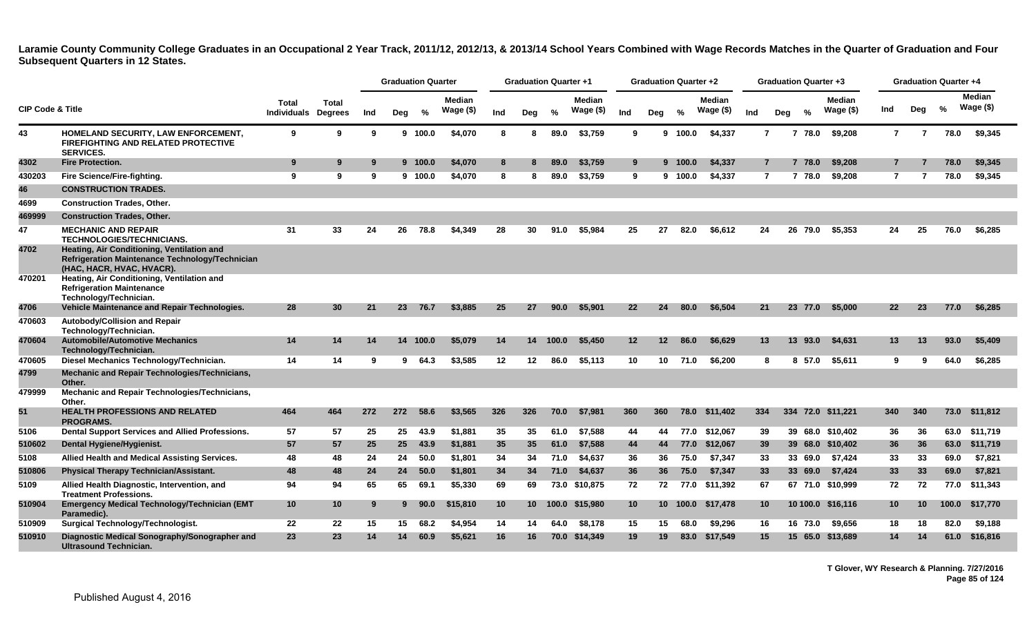**Laramie County Community College Graduates in an Occupational 2 Year Track, 2011/12, 2012/13, & 2013/14 School Years Combined with Wage Records Matches in the Quarter of Graduation and Four Subsequent Quarters in 12 States.**

| CIP Code & Title | | Total Individuals | Total Degrees | Graduation Quarter | | | | Graduation Quarter +1 | | | | Graduation Quarter +2 | | | | Graduation Quarter +3 | | | | Graduation Quarter +4 | | | |
|---|---|---|---|---|---|---|---|---|---|---|---|---|---|---|---|---|---|---|---|---|---|---|---|
| | | | | Ind | Deg | % | Median Wage ($) | Ind | Deg | % | Median Wage ($) | Ind | Deg | % | Median Wage ($) | Ind | Deg | % | Median Wage ($) | Ind | Deg | % | Median Wage ($) |
| 43 | HOMELAND SECURITY, LAW ENFORCEMENT, FIREFIGHTING AND RELATED PROTECTIVE SERVICES. | 9 | 9 | 9 | 9 | 100.0 | $4,070 | 8 | 8 | 89.0 | $3,759 | 9 | 9 | 100.0 | $4,337 | 7 | 7 | 78.0 | $9,208 | 7 | 7 | 78.0 | $9,345 |
| 4302 | Fire Protection. | 9 | 9 | 9 | 9 | 100.0 | $4,070 | 8 | 8 | 89.0 | $3,759 | 9 | 9 | 100.0 | $4,337 | 7 | 7 | 78.0 | $9,208 | 7 | 7 | 78.0 | $9,345 |
| 430203 | Fire Science/Fire-fighting. | 9 | 9 | 9 | 9 | 100.0 | $4,070 | 8 | 8 | 89.0 | $3,759 | 9 | 9 | 100.0 | $4,337 | 7 | 7 | 78.0 | $9,208 | 7 | 7 | 78.0 | $9,345 |
| 46 | CONSTRUCTION TRADES. | | | | | | | | | | | | | | | | | | | | | | |
| 4699 | Construction Trades, Other. | | | | | | | | | | | | | | | | | | | | | | |
| 469999 | Construction Trades, Other. | | | | | | | | | | | | | | | | | | | | | | |
| 47 | MECHANIC AND REPAIR TECHNOLOGIES/TECHNICIANS. | 31 | 33 | 24 | 26 | 78.8 | $4,349 | 28 | 30 | 91.0 | $5,984 | 25 | 27 | 82.0 | $6,612 | 24 | 26 | 79.0 | $5,353 | 24 | 25 | 76.0 | $6,285 |
| 4702 | Heating, Air Conditioning, Ventilation and Refrigeration Maintenance Technology/Technician (HAC, HACR, HVAC, HVACR). | | | | | | | | | | | | | | | | | | | | | | |
| 470201 | Heating, Air Conditioning, Ventilation and Refrigeration Maintenance Technology/Technician. | | | | | | | | | | | | | | | | | | | | | | |
| 4706 | Vehicle Maintenance and Repair Technologies. | 28 | 30 | 21 | 23 | 76.7 | $3,885 | 25 | 27 | 90.0 | $5,901 | 22 | 24 | 80.0 | $6,504 | 21 | 23 | 77.0 | $5,000 | 22 | 23 | 77.0 | $6,285 |
| 470603 | Autobody/Collision and Repair Technology/Technician. | | | | | | | | | | | | | | | | | | | | | | |
| 470604 | Automobile/Automotive Mechanics Technology/Technician. | 14 | 14 | 14 | 14 | 100.0 | $5,079 | 14 | 14 | 100.0 | $5,450 | 12 | 12 | 86.0 | $6,629 | 13 | 13 | 93.0 | $4,631 | 13 | 13 | 93.0 | $5,409 |
| 470605 | Diesel Mechanics Technology/Technician. | 14 | 14 | 9 | 9 | 64.3 | $3,585 | 12 | 12 | 86.0 | $5,113 | 10 | 10 | 71.0 | $6,200 | 8 | 8 | 57.0 | $5,611 | 9 | 9 | 64.0 | $6,285 |
| 4799 | Mechanic and Repair Technologies/Technicians, Other. | | | | | | | | | | | | | | | | | | | | | | |
| 479999 | Mechanic and Repair Technologies/Technicians, Other. | | | | | | | | | | | | | | | | | | | | | | |
| 51 | HEALTH PROFESSIONS AND RELATED PROGRAMS. | 464 | 464 | 272 | 272 | 58.6 | $3,565 | 326 | 326 | 70.0 | $7,981 | 360 | 360 | 78.0 | $11,402 | 334 | 334 | 72.0 | $11,221 | 340 | 340 | 73.0 | $11,812 |
| 5106 | Dental Support Services and Allied Professions. | 57 | 57 | 25 | 25 | 43.9 | $1,881 | 35 | 35 | 61.0 | $7,588 | 44 | 44 | 77.0 | $12,067 | 39 | 39 | 68.0 | $10,402 | 36 | 36 | 63.0 | $11,719 |
| 510602 | Dental Hygiene/Hygienist. | 57 | 57 | 25 | 25 | 43.9 | $1,881 | 35 | 35 | 61.0 | $7,588 | 44 | 44 | 77.0 | $12,067 | 39 | 39 | 68.0 | $10,402 | 36 | 36 | 63.0 | $11,719 |
| 5108 | Allied Health and Medical Assisting Services. | 48 | 48 | 24 | 24 | 50.0 | $1,801 | 34 | 34 | 71.0 | $4,637 | 36 | 36 | 75.0 | $7,347 | 33 | 33 | 69.0 | $7,424 | 33 | 33 | 69.0 | $7,821 |
| 510806 | Physical Therapy Technician/Assistant. | 48 | 48 | 24 | 24 | 50.0 | $1,801 | 34 | 34 | 71.0 | $4,637 | 36 | 36 | 75.0 | $7,347 | 33 | 33 | 69.0 | $7,424 | 33 | 33 | 69.0 | $7,821 |
| 5109 | Allied Health Diagnostic, Intervention, and Treatment Professions. | 94 | 94 | 65 | 65 | 69.1 | $5,330 | 69 | 69 | 73.0 | $10,875 | 72 | 72 | 77.0 | $11,392 | 67 | 67 | 71.0 | $10,999 | 72 | 72 | 77.0 | $11,343 |
| 510904 | Emergency Medical Technology/Technician (EMT Paramedic). | 10 | 10 | 9 | 9 | 90.0 | $15,810 | 10 | 10 | 100.0 | $15,980 | 10 | 10 | 100.0 | $17,478 | 10 | 10 | 100.0 | $16,116 | 10 | 10 | 100.0 | $17,770 |
| 510909 | Surgical Technology/Technologist. | 22 | 22 | 15 | 15 | 68.2 | $4,954 | 14 | 14 | 64.0 | $8,178 | 15 | 15 | 68.0 | $9,296 | 16 | 16 | 73.0 | $9,656 | 18 | 18 | 82.0 | $9,188 |
| 510910 | Diagnostic Medical Sonography/Sonographer and Ultrasound Technician. | 23 | 23 | 14 | 14 | 60.9 | $5,621 | 16 | 16 | 70.0 | $14,349 | 19 | 19 | 83.0 | $17,549 | 15 | 15 | 65.0 | $13,689 | 14 | 14 | 61.0 | $16,816 |

T Glover, WY Research & Planning. 7/27/2016

Published August 4, 2016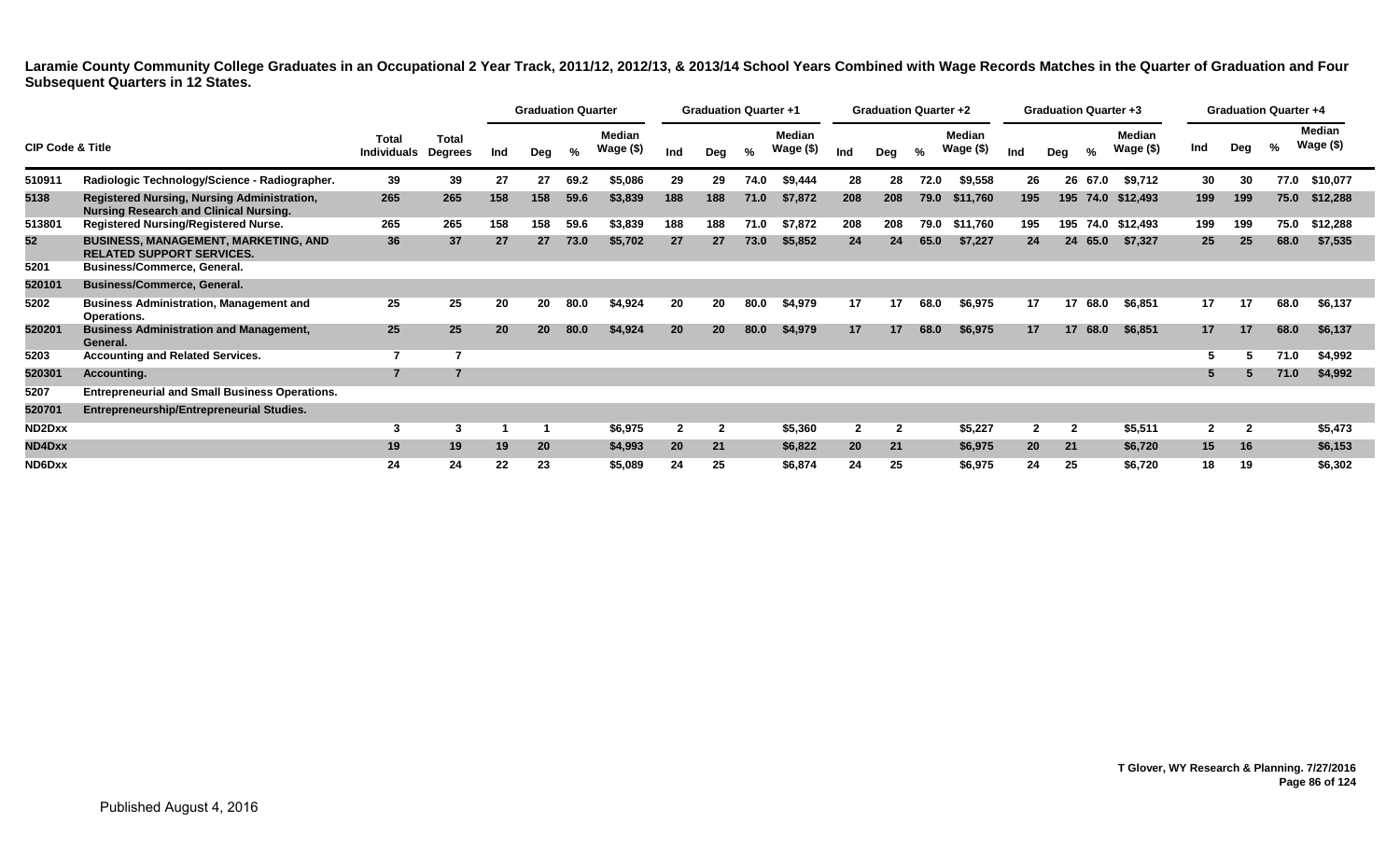**Laramie County Community College Graduates in an Occupational 2 Year Track, 2011/12, 2012/13, & 2013/14 School Years Combined with Wage Records Matches in the Quarter of Graduation and Four Subsequent Quarters in 12 States.**

| CIP Code & Title | | Total Individuals | Total Degrees | Graduation Quarter | | | | Graduation Quarter +1 | | | | Graduation Quarter +2 | | | | Graduation Quarter +3 | | | | Graduation Quarter +4 | | | |
|---|---|---|---|---|---|---|---|---|---|---|---|---|---|---|---|---|---|---|---|---|---|---|---|
| | | | | Ind | Deg | % | Median Wage ($) | Ind | Deg | % | Median Wage ($) | Ind | Deg | % | Median Wage ($) | Ind | Deg | % | Median Wage ($) | Ind | Deg | % | Median Wage ($) |
| 510911 | Radiologic Technology/Science - Radiographer. | 39 | 39 | 27 | 27 | 69.2 | $5,086 | 29 | 29 | 74.0 | $9,444 | 28 | 28 | 72.0 | $9,558 | 26 | 26 | 67.0 | $9,712 | 30 | 30 | 77.0 | $10,077 |
| 5138 | Registered Nursing, Nursing Administration, Nursing Research and Clinical Nursing. | 265 | 265 | 158 | 158 | 59.6 | $3,839 | 188 | 188 | 71.0 | $7,872 | 208 | 208 | 79.0 | $11,760 | 195 | 195 | 74.0 | $12,493 | 199 | 199 | 75.0 | $12,288 |
| 513801 | Registered Nursing/Registered Nurse. | 265 | 265 | 158 | 158 | 59.6 | $3,839 | 188 | 188 | 71.0 | $7,872 | 208 | 208 | 79.0 | $11,760 | 195 | 195 | 74.0 | $12,493 | 199 | 199 | 75.0 | $12,288 |
| 52 | BUSINESS, MANAGEMENT, MARKETING, AND RELATED SUPPORT SERVICES. | 36 | 37 | 27 | 27 | 73.0 | $5,702 | 27 | 27 | 73.0 | $5,852 | 24 | 24 | 65.0 | $7,227 | 24 | 24 | 65.0 | $7,327 | 25 | 25 | 68.0 | $7,535 |
| 5201 | Business/Commerce, General. | | | | | | | | | | | | | | | | | | | | | | |
| 520101 | Business/Commerce, General. | | | | | | | | | | | | | | | | | | | | | | |
| 5202 | Business Administration, Management and Operations. | 25 | 25 | 20 | 20 | 80.0 | $4,924 | 20 | 20 | 80.0 | $4,979 | 17 | 17 | 68.0 | $6,975 | 17 | 17 | 68.0 | $6,851 | 17 | 17 | 68.0 | $6,137 |
| 520201 | Business Administration and Management, General. | 25 | 25 | 20 | 20 | 80.0 | $4,924 | 20 | 20 | 80.0 | $4,979 | 17 | 17 | 68.0 | $6,975 | 17 | 17 | 68.0 | $6,851 | 17 | 17 | 68.0 | $6,137 |
| 5203 | Accounting and Related Services. | 7 | 7 | | | | | | | | | | | | | | | | | 5 | 5 | 71.0 | $4,992 |
| 520301 | Accounting. | 7 | 7 | | | | | | | | | | | | | | | | | 5 | 5 | 71.0 | $4,992 |
| 5207 | Entrepreneurial and Small Business Operations. | | | | | | | | | | | | | | | | | | | | | | |
| 520701 | Entrepreneurship/Entrepreneurial Studies. | | | | | | | | | | | | | | | | | | | | | | |
| ND2Dxx | | 3 | 3 | 1 | 1 | | $6,975 | 2 | 2 | | $5,360 | 2 | 2 | | $5,227 | 2 | 2 | | $5,511 | 2 | 2 | | $5,473 |
| ND4Dxx | | 19 | 19 | 19 | 20 | | $4,993 | 20 | 21 | | $6,822 | 20 | 21 | | $6,975 | 20 | 21 | | $6,720 | 15 | 16 | | $6,153 |
| ND6Dxx | | 24 | 24 | 22 | 23 | | $5,089 | 24 | 25 | | $6,874 | 24 | 25 | | $6,975 | 24 | 25 | | $6,720 | 18 | 19 | | $6,302 |

T Glover, WY Research & Planning. 7/27/2016

Published August 4, 2016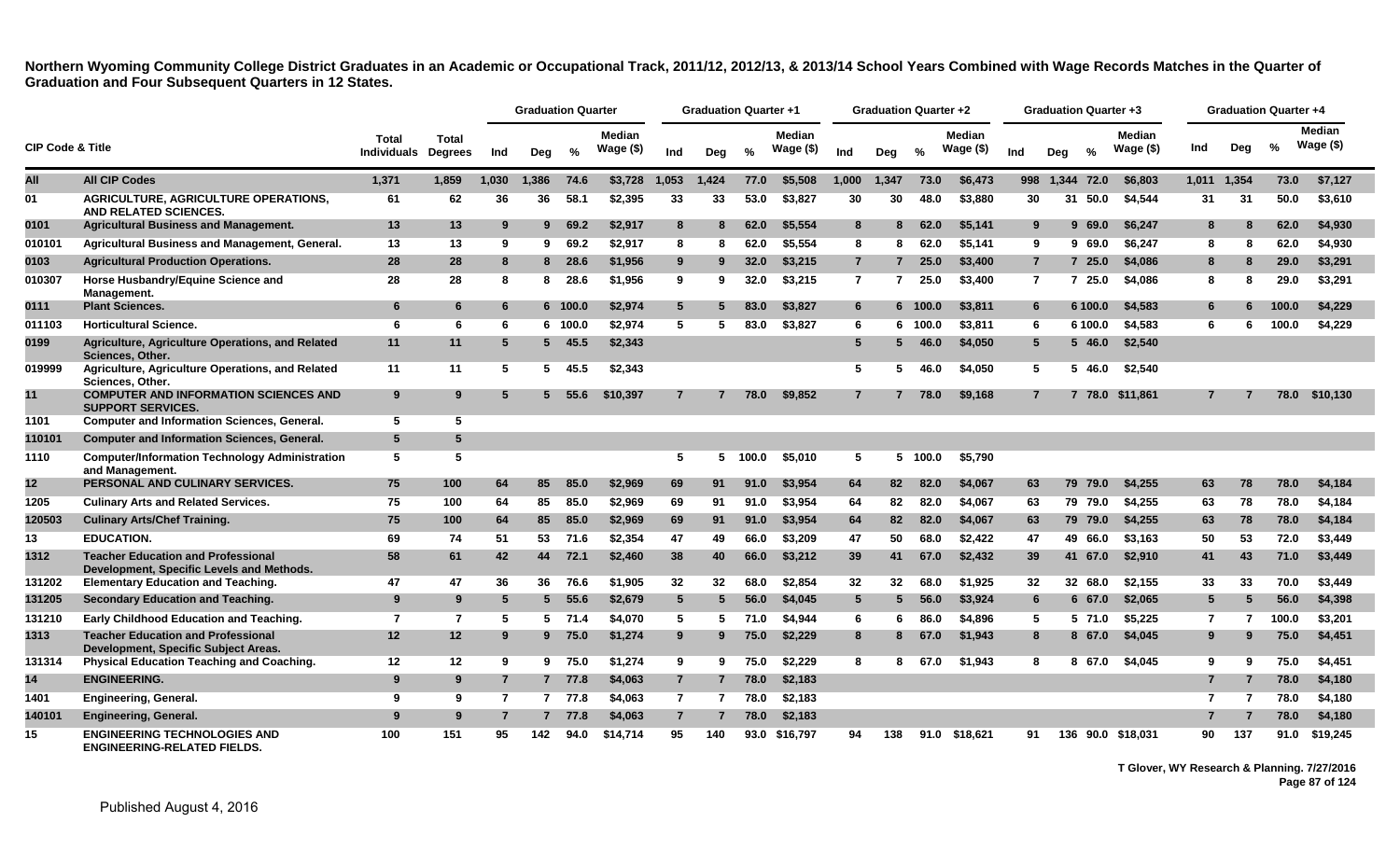**Northern Wyoming Community College District Graduates in an Academic or Occupational Track, 2011/12, 2012/13, & 2013/14 School Years Combined with Wage Records Matches in the Quarter of Graduation and Four Subsequent Quarters in 12 States.**

| CIP Code & Title | | Total Individuals | Total Degrees | Graduation Quarter | | | | Graduation Quarter +1 | | | | Graduation Quarter +2 | | | | Graduation Quarter +3 | | | | Graduation Quarter +4 | | | |
|---|---|---|---|---|---|---|---|---|---|---|---|---|---|---|---|---|---|---|---|---|---|---|---|
| | | | | Ind | Deg | % | Median Wage ($) | Ind | Deg | % | Median Wage ($) | Ind | Deg | % | Median Wage ($) | Ind | Deg | % | Median Wage ($) | Ind | Deg | % | Median Wage ($) |
| All | All CIP Codes | 1,371 | 1,859 | 1,030 | 1,386 | 74.6 | $3,728 | 1,053 | 1,424 | 77.0 | $5,508 | 1,000 | 1,347 | 73.0 | $6,473 | 998 | 1,344 | 72.0 | $6,803 | 1,011 | 1,354 | 73.0 | $7,127 |
| 01 | AGRICULTURE, AGRICULTURE OPERATIONS, AND RELATED SCIENCES. | 61 | 62 | 36 | 36 | 58.1 | $2,395 | 33 | 33 | 53.0 | $3,827 | 30 | 30 | 48.0 | $3,880 | 30 | 31 | 50.0 | $4,544 | 31 | 31 | 50.0 | $3,610 |
| 0101 | Agricultural Business and Management. | 13 | 13 | 9 | 9 | 69.2 | $2,917 | 8 | 8 | 62.0 | $5,554 | 8 | 8 | 62.0 | $5,141 | 9 | 9 | 69.0 | $6,247 | 8 | 8 | 62.0 | $4,930 |
| 010101 | Agricultural Business and Management, General. | 13 | 13 | 9 | 9 | 69.2 | $2,917 | 8 | 8 | 62.0 | $5,554 | 8 | 8 | 62.0 | $5,141 | 9 | 9 | 69.0 | $6,247 | 8 | 8 | 62.0 | $4,930 |
| 0103 | Agricultural Production Operations. | 28 | 28 | 8 | 8 | 28.6 | $1,956 | 9 | 9 | 32.0 | $3,215 | 7 | 7 | 25.0 | $3,400 | 7 | 7 | 25.0 | $4,086 | 8 | 8 | 29.0 | $3,291 |
| 010307 | Horse Husbandry/Equine Science and Management. | 28 | 28 | 8 | 8 | 28.6 | $1,956 | 9 | 9 | 32.0 | $3,215 | 7 | 7 | 25.0 | $3,400 | 7 | 7 | 25.0 | $4,086 | 8 | 8 | 29.0 | $3,291 |
| 0111 | Plant Sciences. | 6 | 6 | 6 | 6 | 100.0 | $2,974 | 5 | 5 | 83.0 | $3,827 | 6 | 6 | 100.0 | $3,811 | 6 | 6 | 100.0 | $4,583 | 6 | 6 | 100.0 | $4,229 |
| 011103 | Horticultural Science. | 6 | 6 | 6 | 6 | 100.0 | $2,974 | 5 | 5 | 83.0 | $3,827 | 6 | 6 | 100.0 | $3,811 | 6 | 6 | 100.0 | $4,583 | 6 | 6 | 100.0 | $4,229 |
| 0199 | Agriculture, Agriculture Operations, and Related Sciences, Other. | 11 | 11 | 5 | 5 | 45.5 | $2,343 | | | | | 5 | 5 | 46.0 | $4,050 | 5 | 5 | 46.0 | $2,540 | | | | |
| 019999 | Agriculture, Agriculture Operations, and Related Sciences, Other. | 11 | 11 | 5 | 5 | 45.5 | $2,343 | | | | | 5 | 5 | 46.0 | $4,050 | 5 | 5 | 46.0 | $2,540 | | | | |
| 11 | COMPUTER AND INFORMATION SCIENCES AND SUPPORT SERVICES. | 9 | 9 | 5 | 5 | 55.6 | $10,397 | 7 | 7 | 78.0 | $9,852 | 7 | 7 | 78.0 | $9,168 | 7 | 7 | 78.0 | $11,861 | 7 | 7 | 78.0 | $10,130 |
| 1101 | Computer and Information Sciences, General. | 5 | 5 | | | | | | | | | | | | | | | | | | | | |
| 110101 | Computer and Information Sciences, General. | 5 | 5 | | | | | | | | | | | | | | | | | | | | |
| 1110 | Computer/Information Technology Administration and Management. | 5 | 5 | | | | | 5 | 5 | 100.0 | $5,010 | 5 | 5 | 100.0 | $5,790 | | | | | | | | |
| 12 | PERSONAL AND CULINARY SERVICES. | 75 | 100 | 64 | 85 | 85.0 | $2,969 | 69 | 91 | 91.0 | $3,954 | 64 | 82 | 82.0 | $4,067 | 63 | 79 | 79.0 | $4,255 | 63 | 78 | 78.0 | $4,184 |
| 1205 | Culinary Arts and Related Services. | 75 | 100 | 64 | 85 | 85.0 | $2,969 | 69 | 91 | 91.0 | $3,954 | 64 | 82 | 82.0 | $4,067 | 63 | 79 | 79.0 | $4,255 | 63 | 78 | 78.0 | $4,184 |
| 120503 | Culinary Arts/Chef Training. | 75 | 100 | 64 | 85 | 85.0 | $2,969 | 69 | 91 | 91.0 | $3,954 | 64 | 82 | 82.0 | $4,067 | 63 | 79 | 79.0 | $4,255 | 63 | 78 | 78.0 | $4,184 |
| 13 | EDUCATION. | 69 | 74 | 51 | 53 | 71.6 | $2,354 | 47 | 49 | 66.0 | $3,209 | 47 | 50 | 68.0 | $2,422 | 47 | 49 | 66.0 | $3,163 | 50 | 53 | 72.0 | $3,449 |
| 1312 | Teacher Education and Professional Development, Specific Levels and Methods. | 58 | 61 | 42 | 44 | 72.1 | $2,460 | 38 | 40 | 66.0 | $3,212 | 39 | 41 | 67.0 | $2,432 | 39 | 41 | 67.0 | $2,910 | 41 | 43 | 71.0 | $3,449 |
| 131202 | Elementary Education and Teaching. | 47 | 47 | 36 | 36 | 76.6 | $1,905 | 32 | 32 | 68.0 | $2,854 | 32 | 32 | 68.0 | $1,925 | 32 | 32 | 68.0 | $2,155 | 33 | 33 | 70.0 | $3,449 |
| 131205 | Secondary Education and Teaching. | 9 | 9 | 5 | 5 | 55.6 | $2,679 | 5 | 5 | 56.0 | $4,045 | 5 | 5 | 56.0 | $3,924 | 6 | 6 | 67.0 | $2,065 | 5 | 5 | 56.0 | $4,398 |
| 131210 | Early Childhood Education and Teaching. | 7 | 7 | 5 | 5 | 71.4 | $4,070 | 5 | 5 | 71.0 | $4,944 | 6 | 6 | 86.0 | $4,896 | 5 | 5 | 71.0 | $5,225 | 7 | 7 | 100.0 | $3,201 |
| 1313 | Teacher Education and Professional Development, Specific Subject Areas. | 12 | 12 | 9 | 9 | 75.0 | $1,274 | 9 | 9 | 75.0 | $2,229 | 8 | 8 | 67.0 | $1,943 | 8 | 8 | 67.0 | $4,045 | 9 | 9 | 75.0 | $4,451 |
| 131314 | Physical Education Teaching and Coaching. | 12 | 12 | 9 | 9 | 75.0 | $1,274 | 9 | 9 | 75.0 | $2,229 | 8 | 8 | 67.0 | $1,943 | 8 | 8 | 67.0 | $4,045 | 9 | 9 | 75.0 | $4,451 |
| 14 | ENGINEERING. | 9 | 9 | 7 | 7 | 77.8 | $4,063 | 7 | 7 | 78.0 | $2,183 | | | | | | | | | 7 | 7 | 78.0 | $4,180 |
| 1401 | Engineering, General. | 9 | 9 | 7 | 7 | 77.8 | $4,063 | 7 | 7 | 78.0 | $2,183 | | | | | | | | | 7 | 7 | 78.0 | $4,180 |
| 140101 | Engineering, General. | 9 | 9 | 7 | 7 | 77.8 | $4,063 | 7 | 7 | 78.0 | $2,183 | | | | | | | | | 7 | 7 | 78.0 | $4,180 |
| 15 | ENGINEERING TECHNOLOGIES AND ENGINEERING-RELATED FIELDS. | 100 | 151 | 95 | 142 | 94.0 | $14,714 | 95 | 140 | 93.0 | $16,797 | 94 | 138 | 91.0 | $18,621 | 91 | 136 | 90.0 | $18,031 | 90 | 137 | 91.0 | $19,245 |

T Glover, WY Research & Planning. 7/27/2016

Published August 4, 2016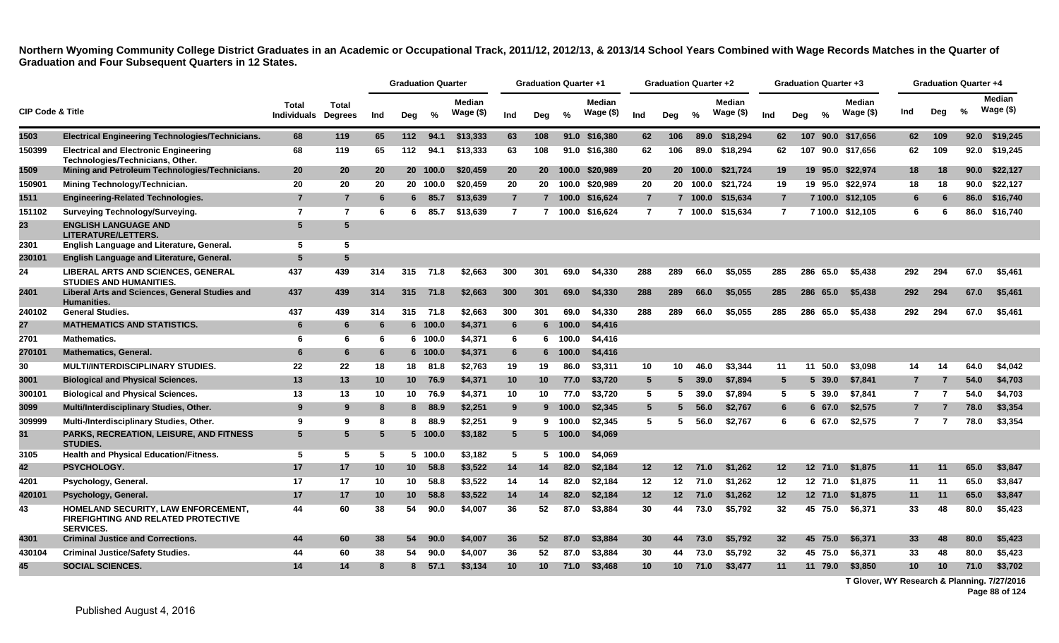**Northern Wyoming Community College District Graduates in an Academic or Occupational Track, 2011/12, 2012/13, & 2013/14 School Years Combined with Wage Records Matches in the Quarter of Graduation and Four Subsequent Quarters in 12 States.**

| CIP Code & Title | | Total Individuals | Total Degrees | Graduation Quarter | | | | Graduation Quarter +1 | | | | Graduation Quarter +2 | | | | Graduation Quarter +3 | | | | Graduation Quarter +4 | | | |
|---|---|---|---|---|---|---|---|---|---|---|---|---|---|---|---|---|---|---|---|---|---|---|---|
| | | | | Ind | Deg | % | Median Wage ($) | Ind | Deg | % | Median Wage ($) | Ind | Deg | % | Median Wage ($) | Ind | Deg | % | Median Wage ($) | Ind | Deg | % | Median Wage ($) |
| 1503 | Electrical Engineering Technologies/Technicians. | 68 | 119 | 65 | 112 | 94.1 | $13,333 | 63 | 108 | 91.0 | $16,380 | 62 | 106 | 89.0 | $18,294 | 62 | 107 | 90.0 | $17,656 | 62 | 109 | 92.0 | $19,245 |
| 150399 | Electrical and Electronic Engineering Technologies/Technicians, Other. | 68 | 119 | 65 | 112 | 94.1 | $13,333 | 63 | 108 | 91.0 | $16,380 | 62 | 106 | 89.0 | $18,294 | 62 | 107 | 90.0 | $17,656 | 62 | 109 | 92.0 | $19,245 |
| 1509 | Mining and Petroleum Technologies/Technicians. | 20 | 20 | 20 | 20 | 100.0 | $20,459 | 20 | 20 | 100.0 | $20,989 | 20 | 20 | 100.0 | $21,724 | 19 | 19 | 95.0 | $22,974 | 18 | 18 | 90.0 | $22,127 |
| 150901 | Mining Technology/Technician. | 20 | 20 | 20 | 20 | 100.0 | $20,459 | 20 | 20 | 100.0 | $20,989 | 20 | 20 | 100.0 | $21,724 | 19 | 19 | 95.0 | $22,974 | 18 | 18 | 90.0 | $22,127 |
| 1511 | Engineering-Related Technologies. | 7 | 7 | 6 | 6 | 85.7 | $13,639 | 7 | 7 | 100.0 | $16,624 | 7 | 7 | 100.0 | $15,634 | 7 | 7 | 100.0 | $12,105 | 6 | 6 | 86.0 | $16,740 |
| 151102 | Surveying Technology/Surveying. | 7 | 7 | 6 | 6 | 85.7 | $13,639 | 7 | 7 | 100.0 | $16,624 | 7 | 7 | 100.0 | $15,634 | 7 | 7 | 100.0 | $12,105 | 6 | 6 | 86.0 | $16,740 |
| 23 | ENGLISH LANGUAGE AND LITERATURE/LETTERS. | 5 | 5 | | | | | | | | | | | | | | | | | | | | |
| 2301 | English Language and Literature, General. | 5 | 5 | | | | | | | | | | | | | | | | | | | | |
| 230101 | English Language and Literature, General. | 5 | 5 | | | | | | | | | | | | | | | | | | | | |
| 24 | LIBERAL ARTS AND SCIENCES, GENERAL STUDIES AND HUMANITIES. | 437 | 439 | 314 | 315 | 71.8 | $2,663 | 300 | 301 | 69.0 | $4,330 | 288 | 289 | 66.0 | $5,055 | 285 | 286 | 65.0 | $5,438 | 292 | 294 | 67.0 | $5,461 |
| 2401 | Liberal Arts and Sciences, General Studies and Humanities. | 437 | 439 | 314 | 315 | 71.8 | $2,663 | 300 | 301 | 69.0 | $4,330 | 288 | 289 | 66.0 | $5,055 | 285 | 286 | 65.0 | $5,438 | 292 | 294 | 67.0 | $5,461 |
| 240102 | General Studies. | 437 | 439 | 314 | 315 | 71.8 | $2,663 | 300 | 301 | 69.0 | $4,330 | 288 | 289 | 66.0 | $5,055 | 285 | 286 | 65.0 | $5,438 | 292 | 294 | 67.0 | $5,461 |
| 27 | MATHEMATICS AND STATISTICS. | 6 | 6 | 6 | 6 | 100.0 | $4,371 | 6 | 6 | 100.0 | $4,416 | | | | | | | | | | | | |
| 2701 | Mathematics. | 6 | 6 | 6 | 6 | 100.0 | $4,371 | 6 | 6 | 100.0 | $4,416 | | | | | | | | | | | | |
| 270101 | Mathematics, General. | 6 | 6 | 6 | 6 | 100.0 | $4,371 | 6 | 6 | 100.0 | $4,416 | | | | | | | | | | | | |
| 30 | MULTI/INTERDISCIPLINARY STUDIES. | 22 | 22 | 18 | 18 | 81.8 | $2,763 | 19 | 19 | 86.0 | $3,311 | 10 | 10 | 46.0 | $3,344 | 11 | 11 | 50.0 | $3,098 | 14 | 14 | 64.0 | $4,042 |
| 3001 | Biological and Physical Sciences. | 13 | 13 | 10 | 10 | 76.9 | $4,371 | 10 | 10 | 77.0 | $3,720 | 5 | 5 | 39.0 | $7,894 | 5 | 5 | 39.0 | $7,841 | 7 | 7 | 54.0 | $4,703 |
| 300101 | Biological and Physical Sciences. | 13 | 13 | 10 | 10 | 76.9 | $4,371 | 10 | 10 | 77.0 | $3,720 | 5 | 5 | 39.0 | $7,894 | 5 | 5 | 39.0 | $7,841 | 7 | 7 | 54.0 | $4,703 |
| 3099 | Multi/Interdisciplinary Studies, Other. | 9 | 9 | 8 | 8 | 88.9 | $2,251 | 9 | 9 | 100.0 | $2,345 | 5 | 5 | 56.0 | $2,767 | 6 | 6 | 67.0 | $2,575 | 7 | 7 | 78.0 | $3,354 |
| 309999 | Multi-/Interdisciplinary Studies, Other. | 9 | 9 | 8 | 8 | 88.9 | $2,251 | 9 | 9 | 100.0 | $2,345 | 5 | 5 | 56.0 | $2,767 | 6 | 6 | 67.0 | $2,575 | 7 | 7 | 78.0 | $3,354 |
| 31 | PARKS, RECREATION, LEISURE, AND FITNESS STUDIES. | 5 | 5 | 5 | 5 | 100.0 | $3,182 | 5 | 5 | 100.0 | $4,069 | | | | | | | | | | | | |
| 3105 | Health and Physical Education/Fitness. | 5 | 5 | 5 | 5 | 100.0 | $3,182 | 5 | 5 | 100.0 | $4,069 | | | | | | | | | | | | |
| 42 | PSYCHOLOGY. | 17 | 17 | 10 | 10 | 58.8 | $3,522 | 14 | 14 | 82.0 | $2,184 | 12 | 12 | 71.0 | $1,262 | 12 | 12 | 71.0 | $1,875 | 11 | 11 | 65.0 | $3,847 |
| 4201 | Psychology, General. | 17 | 17 | 10 | 10 | 58.8 | $3,522 | 14 | 14 | 82.0 | $2,184 | 12 | 12 | 71.0 | $1,262 | 12 | 12 | 71.0 | $1,875 | 11 | 11 | 65.0 | $3,847 |
| 420101 | Psychology, General. | 17 | 17 | 10 | 10 | 58.8 | $3,522 | 14 | 14 | 82.0 | $2,184 | 12 | 12 | 71.0 | $1,262 | 12 | 12 | 71.0 | $1,875 | 11 | 11 | 65.0 | $3,847 |
| 43 | HOMELAND SECURITY, LAW ENFORCEMENT, FIREFIGHTING AND RELATED PROTECTIVE SERVICES. | 44 | 60 | 38 | 54 | 90.0 | $4,007 | 36 | 52 | 87.0 | $3,884 | 30 | 44 | 73.0 | $5,792 | 32 | 45 | 75.0 | $6,371 | 33 | 48 | 80.0 | $5,423 |
| 4301 | Criminal Justice and Corrections. | 44 | 60 | 38 | 54 | 90.0 | $4,007 | 36 | 52 | 87.0 | $3,884 | 30 | 44 | 73.0 | $5,792 | 32 | 45 | 75.0 | $6,371 | 33 | 48 | 80.0 | $5,423 |
| 430104 | Criminal Justice/Safety Studies. | 44 | 60 | 38 | 54 | 90.0 | $4,007 | 36 | 52 | 87.0 | $3,884 | 30 | 44 | 73.0 | $5,792 | 32 | 45 | 75.0 | $6,371 | 33 | 48 | 80.0 | $5,423 |
| 45 | SOCIAL SCIENCES. | 14 | 14 | 8 | 8 | 57.1 | $3,134 | 10 | 10 | 71.0 | $3,468 | 10 | 10 | 71.0 | $3,477 | 11 | 11 | 79.0 | $3,850 | 10 | 10 | 71.0 | $3,702 |

T Glover, WY Research & Planning. 7/27/2016

Published August 4, 2016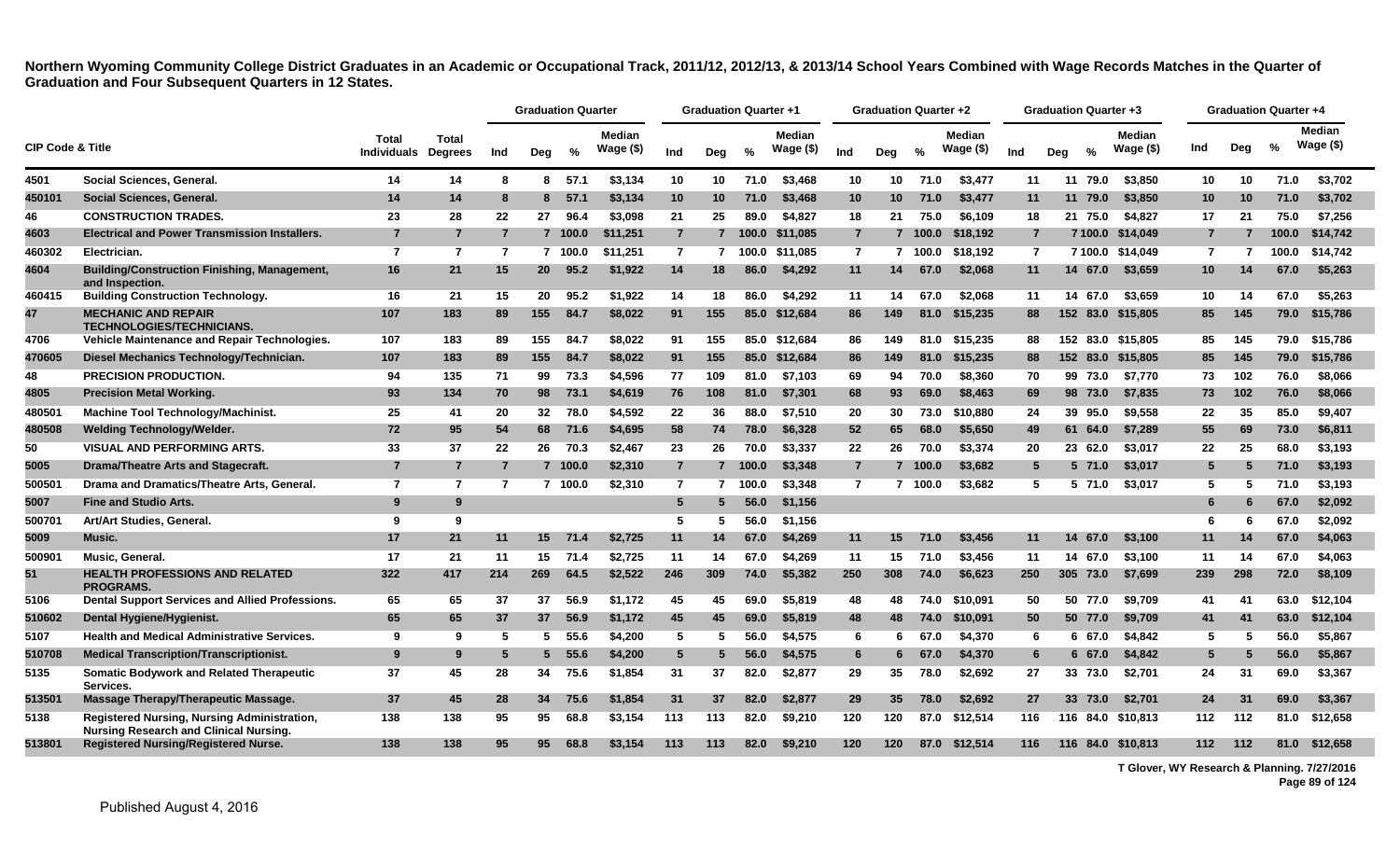**Northern Wyoming Community College District Graduates in an Academic or Occupational Track, 2011/12, 2012/13, & 2013/14 School Years Combined with Wage Records Matches in the Quarter of Graduation and Four Subsequent Quarters in 12 States.**

| CIP Code & Title | | Total Individuals | Total Degrees | Graduation Quarter | | | | Graduation Quarter +1 | | | | Graduation Quarter +2 | | | | Graduation Quarter +3 | | | | Graduation Quarter +4 | | | |
|---|---|---|---|---|---|---|---|---|---|---|---|---|---|---|---|---|---|---|---|---|---|---|---|
| | | | | Ind | Deg | % | Median Wage ($) | Ind | Deg | % | Median Wage ($) | Ind | Deg | % | Median Wage ($) | Ind | Deg | % | Median Wage ($) | Ind | Deg | % | Median Wage ($) |
| 4501 | Social Sciences, General. | 14 | 14 | 8 | 8 | 57.1 | $3,134 | 10 | 10 | 71.0 | $3,468 | 10 | 10 | 71.0 | $3,477 | 11 | 11 | 79.0 | $3,850 | 10 | 10 | 71.0 | $3,702 |
| 450101 | Social Sciences, General. | 14 | 14 | 8 | 8 | 57.1 | $3,134 | 10 | 10 | 71.0 | $3,468 | 10 | 10 | 71.0 | $3,477 | 11 | 11 | 79.0 | $3,850 | 10 | 10 | 71.0 | $3,702 |
| 46 | CONSTRUCTION TRADES. | 23 | 28 | 22 | 27 | 96.4 | $3,098 | 21 | 25 | 89.0 | $4,827 | 18 | 21 | 75.0 | $6,109 | 18 | 21 | 75.0 | $4,827 | 17 | 21 | 75.0 | $7,256 |
| 4603 | Electrical and Power Transmission Installers. | 7 | 7 | 7 | 7 | 100.0 | $11,251 | 7 | 7 | 100.0 | $11,085 | 7 | 7 | 100.0 | $18,192 | 7 | 7 | 100.0 | $14,049 | 7 | 7 | 100.0 | $14,742 |
| 460302 | Electrician. | 7 | 7 | 7 | 7 | 100.0 | $11,251 | 7 | 7 | 100.0 | $11,085 | 7 | 7 | 100.0 | $18,192 | 7 | 7 | 100.0 | $14,049 | 7 | 7 | 100.0 | $14,742 |
| 4604 | Building/Construction Finishing, Management, and Inspection. | 16 | 21 | 15 | 20 | 95.2 | $1,922 | 14 | 18 | 86.0 | $4,292 | 11 | 14 | 67.0 | $2,068 | 11 | 14 | 67.0 | $3,659 | 10 | 14 | 67.0 | $5,263 |
| 460415 | Building Construction Technology. | 16 | 21 | 15 | 20 | 95.2 | $1,922 | 14 | 18 | 86.0 | $4,292 | 11 | 14 | 67.0 | $2,068 | 11 | 14 | 67.0 | $3,659 | 10 | 14 | 67.0 | $5,263 |
| 47 | MECHANIC AND REPAIR TECHNOLOGIES/TECHNICIANS. | 107 | 183 | 89 | 155 | 84.7 | $8,022 | 91 | 155 | 85.0 | $12,684 | 86 | 149 | 81.0 | $15,235 | 88 | 152 | 83.0 | $15,805 | 85 | 145 | 79.0 | $15,786 |
| 4706 | Vehicle Maintenance and Repair Technologies. | 107 | 183 | 89 | 155 | 84.7 | $8,022 | 91 | 155 | 85.0 | $12,684 | 86 | 149 | 81.0 | $15,235 | 88 | 152 | 83.0 | $15,805 | 85 | 145 | 79.0 | $15,786 |
| 470605 | Diesel Mechanics Technology/Technician. | 107 | 183 | 89 | 155 | 84.7 | $8,022 | 91 | 155 | 85.0 | $12,684 | 86 | 149 | 81.0 | $15,235 | 88 | 152 | 83.0 | $15,805 | 85 | 145 | 79.0 | $15,786 |
| 48 | PRECISION PRODUCTION. | 94 | 135 | 71 | 99 | 73.3 | $4,596 | 77 | 109 | 81.0 | $7,103 | 69 | 94 | 70.0 | $8,360 | 70 | 99 | 73.0 | $7,770 | 73 | 102 | 76.0 | $8,066 |
| 4805 | Precision Metal Working. | 93 | 134 | 70 | 98 | 73.1 | $4,619 | 76 | 108 | 81.0 | $7,301 | 68 | 93 | 69.0 | $8,463 | 69 | 98 | 73.0 | $7,835 | 73 | 102 | 76.0 | $8,066 |
| 480501 | Machine Tool Technology/Machinist. | 25 | 41 | 20 | 32 | 78.0 | $4,592 | 22 | 36 | 88.0 | $7,510 | 20 | 30 | 73.0 | $10,880 | 24 | 39 | 95.0 | $9,558 | 22 | 35 | 85.0 | $9,407 |
| 480508 | Welding Technology/Welder. | 72 | 95 | 54 | 68 | 71.6 | $4,695 | 58 | 74 | 78.0 | $6,328 | 52 | 65 | 68.0 | $5,650 | 49 | 61 | 64.0 | $7,289 | 55 | 69 | 73.0 | $6,811 |
| 50 | VISUAL AND PERFORMING ARTS. | 33 | 37 | 22 | 26 | 70.3 | $2,467 | 23 | 26 | 70.0 | $3,337 | 22 | 26 | 70.0 | $3,374 | 20 | 23 | 62.0 | $3,017 | 22 | 25 | 68.0 | $3,193 |
| 5005 | Drama/Theatre Arts and Stagecraft. | 7 | 7 | 7 | 7 | 100.0 | $2,310 | 7 | 7 | 100.0 | $3,348 | 7 | 7 | 100.0 | $3,682 | 5 | 5 | 71.0 | $3,017 | 5 | 5 | 71.0 | $3,193 |
| 500501 | Drama and Dramatics/Theatre Arts, General. | 7 | 7 | 7 | 7 | 100.0 | $2,310 | 7 | 7 | 100.0 | $3,348 | 7 | 7 | 100.0 | $3,682 | 5 | 5 | 71.0 | $3,017 | 5 | 5 | 71.0 | $3,193 |
| 5007 | Fine and Studio Arts. | 9 | 9 | | | | | 5 | 5 | 56.0 | $1,156 | | | | | | | | | 6 | 6 | 67.0 | $2,092 |
| 500701 | Art/Art Studies, General. | 9 | 9 | | | | | 5 | 5 | 56.0 | $1,156 | | | | | | | | | 6 | 6 | 67.0 | $2,092 |
| 5009 | Music. | 17 | 21 | 11 | 15 | 71.4 | $2,725 | 11 | 14 | 67.0 | $4,269 | 11 | 15 | 71.0 | $3,456 | 11 | 14 | 67.0 | $3,100 | 11 | 14 | 67.0 | $4,063 |
| 500901 | Music, General. | 17 | 21 | 11 | 15 | 71.4 | $2,725 | 11 | 14 | 67.0 | $4,269 | 11 | 15 | 71.0 | $3,456 | 11 | 14 | 67.0 | $3,100 | 11 | 14 | 67.0 | $4,063 |
| 51 | HEALTH PROFESSIONS AND RELATED PROGRAMS. | 322 | 417 | 214 | 269 | 64.5 | $2,522 | 246 | 309 | 74.0 | $5,382 | 250 | 308 | 74.0 | $6,623 | 250 | 305 | 73.0 | $7,699 | 239 | 298 | 72.0 | $8,109 |
| 5106 | Dental Support Services and Allied Professions. | 65 | 65 | 37 | 37 | 56.9 | $1,172 | 45 | 45 | 69.0 | $5,819 | 48 | 48 | 74.0 | $10,091 | 50 | 50 | 77.0 | $9,709 | 41 | 41 | 63.0 | $12,104 |
| 510602 | Dental Hygiene/Hygienist. | 65 | 65 | 37 | 37 | 56.9 | $1,172 | 45 | 45 | 69.0 | $5,819 | 48 | 48 | 74.0 | $10,091 | 50 | 50 | 77.0 | $9,709 | 41 | 41 | 63.0 | $12,104 |
| 5107 | Health and Medical Administrative Services. | 9 | 9 | 5 | 5 | 55.6 | $4,200 | 5 | 5 | 56.0 | $4,575 | 6 | 6 | 67.0 | $4,370 | 6 | 6 | 67.0 | $4,842 | 5 | 5 | 56.0 | $5,867 |
| 510708 | Medical Transcription/Transcriptionist. | 9 | 9 | 5 | 5 | 55.6 | $4,200 | 5 | 5 | 56.0 | $4,575 | 6 | 6 | 67.0 | $4,370 | 6 | 6 | 67.0 | $4,842 | 5 | 5 | 56.0 | $5,867 |
| 5135 | Somatic Bodywork and Related Therapeutic Services. | 37 | 45 | 28 | 34 | 75.6 | $1,854 | 31 | 37 | 82.0 | $2,877 | 29 | 35 | 78.0 | $2,692 | 27 | 33 | 73.0 | $2,701 | 24 | 31 | 69.0 | $3,367 |
| 513501 | Massage Therapy/Therapeutic Massage. | 37 | 45 | 28 | 34 | 75.6 | $1,854 | 31 | 37 | 82.0 | $2,877 | 29 | 35 | 78.0 | $2,692 | 27 | 33 | 73.0 | $2,701 | 24 | 31 | 69.0 | $3,367 |
| 5138 | Registered Nursing, Nursing Administration, Nursing Research and Clinical Nursing. | 138 | 138 | 95 | 95 | 68.8 | $3,154 | 113 | 113 | 82.0 | $9,210 | 120 | 120 | 87.0 | $12,514 | 116 | 116 | 84.0 | $10,813 | 112 | 112 | 81.0 | $12,658 |
| 513801 | Registered Nursing/Registered Nurse. | 138 | 138 | 95 | 95 | 68.8 | $3,154 | 113 | 113 | 82.0 | $9,210 | 120 | 120 | 87.0 | $12,514 | 116 | 116 | 84.0 | $10,813 | 112 | 112 | 81.0 | $12,658 |

T Glover, WY Research & Planning. 7/27/2016

Published August 4, 2016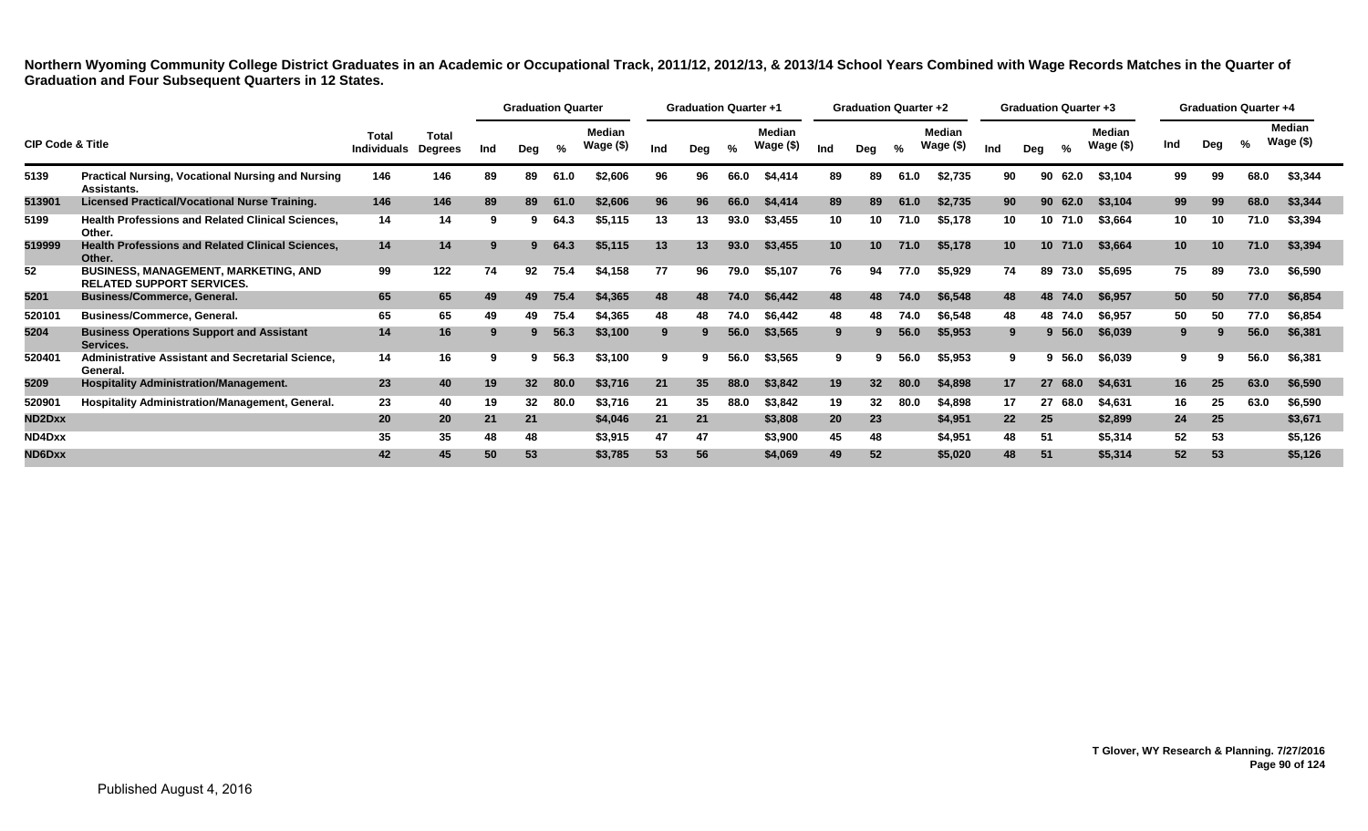**Northern Wyoming Community College District Graduates in an Academic or Occupational Track, 2011/12, 2012/13, & 2013/14 School Years Combined with Wage Records Matches in the Quarter of Graduation and Four Subsequent Quarters in 12 States.**

| CIP Code & Title | | Total Individuals | Total Degrees | Graduation Quarter | | | | Graduation Quarter +1 | | | | Graduation Quarter +2 | | | | Graduation Quarter +3 | | | | Graduation Quarter +4 | | | |
|---|---|---|---|---|---|---|---|---|---|---|---|---|---|---|---|---|---|---|---|---|---|---|---|
| | | | | Ind | Deg | % | Median Wage ($) | Ind | Deg | % | Median Wage ($) | Ind | Deg | % | Median Wage ($) | Ind | Deg | % | Median Wage ($) | Ind | Deg | % | Median Wage ($) |
| 5139 | Practical Nursing, Vocational Nursing and Nursing Assistants. | 146 | 146 | 89 | 89 | 61.0 | $2,606 | 96 | 96 | 66.0 | $4,414 | 89 | 89 | 61.0 | $2,735 | 90 | 90 | 62.0 | $3,104 | 99 | 99 | 68.0 | $3,344 |
| 513901 | Licensed Practical/Vocational Nurse Training. | 146 | 146 | 89 | 89 | 61.0 | $2,606 | 96 | 96 | 66.0 | $4,414 | 89 | 89 | 61.0 | $2,735 | 90 | 90 | 62.0 | $3,104 | 99 | 99 | 68.0 | $3,344 |
| 5199 | Health Professions and Related Clinical Sciences, Other. | 14 | 14 | 9 | 9 | 64.3 | $5,115 | 13 | 13 | 93.0 | $3,455 | 10 | 10 | 71.0 | $5,178 | 10 | 10 | 71.0 | $3,664 | 10 | 10 | 71.0 | $3,394 |
| 519999 | Health Professions and Related Clinical Sciences, Other. | 14 | 14 | 9 | 9 | 64.3 | $5,115 | 13 | 13 | 93.0 | $3,455 | 10 | 10 | 71.0 | $5,178 | 10 | 10 | 71.0 | $3,664 | 10 | 10 | 71.0 | $3,394 |
| 52 | BUSINESS, MANAGEMENT, MARKETING, AND RELATED SUPPORT SERVICES. | 99 | 122 | 74 | 92 | 75.4 | $4,158 | 77 | 96 | 79.0 | $5,107 | 76 | 94 | 77.0 | $5,929 | 74 | 89 | 73.0 | $5,695 | 75 | 89 | 73.0 | $6,590 |
| 5201 | Business/Commerce, General. | 65 | 65 | 49 | 49 | 75.4 | $4,365 | 48 | 48 | 74.0 | $6,442 | 48 | 48 | 74.0 | $6,548 | 48 | 48 | 74.0 | $6,957 | 50 | 50 | 77.0 | $6,854 |
| 520101 | Business/Commerce, General. | 65 | 65 | 49 | 49 | 75.4 | $4,365 | 48 | 48 | 74.0 | $6,442 | 48 | 48 | 74.0 | $6,548 | 48 | 48 | 74.0 | $6,957 | 50 | 50 | 77.0 | $6,854 |
| 5204 | Business Operations Support and Assistant Services. | 14 | 16 | 9 | 9 | 56.3 | $3,100 | 9 | 9 | 56.0 | $3,565 | 9 | 9 | 56.0 | $5,953 | 9 | 9 | 56.0 | $6,039 | 9 | 9 | 56.0 | $6,381 |
| 520401 | Administrative Assistant and Secretarial Science, General. | 14 | 16 | 9 | 9 | 56.3 | $3,100 | 9 | 9 | 56.0 | $3,565 | 9 | 9 | 56.0 | $5,953 | 9 | 9 | 56.0 | $6,039 | 9 | 9 | 56.0 | $6,381 |
| 5209 | Hospitality Administration/Management. | 23 | 40 | 19 | 32 | 80.0 | $3,716 | 21 | 35 | 88.0 | $3,842 | 19 | 32 | 80.0 | $4,898 | 17 | 27 | 68.0 | $4,631 | 16 | 25 | 63.0 | $6,590 |
| 520901 | Hospitality Administration/Management, General. | 23 | 40 | 19 | 32 | 80.0 | $3,716 | 21 | 35 | 88.0 | $3,842 | 19 | 32 | 80.0 | $4,898 | 17 | 27 | 68.0 | $4,631 | 16 | 25 | 63.0 | $6,590 |
| ND2Dxx | | 20 | 20 | 21 | 21 | | $4,046 | 21 | 21 | | $3,808 | 20 | 23 | | $4,951 | 22 | 25 | | $2,899 | 24 | 25 | | $3,671 |
| ND4Dxx | | 35 | 35 | 48 | 48 | | $3,915 | 47 | 47 | | $3,900 | 45 | 48 | | $4,951 | 48 | 51 | | $5,314 | 52 | 53 | | $5,126 |
| ND6Dxx | | 42 | 45 | 50 | 53 | | $3,785 | 53 | 56 | | $4,069 | 49 | 52 | | $5,020 | 48 | 51 | | $5,314 | 52 | 53 | | $5,126 |

T Glover, WY Research & Planning. 7/27/2016

Published August 4, 2016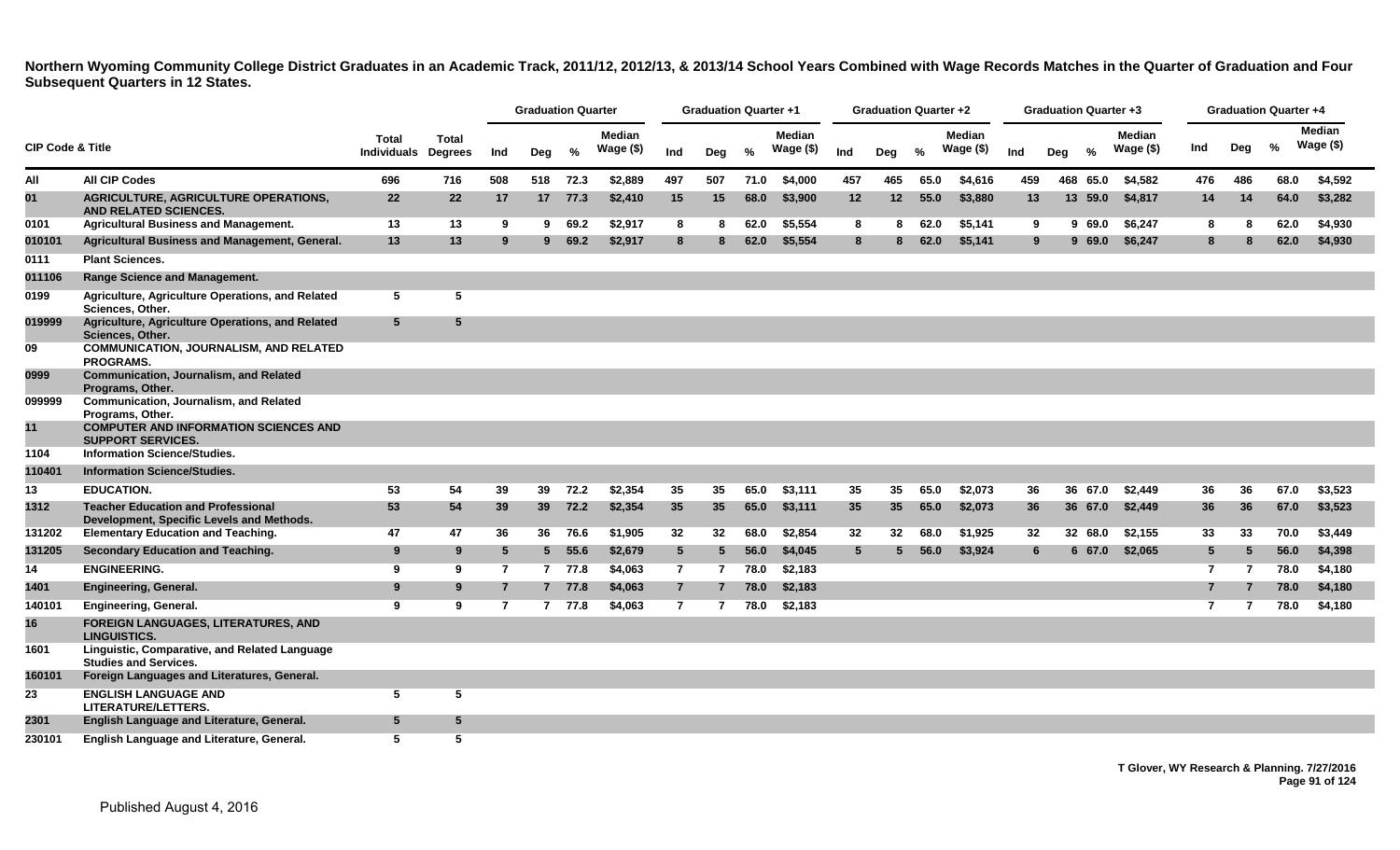**Northern Wyoming Community College District Graduates in an Academic Track, 2011/12, 2012/13, & 2013/14 School Years Combined with Wage Records Matches in the Quarter of Graduation and Four Subsequent Quarters in 12 States.**

| CIP Code & Title | | Total Individuals | Total Degrees | Graduation Quarter | | | | Graduation Quarter +1 | | | | Graduation Quarter +2 | | | | Graduation Quarter +3 | | | | Graduation Quarter +4 | | | |
|---|---|---|---|---|---|---|---|---|---|---|---|---|---|---|---|---|---|---|---|---|---|---|---|
| | | | | Ind | Deg | % | Median Wage ($) | Ind | Deg | % | Median Wage ($) | Ind | Deg | % | Median Wage ($) | Ind | Deg | % | Median Wage ($) | Ind | Deg | % | Median Wage ($) |
| All | All CIP Codes | 696 | 716 | 508 | 518 | 72.3 | $2,889 | 497 | 507 | 71.0 | $4,000 | 457 | 465 | 65.0 | $4,616 | 459 | 468 | 65.0 | $4,582 | 476 | 486 | 68.0 | $4,592 |
| 01 | AGRICULTURE, AGRICULTURE OPERATIONS, AND RELATED SCIENCES. | 22 | 22 | 17 | 17 | 77.3 | $2,410 | 15 | 15 | 68.0 | $3,900 | 12 | 12 | 55.0 | $3,880 | 13 | 13 | 59.0 | $4,817 | 14 | 14 | 64.0 | $3,282 |
| 0101 | Agricultural Business and Management. | 13 | 13 | 9 | 9 | 69.2 | $2,917 | 8 | 8 | 62.0 | $5,554 | 8 | 8 | 62.0 | $5,141 | 9 | 9 | 69.0 | $6,247 | 8 | 8 | 62.0 | $4,930 |
| 010101 | Agricultural Business and Management, General. | 13 | 13 | 9 | 9 | 69.2 | $2,917 | 8 | 8 | 62.0 | $5,554 | 8 | 8 | 62.0 | $5,141 | 9 | 9 | 69.0 | $6,247 | 8 | 8 | 62.0 | $4,930 |
| 0111 | Plant Sciences. | | | | | | | | | | | | | | | | | | | | | | |
| 011106 | Range Science and Management. | | | | | | | | | | | | | | | | | | | | | | |
| 0199 | Agriculture, Agriculture Operations, and Related Sciences, Other. | 5 | 5 | | | | | | | | | | | | | | | | | | | | |
| 019999 | Agriculture, Agriculture Operations, and Related Sciences, Other. | 5 | 5 | | | | | | | | | | | | | | | | | | | | |
| 09 | COMMUNICATION, JOURNALISM, AND RELATED PROGRAMS. | | | | | | | | | | | | | | | | | | | | | | |
| 0999 | Communication, Journalism, and Related Programs, Other. | | | | | | | | | | | | | | | | | | | | | | |
| 099999 | Communication, Journalism, and Related Programs, Other. | | | | | | | | | | | | | | | | | | | | | | |
| 11 | COMPUTER AND INFORMATION SCIENCES AND SUPPORT SERVICES. | | | | | | | | | | | | | | | | | | | | | | |
| 1104 | Information Science/Studies. | | | | | | | | | | | | | | | | | | | | | | |
| 110401 | Information Science/Studies. | | | | | | | | | | | | | | | | | | | | | | |
| 13 | EDUCATION. | 53 | 54 | 39 | 39 | 72.2 | $2,354 | 35 | 35 | 65.0 | $3,111 | 35 | 35 | 65.0 | $2,073 | 36 | 36 | 67.0 | $2,449 | 36 | 36 | 67.0 | $3,523 |
| 1312 | Teacher Education and Professional Development, Specific Levels and Methods. | 53 | 54 | 39 | 39 | 72.2 | $2,354 | 35 | 35 | 65.0 | $3,111 | 35 | 35 | 65.0 | $2,073 | 36 | 36 | 67.0 | $2,449 | 36 | 36 | 67.0 | $3,523 |
| 131202 | Elementary Education and Teaching. | 47 | 47 | 36 | 36 | 76.6 | $1,905 | 32 | 32 | 68.0 | $2,854 | 32 | 32 | 68.0 | $1,925 | 32 | 32 | 68.0 | $2,155 | 33 | 33 | 70.0 | $3,449 |
| 131205 | Secondary Education and Teaching. | 9 | 9 | 5 | 5 | 55.6 | $2,679 | 5 | 5 | 56.0 | $4,045 | 5 | 5 | 56.0 | $3,924 | 6 | 6 | 67.0 | $2,065 | 5 | 5 | 56.0 | $4,398 |
| 14 | ENGINEERING. | 9 | 9 | 7 | 7 | 77.8 | $4,063 | 7 | 7 | 78.0 | $2,183 | | | | | | | | | 7 | 7 | 78.0 | $4,180 |
| 1401 | Engineering, General. | 9 | 9 | 7 | 7 | 77.8 | $4,063 | 7 | 7 | 78.0 | $2,183 | | | | | | | | | 7 | 7 | 78.0 | $4,180 |
| 140101 | Engineering, General. | 9 | 9 | 7 | 7 | 77.8 | $4,063 | 7 | 7 | 78.0 | $2,183 | | | | | | | | | 7 | 7 | 78.0 | $4,180 |
| 16 | FOREIGN LANGUAGES, LITERATURES, AND LINGUISTICS. | | | | | | | | | | | | | | | | | | | | | | |
| 1601 | Linguistic, Comparative, and Related Language Studies and Services. | | | | | | | | | | | | | | | | | | | | | | |
| 160101 | Foreign Languages and Literatures, General. | | | | | | | | | | | | | | | | | | | | | | |
| 23 | ENGLISH LANGUAGE AND LITERATURE/LETTERS. | 5 | 5 | | | | | | | | | | | | | | | | | | | | |
| 2301 | English Language and Literature, General. | 5 | 5 | | | | | | | | | | | | | | | | | | | | |
| 230101 | English Language and Literature, General. | 5 | 5 | | | | | | | | | | | | | | | | | | | | |

T Glover, WY Research & Planning. 7/27/2016

Published August 4, 2016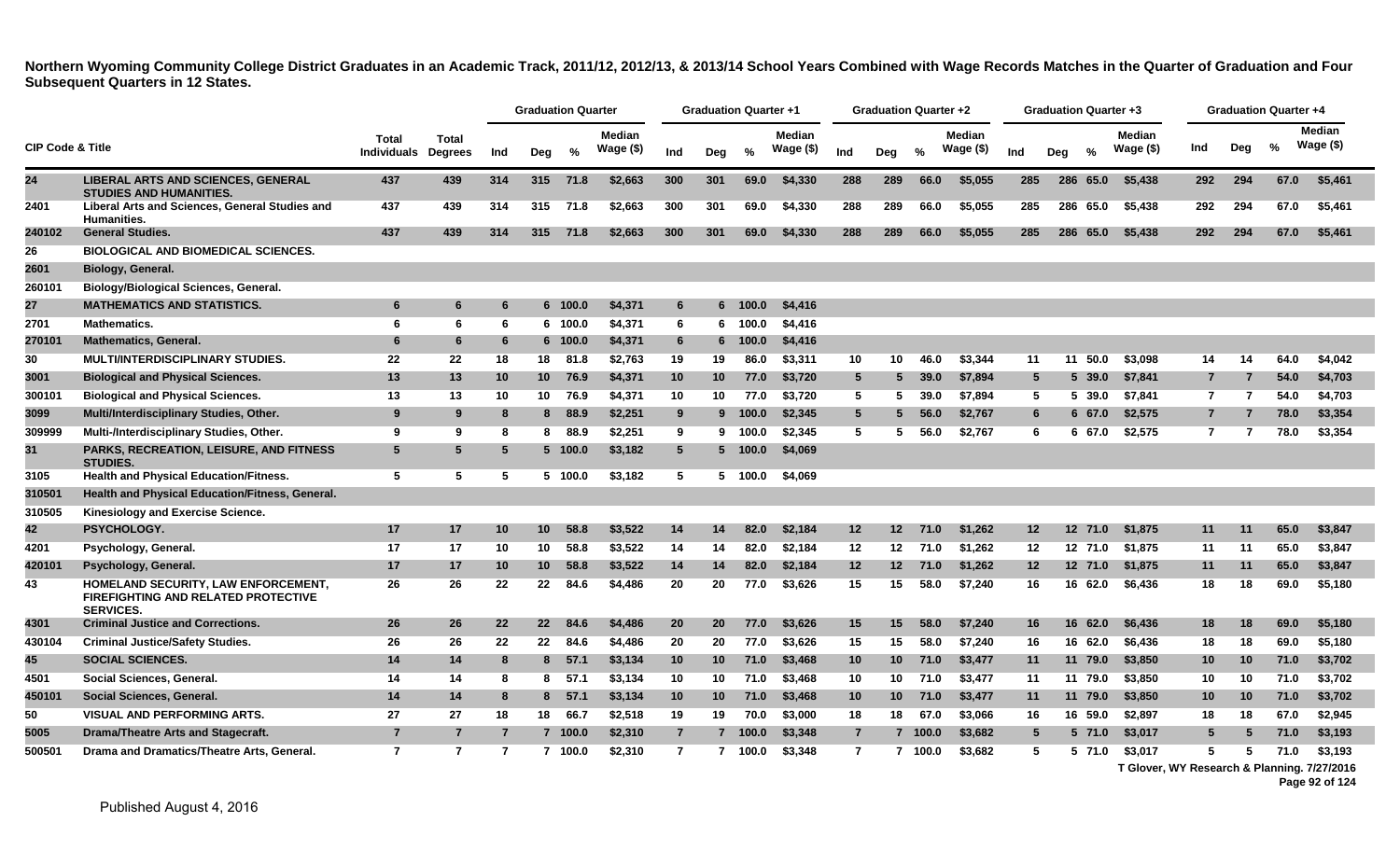**Northern Wyoming Community College District Graduates in an Academic Track, 2011/12, 2012/13, & 2013/14 School Years Combined with Wage Records Matches in the Quarter of Graduation and Four Subsequent Quarters in 12 States.**

| CIP Code & Title | | Total Individuals | Total Degrees | Graduation Quarter | | | | Graduation Quarter +1 | | | | Graduation Quarter +2 | | | | Graduation Quarter +3 | | | | Graduation Quarter +4 | | | |
|---|---|---|---|---|---|---|---|---|---|---|---|---|---|---|---|---|---|---|---|---|---|---|---|
| | | | | Ind | Deg | % | Median Wage ($) | Ind | Deg | % | Median Wage ($) | Ind | Deg | % | Median Wage ($) | Ind | Deg | % | Median Wage ($) | Ind | Deg | % | Median Wage ($) |
| 24 | LIBERAL ARTS AND SCIENCES, GENERAL STUDIES AND HUMANITIES. | 437 | 439 | 314 | 315 | 71.8 | $2,663 | 300 | 301 | 69.0 | $4,330 | 288 | 289 | 66.0 | $5,055 | 285 | 286 | 65.0 | $5,438 | 292 | 294 | 67.0 | $5,461 |
| 2401 | Liberal Arts and Sciences, General Studies and Humanities. | 437 | 439 | 314 | 315 | 71.8 | $2,663 | 300 | 301 | 69.0 | $4,330 | 288 | 289 | 66.0 | $5,055 | 285 | 286 | 65.0 | $5,438 | 292 | 294 | 67.0 | $5,461 |
| 240102 | General Studies. | 437 | 439 | 314 | 315 | 71.8 | $2,663 | 300 | 301 | 69.0 | $4,330 | 288 | 289 | 66.0 | $5,055 | 285 | 286 | 65.0 | $5,438 | 292 | 294 | 67.0 | $5,461 |
| 26 | BIOLOGICAL AND BIOMEDICAL SCIENCES. | | | | | | | | | | | | | | | | | | | | | | |
| 2601 | Biology, General. | | | | | | | | | | | | | | | | | | | | | | |
| 260101 | Biology/Biological Sciences, General. | | | | | | | | | | | | | | | | | | | | | | |
| 27 | MATHEMATICS AND STATISTICS. | 6 | 6 | 6 | 6 | 100.0 | $4,371 | 6 | 6 | 100.0 | $4,416 | | | | | | | | | | | | |
| 2701 | Mathematics. | 6 | 6 | 6 | 6 | 100.0 | $4,371 | 6 | 6 | 100.0 | $4,416 | | | | | | | | | | | | |
| 270101 | Mathematics, General. | 6 | 6 | 6 | 6 | 100.0 | $4,371 | 6 | 6 | 100.0 | $4,416 | | | | | | | | | | | | |
| 30 | MULTI/INTERDISCIPLINARY STUDIES. | 22 | 22 | 18 | 18 | 81.8 | $2,763 | 19 | 19 | 86.0 | $3,311 | 10 | 10 | 46.0 | $3,344 | 11 | 11 | 50.0 | $3,098 | 14 | 14 | 64.0 | $4,042 |
| 3001 | Biological and Physical Sciences. | 13 | 13 | 10 | 10 | 76.9 | $4,371 | 10 | 10 | 77.0 | $3,720 | 5 | 5 | 39.0 | $7,894 | 5 | 5 | 39.0 | $7,841 | 7 | 7 | 54.0 | $4,703 |
| 300101 | Biological and Physical Sciences. | 13 | 13 | 10 | 10 | 76.9 | $4,371 | 10 | 10 | 77.0 | $3,720 | 5 | 5 | 39.0 | $7,894 | 5 | 5 | 39.0 | $7,841 | 7 | 7 | 54.0 | $4,703 |
| 3099 | Multi/Interdisciplinary Studies, Other. | 9 | 9 | 8 | 8 | 88.9 | $2,251 | 9 | 9 | 100.0 | $2,345 | 5 | 5 | 56.0 | $2,767 | 6 | 6 | 67.0 | $2,575 | 7 | 7 | 78.0 | $3,354 |
| 309999 | Multi-/Interdisciplinary Studies, Other. | 9 | 9 | 8 | 8 | 88.9 | $2,251 | 9 | 9 | 100.0 | $2,345 | 5 | 5 | 56.0 | $2,767 | 6 | 6 | 67.0 | $2,575 | 7 | 7 | 78.0 | $3,354 |
| 31 | PARKS, RECREATION, LEISURE, AND FITNESS STUDIES. | 5 | 5 | 5 | 5 | 100.0 | $3,182 | 5 | 5 | 100.0 | $4,069 | | | | | | | | | | | | |
| 3105 | Health and Physical Education/Fitness. | 5 | 5 | 5 | 5 | 100.0 | $3,182 | 5 | 5 | 100.0 | $4,069 | | | | | | | | | | | | |
| 310501 | Health and Physical Education/Fitness, General. | | | | | | | | | | | | | | | | | | | | | | |
| 310505 | Kinesiology and Exercise Science. | | | | | | | | | | | | | | | | | | | | | | |
| 42 | PSYCHOLOGY. | 17 | 17 | 10 | 10 | 58.8 | $3,522 | 14 | 14 | 82.0 | $2,184 | 12 | 12 | 71.0 | $1,262 | 12 | 12 | 71.0 | $1,875 | 11 | 11 | 65.0 | $3,847 |
| 4201 | Psychology, General. | 17 | 17 | 10 | 10 | 58.8 | $3,522 | 14 | 14 | 82.0 | $2,184 | 12 | 12 | 71.0 | $1,262 | 12 | 12 | 71.0 | $1,875 | 11 | 11 | 65.0 | $3,847 |
| 420101 | Psychology, General. | 17 | 17 | 10 | 10 | 58.8 | $3,522 | 14 | 14 | 82.0 | $2,184 | 12 | 12 | 71.0 | $1,262 | 12 | 12 | 71.0 | $1,875 | 11 | 11 | 65.0 | $3,847 |
| 43 | HOMELAND SECURITY, LAW ENFORCEMENT, FIREFIGHTING AND RELATED PROTECTIVE SERVICES. | 26 | 26 | 22 | 22 | 84.6 | $4,486 | 20 | 20 | 77.0 | $3,626 | 15 | 15 | 58.0 | $7,240 | 16 | 16 | 62.0 | $6,436 | 18 | 18 | 69.0 | $5,180 |
| 4301 | Criminal Justice and Corrections. | 26 | 26 | 22 | 22 | 84.6 | $4,486 | 20 | 20 | 77.0 | $3,626 | 15 | 15 | 58.0 | $7,240 | 16 | 16 | 62.0 | $6,436 | 18 | 18 | 69.0 | $5,180 |
| 430104 | Criminal Justice/Safety Studies. | 26 | 26 | 22 | 22 | 84.6 | $4,486 | 20 | 20 | 77.0 | $3,626 | 15 | 15 | 58.0 | $7,240 | 16 | 16 | 62.0 | $6,436 | 18 | 18 | 69.0 | $5,180 |
| 45 | SOCIAL SCIENCES. | 14 | 14 | 8 | 8 | 57.1 | $3,134 | 10 | 10 | 71.0 | $3,468 | 10 | 10 | 71.0 | $3,477 | 11 | 11 | 79.0 | $3,850 | 10 | 10 | 71.0 | $3,702 |
| 4501 | Social Sciences, General. | 14 | 14 | 8 | 8 | 57.1 | $3,134 | 10 | 10 | 71.0 | $3,468 | 10 | 10 | 71.0 | $3,477 | 11 | 11 | 79.0 | $3,850 | 10 | 10 | 71.0 | $3,702 |
| 450101 | Social Sciences, General. | 14 | 14 | 8 | 8 | 57.1 | $3,134 | 10 | 10 | 71.0 | $3,468 | 10 | 10 | 71.0 | $3,477 | 11 | 11 | 79.0 | $3,850 | 10 | 10 | 71.0 | $3,702 |
| 50 | VISUAL AND PERFORMING ARTS. | 27 | 27 | 18 | 18 | 66.7 | $2,518 | 19 | 19 | 70.0 | $3,000 | 18 | 18 | 67.0 | $3,066 | 16 | 16 | 59.0 | $2,897 | 18 | 18 | 67.0 | $2,945 |
| 5005 | Drama/Theatre Arts and Stagecraft. | 7 | 7 | 7 | 7 | 100.0 | $2,310 | 7 | 7 | 100.0 | $3,348 | 7 | 7 | 100.0 | $3,682 | 5 | 5 | 71.0 | $3,017 | 5 | 5 | 71.0 | $3,193 |
| 500501 | Drama and Dramatics/Theatre Arts, General. | 7 | 7 | 7 | 7 | 100.0 | $2,310 | 7 | 7 | 100.0 | $3,348 | 7 | 7 | 100.0 | $3,682 | 5 | 5 | 71.0 | $3,017 | 5 | 5 | 71.0 | $3,193 |

T Glover, WY Research & Planning. 7/27/2016

Published August 4, 2016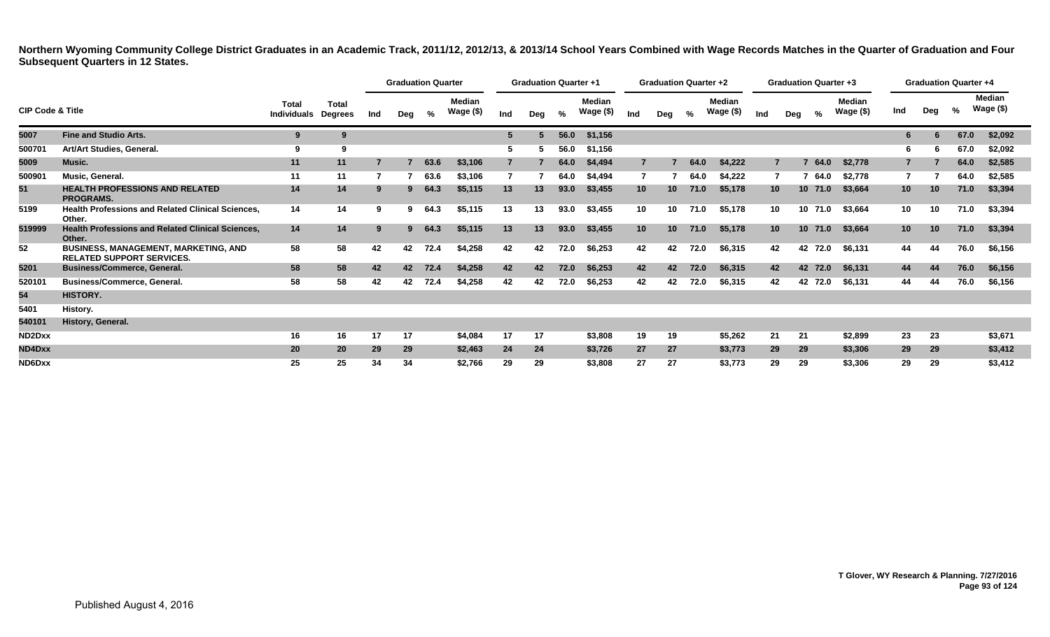**Northern Wyoming Community College District Graduates in an Academic Track, 2011/12, 2012/13, & 2013/14 School Years Combined with Wage Records Matches in the Quarter of Graduation and Four Subsequent Quarters in 12 States.**

| CIP Code & Title | | Total Individuals | Total Degrees | Graduation Quarter | | | | Graduation Quarter +1 | | | | Graduation Quarter +2 | | | | Graduation Quarter +3 | | | | Graduation Quarter +4 | | | |
|---|---|---|---|---|---|---|---|---|---|---|---|---|---|---|---|---|---|---|---|---|---|---|---|
| | | | | Ind | Deg | % | Median Wage ($) | Ind | Deg | % | Median Wage ($) | Ind | Deg | % | Median Wage ($) | Ind | Deg | % | Median Wage ($) | Ind | Deg | % | Median Wage ($) |
| 5007 | Fine and Studio Arts. | 9 | 9 | | | | | 5 | 5 | 56.0 | $1,156 | | | | | | | | | 6 | 6 | 67.0 | $2,092 |
| 500701 | Art/Art Studies, General. | 9 | 9 | | | | | 5 | 5 | 56.0 | $1,156 | | | | | | | | | 6 | 6 | 67.0 | $2,092 |
| 5009 | Music. | 11 | 11 | 7 | 7 | 63.6 | $3,106 | 7 | 7 | 64.0 | $4,494 | 7 | 7 | 64.0 | $4,222 | 7 | 7 | 64.0 | $2,778 | 7 | 7 | 64.0 | $2,585 |
| 500901 | Music, General. | 11 | 11 | 7 | 7 | 63.6 | $3,106 | 7 | 7 | 64.0 | $4,494 | 7 | 7 | 64.0 | $4,222 | 7 | 7 | 64.0 | $2,778 | 7 | 7 | 64.0 | $2,585 |
| 51 | HEALTH PROFESSIONS AND RELATED PROGRAMS. | 14 | 14 | 9 | 9 | 64.3 | $5,115 | 13 | 13 | 93.0 | $3,455 | 10 | 10 | 71.0 | $5,178 | 10 | 10 | 71.0 | $3,664 | 10 | 10 | 71.0 | $3,394 |
| 5199 | Health Professions and Related Clinical Sciences, Other. | 14 | 14 | 9 | 9 | 64.3 | $5,115 | 13 | 13 | 93.0 | $3,455 | 10 | 10 | 71.0 | $5,178 | 10 | 10 | 71.0 | $3,664 | 10 | 10 | 71.0 | $3,394 |
| 519999 | Health Professions and Related Clinical Sciences, Other. | 14 | 14 | 9 | 9 | 64.3 | $5,115 | 13 | 13 | 93.0 | $3,455 | 10 | 10 | 71.0 | $5,178 | 10 | 10 | 71.0 | $3,664 | 10 | 10 | 71.0 | $3,394 |
| 52 | BUSINESS, MANAGEMENT, MARKETING, AND RELATED SUPPORT SERVICES. | 58 | 58 | 42 | 42 | 72.4 | $4,258 | 42 | 42 | 72.0 | $6,253 | 42 | 42 | 72.0 | $6,315 | 42 | 42 | 72.0 | $6,131 | 44 | 44 | 76.0 | $6,156 |
| 5201 | Business/Commerce, General. | 58 | 58 | 42 | 42 | 72.4 | $4,258 | 42 | 42 | 72.0 | $6,253 | 42 | 42 | 72.0 | $6,315 | 42 | 42 | 72.0 | $6,131 | 44 | 44 | 76.0 | $6,156 |
| 520101 | Business/Commerce, General. | 58 | 58 | 42 | 42 | 72.4 | $4,258 | 42 | 42 | 72.0 | $6,253 | 42 | 42 | 72.0 | $6,315 | 42 | 42 | 72.0 | $6,131 | 44 | 44 | 76.0 | $6,156 |
| 54 | HISTORY. | | | | | | | | | | | | | | | | | | | | | | |
| 5401 | History. | | | | | | | | | | | | | | | | | | | | | | |
| 540101 | History, General. | | | | | | | | | | | | | | | | | | | | | | |
| ND2Dxx | | 16 | 16 | 17 | 17 | | $4,084 | 17 | 17 | | $3,808 | 19 | 19 | | $5,262 | 21 | 21 | | $2,899 | 23 | 23 | | $3,671 |
| ND4Dxx | | 20 | 20 | 29 | 29 | | $2,463 | 24 | 24 | | $3,726 | 27 | 27 | | $3,773 | 29 | 29 | | $3,306 | 29 | 29 | | $3,412 |
| ND6Dxx | | 25 | 25 | 34 | 34 | | $2,766 | 29 | 29 | | $3,808 | 27 | 27 | | $3,773 | 29 | 29 | | $3,306 | 29 | 29 | | $3,412 |

T Glover, WY Research & Planning. 7/27/2016

Published August 4, 2016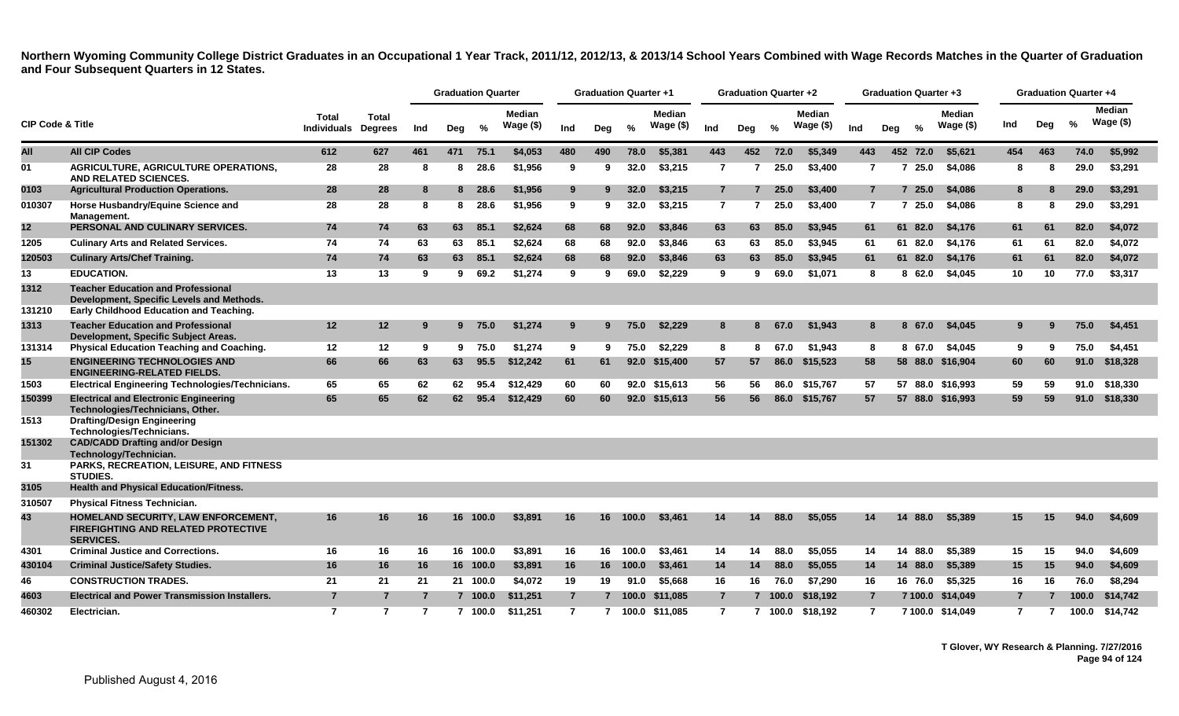# Northern Wyoming Community College District Graduates in an Occupational 1 Year Track, 2011/12, 2012/13, & 2013/14 School Years Combined with Wage Records Matches in the Quarter of Graduation and Four Subsequent Quarters in 12 States.

| CIP Code & Title | | Total Individuals | Total Degrees | Graduation Quarter | | | | Graduation Quarter +1 | | | | Graduation Quarter +2 | | | | Graduation Quarter +3 | | | | Graduation Quarter +4 | | | |
|---|---|---|---|---|---|---|---|---|---|---|---|---|---|---|---|---|---|---|---|---|---|---|---|
| | | | | Ind | Deg | % | Median Wage ($) | Ind | Deg | % | Median Wage ($) | Ind | Deg | % | Median Wage ($) | Ind | Deg | % | Median Wage ($) | Ind | Deg | % | Median Wage ($) |
| All | All CIP Codes | 612 | 627 | 461 | 471 | 75.1 | $4,053 | 480 | 490 | 78.0 | $5,381 | 443 | 452 | 72.0 | $5,349 | 443 | 452 | 72.0 | $5,621 | 454 | 463 | 74.0 | $5,992 |
| 01 | AGRICULTURE, AGRICULTURE OPERATIONS, AND RELATED SCIENCES. | 28 | 28 | 8 | 8 | 28.6 | $1,956 | 9 | 9 | 32.0 | $3,215 | 7 | 7 | 25.0 | $3,400 | 7 | 7 | 25.0 | $4,086 | 8 | 8 | 29.0 | $3,291 |
| 0103 | Agricultural Production Operations. | 28 | 28 | 8 | 8 | 28.6 | $1,956 | 9 | 9 | 32.0 | $3,215 | 7 | 7 | 25.0 | $3,400 | 7 | 7 | 25.0 | $4,086 | 8 | 8 | 29.0 | $3,291 |
| 010307 | Horse Husbandry/Equine Science and Management. | 28 | 28 | 8 | 8 | 28.6 | $1,956 | 9 | 9 | 32.0 | $3,215 | 7 | 7 | 25.0 | $3,400 | 7 | 7 | 25.0 | $4,086 | 8 | 8 | 29.0 | $3,291 |
| 12 | PERSONAL AND CULINARY SERVICES. | 74 | 74 | 63 | 63 | 85.1 | $2,624 | 68 | 68 | 92.0 | $3,846 | 63 | 63 | 85.0 | $3,945 | 61 | 61 | 82.0 | $4,176 | 61 | 61 | 82.0 | $4,072 |
| 1205 | Culinary Arts and Related Services. | 74 | 74 | 63 | 63 | 85.1 | $2,624 | 68 | 68 | 92.0 | $3,846 | 63 | 63 | 85.0 | $3,945 | 61 | 61 | 82.0 | $4,176 | 61 | 61 | 82.0 | $4,072 |
| 120503 | Culinary Arts/Chef Training. | 74 | 74 | 63 | 63 | 85.1 | $2,624 | 68 | 68 | 92.0 | $3,846 | 63 | 63 | 85.0 | $3,945 | 61 | 61 | 82.0 | $4,176 | 61 | 61 | 82.0 | $4,072 |
| 13 | EDUCATION. | 13 | 13 | 9 | 9 | 69.2 | $1,274 | 9 | 9 | 69.0 | $2,229 | 9 | 9 | 69.0 | $1,071 | 8 | 8 | 62.0 | $4,045 | 10 | 10 | 77.0 | $3,317 |
| 1312 | Teacher Education and Professional Development, Specific Levels and Methods. | | | | | | | | | | | | | | | | | | | | | | |
| 131210 | Early Childhood Education and Teaching. | | | | | | | | | | | | | | | | | | | | | | |
| 1313 | Teacher Education and Professional Development, Specific Subject Areas. | 12 | 12 | 9 | 9 | 75.0 | $1,274 | 9 | 9 | 75.0 | $2,229 | 8 | 8 | 67.0 | $1,943 | 8 | 8 | 67.0 | $4,045 | 9 | 9 | 75.0 | $4,451 |
| 131314 | Physical Education Teaching and Coaching. | 12 | 12 | 9 | 9 | 75.0 | $1,274 | 9 | 9 | 75.0 | $2,229 | 8 | 8 | 67.0 | $1,943 | 8 | 8 | 67.0 | $4,045 | 9 | 9 | 75.0 | $4,451 |
| 15 | ENGINEERING TECHNOLOGIES AND ENGINEERING-RELATED FIELDS. | 66 | 66 | 63 | 63 | 95.5 | $12,242 | 61 | 61 | 92.0 | $15,400 | 57 | 57 | 86.0 | $15,523 | 58 | 58 | 88.0 | $16,904 | 60 | 60 | 91.0 | $18,328 |
| 1503 | Electrical Engineering Technologies/Technicians. | 65 | 65 | 62 | 62 | 95.4 | $12,429 | 60 | 60 | 92.0 | $15,613 | 56 | 56 | 86.0 | $15,767 | 57 | 57 | 88.0 | $16,993 | 59 | 59 | 91.0 | $18,330 |
| 150399 | Electrical and Electronic Engineering Technologies/Technicians, Other. | 65 | 65 | 62 | 62 | 95.4 | $12,429 | 60 | 60 | 92.0 | $15,613 | 56 | 56 | 86.0 | $15,767 | 57 | 57 | 88.0 | $16,993 | 59 | 59 | 91.0 | $18,330 |
| 1513 | Drafting/Design Engineering Technologies/Technicians. | | | | | | | | | | | | | | | | | | | | | | |
| 151302 | CAD/CADD Drafting and/or Design Technology/Technician. | | | | | | | | | | | | | | | | | | | | | | |
| 31 | PARKS, RECREATION, LEISURE, AND FITNESS STUDIES. | | | | | | | | | | | | | | | | | | | | | | |
| 3105 | Health and Physical Education/Fitness. | | | | | | | | | | | | | | | | | | | | | | |
| 310507 | Physical Fitness Technician. | | | | | | | | | | | | | | | | | | | | | | |
| 43 | HOMELAND SECURITY, LAW ENFORCEMENT, FIREFIGHTING AND RELATED PROTECTIVE SERVICES. | 16 | 16 | 16 | 16 | 100.0 | $3,891 | 16 | 16 | 100.0 | $3,461 | 14 | 14 | 88.0 | $5,055 | 14 | 14 | 88.0 | $5,389 | 15 | 15 | 94.0 | $4,609 |
| 4301 | Criminal Justice and Corrections. | 16 | 16 | 16 | 16 | 100.0 | $3,891 | 16 | 16 | 100.0 | $3,461 | 14 | 14 | 88.0 | $5,055 | 14 | 14 | 88.0 | $5,389 | 15 | 15 | 94.0 | $4,609 |
| 430104 | Criminal Justice/Safety Studies. | 16 | 16 | 16 | 16 | 100.0 | $3,891 | 16 | 16 | 100.0 | $3,461 | 14 | 14 | 88.0 | $5,055 | 14 | 14 | 88.0 | $5,389 | 15 | 15 | 94.0 | $4,609 |
| 46 | CONSTRUCTION TRADES. | 21 | 21 | 21 | 21 | 100.0 | $4,072 | 19 | 19 | 91.0 | $5,668 | 16 | 16 | 76.0 | $7,290 | 16 | 16 | 76.0 | $5,325 | 16 | 16 | 76.0 | $8,294 |
| 4603 | Electrical and Power Transmission Installers. | 7 | 7 | 7 | 7 | 100.0 | $11,251 | 7 | 7 | 100.0 | $11,085 | 7 | 7 | 100.0 | $18,192 | 7 | 7 | 100.0 | $14,049 | 7 | 7 | 100.0 | $14,742 |
| 460302 | Electrician. | 7 | 7 | 7 | 7 | 100.0 | $11,251 | 7 | 7 | 100.0 | $11,085 | 7 | 7 | 100.0 | $18,192 | 7 | 7 | 100.0 | $14,049 | 7 | 7 | 100.0 | $14,742 |

T Glover, WY Research & Planning. 7/27/2016

Published August 4, 2016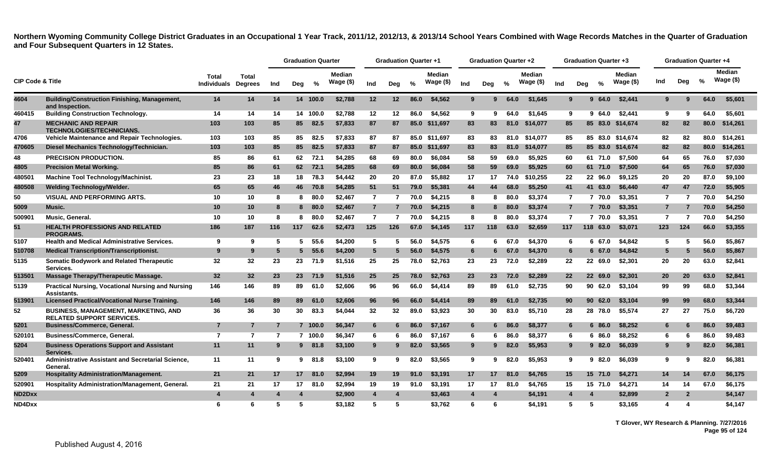**Northern Wyoming Community College District Graduates in an Occupational 1 Year Track, 2011/12, 2012/13, & 2013/14 School Years Combined with Wage Records Matches in the Quarter of Graduation and Four Subsequent Quarters in 12 States.**

| CIP Code & Title | | Total Individuals | Total Degrees | Graduation Quarter | | | | Graduation Quarter +1 | | | | Graduation Quarter +2 | | | | Graduation Quarter +3 | | | | Graduation Quarter +4 | | | |
|---|---|---|---|---|---|---|---|---|---|---|---|---|---|---|---|---|---|---|---|---|---|---|---|
| | | | | Ind | Deg | % | Median Wage ($) | Ind | Deg | % | Median Wage ($) | Ind | Deg | % | Median Wage ($) | Ind | Deg | % | Median Wage ($) | Ind | Deg | % | Median Wage ($) |
| 4604 | Building/Construction Finishing, Management, and Inspection. | 14 | 14 | 14 | 14 | 100.0 | $2,788 | 12 | 12 | 86.0 | $4,562 | 9 | 9 | 64.0 | $1,645 | 9 | 9 | 64.0 | $2,441 | 9 | 9 | 64.0 | $5,601 |
| 460415 | Building Construction Technology. | 14 | 14 | 14 | 14 | 100.0 | $2,788 | 12 | 12 | 86.0 | $4,562 | 9 | 9 | 64.0 | $1,645 | 9 | 9 | 64.0 | $2,441 | 9 | 9 | 64.0 | $5,601 |
| 47 | MECHANIC AND REPAIR TECHNOLOGIES/TECHNICIANS. | 103 | 103 | 85 | 85 | 82.5 | $7,833 | 87 | 87 | 85.0 | $11,697 | 83 | 83 | 81.0 | $14,077 | 85 | 85 | 83.0 | $14,674 | 82 | 82 | 80.0 | $14,261 |
| 4706 | Vehicle Maintenance and Repair Technologies. | 103 | 103 | 85 | 85 | 82.5 | $7,833 | 87 | 87 | 85.0 | $11,697 | 83 | 83 | 81.0 | $14,077 | 85 | 85 | 83.0 | $14,674 | 82 | 82 | 80.0 | $14,261 |
| 470605 | Diesel Mechanics Technology/Technician. | 103 | 103 | 85 | 85 | 82.5 | $7,833 | 87 | 87 | 85.0 | $11,697 | 83 | 83 | 81.0 | $14,077 | 85 | 85 | 83.0 | $14,674 | 82 | 82 | 80.0 | $14,261 |
| 48 | PRECISION PRODUCTION. | 85 | 86 | 61 | 62 | 72.1 | $4,285 | 68 | 69 | 80.0 | $6,084 | 58 | 59 | 69.0 | $5,925 | 60 | 61 | 71.0 | $7,500 | 64 | 65 | 76.0 | $7,030 |
| 4805 | Precision Metal Working. | 85 | 86 | 61 | 62 | 72.1 | $4,285 | 68 | 69 | 80.0 | $6,084 | 58 | 59 | 69.0 | $5,925 | 60 | 61 | 71.0 | $7,500 | 64 | 65 | 76.0 | $7,030 |
| 480501 | Machine Tool Technology/Machinist. | 23 | 23 | 18 | 18 | 78.3 | $4,442 | 20 | 20 | 87.0 | $5,882 | 17 | 17 | 74.0 | $10,255 | 22 | 22 | 96.0 | $9,125 | 20 | 20 | 87.0 | $9,100 |
| 480508 | Welding Technology/Welder. | 65 | 65 | 46 | 46 | 70.8 | $4,285 | 51 | 51 | 79.0 | $5,381 | 44 | 44 | 68.0 | $5,250 | 41 | 41 | 63.0 | $6,440 | 47 | 47 | 72.0 | $5,905 |
| 50 | VISUAL AND PERFORMING ARTS. | 10 | 10 | 8 | 8 | 80.0 | $2,467 | 7 | 7 | 70.0 | $4,215 | 8 | 8 | 80.0 | $3,374 | 7 | 7 | 70.0 | $3,351 | 7 | 7 | 70.0 | $4,250 |
| 5009 | Music. | 10 | 10 | 8 | 8 | 80.0 | $2,467 | 7 | 7 | 70.0 | $4,215 | 8 | 8 | 80.0 | $3,374 | 7 | 7 | 70.0 | $3,351 | 7 | 7 | 70.0 | $4,250 |
| 500901 | Music, General. | 10 | 10 | 8 | 8 | 80.0 | $2,467 | 7 | 7 | 70.0 | $4,215 | 8 | 8 | 80.0 | $3,374 | 7 | 7 | 70.0 | $3,351 | 7 | 7 | 70.0 | $4,250 |
| 51 | HEALTH PROFESSIONS AND RELATED PROGRAMS. | 186 | 187 | 116 | 117 | 62.6 | $2,473 | 125 | 126 | 67.0 | $4,145 | 117 | 118 | 63.0 | $2,659 | 117 | 118 | 63.0 | $3,071 | 123 | 124 | 66.0 | $3,355 |
| 5107 | Health and Medical Administrative Services. | 9 | 9 | 5 | 5 | 55.6 | $4,200 | 5 | 5 | 56.0 | $4,575 | 6 | 6 | 67.0 | $4,370 | 6 | 6 | 67.0 | $4,842 | 5 | 5 | 56.0 | $5,867 |
| 510708 | Medical Transcription/Transcriptionist. | 9 | 9 | 5 | 5 | 55.6 | $4,200 | 5 | 5 | 56.0 | $4,575 | 6 | 6 | 67.0 | $4,370 | 6 | 6 | 67.0 | $4,842 | 5 | 5 | 56.0 | $5,867 |
| 5135 | Somatic Bodywork and Related Therapeutic Services. | 32 | 32 | 23 | 23 | 71.9 | $1,516 | 25 | 25 | 78.0 | $2,763 | 23 | 23 | 72.0 | $2,289 | 22 | 22 | 69.0 | $2,301 | 20 | 20 | 63.0 | $2,841 |
| 513501 | Massage Therapy/Therapeutic Massage. | 32 | 32 | 23 | 23 | 71.9 | $1,516 | 25 | 25 | 78.0 | $2,763 | 23 | 23 | 72.0 | $2,289 | 22 | 22 | 69.0 | $2,301 | 20 | 20 | 63.0 | $2,841 |
| 5139 | Practical Nursing, Vocational Nursing and Nursing Assistants. | 146 | 146 | 89 | 89 | 61.0 | $2,606 | 96 | 96 | 66.0 | $4,414 | 89 | 89 | 61.0 | $2,735 | 90 | 90 | 62.0 | $3,104 | 99 | 99 | 68.0 | $3,344 |
| 513901 | Licensed Practical/Vocational Nurse Training. | 146 | 146 | 89 | 89 | 61.0 | $2,606 | 96 | 96 | 66.0 | $4,414 | 89 | 89 | 61.0 | $2,735 | 90 | 90 | 62.0 | $3,104 | 99 | 99 | 68.0 | $3,344 |
| 52 | BUSINESS, MANAGEMENT, MARKETING, AND RELATED SUPPORT SERVICES. | 36 | 36 | 30 | 30 | 83.3 | $4,044 | 32 | 32 | 89.0 | $3,923 | 30 | 30 | 83.0 | $5,710 | 28 | 28 | 78.0 | $5,574 | 27 | 27 | 75.0 | $6,720 |
| 5201 | Business/Commerce, General. | 7 | 7 | 7 | 7 | 100.0 | $6,347 | 6 | 6 | 86.0 | $7,167 | 6 | 6 | 86.0 | $8,377 | 6 | 6 | 86.0 | $8,252 | 6 | 6 | 86.0 | $9,483 |
| 520101 | Business/Commerce, General. | 7 | 7 | 7 | 7 | 100.0 | $6,347 | 6 | 6 | 86.0 | $7,167 | 6 | 6 | 86.0 | $8,377 | 6 | 6 | 86.0 | $8,252 | 6 | 6 | 86.0 | $9,483 |
| 5204 | Business Operations Support and Assistant Services. | 11 | 11 | 9 | 9 | 81.8 | $3,100 | 9 | 9 | 82.0 | $3,565 | 9 | 9 | 82.0 | $5,953 | 9 | 9 | 82.0 | $6,039 | 9 | 9 | 82.0 | $6,381 |
| 520401 | Administrative Assistant and Secretarial Science, General. | 11 | 11 | 9 | 9 | 81.8 | $3,100 | 9 | 9 | 82.0 | $3,565 | 9 | 9 | 82.0 | $5,953 | 9 | 9 | 82.0 | $6,039 | 9 | 9 | 82.0 | $6,381 |
| 5209 | Hospitality Administration/Management. | 21 | 21 | 17 | 17 | 81.0 | $2,994 | 19 | 19 | 91.0 | $3,191 | 17 | 17 | 81.0 | $4,765 | 15 | 15 | 71.0 | $4,271 | 14 | 14 | 67.0 | $6,175 |
| 520901 | Hospitality Administration/Management, General. | 21 | 21 | 17 | 17 | 81.0 | $2,994 | 19 | 19 | 91.0 | $3,191 | 17 | 17 | 81.0 | $4,765 | 15 | 15 | 71.0 | $4,271 | 14 | 14 | 67.0 | $6,175 |
| ND2Dxx | | 4 | 4 | 4 | 4 | | $2,900 | 4 | 4 | | $3,463 | 4 | 4 | | $4,191 | 4 | 4 | | $2,899 | 2 | 2 | | $4,147 |
| ND4Dxx | | 6 | 6 | 5 | 5 | | $3,182 | 5 | 5 | | $3,762 | 6 | 6 | | $4,191 | 5 | 5 | | $3,165 | 4 | 4 | | $4,147 |

T Glover, WY Research & Planning. 7/27/2016

Published August 4, 2016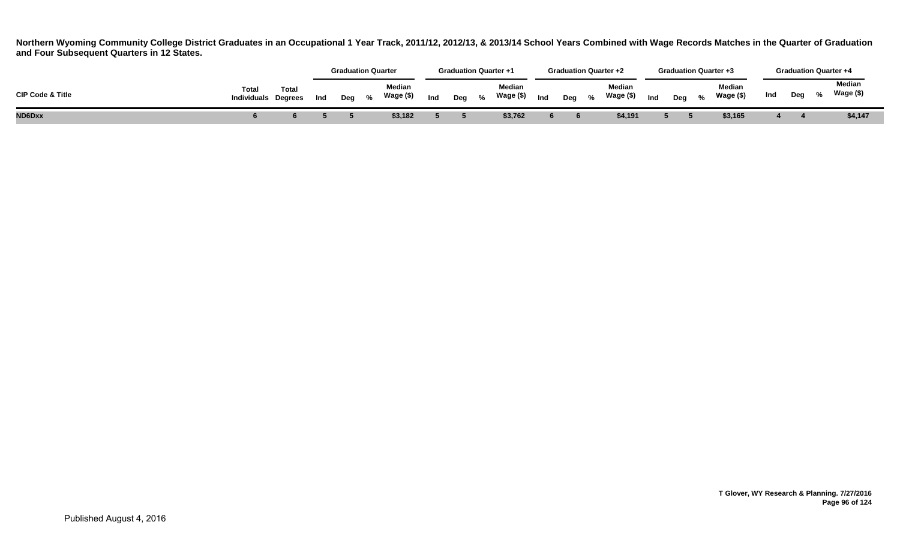**Northern Wyoming Community College District Graduates in an Occupational 1 Year Track, 2011/12, 2012/13, & 2013/14 School Years Combined with Wage Records Matches in the Quarter of Graduation and Four Subsequent Quarters in 12 States.**

| CIP Code & Title | Total Individuals | Total Degrees | Graduation Quarter | | | | Graduation Quarter +1 | | | | Graduation Quarter +2 | | | | Graduation Quarter +3 | | | | Graduation Quarter +4 | | | |
|---|---|---|---|---|---|---|---|---|---|---|---|---|---|---|---|---|---|---|---|---|---|---|
| | | | Ind | Deg | % | Median Wage ($) | Ind | Deg | % | Median Wage ($) | Ind | Deg | % | Median Wage ($) | Ind | Deg | % | Median Wage ($) | Ind | Deg | % | Median Wage ($) |
| **ND6Dxx** | **6** | **6** | **5** | **5** | | **$3,182** | **5** | **5** | | **$3,762** | **6** | **6** | | **$4,191** | **5** | **5** | | **$3,165** | **4** | **4** | | **$4,147** |

T Glover, WY Research & Planning. 7/27/2016

Published August 4, 2016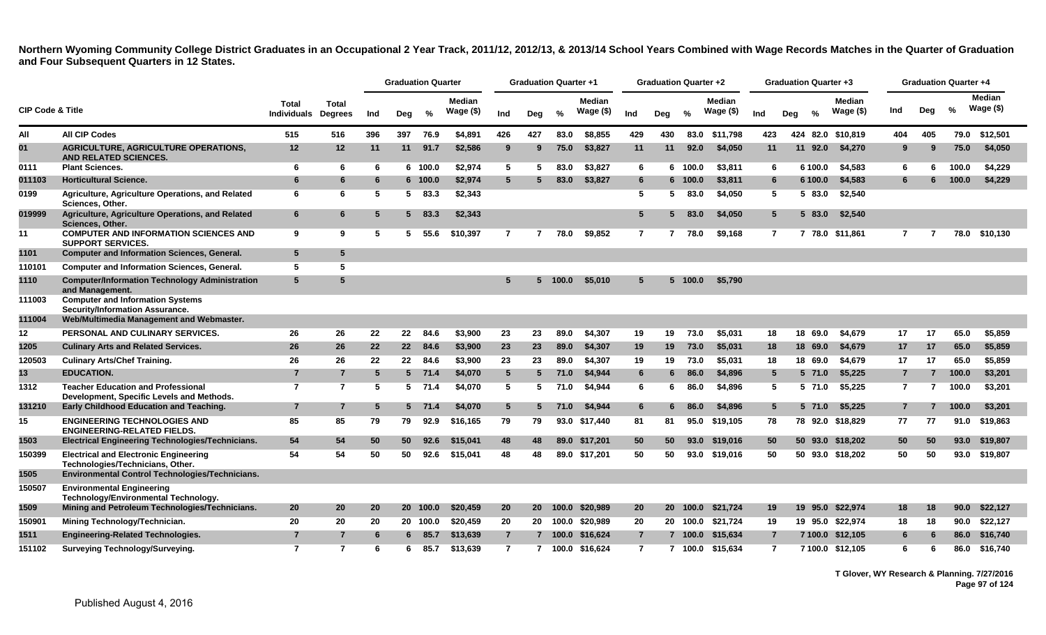**Northern Wyoming Community College District Graduates in an Occupational 2 Year Track, 2011/12, 2012/13, & 2013/14 School Years Combined with Wage Records Matches in the Quarter of Graduation and Four Subsequent Quarters in 12 States.**

| CIP Code & Title | | Total Individuals | Total Degrees | Graduation Quarter | | | | Graduation Quarter +1 | | | | Graduation Quarter +2 | | | | Graduation Quarter +3 | | | | Graduation Quarter +4 | | | |
|---|---|---|---|---|---|---|---|---|---|---|---|---|---|---|---|---|---|---|---|---|---|---|---|
| | | | | Ind | Deg | % | Median Wage ($) | Ind | Deg | % | Median Wage ($) | Ind | Deg | % | Median Wage ($) | Ind | Deg | % | Median Wage ($) | Ind | Deg | % | Median Wage ($) |
| All | All CIP Codes | 515 | 516 | 396 | 397 | 76.9 | $4,891 | 426 | 427 | 83.0 | $8,855 | 429 | 430 | 83.0 | $11,798 | 423 | 424 | 82.0 | $10,819 | 404 | 405 | 79.0 | $12,501 |
| 01 | AGRICULTURE, AGRICULTURE OPERATIONS, AND RELATED SCIENCES. | 12 | 12 | 11 | 11 | 91.7 | $2,586 | 9 | 9 | 75.0 | $3,827 | 11 | 11 | 92.0 | $4,050 | 11 | 11 | 92.0 | $4,270 | 9 | 9 | 75.0 | $4,050 |
| 0111 | Plant Sciences. | 6 | 6 | 6 | 6 | 100.0 | $2,974 | 5 | 5 | 83.0 | $3,827 | 6 | 6 | 100.0 | $3,811 | 6 | 6 | 100.0 | $4,583 | 6 | 6 | 100.0 | $4,229 |
| 011103 | Horticultural Science. | 6 | 6 | 6 | 6 | 100.0 | $2,974 | 5 | 5 | 83.0 | $3,827 | 6 | 6 | 100.0 | $3,811 | 6 | 6 | 100.0 | $4,583 | 6 | 6 | 100.0 | $4,229 |
| 0199 | Agriculture, Agriculture Operations, and Related Sciences, Other. | 6 | 6 | 5 | 5 | 83.3 | $2,343 | | | | | 5 | 5 | 83.0 | $4,050 | 5 | 5 | 83.0 | $2,540 | | | | |
| 019999 | Agriculture, Agriculture Operations, and Related Sciences, Other. | 6 | 6 | 5 | 5 | 83.3 | $2,343 | | | | | 5 | 5 | 83.0 | $4,050 | 5 | 5 | 83.0 | $2,540 | | | | |
| 11 | COMPUTER AND INFORMATION SCIENCES AND SUPPORT SERVICES. | 9 | 9 | 5 | 5 | 55.6 | $10,397 | 7 | 7 | 78.0 | $9,852 | 7 | 7 | 78.0 | $9,168 | 7 | 7 | 78.0 | $11,861 | 7 | 7 | 78.0 | $10,130 |
| 1101 | Computer and Information Sciences, General. | 5 | 5 | | | | | | | | | | | | | | | | | | | | |
| 110101 | Computer and Information Sciences, General. | 5 | 5 | | | | | | | | | | | | | | | | | | | | |
| 1110 | Computer/Information Technology Administration and Management. | 5 | 5 | | | | | 5 | 5 | 100.0 | $5,010 | 5 | 5 | 100.0 | $5,790 | | | | | | | | |
| 111003 | Computer and Information Systems Security/Information Assurance. | | | | | | | | | | | | | | | | | | | | | | |
| 111004 | Web/Multimedia Management and Webmaster. | | | | | | | | | | | | | | | | | | | | | | |
| 12 | PERSONAL AND CULINARY SERVICES. | 26 | 26 | 22 | 22 | 84.6 | $3,900 | 23 | 23 | 89.0 | $4,307 | 19 | 19 | 73.0 | $5,031 | 18 | 18 | 69.0 | $4,679 | 17 | 17 | 65.0 | $5,859 |
| 1205 | Culinary Arts and Related Services. | 26 | 26 | 22 | 22 | 84.6 | $3,900 | 23 | 23 | 89.0 | $4,307 | 19 | 19 | 73.0 | $5,031 | 18 | 18 | 69.0 | $4,679 | 17 | 17 | 65.0 | $5,859 |
| 120503 | Culinary Arts/Chef Training. | 26 | 26 | 22 | 22 | 84.6 | $3,900 | 23 | 23 | 89.0 | $4,307 | 19 | 19 | 73.0 | $5,031 | 18 | 18 | 69.0 | $4,679 | 17 | 17 | 65.0 | $5,859 |
| 13 | EDUCATION. | 7 | 7 | 5 | 5 | 71.4 | $4,070 | 5 | 5 | 71.0 | $4,944 | 6 | 6 | 86.0 | $4,896 | 5 | 5 | 71.0 | $5,225 | 7 | 7 | 100.0 | $3,201 |
| 1312 | Teacher Education and Professional Development, Specific Levels and Methods. | 7 | 7 | 5 | 5 | 71.4 | $4,070 | 5 | 5 | 71.0 | $4,944 | 6 | 6 | 86.0 | $4,896 | 5 | 5 | 71.0 | $5,225 | 7 | 7 | 100.0 | $3,201 |
| 131210 | Early Childhood Education and Teaching. | 7 | 7 | 5 | 5 | 71.4 | $4,070 | 5 | 5 | 71.0 | $4,944 | 6 | 6 | 86.0 | $4,896 | 5 | 5 | 71.0 | $5,225 | 7 | 7 | 100.0 | $3,201 |
| 15 | ENGINEERING TECHNOLOGIES AND ENGINEERING-RELATED FIELDS. | 85 | 85 | 79 | 79 | 92.9 | $16,165 | 79 | 79 | 93.0 | $17,440 | 81 | 81 | 95.0 | $19,105 | 78 | 78 | 92.0 | $18,829 | 77 | 77 | 91.0 | $19,863 |
| 1503 | Electrical Engineering Technologies/Technicians. | 54 | 54 | 50 | 50 | 92.6 | $15,041 | 48 | 48 | 89.0 | $17,201 | 50 | 50 | 93.0 | $19,016 | 50 | 50 | 93.0 | $18,202 | 50 | 50 | 93.0 | $19,807 |
| 150399 | Electrical and Electronic Engineering Technologies/Technicians, Other. | 54 | 54 | 50 | 50 | 92.6 | $15,041 | 48 | 48 | 89.0 | $17,201 | 50 | 50 | 93.0 | $19,016 | 50 | 50 | 93.0 | $18,202 | 50 | 50 | 93.0 | $19,807 |
| 1505 | Environmental Control Technologies/Technicians. | | | | | | | | | | | | | | | | | | | | | | |
| 150507 | Environmental Engineering Technology/Environmental Technology. | | | | | | | | | | | | | | | | | | | | | | |
| 1509 | Mining and Petroleum Technologies/Technicians. | 20 | 20 | 20 | 20 | 100.0 | $20,459 | 20 | 20 | 100.0 | $20,989 | 20 | 20 | 100.0 | $21,724 | 19 | 19 | 95.0 | $22,974 | 18 | 18 | 90.0 | $22,127 |
| 150901 | Mining Technology/Technician. | 20 | 20 | 20 | 20 | 100.0 | $20,459 | 20 | 20 | 100.0 | $20,989 | 20 | 20 | 100.0 | $21,724 | 19 | 19 | 95.0 | $22,974 | 18 | 18 | 90.0 | $22,127 |
| 1511 | Engineering-Related Technologies. | 7 | 7 | 6 | 6 | 85.7 | $13,639 | 7 | 7 | 100.0 | $16,624 | 7 | 7 | 100.0 | $15,634 | 7 | 7 | 100.0 | $12,105 | 6 | 6 | 86.0 | $16,740 |
| 151102 | Surveying Technology/Surveying. | 7 | 7 | 6 | 6 | 85.7 | $13,639 | 7 | 7 | 100.0 | $16,624 | 7 | 7 | 100.0 | $15,634 | 7 | 7 | 100.0 | $12,105 | 6 | 6 | 86.0 | $16,740 |

T Glover, WY Research & Planning. 7/27/2016

Published August 4, 2016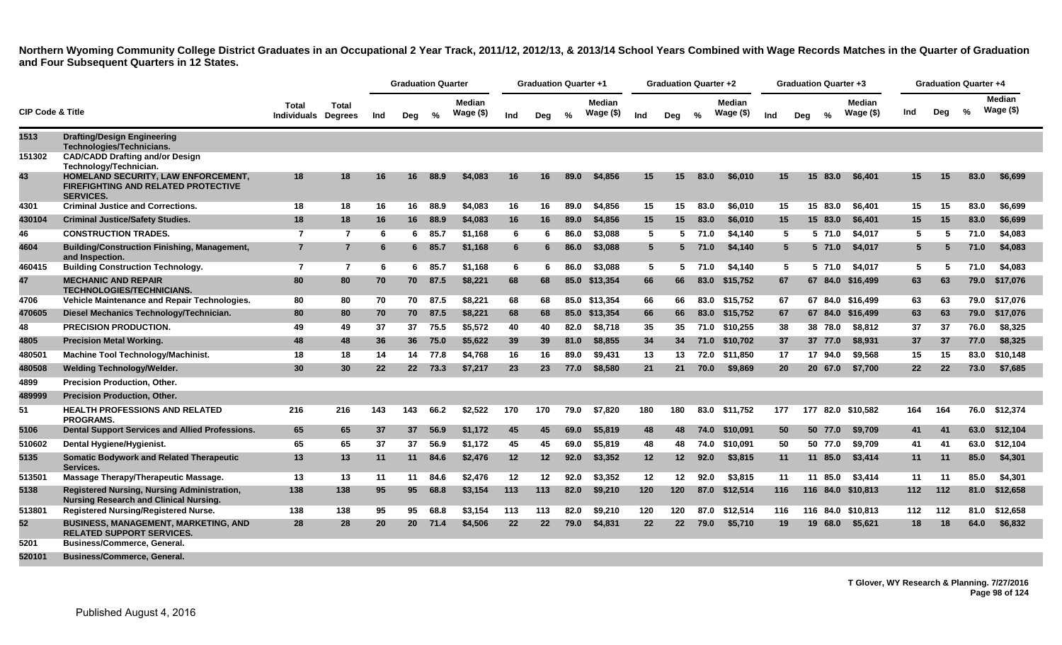**Northern Wyoming Community College District Graduates in an Occupational 2 Year Track, 2011/12, 2012/13, & 2013/14 School Years Combined with Wage Records Matches in the Quarter of Graduation and Four Subsequent Quarters in 12 States.**

| CIP Code & Title | | Total Individuals | Total Degrees | Graduation Quarter | | | | Graduation Quarter +1 | | | | Graduation Quarter +2 | | | | Graduation Quarter +3 | | | | Graduation Quarter +4 | | | |
|---|---|---|---|---|---|---|---|---|---|---|---|---|---|---|---|---|---|---|---|---|---|---|---|
| | | | | Ind | Deg | % | Median Wage ($) | Ind | Deg | % | Median Wage ($) | Ind | Deg | % | Median Wage ($) | Ind | Deg | % | Median Wage ($) | Ind | Deg | % | Median Wage ($) |
| 1513 | Drafting/Design Engineering Technologies/Technicians. | | | | | | | | | | | | | | | | | | | | | | |
| 151302 | CAD/CADD Drafting and/or Design Technology/Technician. | | | | | | | | | | | | | | | | | | | | | | |
| 43 | HOMELAND SECURITY, LAW ENFORCEMENT, FIREFIGHTING AND RELATED PROTECTIVE SERVICES. | 18 | 18 | 16 | 16 | 88.9 | $4,083 | 16 | 16 | 89.0 | $4,856 | 15 | 15 | 83.0 | $6,010 | 15 | 15 | 83.0 | $6,401 | 15 | 15 | 83.0 | $6,699 |
| 4301 | Criminal Justice and Corrections. | 18 | 18 | 16 | 16 | 88.9 | $4,083 | 16 | 16 | 89.0 | $4,856 | 15 | 15 | 83.0 | $6,010 | 15 | 15 | 83.0 | $6,401 | 15 | 15 | 83.0 | $6,699 |
| 430104 | Criminal Justice/Safety Studies. | 18 | 18 | 16 | 16 | 88.9 | $4,083 | 16 | 16 | 89.0 | $4,856 | 15 | 15 | 83.0 | $6,010 | 15 | 15 | 83.0 | $6,401 | 15 | 15 | 83.0 | $6,699 |
| 46 | CONSTRUCTION TRADES. | 7 | 7 | 6 | 6 | 85.7 | $1,168 | 6 | 6 | 86.0 | $3,088 | 5 | 5 | 71.0 | $4,140 | 5 | 5 | 71.0 | $4,017 | 5 | 5 | 71.0 | $4,083 |
| 4604 | Building/Construction Finishing, Management, and Inspection. | 7 | 7 | 6 | 6 | 85.7 | $1,168 | 6 | 6 | 86.0 | $3,088 | 5 | 5 | 71.0 | $4,140 | 5 | 5 | 71.0 | $4,017 | 5 | 5 | 71.0 | $4,083 |
| 460415 | Building Construction Technology. | 7 | 7 | 6 | 6 | 85.7 | $1,168 | 6 | 6 | 86.0 | $3,088 | 5 | 5 | 71.0 | $4,140 | 5 | 5 | 71.0 | $4,017 | 5 | 5 | 71.0 | $4,083 |
| 47 | MECHANIC AND REPAIR TECHNOLOGIES/TECHNICIANS. | 80 | 80 | 70 | 70 | 87.5 | $8,221 | 68 | 68 | 85.0 | $13,354 | 66 | 66 | 83.0 | $15,752 | 67 | 67 | 84.0 | $16,499 | 63 | 63 | 79.0 | $17,076 |
| 4706 | Vehicle Maintenance and Repair Technologies. | 80 | 80 | 70 | 70 | 87.5 | $8,221 | 68 | 68 | 85.0 | $13,354 | 66 | 66 | 83.0 | $15,752 | 67 | 67 | 84.0 | $16,499 | 63 | 63 | 79.0 | $17,076 |
| 470605 | Diesel Mechanics Technology/Technician. | 80 | 80 | 70 | 70 | 87.5 | $8,221 | 68 | 68 | 85.0 | $13,354 | 66 | 66 | 83.0 | $15,752 | 67 | 67 | 84.0 | $16,499 | 63 | 63 | 79.0 | $17,076 |
| 48 | PRECISION PRODUCTION. | 49 | 49 | 37 | 37 | 75.5 | $5,572 | 40 | 40 | 82.0 | $8,718 | 35 | 35 | 71.0 | $10,255 | 38 | 38 | 78.0 | $8,812 | 37 | 37 | 76.0 | $8,325 |
| 4805 | Precision Metal Working. | 48 | 48 | 36 | 36 | 75.0 | $5,622 | 39 | 39 | 81.0 | $8,855 | 34 | 34 | 71.0 | $10,702 | 37 | 37 | 77.0 | $8,931 | 37 | 37 | 77.0 | $8,325 |
| 480501 | Machine Tool Technology/Machinist. | 18 | 18 | 14 | 14 | 77.8 | $4,768 | 16 | 16 | 89.0 | $9,431 | 13 | 13 | 72.0 | $11,850 | 17 | 17 | 94.0 | $9,568 | 15 | 15 | 83.0 | $10,148 |
| 480508 | Welding Technology/Welder. | 30 | 30 | 22 | 22 | 73.3 | $7,217 | 23 | 23 | 77.0 | $8,580 | 21 | 21 | 70.0 | $9,869 | 20 | 20 | 67.0 | $7,700 | 22 | 22 | 73.0 | $7,685 |
| 4899 | Precision Production, Other. | | | | | | | | | | | | | | | | | | | | | | |
| 489999 | Precision Production, Other. | | | | | | | | | | | | | | | | | | | | | | |
| 51 | HEALTH PROFESSIONS AND RELATED PROGRAMS. | 216 | 216 | 143 | 143 | 66.2 | $2,522 | 170 | 170 | 79.0 | $7,820 | 180 | 180 | 83.0 | $11,752 | 177 | 177 | 82.0 | $10,582 | 164 | 164 | 76.0 | $12,374 |
| 5106 | Dental Support Services and Allied Professions. | 65 | 65 | 37 | 37 | 56.9 | $1,172 | 45 | 45 | 69.0 | $5,819 | 48 | 48 | 74.0 | $10,091 | 50 | 50 | 77.0 | $9,709 | 41 | 41 | 63.0 | $12,104 |
| 510602 | Dental Hygiene/Hygienist. | 65 | 65 | 37 | 37 | 56.9 | $1,172 | 45 | 45 | 69.0 | $5,819 | 48 | 48 | 74.0 | $10,091 | 50 | 50 | 77.0 | $9,709 | 41 | 41 | 63.0 | $12,104 |
| 5135 | Somatic Bodywork and Related Therapeutic Services. | 13 | 13 | 11 | 11 | 84.6 | $2,476 | 12 | 12 | 92.0 | $3,352 | 12 | 12 | 92.0 | $3,815 | 11 | 11 | 85.0 | $3,414 | 11 | 11 | 85.0 | $4,301 |
| 513501 | Massage Therapy/Therapeutic Massage. | 13 | 13 | 11 | 11 | 84.6 | $2,476 | 12 | 12 | 92.0 | $3,352 | 12 | 12 | 92.0 | $3,815 | 11 | 11 | 85.0 | $3,414 | 11 | 11 | 85.0 | $4,301 |
| 5138 | Registered Nursing, Nursing Administration, Nursing Research and Clinical Nursing. | 138 | 138 | 95 | 95 | 68.8 | $3,154 | 113 | 113 | 82.0 | $9,210 | 120 | 120 | 87.0 | $12,514 | 116 | 116 | 84.0 | $10,813 | 112 | 112 | 81.0 | $12,658 |
| 513801 | Registered Nursing/Registered Nurse. | 138 | 138 | 95 | 95 | 68.8 | $3,154 | 113 | 113 | 82.0 | $9,210 | 120 | 120 | 87.0 | $12,514 | 116 | 116 | 84.0 | $10,813 | 112 | 112 | 81.0 | $12,658 |
| 52 | BUSINESS, MANAGEMENT, MARKETING, AND RELATED SUPPORT SERVICES. | 28 | 28 | 20 | 20 | 71.4 | $4,506 | 22 | 22 | 79.0 | $4,831 | 22 | 22 | 79.0 | $5,710 | 19 | 19 | 68.0 | $5,621 | 18 | 18 | 64.0 | $6,832 |
| 5201 | Business/Commerce, General. | | | | | | | | | | | | | | | | | | | | | | |
| 520101 | Business/Commerce, General. | | | | | | | | | | | | | | | | | | | | | | |

T Glover, WY Research & Planning. 7/27/2016

Published August 4, 2016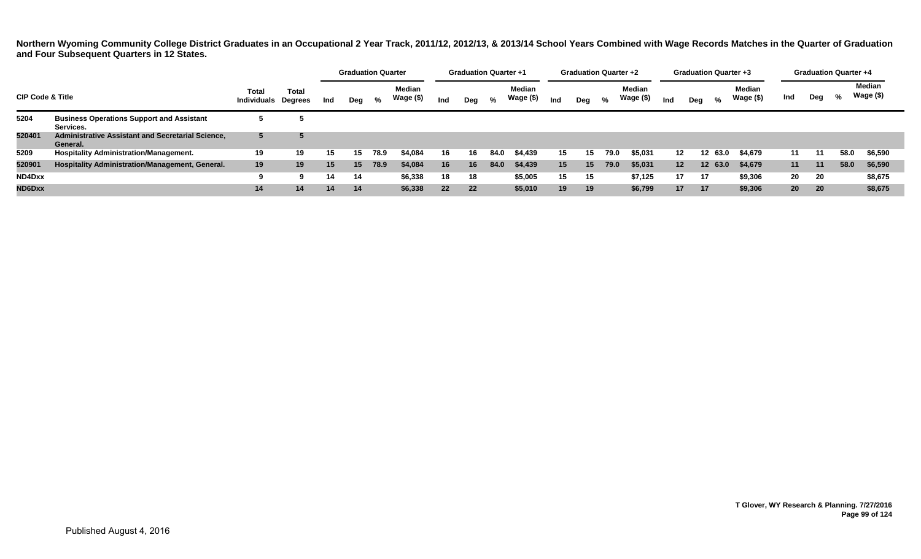**Northern Wyoming Community College District Graduates in an Occupational 2 Year Track, 2011/12, 2012/13, & 2013/14 School Years Combined with Wage Records Matches in the Quarter of Graduation and Four Subsequent Quarters in 12 States.**

| CIP Code & Title | | Total Individuals | Total Degrees | Graduation Quarter | | | | Graduation Quarter +1 | | | | Graduation Quarter +2 | | | | Graduation Quarter +3 | | | | Graduation Quarter +4 | | | |
|---|---|---|---|---|---|---|---|---|---|---|---|---|---|---|---|---|---|---|---|---|---|---|---|
| | | | | Ind | Deg | % | Median Wage ($) | Ind | Deg | % | Median Wage ($) | Ind | Deg | % | Median Wage ($) | Ind | Deg | % | Median Wage ($) | Ind | Deg | % | Median Wage ($) |
| 5204 | Business Operations Support and Assistant Services. | 5 | 5 | | | | | | | | | | | | | | | | | | | | |
| 520401 | Administrative Assistant and Secretarial Science, General. | 5 | 5 | | | | | | | | | | | | | | | | | | | | |
| 5209 | Hospitality Administration/Management. | 19 | 19 | 15 | 15 | 78.9 | $4,084 | 16 | 16 | 84.0 | $4,439 | 15 | 15 | 79.0 | $5,031 | 12 | 12 | 63.0 | $4,679 | 11 | 11 | 58.0 | $6,590 |
| 520901 | Hospitality Administration/Management, General. | 19 | 19 | 15 | 15 | 78.9 | $4,084 | 16 | 16 | 84.0 | $4,439 | 15 | 15 | 79.0 | $5,031 | 12 | 12 | 63.0 | $4,679 | 11 | 11 | 58.0 | $6,590 |
| ND4Dxx | | 9 | 9 | 14 | 14 | | $6,338 | 18 | 18 | | $5,005 | 15 | 15 | | $7,125 | 17 | 17 | | $9,306 | 20 | 20 | | $8,675 |
| ND6Dxx | | 14 | 14 | 14 | 14 | | $6,338 | 22 | 22 | | $5,010 | 19 | 19 | | $6,799 | 17 | 17 | | $9,306 | 20 | 20 | | $8,675 |

T Glover, WY Research & Planning. 7/27/2016

Published August 4, 2016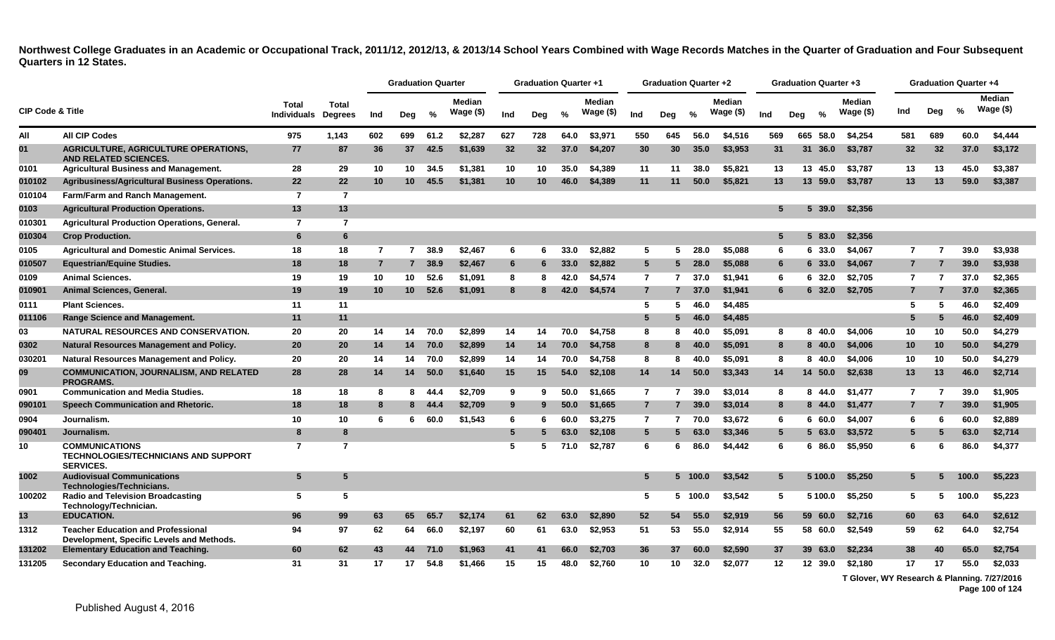**Northwest College Graduates in an Academic or Occupational Track, 2011/12, 2012/13, & 2013/14 School Years Combined with Wage Records Matches in the Quarter of Graduation and Four Subsequent Quarters in 12 States.**

| CIP Code & Title | | Total Individuals | Total Degrees | Graduation Quarter | | | | Graduation Quarter +1 | | | | Graduation Quarter +2 | | | | Graduation Quarter +3 | | | | Graduation Quarter +4 | | | |
|---|---|---|---|---|---|---|---|---|---|---|---|---|---|---|---|---|---|---|---|---|---|---|---|
| | | | | Ind | Deg | % | Median Wage ($) | Ind | Deg | % | Median Wage ($) | Ind | Deg | % | Median Wage ($) | Ind | Deg | % | Median Wage ($) | Ind | Deg | % | Median Wage ($) |
| All | All CIP Codes | 975 | 1,143 | 602 | 699 | 61.2 | $2,287 | 627 | 728 | 64.0 | $3,971 | 550 | 645 | 56.0 | $4,516 | 569 | 665 | 58.0 | $4,254 | 581 | 689 | 60.0 | $4,444 |
| 01 | AGRICULTURE, AGRICULTURE OPERATIONS, AND RELATED SCIENCES. | 77 | 87 | 36 | 37 | 42.5 | $1,639 | 32 | 32 | 37.0 | $4,207 | 30 | 30 | 35.0 | $3,953 | 31 | 31 | 36.0 | $3,787 | 32 | 32 | 37.0 | $3,172 |
| 0101 | Agricultural Business and Management. | 28 | 29 | 10 | 10 | 34.5 | $1,381 | 10 | 10 | 35.0 | $4,389 | 11 | 11 | 38.0 | $5,821 | 13 | 13 | 45.0 | $3,787 | 13 | 13 | 45.0 | $3,387 |
| 010102 | Agribusiness/Agricultural Business Operations. | 22 | 22 | 10 | 10 | 45.5 | $1,381 | 10 | 10 | 46.0 | $4,389 | 11 | 11 | 50.0 | $5,821 | 13 | 13 | 59.0 | $3,787 | 13 | 13 | 59.0 | $3,387 |
| 010104 | Farm/Farm and Ranch Management. | 7 | 7 | | | | | | | | | | | | | | | | | | | | |
| 0103 | Agricultural Production Operations. | 13 | 13 | | | | | | | | | | | | | 5 | 5 | 39.0 | $2,356 | | | | |
| 010301 | Agricultural Production Operations, General. | 7 | 7 | | | | | | | | | | | | | | | | | | | | |
| 010304 | Crop Production. | 6 | 6 | | | | | | | | | | | | | 5 | 5 | 83.0 | $2,356 | | | | |
| 0105 | Agricultural and Domestic Animal Services. | 18 | 18 | 7 | 7 | 38.9 | $2,467 | 6 | 6 | 33.0 | $2,882 | 5 | 5 | 28.0 | $5,088 | 6 | 6 | 33.0 | $4,067 | 7 | 7 | 39.0 | $3,938 |
| 010507 | Equestrian/Equine Studies. | 18 | 18 | 7 | 7 | 38.9 | $2,467 | 6 | 6 | 33.0 | $2,882 | 5 | 5 | 28.0 | $5,088 | 6 | 6 | 33.0 | $4,067 | 7 | 7 | 39.0 | $3,938 |
| 0109 | Animal Sciences. | 19 | 19 | 10 | 10 | 52.6 | $1,091 | 8 | 8 | 42.0 | $4,574 | 7 | 7 | 37.0 | $1,941 | 6 | 6 | 32.0 | $2,705 | 7 | 7 | 37.0 | $2,365 |
| 010901 | Animal Sciences, General. | 19 | 19 | 10 | 10 | 52.6 | $1,091 | 8 | 8 | 42.0 | $4,574 | 7 | 7 | 37.0 | $1,941 | 6 | 6 | 32.0 | $2,705 | 7 | 7 | 37.0 | $2,365 |
| 0111 | Plant Sciences. | 11 | 11 | | | | | | | | | 5 | 5 | 46.0 | $4,485 | | | | | 5 | 5 | 46.0 | $2,409 |
| 011106 | Range Science and Management. | 11 | 11 | | | | | | | | | 5 | 5 | 46.0 | $4,485 | | | | | 5 | 5 | 46.0 | $2,409 |
| 03 | NATURAL RESOURCES AND CONSERVATION. | 20 | 20 | 14 | 14 | 70.0 | $2,899 | 14 | 14 | 70.0 | $4,758 | 8 | 8 | 40.0 | $5,091 | 8 | 8 | 40.0 | $4,006 | 10 | 10 | 50.0 | $4,279 |
| 0302 | Natural Resources Management and Policy. | 20 | 20 | 14 | 14 | 70.0 | $2,899 | 14 | 14 | 70.0 | $4,758 | 8 | 8 | 40.0 | $5,091 | 8 | 8 | 40.0 | $4,006 | 10 | 10 | 50.0 | $4,279 |
| 030201 | Natural Resources Management and Policy. | 20 | 20 | 14 | 14 | 70.0 | $2,899 | 14 | 14 | 70.0 | $4,758 | 8 | 8 | 40.0 | $5,091 | 8 | 8 | 40.0 | $4,006 | 10 | 10 | 50.0 | $4,279 |
| 09 | COMMUNICATION, JOURNALISM, AND RELATED PROGRAMS. | 28 | 28 | 14 | 14 | 50.0 | $1,640 | 15 | 15 | 54.0 | $2,108 | 14 | 14 | 50.0 | $3,343 | 14 | 14 | 50.0 | $2,638 | 13 | 13 | 46.0 | $2,714 |
| 0901 | Communication and Media Studies. | 18 | 18 | 8 | 8 | 44.4 | $2,709 | 9 | 9 | 50.0 | $1,665 | 7 | 7 | 39.0 | $3,014 | 8 | 8 | 44.0 | $1,477 | 7 | 7 | 39.0 | $1,905 |
| 090101 | Speech Communication and Rhetoric. | 18 | 18 | 8 | 8 | 44.4 | $2,709 | 9 | 9 | 50.0 | $1,665 | 7 | 7 | 39.0 | $3,014 | 8 | 8 | 44.0 | $1,477 | 7 | 7 | 39.0 | $1,905 |
| 0904 | Journalism. | 10 | 10 | 6 | 6 | 60.0 | $1,543 | 6 | 6 | 60.0 | $3,275 | 7 | 7 | 70.0 | $3,672 | 6 | 6 | 60.0 | $4,007 | 6 | 6 | 60.0 | $2,889 |
| 090401 | Journalism. | 8 | 8 | | | | | 5 | 5 | 63.0 | $2,108 | 5 | 5 | 63.0 | $3,346 | 5 | 5 | 63.0 | $3,572 | 5 | 5 | 63.0 | $2,714 |
| 10 | COMMUNICATIONS TECHNOLOGIES/TECHNICIANS AND SUPPORT SERVICES. | 7 | 7 | | | | | 5 | 5 | 71.0 | $2,787 | 6 | 6 | 86.0 | $4,442 | 6 | 6 | 86.0 | $5,950 | 6 | 6 | 86.0 | $4,377 |
| 1002 | Audiovisual Communications Technologies/Technicians. | 5 | 5 | | | | | | | | | 5 | 5 | 100.0 | $3,542 | 5 | 5 | 100.0 | $5,250 | 5 | 5 | 100.0 | $5,223 |
| 100202 | Radio and Television Broadcasting Technology/Technician. | 5 | 5 | | | | | | | | | 5 | 5 | 100.0 | $3,542 | 5 | 5 | 100.0 | $5,250 | 5 | 5 | 100.0 | $5,223 |
| 13 | EDUCATION. | 96 | 99 | 63 | 65 | 65.7 | $2,174 | 61 | 62 | 63.0 | $2,890 | 52 | 54 | 55.0 | $2,919 | 56 | 59 | 60.0 | $2,716 | 60 | 63 | 64.0 | $2,612 |
| 1312 | Teacher Education and Professional Development, Specific Levels and Methods. | 94 | 97 | 62 | 64 | 66.0 | $2,197 | 60 | 61 | 63.0 | $2,953 | 51 | 53 | 55.0 | $2,914 | 55 | 58 | 60.0 | $2,549 | 59 | 62 | 64.0 | $2,754 |
| 131202 | Elementary Education and Teaching. | 60 | 62 | 43 | 44 | 71.0 | $1,963 | 41 | 41 | 66.0 | $2,703 | 36 | 37 | 60.0 | $2,590 | 37 | 39 | 63.0 | $2,234 | 38 | 40 | 65.0 | $2,754 |
| 131205 | Secondary Education and Teaching. | 31 | 31 | 17 | 17 | 54.8 | $1,466 | 15 | 15 | 48.0 | $2,760 | 10 | 10 | 32.0 | $2,077 | 12 | 12 | 39.0 | $2,180 | 17 | 17 | 55.0 | $2,033 |

T Glover, WY Research & Planning. 7/27/2016

Published August 4, 2016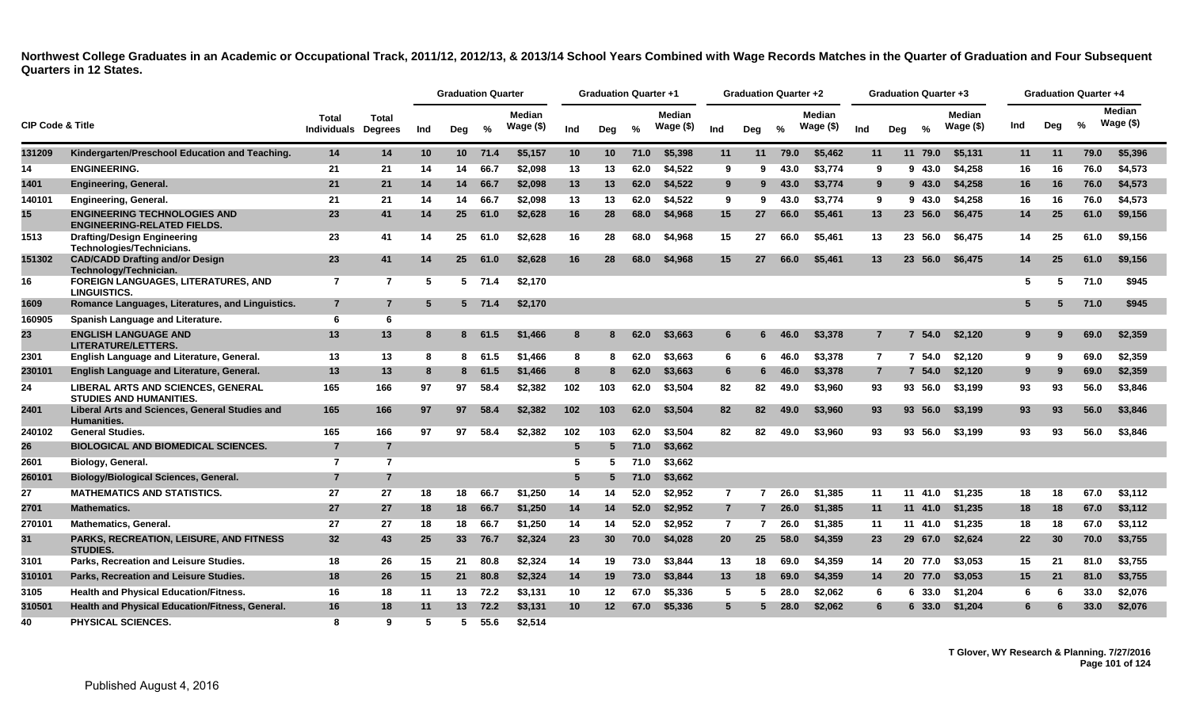**Northwest College Graduates in an Academic or Occupational Track, 2011/12, 2012/13, & 2013/14 School Years Combined with Wage Records Matches in the Quarter of Graduation and Four Subsequent Quarters in 12 States.**

| CIP Code & Title | | Total Individuals | Total Degrees | Graduation Quarter | | | | Graduation Quarter +1 | | | | Graduation Quarter +2 | | | | Graduation Quarter +3 | | | | Graduation Quarter +4 | | | |
|---|---|---|---|---|---|---|---|---|---|---|---|---|---|---|---|---|---|---|---|---|---|---|---|
| | | | | Ind | Deg | % | Median Wage ($) | Ind | Deg | % | Median Wage ($) | Ind | Deg | % | Median Wage ($) | Ind | Deg | % | Median Wage ($) | Ind | Deg | % | Median Wage ($) |
| 131209 | Kindergarten/Preschool Education and Teaching. | 14 | 14 | 10 | 10 | 71.4 | $5,157 | 10 | 10 | 71.0 | $5,398 | 11 | 11 | 79.0 | $5,462 | 11 | 11 | 79.0 | $5,131 | 11 | 11 | 79.0 | $5,396 |
| 14 | ENGINEERING. | 21 | 21 | 14 | 14 | 66.7 | $2,098 | 13 | 13 | 62.0 | $4,522 | 9 | 9 | 43.0 | $3,774 | 9 | 9 | 43.0 | $4,258 | 16 | 16 | 76.0 | $4,573 |
| 1401 | Engineering, General. | 21 | 21 | 14 | 14 | 66.7 | $2,098 | 13 | 13 | 62.0 | $4,522 | 9 | 9 | 43.0 | $3,774 | 9 | 9 | 43.0 | $4,258 | 16 | 16 | 76.0 | $4,573 |
| 140101 | Engineering, General. | 21 | 21 | 14 | 14 | 66.7 | $2,098 | 13 | 13 | 62.0 | $4,522 | 9 | 9 | 43.0 | $3,774 | 9 | 9 | 43.0 | $4,258 | 16 | 16 | 76.0 | $4,573 |
| 15 | ENGINEERING TECHNOLOGIES AND ENGINEERING-RELATED FIELDS. | 23 | 41 | 14 | 25 | 61.0 | $2,628 | 16 | 28 | 68.0 | $4,968 | 15 | 27 | 66.0 | $5,461 | 13 | 23 | 56.0 | $6,475 | 14 | 25 | 61.0 | $9,156 |
| 1513 | Drafting/Design Engineering Technologies/Technicians. | 23 | 41 | 14 | 25 | 61.0 | $2,628 | 16 | 28 | 68.0 | $4,968 | 15 | 27 | 66.0 | $5,461 | 13 | 23 | 56.0 | $6,475 | 14 | 25 | 61.0 | $9,156 |
| 151302 | CAD/CADD Drafting and/or Design Technology/Technician. | 23 | 41 | 14 | 25 | 61.0 | $2,628 | 16 | 28 | 68.0 | $4,968 | 15 | 27 | 66.0 | $5,461 | 13 | 23 | 56.0 | $6,475 | 14 | 25 | 61.0 | $9,156 |
| 16 | FOREIGN LANGUAGES, LITERATURES, AND LINGUISTICS. | 7 | 7 | 5 | 5 | 71.4 | $2,170 | | | | | | | | | | | | | 5 | 5 | 71.0 | $945 |
| 1609 | Romance Languages, Literatures, and Linguistics. | 7 | 7 | 5 | 5 | 71.4 | $2,170 | | | | | | | | | | | | | 5 | 5 | 71.0 | $945 |
| 160905 | Spanish Language and Literature. | 6 | 6 | | | | | | | | | | | | | | | | | | | | |
| 23 | ENGLISH LANGUAGE AND LITERATURE/LETTERS. | 13 | 13 | 8 | 8 | 61.5 | $1,466 | 8 | 8 | 62.0 | $3,663 | 6 | 6 | 46.0 | $3,378 | 7 | 7 | 54.0 | $2,120 | 9 | 9 | 69.0 | $2,359 |
| 2301 | English Language and Literature, General. | 13 | 13 | 8 | 8 | 61.5 | $1,466 | 8 | 8 | 62.0 | $3,663 | 6 | 6 | 46.0 | $3,378 | 7 | 7 | 54.0 | $2,120 | 9 | 9 | 69.0 | $2,359 |
| 230101 | English Language and Literature, General. | 13 | 13 | 8 | 8 | 61.5 | $1,466 | 8 | 8 | 62.0 | $3,663 | 6 | 6 | 46.0 | $3,378 | 7 | 7 | 54.0 | $2,120 | 9 | 9 | 69.0 | $2,359 |
| 24 | LIBERAL ARTS AND SCIENCES, GENERAL STUDIES AND HUMANITIES. | 165 | 166 | 97 | 97 | 58.4 | $2,382 | 102 | 103 | 62.0 | $3,504 | 82 | 82 | 49.0 | $3,960 | 93 | 93 | 56.0 | $3,199 | 93 | 93 | 56.0 | $3,846 |
| 2401 | Liberal Arts and Sciences, General Studies and Humanities. | 165 | 166 | 97 | 97 | 58.4 | $2,382 | 102 | 103 | 62.0 | $3,504 | 82 | 82 | 49.0 | $3,960 | 93 | 93 | 56.0 | $3,199 | 93 | 93 | 56.0 | $3,846 |
| 240102 | General Studies. | 165 | 166 | 97 | 97 | 58.4 | $2,382 | 102 | 103 | 62.0 | $3,504 | 82 | 82 | 49.0 | $3,960 | 93 | 93 | 56.0 | $3,199 | 93 | 93 | 56.0 | $3,846 |
| 26 | BIOLOGICAL AND BIOMEDICAL SCIENCES. | 7 | 7 | | | | | 5 | 5 | 71.0 | $3,662 | | | | | | | | | | | | |
| 2601 | Biology, General. | 7 | 7 | | | | | 5 | 5 | 71.0 | $3,662 | | | | | | | | | | | | |
| 260101 | Biology/Biological Sciences, General. | 7 | 7 | | | | | 5 | 5 | 71.0 | $3,662 | | | | | | | | | | | | |
| 27 | MATHEMATICS AND STATISTICS. | 27 | 27 | 18 | 18 | 66.7 | $1,250 | 14 | 14 | 52.0 | $2,952 | 7 | 7 | 26.0 | $1,385 | 11 | 11 | 41.0 | $1,235 | 18 | 18 | 67.0 | $3,112 |
| 2701 | Mathematics. | 27 | 27 | 18 | 18 | 66.7 | $1,250 | 14 | 14 | 52.0 | $2,952 | 7 | 7 | 26.0 | $1,385 | 11 | 11 | 41.0 | $1,235 | 18 | 18 | 67.0 | $3,112 |
| 270101 | Mathematics, General. | 27 | 27 | 18 | 18 | 66.7 | $1,250 | 14 | 14 | 52.0 | $2,952 | 7 | 7 | 26.0 | $1,385 | 11 | 11 | 41.0 | $1,235 | 18 | 18 | 67.0 | $3,112 |
| 31 | PARKS, RECREATION, LEISURE, AND FITNESS STUDIES. | 32 | 43 | 25 | 33 | 76.7 | $2,324 | 23 | 30 | 70.0 | $4,028 | 20 | 25 | 58.0 | $4,359 | 23 | 29 | 67.0 | $2,624 | 22 | 30 | 70.0 | $3,755 |
| 3101 | Parks, Recreation and Leisure Studies. | 18 | 26 | 15 | 21 | 80.8 | $2,324 | 14 | 19 | 73.0 | $3,844 | 13 | 18 | 69.0 | $4,359 | 14 | 20 | 77.0 | $3,053 | 15 | 21 | 81.0 | $3,755 |
| 310101 | Parks, Recreation and Leisure Studies. | 18 | 26 | 15 | 21 | 80.8 | $2,324 | 14 | 19 | 73.0 | $3,844 | 13 | 18 | 69.0 | $4,359 | 14 | 20 | 77.0 | $3,053 | 15 | 21 | 81.0 | $3,755 |
| 3105 | Health and Physical Education/Fitness. | 16 | 18 | 11 | 13 | 72.2 | $3,131 | 10 | 12 | 67.0 | $5,336 | 5 | 5 | 28.0 | $2,062 | 6 | 6 | 33.0 | $1,204 | 6 | 6 | 33.0 | $2,076 |
| 310501 | Health and Physical Education/Fitness, General. | 16 | 18 | 11 | 13 | 72.2 | $3,131 | 10 | 12 | 67.0 | $5,336 | 5 | 5 | 28.0 | $2,062 | 6 | 6 | 33.0 | $1,204 | 6 | 6 | 33.0 | $2,076 |
| 40 | PHYSICAL SCIENCES. | 8 | 9 | 5 | 5 | 55.6 | $2,514 | | | | | | | | | | | | | | | | |

T Glover, WY Research & Planning. 7/27/2016

Published August 4, 2016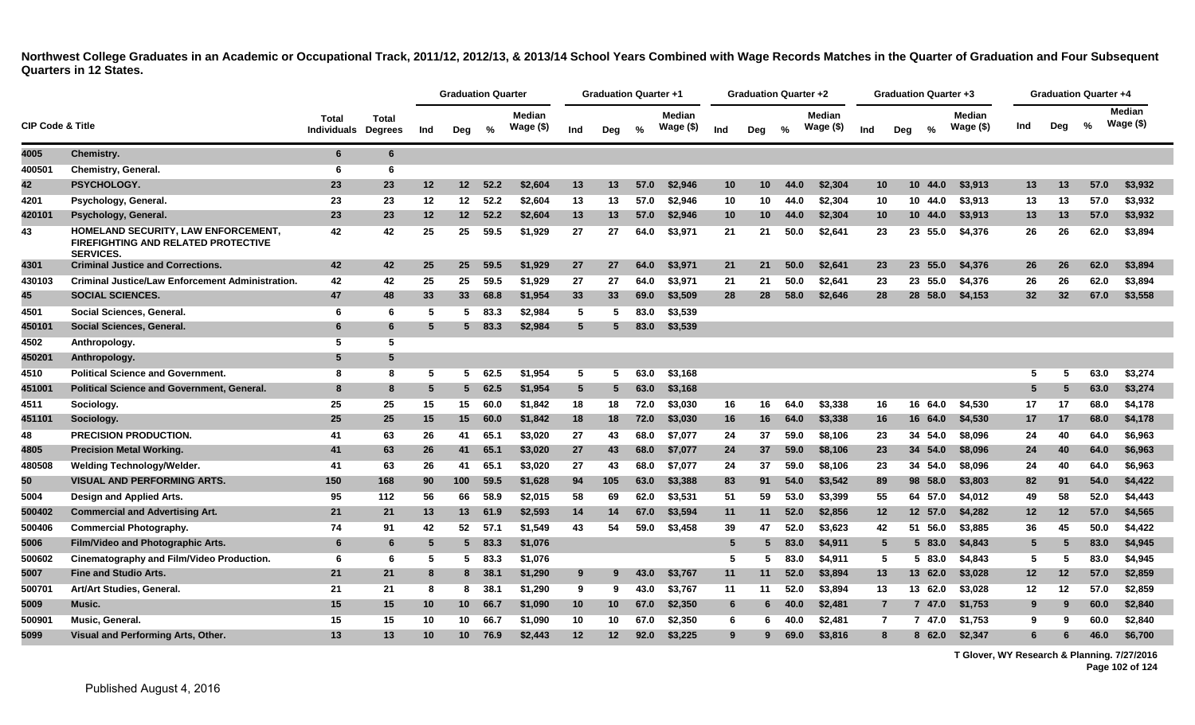**Northwest College Graduates in an Academic or Occupational Track, 2011/12, 2012/13, & 2013/14 School Years Combined with Wage Records Matches in the Quarter of Graduation and Four Subsequent Quarters in 12 States.**

| CIP Code & Title | | Total Individuals | Total Degrees | Graduation Quarter | | | | Graduation Quarter +1 | | | | Graduation Quarter +2 | | | | Graduation Quarter +3 | | | | Graduation Quarter +4 | | | |
|---|---|---|---|---|---|---|---|---|---|---|---|---|---|---|---|---|---|---|---|---|---|---|---|
| | | | | Ind | Deg | % | Median Wage ($) | Ind | Deg | % | Median Wage ($) | Ind | Deg | % | Median Wage ($) | Ind | Deg | % | Median Wage ($) | Ind | Deg | % | Median Wage ($) |
| 4005 | Chemistry. | 6 | 6 | | | | | | | | | | | | | | | | | | | | |
| 400501 | Chemistry, General. | 6 | 6 | | | | | | | | | | | | | | | | | | | | |
| 42 | PSYCHOLOGY. | 23 | 23 | 12 | 12 | 52.2 | $2,604 | 13 | 13 | 57.0 | $2,946 | 10 | 10 | 44.0 | $2,304 | 10 | 10 | 44.0 | $3,913 | 13 | 13 | 57.0 | $3,932 |
| 4201 | Psychology, General. | 23 | 23 | 12 | 12 | 52.2 | $2,604 | 13 | 13 | 57.0 | $2,946 | 10 | 10 | 44.0 | $2,304 | 10 | 10 | 44.0 | $3,913 | 13 | 13 | 57.0 | $3,932 |
| 420101 | Psychology, General. | 23 | 23 | 12 | 12 | 52.2 | $2,604 | 13 | 13 | 57.0 | $2,946 | 10 | 10 | 44.0 | $2,304 | 10 | 10 | 44.0 | $3,913 | 13 | 13 | 57.0 | $3,932 |
| 43 | HOMELAND SECURITY, LAW ENFORCEMENT, FIREFIGHTING AND RELATED PROTECTIVE SERVICES. | 42 | 42 | 25 | 25 | 59.5 | $1,929 | 27 | 27 | 64.0 | $3,971 | 21 | 21 | 50.0 | $2,641 | 23 | 23 | 55.0 | $4,376 | 26 | 26 | 62.0 | $3,894 |
| 4301 | Criminal Justice and Corrections. | 42 | 42 | 25 | 25 | 59.5 | $1,929 | 27 | 27 | 64.0 | $3,971 | 21 | 21 | 50.0 | $2,641 | 23 | 23 | 55.0 | $4,376 | 26 | 26 | 62.0 | $3,894 |
| 430103 | Criminal Justice/Law Enforcement Administration. | 42 | 42 | 25 | 25 | 59.5 | $1,929 | 27 | 27 | 64.0 | $3,971 | 21 | 21 | 50.0 | $2,641 | 23 | 23 | 55.0 | $4,376 | 26 | 26 | 62.0 | $3,894 |
| 45 | SOCIAL SCIENCES. | 47 | 48 | 33 | 33 | 68.8 | $1,954 | 33 | 33 | 69.0 | $3,509 | 28 | 28 | 58.0 | $2,646 | 28 | 28 | 58.0 | $4,153 | 32 | 32 | 67.0 | $3,558 |
| 4501 | Social Sciences, General. | 6 | 6 | 5 | 5 | 83.3 | $2,984 | 5 | 5 | 83.0 | $3,539 | | | | | | | | | | | | |
| 450101 | Social Sciences, General. | 6 | 6 | 5 | 5 | 83.3 | $2,984 | 5 | 5 | 83.0 | $3,539 | | | | | | | | | | | | |
| 4502 | Anthropology. | 5 | 5 | | | | | | | | | | | | | | | | | | | | |
| 450201 | Anthropology. | 5 | 5 | | | | | | | | | | | | | | | | | | | | |
| 4510 | Political Science and Government. | 8 | 8 | 5 | 5 | 62.5 | $1,954 | 5 | 5 | 63.0 | $3,168 | | | | | | | | | 5 | 5 | 63.0 | $3,274 |
| 451001 | Political Science and Government, General. | 8 | 8 | 5 | 5 | 62.5 | $1,954 | 5 | 5 | 63.0 | $3,168 | | | | | | | | | 5 | 5 | 63.0 | $3,274 |
| 4511 | Sociology. | 25 | 25 | 15 | 15 | 60.0 | $1,842 | 18 | 18 | 72.0 | $3,030 | 16 | 16 | 64.0 | $3,338 | 16 | 16 | 64.0 | $4,530 | 17 | 17 | 68.0 | $4,178 |
| 451101 | Sociology. | 25 | 25 | 15 | 15 | 60.0 | $1,842 | 18 | 18 | 72.0 | $3,030 | 16 | 16 | 64.0 | $3,338 | 16 | 16 | 64.0 | $4,530 | 17 | 17 | 68.0 | $4,178 |
| 48 | PRECISION PRODUCTION. | 41 | 63 | 26 | 41 | 65.1 | $3,020 | 27 | 43 | 68.0 | $7,077 | 24 | 37 | 59.0 | $8,106 | 23 | 34 | 54.0 | $8,096 | 24 | 40 | 64.0 | $6,963 |
| 4805 | Precision Metal Working. | 41 | 63 | 26 | 41 | 65.1 | $3,020 | 27 | 43 | 68.0 | $7,077 | 24 | 37 | 59.0 | $8,106 | 23 | 34 | 54.0 | $8,096 | 24 | 40 | 64.0 | $6,963 |
| 480508 | Welding Technology/Welder. | 41 | 63 | 26 | 41 | 65.1 | $3,020 | 27 | 43 | 68.0 | $7,077 | 24 | 37 | 59.0 | $8,106 | 23 | 34 | 54.0 | $8,096 | 24 | 40 | 64.0 | $6,963 |
| 50 | VISUAL AND PERFORMING ARTS. | 150 | 168 | 90 | 100 | 59.5 | $1,628 | 94 | 105 | 63.0 | $3,388 | 83 | 91 | 54.0 | $3,542 | 89 | 98 | 58.0 | $3,803 | 82 | 91 | 54.0 | $4,422 |
| 5004 | Design and Applied Arts. | 95 | 112 | 56 | 66 | 58.9 | $2,015 | 58 | 69 | 62.0 | $3,531 | 51 | 59 | 53.0 | $3,399 | 55 | 64 | 57.0 | $4,012 | 49 | 58 | 52.0 | $4,443 |
| 500402 | Commercial and Advertising Art. | 21 | 21 | 13 | 13 | 61.9 | $2,593 | 14 | 14 | 67.0 | $3,594 | 11 | 11 | 52.0 | $2,856 | 12 | 12 | 57.0 | $4,282 | 12 | 12 | 57.0 | $4,565 |
| 500406 | Commercial Photography. | 74 | 91 | 42 | 52 | 57.1 | $1,549 | 43 | 54 | 59.0 | $3,458 | 39 | 47 | 52.0 | $3,623 | 42 | 51 | 56.0 | $3,885 | 36 | 45 | 50.0 | $4,422 |
| 5006 | Film/Video and Photographic Arts. | 6 | 6 | 5 | 5 | 83.3 | $1,076 | | | | | 5 | 5 | 83.0 | $4,911 | 5 | 5 | 83.0 | $4,843 | 5 | 5 | 83.0 | $4,945 |
| 500602 | Cinematography and Film/Video Production. | 6 | 6 | 5 | 5 | 83.3 | $1,076 | | | | | 5 | 5 | 83.0 | $4,911 | 5 | 5 | 83.0 | $4,843 | 5 | 5 | 83.0 | $4,945 |
| 5007 | Fine and Studio Arts. | 21 | 21 | 8 | 8 | 38.1 | $1,290 | 9 | 9 | 43.0 | $3,767 | 11 | 11 | 52.0 | $3,894 | 13 | 13 | 62.0 | $3,028 | 12 | 12 | 57.0 | $2,859 |
| 500701 | Art/Art Studies, General. | 21 | 21 | 8 | 8 | 38.1 | $1,290 | 9 | 9 | 43.0 | $3,767 | 11 | 11 | 52.0 | $3,894 | 13 | 13 | 62.0 | $3,028 | 12 | 12 | 57.0 | $2,859 |
| 5009 | Music. | 15 | 15 | 10 | 10 | 66.7 | $1,090 | 10 | 10 | 67.0 | $2,350 | 6 | 6 | 40.0 | $2,481 | 7 | 7 | 47.0 | $1,753 | 9 | 9 | 60.0 | $2,840 |
| 500901 | Music, General. | 15 | 15 | 10 | 10 | 66.7 | $1,090 | 10 | 10 | 67.0 | $2,350 | 6 | 6 | 40.0 | $2,481 | 7 | 7 | 47.0 | $1,753 | 9 | 9 | 60.0 | $2,840 |
| 5099 | Visual and Performing Arts, Other. | 13 | 13 | 10 | 10 | 76.9 | $2,443 | 12 | 12 | 92.0 | $3,225 | 9 | 9 | 69.0 | $3,816 | 8 | 8 | 62.0 | $2,347 | 6 | 6 | 46.0 | $6,700 |

T Glover, WY Research & Planning. 7/27/2016

Published August 4, 2016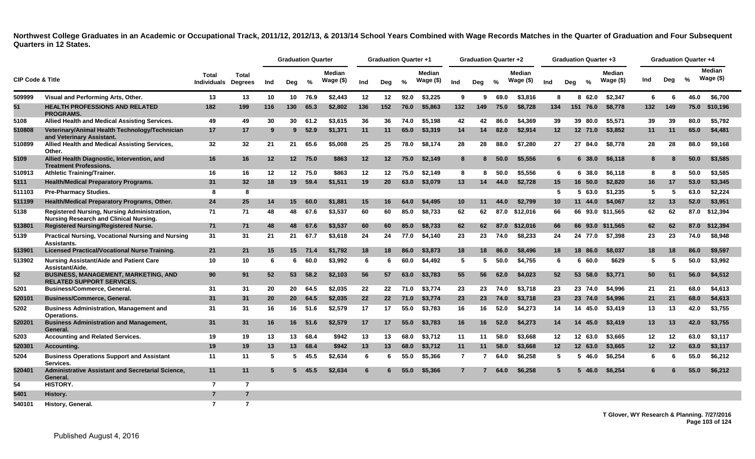**Northwest College Graduates in an Academic or Occupational Track, 2011/12, 2012/13, & 2013/14 School Years Combined with Wage Records Matches in the Quarter of Graduation and Four Subsequent Quarters in 12 States.**

| CIP Code & Title | | Total Individuals | Total Degrees | Graduation Quarter | | | | Graduation Quarter +1 | | | | Graduation Quarter +2 | | | | Graduation Quarter +3 | | | | Graduation Quarter +4 | | | |
|---|---|---|---|---|---|---|---|---|---|---|---|---|---|---|---|---|---|---|---|---|---|---|---|
| | | | | Ind | Deg | % | Median Wage ($) | Ind | Deg | % | Median Wage ($) | Ind | Deg | % | Median Wage ($) | Ind | Deg | % | Median Wage ($) | Ind | Deg | % | Median Wage ($) |
| 509999 | Visual and Performing Arts, Other. | 13 | 13 | 10 | 10 | 76.9 | $2,443 | 12 | 12 | 92.0 | $3,225 | 9 | 9 | 69.0 | $3,816 | 8 | 8 | 62.0 | $2,347 | 6 | 6 | 46.0 | $6,700 |
| 51 | HEALTH PROFESSIONS AND RELATED PROGRAMS. | 182 | 199 | 116 | 130 | 65.3 | $2,802 | 136 | 152 | 76.0 | $5,863 | 132 | 149 | 75.0 | $8,728 | 134 | 151 | 76.0 | $8,778 | 132 | 149 | 75.0 | $10,196 |
| 5108 | Allied Health and Medical Assisting Services. | 49 | 49 | 30 | 30 | 61.2 | $3,615 | 36 | 36 | 74.0 | $5,198 | 42 | 42 | 86.0 | $4,369 | 39 | 39 | 80.0 | $5,571 | 39 | 39 | 80.0 | $5,792 |
| 510808 | Veterinary/Animal Health Technology/Technician and Veterinary Assistant. | 17 | 17 | 9 | 9 | 52.9 | $1,371 | 11 | 11 | 65.0 | $3,319 | 14 | 14 | 82.0 | $2,914 | 12 | 12 | 71.0 | $3,852 | 11 | 11 | 65.0 | $4,481 |
| 510899 | Allied Health and Medical Assisting Services, Other. | 32 | 32 | 21 | 21 | 65.6 | $5,008 | 25 | 25 | 78.0 | $8,174 | 28 | 28 | 88.0 | $7,280 | 27 | 27 | 84.0 | $8,778 | 28 | 28 | 88.0 | $9,168 |
| 5109 | Allied Health Diagnostic, Intervention, and Treatment Professions. | 16 | 16 | 12 | 12 | 75.0 | $863 | 12 | 12 | 75.0 | $2,149 | 8 | 8 | 50.0 | $5,556 | 6 | 6 | 38.0 | $6,118 | 8 | 8 | 50.0 | $3,585 |
| 510913 | Athletic Training/Trainer. | 16 | 16 | 12 | 12 | 75.0 | $863 | 12 | 12 | 75.0 | $2,149 | 8 | 8 | 50.0 | $5,556 | 6 | 6 | 38.0 | $6,118 | 8 | 8 | 50.0 | $3,585 |
| 5111 | Health/Medical Preparatory Programs. | 31 | 32 | 18 | 19 | 59.4 | $1,511 | 19 | 20 | 63.0 | $3,079 | 13 | 14 | 44.0 | $2,728 | 15 | 16 | 50.0 | $2,820 | 16 | 17 | 53.0 | $3,345 |
| 511103 | Pre-Pharmacy Studies. | 8 | 8 | | | | | | | | | | | | | 5 | 5 | 63.0 | $1,235 | 5 | 5 | 63.0 | $2,224 |
| 511199 | Health/Medical Preparatory Programs, Other. | 24 | 25 | 14 | 15 | 60.0 | $1,881 | 15 | 16 | 64.0 | $4,495 | 10 | 11 | 44.0 | $2,799 | 10 | 11 | 44.0 | $4,067 | 12 | 13 | 52.0 | $3,951 |
| 5138 | Registered Nursing, Nursing Administration, Nursing Research and Clinical Nursing. | 71 | 71 | 48 | 48 | 67.6 | $3,537 | 60 | 60 | 85.0 | $8,733 | 62 | 62 | 87.0 | $12,016 | 66 | 66 | 93.0 | $11,565 | 62 | 62 | 87.0 | $12,394 |
| 513801 | Registered Nursing/Registered Nurse. | 71 | 71 | 48 | 48 | 67.6 | $3,537 | 60 | 60 | 85.0 | $8,733 | 62 | 62 | 87.0 | $12,016 | 66 | 66 | 93.0 | $11,565 | 62 | 62 | 87.0 | $12,394 |
| 5139 | Practical Nursing, Vocational Nursing and Nursing Assistants. | 31 | 31 | 21 | 21 | 67.7 | $3,618 | 24 | 24 | 77.0 | $4,140 | 23 | 23 | 74.0 | $8,233 | 24 | 24 | 77.0 | $7,398 | 23 | 23 | 74.0 | $8,948 |
| 513901 | Licensed Practical/Vocational Nurse Training. | 21 | 21 | 15 | 15 | 71.4 | $1,792 | 18 | 18 | 86.0 | $3,873 | 18 | 18 | 86.0 | $8,496 | 18 | 18 | 86.0 | $8,037 | 18 | 18 | 86.0 | $9,597 |
| 513902 | Nursing Assistant/Aide and Patient Care Assistant/Aide. | 10 | 10 | 6 | 6 | 60.0 | $3,992 | 6 | 6 | 60.0 | $4,492 | 5 | 5 | 50.0 | $4,755 | 6 | 6 | 60.0 | $629 | 5 | 5 | 50.0 | $3,992 |
| 52 | BUSINESS, MANAGEMENT, MARKETING, AND RELATED SUPPORT SERVICES. | 90 | 91 | 52 | 53 | 58.2 | $2,103 | 56 | 57 | 63.0 | $3,783 | 55 | 56 | 62.0 | $4,023 | 52 | 53 | 58.0 | $3,771 | 50 | 51 | 56.0 | $4,512 |
| 5201 | Business/Commerce, General. | 31 | 31 | 20 | 20 | 64.5 | $2,035 | 22 | 22 | 71.0 | $3,774 | 23 | 23 | 74.0 | $3,718 | 23 | 23 | 74.0 | $4,996 | 21 | 21 | 68.0 | $4,613 |
| 520101 | Business/Commerce, General. | 31 | 31 | 20 | 20 | 64.5 | $2,035 | 22 | 22 | 71.0 | $3,774 | 23 | 23 | 74.0 | $3,718 | 23 | 23 | 74.0 | $4,996 | 21 | 21 | 68.0 | $4,613 |
| 5202 | Business Administration, Management and Operations. | 31 | 31 | 16 | 16 | 51.6 | $2,579 | 17 | 17 | 55.0 | $3,783 | 16 | 16 | 52.0 | $4,273 | 14 | 14 | 45.0 | $3,419 | 13 | 13 | 42.0 | $3,755 |
| 520201 | Business Administration and Management, General. | 31 | 31 | 16 | 16 | 51.6 | $2,579 | 17 | 17 | 55.0 | $3,783 | 16 | 16 | 52.0 | $4,273 | 14 | 14 | 45.0 | $3,419 | 13 | 13 | 42.0 | $3,755 |
| 5203 | Accounting and Related Services. | 19 | 19 | 13 | 13 | 68.4 | $942 | 13 | 13 | 68.0 | $3,712 | 11 | 11 | 58.0 | $3,668 | 12 | 12 | 63.0 | $3,665 | 12 | 12 | 63.0 | $3,117 |
| 520301 | Accounting. | 19 | 19 | 13 | 13 | 68.4 | $942 | 13 | 13 | 68.0 | $3,712 | 11 | 11 | 58.0 | $3,668 | 12 | 12 | 63.0 | $3,665 | 12 | 12 | 63.0 | $3,117 |
| 5204 | Business Operations Support and Assistant Services. | 11 | 11 | 5 | 5 | 45.5 | $2,634 | 6 | 6 | 55.0 | $5,366 | 7 | 7 | 64.0 | $6,258 | 5 | 5 | 46.0 | $6,254 | 6 | 6 | 55.0 | $6,212 |
| 520401 | Administrative Assistant and Secretarial Science, General. | 11 | 11 | 5 | 5 | 45.5 | $2,634 | 6 | 6 | 55.0 | $5,366 | 7 | 7 | 64.0 | $6,258 | 5 | 5 | 46.0 | $6,254 | 6 | 6 | 55.0 | $6,212 |
| 54 | HISTORY. | 7 | 7 | | | | | | | | | | | | | | | | | | | | |
| 5401 | History. | 7 | 7 | | | | | | | | | | | | | | | | | | | | |
| 540101 | History, General. | 7 | 7 | | | | | | | | | | | | | | | | | | | | |

T Glover, WY Research & Planning. 7/27/2016

Published August 4, 2016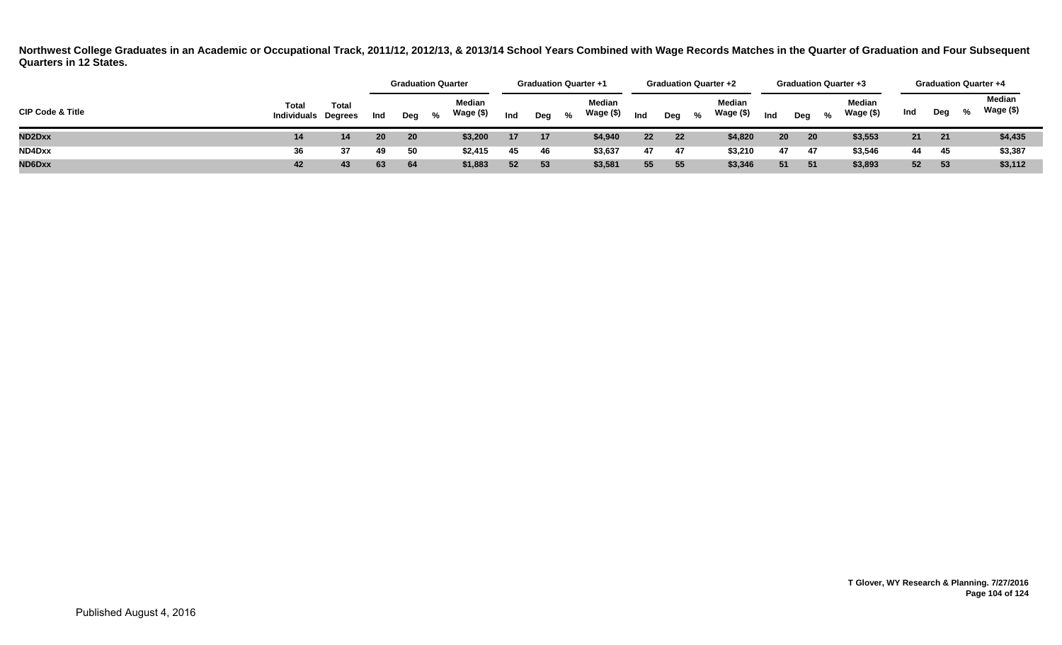**Northwest College Graduates in an Academic or Occupational Track, 2011/12, 2012/13, & 2013/14 School Years Combined with Wage Records Matches in the Quarter of Graduation and Four Subsequent Quarters in 12 States.**

| CIP Code & Title | Total Individuals | Total Degrees | Graduation Quarter | | | | Graduation Quarter +1 | | | | Graduation Quarter +2 | | | | Graduation Quarter +3 | | | | Graduation Quarter +4 | | | |
|---|---|---|---|---|---|---|---|---|---|---|---|---|---|---|---|---|---|---|---|---|---|---|
| | | | Ind | Deg | % | Median Wage ($) | Ind | Deg | % | Median Wage ($) | Ind | Deg | % | Median Wage ($) | Ind | Deg | % | Median Wage ($) | Ind | Deg | % | Median Wage ($) |
| ND2Dxx | 14 | 14 | 20 | 20 | | $3,200 | 17 | 17 | | $4,940 | 22 | 22 | | $4,820 | 20 | 20 | | $3,553 | 21 | 21 | | $4,435 |
| ND4Dxx | 36 | 37 | 49 | 50 | | $2,415 | 45 | 46 | | $3,637 | 47 | 47 | | $3,210 | 47 | 47 | | $3,546 | 44 | 45 | | $3,387 |
| ND6Dxx | 42 | 43 | 63 | 64 | | $1,883 | 52 | 53 | | $3,581 | 55 | 55 | | $3,346 | 51 | 51 | | $3,893 | 52 | 53 | | $3,112 |

T Glover, WY Research & Planning. 7/27/2016

Published August 4, 2016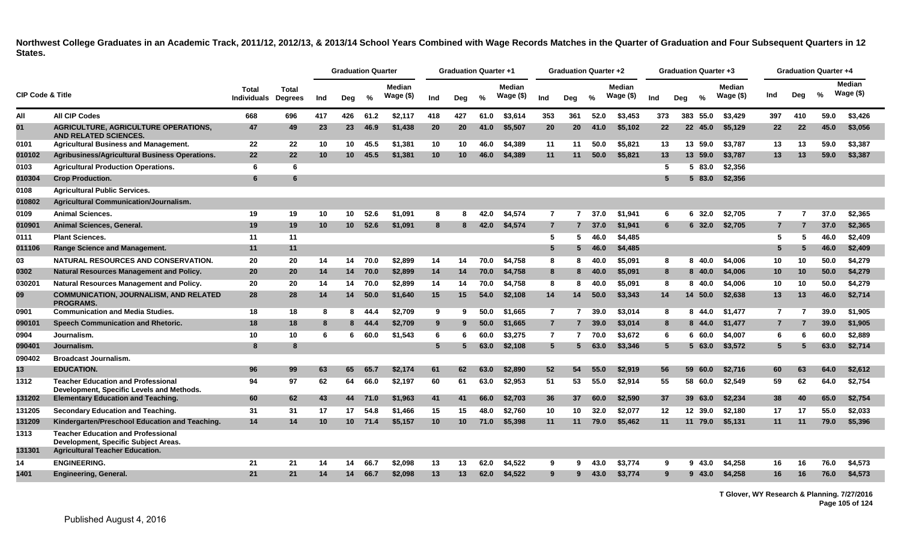**Northwest College Graduates in an Academic Track, 2011/12, 2012/13, & 2013/14 School Years Combined with Wage Records Matches in the Quarter of Graduation and Four Subsequent Quarters in 12 States.**

| CIP Code & Title | | Total Individuals | Total Degrees | Graduation Quarter | | | | Graduation Quarter +1 | | | | Graduation Quarter +2 | | | | Graduation Quarter +3 | | | | Graduation Quarter +4 | | | |
|---|---|---|---|---|---|---|---|---|---|---|---|---|---|---|---|---|---|---|---|---|---|---|---|
| | | | | Ind | Deg | % | Median Wage ($) | Ind | Deg | % | Median Wage ($) | Ind | Deg | % | Median Wage ($) | Ind | Deg | % | Median Wage ($) | Ind | Deg | % | Median Wage ($) |
| All | All CIP Codes | 668 | 696 | 417 | 426 | 61.2 | $2,117 | 418 | 427 | 61.0 | $3,614 | 353 | 361 | 52.0 | $3,453 | 373 | 383 | 55.0 | $3,429 | 397 | 410 | 59.0 | $3,426 |
| 01 | AGRICULTURE, AGRICULTURE OPERATIONS, AND RELATED SCIENCES. | 47 | 49 | 23 | 23 | 46.9 | $1,438 | 20 | 20 | 41.0 | $5,507 | 20 | 20 | 41.0 | $5,102 | 22 | 22 | 45.0 | $5,129 | 22 | 22 | 45.0 | $3,056 |
| 0101 | Agricultural Business and Management. | 22 | 22 | 10 | 10 | 45.5 | $1,381 | 10 | 10 | 46.0 | $4,389 | 11 | 11 | 50.0 | $5,821 | 13 | 13 | 59.0 | $3,787 | 13 | 13 | 59.0 | $3,387 |
| 010102 | Agribusiness/Agricultural Business Operations. | 22 | 22 | 10 | 10 | 45.5 | $1,381 | 10 | 10 | 46.0 | $4,389 | 11 | 11 | 50.0 | $5,821 | 13 | 13 | 59.0 | $3,787 | 13 | 13 | 59.0 | $3,387 |
| 0103 | Agricultural Production Operations. | 6 | 6 | | | | | | | | | | | | | 5 | 5 | 83.0 | $2,356 | | | | |
| 010304 | Crop Production. | 6 | 6 | | | | | | | | | | | | | 5 | 5 | 83.0 | $2,356 | | | | |
| 0108 | Agricultural Public Services. | | | | | | | | | | | | | | | | | | | | | | |
| 010802 | Agricultural Communication/Journalism. | | | | | | | | | | | | | | | | | | | | | | |
| 0109 | Animal Sciences. | 19 | 19 | 10 | 10 | 52.6 | $1,091 | 8 | 8 | 42.0 | $4,574 | 7 | 7 | 37.0 | $1,941 | 6 | 6 | 32.0 | $2,705 | 7 | 7 | 37.0 | $2,365 |
| 010901 | Animal Sciences, General. | 19 | 19 | 10 | 10 | 52.6 | $1,091 | 8 | 8 | 42.0 | $4,574 | 7 | 7 | 37.0 | $1,941 | 6 | 6 | 32.0 | $2,705 | 7 | 7 | 37.0 | $2,365 |
| 0111 | Plant Sciences. | 11 | 11 | | | | | | | | | 5 | 5 | 46.0 | $4,485 | | | | | 5 | 5 | 46.0 | $2,409 |
| 011106 | Range Science and Management. | 11 | 11 | | | | | | | | | 5 | 5 | 46.0 | $4,485 | | | | | 5 | 5 | 46.0 | $2,409 |
| 03 | NATURAL RESOURCES AND CONSERVATION. | 20 | 20 | 14 | 14 | 70.0 | $2,899 | 14 | 14 | 70.0 | $4,758 | 8 | 8 | 40.0 | $5,091 | 8 | 8 | 40.0 | $4,006 | 10 | 10 | 50.0 | $4,279 |
| 0302 | Natural Resources Management and Policy. | 20 | 20 | 14 | 14 | 70.0 | $2,899 | 14 | 14 | 70.0 | $4,758 | 8 | 8 | 40.0 | $5,091 | 8 | 8 | 40.0 | $4,006 | 10 | 10 | 50.0 | $4,279 |
| 030201 | Natural Resources Management and Policy. | 20 | 20 | 14 | 14 | 70.0 | $2,899 | 14 | 14 | 70.0 | $4,758 | 8 | 8 | 40.0 | $5,091 | 8 | 8 | 40.0 | $4,006 | 10 | 10 | 50.0 | $4,279 |
| 09 | COMMUNICATION, JOURNALISM, AND RELATED PROGRAMS. | 28 | 28 | 14 | 14 | 50.0 | $1,640 | 15 | 15 | 54.0 | $2,108 | 14 | 14 | 50.0 | $3,343 | 14 | 14 | 50.0 | $2,638 | 13 | 13 | 46.0 | $2,714 |
| 0901 | Communication and Media Studies. | 18 | 18 | 8 | 8 | 44.4 | $2,709 | 9 | 9 | 50.0 | $1,665 | 7 | 7 | 39.0 | $3,014 | 8 | 8 | 44.0 | $1,477 | 7 | 7 | 39.0 | $1,905 |
| 090101 | Speech Communication and Rhetoric. | 18 | 18 | 8 | 8 | 44.4 | $2,709 | 9 | 9 | 50.0 | $1,665 | 7 | 7 | 39.0 | $3,014 | 8 | 8 | 44.0 | $1,477 | 7 | 7 | 39.0 | $1,905 |
| 0904 | Journalism. | 10 | 10 | 6 | 6 | 60.0 | $1,543 | 6 | 6 | 60.0 | $3,275 | 7 | 7 | 70.0 | $3,672 | 6 | 6 | 60.0 | $4,007 | 6 | 6 | 60.0 | $2,889 |
| 090401 | Journalism. | 8 | 8 | | | | | 5 | 5 | 63.0 | $2,108 | 5 | 5 | 63.0 | $3,346 | 5 | 5 | 63.0 | $3,572 | 5 | 5 | 63.0 | $2,714 |
| 090402 | Broadcast Journalism. | | | | | | | | | | | | | | | | | | | | | | |
| 13 | EDUCATION. | 96 | 99 | 63 | 65 | 65.7 | $2,174 | 61 | 62 | 63.0 | $2,890 | 52 | 54 | 55.0 | $2,919 | 56 | 59 | 60.0 | $2,716 | 60 | 63 | 64.0 | $2,612 |
| 1312 | Teacher Education and Professional Development, Specific Levels and Methods. | 94 | 97 | 62 | 64 | 66.0 | $2,197 | 60 | 61 | 63.0 | $2,953 | 51 | 53 | 55.0 | $2,914 | 55 | 58 | 60.0 | $2,549 | 59 | 62 | 64.0 | $2,754 |
| 131202 | Elementary Education and Teaching. | 60 | 62 | 43 | 44 | 71.0 | $1,963 | 41 | 41 | 66.0 | $2,703 | 36 | 37 | 60.0 | $2,590 | 37 | 39 | 63.0 | $2,234 | 38 | 40 | 65.0 | $2,754 |
| 131205 | Secondary Education and Teaching. | 31 | 31 | 17 | 17 | 54.8 | $1,466 | 15 | 15 | 48.0 | $2,760 | 10 | 10 | 32.0 | $2,077 | 12 | 12 | 39.0 | $2,180 | 17 | 17 | 55.0 | $2,033 |
| 131209 | Kindergarten/Preschool Education and Teaching. | 14 | 14 | 10 | 10 | 71.4 | $5,157 | 10 | 10 | 71.0 | $5,398 | 11 | 11 | 79.0 | $5,462 | 11 | 11 | 79.0 | $5,131 | 11 | 11 | 79.0 | $5,396 |
| 1313 | Teacher Education and Professional Development, Specific Subject Areas. | | | | | | | | | | | | | | | | | | | | | | |
| 131301 | Agricultural Teacher Education. | | | | | | | | | | | | | | | | | | | | | | |
| 14 | ENGINEERING. | 21 | 21 | 14 | 14 | 66.7 | $2,098 | 13 | 13 | 62.0 | $4,522 | 9 | 9 | 43.0 | $3,774 | 9 | 9 | 43.0 | $4,258 | 16 | 16 | 76.0 | $4,573 |
| 1401 | Engineering, General. | 21 | 21 | 14 | 14 | 66.7 | $2,098 | 13 | 13 | 62.0 | $4,522 | 9 | 9 | 43.0 | $3,774 | 9 | 9 | 43.0 | $4,258 | 16 | 16 | 76.0 | $4,573 |

T Glover, WY Research & Planning. 7/27/2016

Published August 4, 2016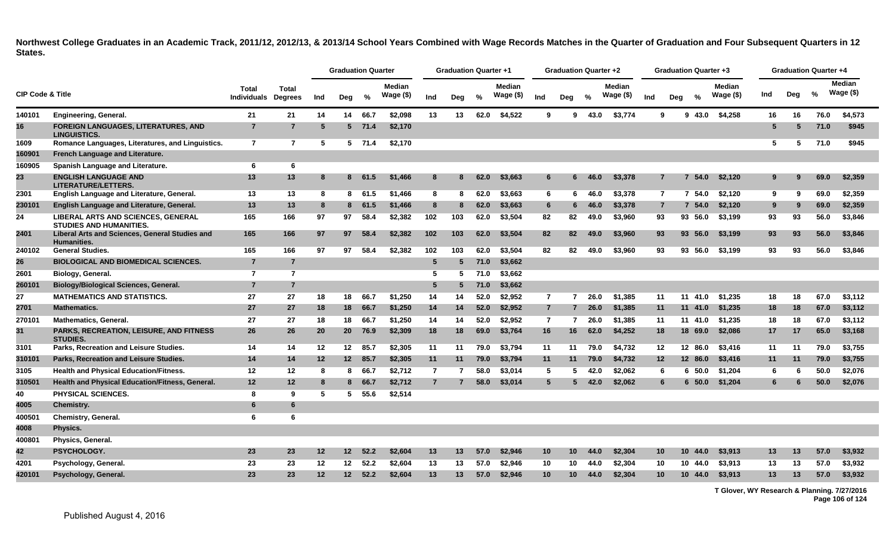**Northwest College Graduates in an Academic Track, 2011/12, 2012/13, & 2013/14 School Years Combined with Wage Records Matches in the Quarter of Graduation and Four Subsequent Quarters in 12 States.**

| CIP Code & Title | | Total Individuals | Total Degrees | Graduation Quarter | | | | Graduation Quarter +1 | | | | Graduation Quarter +2 | | | | Graduation Quarter +3 | | | | Graduation Quarter +4 | | | |
|---|---|---|---|---|---|---|---|---|---|---|---|---|---|---|---|---|---|---|---|---|---|---|---|
| | | | | Ind | Deg | % | Median Wage ($) | Ind | Deg | % | Median Wage ($) | Ind | Deg | % | Median Wage ($) | Ind | Deg | % | Median Wage ($) | Ind | Deg | % | Median Wage ($) |
| 140101 | Engineering, General. | 21 | 21 | 14 | 14 | 66.7 | $2,098 | 13 | 13 | 62.0 | $4,522 | 9 | 9 | 43.0 | $3,774 | 9 | 9 | 43.0 | $4,258 | 16 | 16 | 76.0 | $4,573 |
| 16 | FOREIGN LANGUAGES, LITERATURES, AND LINGUISTICS. | 7 | 7 | 5 | 5 | 71.4 | $2,170 | | | | | | | | | | | | | 5 | 5 | 71.0 | $945 |
| 1609 | Romance Languages, Literatures, and Linguistics. | 7 | 7 | 5 | 5 | 71.4 | $2,170 | | | | | | | | | | | | | 5 | 5 | 71.0 | $945 |
| 160901 | French Language and Literature. | | | | | | | | | | | | | | | | | | | | | | |
| 160905 | Spanish Language and Literature. | 6 | 6 | | | | | | | | | | | | | | | | | | | | |
| 23 | ENGLISH LANGUAGE AND LITERATURE/LETTERS. | 13 | 13 | 8 | 8 | 61.5 | $1,466 | 8 | 8 | 62.0 | $3,663 | 6 | 6 | 46.0 | $3,378 | 7 | 7 | 54.0 | $2,120 | 9 | 9 | 69.0 | $2,359 |
| 2301 | English Language and Literature, General. | 13 | 13 | 8 | 8 | 61.5 | $1,466 | 8 | 8 | 62.0 | $3,663 | 6 | 6 | 46.0 | $3,378 | 7 | 7 | 54.0 | $2,120 | 9 | 9 | 69.0 | $2,359 |
| 230101 | English Language and Literature, General. | 13 | 13 | 8 | 8 | 61.5 | $1,466 | 8 | 8 | 62.0 | $3,663 | 6 | 6 | 46.0 | $3,378 | 7 | 7 | 54.0 | $2,120 | 9 | 9 | 69.0 | $2,359 |
| 24 | LIBERAL ARTS AND SCIENCES, GENERAL STUDIES AND HUMANITIES. | 165 | 166 | 97 | 97 | 58.4 | $2,382 | 102 | 103 | 62.0 | $3,504 | 82 | 82 | 49.0 | $3,960 | 93 | 93 | 56.0 | $3,199 | 93 | 93 | 56.0 | $3,846 |
| 2401 | Liberal Arts and Sciences, General Studies and Humanities. | 165 | 166 | 97 | 97 | 58.4 | $2,382 | 102 | 103 | 62.0 | $3,504 | 82 | 82 | 49.0 | $3,960 | 93 | 93 | 56.0 | $3,199 | 93 | 93 | 56.0 | $3,846 |
| 240102 | General Studies. | 165 | 166 | 97 | 97 | 58.4 | $2,382 | 102 | 103 | 62.0 | $3,504 | 82 | 82 | 49.0 | $3,960 | 93 | 93 | 56.0 | $3,199 | 93 | 93 | 56.0 | $3,846 |
| 26 | BIOLOGICAL AND BIOMEDICAL SCIENCES. | 7 | 7 | | | | | 5 | 5 | 71.0 | $3,662 | | | | | | | | | | | | |
| 2601 | Biology, General. | 7 | 7 | | | | | 5 | 5 | 71.0 | $3,662 | | | | | | | | | | | | |
| 260101 | Biology/Biological Sciences, General. | 7 | 7 | | | | | 5 | 5 | 71.0 | $3,662 | | | | | | | | | | | | |
| 27 | MATHEMATICS AND STATISTICS. | 27 | 27 | 18 | 18 | 66.7 | $1,250 | 14 | 14 | 52.0 | $2,952 | 7 | 7 | 26.0 | $1,385 | 11 | 11 | 41.0 | $1,235 | 18 | 18 | 67.0 | $3,112 |
| 2701 | Mathematics. | 27 | 27 | 18 | 18 | 66.7 | $1,250 | 14 | 14 | 52.0 | $2,952 | 7 | 7 | 26.0 | $1,385 | 11 | 11 | 41.0 | $1,235 | 18 | 18 | 67.0 | $3,112 |
| 270101 | Mathematics, General. | 27 | 27 | 18 | 18 | 66.7 | $1,250 | 14 | 14 | 52.0 | $2,952 | 7 | 7 | 26.0 | $1,385 | 11 | 11 | 41.0 | $1,235 | 18 | 18 | 67.0 | $3,112 |
| 31 | PARKS, RECREATION, LEISURE, AND FITNESS STUDIES. | 26 | 26 | 20 | 20 | 76.9 | $2,309 | 18 | 18 | 69.0 | $3,764 | 16 | 16 | 62.0 | $4,252 | 18 | 18 | 69.0 | $2,086 | 17 | 17 | 65.0 | $3,168 |
| 3101 | Parks, Recreation and Leisure Studies. | 14 | 14 | 12 | 12 | 85.7 | $2,305 | 11 | 11 | 79.0 | $3,794 | 11 | 11 | 79.0 | $4,732 | 12 | 12 | 86.0 | $3,416 | 11 | 11 | 79.0 | $3,755 |
| 310101 | Parks, Recreation and Leisure Studies. | 14 | 14 | 12 | 12 | 85.7 | $2,305 | 11 | 11 | 79.0 | $3,794 | 11 | 11 | 79.0 | $4,732 | 12 | 12 | 86.0 | $3,416 | 11 | 11 | 79.0 | $3,755 |
| 3105 | Health and Physical Education/Fitness. | 12 | 12 | 8 | 8 | 66.7 | $2,712 | 7 | 7 | 58.0 | $3,014 | 5 | 5 | 42.0 | $2,062 | 6 | 6 | 50.0 | $1,204 | 6 | 6 | 50.0 | $2,076 |
| 310501 | Health and Physical Education/Fitness, General. | 12 | 12 | 8 | 8 | 66.7 | $2,712 | 7 | 7 | 58.0 | $3,014 | 5 | 5 | 42.0 | $2,062 | 6 | 6 | 50.0 | $1,204 | 6 | 6 | 50.0 | $2,076 |
| 40 | PHYSICAL SCIENCES. | 8 | 9 | 5 | 5 | 55.6 | $2,514 | | | | | | | | | | | | | | | | |
| 4005 | Chemistry. | 6 | 6 | | | | | | | | | | | | | | | | | | | | |
| 400501 | Chemistry, General. | 6 | 6 | | | | | | | | | | | | | | | | | | | | |
| 4008 | Physics. | | | | | | | | | | | | | | | | | | | | | | |
| 400801 | Physics, General. | | | | | | | | | | | | | | | | | | | | | | |
| 42 | PSYCHOLOGY. | 23 | 23 | 12 | 12 | 52.2 | $2,604 | 13 | 13 | 57.0 | $2,946 | 10 | 10 | 44.0 | $2,304 | 10 | 10 | 44.0 | $3,913 | 13 | 13 | 57.0 | $3,932 |
| 4201 | Psychology, General. | 23 | 23 | 12 | 12 | 52.2 | $2,604 | 13 | 13 | 57.0 | $2,946 | 10 | 10 | 44.0 | $2,304 | 10 | 10 | 44.0 | $3,913 | 13 | 13 | 57.0 | $3,932 |
| 420101 | Psychology, General. | 23 | 23 | 12 | 12 | 52.2 | $2,604 | 13 | 13 | 57.0 | $2,946 | 10 | 10 | 44.0 | $2,304 | 10 | 10 | 44.0 | $3,913 | 13 | 13 | 57.0 | $3,932 |

T Glover, WY Research & Planning. 7/27/2016

Published August 4, 2016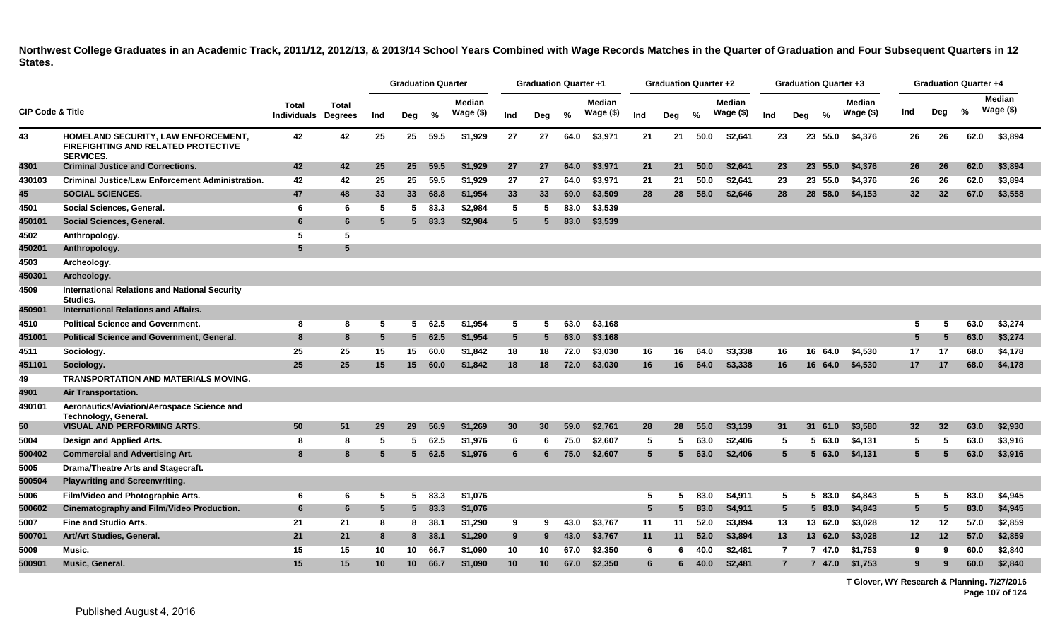**Northwest College Graduates in an Academic Track, 2011/12, 2012/13, & 2013/14 School Years Combined with Wage Records Matches in the Quarter of Graduation and Four Subsequent Quarters in 12 States.**

| CIP Code & Title | | Total Individuals | Total Degrees | Graduation Quarter | | | | Graduation Quarter +1 | | | | Graduation Quarter +2 | | | | Graduation Quarter +3 | | | | Graduation Quarter +4 | | | |
|---|---|---|---|---|---|---|---|---|---|---|---|---|---|---|---|---|---|---|---|---|---|---|---|
| | | | | Ind | Deg | % | Median Wage ($) | Ind | Deg | % | Median Wage ($) | Ind | Deg | % | Median Wage ($) | Ind | Deg | % | Median Wage ($) | Ind | Deg | % | Median Wage ($) |
| 43 | HOMELAND SECURITY, LAW ENFORCEMENT, FIREFIGHTING AND RELATED PROTECTIVE SERVICES. | 42 | 42 | 25 | 25 | 59.5 | $1,929 | 27 | 27 | 64.0 | $3,971 | 21 | 21 | 50.0 | $2,641 | 23 | 23 | 55.0 | $4,376 | 26 | 26 | 62.0 | $3,894 |
| 4301 | Criminal Justice and Corrections. | 42 | 42 | 25 | 25 | 59.5 | $1,929 | 27 | 27 | 64.0 | $3,971 | 21 | 21 | 50.0 | $2,641 | 23 | 23 | 55.0 | $4,376 | 26 | 26 | 62.0 | $3,894 |
| 430103 | Criminal Justice/Law Enforcement Administration. | 42 | 42 | 25 | 25 | 59.5 | $1,929 | 27 | 27 | 64.0 | $3,971 | 21 | 21 | 50.0 | $2,641 | 23 | 23 | 55.0 | $4,376 | 26 | 26 | 62.0 | $3,894 |
| 45 | SOCIAL SCIENCES. | 47 | 48 | 33 | 33 | 68.8 | $1,954 | 33 | 33 | 69.0 | $3,509 | 28 | 28 | 58.0 | $2,646 | 28 | 28 | 58.0 | $4,153 | 32 | 32 | 67.0 | $3,558 |
| 4501 | Social Sciences, General. | 6 | 6 | 5 | 5 | 83.3 | $2,984 | 5 | 5 | 83.0 | $3,539 | | | | | | | | | | | | |
| 450101 | Social Sciences, General. | 6 | 6 | 5 | 5 | 83.3 | $2,984 | 5 | 5 | 83.0 | $3,539 | | | | | | | | | | | | |
| 4502 | Anthropology. | 5 | 5 | | | | | | | | | | | | | | | | | | | | |
| 450201 | Anthropology. | 5 | 5 | | | | | | | | | | | | | | | | | | | | |
| 4503 | Archeology. | | | | | | | | | | | | | | | | | | | | | | |
| 450301 | Archeology. | | | | | | | | | | | | | | | | | | | | | | |
| 4509 | International Relations and National Security Studies. | | | | | | | | | | | | | | | | | | | | | | |
| 450901 | International Relations and Affairs. | | | | | | | | | | | | | | | | | | | | | | |
| 4510 | Political Science and Government. | 8 | 8 | 5 | 5 | 62.5 | $1,954 | 5 | 5 | 63.0 | $3,168 | | | | | | | | | 5 | 5 | 63.0 | $3,274 |
| 451001 | Political Science and Government, General. | 8 | 8 | 5 | 5 | 62.5 | $1,954 | 5 | 5 | 63.0 | $3,168 | | | | | | | | | 5 | 5 | 63.0 | $3,274 |
| 4511 | Sociology. | 25 | 25 | 15 | 15 | 60.0 | $1,842 | 18 | 18 | 72.0 | $3,030 | 16 | 16 | 64.0 | $3,338 | 16 | 16 | 64.0 | $4,530 | 17 | 17 | 68.0 | $4,178 |
| 451101 | Sociology. | 25 | 25 | 15 | 15 | 60.0 | $1,842 | 18 | 18 | 72.0 | $3,030 | 16 | 16 | 64.0 | $3,338 | 16 | 16 | 64.0 | $4,530 | 17 | 17 | 68.0 | $4,178 |
| 49 | TRANSPORTATION AND MATERIALS MOVING. | | | | | | | | | | | | | | | | | | | | | | |
| 4901 | Air Transportation. | | | | | | | | | | | | | | | | | | | | | | |
| 490101 | Aeronautics/Aviation/Aerospace Science and Technology, General. | | | | | | | | | | | | | | | | | | | | | | |
| 50 | VISUAL AND PERFORMING ARTS. | 50 | 51 | 29 | 29 | 56.9 | $1,269 | 30 | 30 | 59.0 | $2,761 | 28 | 28 | 55.0 | $3,139 | 31 | 31 | 61.0 | $3,580 | 32 | 32 | 63.0 | $2,930 |
| 5004 | Design and Applied Arts. | 8 | 8 | 5 | 5 | 62.5 | $1,976 | 6 | 6 | 75.0 | $2,607 | 5 | 5 | 63.0 | $2,406 | 5 | 5 | 63.0 | $4,131 | 5 | 5 | 63.0 | $3,916 |
| 500402 | Commercial and Advertising Art. | 8 | 8 | 5 | 5 | 62.5 | $1,976 | 6 | 6 | 75.0 | $2,607 | 5 | 5 | 63.0 | $2,406 | 5 | 5 | 63.0 | $4,131 | 5 | 5 | 63.0 | $3,916 |
| 5005 | Drama/Theatre Arts and Stagecraft. | | | | | | | | | | | | | | | | | | | | | | |
| 500504 | Playwriting and Screenwriting. | | | | | | | | | | | | | | | | | | | | | | |
| 5006 | Film/Video and Photographic Arts. | 6 | 6 | 5 | 5 | 83.3 | $1,076 | | | | | 5 | 5 | 83.0 | $4,911 | 5 | 5 | 83.0 | $4,843 | 5 | 5 | 83.0 | $4,945 |
| 500602 | Cinematography and Film/Video Production. | 6 | 6 | 5 | 5 | 83.3 | $1,076 | | | | | 5 | 5 | 83.0 | $4,911 | 5 | 5 | 83.0 | $4,843 | 5 | 5 | 83.0 | $4,945 |
| 5007 | Fine and Studio Arts. | 21 | 21 | 8 | 8 | 38.1 | $1,290 | 9 | 9 | 43.0 | $3,767 | 11 | 11 | 52.0 | $3,894 | 13 | 13 | 62.0 | $3,028 | 12 | 12 | 57.0 | $2,859 |
| 500701 | Art/Art Studies, General. | 21 | 21 | 8 | 8 | 38.1 | $1,290 | 9 | 9 | 43.0 | $3,767 | 11 | 11 | 52.0 | $3,894 | 13 | 13 | 62.0 | $3,028 | 12 | 12 | 57.0 | $2,859 |
| 5009 | Music. | 15 | 15 | 10 | 10 | 66.7 | $1,090 | 10 | 10 | 67.0 | $2,350 | 6 | 6 | 40.0 | $2,481 | 7 | 7 | 47.0 | $1,753 | 9 | 9 | 60.0 | $2,840 |
| 500901 | Music, General. | 15 | 15 | 10 | 10 | 66.7 | $1,090 | 10 | 10 | 67.0 | $2,350 | 6 | 6 | 40.0 | $2,481 | 7 | 7 | 47.0 | $1,753 | 9 | 9 | 60.0 | $2,840 |

T Glover, WY Research & Planning. 7/27/2016

Published August 4, 2016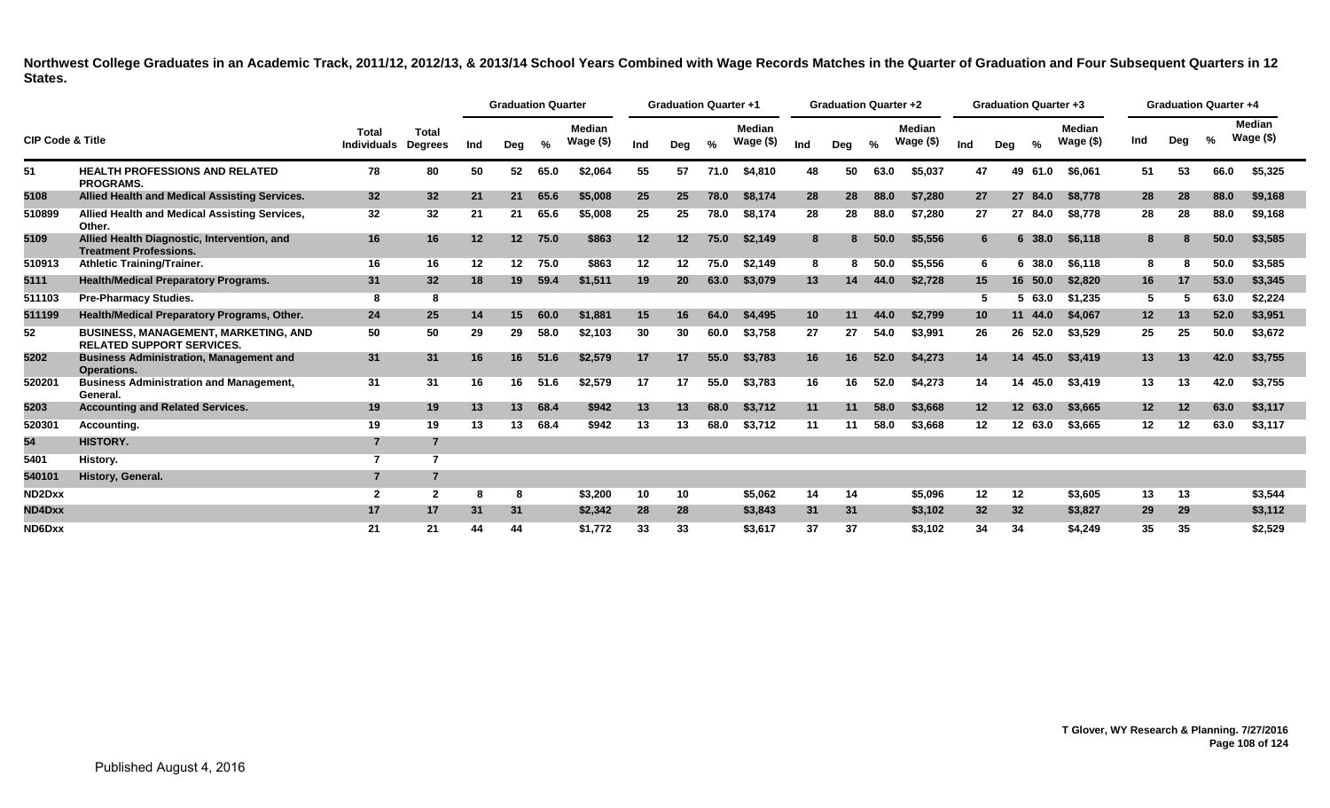**Northwest College Graduates in an Academic Track, 2011/12, 2012/13, & 2013/14 School Years Combined with Wage Records Matches in the Quarter of Graduation and Four Subsequent Quarters in 12 States.**

| CIP Code & Title | | Total Individuals | Total Degrees | Graduation Quarter | | | | Graduation Quarter +1 | | | | Graduation Quarter +2 | | | | Graduation Quarter +3 | | | | Graduation Quarter +4 | | | |
|---|---|---|---|---|---|---|---|---|---|---|---|---|---|---|---|---|---|---|---|---|---|---|---|
| | | | | Ind | Deg | % | Median Wage ($) | Ind | Deg | % | Median Wage ($) | Ind | Deg | % | Median Wage ($) | Ind | Deg | % | Median Wage ($) | Ind | Deg | % | Median Wage ($) |
| 51 | HEALTH PROFESSIONS AND RELATED PROGRAMS. | 78 | 80 | 50 | 52 | 65.0 | $2,064 | 55 | 57 | 71.0 | $4,810 | 48 | 50 | 63.0 | $5,037 | 47 | 49 | 61.0 | $6,061 | 51 | 53 | 66.0 | $5,325 |
| 5108 | Allied Health and Medical Assisting Services. | 32 | 32 | 21 | 21 | 65.6 | $5,008 | 25 | 25 | 78.0 | $8,174 | 28 | 28 | 88.0 | $7,280 | 27 | 27 | 84.0 | $8,778 | 28 | 28 | 88.0 | $9,168 |
| 510899 | Allied Health and Medical Assisting Services, Other. | 32 | 32 | 21 | 21 | 65.6 | $5,008 | 25 | 25 | 78.0 | $8,174 | 28 | 28 | 88.0 | $7,280 | 27 | 27 | 84.0 | $8,778 | 28 | 28 | 88.0 | $9,168 |
| 5109 | Allied Health Diagnostic, Intervention, and Treatment Professions. | 16 | 16 | 12 | 12 | 75.0 | $863 | 12 | 12 | 75.0 | $2,149 | 8 | 8 | 50.0 | $5,556 | 6 | 6 | 38.0 | $6,118 | 8 | 8 | 50.0 | $3,585 |
| 510913 | Athletic Training/Trainer. | 16 | 16 | 12 | 12 | 75.0 | $863 | 12 | 12 | 75.0 | $2,149 | 8 | 8 | 50.0 | $5,556 | 6 | 6 | 38.0 | $6,118 | 8 | 8 | 50.0 | $3,585 |
| 5111 | Health/Medical Preparatory Programs. | 31 | 32 | 18 | 19 | 59.4 | $1,511 | 19 | 20 | 63.0 | $3,079 | 13 | 14 | 44.0 | $2,728 | 15 | 16 | 50.0 | $2,820 | 16 | 17 | 53.0 | $3,345 |
| 511103 | Pre-Pharmacy Studies. | 8 | 8 | | | | | | | | | | | | | 5 | 5 | 63.0 | $1,235 | 5 | 5 | 63.0 | $2,224 |
| 511199 | Health/Medical Preparatory Programs, Other. | 24 | 25 | 14 | 15 | 60.0 | $1,881 | 15 | 16 | 64.0 | $4,495 | 10 | 11 | 44.0 | $2,799 | 10 | 11 | 44.0 | $4,067 | 12 | 13 | 52.0 | $3,951 |
| 52 | BUSINESS, MANAGEMENT, MARKETING, AND RELATED SUPPORT SERVICES. | 50 | 50 | 29 | 29 | 58.0 | $2,103 | 30 | 30 | 60.0 | $3,758 | 27 | 27 | 54.0 | $3,991 | 26 | 26 | 52.0 | $3,529 | 25 | 25 | 50.0 | $3,672 |
| 5202 | Business Administration, Management and Operations. | 31 | 31 | 16 | 16 | 51.6 | $2,579 | 17 | 17 | 55.0 | $3,783 | 16 | 16 | 52.0 | $4,273 | 14 | 14 | 45.0 | $3,419 | 13 | 13 | 42.0 | $3,755 |
| 520201 | Business Administration and Management, General. | 31 | 31 | 16 | 16 | 51.6 | $2,579 | 17 | 17 | 55.0 | $3,783 | 16 | 16 | 52.0 | $4,273 | 14 | 14 | 45.0 | $3,419 | 13 | 13 | 42.0 | $3,755 |
| 5203 | Accounting and Related Services. | 19 | 19 | 13 | 13 | 68.4 | $942 | 13 | 13 | 68.0 | $3,712 | 11 | 11 | 58.0 | $3,668 | 12 | 12 | 63.0 | $3,665 | 12 | 12 | 63.0 | $3,117 |
| 520301 | Accounting. | 19 | 19 | 13 | 13 | 68.4 | $942 | 13 | 13 | 68.0 | $3,712 | 11 | 11 | 58.0 | $3,668 | 12 | 12 | 63.0 | $3,665 | 12 | 12 | 63.0 | $3,117 |
| 54 | HISTORY. | 7 | 7 | | | | | | | | | | | | | | | | | | | | |
| 5401 | History. | 7 | 7 | | | | | | | | | | | | | | | | | | | | |
| 540101 | History, General. | 7 | 7 | | | | | | | | | | | | | | | | | | | | |
| ND2Dxx | | 2 | 2 | 8 | 8 | | $3,200 | 10 | 10 | | $5,062 | 14 | 14 | | $5,096 | 12 | 12 | | $3,605 | 13 | 13 | | $3,544 |
| ND4Dxx | | 17 | 17 | 31 | 31 | | $2,342 | 28 | 28 | | $3,843 | 31 | 31 | | $3,102 | 32 | 32 | | $3,827 | 29 | 29 | | $3,112 |
| ND6Dxx | | 21 | 21 | 44 | 44 | | $1,772 | 33 | 33 | | $3,617 | 37 | 37 | | $3,102 | 34 | 34 | | $4,249 | 35 | 35 | | $2,529 |

T Glover, WY Research & Planning. 7/27/2016

Published August 4, 2016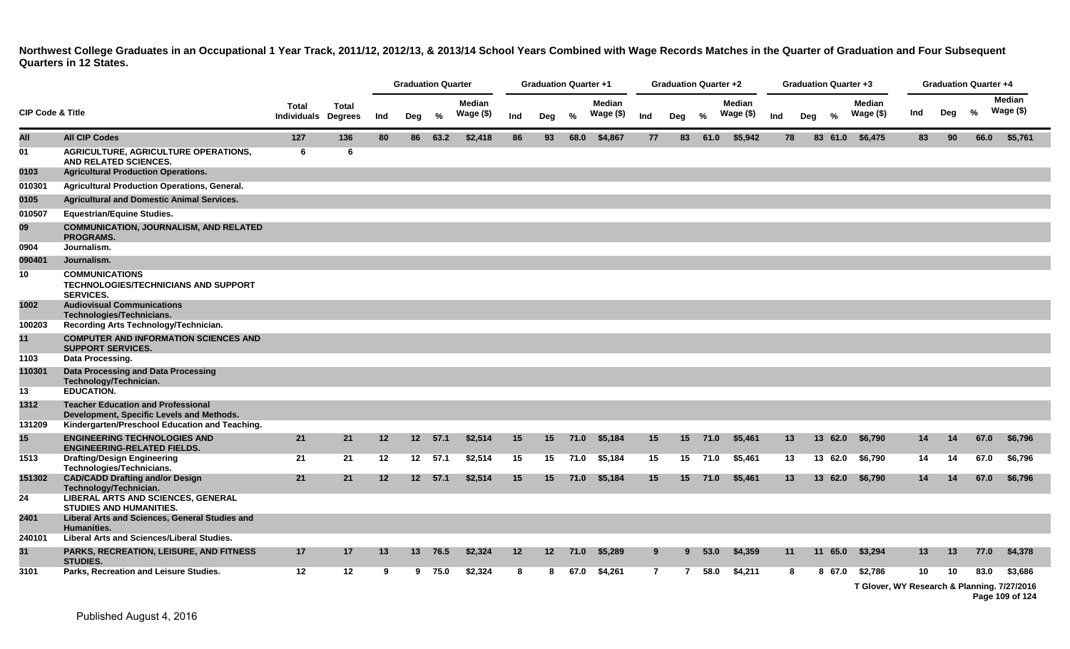**Northwest College Graduates in an Occupational 1 Year Track, 2011/12, 2012/13, & 2013/14 School Years Combined with Wage Records Matches in the Quarter of Graduation and Four Subsequent Quarters in 12 States.**

| CIP Code & Title | | Total Individuals | Total Degrees | Graduation Quarter | | | | Graduation Quarter +1 | | | | Graduation Quarter +2 | | | | Graduation Quarter +3 | | | | Graduation Quarter +4 | | | |
|---|---|---|---|---|---|---|---|---|---|---|---|---|---|---|---|---|---|---|---|---|---|---|---|
| | | | | Ind | Deg | % | Median Wage ($) | Ind | Deg | % | Median Wage ($) | Ind | Deg | % | Median Wage ($) | Ind | Deg | % | Median Wage ($) | Ind | Deg | % | Median Wage ($) |
| All | All CIP Codes | 127 | 136 | 80 | 86 | 63.2 | $2,418 | 86 | 93 | 68.0 | $4,867 | 77 | 83 | 61.0 | $5,942 | 78 | 83 | 61.0 | $6,475 | 83 | 90 | 66.0 | $5,761 |
| 01 | AGRICULTURE, AGRICULTURE OPERATIONS, AND RELATED SCIENCES. | 6 | 6 | | | | | | | | | | | | | | | | | | | | |
| 0103 | Agricultural Production Operations. | | | | | | | | | | | | | | | | | | | | | | |
| 010301 | Agricultural Production Operations, General. | | | | | | | | | | | | | | | | | | | | | | |
| 0105 | Agricultural and Domestic Animal Services. | | | | | | | | | | | | | | | | | | | | | | |
| 010507 | Equestrian/Equine Studies. | | | | | | | | | | | | | | | | | | | | | | |
| 09 | COMMUNICATION, JOURNALISM, AND RELATED PROGRAMS. | | | | | | | | | | | | | | | | | | | | | | |
| 0904 | Journalism. | | | | | | | | | | | | | | | | | | | | | | |
| 090401 | Journalism. | | | | | | | | | | | | | | | | | | | | | | |
| 10 | COMMUNICATIONS TECHNOLOGIES/TECHNICIANS AND SUPPORT SERVICES. | | | | | | | | | | | | | | | | | | | | | | |
| 1002 | Audiovisual Communications Technologies/Technicians. | | | | | | | | | | | | | | | | | | | | | | |
| 100203 | Recording Arts Technology/Technician. | | | | | | | | | | | | | | | | | | | | | | |
| 11 | COMPUTER AND INFORMATION SCIENCES AND SUPPORT SERVICES. | | | | | | | | | | | | | | | | | | | | | | |
| 1103 | Data Processing. | | | | | | | | | | | | | | | | | | | | | | |
| 110301 | Data Processing and Data Processing Technology/Technician. | | | | | | | | | | | | | | | | | | | | | | |
| 13 | EDUCATION. | | | | | | | | | | | | | | | | | | | | | | |
| 1312 | Teacher Education and Professional Development, Specific Levels and Methods. | | | | | | | | | | | | | | | | | | | | | | |
| 131209 | Kindergarten/Preschool Education and Teaching. | | | | | | | | | | | | | | | | | | | | | | |
| 15 | ENGINEERING TECHNOLOGIES AND ENGINEERING-RELATED FIELDS. | 21 | 21 | 12 | 12 | 57.1 | $2,514 | 15 | 15 | 71.0 | $5,184 | 15 | 15 | 71.0 | $5,461 | 13 | 13 | 62.0 | $6,790 | 14 | 14 | 67.0 | $6,796 |
| 1513 | Drafting/Design Engineering Technologies/Technicians. | 21 | 21 | 12 | 12 | 57.1 | $2,514 | 15 | 15 | 71.0 | $5,184 | 15 | 15 | 71.0 | $5,461 | 13 | 13 | 62.0 | $6,790 | 14 | 14 | 67.0 | $6,796 |
| 151302 | CAD/CADD Drafting and/or Design Technology/Technician. | 21 | 21 | 12 | 12 | 57.1 | $2,514 | 15 | 15 | 71.0 | $5,184 | 15 | 15 | 71.0 | $5,461 | 13 | 13 | 62.0 | $6,790 | 14 | 14 | 67.0 | $6,796 |
| 24 | LIBERAL ARTS AND SCIENCES, GENERAL STUDIES AND HUMANITIES. | | | | | | | | | | | | | | | | | | | | | | |
| 2401 | Liberal Arts and Sciences, General Studies and Humanities. | | | | | | | | | | | | | | | | | | | | | | |
| 240101 | Liberal Arts and Sciences/Liberal Studies. | | | | | | | | | | | | | | | | | | | | | | |
| 31 | PARKS, RECREATION, LEISURE, AND FITNESS STUDIES. | 17 | 17 | 13 | 13 | 76.5 | $2,324 | 12 | 12 | 71.0 | $5,289 | 9 | 9 | 53.0 | $4,359 | 11 | 11 | 65.0 | $3,294 | 13 | 13 | 77.0 | $4,378 |
| 3101 | Parks, Recreation and Leisure Studies. | 12 | 12 | 9 | 9 | 75.0 | $2,324 | 8 | 8 | 67.0 | $4,261 | 7 | 7 | 58.0 | $4,211 | 8 | 8 | 67.0 | $2,786 | 10 | 10 | 83.0 | $3,686 |

T Glover, WY Research & Planning. 7/27/2016

Published August 4, 2016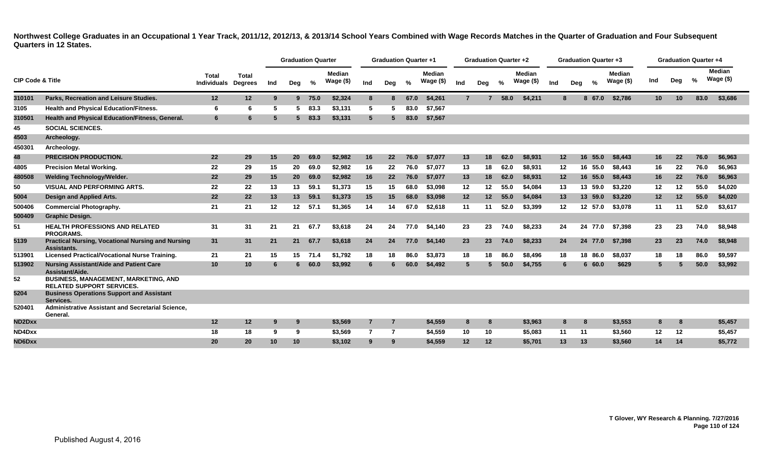**Northwest College Graduates in an Occupational 1 Year Track, 2011/12, 2012/13, & 2013/14 School Years Combined with Wage Records Matches in the Quarter of Graduation and Four Subsequent Quarters in 12 States.**

| CIP Code & Title | | Total Individuals | Total Degrees | Graduation Quarter | | | | Graduation Quarter +1 | | | | Graduation Quarter +2 | | | | Graduation Quarter +3 | | | | Graduation Quarter +4 | | | |
|---|---|---|---|---|---|---|---|---|---|---|---|---|---|---|---|---|---|---|---|---|---|---|---|
| | | | | Ind | Deg | % | Median Wage ($) | Ind | Deg | % | Median Wage ($) | Ind | Deg | % | Median Wage ($) | Ind | Deg | % | Median Wage ($) | Ind | Deg | % | Median Wage ($) |
| 310101 | Parks, Recreation and Leisure Studies. | 12 | 12 | 9 | 9 | 75.0 | $2,324 | 8 | 8 | 67.0 | $4,261 | 7 | 7 | 58.0 | $4,211 | 8 | 8 | 67.0 | $2,786 | 10 | 10 | 83.0 | $3,686 |
| 3105 | Health and Physical Education/Fitness. | 6 | 6 | 5 | 5 | 83.3 | $3,131 | 5 | 5 | 83.0 | $7,567 | | | | | | | | | | | | |
| 310501 | Health and Physical Education/Fitness, General. | 6 | 6 | 5 | 5 | 83.3 | $3,131 | 5 | 5 | 83.0 | $7,567 | | | | | | | | | | | | |
| 45 | SOCIAL SCIENCES. | | | | | | | | | | | | | | | | | | | | | | |
| 4503 | Archeology. | | | | | | | | | | | | | | | | | | | | | | |
| 450301 | Archeology. | | | | | | | | | | | | | | | | | | | | | | |
| 48 | PRECISION PRODUCTION. | 22 | 29 | 15 | 20 | 69.0 | $2,982 | 16 | 22 | 76.0 | $7,077 | 13 | 18 | 62.0 | $8,931 | 12 | 16 | 55.0 | $8,443 | 16 | 22 | 76.0 | $6,963 |
| 4805 | Precision Metal Working. | 22 | 29 | 15 | 20 | 69.0 | $2,982 | 16 | 22 | 76.0 | $7,077 | 13 | 18 | 62.0 | $8,931 | 12 | 16 | 55.0 | $8,443 | 16 | 22 | 76.0 | $6,963 |
| 480508 | Welding Technology/Welder. | 22 | 29 | 15 | 20 | 69.0 | $2,982 | 16 | 22 | 76.0 | $7,077 | 13 | 18 | 62.0 | $8,931 | 12 | 16 | 55.0 | $8,443 | 16 | 22 | 76.0 | $6,963 |
| 50 | VISUAL AND PERFORMING ARTS. | 22 | 22 | 13 | 13 | 59.1 | $1,373 | 15 | 15 | 68.0 | $3,098 | 12 | 12 | 55.0 | $4,084 | 13 | 13 | 59.0 | $3,220 | 12 | 12 | 55.0 | $4,020 |
| 5004 | Design and Applied Arts. | 22 | 22 | 13 | 13 | 59.1 | $1,373 | 15 | 15 | 68.0 | $3,098 | 12 | 12 | 55.0 | $4,084 | 13 | 13 | 59.0 | $3,220 | 12 | 12 | 55.0 | $4,020 |
| 500406 | Commercial Photography. | 21 | 21 | 12 | 12 | 57.1 | $1,365 | 14 | 14 | 67.0 | $2,618 | 11 | 11 | 52.0 | $3,399 | 12 | 12 | 57.0 | $3,078 | 11 | 11 | 52.0 | $3,617 |
| 500409 | Graphic Design. | | | | | | | | | | | | | | | | | | | | | | |
| 51 | HEALTH PROFESSIONS AND RELATED PROGRAMS. | 31 | 31 | 21 | 21 | 67.7 | $3,618 | 24 | 24 | 77.0 | $4,140 | 23 | 23 | 74.0 | $8,233 | 24 | 24 | 77.0 | $7,398 | 23 | 23 | 74.0 | $8,948 |
| 5139 | Practical Nursing, Vocational Nursing and Nursing Assistants. | 31 | 31 | 21 | 21 | 67.7 | $3,618 | 24 | 24 | 77.0 | $4,140 | 23 | 23 | 74.0 | $8,233 | 24 | 24 | 77.0 | $7,398 | 23 | 23 | 74.0 | $8,948 |
| 513901 | Licensed Practical/Vocational Nurse Training. | 21 | 21 | 15 | 15 | 71.4 | $1,792 | 18 | 18 | 86.0 | $3,873 | 18 | 18 | 86.0 | $8,496 | 18 | 18 | 86.0 | $8,037 | 18 | 18 | 86.0 | $9,597 |
| 513902 | Nursing Assistant/Aide and Patient Care Assistant/Aide. | 10 | 10 | 6 | 6 | 60.0 | $3,992 | 6 | 6 | 60.0 | $4,492 | 5 | 5 | 50.0 | $4,755 | 6 | 6 | 60.0 | $629 | 5 | 5 | 50.0 | $3,992 |
| 52 | BUSINESS, MANAGEMENT, MARKETING, AND RELATED SUPPORT SERVICES. | | | | | | | | | | | | | | | | | | | | | | |
| 5204 | Business Operations Support and Assistant Services. | | | | | | | | | | | | | | | | | | | | | | |
| 520401 | Administrative Assistant and Secretarial Science, General. | | | | | | | | | | | | | | | | | | | | | | |
| ND2Dxx | | 12 | 12 | 9 | 9 | | $3,569 | 7 | 7 | | $4,559 | 8 | 8 | | $3,963 | 8 | 8 | | $3,553 | 8 | 8 | | $5,457 |
| ND4Dxx | | 18 | 18 | 9 | 9 | | $3,569 | 7 | 7 | | $4,559 | 10 | 10 | | $5,083 | 11 | 11 | | $3,560 | 12 | 12 | | $5,457 |
| ND6Dxx | | 20 | 20 | 10 | 10 | | $3,102 | 9 | 9 | | $4,559 | 12 | 12 | | $5,701 | 13 | 13 | | $3,560 | 14 | 14 | | $5,772 |

T Glover, WY Research & Planning. 7/27/2016

Published August 4, 2016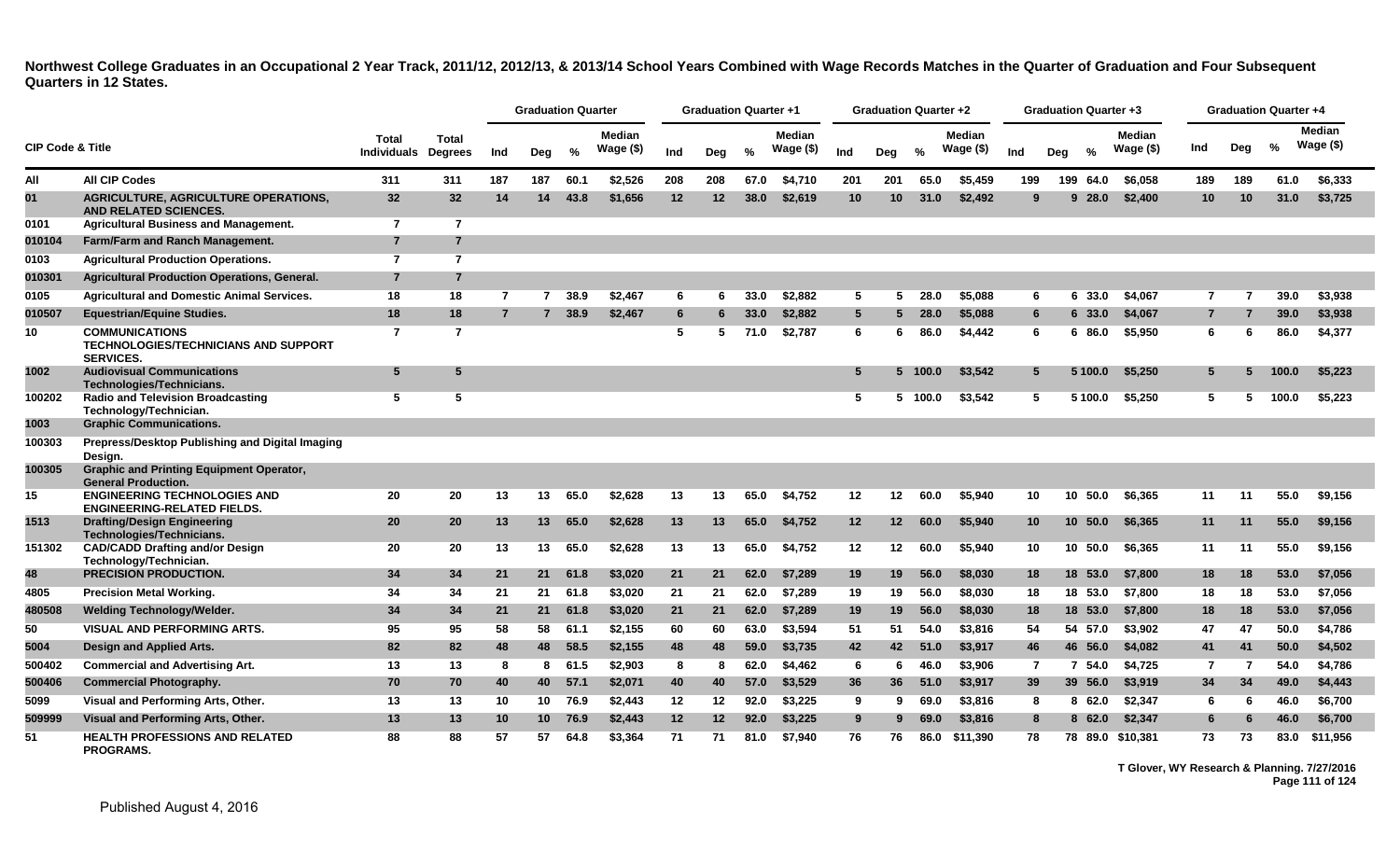**Northwest College Graduates in an Occupational 2 Year Track, 2011/12, 2012/13, & 2013/14 School Years Combined with Wage Records Matches in the Quarter of Graduation and Four Subsequent Quarters in 12 States.**

| CIP Code & Title | | Total Individuals | Total Degrees | Graduation Quarter | | | | Graduation Quarter +1 | | | | Graduation Quarter +2 | | | | Graduation Quarter +3 | | | | Graduation Quarter +4 | | | |
|---|---|---|---|---|---|---|---|---|---|---|---|---|---|---|---|---|---|---|---|---|---|---|---|
| | | | | Ind | Deg | % | Median Wage ($) | Ind | Deg | % | Median Wage ($) | Ind | Deg | % | Median Wage ($) | Ind | Deg | % | Median Wage ($) | Ind | Deg | % | Median Wage ($) |
| All | All CIP Codes | 311 | 311 | 187 | 187 | 60.1 | $2,526 | 208 | 208 | 67.0 | $4,710 | 201 | 201 | 65.0 | $5,459 | 199 | 199 | 64.0 | $6,058 | 189 | 189 | 61.0 | $6,333 |
| 01 | AGRICULTURE, AGRICULTURE OPERATIONS, AND RELATED SCIENCES. | 32 | 32 | 14 | 14 | 43.8 | $1,656 | 12 | 12 | 38.0 | $2,619 | 10 | 10 | 31.0 | $2,492 | 9 | 9 | 28.0 | $2,400 | 10 | 10 | 31.0 | $3,725 |
| 0101 | Agricultural Business and Management. | 7 | 7 | | | | | | | | | | | | | | | | | | | | |
| 010104 | Farm/Farm and Ranch Management. | 7 | 7 | | | | | | | | | | | | | | | | | | | | |
| 0103 | Agricultural Production Operations. | 7 | 7 | | | | | | | | | | | | | | | | | | | | |
| 010301 | Agricultural Production Operations, General. | 7 | 7 | | | | | | | | | | | | | | | | | | | | |
| 0105 | Agricultural and Domestic Animal Services. | 18 | 18 | 7 | 7 | 38.9 | $2,467 | 6 | 6 | 33.0 | $2,882 | 5 | 5 | 28.0 | $5,088 | 6 | 6 | 33.0 | $4,067 | 7 | 7 | 39.0 | $3,938 |
| 010507 | Equestrian/Equine Studies. | 18 | 18 | 7 | 7 | 38.9 | $2,467 | 6 | 6 | 33.0 | $2,882 | 5 | 5 | 28.0 | $5,088 | 6 | 6 | 33.0 | $4,067 | 7 | 7 | 39.0 | $3,938 |
| 10 | COMMUNICATIONS TECHNOLOGIES/TECHNICIANS AND SUPPORT SERVICES. | 7 | 7 | | | | | 5 | 5 | 71.0 | $2,787 | 6 | 6 | 86.0 | $4,442 | 6 | 6 | 86.0 | $5,950 | 6 | 6 | 86.0 | $4,377 |
| 1002 | Audiovisual Communications Technologies/Technicians. | 5 | 5 | | | | | | | | | 5 | 5 | 100.0 | $3,542 | 5 | 5 | 100.0 | $5,250 | 5 | 5 | 100.0 | $5,223 |
| 100202 | Radio and Television Broadcasting Technology/Technician. | 5 | 5 | | | | | | | | | 5 | 5 | 100.0 | $3,542 | 5 | 5 | 100.0 | $5,250 | 5 | 5 | 100.0 | $5,223 |
| 1003 | Graphic Communications. | | | | | | | | | | | | | | | | | | | | | | |
| 100303 | Prepress/Desktop Publishing and Digital Imaging Design. | | | | | | | | | | | | | | | | | | | | | | |
| 100305 | Graphic and Printing Equipment Operator, General Production. | | | | | | | | | | | | | | | | | | | | | | |
| 15 | ENGINEERING TECHNOLOGIES AND ENGINEERING-RELATED FIELDS. | 20 | 20 | 13 | 13 | 65.0 | $2,628 | 13 | 13 | 65.0 | $4,752 | 12 | 12 | 60.0 | $5,940 | 10 | 10 | 50.0 | $6,365 | 11 | 11 | 55.0 | $9,156 |
| 1513 | Drafting/Design Engineering Technologies/Technicians. | 20 | 20 | 13 | 13 | 65.0 | $2,628 | 13 | 13 | 65.0 | $4,752 | 12 | 12 | 60.0 | $5,940 | 10 | 10 | 50.0 | $6,365 | 11 | 11 | 55.0 | $9,156 |
| 151302 | CAD/CADD Drafting and/or Design Technology/Technician. | 20 | 20 | 13 | 13 | 65.0 | $2,628 | 13 | 13 | 65.0 | $4,752 | 12 | 12 | 60.0 | $5,940 | 10 | 10 | 50.0 | $6,365 | 11 | 11 | 55.0 | $9,156 |
| 48 | PRECISION PRODUCTION. | 34 | 34 | 21 | 21 | 61.8 | $3,020 | 21 | 21 | 62.0 | $7,289 | 19 | 19 | 56.0 | $8,030 | 18 | 18 | 53.0 | $7,800 | 18 | 18 | 53.0 | $7,056 |
| 4805 | Precision Metal Working. | 34 | 34 | 21 | 21 | 61.8 | $3,020 | 21 | 21 | 62.0 | $7,289 | 19 | 19 | 56.0 | $8,030 | 18 | 18 | 53.0 | $7,800 | 18 | 18 | 53.0 | $7,056 |
| 480508 | Welding Technology/Welder. | 34 | 34 | 21 | 21 | 61.8 | $3,020 | 21 | 21 | 62.0 | $7,289 | 19 | 19 | 56.0 | $8,030 | 18 | 18 | 53.0 | $7,800 | 18 | 18 | 53.0 | $7,056 |
| 50 | VISUAL AND PERFORMING ARTS. | 95 | 95 | 58 | 58 | 61.1 | $2,155 | 60 | 60 | 63.0 | $3,594 | 51 | 51 | 54.0 | $3,816 | 54 | 54 | 57.0 | $3,902 | 47 | 47 | 50.0 | $4,786 |
| 5004 | Design and Applied Arts. | 82 | 82 | 48 | 48 | 58.5 | $2,155 | 48 | 48 | 59.0 | $3,735 | 42 | 42 | 51.0 | $3,917 | 46 | 46 | 56.0 | $4,082 | 41 | 41 | 50.0 | $4,502 |
| 500402 | Commercial and Advertising Art. | 13 | 13 | 8 | 8 | 61.5 | $2,903 | 8 | 8 | 62.0 | $4,462 | 6 | 6 | 46.0 | $3,906 | 7 | 7 | 54.0 | $4,725 | 7 | 7 | 54.0 | $4,786 |
| 500406 | Commercial Photography. | 70 | 70 | 40 | 40 | 57.1 | $2,071 | 40 | 40 | 57.0 | $3,529 | 36 | 36 | 51.0 | $3,917 | 39 | 39 | 56.0 | $3,919 | 34 | 34 | 49.0 | $4,443 |
| 5099 | Visual and Performing Arts, Other. | 13 | 13 | 10 | 10 | 76.9 | $2,443 | 12 | 12 | 92.0 | $3,225 | 9 | 9 | 69.0 | $3,816 | 8 | 8 | 62.0 | $2,347 | 6 | 6 | 46.0 | $6,700 |
| 509999 | Visual and Performing Arts, Other. | 13 | 13 | 10 | 10 | 76.9 | $2,443 | 12 | 12 | 92.0 | $3,225 | 9 | 9 | 69.0 | $3,816 | 8 | 8 | 62.0 | $2,347 | 6 | 6 | 46.0 | $6,700 |
| 51 | HEALTH PROFESSIONS AND RELATED PROGRAMS. | 88 | 88 | 57 | 57 | 64.8 | $3,364 | 71 | 71 | 81.0 | $7,940 | 76 | 76 | 86.0 | $11,390 | 78 | 78 | 89.0 | $10,381 | 73 | 73 | 83.0 | $11,956 |

T Glover, WY Research & Planning. 7/27/2016

Published August 4, 2016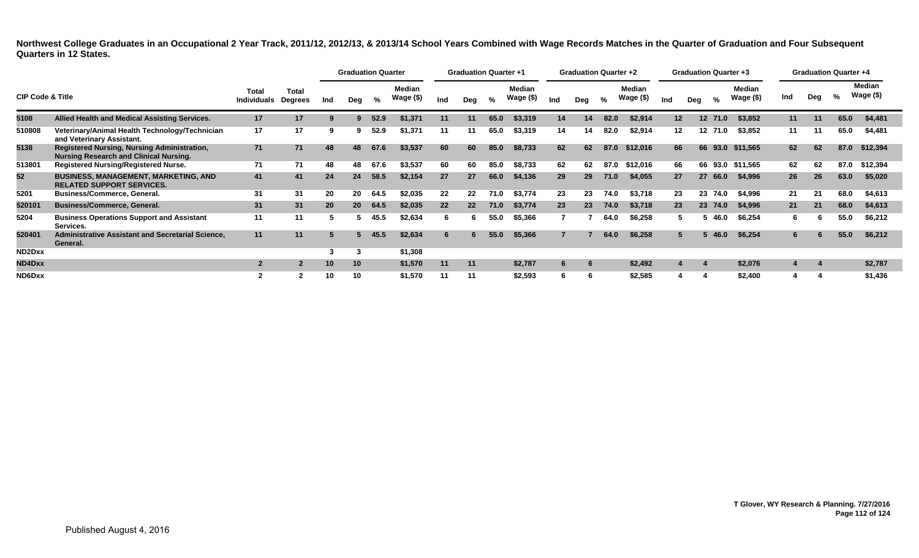**Northwest College Graduates in an Occupational 2 Year Track, 2011/12, 2012/13, & 2013/14 School Years Combined with Wage Records Matches in the Quarter of Graduation and Four Subsequent Quarters in 12 States.**

| CIP Code & Title | | Total Individuals | Total Degrees | Graduation Quarter | | | | Graduation Quarter +1 | | | | Graduation Quarter +2 | | | | Graduation Quarter +3 | | | | Graduation Quarter +4 | | | |
|---|---|---|---|---|---|---|---|---|---|---|---|---|---|---|---|---|---|---|---|---|---|---|---|
| | | | | Ind | Deg | % | Median Wage ($) | Ind | Deg | % | Median Wage ($) | Ind | Deg | % | Median Wage ($) | Ind | Deg | % | Median Wage ($) | Ind | Deg | % | Median Wage ($) |
| 5108 | Allied Health and Medical Assisting Services. | 17 | 17 | 9 | 9 | 52.9 | $1,371 | 11 | 11 | 65.0 | $3,319 | 14 | 14 | 82.0 | $2,914 | 12 | 12 | 71.0 | $3,852 | 11 | 11 | 65.0 | $4,481 |
| 510808 | Veterinary/Animal Health Technology/Technician and Veterinary Assistant. | 17 | 17 | 9 | 9 | 52.9 | $1,371 | 11 | 11 | 65.0 | $3,319 | 14 | 14 | 82.0 | $2,914 | 12 | 12 | 71.0 | $3,852 | 11 | 11 | 65.0 | $4,481 |
| 5138 | Registered Nursing, Nursing Administration, Nursing Research and Clinical Nursing. | 71 | 71 | 48 | 48 | 67.6 | $3,537 | 60 | 60 | 85.0 | $8,733 | 62 | 62 | 87.0 | $12,016 | 66 | 66 | 93.0 | $11,565 | 62 | 62 | 87.0 | $12,394 |
| 513801 | Registered Nursing/Registered Nurse. | 71 | 71 | 48 | 48 | 67.6 | $3,537 | 60 | 60 | 85.0 | $8,733 | 62 | 62 | 87.0 | $12,016 | 66 | 66 | 93.0 | $11,565 | 62 | 62 | 87.0 | $12,394 |
| 52 | BUSINESS, MANAGEMENT, MARKETING, AND RELATED SUPPORT SERVICES. | 41 | 41 | 24 | 24 | 58.5 | $2,154 | 27 | 27 | 66.0 | $4,136 | 29 | 29 | 71.0 | $4,055 | 27 | 27 | 66.0 | $4,996 | 26 | 26 | 63.0 | $5,020 |
| 5201 | Business/Commerce, General. | 31 | 31 | 20 | 20 | 64.5 | $2,035 | 22 | 22 | 71.0 | $3,774 | 23 | 23 | 74.0 | $3,718 | 23 | 23 | 74.0 | $4,996 | 21 | 21 | 68.0 | $4,613 |
| 520101 | Business/Commerce, General. | 31 | 31 | 20 | 20 | 64.5 | $2,035 | 22 | 22 | 71.0 | $3,774 | 23 | 23 | 74.0 | $3,718 | 23 | 23 | 74.0 | $4,996 | 21 | 21 | 68.0 | $4,613 |
| 5204 | Business Operations Support and Assistant Services. | 11 | 11 | 5 | 5 | 45.5 | $2,634 | 6 | 6 | 55.0 | $5,366 | 7 | 7 | 64.0 | $6,258 | 5 | 5 | 46.0 | $6,254 | 6 | 6 | 55.0 | $6,212 |
| 520401 | Administrative Assistant and Secretarial Science, General. | 11 | 11 | 5 | 5 | 45.5 | $2,634 | 6 | 6 | 55.0 | $5,366 | 7 | 7 | 64.0 | $6,258 | 5 | 5 | 46.0 | $6,254 | 6 | 6 | 55.0 | $6,212 |
| ND2Dxx | | | | 3 | 3 | | $1,308 | | | | | | | | | | | | | | | | |
| ND4Dxx | | 2 | 2 | 10 | 10 | | $1,570 | 11 | 11 | | $2,787 | 6 | 6 | | $2,492 | 4 | 4 | | $2,076 | 4 | 4 | | $2,787 |
| ND6Dxx | | 2 | 2 | 10 | 10 | | $1,570 | 11 | 11 | | $2,593 | 6 | 6 | | $2,585 | 4 | 4 | | $2,400 | 4 | 4 | | $1,436 |

T Glover, WY Research & Planning. 7/27/2016

Published August 4, 2016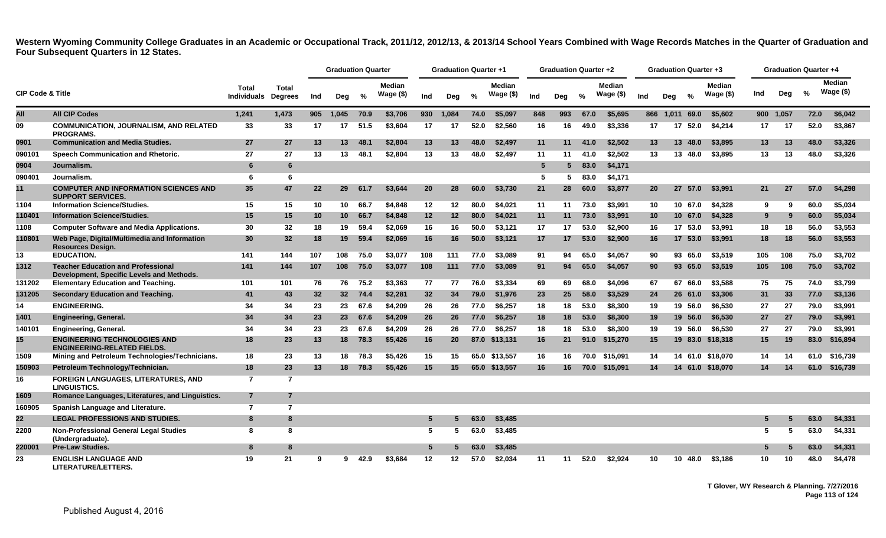**Western Wyoming Community College Graduates in an Academic or Occupational Track, 2011/12, 2012/13, & 2013/14 School Years Combined with Wage Records Matches in the Quarter of Graduation and Four Subsequent Quarters in 12 States.**

| CIP Code & Title | | Total Individuals | Total Degrees | Graduation Quarter | | | | Graduation Quarter +1 | | | | Graduation Quarter +2 | | | | Graduation Quarter +3 | | | | Graduation Quarter +4 | | | |
|---|---|---|---|---|---|---|---|---|---|---|---|---|---|---|---|---|---|---|---|---|---|---|---|
| | | | | Ind | Deg | % | Median Wage ($) | Ind | Deg | % | Median Wage ($) | Ind | Deg | % | Median Wage ($) | Ind | Deg | % | Median Wage ($) | Ind | Deg | % | Median Wage ($) |
| All | All CIP Codes | 1,241 | 1,473 | 905 | 1,045 | 70.9 | $3,706 | 930 | 1,084 | 74.0 | $5,097 | 848 | 993 | 67.0 | $5,695 | 866 | 1,011 | 69.0 | $5,602 | 900 | 1,057 | 72.0 | $6,042 |
| 09 | COMMUNICATION, JOURNALISM, AND RELATED PROGRAMS. | 33 | 33 | 17 | 17 | 51.5 | $3,604 | 17 | 17 | 52.0 | $2,560 | 16 | 16 | 49.0 | $3,336 | 17 | 17 | 52.0 | $4,214 | 17 | 17 | 52.0 | $3,867 |
| 0901 | Communication and Media Studies. | 27 | 27 | 13 | 13 | 48.1 | $2,804 | 13 | 13 | 48.0 | $2,497 | 11 | 11 | 41.0 | $2,502 | 13 | 13 | 48.0 | $3,895 | 13 | 13 | 48.0 | $3,326 |
| 090101 | Speech Communication and Rhetoric. | 27 | 27 | 13 | 13 | 48.1 | $2,804 | 13 | 13 | 48.0 | $2,497 | 11 | 11 | 41.0 | $2,502 | 13 | 13 | 48.0 | $3,895 | 13 | 13 | 48.0 | $3,326 |
| 0904 | Journalism. | 6 | 6 | | | | | | | | | 5 | 5 | 83.0 | $4,171 | | | | | | | | |
| 090401 | Journalism. | 6 | 6 | | | | | | | | | 5 | 5 | 83.0 | $4,171 | | | | | | | | |
| 11 | COMPUTER AND INFORMATION SCIENCES AND SUPPORT SERVICES. | 35 | 47 | 22 | 29 | 61.7 | $3,644 | 20 | 28 | 60.0 | $3,730 | 21 | 28 | 60.0 | $3,877 | 20 | 27 | 57.0 | $3,991 | 21 | 27 | 57.0 | $4,298 |
| 1104 | Information Science/Studies. | 15 | 15 | 10 | 10 | 66.7 | $4,848 | 12 | 12 | 80.0 | $4,021 | 11 | 11 | 73.0 | $3,991 | 10 | 10 | 67.0 | $4,328 | 9 | 9 | 60.0 | $5,034 |
| 110401 | Information Science/Studies. | 15 | 15 | 10 | 10 | 66.7 | $4,848 | 12 | 12 | 80.0 | $4,021 | 11 | 11 | 73.0 | $3,991 | 10 | 10 | 67.0 | $4,328 | 9 | 9 | 60.0 | $5,034 |
| 1108 | Computer Software and Media Applications. | 30 | 32 | 18 | 19 | 59.4 | $2,069 | 16 | 16 | 50.0 | $3,121 | 17 | 17 | 53.0 | $2,900 | 16 | 17 | 53.0 | $3,991 | 18 | 18 | 56.0 | $3,553 |
| 110801 | Web Page, Digital/Multimedia and Information Resources Design. | 30 | 32 | 18 | 19 | 59.4 | $2,069 | 16 | 16 | 50.0 | $3,121 | 17 | 17 | 53.0 | $2,900 | 16 | 17 | 53.0 | $3,991 | 18 | 18 | 56.0 | $3,553 |
| 13 | EDUCATION. | 141 | 144 | 107 | 108 | 75.0 | $3,077 | 108 | 111 | 77.0 | $3,089 | 91 | 94 | 65.0 | $4,057 | 90 | 93 | 65.0 | $3,519 | 105 | 108 | 75.0 | $3,702 |
| 1312 | Teacher Education and Professional Development, Specific Levels and Methods. | 141 | 144 | 107 | 108 | 75.0 | $3,077 | 108 | 111 | 77.0 | $3,089 | 91 | 94 | 65.0 | $4,057 | 90 | 93 | 65.0 | $3,519 | 105 | 108 | 75.0 | $3,702 |
| 131202 | Elementary Education and Teaching. | 101 | 101 | 76 | 76 | 75.2 | $3,363 | 77 | 77 | 76.0 | $3,334 | 69 | 69 | 68.0 | $4,096 | 67 | 67 | 66.0 | $3,588 | 75 | 75 | 74.0 | $3,799 |
| 131205 | Secondary Education and Teaching. | 41 | 43 | 32 | 32 | 74.4 | $2,281 | 32 | 34 | 79.0 | $1,976 | 23 | 25 | 58.0 | $3,529 | 24 | 26 | 61.0 | $3,306 | 31 | 33 | 77.0 | $3,136 |
| 14 | ENGINEERING. | 34 | 34 | 23 | 23 | 67.6 | $4,209 | 26 | 26 | 77.0 | $6,257 | 18 | 18 | 53.0 | $8,300 | 19 | 19 | 56.0 | $6,530 | 27 | 27 | 79.0 | $3,991 |
| 1401 | Engineering, General. | 34 | 34 | 23 | 23 | 67.6 | $4,209 | 26 | 26 | 77.0 | $6,257 | 18 | 18 | 53.0 | $8,300 | 19 | 19 | 56.0 | $6,530 | 27 | 27 | 79.0 | $3,991 |
| 140101 | Engineering, General. | 34 | 34 | 23 | 23 | 67.6 | $4,209 | 26 | 26 | 77.0 | $6,257 | 18 | 18 | 53.0 | $8,300 | 19 | 19 | 56.0 | $6,530 | 27 | 27 | 79.0 | $3,991 |
| 15 | ENGINEERING TECHNOLOGIES AND ENGINEERING-RELATED FIELDS. | 18 | 23 | 13 | 18 | 78.3 | $5,426 | 16 | 20 | 87.0 | $13,131 | 16 | 21 | 91.0 | $15,270 | 15 | 19 | 83.0 | $18,318 | 15 | 19 | 83.0 | $16,894 |
| 1509 | Mining and Petroleum Technologies/Technicians. | 18 | 23 | 13 | 18 | 78.3 | $5,426 | 15 | 15 | 65.0 | $13,557 | 16 | 16 | 70.0 | $15,091 | 14 | 14 | 61.0 | $18,070 | 14 | 14 | 61.0 | $16,739 |
| 150903 | Petroleum Technology/Technician. | 18 | 23 | 13 | 18 | 78.3 | $5,426 | 15 | 15 | 65.0 | $13,557 | 16 | 16 | 70.0 | $15,091 | 14 | 14 | 61.0 | $18,070 | 14 | 14 | 61.0 | $16,739 |
| 16 | FOREIGN LANGUAGES, LITERATURES, AND LINGUISTICS. | 7 | 7 | | | | | | | | | | | | | | | | | | | | |
| 1609 | Romance Languages, Literatures, and Linguistics. | 7 | 7 | | | | | | | | | | | | | | | | | | | | |
| 160905 | Spanish Language and Literature. | 7 | 7 | | | | | | | | | | | | | | | | | | | | |
| 22 | LEGAL PROFESSIONS AND STUDIES. | 8 | 8 | | | | | 5 | 5 | 63.0 | $3,485 | | | | | | | | | 5 | 5 | 63.0 | $4,331 |
| 2200 | Non-Professional General Legal Studies (Undergraduate). | 8 | 8 | | | | | 5 | 5 | 63.0 | $3,485 | | | | | | | | | 5 | 5 | 63.0 | $4,331 |
| 220001 | Pre-Law Studies. | 8 | 8 | | | | | 5 | 5 | 63.0 | $3,485 | | | | | | | | | 5 | 5 | 63.0 | $4,331 |
| 23 | ENGLISH LANGUAGE AND LITERATURE/LETTERS. | 19 | 21 | 9 | 9 | 42.9 | $3,684 | 12 | 12 | 57.0 | $2,034 | 11 | 11 | 52.0 | $2,924 | 10 | 10 | 48.0 | $3,186 | 10 | 10 | 48.0 | $4,478 |

T Glover, WY Research & Planning. 7/27/2016

Published August 4, 2016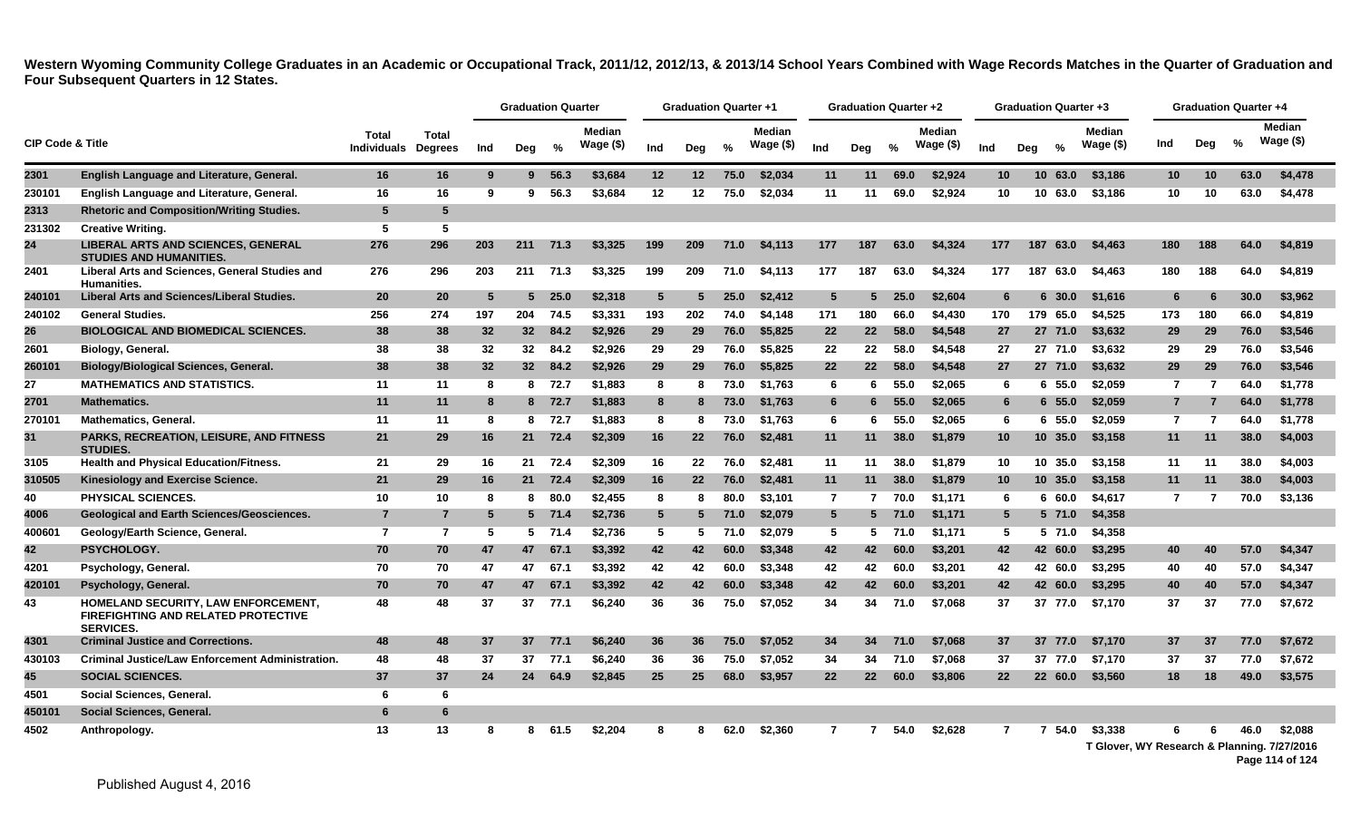**Western Wyoming Community College Graduates in an Academic or Occupational Track, 2011/12, 2012/13, & 2013/14 School Years Combined with Wage Records Matches in the Quarter of Graduation and Four Subsequent Quarters in 12 States.**

| CIP Code & Title | | Total Individuals | Total Degrees | Graduation Quarter | | | | Graduation Quarter +1 | | | | Graduation Quarter +2 | | | | Graduation Quarter +3 | | | | Graduation Quarter +4 | | | |
|---|---|---|---|---|---|---|---|---|---|---|---|---|---|---|---|---|---|---|---|---|---|---|---|
| | | | | Ind | Deg | % | Median Wage ($) | Ind | Deg | % | Median Wage ($) | Ind | Deg | % | Median Wage ($) | Ind | Deg | % | Median Wage ($) | Ind | Deg | % | Median Wage ($) |
| 2301 | English Language and Literature, General. | 16 | 16 | 9 | 9 | 56.3 | $3,684 | 12 | 12 | 75.0 | $2,034 | 11 | 11 | 69.0 | $2,924 | 10 | 10 | 63.0 | $3,186 | 10 | 10 | 63.0 | $4,478 |
| 230101 | English Language and Literature, General. | 16 | 16 | 9 | 9 | 56.3 | $3,684 | 12 | 12 | 75.0 | $2,034 | 11 | 11 | 69.0 | $2,924 | 10 | 10 | 63.0 | $3,186 | 10 | 10 | 63.0 | $4,478 |
| 2313 | Rhetoric and Composition/Writing Studies. | 5 | 5 | | | | | | | | | | | | | | | | | | | | |
| 231302 | Creative Writing. | 5 | 5 | | | | | | | | | | | | | | | | | | | | |
| 24 | LIBERAL ARTS AND SCIENCES, GENERAL STUDIES AND HUMANITIES. | 276 | 296 | 203 | 211 | 71.3 | $3,325 | 199 | 209 | 71.0 | $4,113 | 177 | 187 | 63.0 | $4,324 | 177 | 187 | 63.0 | $4,463 | 180 | 188 | 64.0 | $4,819 |
| 2401 | Liberal Arts and Sciences, General Studies and Humanities. | 276 | 296 | 203 | 211 | 71.3 | $3,325 | 199 | 209 | 71.0 | $4,113 | 177 | 187 | 63.0 | $4,324 | 177 | 187 | 63.0 | $4,463 | 180 | 188 | 64.0 | $4,819 |
| 240101 | Liberal Arts and Sciences/Liberal Studies. | 20 | 20 | 5 | 5 | 25.0 | $2,318 | 5 | 5 | 25.0 | $2,412 | 5 | 5 | 25.0 | $2,604 | 6 | 6 | 30.0 | $1,616 | 6 | 6 | 30.0 | $3,962 |
| 240102 | General Studies. | 256 | 274 | 197 | 204 | 74.5 | $3,331 | 193 | 202 | 74.0 | $4,148 | 171 | 180 | 66.0 | $4,430 | 170 | 179 | 65.0 | $4,525 | 173 | 180 | 66.0 | $4,819 |
| 26 | BIOLOGICAL AND BIOMEDICAL SCIENCES. | 38 | 38 | 32 | 32 | 84.2 | $2,926 | 29 | 29 | 76.0 | $5,825 | 22 | 22 | 58.0 | $4,548 | 27 | 27 | 71.0 | $3,632 | 29 | 29 | 76.0 | $3,546 |
| 2601 | Biology, General. | 38 | 38 | 32 | 32 | 84.2 | $2,926 | 29 | 29 | 76.0 | $5,825 | 22 | 22 | 58.0 | $4,548 | 27 | 27 | 71.0 | $3,632 | 29 | 29 | 76.0 | $3,546 |
| 260101 | Biology/Biological Sciences, General. | 38 | 38 | 32 | 32 | 84.2 | $2,926 | 29 | 29 | 76.0 | $5,825 | 22 | 22 | 58.0 | $4,548 | 27 | 27 | 71.0 | $3,632 | 29 | 29 | 76.0 | $3,546 |
| 27 | MATHEMATICS AND STATISTICS. | 11 | 11 | 8 | 8 | 72.7 | $1,883 | 8 | 8 | 73.0 | $1,763 | 6 | 6 | 55.0 | $2,065 | 6 | 6 | 55.0 | $2,059 | 7 | 7 | 64.0 | $1,778 |
| 2701 | Mathematics. | 11 | 11 | 8 | 8 | 72.7 | $1,883 | 8 | 8 | 73.0 | $1,763 | 6 | 6 | 55.0 | $2,065 | 6 | 6 | 55.0 | $2,059 | 7 | 7 | 64.0 | $1,778 |
| 270101 | Mathematics, General. | 11 | 11 | 8 | 8 | 72.7 | $1,883 | 8 | 8 | 73.0 | $1,763 | 6 | 6 | 55.0 | $2,065 | 6 | 6 | 55.0 | $2,059 | 7 | 7 | 64.0 | $1,778 |
| 31 | PARKS, RECREATION, LEISURE, AND FITNESS STUDIES. | 21 | 29 | 16 | 21 | 72.4 | $2,309 | 16 | 22 | 76.0 | $2,481 | 11 | 11 | 38.0 | $1,879 | 10 | 10 | 35.0 | $3,158 | 11 | 11 | 38.0 | $4,003 |
| 3105 | Health and Physical Education/Fitness. | 21 | 29 | 16 | 21 | 72.4 | $2,309 | 16 | 22 | 76.0 | $2,481 | 11 | 11 | 38.0 | $1,879 | 10 | 10 | 35.0 | $3,158 | 11 | 11 | 38.0 | $4,003 |
| 310505 | Kinesiology and Exercise Science. | 21 | 29 | 16 | 21 | 72.4 | $2,309 | 16 | 22 | 76.0 | $2,481 | 11 | 11 | 38.0 | $1,879 | 10 | 10 | 35.0 | $3,158 | 11 | 11 | 38.0 | $4,003 |
| 40 | PHYSICAL SCIENCES. | 10 | 10 | 8 | 8 | 80.0 | $2,455 | 8 | 8 | 80.0 | $3,101 | 7 | 7 | 70.0 | $1,171 | 6 | 6 | 60.0 | $4,617 | 7 | 7 | 70.0 | $3,136 |
| 4006 | Geological and Earth Sciences/Geosciences. | 7 | 7 | 5 | 5 | 71.4 | $2,736 | 5 | 5 | 71.0 | $2,079 | 5 | 5 | 71.0 | $1,171 | 5 | 5 | 71.0 | $4,358 | | | | |
| 400601 | Geology/Earth Science, General. | 7 | 7 | 5 | 5 | 71.4 | $2,736 | 5 | 5 | 71.0 | $2,079 | 5 | 5 | 71.0 | $1,171 | 5 | 5 | 71.0 | $4,358 | | | | |
| 42 | PSYCHOLOGY. | 70 | 70 | 47 | 47 | 67.1 | $3,392 | 42 | 42 | 60.0 | $3,348 | 42 | 42 | 60.0 | $3,201 | 42 | 42 | 60.0 | $3,295 | 40 | 40 | 57.0 | $4,347 |
| 4201 | Psychology, General. | 70 | 70 | 47 | 47 | 67.1 | $3,392 | 42 | 42 | 60.0 | $3,348 | 42 | 42 | 60.0 | $3,201 | 42 | 42 | 60.0 | $3,295 | 40 | 40 | 57.0 | $4,347 |
| 420101 | Psychology, General. | 70 | 70 | 47 | 47 | 67.1 | $3,392 | 42 | 42 | 60.0 | $3,348 | 42 | 42 | 60.0 | $3,201 | 42 | 42 | 60.0 | $3,295 | 40 | 40 | 57.0 | $4,347 |
| 43 | HOMELAND SECURITY, LAW ENFORCEMENT, FIREFIGHTING AND RELATED PROTECTIVE SERVICES. | 48 | 48 | 37 | 37 | 77.1 | $6,240 | 36 | 36 | 75.0 | $7,052 | 34 | 34 | 71.0 | $7,068 | 37 | 37 | 77.0 | $7,170 | 37 | 37 | 77.0 | $7,672 |
| 4301 | Criminal Justice and Corrections. | 48 | 48 | 37 | 37 | 77.1 | $6,240 | 36 | 36 | 75.0 | $7,052 | 34 | 34 | 71.0 | $7,068 | 37 | 37 | 77.0 | $7,170 | 37 | 37 | 77.0 | $7,672 |
| 430103 | Criminal Justice/Law Enforcement Administration. | 48 | 48 | 37 | 37 | 77.1 | $6,240 | 36 | 36 | 75.0 | $7,052 | 34 | 34 | 71.0 | $7,068 | 37 | 37 | 77.0 | $7,170 | 37 | 37 | 77.0 | $7,672 |
| 45 | SOCIAL SCIENCES. | 37 | 37 | 24 | 24 | 64.9 | $2,845 | 25 | 25 | 68.0 | $3,957 | 22 | 22 | 60.0 | $3,806 | 22 | 22 | 60.0 | $3,560 | 18 | 18 | 49.0 | $3,575 |
| 4501 | Social Sciences, General. | 6 | 6 | | | | | | | | | | | | | | | | | | | | |
| 450101 | Social Sciences, General. | 6 | 6 | | | | | | | | | | | | | | | | | | | | |
| 4502 | Anthropology. | 13 | 13 | 8 | 8 | 61.5 | $2,204 | 8 | 8 | 62.0 | $2,360 | 7 | 7 | 54.0 | $2,628 | 7 | 7 | 54.0 | $3,338 | 6 | 6 | 46.0 | $2,088 |

T Glover, WY Research & Planning. 7/27/2016

Published August 4, 2016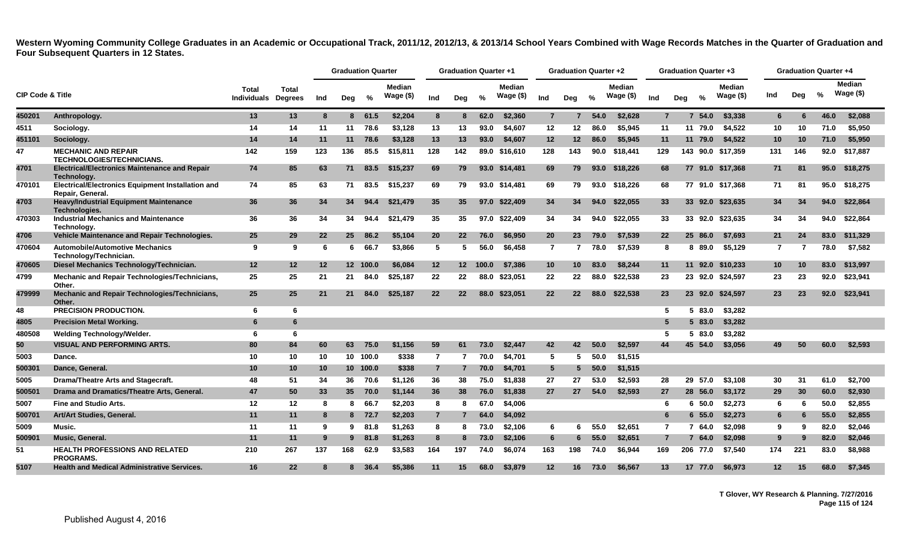**Western Wyoming Community College Graduates in an Academic or Occupational Track, 2011/12, 2012/13, & 2013/14 School Years Combined with Wage Records Matches in the Quarter of Graduation and Four Subsequent Quarters in 12 States.**

| CIP Code & Title | | Total Individuals | Total Degrees | Graduation Quarter | | | | Graduation Quarter +1 | | | | Graduation Quarter +2 | | | | Graduation Quarter +3 | | | | Graduation Quarter +4 | | | |
|---|---|---|---|---|---|---|---|---|---|---|---|---|---|---|---|---|---|---|---|---|---|---|---|
| | | | | Ind | Deg | % | Median Wage ($) | Ind | Deg | % | Median Wage ($) | Ind | Deg | % | Median Wage ($) | Ind | Deg | % | Median Wage ($) | Ind | Deg | % | Median Wage ($) |
| 450201 | Anthropology. | 13 | 13 | 8 | 8 | 61.5 | $2,204 | 8 | 8 | 62.0 | $2,360 | 7 | 7 | 54.0 | $2,628 | 7 | 7 | 54.0 | $3,338 | 6 | 6 | 46.0 | $2,088 |
| 4511 | Sociology. | 14 | 14 | 11 | 11 | 78.6 | $3,128 | 13 | 13 | 93.0 | $4,607 | 12 | 12 | 86.0 | $5,945 | 11 | 11 | 79.0 | $4,522 | 10 | 10 | 71.0 | $5,950 |
| 451101 | Sociology. | 14 | 14 | 11 | 11 | 78.6 | $3,128 | 13 | 13 | 93.0 | $4,607 | 12 | 12 | 86.0 | $5,945 | 11 | 11 | 79.0 | $4,522 | 10 | 10 | 71.0 | $5,950 |
| 47 | MECHANIC AND REPAIR TECHNOLOGIES/TECHNICIANS. | 142 | 159 | 123 | 136 | 85.5 | $15,811 | 128 | 142 | 89.0 | $16,610 | 128 | 143 | 90.0 | $18,441 | 129 | 143 | 90.0 | $17,359 | 131 | 146 | 92.0 | $17,887 |
| 4701 | Electrical/Electronics Maintenance and Repair Technology. | 74 | 85 | 63 | 71 | 83.5 | $15,237 | 69 | 79 | 93.0 | $14,481 | 69 | 79 | 93.0 | $18,226 | 68 | 77 | 91.0 | $17,368 | 71 | 81 | 95.0 | $18,275 |
| 470101 | Electrical/Electronics Equipment Installation and Repair, General. | 74 | 85 | 63 | 71 | 83.5 | $15,237 | 69 | 79 | 93.0 | $14,481 | 69 | 79 | 93.0 | $18,226 | 68 | 77 | 91.0 | $17,368 | 71 | 81 | 95.0 | $18,275 |
| 4703 | Heavy/Industrial Equipment Maintenance Technologies. | 36 | 36 | 34 | 34 | 94.4 | $21,479 | 35 | 35 | 97.0 | $22,409 | 34 | 34 | 94.0 | $22,055 | 33 | 33 | 92.0 | $23,635 | 34 | 34 | 94.0 | $22,864 |
| 470303 | Industrial Mechanics and Maintenance Technology. | 36 | 36 | 34 | 34 | 94.4 | $21,479 | 35 | 35 | 97.0 | $22,409 | 34 | 34 | 94.0 | $22,055 | 33 | 33 | 92.0 | $23,635 | 34 | 34 | 94.0 | $22,864 |
| 4706 | Vehicle Maintenance and Repair Technologies. | 25 | 29 | 22 | 25 | 86.2 | $5,104 | 20 | 22 | 76.0 | $6,950 | 20 | 23 | 79.0 | $7,539 | 22 | 25 | 86.0 | $7,693 | 21 | 24 | 83.0 | $11,329 |
| 470604 | Automobile/Automotive Mechanics Technology/Technician. | 9 | 9 | 6 | 6 | 66.7 | $3,866 | 5 | 5 | 56.0 | $6,458 | 7 | 7 | 78.0 | $7,539 | 8 | 8 | 89.0 | $5,129 | 7 | 7 | 78.0 | $7,582 |
| 470605 | Diesel Mechanics Technology/Technician. | 12 | 12 | 12 | 12 | 100.0 | $6,084 | 12 | 12 | 100.0 | $7,386 | 10 | 10 | 83.0 | $8,244 | 11 | 11 | 92.0 | $10,233 | 10 | 10 | 83.0 | $13,997 |
| 4799 | Mechanic and Repair Technologies/Technicians, Other. | 25 | 25 | 21 | 21 | 84.0 | $25,187 | 22 | 22 | 88.0 | $23,051 | 22 | 22 | 88.0 | $22,538 | 23 | 23 | 92.0 | $24,597 | 23 | 23 | 92.0 | $23,941 |
| 479999 | Mechanic and Repair Technologies/Technicians, Other. | 25 | 25 | 21 | 21 | 84.0 | $25,187 | 22 | 22 | 88.0 | $23,051 | 22 | 22 | 88.0 | $22,538 | 23 | 23 | 92.0 | $24,597 | 23 | 23 | 92.0 | $23,941 |
| 48 | PRECISION PRODUCTION. | 6 | 6 | | | | | | | | | | | | | 5 | 5 | 83.0 | $3,282 | | | | |
| 4805 | Precision Metal Working. | 6 | 6 | | | | | | | | | | | | | 5 | 5 | 83.0 | $3,282 | | | | |
| 480508 | Welding Technology/Welder. | 6 | 6 | | | | | | | | | | | | | 5 | 5 | 83.0 | $3,282 | | | | |
| 50 | VISUAL AND PERFORMING ARTS. | 80 | 84 | 60 | 63 | 75.0 | $1,156 | 59 | 61 | 73.0 | $2,447 | 42 | 42 | 50.0 | $2,597 | 44 | 45 | 54.0 | $3,056 | 49 | 50 | 60.0 | $2,593 |
| 5003 | Dance. | 10 | 10 | 10 | 10 | 100.0 | $338 | 7 | 7 | 70.0 | $4,701 | 5 | 5 | 50.0 | $1,515 | | | | | | | | |
| 500301 | Dance, General. | 10 | 10 | 10 | 10 | 100.0 | $338 | 7 | 7 | 70.0 | $4,701 | 5 | 5 | 50.0 | $1,515 | | | | | | | | |
| 5005 | Drama/Theatre Arts and Stagecraft. | 48 | 51 | 34 | 36 | 70.6 | $1,126 | 36 | 38 | 75.0 | $1,838 | 27 | 27 | 53.0 | $2,593 | 28 | 29 | 57.0 | $3,108 | 30 | 31 | 61.0 | $2,700 |
| 500501 | Drama and Dramatics/Theatre Arts, General. | 47 | 50 | 33 | 35 | 70.0 | $1,144 | 36 | 38 | 76.0 | $1,838 | 27 | 27 | 54.0 | $2,593 | 27 | 28 | 56.0 | $3,172 | 29 | 30 | 60.0 | $2,930 |
| 5007 | Fine and Studio Arts. | 12 | 12 | 8 | 8 | 66.7 | $2,203 | 8 | 8 | 67.0 | $4,006 | | | | | 6 | 6 | 50.0 | $2,273 | 6 | 6 | 50.0 | $2,855 |
| 500701 | Art/Art Studies, General. | 11 | 11 | 8 | 8 | 72.7 | $2,203 | 7 | 7 | 64.0 | $4,092 | | | | | 6 | 6 | 55.0 | $2,273 | 6 | 6 | 55.0 | $2,855 |
| 5009 | Music. | 11 | 11 | 9 | 9 | 81.8 | $1,263 | 8 | 8 | 73.0 | $2,106 | 6 | 6 | 55.0 | $2,651 | 7 | 7 | 64.0 | $2,098 | 9 | 9 | 82.0 | $2,046 |
| 500901 | Music, General. | 11 | 11 | 9 | 9 | 81.8 | $1,263 | 8 | 8 | 73.0 | $2,106 | 6 | 6 | 55.0 | $2,651 | 7 | 7 | 64.0 | $2,098 | 9 | 9 | 82.0 | $2,046 |
| 51 | HEALTH PROFESSIONS AND RELATED PROGRAMS. | 210 | 267 | 137 | 168 | 62.9 | $3,583 | 164 | 197 | 74.0 | $6,074 | 163 | 198 | 74.0 | $6,944 | 169 | 206 | 77.0 | $7,540 | 174 | 221 | 83.0 | $8,988 |
| 5107 | Health and Medical Administrative Services. | 16 | 22 | 8 | 8 | 36.4 | $5,386 | 11 | 15 | 68.0 | $3,879 | 12 | 16 | 73.0 | $6,567 | 13 | 17 | 77.0 | $6,973 | 12 | 15 | 68.0 | $7,345 |

T Glover, WY Research & Planning. 7/27/2016

Published August 4, 2016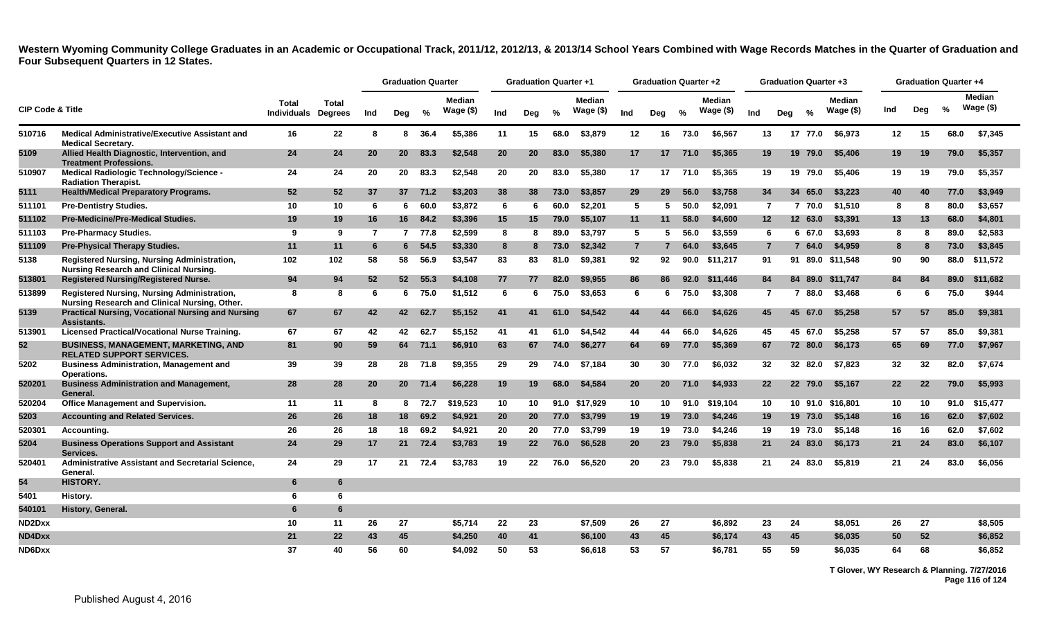**Western Wyoming Community College Graduates in an Academic or Occupational Track, 2011/12, 2012/13, & 2013/14 School Years Combined with Wage Records Matches in the Quarter of Graduation and Four Subsequent Quarters in 12 States.**

| CIP Code & Title | | Total Individuals | Total Degrees | Graduation Quarter | | | | Graduation Quarter +1 | | | | Graduation Quarter +2 | | | | Graduation Quarter +3 | | | | Graduation Quarter +4 | | | |
|---|---|---|---|---|---|---|---|---|---|---|---|---|---|---|---|---|---|---|---|---|---|---|---|
| | | | | Ind | Deg | % | Median Wage ($) | Ind | Deg | % | Median Wage ($) | Ind | Deg | % | Median Wage ($) | Ind | Deg | % | Median Wage ($) | Ind | Deg | % | Median Wage ($) |
| 510716 | Medical Administrative/Executive Assistant and Medical Secretary. | 16 | 22 | 8 | 8 | 36.4 | $5,386 | 11 | 15 | 68.0 | $3,879 | 12 | 16 | 73.0 | $6,567 | 13 | 17 | 77.0 | $6,973 | 12 | 15 | 68.0 | $7,345 |
| 5109 | Allied Health Diagnostic, Intervention, and Treatment Professions. | 24 | 24 | 20 | 20 | 83.3 | $2,548 | 20 | 20 | 83.0 | $5,380 | 17 | 17 | 71.0 | $5,365 | 19 | 19 | 79.0 | $5,406 | 19 | 19 | 79.0 | $5,357 |
| 510907 | Medical Radiologic Technology/Science - Radiation Therapist. | 24 | 24 | 20 | 20 | 83.3 | $2,548 | 20 | 20 | 83.0 | $5,380 | 17 | 17 | 71.0 | $5,365 | 19 | 19 | 79.0 | $5,406 | 19 | 19 | 79.0 | $5,357 |
| 5111 | Health/Medical Preparatory Programs. | 52 | 52 | 37 | 37 | 71.2 | $3,203 | 38 | 38 | 73.0 | $3,857 | 29 | 29 | 56.0 | $3,758 | 34 | 34 | 65.0 | $3,223 | 40 | 40 | 77.0 | $3,949 |
| 511101 | Pre-Dentistry Studies. | 10 | 10 | 6 | 6 | 60.0 | $3,872 | 6 | 6 | 60.0 | $2,201 | 5 | 5 | 50.0 | $2,091 | 7 | 7 | 70.0 | $1,510 | 8 | 8 | 80.0 | $3,657 |
| 511102 | Pre-Medicine/Pre-Medical Studies. | 19 | 19 | 16 | 16 | 84.2 | $3,396 | 15 | 15 | 79.0 | $5,107 | 11 | 11 | 58.0 | $4,600 | 12 | 12 | 63.0 | $3,391 | 13 | 13 | 68.0 | $4,801 |
| 511103 | Pre-Pharmacy Studies. | 9 | 9 | 7 | 7 | 77.8 | $2,599 | 8 | 8 | 89.0 | $3,797 | 5 | 5 | 56.0 | $3,559 | 6 | 6 | 67.0 | $3,693 | 8 | 8 | 89.0 | $2,583 |
| 511109 | Pre-Physical Therapy Studies. | 11 | 11 | 6 | 6 | 54.5 | $3,330 | 8 | 8 | 73.0 | $2,342 | 7 | 7 | 64.0 | $3,645 | 7 | 7 | 64.0 | $4,959 | 8 | 8 | 73.0 | $3,845 |
| 5138 | Registered Nursing, Nursing Administration, Nursing Research and Clinical Nursing. | 102 | 102 | 58 | 58 | 56.9 | $3,547 | 83 | 83 | 81.0 | $9,381 | 92 | 92 | 90.0 | $11,217 | 91 | 91 | 89.0 | $11,548 | 90 | 90 | 88.0 | $11,572 |
| 513801 | Registered Nursing/Registered Nurse. | 94 | 94 | 52 | 52 | 55.3 | $4,108 | 77 | 77 | 82.0 | $9,955 | 86 | 86 | 92.0 | $11,446 | 84 | 84 | 89.0 | $11,747 | 84 | 84 | 89.0 | $11,682 |
| 513899 | Registered Nursing, Nursing Administration, Nursing Research and Clinical Nursing, Other. | 8 | 8 | 6 | 6 | 75.0 | $1,512 | 6 | 6 | 75.0 | $3,653 | 6 | 6 | 75.0 | $3,308 | 7 | 7 | 88.0 | $3,468 | 6 | 6 | 75.0 | $944 |
| 5139 | Practical Nursing, Vocational Nursing and Nursing Assistants. | 67 | 67 | 42 | 42 | 62.7 | $5,152 | 41 | 41 | 61.0 | $4,542 | 44 | 44 | 66.0 | $4,626 | 45 | 45 | 67.0 | $5,258 | 57 | 57 | 85.0 | $9,381 |
| 513901 | Licensed Practical/Vocational Nurse Training. | 67 | 67 | 42 | 42 | 62.7 | $5,152 | 41 | 41 | 61.0 | $4,542 | 44 | 44 | 66.0 | $4,626 | 45 | 45 | 67.0 | $5,258 | 57 | 57 | 85.0 | $9,381 |
| 52 | BUSINESS, MANAGEMENT, MARKETING, AND RELATED SUPPORT SERVICES. | 81 | 90 | 59 | 64 | 71.1 | $6,910 | 63 | 67 | 74.0 | $6,277 | 64 | 69 | 77.0 | $5,369 | 67 | 72 | 80.0 | $6,173 | 65 | 69 | 77.0 | $7,967 |
| 5202 | Business Administration, Management and Operations. | 39 | 39 | 28 | 28 | 71.8 | $9,355 | 29 | 29 | 74.0 | $7,184 | 30 | 30 | 77.0 | $6,032 | 32 | 32 | 82.0 | $7,823 | 32 | 32 | 82.0 | $7,674 |
| 520201 | Business Administration and Management, General. | 28 | 28 | 20 | 20 | 71.4 | $6,228 | 19 | 19 | 68.0 | $4,584 | 20 | 20 | 71.0 | $4,933 | 22 | 22 | 79.0 | $5,167 | 22 | 22 | 79.0 | $5,993 |
| 520204 | Office Management and Supervision. | 11 | 11 | 8 | 8 | 72.7 | $19,523 | 10 | 10 | 91.0 | $17,929 | 10 | 10 | 91.0 | $19,104 | 10 | 10 | 91.0 | $16,801 | 10 | 10 | 91.0 | $15,477 |
| 5203 | Accounting and Related Services. | 26 | 26 | 18 | 18 | 69.2 | $4,921 | 20 | 20 | 77.0 | $3,799 | 19 | 19 | 73.0 | $4,246 | 19 | 19 | 73.0 | $5,148 | 16 | 16 | 62.0 | $7,602 |
| 520301 | Accounting. | 26 | 26 | 18 | 18 | 69.2 | $4,921 | 20 | 20 | 77.0 | $3,799 | 19 | 19 | 73.0 | $4,246 | 19 | 19 | 73.0 | $5,148 | 16 | 16 | 62.0 | $7,602 |
| 5204 | Business Operations Support and Assistant Services. | 24 | 29 | 17 | 21 | 72.4 | $3,783 | 19 | 22 | 76.0 | $6,528 | 20 | 23 | 79.0 | $5,838 | 21 | 24 | 83.0 | $6,173 | 21 | 24 | 83.0 | $6,107 |
| 520401 | Administrative Assistant and Secretarial Science, General. | 24 | 29 | 17 | 21 | 72.4 | $3,783 | 19 | 22 | 76.0 | $6,520 | 20 | 23 | 79.0 | $5,838 | 21 | 24 | 83.0 | $5,819 | 21 | 24 | 83.0 | $6,056 |
| 54 | HISTORY. | 6 | 6 | | | | | | | | | | | | | | | | | | | | |
| 5401 | History. | 6 | 6 | | | | | | | | | | | | | | | | | | | | |
| 540101 | History, General. | 6 | 6 | | | | | | | | | | | | | | | | | | | | |
| ND2Dxx | | 10 | 11 | 26 | 27 | | $5,714 | 22 | 23 | | $7,509 | 26 | 27 | | $6,892 | 23 | 24 | | $8,051 | 26 | 27 | | $8,505 |
| ND4Dxx | | 21 | 22 | 43 | 45 | | $4,250 | 40 | 41 | | $6,100 | 43 | 45 | | $6,174 | 43 | 45 | | $6,035 | 50 | 52 | | $6,852 |
| ND6Dxx | | 37 | 40 | 56 | 60 | | $4,092 | 50 | 53 | | $6,618 | 53 | 57 | | $6,781 | 55 | 59 | | $6,035 | 64 | 68 | | $6,852 |

T Glover, WY Research & Planning. 7/27/2016

Published August 4, 2016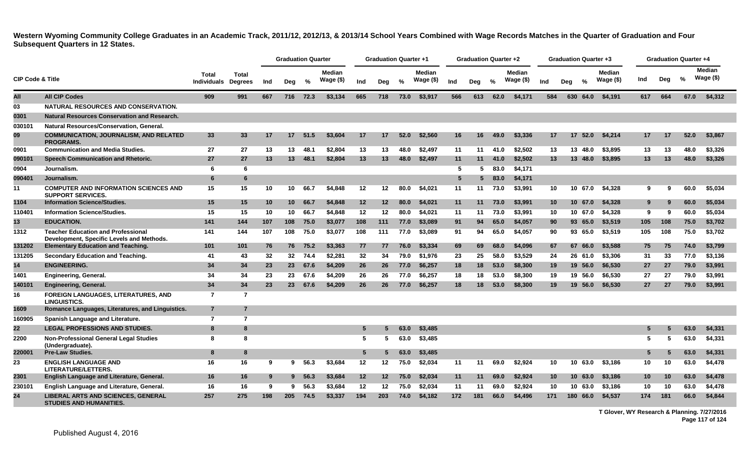**Western Wyoming Community College Graduates in an Academic Track, 2011/12, 2012/13, & 2013/14 School Years Combined with Wage Records Matches in the Quarter of Graduation and Four Subsequent Quarters in 12 States.**

| CIP Code & Title | | Total Individuals | Total Degrees | Graduation Quarter | | | | Graduation Quarter +1 | | | | Graduation Quarter +2 | | | | Graduation Quarter +3 | | | | Graduation Quarter +4 | | | |
|---|---|---|---|---|---|---|---|---|---|---|---|---|---|---|---|---|---|---|---|---|---|---|---|
| | | | | Ind | Deg | % | Median Wage ($) | Ind | Deg | % | Median Wage ($) | Ind | Deg | % | Median Wage ($) | Ind | Deg | % | Median Wage ($) | Ind | Deg | % | Median Wage ($) |
| All | All CIP Codes | 909 | 991 | 667 | 716 | 72.3 | $3,134 | 665 | 718 | 73.0 | $3,917 | 566 | 613 | 62.0 | $4,171 | 584 | 630 | 64.0 | $4,191 | 617 | 664 | 67.0 | $4,312 |
| 03 | NATURAL RESOURCES AND CONSERVATION. | | | | | | | | | | | | | | | | | | | | | | |
| 0301 | Natural Resources Conservation and Research. | | | | | | | | | | | | | | | | | | | | | | |
| 030101 | Natural Resources/Conservation, General. | | | | | | | | | | | | | | | | | | | | | | |
| 09 | COMMUNICATION, JOURNALISM, AND RELATED PROGRAMS. | 33 | 33 | 17 | 17 | 51.5 | $3,604 | 17 | 17 | 52.0 | $2,560 | 16 | 16 | 49.0 | $3,336 | 17 | 17 | 52.0 | $4,214 | 17 | 17 | 52.0 | $3,867 |
| 0901 | Communication and Media Studies. | 27 | 27 | 13 | 13 | 48.1 | $2,804 | 13 | 13 | 48.0 | $2,497 | 11 | 11 | 41.0 | $2,502 | 13 | 13 | 48.0 | $3,895 | 13 | 13 | 48.0 | $3,326 |
| 090101 | Speech Communication and Rhetoric. | 27 | 27 | 13 | 13 | 48.1 | $2,804 | 13 | 13 | 48.0 | $2,497 | 11 | 11 | 41.0 | $2,502 | 13 | 13 | 48.0 | $3,895 | 13 | 13 | 48.0 | $3,326 |
| 0904 | Journalism. | 6 | 6 | | | | | | | | | 5 | 5 | 83.0 | $4,171 | | | | | | | | |
| 090401 | Journalism. | 6 | 6 | | | | | | | | | 5 | 5 | 83.0 | $4,171 | | | | | | | | |
| 11 | COMPUTER AND INFORMATION SCIENCES AND SUPPORT SERVICES. | 15 | 15 | 10 | 10 | 66.7 | $4,848 | 12 | 12 | 80.0 | $4,021 | 11 | 11 | 73.0 | $3,991 | 10 | 10 | 67.0 | $4,328 | 9 | 9 | 60.0 | $5,034 |
| 1104 | Information Science/Studies. | 15 | 15 | 10 | 10 | 66.7 | $4,848 | 12 | 12 | 80.0 | $4,021 | 11 | 11 | 73.0 | $3,991 | 10 | 10 | 67.0 | $4,328 | 9 | 9 | 60.0 | $5,034 |
| 110401 | Information Science/Studies. | 15 | 15 | 10 | 10 | 66.7 | $4,848 | 12 | 12 | 80.0 | $4,021 | 11 | 11 | 73.0 | $3,991 | 10 | 10 | 67.0 | $4,328 | 9 | 9 | 60.0 | $5,034 |
| 13 | EDUCATION. | 141 | 144 | 107 | 108 | 75.0 | $3,077 | 108 | 111 | 77.0 | $3,089 | 91 | 94 | 65.0 | $4,057 | 90 | 93 | 65.0 | $3,519 | 105 | 108 | 75.0 | $3,702 |
| 1312 | Teacher Education and Professional Development, Specific Levels and Methods. | 141 | 144 | 107 | 108 | 75.0 | $3,077 | 108 | 111 | 77.0 | $3,089 | 91 | 94 | 65.0 | $4,057 | 90 | 93 | 65.0 | $3,519 | 105 | 108 | 75.0 | $3,702 |
| 131202 | Elementary Education and Teaching. | 101 | 101 | 76 | 76 | 75.2 | $3,363 | 77 | 77 | 76.0 | $3,334 | 69 | 69 | 68.0 | $4,096 | 67 | 67 | 66.0 | $3,588 | 75 | 75 | 74.0 | $3,799 |
| 131205 | Secondary Education and Teaching. | 41 | 43 | 32 | 32 | 74.4 | $2,281 | 32 | 34 | 79.0 | $1,976 | 23 | 25 | 58.0 | $3,529 | 24 | 26 | 61.0 | $3,306 | 31 | 33 | 77.0 | $3,136 |
| 14 | ENGINEERING. | 34 | 34 | 23 | 23 | 67.6 | $4,209 | 26 | 26 | 77.0 | $6,257 | 18 | 18 | 53.0 | $8,300 | 19 | 19 | 56.0 | $6,530 | 27 | 27 | 79.0 | $3,991 |
| 1401 | Engineering, General. | 34 | 34 | 23 | 23 | 67.6 | $4,209 | 26 | 26 | 77.0 | $6,257 | 18 | 18 | 53.0 | $8,300 | 19 | 19 | 56.0 | $6,530 | 27 | 27 | 79.0 | $3,991 |
| 140101 | Engineering, General. | 34 | 34 | 23 | 23 | 67.6 | $4,209 | 26 | 26 | 77.0 | $6,257 | 18 | 18 | 53.0 | $8,300 | 19 | 19 | 56.0 | $6,530 | 27 | 27 | 79.0 | $3,991 |
| 16 | FOREIGN LANGUAGES, LITERATURES, AND LINGUISTICS. | 7 | 7 | | | | | | | | | | | | | | | | | | | | |
| 1609 | Romance Languages, Literatures, and Linguistics. | 7 | 7 | | | | | | | | | | | | | | | | | | | | |
| 160905 | Spanish Language and Literature. | 7 | 7 | | | | | | | | | | | | | | | | | | | | |
| 22 | LEGAL PROFESSIONS AND STUDIES. | 8 | 8 | | | | | 5 | 5 | 63.0 | $3,485 | | | | | | | | | 5 | 5 | 63.0 | $4,331 |
| 2200 | Non-Professional General Legal Studies (Undergraduate). | 8 | 8 | | | | | 5 | 5 | 63.0 | $3,485 | | | | | | | | | 5 | 5 | 63.0 | $4,331 |
| 220001 | Pre-Law Studies. | 8 | 8 | | | | | 5 | 5 | 63.0 | $3,485 | | | | | | | | | 5 | 5 | 63.0 | $4,331 |
| 23 | ENGLISH LANGUAGE AND LITERATURE/LETTERS. | 16 | 16 | 9 | 9 | 56.3 | $3,684 | 12 | 12 | 75.0 | $2,034 | 11 | 11 | 69.0 | $2,924 | 10 | 10 | 63.0 | $3,186 | 10 | 10 | 63.0 | $4,478 |
| 2301 | English Language and Literature, General. | 16 | 16 | 9 | 9 | 56.3 | $3,684 | 12 | 12 | 75.0 | $2,034 | 11 | 11 | 69.0 | $2,924 | 10 | 10 | 63.0 | $3,186 | 10 | 10 | 63.0 | $4,478 |
| 230101 | English Language and Literature, General. | 16 | 16 | 9 | 9 | 56.3 | $3,684 | 12 | 12 | 75.0 | $2,034 | 11 | 11 | 69.0 | $2,924 | 10 | 10 | 63.0 | $3,186 | 10 | 10 | 63.0 | $4,478 |
| 24 | LIBERAL ARTS AND SCIENCES, GENERAL STUDIES AND HUMANITIES. | 257 | 275 | 198 | 205 | 74.5 | $3,337 | 194 | 203 | 74.0 | $4,182 | 172 | 181 | 66.0 | $4,496 | 171 | 180 | 66.0 | $4,537 | 174 | 181 | 66.0 | $4,844 |

T Glover, WY Research & Planning. 7/27/2016

Published August 4, 2016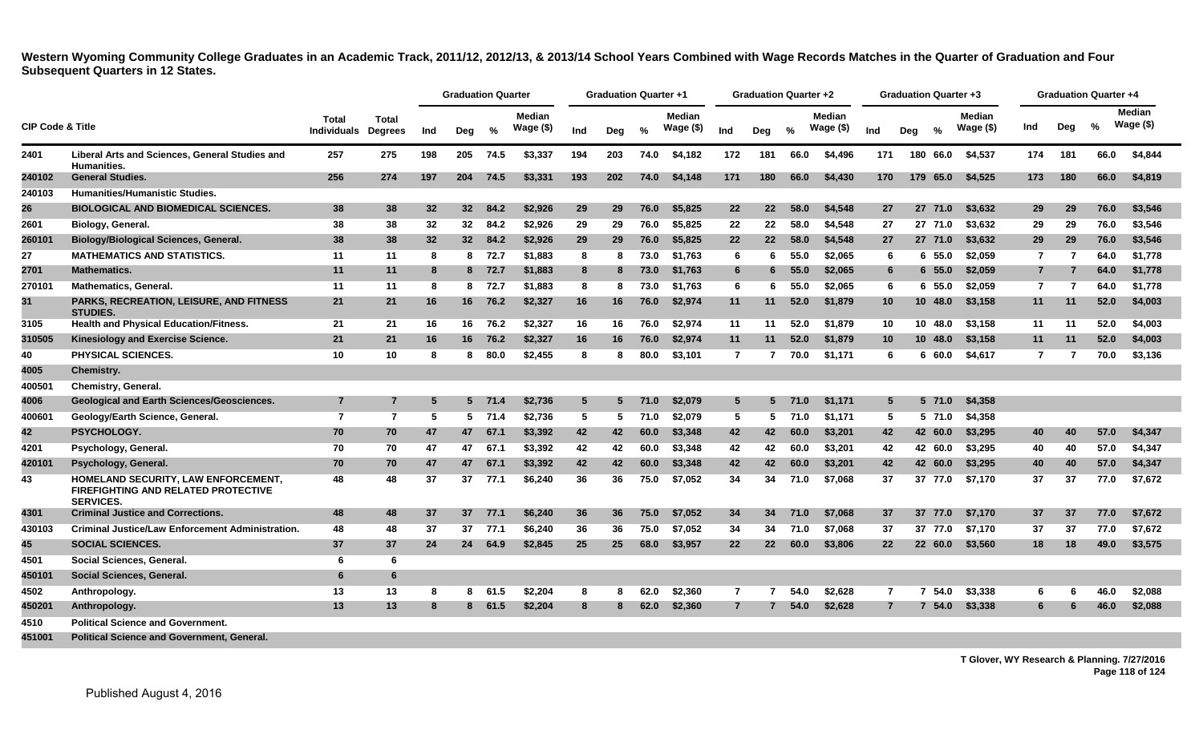**Western Wyoming Community College Graduates in an Academic Track, 2011/12, 2012/13, & 2013/14 School Years Combined with Wage Records Matches in the Quarter of Graduation and Four Subsequent Quarters in 12 States.**

| CIP Code & Title | | Total Individuals | Total Degrees | Graduation Quarter | | | | Graduation Quarter +1 | | | | Graduation Quarter +2 | | | | Graduation Quarter +3 | | | | Graduation Quarter +4 | | | |
|---|---|---|---|---|---|---|---|---|---|---|---|---|---|---|---|---|---|---|---|---|---|---|---|
| | | | | Ind | Deg | % | Median Wage ($) | Ind | Deg | % | Median Wage ($) | Ind | Deg | % | Median Wage ($) | Ind | Deg | % | Median Wage ($) | Ind | Deg | % | Median Wage ($) |
| 2401 | Liberal Arts and Sciences, General Studies and Humanities. | 257 | 275 | 198 | 205 | 74.5 | $3,337 | 194 | 203 | 74.0 | $4,182 | 172 | 181 | 66.0 | $4,496 | 171 | 180 | 66.0 | $4,537 | 174 | 181 | 66.0 | $4,844 |
| 240102 | General Studies. | 256 | 274 | 197 | 204 | 74.5 | $3,331 | 193 | 202 | 74.0 | $4,148 | 171 | 180 | 66.0 | $4,430 | 170 | 179 | 65.0 | $4,525 | 173 | 180 | 66.0 | $4,819 |
| 240103 | Humanities/Humanistic Studies. | | | | | | | | | | | | | | | | | | | | | | |
| 26 | BIOLOGICAL AND BIOMEDICAL SCIENCES. | 38 | 38 | 32 | 32 | 84.2 | $2,926 | 29 | 29 | 76.0 | $5,825 | 22 | 22 | 58.0 | $4,548 | 27 | 27 | 71.0 | $3,632 | 29 | 29 | 76.0 | $3,546 |
| 2601 | Biology, General. | 38 | 38 | 32 | 32 | 84.2 | $2,926 | 29 | 29 | 76.0 | $5,825 | 22 | 22 | 58.0 | $4,548 | 27 | 27 | 71.0 | $3,632 | 29 | 29 | 76.0 | $3,546 |
| 260101 | Biology/Biological Sciences, General. | 38 | 38 | 32 | 32 | 84.2 | $2,926 | 29 | 29 | 76.0 | $5,825 | 22 | 22 | 58.0 | $4,548 | 27 | 27 | 71.0 | $3,632 | 29 | 29 | 76.0 | $3,546 |
| 27 | MATHEMATICS AND STATISTICS. | 11 | 11 | 8 | 8 | 72.7 | $1,883 | 8 | 8 | 73.0 | $1,763 | 6 | 6 | 55.0 | $2,065 | 6 | 6 | 55.0 | $2,059 | 7 | 7 | 64.0 | $1,778 |
| 2701 | Mathematics. | 11 | 11 | 8 | 8 | 72.7 | $1,883 | 8 | 8 | 73.0 | $1,763 | 6 | 6 | 55.0 | $2,065 | 6 | 6 | 55.0 | $2,059 | 7 | 7 | 64.0 | $1,778 |
| 270101 | Mathematics, General. | 11 | 11 | 8 | 8 | 72.7 | $1,883 | 8 | 8 | 73.0 | $1,763 | 6 | 6 | 55.0 | $2,065 | 6 | 6 | 55.0 | $2,059 | 7 | 7 | 64.0 | $1,778 |
| 31 | PARKS, RECREATION, LEISURE, AND FITNESS STUDIES. | 21 | 21 | 16 | 16 | 76.2 | $2,327 | 16 | 16 | 76.0 | $2,974 | 11 | 11 | 52.0 | $1,879 | 10 | 10 | 48.0 | $3,158 | 11 | 11 | 52.0 | $4,003 |
| 3105 | Health and Physical Education/Fitness. | 21 | 21 | 16 | 16 | 76.2 | $2,327 | 16 | 16 | 76.0 | $2,974 | 11 | 11 | 52.0 | $1,879 | 10 | 10 | 48.0 | $3,158 | 11 | 11 | 52.0 | $4,003 |
| 310505 | Kinesiology and Exercise Science. | 21 | 21 | 16 | 16 | 76.2 | $2,327 | 16 | 16 | 76.0 | $2,974 | 11 | 11 | 52.0 | $1,879 | 10 | 10 | 48.0 | $3,158 | 11 | 11 | 52.0 | $4,003 |
| 40 | PHYSICAL SCIENCES. | 10 | 10 | 8 | 8 | 80.0 | $2,455 | 8 | 8 | 80.0 | $3,101 | 7 | 7 | 70.0 | $1,171 | 6 | 6 | 60.0 | $4,617 | 7 | 7 | 70.0 | $3,136 |
| 4005 | Chemistry. | | | | | | | | | | | | | | | | | | | | | | |
| 400501 | Chemistry, General. | | | | | | | | | | | | | | | | | | | | | | |
| 4006 | Geological and Earth Sciences/Geosciences. | 7 | 7 | 5 | 5 | 71.4 | $2,736 | 5 | 5 | 71.0 | $2,079 | 5 | 5 | 71.0 | $1,171 | 5 | 5 | 71.0 | $4,358 | | | | |
| 400601 | Geology/Earth Science, General. | 7 | 7 | 5 | 5 | 71.4 | $2,736 | 5 | 5 | 71.0 | $2,079 | 5 | 5 | 71.0 | $1,171 | 5 | 5 | 71.0 | $4,358 | | | | |
| 42 | PSYCHOLOGY. | 70 | 70 | 47 | 47 | 67.1 | $3,392 | 42 | 42 | 60.0 | $3,348 | 42 | 42 | 60.0 | $3,201 | 42 | 42 | 60.0 | $3,295 | 40 | 40 | 57.0 | $4,347 |
| 4201 | Psychology, General. | 70 | 70 | 47 | 47 | 67.1 | $3,392 | 42 | 42 | 60.0 | $3,348 | 42 | 42 | 60.0 | $3,201 | 42 | 42 | 60.0 | $3,295 | 40 | 40 | 57.0 | $4,347 |
| 420101 | Psychology, General. | 70 | 70 | 47 | 47 | 67.1 | $3,392 | 42 | 42 | 60.0 | $3,348 | 42 | 42 | 60.0 | $3,201 | 42 | 42 | 60.0 | $3,295 | 40 | 40 | 57.0 | $4,347 |
| 43 | HOMELAND SECURITY, LAW ENFORCEMENT, FIREFIGHTING AND RELATED PROTECTIVE SERVICES. | 48 | 48 | 37 | 37 | 77.1 | $6,240 | 36 | 36 | 75.0 | $7,052 | 34 | 34 | 71.0 | $7,068 | 37 | 37 | 77.0 | $7,170 | 37 | 37 | 77.0 | $7,672 |
| 4301 | Criminal Justice and Corrections. | 48 | 48 | 37 | 37 | 77.1 | $6,240 | 36 | 36 | 75.0 | $7,052 | 34 | 34 | 71.0 | $7,068 | 37 | 37 | 77.0 | $7,170 | 37 | 37 | 77.0 | $7,672 |
| 430103 | Criminal Justice/Law Enforcement Administration. | 48 | 48 | 37 | 37 | 77.1 | $6,240 | 36 | 36 | 75.0 | $7,052 | 34 | 34 | 71.0 | $7,068 | 37 | 37 | 77.0 | $7,170 | 37 | 37 | 77.0 | $7,672 |
| 45 | SOCIAL SCIENCES. | 37 | 37 | 24 | 24 | 64.9 | $2,845 | 25 | 25 | 68.0 | $3,957 | 22 | 22 | 60.0 | $3,806 | 22 | 22 | 60.0 | $3,560 | 18 | 18 | 49.0 | $3,575 |
| 4501 | Social Sciences, General. | 6 | 6 | | | | | | | | | | | | | | | | | | | | |
| 450101 | Social Sciences, General. | 6 | 6 | | | | | | | | | | | | | | | | | | | | |
| 4502 | Anthropology. | 13 | 13 | 8 | 8 | 61.5 | $2,204 | 8 | 8 | 62.0 | $2,360 | 7 | 7 | 54.0 | $2,628 | 7 | 7 | 54.0 | $3,338 | 6 | 6 | 46.0 | $2,088 |
| 450201 | Anthropology. | 13 | 13 | 8 | 8 | 61.5 | $2,204 | 8 | 8 | 62.0 | $2,360 | 7 | 7 | 54.0 | $2,628 | 7 | 7 | 54.0 | $3,338 | 6 | 6 | 46.0 | $2,088 |
| 4510 | Political Science and Government. | | | | | | | | | | | | | | | | | | | | | | |
| 451001 | Political Science and Government, General. | | | | | | | | | | | | | | | | | | | | | | |

T Glover, WY Research & Planning. 7/27/2016

Published August 4, 2016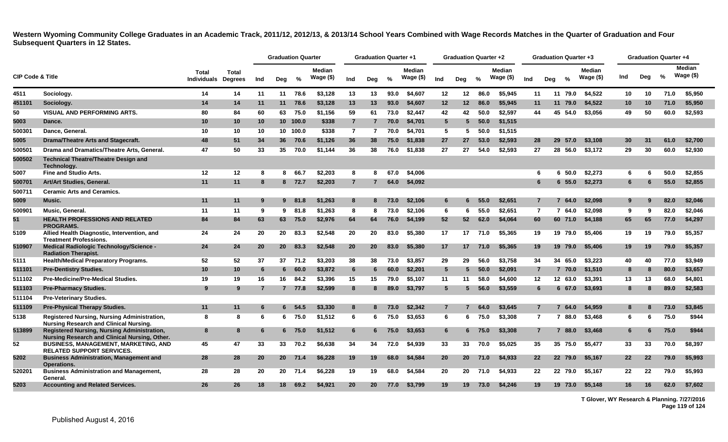**Western Wyoming Community College Graduates in an Academic Track, 2011/12, 2012/13, & 2013/14 School Years Combined with Wage Records Matches in the Quarter of Graduation and Four Subsequent Quarters in 12 States.**

| CIP Code & Title | | Total Individuals | Total Degrees | Graduation Quarter | | | | Graduation Quarter +1 | | | | Graduation Quarter +2 | | | | Graduation Quarter +3 | | | | Graduation Quarter +4 | | | |
|---|---|---|---|---|---|---|---|---|---|---|---|---|---|---|---|---|---|---|---|---|---|---|---|
| | | | | Ind | Deg | % | Median Wage ($) | Ind | Deg | % | Median Wage ($) | Ind | Deg | % | Median Wage ($) | Ind | Deg | % | Median Wage ($) | Ind | Deg | % | Median Wage ($) |
| 4511 | Sociology. | 14 | 14 | 11 | 11 | 78.6 | $3,128 | 13 | 13 | 93.0 | $4,607 | 12 | 12 | 86.0 | $5,945 | 11 | 11 | 79.0 | $4,522 | 10 | 10 | 71.0 | $5,950 |
| 451101 | Sociology. | 14 | 14 | 11 | 11 | 78.6 | $3,128 | 13 | 13 | 93.0 | $4,607 | 12 | 12 | 86.0 | $5,945 | 11 | 11 | 79.0 | $4,522 | 10 | 10 | 71.0 | $5,950 |
| 50 | VISUAL AND PERFORMING ARTS. | 80 | 84 | 60 | 63 | 75.0 | $1,156 | 59 | 61 | 73.0 | $2,447 | 42 | 42 | 50.0 | $2,597 | 44 | 45 | 54.0 | $3,056 | 49 | 50 | 60.0 | $2,593 |
| 5003 | Dance. | 10 | 10 | 10 | 10 | 100.0 | $338 | 7 | 7 | 70.0 | $4,701 | 5 | 5 | 50.0 | $1,515 | | | | | | | | |
| 500301 | Dance, General. | 10 | 10 | 10 | 10 | 100.0 | $338 | 7 | 7 | 70.0 | $4,701 | 5 | 5 | 50.0 | $1,515 | | | | | | | | |
| 5005 | Drama/Theatre Arts and Stagecraft. | 48 | 51 | 34 | 36 | 70.6 | $1,126 | 36 | 38 | 75.0 | $1,838 | 27 | 27 | 53.0 | $2,593 | 28 | 29 | 57.0 | $3,108 | 30 | 31 | 61.0 | $2,700 |
| 500501 | Drama and Dramatics/Theatre Arts, General. | 47 | 50 | 33 | 35 | 70.0 | $1,144 | 36 | 38 | 76.0 | $1,838 | 27 | 27 | 54.0 | $2,593 | 27 | 28 | 56.0 | $3,172 | 29 | 30 | 60.0 | $2,930 |
| 500502 | Technical Theatre/Theatre Design and Technology. | | | | | | | | | | | | | | | | | | | | | | |
| 5007 | Fine and Studio Arts. | 12 | 12 | 8 | 8 | 66.7 | $2,203 | 8 | 8 | 67.0 | $4,006 | | | | | 6 | 6 | 50.0 | $2,273 | 6 | 6 | 50.0 | $2,855 |
| 500701 | Art/Art Studies, General. | 11 | 11 | 8 | 8 | 72.7 | $2,203 | 7 | 7 | 64.0 | $4,092 | | | | | 6 | 6 | 55.0 | $2,273 | 6 | 6 | 55.0 | $2,855 |
| 500711 | Ceramic Arts and Ceramics. | | | | | | | | | | | | | | | | | | | | | | |
| 5009 | Music. | 11 | 11 | 9 | 9 | 81.8 | $1,263 | 8 | 8 | 73.0 | $2,106 | 6 | 6 | 55.0 | $2,651 | 7 | 7 | 64.0 | $2,098 | 9 | 9 | 82.0 | $2,046 |
| 500901 | Music, General. | 11 | 11 | 9 | 9 | 81.8 | $1,263 | 8 | 8 | 73.0 | $2,106 | 6 | 6 | 55.0 | $2,651 | 7 | 7 | 64.0 | $2,098 | 9 | 9 | 82.0 | $2,046 |
| 51 | HEALTH PROFESSIONS AND RELATED PROGRAMS. | 84 | 84 | 63 | 63 | 75.0 | $2,976 | 64 | 64 | 76.0 | $4,199 | 52 | 52 | 62.0 | $4,064 | 60 | 60 | 71.0 | $4,188 | 65 | 65 | 77.0 | $4,297 |
| 5109 | Allied Health Diagnostic, Intervention, and Treatment Professions. | 24 | 24 | 20 | 20 | 83.3 | $2,548 | 20 | 20 | 83.0 | $5,380 | 17 | 17 | 71.0 | $5,365 | 19 | 19 | 79.0 | $5,406 | 19 | 19 | 79.0 | $5,357 |
| 510907 | Medical Radiologic Technology/Science - Radiation Therapist. | 24 | 24 | 20 | 20 | 83.3 | $2,548 | 20 | 20 | 83.0 | $5,380 | 17 | 17 | 71.0 | $5,365 | 19 | 19 | 79.0 | $5,406 | 19 | 19 | 79.0 | $5,357 |
| 5111 | Health/Medical Preparatory Programs. | 52 | 52 | 37 | 37 | 71.2 | $3,203 | 38 | 38 | 73.0 | $3,857 | 29 | 29 | 56.0 | $3,758 | 34 | 34 | 65.0 | $3,223 | 40 | 40 | 77.0 | $3,949 |
| 511101 | Pre-Dentistry Studies. | 10 | 10 | 6 | 6 | 60.0 | $3,872 | 6 | 6 | 60.0 | $2,201 | 5 | 5 | 50.0 | $2,091 | 7 | 7 | 70.0 | $1,510 | 8 | 8 | 80.0 | $3,657 |
| 511102 | Pre-Medicine/Pre-Medical Studies. | 19 | 19 | 16 | 16 | 84.2 | $3,396 | 15 | 15 | 79.0 | $5,107 | 11 | 11 | 58.0 | $4,600 | 12 | 12 | 63.0 | $3,391 | 13 | 13 | 68.0 | $4,801 |
| 511103 | Pre-Pharmacy Studies. | 9 | 9 | 7 | 7 | 77.8 | $2,599 | 8 | 8 | 89.0 | $3,797 | 5 | 5 | 56.0 | $3,559 | 6 | 6 | 67.0 | $3,693 | 8 | 8 | 89.0 | $2,583 |
| 511104 | Pre-Veterinary Studies. | | | | | | | | | | | | | | | | | | | | | | |
| 511109 | Pre-Physical Therapy Studies. | 11 | 11 | 6 | 6 | 54.5 | $3,330 | 8 | 8 | 73.0 | $2,342 | 7 | 7 | 64.0 | $3,645 | 7 | 7 | 64.0 | $4,959 | 8 | 8 | 73.0 | $3,845 |
| 5138 | Registered Nursing, Nursing Administration, Nursing Research and Clinical Nursing. | 8 | 8 | 6 | 6 | 75.0 | $1,512 | 6 | 6 | 75.0 | $3,653 | 6 | 6 | 75.0 | $3,308 | 7 | 7 | 88.0 | $3,468 | 6 | 6 | 75.0 | $944 |
| 513899 | Registered Nursing, Nursing Administration, Nursing Research and Clinical Nursing, Other. | 8 | 8 | 6 | 6 | 75.0 | $1,512 | 6 | 6 | 75.0 | $3,653 | 6 | 6 | 75.0 | $3,308 | 7 | 7 | 88.0 | $3,468 | 6 | 6 | 75.0 | $944 |
| 52 | BUSINESS, MANAGEMENT, MARKETING, AND RELATED SUPPORT SERVICES. | 45 | 47 | 33 | 33 | 70.2 | $6,638 | 34 | 34 | 72.0 | $4,939 | 33 | 33 | 70.0 | $5,025 | 35 | 35 | 75.0 | $5,477 | 33 | 33 | 70.0 | $8,397 |
| 5202 | Business Administration, Management and Operations. | 28 | 28 | 20 | 20 | 71.4 | $6,228 | 19 | 19 | 68.0 | $4,584 | 20 | 20 | 71.0 | $4,933 | 22 | 22 | 79.0 | $5,167 | 22 | 22 | 79.0 | $5,993 |
| 520201 | Business Administration and Management, General. | 28 | 28 | 20 | 20 | 71.4 | $6,228 | 19 | 19 | 68.0 | $4,584 | 20 | 20 | 71.0 | $4,933 | 22 | 22 | 79.0 | $5,167 | 22 | 22 | 79.0 | $5,993 |
| 5203 | Accounting and Related Services. | 26 | 26 | 18 | 18 | 69.2 | $4,921 | 20 | 20 | 77.0 | $3,799 | 19 | 19 | 73.0 | $4,246 | 19 | 19 | 73.0 | $5,148 | 16 | 16 | 62.0 | $7,602 |

T Glover, WY Research & Planning. 7/27/2016

Published August 4, 2016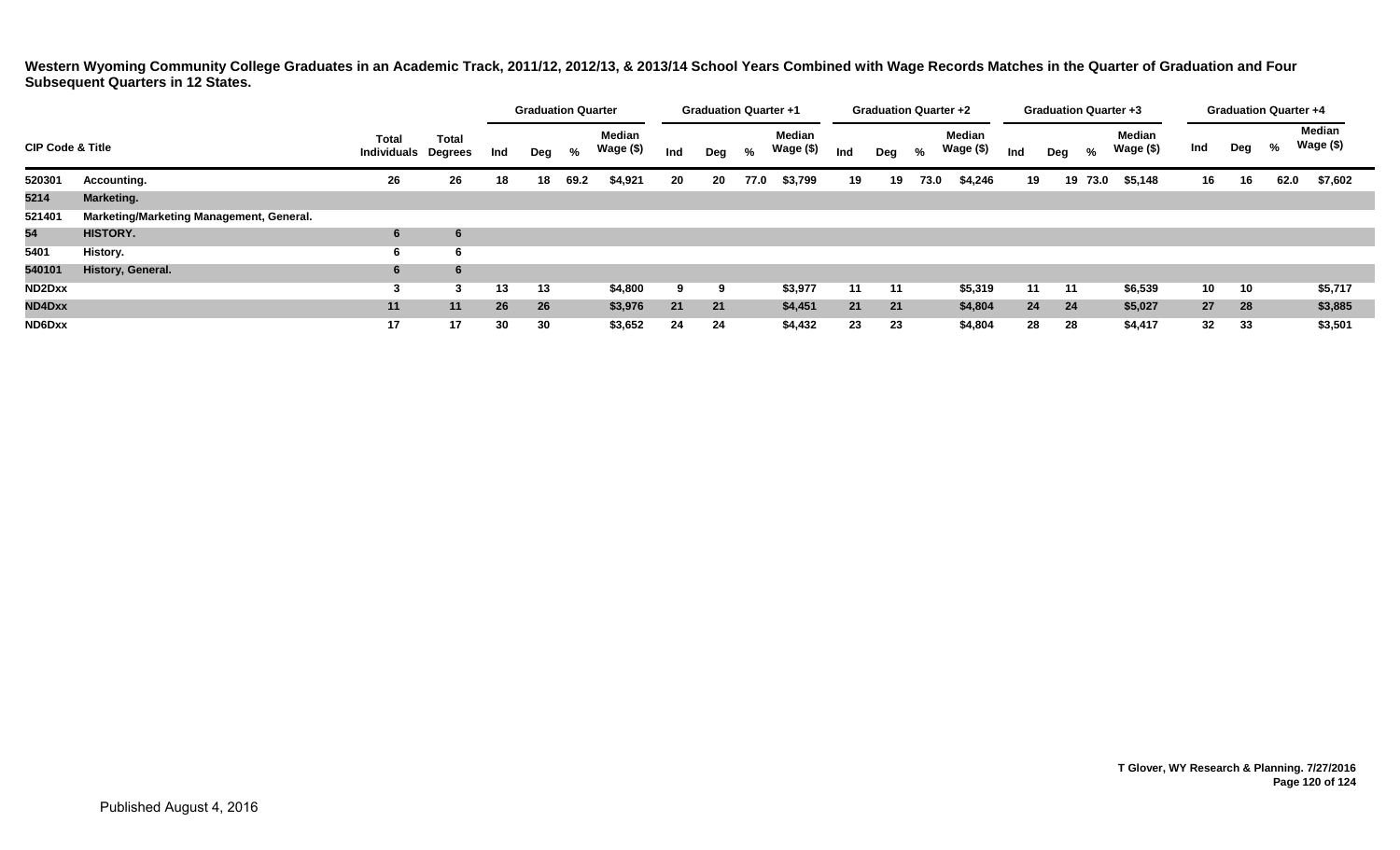**Western Wyoming Community College Graduates in an Academic Track, 2011/12, 2012/13, & 2013/14 School Years Combined with Wage Records Matches in the Quarter of Graduation and Four Subsequent Quarters in 12 States.**

| CIP Code & Title | | Total Individuals | Total Degrees | Graduation Quarter | | | | Graduation Quarter +1 | | | | Graduation Quarter +2 | | | | Graduation Quarter +3 | | | | Graduation Quarter +4 | | | |
|---|---|---|---|---|---|---|---|---|---|---|---|---|---|---|---|---|---|---|---|---|---|---|---|
| | | | | Ind | Deg | % | Median Wage ($) | Ind | Deg | % | Median Wage ($) | Ind | Deg | % | Median Wage ($) | Ind | Deg | % | Median Wage ($) | Ind | Deg | % | Median Wage ($) |
| 520301 | Accounting. | 26 | 26 | 18 | 18 | 69.2 | $4,921 | 20 | 20 | 77.0 | $3,799 | 19 | 19 | 73.0 | $4,246 | 19 | 19 | 73.0 | $5,148 | 16 | 16 | 62.0 | $7,602 |
| 5214 | Marketing. | | | | | | | | | | | | | | | | | | | | | | |
| 521401 | Marketing/Marketing Management, General. | | | | | | | | | | | | | | | | | | | | | | |
| 54 | HISTORY. | 6 | 6 | | | | | | | | | | | | | | | | | | | | |
| 5401 | History. | 6 | 6 | | | | | | | | | | | | | | | | | | | | |
| 540101 | History, General. | 6 | 6 | | | | | | | | | | | | | | | | | | | | |
| ND2Dxx | | 3 | 3 | 13 | 13 | | $4,800 | 9 | 9 | | $3,977 | 11 | 11 | | $5,319 | 11 | 11 | | $6,539 | 10 | 10 | | $5,717 |
| ND4Dxx | | 11 | 11 | 26 | 26 | | $3,976 | 21 | 21 | | $4,451 | 21 | 21 | | $4,804 | 24 | 24 | | $5,027 | 27 | 28 | | $3,885 |
| ND6Dxx | | 17 | 17 | 30 | 30 | | $3,652 | 24 | 24 | | $4,432 | 23 | 23 | | $4,804 | 28 | 28 | | $4,417 | 32 | 33 | | $3,501 |

T Glover, WY Research & Planning. 7/27/2016

Published August 4, 2016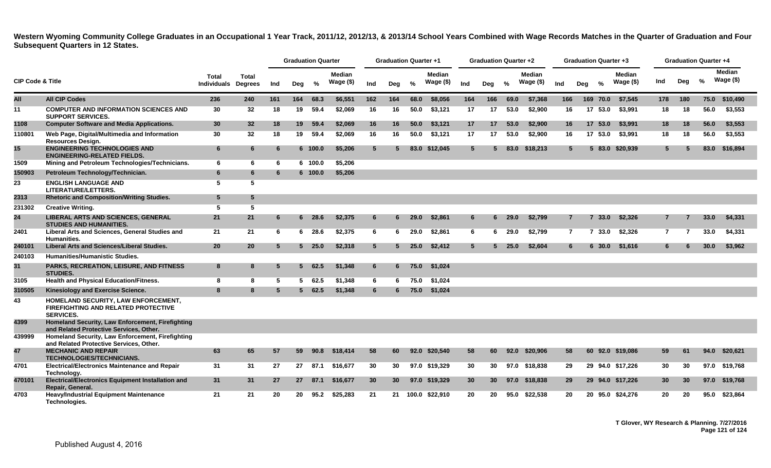**Western Wyoming Community College Graduates in an Occupational 1 Year Track, 2011/12, 2012/13, & 2013/14 School Years Combined with Wage Records Matches in the Quarter of Graduation and Four Subsequent Quarters in 12 States.**

| CIP Code & Title | | Total Individuals | Total Degrees | Graduation Quarter | | | | Graduation Quarter +1 | | | | Graduation Quarter +2 | | | | Graduation Quarter +3 | | | | Graduation Quarter +4 | | | |
|---|---|---|---|---|---|---|---|---|---|---|---|---|---|---|---|---|---|---|---|---|---|---|---|
| | | | | Ind | Deg | % | Median Wage ($) | Ind | Deg | % | Median Wage ($) | Ind | Deg | % | Median Wage ($) | Ind | Deg | % | Median Wage ($) | Ind | Deg | % | Median Wage ($) |
| All | All CIP Codes | 236 | 240 | 161 | 164 | 68.3 | $6,551 | 162 | 164 | 68.0 | $8,056 | 164 | 166 | 69.0 | $7,368 | 166 | 169 | 70.0 | $7,545 | 178 | 180 | 75.0 | $10,490 |
| 11 | COMPUTER AND INFORMATION SCIENCES AND SUPPORT SERVICES. | 30 | 32 | 18 | 19 | 59.4 | $2,069 | 16 | 16 | 50.0 | $3,121 | 17 | 17 | 53.0 | $2,900 | 16 | 17 | 53.0 | $3,991 | 18 | 18 | 56.0 | $3,553 |
| 1108 | Computer Software and Media Applications. | 30 | 32 | 18 | 19 | 59.4 | $2,069 | 16 | 16 | 50.0 | $3,121 | 17 | 17 | 53.0 | $2,900 | 16 | 17 | 53.0 | $3,991 | 18 | 18 | 56.0 | $3,553 |
| 110801 | Web Page, Digital/Multimedia and Information Resources Design. | 30 | 32 | 18 | 19 | 59.4 | $2,069 | 16 | 16 | 50.0 | $3,121 | 17 | 17 | 53.0 | $2,900 | 16 | 17 | 53.0 | $3,991 | 18 | 18 | 56.0 | $3,553 |
| 15 | ENGINEERING TECHNOLOGIES AND ENGINEERING-RELATED FIELDS. | 6 | 6 | 6 | 6 | 100.0 | $5,206 | 5 | 5 | 83.0 | $12,045 | 5 | 5 | 83.0 | $18,213 | 5 | 5 | 83.0 | $20,939 | 5 | 5 | 83.0 | $16,894 |
| 1509 | Mining and Petroleum Technologies/Technicians. | 6 | 6 | 6 | 6 | 100.0 | $5,206 | | | | | | | | | | | | | | | | |
| 150903 | Petroleum Technology/Technician. | 6 | 6 | 6 | 6 | 100.0 | $5,206 | | | | | | | | | | | | | | | | |
| 23 | ENGLISH LANGUAGE AND LITERATURE/LETTERS. | 5 | 5 | | | | | | | | | | | | | | | | | | | | |
| 2313 | Rhetoric and Composition/Writing Studies. | 5 | 5 | | | | | | | | | | | | | | | | | | | | |
| 231302 | Creative Writing. | 5 | 5 | | | | | | | | | | | | | | | | | | | | |
| 24 | LIBERAL ARTS AND SCIENCES, GENERAL STUDIES AND HUMANITIES. | 21 | 21 | 6 | 6 | 28.6 | $2,375 | 6 | 6 | 29.0 | $2,861 | 6 | 6 | 29.0 | $2,799 | 7 | 7 | 33.0 | $2,326 | 7 | 7 | 33.0 | $4,331 |
| 2401 | Liberal Arts and Sciences, General Studies and Humanities. | 21 | 21 | 6 | 6 | 28.6 | $2,375 | 6 | 6 | 29.0 | $2,861 | 6 | 6 | 29.0 | $2,799 | 7 | 7 | 33.0 | $2,326 | 7 | 7 | 33.0 | $4,331 |
| 240101 | Liberal Arts and Sciences/Liberal Studies. | 20 | 20 | 5 | 5 | 25.0 | $2,318 | 5 | 5 | 25.0 | $2,412 | 5 | 5 | 25.0 | $2,604 | 6 | 6 | 30.0 | $1,616 | 6 | 6 | 30.0 | $3,962 |
| 240103 | Humanities/Humanistic Studies. | | | | | | | | | | | | | | | | | | | | | | |
| 31 | PARKS, RECREATION, LEISURE, AND FITNESS STUDIES. | 8 | 8 | 5 | 5 | 62.5 | $1,348 | 6 | 6 | 75.0 | $1,024 | | | | | | | | | | | | |
| 3105 | Health and Physical Education/Fitness. | 8 | 8 | 5 | 5 | 62.5 | $1,348 | 6 | 6 | 75.0 | $1,024 | | | | | | | | | | | | |
| 310505 | Kinesiology and Exercise Science. | 8 | 8 | 5 | 5 | 62.5 | $1,348 | 6 | 6 | 75.0 | $1,024 | | | | | | | | | | | | |
| 43 | HOMELAND SECURITY, LAW ENFORCEMENT, FIREFIGHTING AND RELATED PROTECTIVE SERVICES. | | | | | | | | | | | | | | | | | | | | | | |
| 4399 | Homeland Security, Law Enforcement, Firefighting and Related Protective Services, Other. | | | | | | | | | | | | | | | | | | | | | | |
| 439999 | Homeland Security, Law Enforcement, Firefighting and Related Protective Services, Other. | | | | | | | | | | | | | | | | | | | | | | |
| 47 | MECHANIC AND REPAIR TECHNOLOGIES/TECHNICIANS. | 63 | 65 | 57 | 59 | 90.8 | $18,414 | 58 | 60 | 92.0 | $20,540 | 58 | 60 | 92.0 | $20,906 | 58 | 60 | 92.0 | $19,086 | 59 | 61 | 94.0 | $20,621 |
| 4701 | Electrical/Electronics Maintenance and Repair Technology. | 31 | 31 | 27 | 27 | 87.1 | $16,677 | 30 | 30 | 97.0 | $19,329 | 30 | 30 | 97.0 | $18,838 | 29 | 29 | 94.0 | $17,226 | 30 | 30 | 97.0 | $19,768 |
| 470101 | Electrical/Electronics Equipment Installation and Repair, General. | 31 | 31 | 27 | 27 | 87.1 | $16,677 | 30 | 30 | 97.0 | $19,329 | 30 | 30 | 97.0 | $18,838 | 29 | 29 | 94.0 | $17,226 | 30 | 30 | 97.0 | $19,768 |
| 4703 | Heavy/Industrial Equipment Maintenance Technologies. | 21 | 21 | 20 | 20 | 95.2 | $25,283 | 21 | 21 | 100.0 | $22,910 | 20 | 20 | 95.0 | $22,538 | 20 | 20 | 95.0 | $24,276 | 20 | 20 | 95.0 | $23,864 |

T Glover, WY Research & Planning. 7/27/2016

Published August 4, 2016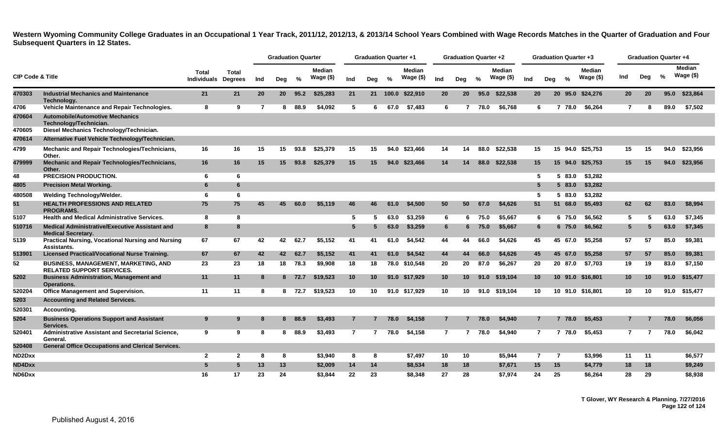# Western Wyoming Community College Graduates in an Occupational 1 Year Track, 2011/12, 2012/13, & 2013/14 School Years Combined with Wage Records Matches in the Quarter of Graduation and Four Subsequent Quarters in 12 States.

| CIP Code & Title | | Total Individuals | Total Degrees | Graduation Quarter | | | | Graduation Quarter +1 | | | | Graduation Quarter +2 | | | | Graduation Quarter +3 | | | | Graduation Quarter +4 | | | |
|---|---|---|---|---|---|---|---|---|---|---|---|---|---|---|---|---|---|---|---|---|---|---|---|
| | | | | Ind | Deg | % | Median Wage ($) | Ind | Deg | % | Median Wage ($) | Ind | Deg | % | Median Wage ($) | Ind | Deg | % | Median Wage ($) | Ind | Deg | % | Median Wage ($) |
| 470303 | Industrial Mechanics and Maintenance Technology. | 21 | 21 | 20 | 20 | 95.2 | $25,283 | 21 | 21 | 100.0 | $22,910 | 20 | 20 | 95.0 | $22,538 | 20 | 20 | 95.0 | $24,276 | 20 | 20 | 95.0 | $23,864 |
| 4706 | Vehicle Maintenance and Repair Technologies. | 8 | 9 | 7 | 8 | 88.9 | $4,092 | 5 | 6 | 67.0 | $7,483 | 6 | 7 | 78.0 | $6,768 | 6 | 7 | 78.0 | $6,264 | 7 | 8 | 89.0 | $7,502 |
| 470604 | Automobile/Automotive Mechanics Technology/Technician. | | | | | | | | | | | | | | | | | | | | | | |
| 470605 | Diesel Mechanics Technology/Technician. | | | | | | | | | | | | | | | | | | | | | | |
| 470614 | Alternative Fuel Vehicle Technology/Technician. | | | | | | | | | | | | | | | | | | | | | | |
| 4799 | Mechanic and Repair Technologies/Technicians, Other. | 16 | 16 | 15 | 15 | 93.8 | $25,379 | 15 | 15 | 94.0 | $23,466 | 14 | 14 | 88.0 | $22,538 | 15 | 15 | 94.0 | $25,753 | 15 | 15 | 94.0 | $23,956 |
| 479999 | Mechanic and Repair Technologies/Technicians, Other. | 16 | 16 | 15 | 15 | 93.8 | $25,379 | 15 | 15 | 94.0 | $23,466 | 14 | 14 | 88.0 | $22,538 | 15 | 15 | 94.0 | $25,753 | 15 | 15 | 94.0 | $23,956 |
| 48 | PRECISION PRODUCTION. | 6 | 6 | | | | | | | | | | | | | 5 | 5 | 83.0 | $3,282 | | | | |
| 4805 | Precision Metal Working. | 6 | 6 | | | | | | | | | | | | | 5 | 5 | 83.0 | $3,282 | | | | |
| 480508 | Welding Technology/Welder. | 6 | 6 | | | | | | | | | | | | | 5 | 5 | 83.0 | $3,282 | | | | |
| 51 | HEALTH PROFESSIONS AND RELATED PROGRAMS. | 75 | 75 | 45 | 45 | 60.0 | $5,119 | 46 | 46 | 61.0 | $4,500 | 50 | 50 | 67.0 | $4,626 | 51 | 51 | 68.0 | $5,493 | 62 | 62 | 83.0 | $8,994 |
| 5107 | Health and Medical Administrative Services. | 8 | 8 | | | | | 5 | 5 | 63.0 | $3,259 | 6 | 6 | 75.0 | $5,667 | 6 | 6 | 75.0 | $6,562 | 5 | 5 | 63.0 | $7,345 |
| 510716 | Medical Administrative/Executive Assistant and Medical Secretary. | 8 | 8 | | | | | 5 | 5 | 63.0 | $3,259 | 6 | 6 | 75.0 | $5,667 | 6 | 6 | 75.0 | $6,562 | 5 | 5 | 63.0 | $7,345 |
| 5139 | Practical Nursing, Vocational Nursing and Nursing Assistants. | 67 | 67 | 42 | 42 | 62.7 | $5,152 | 41 | 41 | 61.0 | $4,542 | 44 | 44 | 66.0 | $4,626 | 45 | 45 | 67.0 | $5,258 | 57 | 57 | 85.0 | $9,381 |
| 513901 | Licensed Practical/Vocational Nurse Training. | 67 | 67 | 42 | 42 | 62.7 | $5,152 | 41 | 41 | 61.0 | $4,542 | 44 | 44 | 66.0 | $4,626 | 45 | 45 | 67.0 | $5,258 | 57 | 57 | 85.0 | $9,381 |
| 52 | BUSINESS, MANAGEMENT, MARKETING, AND RELATED SUPPORT SERVICES. | 23 | 23 | 18 | 18 | 78.3 | $9,908 | 18 | 18 | 78.0 | $10,548 | 20 | 20 | 87.0 | $6,267 | 20 | 20 | 87.0 | $7,703 | 19 | 19 | 83.0 | $7,150 |
| 5202 | Business Administration, Management and Operations. | 11 | 11 | 8 | 8 | 72.7 | $19,523 | 10 | 10 | 91.0 | $17,929 | 10 | 10 | 91.0 | $19,104 | 10 | 10 | 91.0 | $16,801 | 10 | 10 | 91.0 | $15,477 |
| 520204 | Office Management and Supervision. | 11 | 11 | 8 | 8 | 72.7 | $19,523 | 10 | 10 | 91.0 | $17,929 | 10 | 10 | 91.0 | $19,104 | 10 | 10 | 91.0 | $16,801 | 10 | 10 | 91.0 | $15,477 |
| 5203 | Accounting and Related Services. | | | | | | | | | | | | | | | | | | | | | | |
| 520301 | Accounting. | | | | | | | | | | | | | | | | | | | | | | |
| 5204 | Business Operations Support and Assistant Services. | 9 | 9 | 8 | 8 | 88.9 | $3,493 | 7 | 7 | 78.0 | $4,158 | 7 | 7 | 78.0 | $4,940 | 7 | 7 | 78.0 | $5,453 | 7 | 7 | 78.0 | $6,056 |
| 520401 | Administrative Assistant and Secretarial Science, General. | 9 | 9 | 8 | 8 | 88.9 | $3,493 | 7 | 7 | 78.0 | $4,158 | 7 | 7 | 78.0 | $4,940 | 7 | 7 | 78.0 | $5,453 | 7 | 7 | 78.0 | $6,042 |
| 520408 | General Office Occupations and Clerical Services. | | | | | | | | | | | | | | | | | | | | | | |
| ND2Dxx | | 2 | 2 | 8 | 8 | | $3,940 | 8 | 8 | | $7,497 | 10 | 10 | | $5,944 | 7 | 7 | | $3,996 | 11 | 11 | | $6,577 |
| ND4Dxx | | 5 | 5 | 13 | 13 | | $2,009 | 14 | 14 | | $8,534 | 18 | 18 | | $7,671 | 15 | 15 | | $4,779 | 18 | 18 | | $9,249 |
| ND6Dxx | | 16 | 17 | 23 | 24 | | $3,844 | 22 | 23 | | $8,348 | 27 | 28 | | $7,974 | 24 | 25 | | $6,264 | 28 | 29 | | $8,938 |

T Glover, WY Research & Planning. 7/27/2016

Published August 4, 2016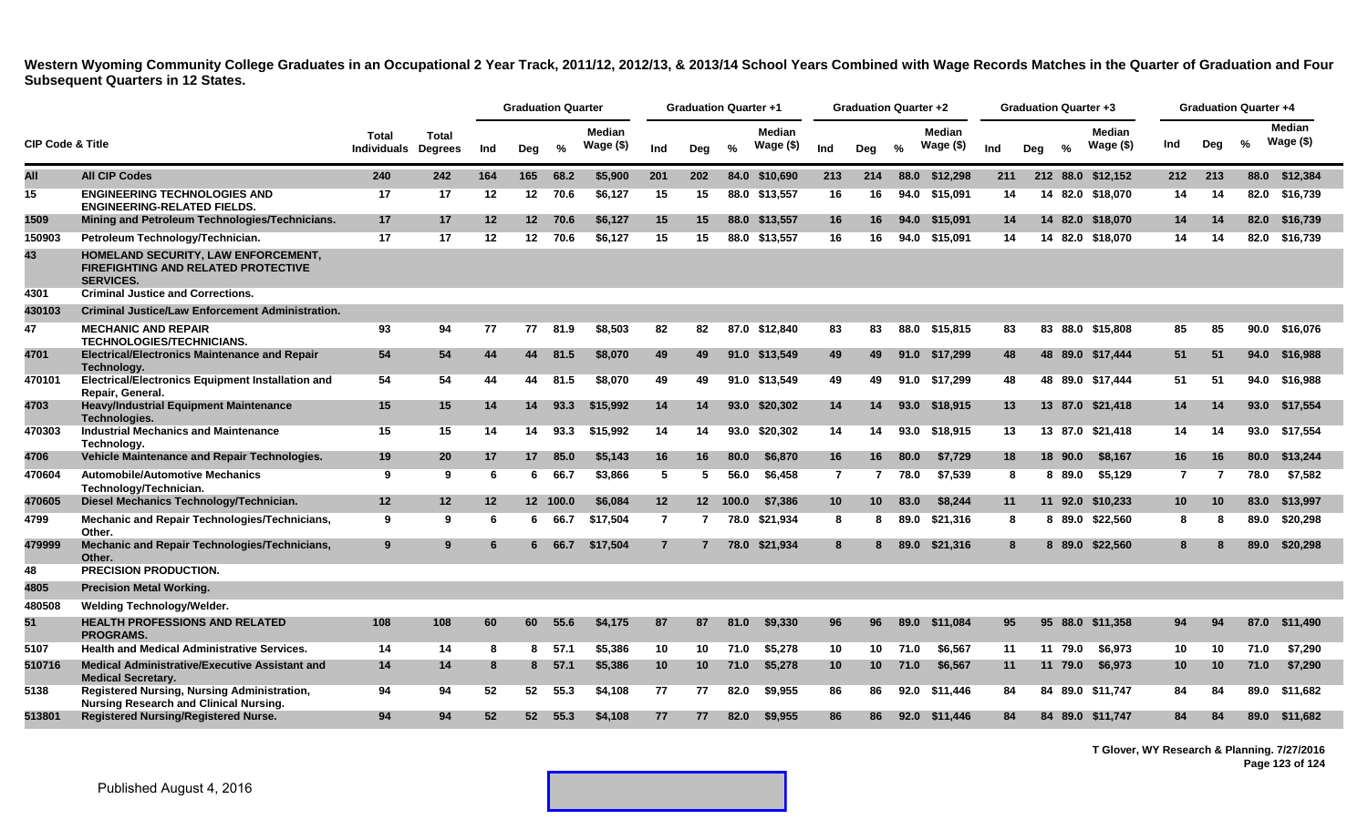**Western Wyoming Community College Graduates in an Occupational 2 Year Track, 2011/12, 2012/13, & 2013/14 School Years Combined with Wage Records Matches in the Quarter of Graduation and Four Subsequent Quarters in 12 States.**

| CIP Code & Title | | Total Individuals | Total Degrees | Graduation Quarter | | | | Graduation Quarter +1 | | | | Graduation Quarter +2 | | | | Graduation Quarter +3 | | | | Graduation Quarter +4 | | | |
|---|---|---|---|---|---|---|---|---|---|---|---|---|---|---|---|---|---|---|---|---|---|---|---|
| | | | | Ind | Deg | % | Median Wage ($) | Ind | Deg | % | Median Wage ($) | Ind | Deg | % | Median Wage ($) | Ind | Deg | % | Median Wage ($) | Ind | Deg | % | Median Wage ($) |
| All | All CIP Codes | 240 | 242 | 164 | 165 | 68.2 | $5,900 | 201 | 202 | 84.0 | $10,690 | 213 | 214 | 88.0 | $12,298 | 211 | 212 | 88.0 | $12,152 | 212 | 213 | 88.0 | $12,384 |
| 15 | ENGINEERING TECHNOLOGIES AND ENGINEERING-RELATED FIELDS. | 17 | 17 | 12 | 12 | 70.6 | $6,127 | 15 | 15 | 88.0 | $13,557 | 16 | 16 | 94.0 | $15,091 | 14 | 14 | 82.0 | $18,070 | 14 | 14 | 82.0 | $16,739 |
| 1509 | Mining and Petroleum Technologies/Technicians. | 17 | 17 | 12 | 12 | 70.6 | $6,127 | 15 | 15 | 88.0 | $13,557 | 16 | 16 | 94.0 | $15,091 | 14 | 14 | 82.0 | $18,070 | 14 | 14 | 82.0 | $16,739 |
| 150903 | Petroleum Technology/Technician. | 17 | 17 | 12 | 12 | 70.6 | $6,127 | 15 | 15 | 88.0 | $13,557 | 16 | 16 | 94.0 | $15,091 | 14 | 14 | 82.0 | $18,070 | 14 | 14 | 82.0 | $16,739 |
| 43 | HOMELAND SECURITY, LAW ENFORCEMENT, FIREFIGHTING AND RELATED PROTECTIVE SERVICES. | | | | | | | | | | | | | | | | | | | | | | |
| 4301 | Criminal Justice and Corrections. | | | | | | | | | | | | | | | | | | | | | | |
| 430103 | Criminal Justice/Law Enforcement Administration. | | | | | | | | | | | | | | | | | | | | | | |
| 47 | MECHANIC AND REPAIR TECHNOLOGIES/TECHNICIANS. | 93 | 94 | 77 | 77 | 81.9 | $8,503 | 82 | 82 | 87.0 | $12,840 | 83 | 83 | 88.0 | $15,815 | 83 | 83 | 88.0 | $15,808 | 85 | 85 | 90.0 | $16,076 |
| 4701 | Electrical/Electronics Maintenance and Repair Technology. | 54 | 54 | 44 | 44 | 81.5 | $8,070 | 49 | 49 | 91.0 | $13,549 | 49 | 49 | 91.0 | $17,299 | 48 | 48 | 89.0 | $17,444 | 51 | 51 | 94.0 | $16,988 |
| 470101 | Electrical/Electronics Equipment Installation and Repair, General. | 54 | 54 | 44 | 44 | 81.5 | $8,070 | 49 | 49 | 91.0 | $13,549 | 49 | 49 | 91.0 | $17,299 | 48 | 48 | 89.0 | $17,444 | 51 | 51 | 94.0 | $16,988 |
| 4703 | Heavy/Industrial Equipment Maintenance Technologies. | 15 | 15 | 14 | 14 | 93.3 | $15,992 | 14 | 14 | 93.0 | $20,302 | 14 | 14 | 93.0 | $18,915 | 13 | 13 | 87.0 | $21,418 | 14 | 14 | 93.0 | $17,554 |
| 470303 | Industrial Mechanics and Maintenance Technology. | 15 | 15 | 14 | 14 | 93.3 | $15,992 | 14 | 14 | 93.0 | $20,302 | 14 | 14 | 93.0 | $18,915 | 13 | 13 | 87.0 | $21,418 | 14 | 14 | 93.0 | $17,554 |
| 4706 | Vehicle Maintenance and Repair Technologies. | 19 | 20 | 17 | 17 | 85.0 | $5,143 | 16 | 16 | 80.0 | $6,870 | 16 | 16 | 80.0 | $7,729 | 18 | 18 | 90.0 | $8,167 | 16 | 16 | 80.0 | $13,244 |
| 470604 | Automobile/Automotive Mechanics Technology/Technician. | 9 | 9 | 6 | 6 | 66.7 | $3,866 | 5 | 5 | 56.0 | $6,458 | 7 | 7 | 78.0 | $7,539 | 8 | 8 | 89.0 | $5,129 | 7 | 7 | 78.0 | $7,582 |
| 470605 | Diesel Mechanics Technology/Technician. | 12 | 12 | 12 | 12 | 100.0 | $6,084 | 12 | 12 | 100.0 | $7,386 | 10 | 10 | 83.0 | $8,244 | 11 | 11 | 92.0 | $10,233 | 10 | 10 | 83.0 | $13,997 |
| 4799 | Mechanic and Repair Technologies/Technicians, Other. | 9 | 9 | 6 | 6 | 66.7 | $17,504 | 7 | 7 | 78.0 | $21,934 | 8 | 8 | 89.0 | $21,316 | 8 | 8 | 89.0 | $22,560 | 8 | 8 | 89.0 | $20,298 |
| 479999 | Mechanic and Repair Technologies/Technicians, Other. | 9 | 9 | 6 | 6 | 66.7 | $17,504 | 7 | 7 | 78.0 | $21,934 | 8 | 8 | 89.0 | $21,316 | 8 | 8 | 89.0 | $22,560 | 8 | 8 | 89.0 | $20,298 |
| 48 | PRECISION PRODUCTION. | | | | | | | | | | | | | | | | | | | | | | |
| 4805 | Precision Metal Working. | | | | | | | | | | | | | | | | | | | | | | |
| 480508 | Welding Technology/Welder. | | | | | | | | | | | | | | | | | | | | | | |
| 51 | HEALTH PROFESSIONS AND RELATED PROGRAMS. | 108 | 108 | 60 | 60 | 55.6 | $4,175 | 87 | 87 | 81.0 | $9,330 | 96 | 96 | 89.0 | $11,084 | 95 | 95 | 88.0 | $11,358 | 94 | 94 | 87.0 | $11,490 |
| 5107 | Health and Medical Administrative Services. | 14 | 14 | 8 | 8 | 57.1 | $5,386 | 10 | 10 | 71.0 | $5,278 | 10 | 10 | 71.0 | $6,567 | 11 | 11 | 79.0 | $6,973 | 10 | 10 | 71.0 | $7,290 |
| 510716 | Medical Administrative/Executive Assistant and Medical Secretary. | 14 | 14 | 8 | 8 | 57.1 | $5,386 | 10 | 10 | 71.0 | $5,278 | 10 | 10 | 71.0 | $6,567 | 11 | 11 | 79.0 | $6,973 | 10 | 10 | 71.0 | $7,290 |
| 5138 | Registered Nursing, Nursing Administration, Nursing Research and Clinical Nursing. | 94 | 94 | 52 | 52 | 55.3 | $4,108 | 77 | 77 | 82.0 | $9,955 | 86 | 86 | 92.0 | $11,446 | 84 | 84 | 89.0 | $11,747 | 84 | 84 | 89.0 | $11,682 |
| 513801 | Registered Nursing/Registered Nurse. | 94 | 94 | 52 | 52 | 55.3 | $4,108 | 77 | 77 | 82.0 | $9,955 | 86 | 86 | 92.0 | $11,446 | 84 | 84 | 89.0 | $11,747 | 84 | 84 | 89.0 | $11,682 |

T Glover, WY Research & Planning. 7/27/2016

Published August 4, 2016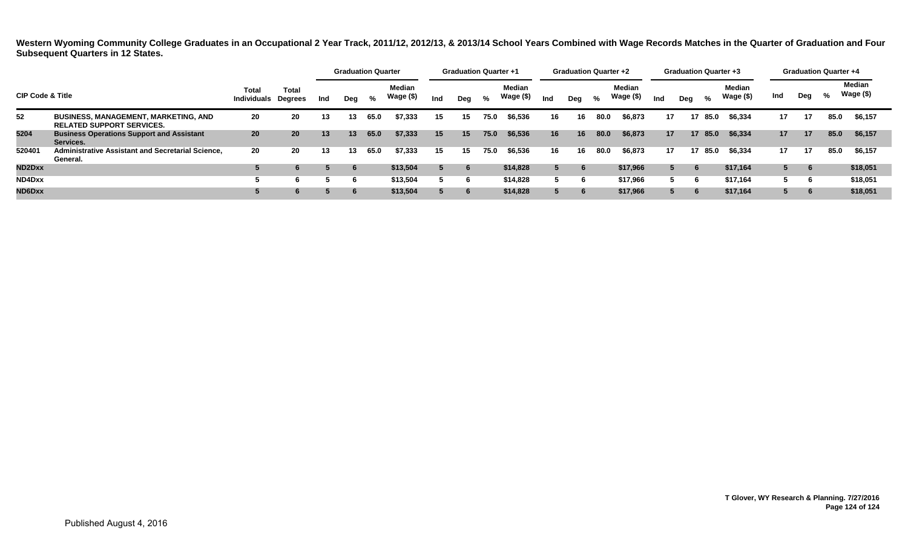**Western Wyoming Community College Graduates in an Occupational 2 Year Track, 2011/12, 2012/13, & 2013/14 School Years Combined with Wage Records Matches in the Quarter of Graduation and Four Subsequent Quarters in 12 States.**

| CIP Code & Title | | Total Individuals | Total Degrees | Graduation Quarter | | | | Graduation Quarter +1 | | | | Graduation Quarter +2 | | | | Graduation Quarter +3 | | | | Graduation Quarter +4 | | | |
|---|---|---|---|---|---|---|---|---|---|---|---|---|---|---|---|---|---|---|---|---|---|---|---|
| | | | | Ind | Deg | % | Median Wage ($) | Ind | Deg | % | Median Wage ($) | Ind | Deg | % | Median Wage ($) | Ind | Deg | % | Median Wage ($) | Ind | Deg | % | Median Wage ($) |
| 52 | BUSINESS, MANAGEMENT, MARKETING, AND RELATED SUPPORT SERVICES. | 20 | 20 | 13 | 13 | 65.0 | $7,333 | 15 | 15 | 75.0 | $6,536 | 16 | 16 | 80.0 | $6,873 | 17 | 17 | 85.0 | $6,334 | 17 | 17 | 85.0 | $6,157 |
| 5204 | Business Operations Support and Assistant Services. | 20 | 20 | 13 | 13 | 65.0 | $7,333 | 15 | 15 | 75.0 | $6,536 | 16 | 16 | 80.0 | $6,873 | 17 | 17 | 85.0 | $6,334 | 17 | 17 | 85.0 | $6,157 |
| 520401 | Administrative Assistant and Secretarial Science, General. | 20 | 20 | 13 | 13 | 65.0 | $7,333 | 15 | 15 | 75.0 | $6,536 | 16 | 16 | 80.0 | $6,873 | 17 | 17 | 85.0 | $6,334 | 17 | 17 | 85.0 | $6,157 |
| ND2Dxx | | 5 | 6 | 5 | 6 | | $13,504 | 5 | 6 | | $14,828 | 5 | 6 | | $17,966 | 5 | 6 | | $17,164 | 5 | 6 | | $18,051 |
| ND4Dxx | | 5 | 6 | 5 | 6 | | $13,504 | 5 | 6 | | $14,828 | 5 | 6 | | $17,966 | 5 | 6 | | $17,164 | 5 | 6 | | $18,051 |
| ND6Dxx | | 5 | 6 | 5 | 6 | | $13,504 | 5 | 6 | | $14,828 | 5 | 6 | | $17,966 | 5 | 6 | | $17,164 | 5 | 6 | | $18,051 |

T Glover, WY Research & Planning. 7/27/2016

Published August 4, 2016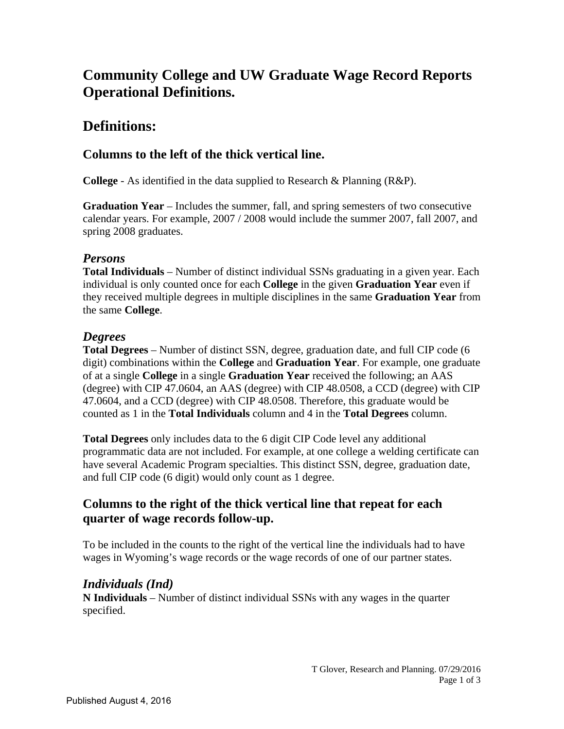# Community College and UW Graduate Wage Record Reports Operational Definitions.

# Definitions:

## Columns to the left of the thick vertical line.

**College** - As identified in the data supplied to Research & Planning (R&P).

**Graduation Year** – Includes the summer, fall, and spring semesters of two consecutive calendar years. For example, 2007 / 2008 would include the summer 2007, fall 2007, and spring 2008 graduates.

### *Persons*

**Total Individuals** – Number of distinct individual SSNs graduating in a given year. Each individual is only counted once for each **College** in the given **Graduation Year** even if they received multiple degrees in multiple disciplines in the same **Graduation Year** from the same **College**.

### *Degrees*

**Total Degrees** – Number of distinct SSN, degree, graduation date, and full CIP code (6 digit) combinations within the **College** and **Graduation Year**. For example, one graduate of at a single **College** in a single **Graduation Year** received the following; an AAS (degree) with CIP 47.0604, an AAS (degree) with CIP 48.0508, a CCD (degree) with CIP 47.0604, and a CCD (degree) with CIP 48.0508. Therefore, this graduate would be counted as 1 in the **Total Individuals** column and 4 in the **Total Degrees** column.

**Total Degrees** only includes data to the 6 digit CIP Code level any additional programmatic data are not included. For example, at one college a welding certificate can have several Academic Program specialties. This distinct SSN, degree, graduation date, and full CIP code (6 digit) would only count as 1 degree.

## Columns to the right of the thick vertical line that repeat for each quarter of wage records follow-up.

To be included in the counts to the right of the vertical line the individuals had to have wages in Wyoming's wage records or the wage records of one of our partner states.

### *Individuals (Ind)*

**N Individuals** – Number of distinct individual SSNs with any wages in the quarter specified.

T Glover, Research and Planning. 07/29/2016

Published August 4, 2016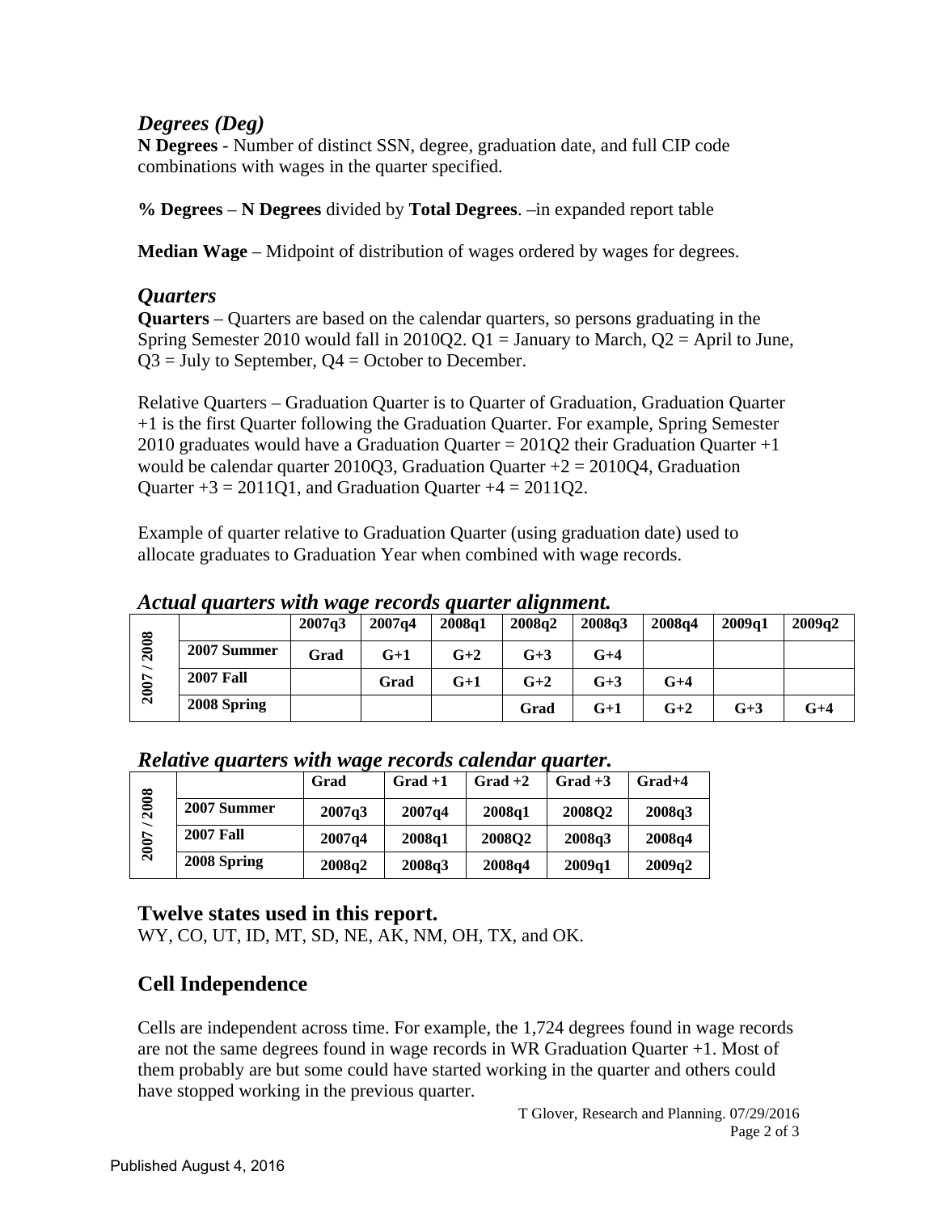### *Degrees (Deg)*

**N Degrees** - Number of distinct SSN, degree, graduation date, and full CIP code combinations with wages in the quarter specified.

**% Degrees** – **N Degrees** divided by **Total Degrees**. –in expanded report table

**Median Wage** – Midpoint of distribution of wages ordered by wages for degrees.

### *Quarters*

**Quarters** – Quarters are based on the calendar quarters, so persons graduating in the Spring Semester 2010 would fall in 2010Q2. Q1 = January to March, Q2 = April to June, Q3 = July to September, Q4 = October to December.

Relative Quarters – Graduation Quarter is to Quarter of Graduation, Graduation Quarter +1 is the first Quarter following the Graduation Quarter. For example, Spring Semester 2010 graduates would have a Graduation Quarter = 201Q2 their Graduation Quarter +1 would be calendar quarter 2010Q3, Graduation Quarter +2 = 2010Q4, Graduation Quarter +3 = 2011Q1, and Graduation Quarter +4 = 2011Q2.

Example of quarter relative to Graduation Quarter (using graduation date) used to allocate graduates to Graduation Year when combined with wage records.

### *Actual quarters with wage records quarter alignment.*

| | | 2007q3 | 2007q4 | 2008q1 | 2008q2 | 2008q3 | 2008q4 | 2009q1 | 2009q2 |
|---|---|---|---|---|---|---|---|---|---|
| 2007 / 2008 | **2007 Summer** | **Grad** | **G+1** | **G+2** | **G+3** | **G+4** | | | |
| | **2007 Fall** | | **Grad** | **G+1** | **G+2** | **G+3** | **G+4** | | |
| | **2008 Spring** | | | | **Grad** | **G+1** | **G+2** | **G+3** | **G+4** |

### *Relative quarters with wage records calendar quarter.*

| | | Grad | Grad +1 | Grad +2 | Grad +3 | Grad+4 |
|---|---|---|---|---|---|---|
| 2007 / 2008 | **2007 Summer** | **2007q3** | **2007q4** | **2008q1** | **2008Q2** | **2008q3** |
| | **2007 Fall** | **2007q4** | **2008q1** | **2008Q2** | **2008q3** | **2008q4** |
| | **2008 Spring** | **2008q2** | **2008q3** | **2008q4** | **2009q1** | **2009q2** |

## Twelve states used in this report.

WY, CO, UT, ID, MT, SD, NE, AK, NM, OH, TX, and OK.

## Cell Independence

Cells are independent across time. For example, the 1,724 degrees found in wage records are not the same degrees found in wage records in WR Graduation Quarter +1. Most of them probably are but some could have started working in the quarter and others could have stopped working in the previous quarter.

T Glover, Research and Planning. 07/29/2016

Published August 4, 2016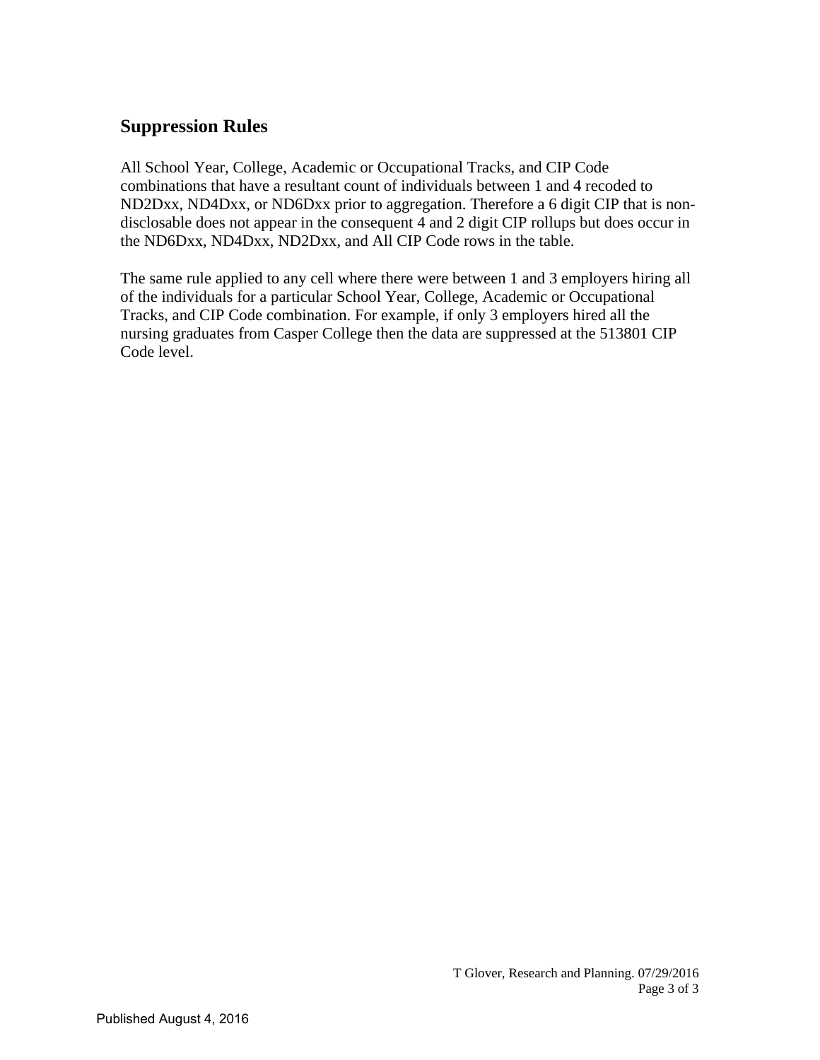## Suppression Rules

All School Year, College, Academic or Occupational Tracks, and CIP Code combinations that have a resultant count of individuals between 1 and 4 recoded to ND2Dxx, ND4Dxx, or ND6Dxx prior to aggregation. Therefore a 6 digit CIP that is non-disclosable does not appear in the consequent 4 and 2 digit CIP rollups but does occur in the ND6Dxx, ND4Dxx, ND2Dxx, and All CIP Code rows in the table.

The same rule applied to any cell where there were between 1 and 3 employers hiring all of the individuals for a particular School Year, College, Academic or Occupational Tracks, and CIP Code combination. For example, if only 3 employers hired all the nursing graduates from Casper College then the data are suppressed at the 513801 CIP Code level.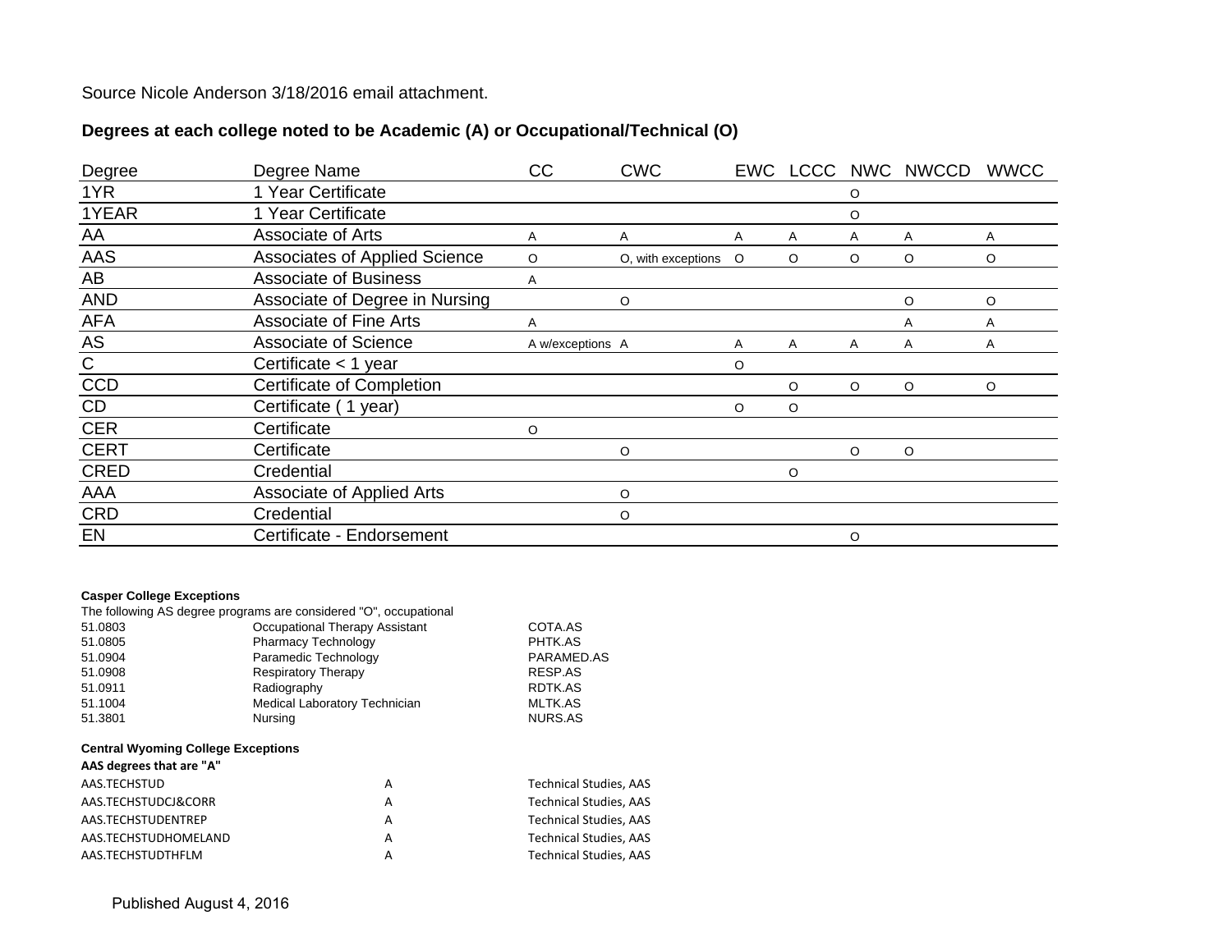Source Nicole Anderson 3/18/2016 email attachment.

**Degrees at each college noted to be Academic (A) or Occupational/Technical (O)**

| Degree | Degree Name | CC | CWC | EWC | LCCC | NWC | NWCCD | WWCC |
|---|---|---|---|---|---|---|---|---|
| 1YR | 1 Year Certificate | | | | | O | | |
| 1YEAR | 1 Year Certificate | | | | | O | | |
| AA | Associate of Arts | A | A | A | A | A | A | A |
| AAS | Associates of Applied Science | O | O, with exceptions | O | O | O | O | O |
| AB | Associate of Business | A | | | | | | |
| AND | Associate of Degree in Nursing | | O | | | | O | O |
| AFA | Associate of Fine Arts | A | | | | | A | A |
| AS | Associate of Science | A w/exceptions | A | A | A | A | A | A |
| C | Certificate < 1 year | | | O | | | | |
| CCD | Certificate of Completion | | | | O | O | O | O |
| CD | Certificate ( 1 year) | | | O | O | | | |
| CER | Certificate | O | | | | | | |
| CERT | Certificate | | O | | | O | O | |
| CRED | Credential | | | | O | | | |
| AAA | Associate of Applied Arts | | O | | | | | |
| CRD | Credential | | O | | | | | |
| EN | Certificate - Endorsement | | | | | O | | |

**Casper College Exceptions**

The following AS degree programs are considered "O", occupational

| | | |
|---|---|---|
| 51.0803 | Occupational Therapy Assistant | COTA.AS |
| 51.0805 | Pharmacy Technology | PHTK.AS |
| 51.0904 | Paramedic Technology | PARAMED.AS |
| 51.0908 | Respiratory Therapy | RESP.AS |
| 51.0911 | Radiography | RDTK.AS |
| 51.1004 | Medical Laboratory Technician | MLTK.AS |
| 51.3801 | Nursing | NURS.AS |

**Central Wyoming College Exceptions**

**AAS degrees that are "A"**

| | | |
|---|---|---|
| AAS.TECHSTUD | A | Technical Studies, AAS |
| AAS.TECHSTUDCJ&CORR | A | Technical Studies, AAS |
| AAS.TECHSTUDENTREP | A | Technical Studies, AAS |
| AAS.TECHSTUDHOMELAND | A | Technical Studies, AAS |
| AAS.TECHSTUDTHFLM | A | Technical Studies, AAS |

Published August 4, 2016